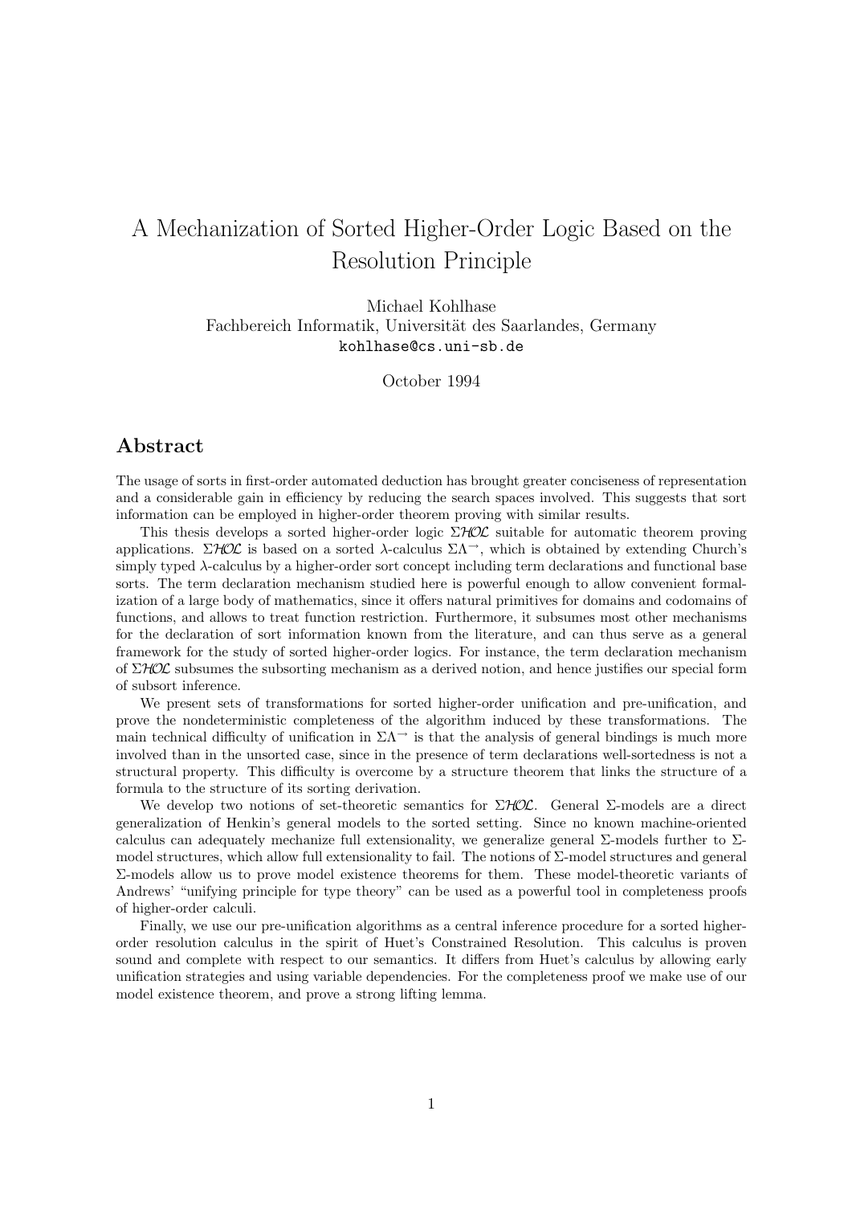# A Mechanization of Sorted Higher-Order Logic Based on the Resolution Principle

Michael Kohlhase
Fachbereich Informatik, Universität des Saarlandes, Germany
kohlhase@cs.uni-sb.de

October 1994

## Abstract

The usage of sorts in first-order automated deduction has brought greater conciseness of representation and a considerable gain in efficiency by reducing the search spaces involved. This suggests that sort information can be employed in higher-order theorem proving with similar results.

This thesis develops a sorted higher-order logic $\Sigma\mathcal{HOL}$ suitable for automatic theorem proving applications. $\Sigma\mathcal{HOL}$ is based on a sorted $\lambda$-calculus $\Sigma\Lambda^{\rightarrow}$, which is obtained by extending Church's simply typed $\lambda$-calculus by a higher-order sort concept including term declarations and functional base sorts. The term declaration mechanism studied here is powerful enough to allow convenient formalization of a large body of mathematics, since it offers natural primitives for domains and codomains of functions, and allows to treat function restriction. Furthermore, it subsumes most other mechanisms for the declaration of sort information known from the literature, and can thus serve as a general framework for the study of sorted higher-order logics. For instance, the term declaration mechanism of $\Sigma\mathcal{HOL}$ subsumes the subsorting mechanism as a derived notion, and hence justifies our special form of subsort inference.

We present sets of transformations for sorted higher-order unification and pre-unification, and prove the nondeterministic completeness of the algorithm induced by these transformations. The main technical difficulty of unification in $\Sigma\Lambda^{\rightarrow}$ is that the analysis of general bindings is much more involved than in the unsorted case, since in the presence of term declarations well-sortedness is not a structural property. This difficulty is overcome by a structure theorem that links the structure of a formula to the structure of its sorting derivation.

We develop two notions of set-theoretic semantics for $\Sigma\mathcal{HOL}$. General $\Sigma$-models are a direct generalization of Henkin's general models to the sorted setting. Since no known machine-oriented calculus can adequately mechanize full extensionality, we generalize general $\Sigma$-models further to $\Sigma$-model structures, which allow full extensionality to fail. The notions of $\Sigma$-model structures and general $\Sigma$-models allow us to prove model existence theorems for them. These model-theoretic variants of Andrews' "unifying principle for type theory" can be used as a powerful tool in completeness proofs of higher-order calculi.

Finally, we use our pre-unification algorithms as a central inference procedure for a sorted higher-order resolution calculus in the spirit of Huet's Constrained Resolution. This calculus is proven sound and complete with respect to our semantics. It differs from Huet's calculus by allowing early unification strategies and using variable dependencies. For the completeness proof we make use of our model existence theorem, and prove a strong lifting lemma.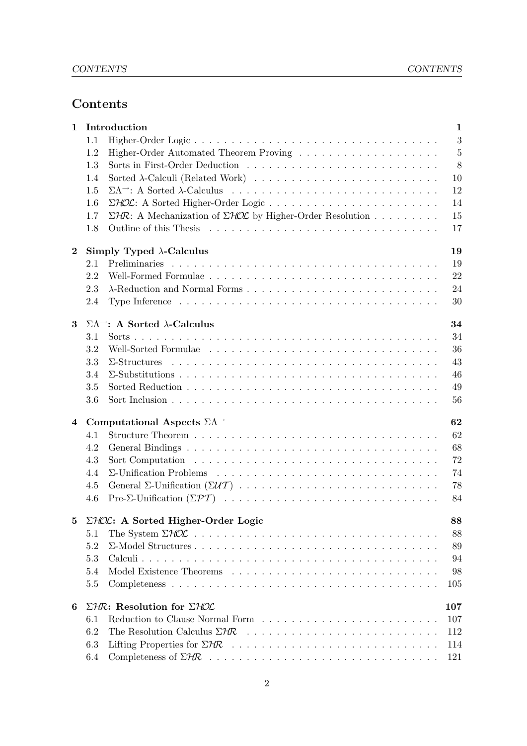## Contents

| | | |
|---|---|---|
| **1** | **Introduction** | **1** |
| 1.1 | Higher-Order Logic | 3 |
| 1.2 | Higher-Order Automated Theorem Proving | 5 |
| 1.3 | Sorts in First-Order Deduction | 8 |
| 1.4 | Sorted $\lambda$-Calculi (Related Work) | 10 |
| 1.5 | $\Sigma\Lambda^{\rightarrow}$: A Sorted $\lambda$-Calculus | 12 |
| 1.6 | $\Sigma\mathcal{HOL}$: A Sorted Higher-Order Logic | 14 |
| 1.7 | $\Sigma\mathcal{HR}$: A Mechanization of $\Sigma\mathcal{HOL}$ by Higher-Order Resolution | 15 |
| 1.8 | Outline of this Thesis | 17 |
| **2** | **Simply Typed $\lambda$-Calculus** | **19** |
| 2.1 | Preliminaries | 19 |
| 2.2 | Well-Formed Formulae | 22 |
| 2.3 | $\lambda$-Reduction and Normal Forms | 24 |
| 2.4 | Type Inference | 30 |
| **3** | **$\Sigma\Lambda^{\rightarrow}$: A Sorted $\lambda$-Calculus** | **34** |
| 3.1 | Sorts | 34 |
| 3.2 | Well-Sorted Formulae | 36 |
| 3.3 | $\Sigma$-Structures | 43 |
| 3.4 | $\Sigma$-Substitutions | 46 |
| 3.5 | Sorted Reduction | 49 |
| 3.6 | Sort Inclusion | 56 |
| **4** | **Computational Aspects $\Sigma\Lambda^{\rightarrow}$** | **62** |
| 4.1 | Structure Theorem | 62 |
| 4.2 | General Bindings | 68 |
| 4.3 | Sort Computation | 72 |
| 4.4 | $\Sigma$-Unification Problems | 74 |
| 4.5 | General $\Sigma$-Unification ($\Sigma\mathcal{UT}$) | 78 |
| 4.6 | Pre-$\Sigma$-Unification ($\Sigma\mathcal{PT}$) | 84 |
| **5** | **$\Sigma\mathcal{HOL}$: A Sorted Higher-Order Logic** | **88** |
| 5.1 | The System $\Sigma\mathcal{HOL}$ | 88 |
| 5.2 | $\Sigma$-Model Structures | 89 |
| 5.3 | Calculi | 94 |
| 5.4 | Model Existence Theorems | 98 |
| 5.5 | Completeness | 105 |
| **6** | **$\Sigma\mathcal{HR}$: Resolution for $\Sigma\mathcal{HOL}$** | **107** |
| 6.1 | Reduction to Clause Normal Form | 107 |
| 6.2 | The Resolution Calculus $\Sigma\mathcal{HR}$ | 112 |
| 6.3 | Lifting Properties for $\Sigma\mathcal{HR}$ | 114 |
| 6.4 | Completeness of $\Sigma\mathcal{HR}$ | 121 |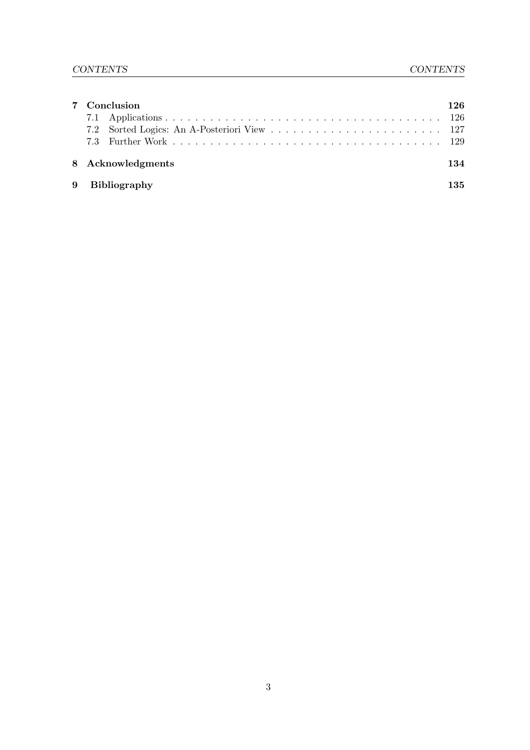| | | |
|---|---|---|
| **7** | **Conclusion** | **126** |
| 7.1 | Applications | 126 |
| 7.2 | Sorted Logics: An A-Posteriori View | 127 |
| 7.3 | Further Work | 129 |
| **8** | **Acknowledgments** | **134** |
| **9** | **Bibliography** | **135** |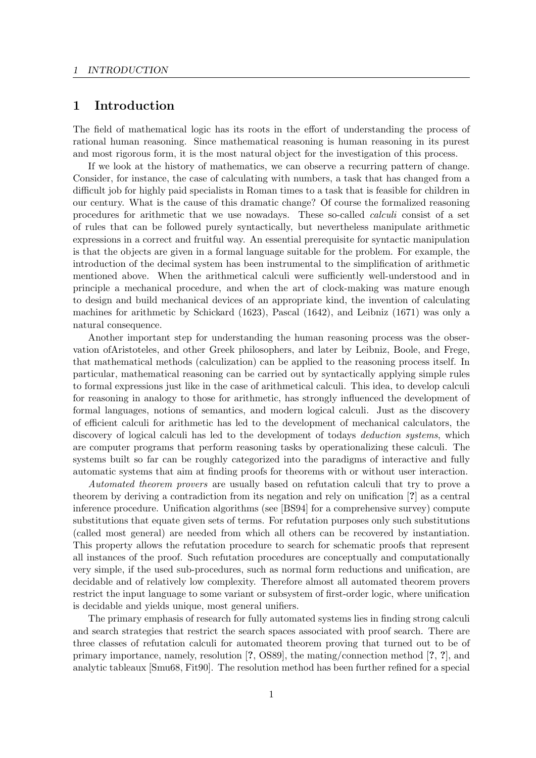# 1 Introduction

The field of mathematical logic has its roots in the effort of understanding the process of rational human reasoning. Since mathematical reasoning is human reasoning in its purest and most rigorous form, it is the most natural object for the investigation of this process.

If we look at the history of mathematics, we can observe a recurring pattern of change. Consider, for instance, the case of calculating with numbers, a task that has changed from a difficult job for highly paid specialists in Roman times to a task that is feasible for children in our century. What is the cause of this dramatic change? Of course the formalized reasoning procedures for arithmetic that we use nowadays. These so-called *calculi* consist of a set of rules that can be followed purely syntactically, but nevertheless manipulate arithmetic expressions in a correct and fruitful way. An essential prerequisite for syntactic manipulation is that the objects are given in a formal language suitable for the problem. For example, the introduction of the decimal system has been instrumental to the simplification of arithmetic mentioned above. When the arithmetical calculi were sufficiently well-understood and in principle a mechanical procedure, and when the art of clock-making was mature enough to design and build mechanical devices of an appropriate kind, the invention of calculating machines for arithmetic by Schickard (1623), Pascal (1642), and Leibniz (1671) was only a natural consequence.

Another important step for understanding the human reasoning process was the observation ofAristoteles, and other Greek philosophers, and later by Leibniz, Boole, and Frege, that mathematical methods (calculization) can be applied to the reasoning process itself. In particular, mathematical reasoning can be carried out by syntactically applying simple rules to formal expressions just like in the case of arithmetical calculi. This idea, to develop calculi for reasoning in analogy to those for arithmetic, has strongly influenced the development of formal languages, notions of semantics, and modern logical calculi. Just as the discovery of efficient calculi for arithmetic has led to the development of mechanical calculators, the discovery of logical calculi has led to the development of todays *deduction systems*, which are computer programs that perform reasoning tasks by operationalizing these calculi. The systems built so far can be roughly categorized into the paradigms of interactive and fully automatic systems that aim at finding proofs for theorems with or without user interaction.

*Automated theorem provers* are usually based on refutation calculi that try to prove a theorem by deriving a contradiction from its negation and rely on unification [**?**] as a central inference procedure. Unification algorithms (see [BS94] for a comprehensive survey) compute substitutions that equate given sets of terms. For refutation purposes only such substitutions (called most general) are needed from which all others can be recovered by instantiation. This property allows the refutation procedure to search for schematic proofs that represent all instances of the proof. Such refutation procedures are conceptually and computationally very simple, if the used sub-procedures, such as normal form reductions and unification, are decidable and of relatively low complexity. Therefore almost all automated theorem provers restrict the input language to some variant or subsystem of first-order logic, where unification is decidable and yields unique, most general unifiers.

The primary emphasis of research for fully automated systems lies in finding strong calculi and search strategies that restrict the search spaces associated with proof search. There are three classes of refutation calculi for automated theorem proving that turned out to be of primary importance, namely, resolution [**?**, OS89], the mating/connection method [**?**, **?**], and analytic tableaux [Smu68, Fit90]. The resolution method has been further refined for a special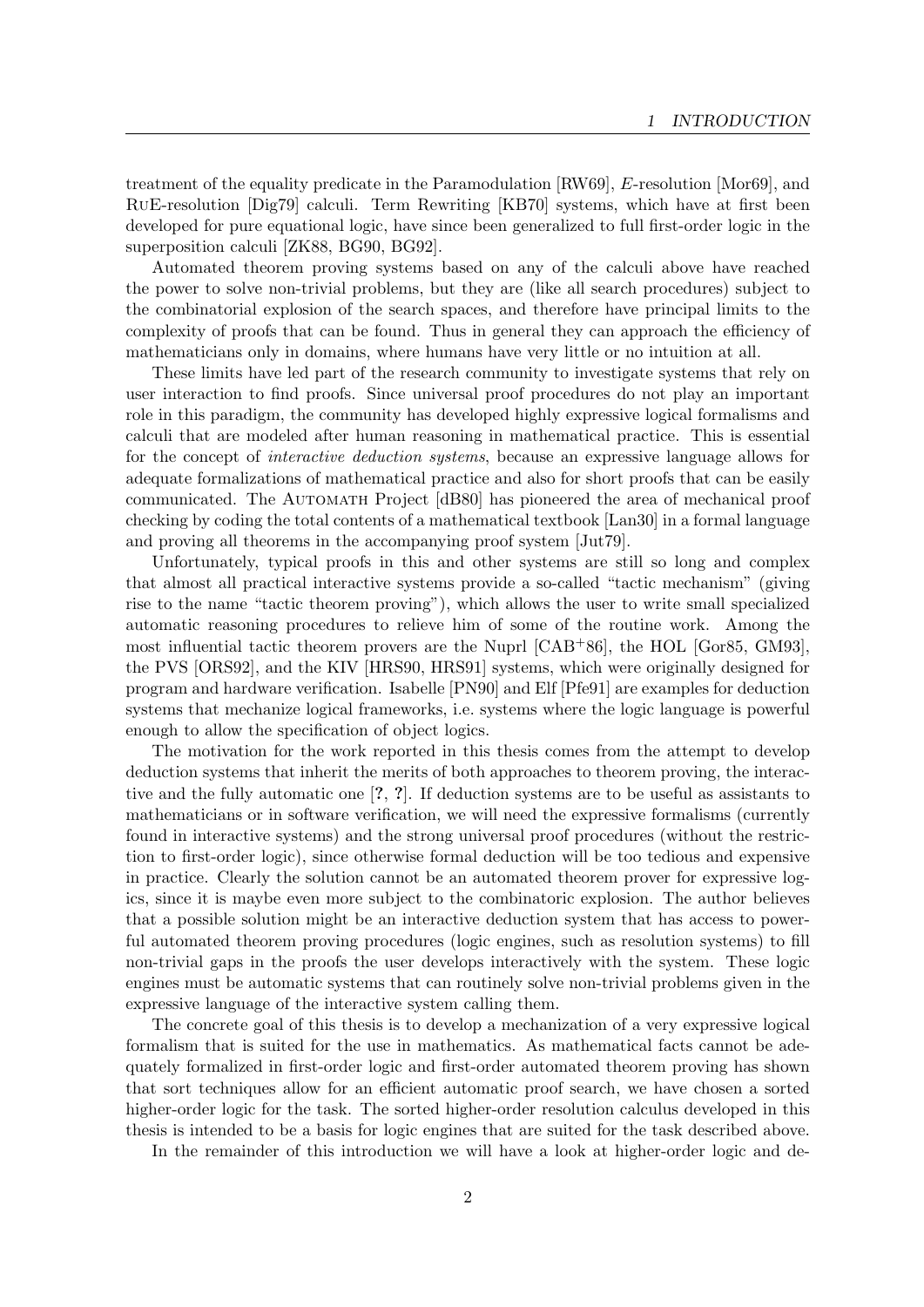treatment of the equality predicate in the Paramodulation [RW69], *E*-resolution [Mor69], and RuE-resolution [Dig79] calculi. Term Rewriting [KB70] systems, which have at first been developed for pure equational logic, have since been generalized to full first-order logic in the superposition calculi [ZK88, BG90, BG92].

Automated theorem proving systems based on any of the calculi above have reached the power to solve non-trivial problems, but they are (like all search procedures) subject to the combinatorial explosion of the search spaces, and therefore have principal limits to the complexity of proofs that can be found. Thus in general they can approach the efficiency of mathematicians only in domains, where humans have very little or no intuition at all.

These limits have led part of the research community to investigate systems that rely on user interaction to find proofs. Since universal proof procedures do not play an important role in this paradigm, the community has developed highly expressive logical formalisms and calculi that are modeled after human reasoning in mathematical practice. This is essential for the concept of *interactive deduction systems*, because an expressive language allows for adequate formalizations of mathematical practice and also for short proofs that can be easily communicated. The Automath Project [dB80] has pioneered the area of mechanical proof checking by coding the total contents of a mathematical textbook [Lan30] in a formal language and proving all theorems in the accompanying proof system [Jut79].

Unfortunately, typical proofs in this and other systems are still so long and complex that almost all practical interactive systems provide a so-called "tactic mechanism" (giving rise to the name "tactic theorem proving"), which allows the user to write small specialized automatic reasoning procedures to relieve him of some of the routine work. Among the most influential tactic theorem provers are the Nuprl [CAB+86], the HOL [Gor85, GM93], the PVS [ORS92], and the KIV [HRS90, HRS91] systems, which were originally designed for program and hardware verification. Isabelle [PN90] and Elf [Pfe91] are examples for deduction systems that mechanize logical frameworks, i.e. systems where the logic language is powerful enough to allow the specification of object logics.

The motivation for the work reported in this thesis comes from the attempt to develop deduction systems that inherit the merits of both approaches to theorem proving, the interactive and the fully automatic one [**?**, **?**]. If deduction systems are to be useful as assistants to mathematicians or in software verification, we will need the expressive formalisms (currently found in interactive systems) and the strong universal proof procedures (without the restriction to first-order logic), since otherwise formal deduction will be too tedious and expensive in practice. Clearly the solution cannot be an automated theorem prover for expressive logics, since it is maybe even more subject to the combinatoric explosion. The author believes that a possible solution might be an interactive deduction system that has access to powerful automated theorem proving procedures (logic engines, such as resolution systems) to fill non-trivial gaps in the proofs the user develops interactively with the system. These logic engines must be automatic systems that can routinely solve non-trivial problems given in the expressive language of the interactive system calling them.

The concrete goal of this thesis is to develop a mechanization of a very expressive logical formalism that is suited for the use in mathematics. As mathematical facts cannot be adequately formalized in first-order logic and first-order automated theorem proving has shown that sort techniques allow for an efficient automatic proof search, we have chosen a sorted higher-order logic for the task. The sorted higher-order resolution calculus developed in this thesis is intended to be a basis for logic engines that are suited for the task described above.

In the remainder of this introduction we will have a look at higher-order logic and de-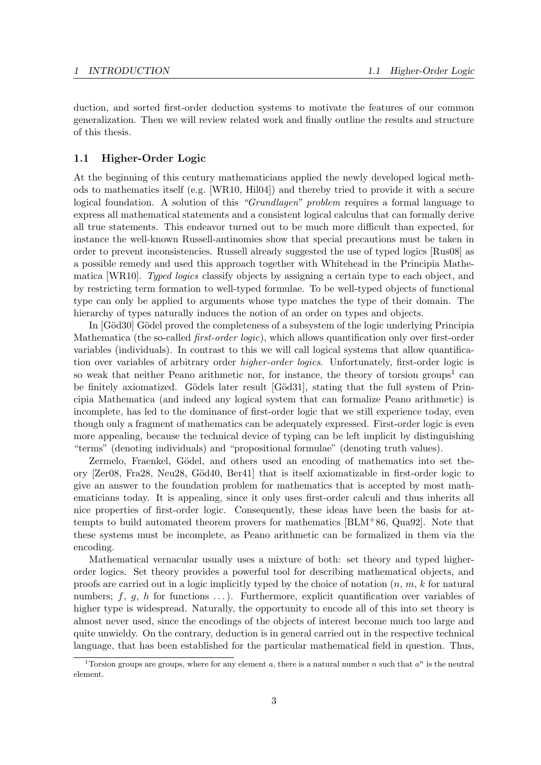duction, and sorted first-order deduction systems to motivate the features of our common generalization. Then we will review related work and finally outline the results and structure of this thesis.

## 1.1 Higher-Order Logic

At the beginning of this century mathematicians applied the newly developed logical methods to mathematics itself (e.g. [WR10, Hil04]) and thereby tried to provide it with a secure logical foundation. A solution of this *"Grundlagen" problem* requires a formal language to express all mathematical statements and a consistent logical calculus that can formally derive all true statements. This endeavor turned out to be much more difficult than expected, for instance the well-known Russell-antinomies show that special precautions must be taken in order to prevent inconsistencies. Russell already suggested the use of typed logics [Rus08] as a possible remedy and used this approach together with Whitehead in the Principia Mathematica [WR10]. *Typed logics* classify objects by assigning a certain type to each object, and by restricting term formation to well-typed formulae. To be well-typed objects of functional type can only be applied to arguments whose type matches the type of their domain. The hierarchy of types naturally induces the notion of an order on types and objects.

In [Göd30] Gödel proved the completeness of a subsystem of the logic underlying Principia Mathematica (the so-called *first-order logic*), which allows quantification only over first-order variables (individuals). In contrast to this we will call logical systems that allow quantification over variables of arbitrary order *higher-order logics*. Unfortunately, first-order logic is so weak that neither Peano arithmetic nor, for instance, the theory of torsion groups[1] can be finitely axiomatized. Gödels later result [Göd31], stating that the full system of Principia Mathematica (and indeed any logical system that can formalize Peano arithmetic) is incomplete, has led to the dominance of first-order logic that we still experience today, even though only a fragment of mathematics can be adequately expressed. First-order logic is even more appealing, because the technical device of typing can be left implicit by distinguishing "terms" (denoting individuals) and "propositional formulae" (denoting truth values).

Zermelo, Fraenkel, Gödel, and others used an encoding of mathematics into set theory [Zer08, Fra28, Neu28, Göd40, Ber41] that is itself axiomatizable in first-order logic to give an answer to the foundation problem for mathematics that is accepted by most mathematicians today. It is appealing, since it only uses first-order calculi and thus inherits all nice properties of first-order logic. Consequently, these ideas have been the basis for attempts to build automated theorem provers for mathematics [BLM+86, Qua92]. Note that these systems must be incomplete, as Peano arithmetic can be formalized in them via the encoding.

Mathematical vernacular usually uses a mixture of both: set theory and typed higher-order logics. Set theory provides a powerful tool for describing mathematical objects, and proofs are carried out in a logic implicitly typed by the choice of notation ($n$, $m$, $k$ for natural numbers; $f$, $g$, $h$ for functions ...). Furthermore, explicit quantification over variables of higher type is widespread. Naturally, the opportunity to encode all of this into set theory is almost never used, since the encodings of the objects of interest become much too large and quite unwieldy. On the contrary, deduction is in general carried out in the respective technical language, that has been established for the particular mathematical field in question. Thus,

[1] Torsion groups are groups, where for any element $a$, there is a natural number $n$ such that $a^n$ is the neutral element.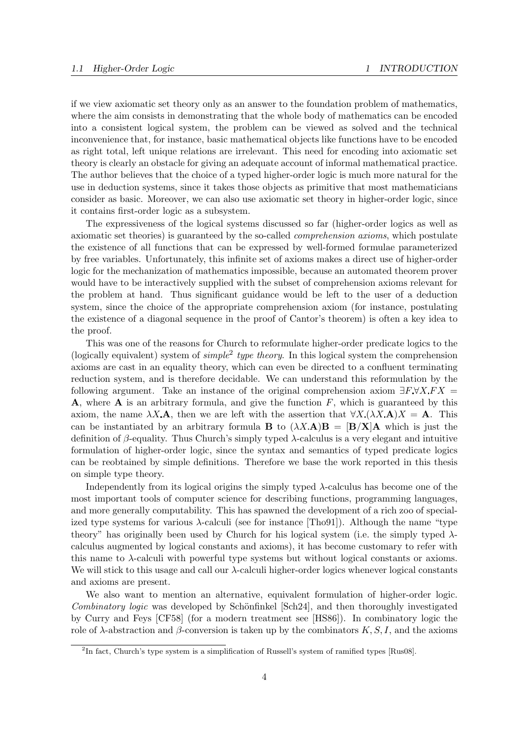if we view axiomatic set theory only as an answer to the foundation problem of mathematics, where the aim consists in demonstrating that the whole body of mathematics can be encoded into a consistent logical system, the problem can be viewed as solved and the technical inconvenience that, for instance, basic mathematical objects like functions have to be encoded as right total, left unique relations are irrelevant. This need for encoding into axiomatic set theory is clearly an obstacle for giving an adequate account of informal mathematical practice. The author believes that the choice of a typed higher-order logic is much more natural for the use in deduction systems, since it takes those objects as primitive that most mathematicians consider as basic. Moreover, we can also use axiomatic set theory in higher-order logic, since it contains first-order logic as a subsystem.

The expressiveness of the logical systems discussed so far (higher-order logics as well as axiomatic set theories) is guaranteed by the so-called *comprehension axioms*, which postulate the existence of all functions that can be expressed by well-formed formulae parameterized by free variables. Unfortunately, this infinite set of axioms makes a direct use of higher-order logic for the mechanization of mathematics impossible, because an automated theorem prover would have to be interactively supplied with the subset of comprehension axioms relevant for the problem at hand. Thus significant guidance would be left to the user of a deduction system, since the choice of the appropriate comprehension axiom (for instance, postulating the existence of a diagonal sequence in the proof of Cantor's theorem) is often a key idea to the proof.

This was one of the reasons for Church to reformulate higher-order predicate logics to the (logically equivalent) system of *simple*[2] *type theory*. In this logical system the comprehension axioms are cast in an equality theory, which can even be directed to a confluent terminating reduction system, and is therefore decidable. We can understand this reformulation by the following argument. Take an instance of the original comprehension axiom $\exists F.\forall X.FX = \mathbf{A}$, where $\mathbf{A}$ is an arbitrary formula, and give the function $F$, which is guaranteed by this axiom, the name $\lambda X.\mathbf{A}$, then we are left with the assertion that $\forall X.(\lambda X.\mathbf{A})X = \mathbf{A}$. This can be instantiated by an arbitrary formula $\mathbf{B}$ to $(\lambda X.\mathbf{A})\mathbf{B} = [\mathbf{B}/\mathbf{X}]\mathbf{A}$ which is just the definition of $\beta$-equality. Thus Church's simply typed $\lambda$-calculus is a very elegant and intuitive formulation of higher-order logic, since the syntax and semantics of typed predicate logics can be reobtained by simple definitions. Therefore we base the work reported in this thesis on simple type theory.

Independently from its logical origins the simply typed $\lambda$-calculus has become one of the most important tools of computer science for describing functions, programming languages, and more generally computability. This has spawned the development of a rich zoo of specialized type systems for various $\lambda$-calculi (see for instance [Tho91]). Although the name "type theory" has originally been used by Church for his logical system (i.e. the simply typed $\lambda$-calculus augmented by logical constants and axioms), it has become customary to refer with this name to $\lambda$-calculi with powerful type systems but without logical constants or axioms. We will stick to this usage and call our $\lambda$-calculi higher-order logics whenever logical constants and axioms are present.

We also want to mention an alternative, equivalent formulation of higher-order logic. *Combinatory logic* was developed by Schönfinkel [Sch24], and then thoroughly investigated by Curry and Feys [CF58] (for a modern treatment see [HS86]). In combinatory logic the role of $\lambda$-abstraction and $\beta$-conversion is taken up by the combinators $K, S, I$, and the axioms

[2] In fact, Church's type system is a simplification of Russell's system of ramified types [Rus08].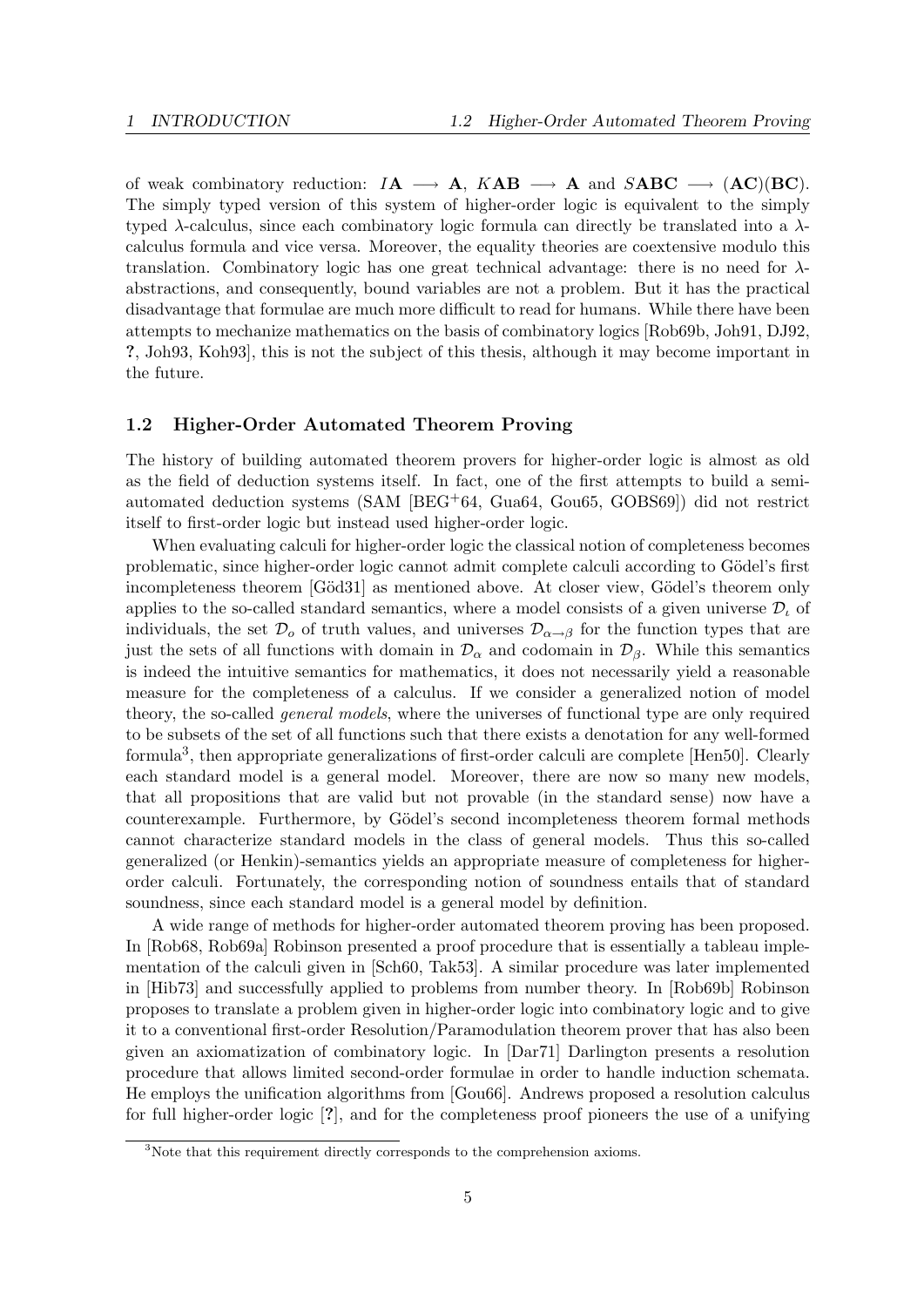of weak combinatory reduction: $I\mathbf{A} \longrightarrow \mathbf{A}$, $K\mathbf{AB} \longrightarrow \mathbf{A}$ and $S\mathbf{ABC} \longrightarrow (\mathbf{AC})(\mathbf{BC})$. The simply typed version of this system of higher-order logic is equivalent to the simply typed $\lambda$-calculus, since each combinatory logic formula can directly be translated into a $\lambda$-calculus formula and vice versa. Moreover, the equality theories are coextensive modulo this translation. Combinatory logic has one great technical advantage: there is no need for $\lambda$-abstractions, and consequently, bound variables are not a problem. But it has the practical disadvantage that formulae are much more difficult to read for humans. While there have been attempts to mechanize mathematics on the basis of combinatory logics [Rob69b, Joh91, DJ92, **?**, Joh93, Koh93], this is not the subject of this thesis, although it may become important in the future.

## 1.2 Higher-Order Automated Theorem Proving

The history of building automated theorem provers for higher-order logic is almost as old as the field of deduction systems itself. In fact, one of the first attempts to build a semi-automated deduction systems (SAM [BEG+64, Gua64, Gou65, GOBS69]) did not restrict itself to first-order logic but instead used higher-order logic.

When evaluating calculi for higher-order logic the classical notion of completeness becomes problematic, since higher-order logic cannot admit complete calculi according to Gödel's first incompleteness theorem [Göd31] as mentioned above. At closer view, Gödel's theorem only applies to the so-called standard semantics, where a model consists of a given universe $\mathcal{D}_\iota$ of individuals, the set $\mathcal{D}_o$ of truth values, and universes $\mathcal{D}_{\alpha\to\beta}$ for the function types that are just the sets of all functions with domain in $\mathcal{D}_\alpha$ and codomain in $\mathcal{D}_\beta$. While this semantics is indeed the intuitive semantics for mathematics, it does not necessarily yield a reasonable measure for the completeness of a calculus. If we consider a generalized notion of model theory, the so-called *general models*, where the universes of functional type are only required to be subsets of the set of all functions such that there exists a denotation for any well-formed formula[3], then appropriate generalizations of first-order calculi are complete [Hen50]. Clearly each standard model is a general model. Moreover, there are now so many new models, that all propositions that are valid but not provable (in the standard sense) now have a counterexample. Furthermore, by Gödel's second incompleteness theorem formal methods cannot characterize standard models in the class of general models. Thus this so-called generalized (or Henkin)-semantics yields an appropriate measure of completeness for higher-order calculi. Fortunately, the corresponding notion of soundness entails that of standard soundness, since each standard model is a general model by definition.

A wide range of methods for higher-order automated theorem proving has been proposed. In [Rob68, Rob69a] Robinson presented a proof procedure that is essentially a tableau implementation of the calculi given in [Sch60, Tak53]. A similar procedure was later implemented in [Hib73] and successfully applied to problems from number theory. In [Rob69b] Robinson proposes to translate a problem given in higher-order logic into combinatory logic and to give it to a conventional first-order Resolution/Paramodulation theorem prover that has also been given an axiomatization of combinatory logic. In [Dar71] Darlington presents a resolution procedure that allows limited second-order formulae in order to handle induction schemata. He employs the unification algorithms from [Gou66]. Andrews proposed a resolution calculus for full higher-order logic [**?**], and for the completeness proof pioneers the use of a unifying

[3] Note that this requirement directly corresponds to the comprehension axioms.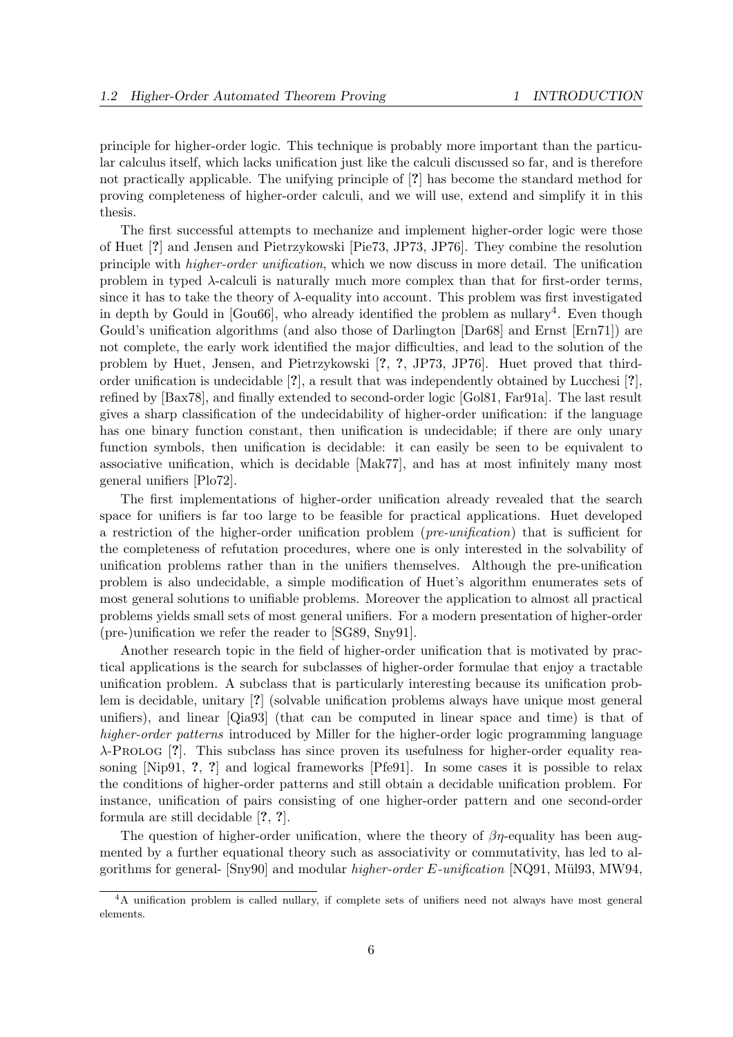principle for higher-order logic. This technique is probably more important than the particular calculus itself, which lacks unification just like the calculi discussed so far, and is therefore not practically applicable. The unifying principle of [**?**] has become the standard method for proving completeness of higher-order calculi, and we will use, extend and simplify it in this thesis.

The first successful attempts to mechanize and implement higher-order logic were those of Huet [**?**] and Jensen and Pietrzykowski [Pie73, JP73, JP76]. They combine the resolution principle with *higher-order unification*, which we now discuss in more detail. The unification problem in typed $\lambda$-calculi is naturally much more complex than that for first-order terms, since it has to take the theory of $\lambda$-equality into account. This problem was first investigated in depth by Gould in [Gou66], who already identified the problem as nullary[4]. Even though Gould's unification algorithms (and also those of Darlington [Dar68] and Ernst [Ern71]) are not complete, the early work identified the major difficulties, and lead to the solution of the problem by Huet, Jensen, and Pietrzykowski [**?**, **?**, JP73, JP76]. Huet proved that third-order unification is undecidable [**?**], a result that was independently obtained by Lucchesi [**?**], refined by [Bax78], and finally extended to second-order logic [Gol81, Far91a]. The last result gives a sharp classification of the undecidability of higher-order unification: if the language has one binary function constant, then unification is undecidable; if there are only unary function symbols, then unification is decidable: it can easily be seen to be equivalent to associative unification, which is decidable [Mak77], and has at most infinitely many most general unifiers [Plo72].

The first implementations of higher-order unification already revealed that the search space for unifiers is far too large to be feasible for practical applications. Huet developed a restriction of the higher-order unification problem (*pre-unification*) that is sufficient for the completeness of refutation procedures, where one is only interested in the solvability of unification problems rather than in the unifiers themselves. Although the pre-unification problem is also undecidable, a simple modification of Huet's algorithm enumerates sets of most general solutions to unifiable problems. Moreover the application to almost all practical problems yields small sets of most general unifiers. For a modern presentation of higher-order (pre-)unification we refer the reader to [SG89, Sny91].

Another research topic in the field of higher-order unification that is motivated by practical applications is the search for subclasses of higher-order formulae that enjoy a tractable unification problem. A subclass that is particularly interesting because its unification problem is decidable, unitary [**?**] (solvable unification problems always have unique most general unifiers), and linear [Qia93] (that can be computed in linear space and time) is that of *higher-order patterns* introduced by Miller for the higher-order logic programming language $\lambda$-Prolog [**?**]. This subclass has since proven its usefulness for higher-order equality reasoning [Nip91, **?**, **?**] and logical frameworks [Pfe91]. In some cases it is possible to relax the conditions of higher-order patterns and still obtain a decidable unification problem. For instance, unification of pairs consisting of one higher-order pattern and one second-order formula are still decidable [**?**, **?**].

The question of higher-order unification, where the theory of $\beta\eta$-equality has been augmented by a further equational theory such as associativity or commutativity, has led to algorithms for general- [Sny90] and modular *higher-order E-unification* [NQ91, Mül93, MW94,

[4] A unification problem is called nullary, if complete sets of unifiers need not always have most general elements.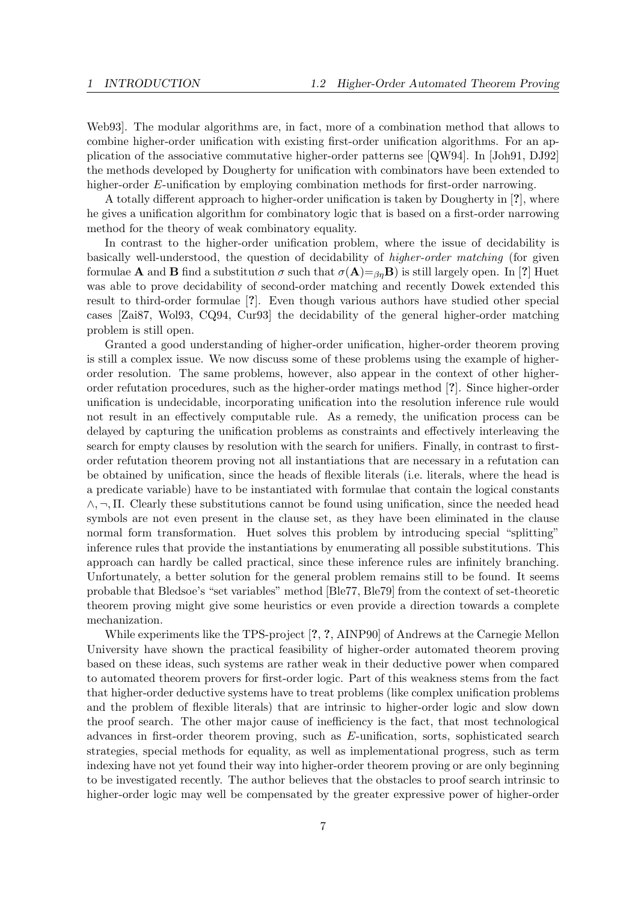Web93]. The modular algorithms are, in fact, more of a combination method that allows to combine higher-order unification with existing first-order unification algorithms. For an application of the associative commutative higher-order patterns see [QW94]. In [Joh91, DJ92] the methods developed by Dougherty for unification with combinators have been extended to higher-order $E$-unification by employing combination methods for first-order narrowing.

A totally different approach to higher-order unification is taken by Dougherty in [**?**], where he gives a unification algorithm for combinatory logic that is based on a first-order narrowing method for the theory of weak combinatory equality.

In contrast to the higher-order unification problem, where the issue of decidability is basically well-understood, the question of decidability of *higher-order matching* (for given formulae **A** and **B** find a substitution $\sigma$ such that $\sigma(\mathbf{A}){=}_{\beta\eta}\mathbf{B}$) is still largely open. In [**?**] Huet was able to prove decidability of second-order matching and recently Dowek extended this result to third-order formulae [**?**]. Even though various authors have studied other special cases [Zai87, Wol93, CQ94, Cur93] the decidability of the general higher-order matching problem is still open.

Granted a good understanding of higher-order unification, higher-order theorem proving is still a complex issue. We now discuss some of these problems using the example of higher-order resolution. The same problems, however, also appear in the context of other higher-order refutation procedures, such as the higher-order matings method [**?**]. Since higher-order unification is undecidable, incorporating unification into the resolution inference rule would not result in an effectively computable rule. As a remedy, the unification process can be delayed by capturing the unification problems as constraints and effectively interleaving the search for empty clauses by resolution with the search for unifiers. Finally, in contrast to first-order refutation theorem proving not all instantiations that are necessary in a refutation can be obtained by unification, since the heads of flexible literals (i.e. literals, where the head is a predicate variable) have to be instantiated with formulae that contain the logical constants $\wedge, \neg, \Pi$. Clearly these substitutions cannot be found using unification, since the needed head symbols are not even present in the clause set, as they have been eliminated in the clause normal form transformation. Huet solves this problem by introducing special "splitting" inference rules that provide the instantiations by enumerating all possible substitutions. This approach can hardly be called practical, since these inference rules are infinitely branching. Unfortunately, a better solution for the general problem remains still to be found. It seems probable that Bledsoe's "set variables" method [Ble77, Ble79] from the context of set-theoretic theorem proving might give some heuristics or even provide a direction towards a complete mechanization.

While experiments like the TPS-project [**?**, **?**, AINP90] of Andrews at the Carnegie Mellon University have shown the practical feasibility of higher-order automated theorem proving based on these ideas, such systems are rather weak in their deductive power when compared to automated theorem provers for first-order logic. Part of this weakness stems from the fact that higher-order deductive systems have to treat problems (like complex unification problems and the problem of flexible literals) that are intrinsic to higher-order logic and slow down the proof search. The other major cause of inefficiency is the fact, that most technological advances in first-order theorem proving, such as $E$-unification, sorts, sophisticated search strategies, special methods for equality, as well as implementational progress, such as term indexing have not yet found their way into higher-order theorem proving or are only beginning to be investigated recently. The author believes that the obstacles to proof search intrinsic to higher-order logic may well be compensated by the greater expressive power of higher-order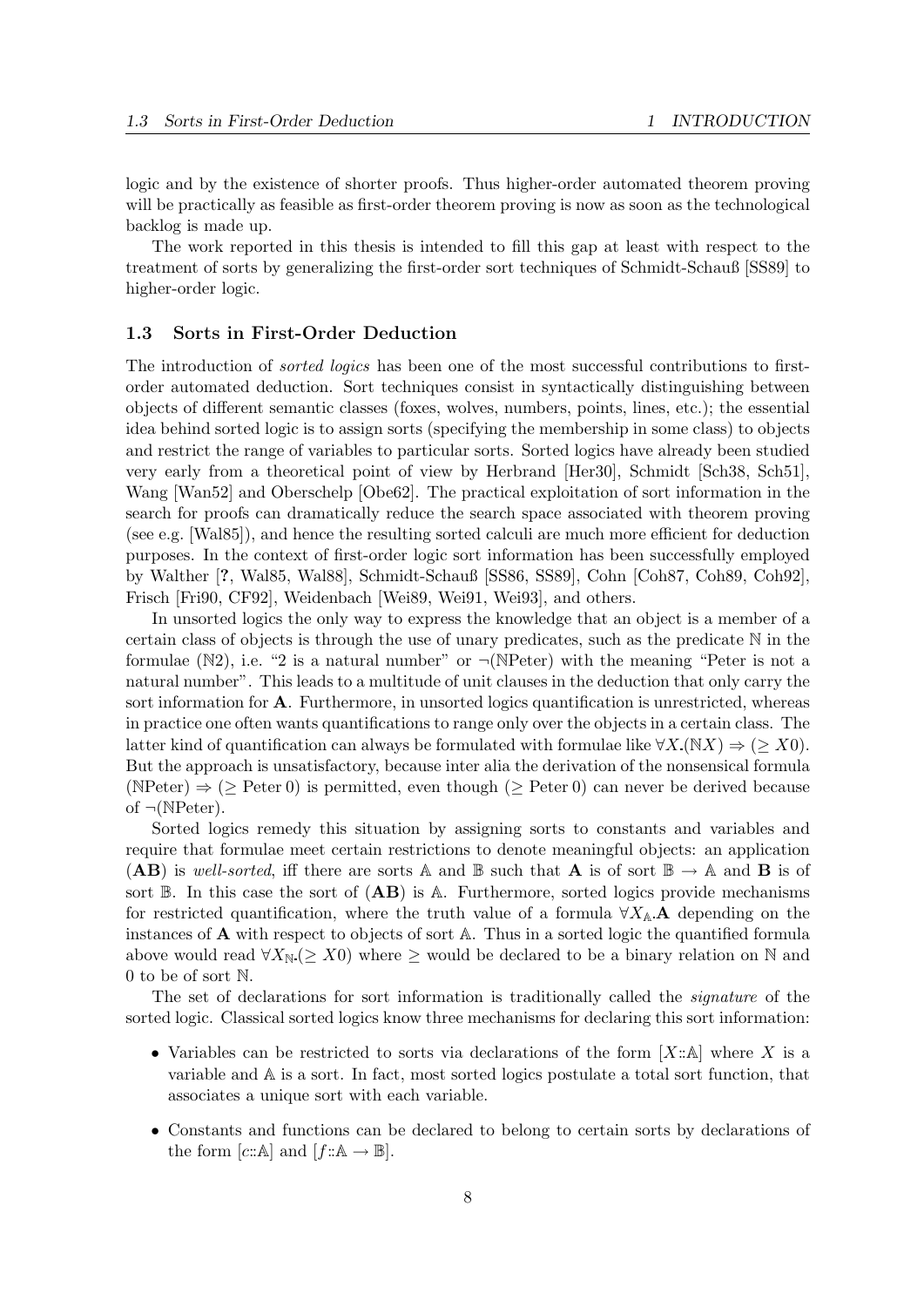logic and by the existence of shorter proofs. Thus higher-order automated theorem proving will be practically as feasible as first-order theorem proving is now as soon as the technological backlog is made up.

The work reported in this thesis is intended to fill this gap at least with respect to the treatment of sorts by generalizing the first-order sort techniques of Schmidt-Schauß [SS89] to higher-order logic.

### 1.3 Sorts in First-Order Deduction

The introduction of *sorted logics* has been one of the most successful contributions to first-order automated deduction. Sort techniques consist in syntactically distinguishing between objects of different semantic classes (foxes, wolves, numbers, points, lines, etc.); the essential idea behind sorted logic is to assign sorts (specifying the membership in some class) to objects and restrict the range of variables to particular sorts. Sorted logics have already been studied very early from a theoretical point of view by Herbrand [Her30], Schmidt [Sch38, Sch51], Wang [Wan52] and Oberschelp [Obe62]. The practical exploitation of sort information in the search for proofs can dramatically reduce the search space associated with theorem proving (see e.g. [Wal85]), and hence the resulting sorted calculi are much more efficient for deduction purposes. In the context of first-order logic sort information has been successfully employed by Walther [**?**, Wal85, Wal88], Schmidt-Schauß [SS86, SS89], Cohn [Coh87, Coh89, Coh92], Frisch [Fri90, CF92], Weidenbach [Wei89, Wei91, Wei93], and others.

In unsorted logics the only way to express the knowledge that an object is a member of a certain class of objects is through the use of unary predicates, such as the predicate $\mathbb{N}$ in the formulae $(\mathbb{N}2)$, i.e. "2 is a natural number" or $\neg(\mathbb{N}\text{Peter})$ with the meaning "Peter is not a natural number". This leads to a multitude of unit clauses in the deduction that only carry the sort information for $\mathbf{A}$. Furthermore, in unsorted logics quantification is unrestricted, whereas in practice one often wants quantifications to range only over the objects in a certain class. The latter kind of quantification can always be formulated with formulae like $\forall X.(\mathbb{N}X) \Rightarrow (\geq X0)$. But the approach is unsatisfactory, because inter alia the derivation of the nonsensical formula $(\mathbb{N}\text{Peter}) \Rightarrow (\geq \text{Peter}\, 0)$ is permitted, even though $(\geq \text{Peter}\, 0)$ can never be derived because of $\neg(\mathbb{N}\text{Peter})$.

Sorted logics remedy this situation by assigning sorts to constants and variables and require that formulae meet certain restrictions to denote meaningful objects: an application $(\mathbf{AB})$ is *well-sorted*, iff there are sorts $\mathbb{A}$ and $\mathbb{B}$ such that $\mathbf{A}$ is of sort $\mathbb{B} \to \mathbb{A}$ and $\mathbf{B}$ is of sort $\mathbb{B}$. In this case the sort of $(\mathbf{AB})$ is $\mathbb{A}$. Furthermore, sorted logics provide mechanisms for restricted quantification, where the truth value of a formula $\forall X_{\mathbb{A}}.\mathbf{A}$ depending on the instances of $\mathbf{A}$ with respect to objects of sort $\mathbb{A}$. Thus in a sorted logic the quantified formula above would read $\forall X_{\mathbb{N}}.(\geq X0)$ where $\geq$ would be declared to be a binary relation on $\mathbb{N}$ and 0 to be of sort $\mathbb{N}$.

The set of declarations for sort information is traditionally called the *signature* of the sorted logic. Classical sorted logics know three mechanisms for declaring this sort information:

- Variables can be restricted to sorts via declarations of the form $[X::\mathbb{A}]$ where $X$ is a variable and $\mathbb{A}$ is a sort. In fact, most sorted logics postulate a total sort function, that associates a unique sort with each variable.
- Constants and functions can be declared to belong to certain sorts by declarations of the form $[c::\mathbb{A}]$ and $[f::\mathbb{A} \to \mathbb{B}]$.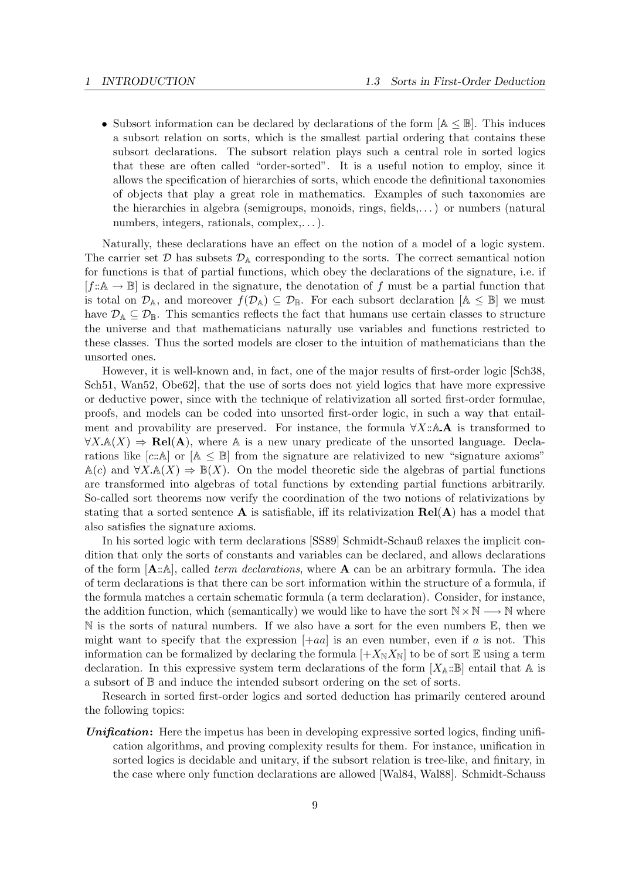- Subsort information can be declared by declarations of the form $[\mathbb{A} \leq \mathbb{B}]$. This induces a subsort relation on sorts, which is the smallest partial ordering that contains these subsort declarations. The subsort relation plays such a central role in sorted logics that these are often called "order-sorted". It is a useful notion to employ, since it allows the specification of hierarchies of sorts, which encode the definitional taxonomies of objects that play a great role in mathematics. Examples of such taxonomies are the hierarchies in algebra (semigroups, monoids, rings, fields,...) or numbers (natural numbers, integers, rationals, complex,...).

Naturally, these declarations have an effect on the notion of a model of a logic system. The carrier set $\mathcal{D}$ has subsets $\mathcal{D}_{\mathbb{A}}$ corresponding to the sorts. The correct semantical notion for functions is that of partial functions, which obey the declarations of the signature, i.e. if $[f::\mathbb{A} \to \mathbb{B}]$ is declared in the signature, the denotation of $f$ must be a partial function that is total on $\mathcal{D}_{\mathbb{A}}$, and moreover $f(\mathcal{D}_{\mathbb{A}}) \subseteq \mathcal{D}_{\mathbb{B}}$. For each subsort declaration $[\mathbb{A} \leq \mathbb{B}]$ we must have $\mathcal{D}_{\mathbb{A}} \subseteq \mathcal{D}_{\mathbb{B}}$. This semantics reflects the fact that humans use certain classes to structure the universe and that mathematicians naturally use variables and functions restricted to these classes. Thus the sorted models are closer to the intuition of mathematicians than the unsorted ones.

However, it is well-known and, in fact, one of the major results of first-order logic [Sch38, Sch51, Wan52, Obe62], that the use of sorts does not yield logics that have more expressive or deductive power, since with the technique of relativization all sorted first-order formulae, proofs, and models can be coded into unsorted first-order logic, in such a way that entailment and provability are preserved. For instance, the formula $\forall X::\mathbb{A}.\mathbf{A}$ is transformed to $\forall X.\mathbb{A}(X) \Rightarrow \mathbf{Rel}(\mathbf{A})$, where $\mathbb{A}$ is a new unary predicate of the unsorted language. Declarations like $[c::\mathbb{A}]$ or $[\mathbb{A} \leq \mathbb{B}]$ from the signature are relativized to new "signature axioms" $\mathbb{A}(c)$ and $\forall X.\mathbb{A}(X) \Rightarrow \mathbb{B}(X)$. On the model theoretic side the algebras of partial functions are transformed into algebras of total functions by extending partial functions arbitrarily. So-called sort theorems now verify the coordination of the two notions of relativizations by stating that a sorted sentence $\mathbf{A}$ is satisfiable, iff its relativization $\mathbf{Rel}(\mathbf{A})$ has a model that also satisfies the signature axioms.

In his sorted logic with term declarations [SS89] Schmidt-Schauß relaxes the implicit condition that only the sorts of constants and variables can be declared, and allows declarations of the form $[\mathbf{A}::\mathbb{A}]$, called *term declarations*, where $\mathbf{A}$ can be an arbitrary formula. The idea of term declarations is that there can be sort information within the structure of a formula, if the formula matches a certain schematic formula (a term declaration). Consider, for instance, the addition function, which (semantically) we would like to have the sort $\mathbb{N} \times \mathbb{N} \longrightarrow \mathbb{N}$ where $\mathbb{N}$ is the sorts of natural numbers. If we also have a sort for the even numbers $\mathbb{E}$, then we might want to specify that the expression $[+aa]$ is an even number, even if $a$ is not. This information can be formalized by declaring the formula $[+X_{\mathbb{N}}X_{\mathbb{N}}]$ to be of sort $\mathbb{E}$ using a term declaration. In this expressive system term declarations of the form $[X_{\mathbb{A}}::\mathbb{B}]$ entail that $\mathbb{A}$ is a subsort of $\mathbb{B}$ and induce the intended subsort ordering on the set of sorts.

Research in sorted first-order logics and sorted deduction has primarily centered around the following topics:

***Unification*:** Here the impetus has been in developing expressive sorted logics, finding unification algorithms, and proving complexity results for them. For instance, unification in sorted logics is decidable and unitary, if the subsort relation is tree-like, and finitary, in the case where only function declarations are allowed [Wal84, Wal88]. Schmidt-Schauss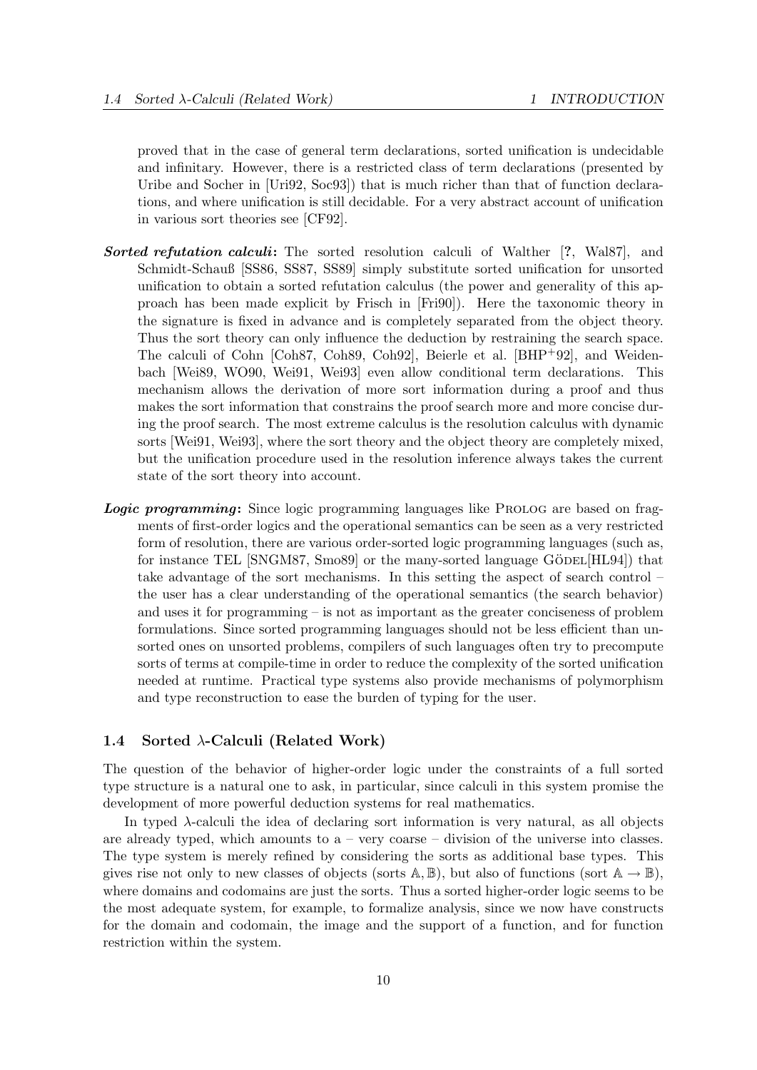proved that in the case of general term declarations, sorted unification is undecidable and infinitary. However, there is a restricted class of term declarations (presented by Uribe and Socher in [Uri92, Soc93]) that is much richer than that of function declarations, and where unification is still decidable. For a very abstract account of unification in various sort theories see [CF92].

***Sorted refutation calculi*:** The sorted resolution calculi of Walther [**?**, Wal87], and Schmidt-Schauß [SS86, SS87, SS89] simply substitute sorted unification for unsorted unification to obtain a sorted refutation calculus (the power and generality of this approach has been made explicit by Frisch in [Fri90]). Here the taxonomic theory in the signature is fixed in advance and is completely separated from the object theory. Thus the sort theory can only influence the deduction by restraining the search space. The calculi of Cohn [Coh87, Coh89, Coh92], Beierle et al. [BHP+92], and Weidenbach [Wei89, WO90, Wei91, Wei93] even allow conditional term declarations. This mechanism allows the derivation of more sort information during a proof and thus makes the sort information that constrains the proof search more and more concise during the proof search. The most extreme calculus is the resolution calculus with dynamic sorts [Wei91, Wei93], where the sort theory and the object theory are completely mixed, but the unification procedure used in the resolution inference always takes the current state of the sort theory into account.

***Logic programming*:** Since logic programming languages like PROLOG are based on fragments of first-order logics and the operational semantics can be seen as a very restricted form of resolution, there are various order-sorted logic programming languages (such as, for instance TEL [SNGM87, Smo89] or the many-sorted language GÖDEL[HL94]) that take advantage of the sort mechanisms. In this setting the aspect of search control – the user has a clear understanding of the operational semantics (the search behavior) and uses it for programming – is not as important as the greater conciseness of problem formulations. Since sorted programming languages should not be less efficient than unsorted ones on unsorted problems, compilers of such languages often try to precompute sorts of terms at compile-time in order to reduce the complexity of the sorted unification needed at runtime. Practical type systems also provide mechanisms of polymorphism and type reconstruction to ease the burden of typing for the user.

### 1.4 Sorted $\lambda$-Calculi (Related Work)

The question of the behavior of higher-order logic under the constraints of a full sorted type structure is a natural one to ask, in particular, since calculi in this system promise the development of more powerful deduction systems for real mathematics.

In typed $\lambda$-calculi the idea of declaring sort information is very natural, as all objects are already typed, which amounts to a – very coarse – division of the universe into classes. The type system is merely refined by considering the sorts as additional base types. This gives rise not only to new classes of objects (sorts $\mathbb{A}, \mathbb{B}$), but also of functions (sort $\mathbb{A} \to \mathbb{B}$), where domains and codomains are just the sorts. Thus a sorted higher-order logic seems to be the most adequate system, for example, to formalize analysis, since we now have constructs for the domain and codomain, the image and the support of a function, and for function restriction within the system.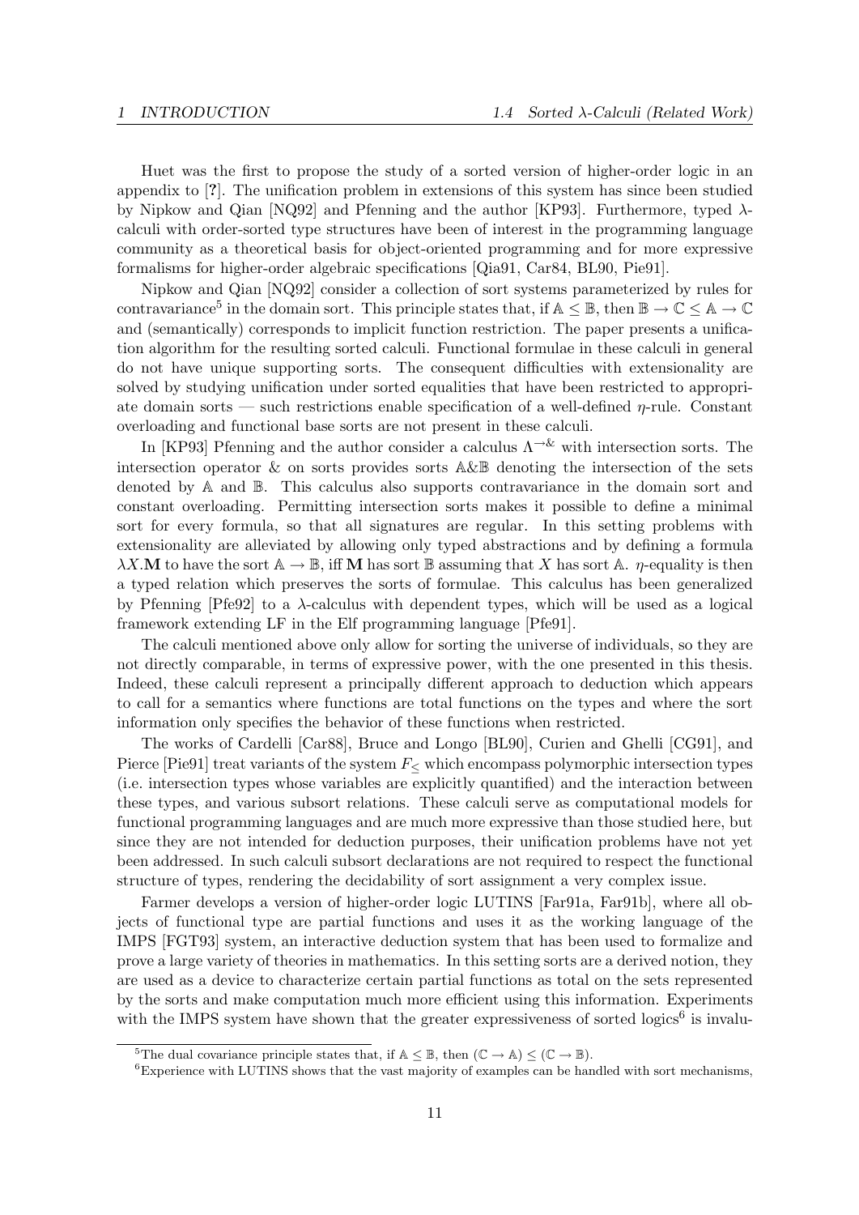Huet was the first to propose the study of a sorted version of higher-order logic in an appendix to [?]. The unification problem in extensions of this system has since been studied by Nipkow and Qian [NQ92] and Pfenning and the author [KP93]. Furthermore, typed $\lambda$-calculi with order-sorted type structures have been of interest in the programming language community as a theoretical basis for object-oriented programming and for more expressive formalisms for higher-order algebraic specifications [Qia91, Car84, BL90, Pie91].

Nipkow and Qian [NQ92] consider a collection of sort systems parameterized by rules for contravariance[5] in the domain sort. This principle states that, if $\mathbb{A} \leq \mathbb{B}$, then $\mathbb{B} \to \mathbb{C} \leq \mathbb{A} \to \mathbb{C}$ and (semantically) corresponds to implicit function restriction. The paper presents a unification algorithm for the resulting sorted calculi. Functional formulae in these calculi in general do not have unique supporting sorts. The consequent difficulties with extensionality are solved by studying unification under sorted equalities that have been restricted to appropriate domain sorts — such restrictions enable specification of a well-defined $\eta$-rule. Constant overloading and functional base sorts are not present in these calculi.

In [KP93] Pfenning and the author consider a calculus $\Lambda^{\to\&}$ with intersection sorts. The intersection operator & on sorts provides sorts $\mathbb{A}\&\mathbb{B}$ denoting the intersection of the sets denoted by $\mathbb{A}$ and $\mathbb{B}$. This calculus also supports contravariance in the domain sort and constant overloading. Permitting intersection sorts makes it possible to define a minimal sort for every formula, so that all signatures are regular. In this setting problems with extensionality are alleviated by allowing only typed abstractions and by defining a formula $\lambda X.\mathbf{M}$ to have the sort $\mathbb{A} \to \mathbb{B}$, iff $\mathbf{M}$ has sort $\mathbb{B}$ assuming that $X$ has sort $\mathbb{A}$. $\eta$-equality is then a typed relation which preserves the sorts of formulae. This calculus has been generalized by Pfenning [Pfe92] to a $\lambda$-calculus with dependent types, which will be used as a logical framework extending LF in the Elf programming language [Pfe91].

The calculi mentioned above only allow for sorting the universe of individuals, so they are not directly comparable, in terms of expressive power, with the one presented in this thesis. Indeed, these calculi represent a principally different approach to deduction which appears to call for a semantics where functions are total functions on the types and where the sort information only specifies the behavior of these functions when restricted.

The works of Cardelli [Car88], Bruce and Longo [BL90], Curien and Ghelli [CG91], and Pierce [Pie91] treat variants of the system $F_{\leq}$ which encompass polymorphic intersection types (i.e. intersection types whose variables are explicitly quantified) and the interaction between these types, and various subsort relations. These calculi serve as computational models for functional programming languages and are much more expressive than those studied here, but since they are not intended for deduction purposes, their unification problems have not yet been addressed. In such calculi subsort declarations are not required to respect the functional structure of types, rendering the decidability of sort assignment a very complex issue.

Farmer develops a version of higher-order logic LUTINS [Far91a, Far91b], where all objects of functional type are partial functions and uses it as the working language of the IMPS [FGT93] system, an interactive deduction system that has been used to formalize and prove a large variety of theories in mathematics. In this setting sorts are a derived notion, they are used as a device to characterize certain partial functions as total on the sets represented by the sorts and make computation much more efficient using this information. Experiments with the IMPS system have shown that the greater expressiveness of sorted logics[6] is invalu-

[5] The dual covariance principle states that, if $\mathbb{A} \leq \mathbb{B}$, then $(\mathbb{C} \to \mathbb{A}) \leq (\mathbb{C} \to \mathbb{B})$.

[6] Experience with LUTINS shows that the vast majority of examples can be handled with sort mechanisms,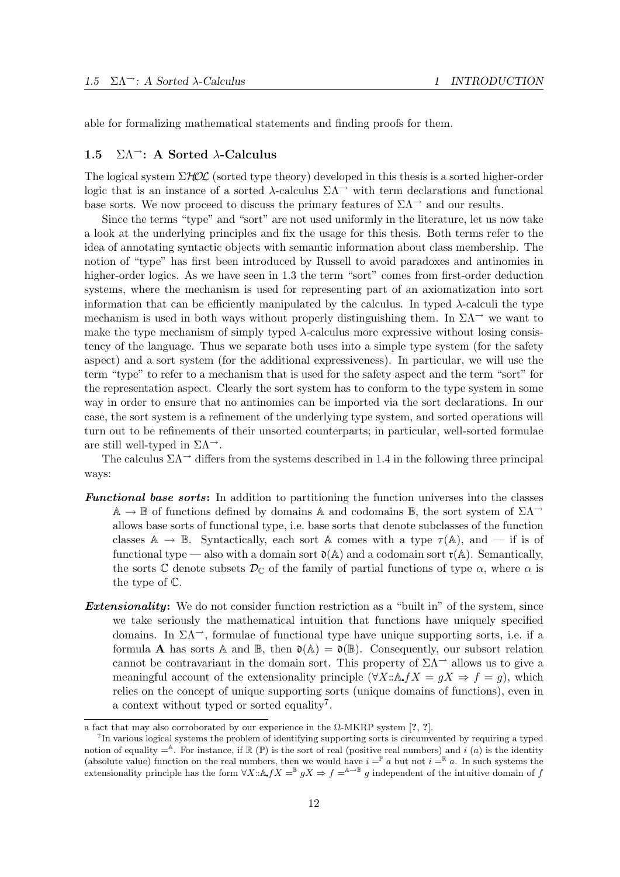able for formalizing mathematical statements and finding proofs for them.

### 1.5 $\Sigma\Lambda^{\rightarrow}$: A Sorted $\lambda$-Calculus

The logical system $\Sigma\mathcal{HOL}$ (sorted type theory) developed in this thesis is a sorted higher-order logic that is an instance of a sorted $\lambda$-calculus $\Sigma\Lambda^{\rightarrow}$ with term declarations and functional base sorts. We now proceed to discuss the primary features of $\Sigma\Lambda^{\rightarrow}$ and our results.

Since the terms "type" and "sort" are not used uniformly in the literature, let us now take a look at the underlying principles and fix the usage for this thesis. Both terms refer to the idea of annotating syntactic objects with semantic information about class membership. The notion of "type" has first been introduced by Russell to avoid paradoxes and antinomies in higher-order logics. As we have seen in 1.3 the term "sort" comes from first-order deduction systems, where the mechanism is used for representing part of an axiomatization into sort information that can be efficiently manipulated by the calculus. In typed $\lambda$-calculi the type mechanism is used in both ways without properly distinguishing them. In $\Sigma\Lambda^{\rightarrow}$ we want to make the type mechanism of simply typed $\lambda$-calculus more expressive without losing consistency of the language. Thus we separate both uses into a simple type system (for the safety aspect) and a sort system (for the additional expressiveness). In particular, we will use the term "type" to refer to a mechanism that is used for the safety aspect and the term "sort" for the representation aspect. Clearly the sort system has to conform to the type system in some way in order to ensure that no antinomies can be imported via the sort declarations. In our case, the sort system is a refinement of the underlying type system, and sorted operations will turn out to be refinements of their unsorted counterparts; in particular, well-sorted formulae are still well-typed in $\Sigma\Lambda^{\rightarrow}$.

The calculus $\Sigma\Lambda^{\rightarrow}$ differs from the systems described in 1.4 in the following three principal ways:

- ***Functional base sorts*:** In addition to partitioning the function universes into the classes $\mathbb{A} \rightarrow \mathbb{B}$ of functions defined by domains $\mathbb{A}$ and codomains $\mathbb{B}$, the sort system of $\Sigma\Lambda^{\rightarrow}$ allows base sorts of functional type, i.e. base sorts that denote subclasses of the function classes $\mathbb{A} \rightarrow \mathbb{B}$. Syntactically, each sort $\mathbb{A}$ comes with a type $\tau(\mathbb{A})$, and — if is of functional type — also with a domain sort $\mathfrak{d}(\mathbb{A})$ and a codomain sort $\mathfrak{r}(\mathbb{A})$. Semantically, the sorts $\mathbb{C}$ denote subsets $\mathcal{D}_{\mathbb{C}}$ of the family of partial functions of type $\alpha$, where $\alpha$ is the type of $\mathbb{C}$.
- ***Extensionality*:** We do not consider function restriction as a "built in" of the system, since we take seriously the mathematical intuition that functions have uniquely specified domains. In $\Sigma\Lambda^{\rightarrow}$, formulae of functional type have unique supporting sorts, i.e. if a formula $\mathbf{A}$ has sorts $\mathbb{A}$ and $\mathbb{B}$, then $\mathfrak{d}(\mathbb{A}) = \mathfrak{d}(\mathbb{B})$. Consequently, our subsort relation cannot be contravariant in the domain sort. This property of $\Sigma\Lambda^{\rightarrow}$ allows us to give a meaningful account of the extensionality principle ($\forall X{:}{:}\mathbb{A}\text{.} fX = gX \Rightarrow f = g$), which relies on the concept of unique supporting sorts (unique domains of functions), even in a context without typed or sorted equality[7].

---

a fact that may also corroborated by our experience in the Ω-MKRP system [?, ?].

[7] In various logical systems the problem of identifying supporting sorts is circumvented by requiring a typed notion of equality $=^{\mathbb{A}}$. For instance, if $\mathbb{R}$ ($\mathbb{P}$) is the sort of real (positive real numbers) and $i$ ($a$) is the identity (absolute value) function on the real numbers, then we would have $i =^{\mathbb{P}} a$ but not $i =^{\mathbb{R}} a$. In such systems the extensionality principle has the form $\forall X{:}{:}\mathbb{A}\text{.} fX =^{\mathbb{B}} gX \Rightarrow f =^{\mathbb{A}\rightarrow\mathbb{B}} g$ independent of the intuitive domain of $f$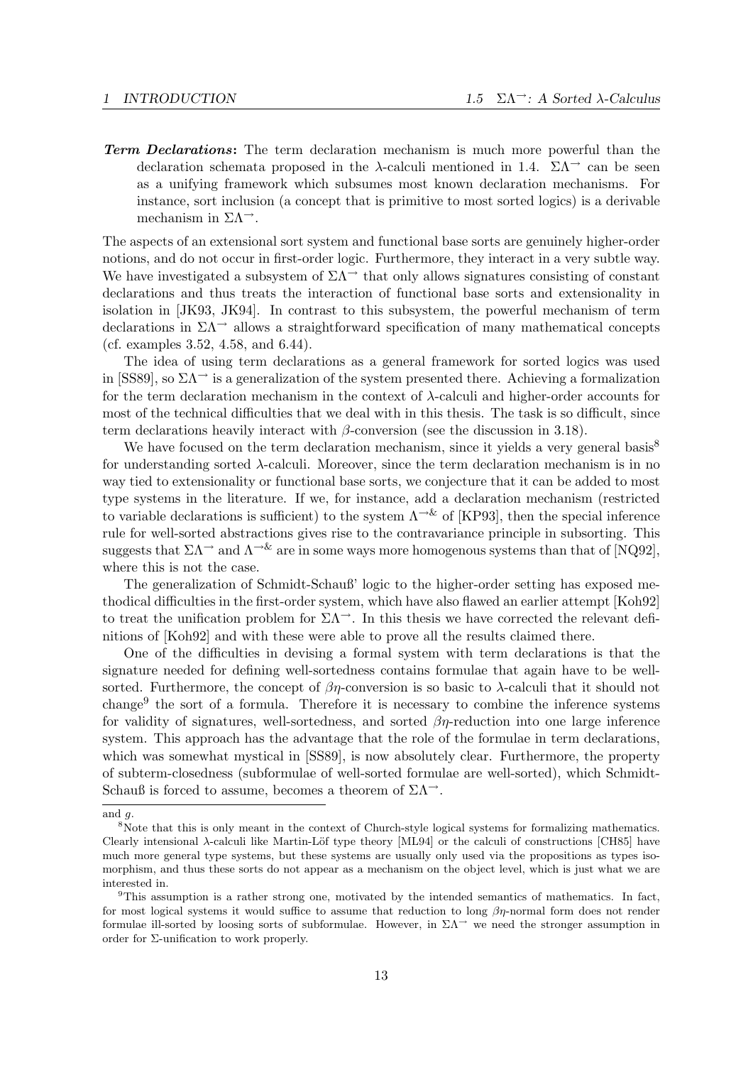**Term Declarations:** The term declaration mechanism is much more powerful than the declaration schemata proposed in the $\lambda$-calculi mentioned in 1.4. $\Sigma\Lambda^{\rightarrow}$ can be seen as a unifying framework which subsumes most known declaration mechanisms. For instance, sort inclusion (a concept that is primitive to most sorted logics) is a derivable mechanism in $\Sigma\Lambda^{\rightarrow}$.

The aspects of an extensional sort system and functional base sorts are genuinely higher-order notions, and do not occur in first-order logic. Furthermore, they interact in a very subtle way. We have investigated a subsystem of $\Sigma\Lambda^{\rightarrow}$ that only allows signatures consisting of constant declarations and thus treats the interaction of functional base sorts and extensionality in isolation in [JK93, JK94]. In contrast to this subsystem, the powerful mechanism of term declarations in $\Sigma\Lambda^{\rightarrow}$ allows a straightforward specification of many mathematical concepts (cf. examples 3.52, 4.58, and 6.44).

The idea of using term declarations as a general framework for sorted logics was used in [SS89], so $\Sigma\Lambda^{\rightarrow}$ is a generalization of the system presented there. Achieving a formalization for the term declaration mechanism in the context of $\lambda$-calculi and higher-order accounts for most of the technical difficulties that we deal with in this thesis. The task is so difficult, since term declarations heavily interact with $\beta$-conversion (see the discussion in 3.18).

We have focused on the term declaration mechanism, since it yields a very general basis[8] for understanding sorted $\lambda$-calculi. Moreover, since the term declaration mechanism is in no way tied to extensionality or functional base sorts, we conjecture that it can be added to most type systems in the literature. If we, for instance, add a declaration mechanism (restricted to variable declarations is sufficient) to the system $\Lambda^{\rightarrow\&}$ of [KP93], then the special inference rule for well-sorted abstractions gives rise to the contravariance principle in subsorting. This suggests that $\Sigma\Lambda^{\rightarrow}$ and $\Lambda^{\rightarrow\&}$ are in some ways more homogenous systems than that of [NQ92], where this is not the case.

The generalization of Schmidt-Schauß' logic to the higher-order setting has exposed methodical difficulties in the first-order system, which have also flawed an earlier attempt [Koh92] to treat the unification problem for $\Sigma\Lambda^{\rightarrow}$. In this thesis we have corrected the relevant definitions of [Koh92] and with these were able to prove all the results claimed there.

One of the difficulties in devising a formal system with term declarations is that the signature needed for defining well-sortedness contains formulae that again have to be well-sorted. Furthermore, the concept of $\beta\eta$-conversion is so basic to $\lambda$-calculi that it should not change[9] the sort of a formula. Therefore it is necessary to combine the inference systems for validity of signatures, well-sortedness, and sorted $\beta\eta$-reduction into one large inference system. This approach has the advantage that the role of the formulae in term declarations, which was somewhat mystical in [SS89], is now absolutely clear. Furthermore, the property of subterm-closedness (subformulae of well-sorted formulae are well-sorted), which Schmidt-Schauß is forced to assume, becomes a theorem of $\Sigma\Lambda^{\rightarrow}$.

---

and $g$.

[8] Note that this is only meant in the context of Church-style logical systems for formalizing mathematics. Clearly intensional $\lambda$-calculi like Martin-Löf type theory [ML94] or the calculi of constructions [CH85] have much more general type systems, but these systems are usually only used via the propositions as types isomorphism, and thus these sorts do not appear as a mechanism on the object level, which is just what we are interested in.

[9] This assumption is a rather strong one, motivated by the intended semantics of mathematics. In fact, for most logical systems it would suffice to assume that reduction to long $\beta\eta$-normal form does not render formulae ill-sorted by loosing sorts of subformulae. However, in $\Sigma\Lambda^{\rightarrow}$ we need the stronger assumption in order for $\Sigma$-unification to work properly.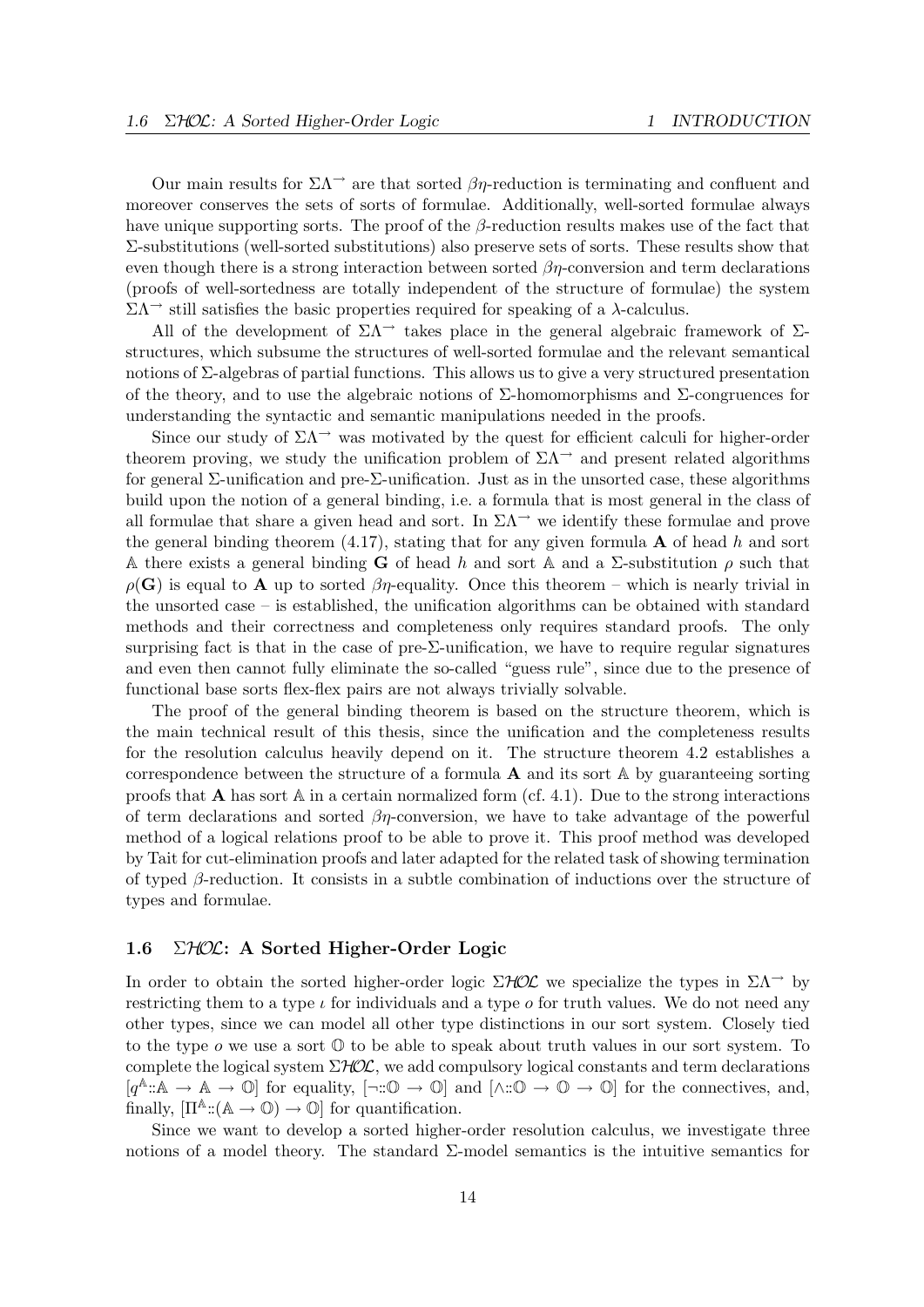Our main results for $\Sigma\Lambda^{\rightarrow}$ are that sorted $\beta\eta$-reduction is terminating and confluent and moreover conserves the sets of sorts of formulae. Additionally, well-sorted formulae always have unique supporting sorts. The proof of the $\beta$-reduction results makes use of the fact that $\Sigma$-substitutions (well-sorted substitutions) also preserve sets of sorts. These results show that even though there is a strong interaction between sorted $\beta\eta$-conversion and term declarations (proofs of well-sortedness are totally independent of the structure of formulae) the system $\Sigma\Lambda^{\rightarrow}$ still satisfies the basic properties required for speaking of a $\lambda$-calculus.

All of the development of $\Sigma\Lambda^{\rightarrow}$ takes place in the general algebraic framework of $\Sigma$-structures, which subsume the structures of well-sorted formulae and the relevant semantical notions of $\Sigma$-algebras of partial functions. This allows us to give a very structured presentation of the theory, and to use the algebraic notions of $\Sigma$-homomorphisms and $\Sigma$-congruences for understanding the syntactic and semantic manipulations needed in the proofs.

Since our study of $\Sigma\Lambda^{\rightarrow}$ was motivated by the quest for efficient calculi for higher-order theorem proving, we study the unification problem of $\Sigma\Lambda^{\rightarrow}$ and present related algorithms for general $\Sigma$-unification and pre-$\Sigma$-unification. Just as in the unsorted case, these algorithms build upon the notion of a general binding, i.e. a formula that is most general in the class of all formulae that share a given head and sort. In $\Sigma\Lambda^{\rightarrow}$ we identify these formulae and prove the general binding theorem (4.17), stating that for any given formula $\mathbf{A}$ of head $h$ and sort $\mathbb{A}$ there exists a general binding $\mathbf{G}$ of head $h$ and sort $\mathbb{A}$ and a $\Sigma$-substitution $\rho$ such that $\rho(\mathbf{G})$ is equal to $\mathbf{A}$ up to sorted $\beta\eta$-equality. Once this theorem – which is nearly trivial in the unsorted case – is established, the unification algorithms can be obtained with standard methods and their correctness and completeness only requires standard proofs. The only surprising fact is that in the case of pre-$\Sigma$-unification, we have to require regular signatures and even then cannot fully eliminate the so-called "guess rule", since due to the presence of functional base sorts flex-flex pairs are not always trivially solvable.

The proof of the general binding theorem is based on the structure theorem, which is the main technical result of this thesis, since the unification and the completeness results for the resolution calculus heavily depend on it. The structure theorem 4.2 establishes a correspondence between the structure of a formula $\mathbf{A}$ and its sort $\mathbb{A}$ by guaranteeing sorting proofs that $\mathbf{A}$ has sort $\mathbb{A}$ in a certain normalized form (cf. 4.1). Due to the strong interactions of term declarations and sorted $\beta\eta$-conversion, we have to take advantage of the powerful method of a logical relations proof to be able to prove it. This proof method was developed by Tait for cut-elimination proofs and later adapted for the related task of showing termination of typed $\beta$-reduction. It consists in a subtle combination of inductions over the structure of types and formulae.

## 1.6 $\Sigma\mathcal{HOL}$: A Sorted Higher-Order Logic

In order to obtain the sorted higher-order logic $\Sigma\mathcal{HOL}$ we specialize the types in $\Sigma\Lambda^{\rightarrow}$ by restricting them to a type $\iota$ for individuals and a type $o$ for truth values. We do not need any other types, since we can model all other type distinctions in our sort system. Closely tied to the type $o$ we use a sort $\mathbb{O}$ to be able to speak about truth values in our sort system. To complete the logical system $\Sigma\mathcal{HOL}$, we add compulsory logical constants and term declarations $[q^{\mathbb{A}}::\mathbb{A} \rightarrow \mathbb{A} \rightarrow \mathbb{O}]$ for equality, $[\neg::\mathbb{O} \rightarrow \mathbb{O}]$ and $[\wedge::\mathbb{O} \rightarrow \mathbb{O} \rightarrow \mathbb{O}]$ for the connectives, and, finally, $[\Pi^{\mathbb{A}}::(\mathbb{A} \rightarrow \mathbb{O}) \rightarrow \mathbb{O}]$ for quantification.

Since we want to develop a sorted higher-order resolution calculus, we investigate three notions of a model theory. The standard $\Sigma$-model semantics is the intuitive semantics for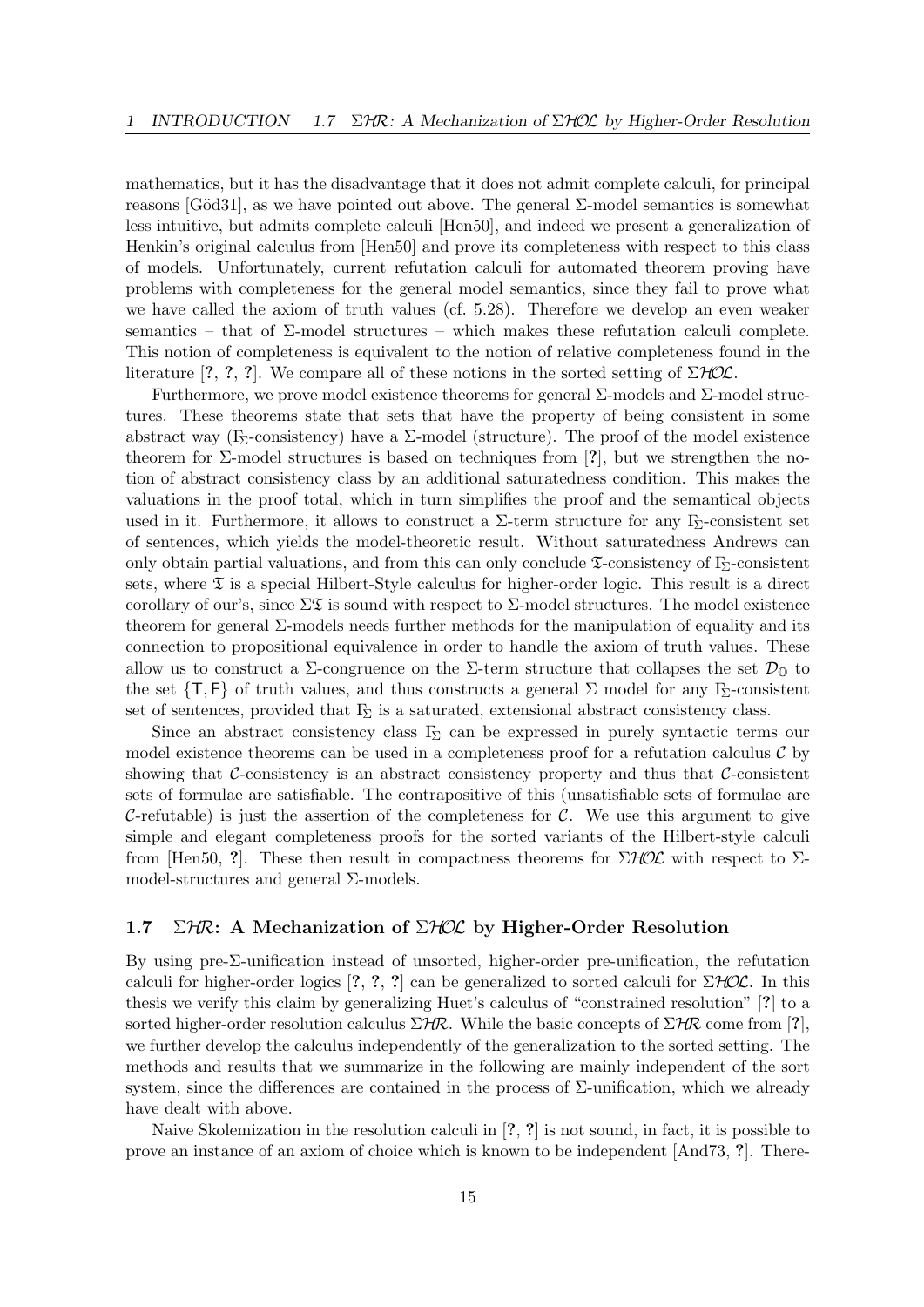mathematics, but it has the disadvantage that it does not admit complete calculi, for principal reasons [Göd31], as we have pointed out above. The general $\Sigma$-model semantics is somewhat less intuitive, but admits complete calculi [Hen50], and indeed we present a generalization of Henkin's original calculus from [Hen50] and prove its completeness with respect to this class of models. Unfortunately, current refutation calculi for automated theorem proving have problems with completeness for the general model semantics, since they fail to prove what we have called the axiom of truth values (cf. 5.28). Therefore we develop an even weaker semantics – that of $\Sigma$-model structures – which makes these refutation calculi complete. This notion of completeness is equivalent to the notion of relative completeness found in the literature [?, ?, ?]. We compare all of these notions in the sorted setting of $\Sigma\mathcal{HOL}$.

Furthermore, we prove model existence theorems for general $\Sigma$-models and $\Sigma$-model structures. These theorems state that sets that have the property of being consistent in some abstract way ($\Gamma_\Sigma$-consistency) have a $\Sigma$-model (structure). The proof of the model existence theorem for $\Sigma$-model structures is based on techniques from [?], but we strengthen the notion of abstract consistency class by an additional saturatedness condition. This makes the valuations in the proof total, which in turn simplifies the proof and the semantical objects used in it. Furthermore, it allows to construct a $\Sigma$-term structure for any $\Gamma_\Sigma$-consistent set of sentences, which yields the model-theoretic result. Without saturatedness Andrews can only obtain partial valuations, and from this can only conclude $\mathfrak{T}$-consistency of $\Gamma_\Sigma$-consistent sets, where $\mathfrak{T}$ is a special Hilbert-Style calculus for higher-order logic. This result is a direct corollary of our's, since $\Sigma\mathfrak{T}$ is sound with respect to $\Sigma$-model structures. The model existence theorem for general $\Sigma$-models needs further methods for the manipulation of equality and its connection to propositional equivalence in order to handle the axiom of truth values. These allow us to construct a $\Sigma$-congruence on the $\Sigma$-term structure that collapses the set $\mathcal{D}_{\mathbb{O}}$ to the set $\{\mathsf{T}, \mathsf{F}\}$ of truth values, and thus constructs a general $\Sigma$ model for any $\Gamma_\Sigma$-consistent set of sentences, provided that $\Gamma_\Sigma$ is a saturated, extensional abstract consistency class.

Since an abstract consistency class $\Gamma_\Sigma$ can be expressed in purely syntactic terms our model existence theorems can be used in a completeness proof for a refutation calculus $\mathcal{C}$ by showing that $\mathcal{C}$-consistency is an abstract consistency property and thus that $\mathcal{C}$-consistent sets of formulae are satisfiable. The contrapositive of this (unsatisfiable sets of formulae are $\mathcal{C}$-refutable) is just the assertion of the completeness for $\mathcal{C}$. We use this argument to give simple and elegant completeness proofs for the sorted variants of the Hilbert-style calculi from [Hen50, ?]. These then result in compactness theorems for $\Sigma\mathcal{HOL}$ with respect to $\Sigma$-model-structures and general $\Sigma$-models.

### 1.7 $\Sigma\mathcal{HR}$: A Mechanization of $\Sigma\mathcal{HOL}$ by Higher-Order Resolution

By using pre-$\Sigma$-unification instead of unsorted, higher-order pre-unification, the refutation calculi for higher-order logics [?, ?, ?] can be generalized to sorted calculi for $\Sigma\mathcal{HOL}$. In this thesis we verify this claim by generalizing Huet's calculus of "constrained resolution" [?] to a sorted higher-order resolution calculus $\Sigma\mathcal{HR}$. While the basic concepts of $\Sigma\mathcal{HR}$ come from [?], we further develop the calculus independently of the generalization to the sorted setting. The methods and results that we summarize in the following are mainly independent of the sort system, since the differences are contained in the process of $\Sigma$-unification, which we already have dealt with above.

Naive Skolemization in the resolution calculi in [?, ?] is not sound, in fact, it is possible to prove an instance of an axiom of choice which is known to be independent [And73, ?]. There-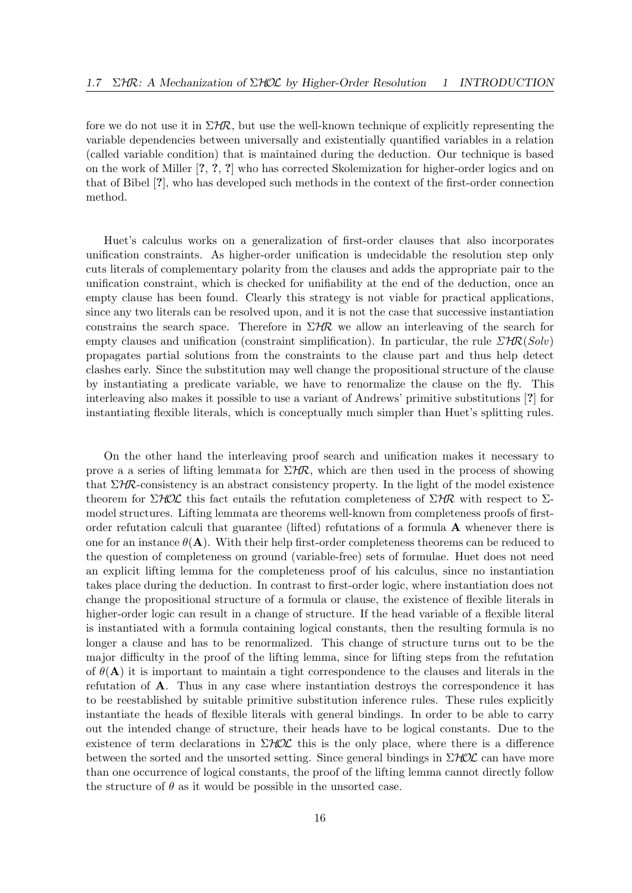fore we do not use it in $\Sigma\mathcal{HR}$, but use the well-known technique of explicitly representing the variable dependencies between universally and existentially quantified variables in a relation (called variable condition) that is maintained during the deduction. Our technique is based on the work of Miller [?, ?, ?] who has corrected Skolemization for higher-order logics and on that of Bibel [?], who has developed such methods in the context of the first-order connection method.

Huet's calculus works on a generalization of first-order clauses that also incorporates unification constraints. As higher-order unification is undecidable the resolution step only cuts literals of complementary polarity from the clauses and adds the appropriate pair to the unification constraint, which is checked for unifiability at the end of the deduction, once an empty clause has been found. Clearly this strategy is not viable for practical applications, since any two literals can be resolved upon, and it is not the case that successive instantiation constrains the search space. Therefore in $\Sigma\mathcal{HR}$ we allow an interleaving of the search for empty clauses and unification (constraint simplification). In particular, the rule $\Sigma\mathcal{HR}(Solv)$ propagates partial solutions from the constraints to the clause part and thus help detect clashes early. Since the substitution may well change the propositional structure of the clause by instantiating a predicate variable, we have to renormalize the clause on the fly. This interleaving also makes it possible to use a variant of Andrews' primitive substitutions [?] for instantiating flexible literals, which is conceptually much simpler than Huet's splitting rules.

On the other hand the interleaving proof search and unification makes it necessary to prove a a series of lifting lemmata for $\Sigma\mathcal{HR}$, which are then used in the process of showing that $\Sigma\mathcal{HR}$-consistency is an abstract consistency property. In the light of the model existence theorem for $\Sigma\mathcal{HOL}$ this fact entails the refutation completeness of $\Sigma\mathcal{HR}$ with respect to $\Sigma$-model structures. Lifting lemmata are theorems well-known from completeness proofs of first-order refutation calculi that guarantee (lifted) refutations of a formula $\mathbf{A}$ whenever there is one for an instance $\theta(\mathbf{A})$. With their help first-order completeness theorems can be reduced to the question of completeness on ground (variable-free) sets of formulae. Huet does not need an explicit lifting lemma for the completeness proof of his calculus, since no instantiation takes place during the deduction. In contrast to first-order logic, where instantiation does not change the propositional structure of a formula or clause, the existence of flexible literals in higher-order logic can result in a change of structure. If the head variable of a flexible literal is instantiated with a formula containing logical constants, then the resulting formula is no longer a clause and has to be renormalized. This change of structure turns out to be the major difficulty in the proof of the lifting lemma, since for lifting steps from the refutation of $\theta(\mathbf{A})$ it is important to maintain a tight correspondence to the clauses and literals in the refutation of $\mathbf{A}$. Thus in any case where instantiation destroys the correspondence it has to be reestablished by suitable primitive substitution inference rules. These rules explicitly instantiate the heads of flexible literals with general bindings. In order to be able to carry out the intended change of structure, their heads have to be logical constants. Due to the existence of term declarations in $\Sigma\mathcal{HOL}$ this is the only place, where there is a difference between the sorted and the unsorted setting. Since general bindings in $\Sigma\mathcal{HOL}$ can have more than one occurrence of logical constants, the proof of the lifting lemma cannot directly follow the structure of $\theta$ as it would be possible in the unsorted case.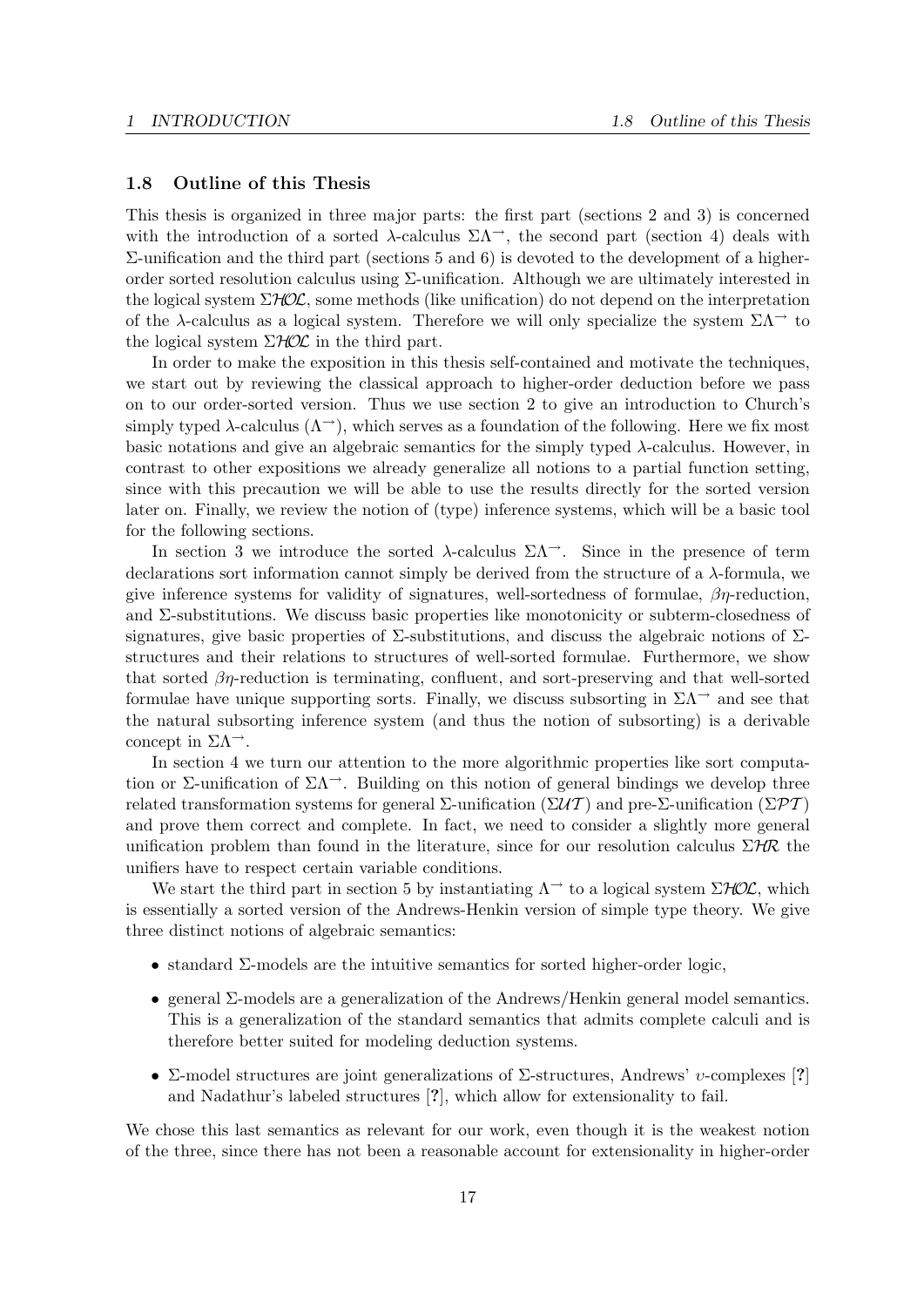### 1.8 Outline of this Thesis

This thesis is organized in three major parts: the first part (sections 2 and 3) is concerned with the introduction of a sorted $\lambda$-calculus $\Sigma\Lambda^{\rightarrow}$, the second part (section 4) deals with $\Sigma$-unification and the third part (sections 5 and 6) is devoted to the development of a higher-order sorted resolution calculus using $\Sigma$-unification. Although we are ultimately interested in the logical system $\Sigma\mathcal{HOL}$, some methods (like unification) do not depend on the interpretation of the $\lambda$-calculus as a logical system. Therefore we will only specialize the system $\Sigma\Lambda^{\rightarrow}$ to the logical system $\Sigma\mathcal{HOL}$ in the third part.

In order to make the exposition in this thesis self-contained and motivate the techniques, we start out by reviewing the classical approach to higher-order deduction before we pass on to our order-sorted version. Thus we use section 2 to give an introduction to Church's simply typed $\lambda$-calculus ($\Lambda^{\rightarrow}$), which serves as a foundation of the following. Here we fix most basic notations and give an algebraic semantics for the simply typed $\lambda$-calculus. However, in contrast to other expositions we already generalize all notions to a partial function setting, since with this precaution we will be able to use the results directly for the sorted version later on. Finally, we review the notion of (type) inference systems, which will be a basic tool for the following sections.

In section 3 we introduce the sorted $\lambda$-calculus $\Sigma\Lambda^{\rightarrow}$. Since in the presence of term declarations sort information cannot simply be derived from the structure of a $\lambda$-formula, we give inference systems for validity of signatures, well-sortedness of formulae, $\beta\eta$-reduction, and $\Sigma$-substitutions. We discuss basic properties like monotonicity or subterm-closedness of signatures, give basic properties of $\Sigma$-substitutions, and discuss the algebraic notions of $\Sigma$-structures and their relations to structures of well-sorted formulae. Furthermore, we show that sorted $\beta\eta$-reduction is terminating, confluent, and sort-preserving and that well-sorted formulae have unique supporting sorts. Finally, we discuss subsorting in $\Sigma\Lambda^{\rightarrow}$ and see that the natural subsorting inference system (and thus the notion of subsorting) is a derivable concept in $\Sigma\Lambda^{\rightarrow}$.

In section 4 we turn our attention to the more algorithmic properties like sort computation or $\Sigma$-unification of $\Sigma\Lambda^{\rightarrow}$. Building on this notion of general bindings we develop three related transformation systems for general $\Sigma$-unification ($\Sigma\mathcal{UT}$) and pre-$\Sigma$-unification ($\Sigma\mathcal{PT}$) and prove them correct and complete. In fact, we need to consider a slightly more general unification problem than found in the literature, since for our resolution calculus $\Sigma\mathcal{HR}$ the unifiers have to respect certain variable conditions.

We start the third part in section 5 by instantiating $\Lambda^{\rightarrow}$ to a logical system $\Sigma\mathcal{HOL}$, which is essentially a sorted version of the Andrews-Henkin version of simple type theory. We give three distinct notions of algebraic semantics:

- standard $\Sigma$-models are the intuitive semantics for sorted higher-order logic,
- general $\Sigma$-models are a generalization of the Andrews/Henkin general model semantics. This is a generalization of the standard semantics that admits complete calculi and is therefore better suited for modeling deduction systems.
- $\Sigma$-model structures are joint generalizations of $\Sigma$-structures, Andrews' $\upsilon$-complexes [?] and Nadathur's labeled structures [?], which allow for extensionality to fail.

We chose this last semantics as relevant for our work, even though it is the weakest notion of the three, since there has not been a reasonable account for extensionality in higher-order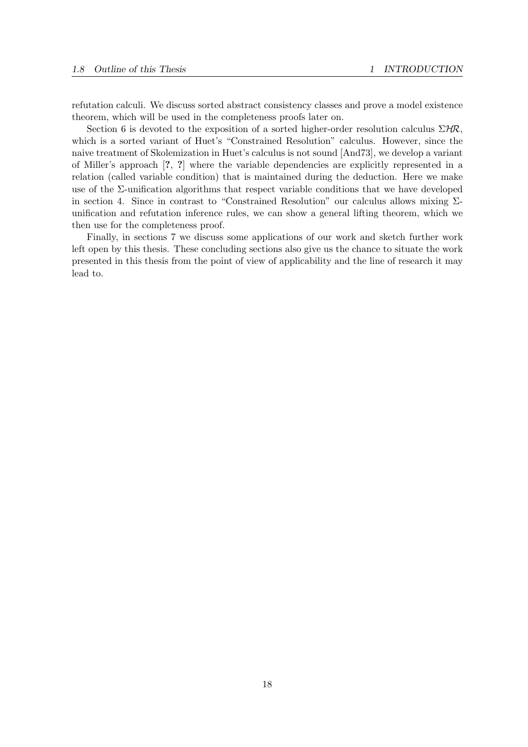refutation calculi. We discuss sorted abstract consistency classes and prove a model existence theorem, which will be used in the completeness proofs later on.

Section 6 is devoted to the exposition of a sorted higher-order resolution calculus $\Sigma\mathcal{HR}$, which is a sorted variant of Huet's "Constrained Resolution" calculus. However, since the naive treatment of Skolemization in Huet's calculus is not sound [And73], we develop a variant of Miller's approach [**?**, **?**] where the variable dependencies are explicitly represented in a relation (called variable condition) that is maintained during the deduction. Here we make use of the $\Sigma$-unification algorithms that respect variable conditions that we have developed in section 4. Since in contrast to "Constrained Resolution" our calculus allows mixing $\Sigma$-unification and refutation inference rules, we can show a general lifting theorem, which we then use for the completeness proof.

Finally, in sections 7 we discuss some applications of our work and sketch further work left open by this thesis. These concluding sections also give us the chance to situate the work presented in this thesis from the point of view of applicability and the line of research it may lead to.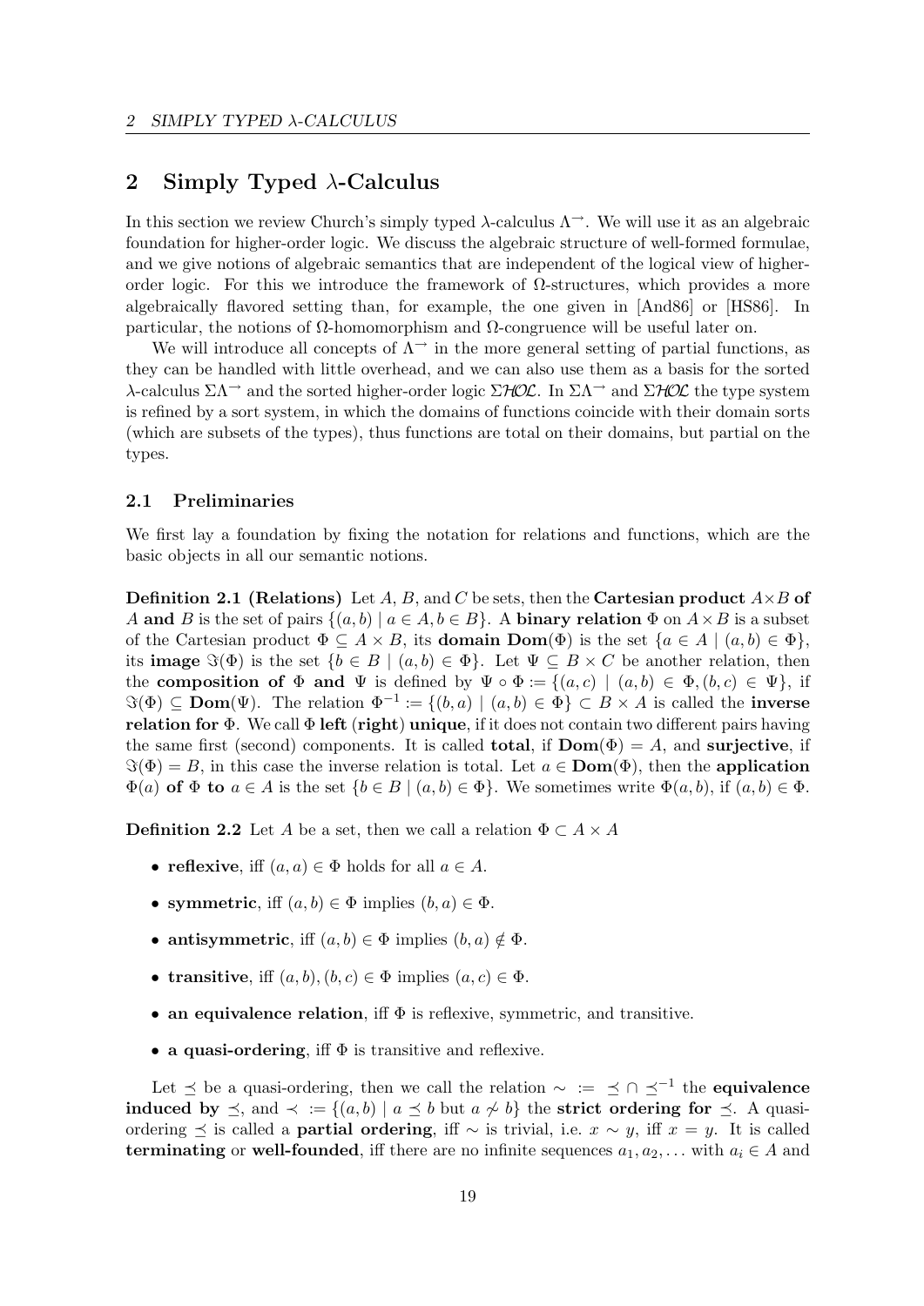## 2 Simply Typed $\lambda$-Calculus

In this section we review Church's simply typed $\lambda$-calculus $\Lambda^{\rightarrow}$. We will use it as an algebraic foundation for higher-order logic. We discuss the algebraic structure of well-formed formulae, and we give notions of algebraic semantics that are independent of the logical view of higher-order logic. For this we introduce the framework of $\Omega$-structures, which provides a more algebraically flavored setting than, for example, the one given in [And86] or [HS86]. In particular, the notions of $\Omega$-homomorphism and $\Omega$-congruence will be useful later on.

We will introduce all concepts of $\Lambda^{\rightarrow}$ in the more general setting of partial functions, as they can be handled with little overhead, and we can also use them as a basis for the sorted $\lambda$-calculus $\Sigma\Lambda^{\rightarrow}$ and the sorted higher-order logic $\Sigma\mathcal{HOL}$. In $\Sigma\Lambda^{\rightarrow}$ and $\Sigma\mathcal{HOL}$ the type system is refined by a sort system, in which the domains of functions coincide with their domain sorts (which are subsets of the types), thus functions are total on their domains, but partial on the types.

### 2.1 Preliminaries

We first lay a foundation by fixing the notation for relations and functions, which are the basic objects in all our semantic notions.

**Definition 2.1 (Relations)** Let $A$, $B$, and $C$ be sets, then the **Cartesian product** $A \times B$ **of** $A$ **and** $B$ is the set of pairs $\{(a, b) \mid a \in A, b \in B\}$. A **binary relation** $\Phi$ on $A \times B$ is a subset of the Cartesian product $\Phi \subseteq A \times B$, its **domain** $\mathbf{Dom}(\Phi)$ is the set $\{a \in A \mid (a, b) \in \Phi\}$, its **image** $\Im(\Phi)$ is the set $\{b \in B \mid (a, b) \in \Phi\}$. Let $\Psi \subseteq B \times C$ be another relation, then the **composition of** $\Phi$ **and** $\Psi$ is defined by $\Psi \circ \Phi := \{(a, c) \mid (a, b) \in \Phi, (b, c) \in \Psi\}$, if $\Im(\Phi) \subseteq \mathbf{Dom}(\Psi)$. The relation $\Phi^{-1} := \{(b, a) \mid (a, b) \in \Phi\} \subset B \times A$ is called the **inverse relation for** $\Phi$. We call $\Phi$ **left** (**right**) **unique**, if it does not contain two different pairs having the same first (second) components. It is called **total**, if $\mathbf{Dom}(\Phi) = A$, and **surjective**, if $\Im(\Phi) = B$, in this case the inverse relation is total. Let $a \in \mathbf{Dom}(\Phi)$, then the **application** $\Phi(a)$ **of** $\Phi$ **to** $a \in A$ is the set $\{b \in B \mid (a, b) \in \Phi\}$. We sometimes write $\Phi(a, b)$, if $(a, b) \in \Phi$.

**Definition 2.2** Let $A$ be a set, then we call a relation $\Phi \subset A \times A$

- **reflexive**, iff $(a, a) \in \Phi$ holds for all $a \in A$.
- **symmetric**, iff $(a, b) \in \Phi$ implies $(b, a) \in \Phi$.
- **antisymmetric**, iff $(a, b) \in \Phi$ implies $(b, a) \notin \Phi$.
- **transitive**, iff $(a, b), (b, c) \in \Phi$ implies $(a, c) \in \Phi$.
- **an equivalence relation**, iff $\Phi$ is reflexive, symmetric, and transitive.
- **a quasi-ordering**, iff $\Phi$ is transitive and reflexive.

Let $\preceq$ be a quasi-ordering, then we call the relation $\sim \; := \; \preceq \cap \preceq^{-1}$ the **equivalence induced by** $\preceq$, and $\prec \; := \{(a, b) \mid a \preceq b \text{ but } a \not\sim b\}$ the **strict ordering for** $\preceq$. A quasi-ordering $\preceq$ is called a **partial ordering**, iff $\sim$ is trivial, i.e. $x \sim y$, iff $x = y$. It is called **terminating** or **well-founded**, iff there are no infinite sequences $a_1, a_2, \ldots$ with $a_i \in A$ and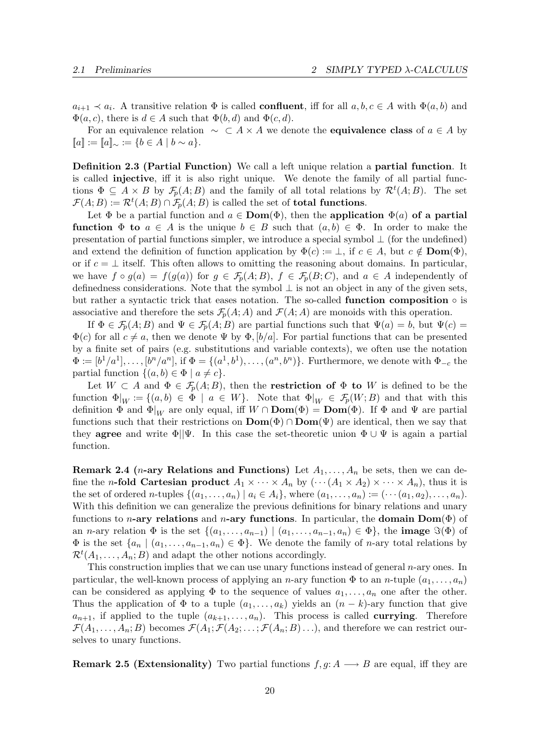$a_{i+1} \prec a_i$. A transitive relation $\Phi$ is called **confluent**, iff for all $a, b, c \in A$ with $\Phi(a, b)$ and $\Phi(a, c)$, there is $d \in A$ such that $\Phi(b, d)$ and $\Phi(c, d)$.

For an equivalence relation $\sim\ \subset A \times A$ we denote the **equivalence class** of $a \in A$ by $[\![a]\!] := [\![a]\!]_\sim := \{b \in A \mid b \sim a\}$.

**Definition 2.3 (Partial Function)** We call a left unique relation a **partial function**. It is called **injective**, iff it is also right unique. We denote the family of all partial functions $\Phi \subseteq A \times B$ by $\mathcal{F}_p(A; B)$ and the family of all total relations by $\mathcal{R}^t(A; B)$. The set $\mathcal{F}(A; B) := \mathcal{R}^t(A; B) \cap \mathcal{F}_p(A; B)$ is called the set of **total functions**.

Let $\Phi$ be a partial function and $a \in \mathbf{Dom}(\Phi)$, then the **application** $\Phi(a)$ **of a partial function** $\Phi$ **to** $a \in A$ is the unique $b \in B$ such that $(a, b) \in \Phi$. In order to make the presentation of partial functions simpler, we introduce a special symbol $\perp$ (for the undefined) and extend the definition of function application by $\Phi(c) := \perp$, if $c \in A$, but $c \notin \mathbf{Dom}(\Phi)$, or if $c = \perp$ itself. This often allows to omitting the reasoning about domains. In particular, we have $f \circ g(a) = f(g(a))$ for $g \in \mathcal{F}_p(A; B)$, $f \in \mathcal{F}_p(B; C)$, and $a \in A$ independently of definedness considerations. Note that the symbol $\perp$ is not an object in any of the given sets, but rather a syntactic trick that eases notation. The so-called **function composition** $\circ$ is associative and therefore the sets $\mathcal{F}_p(A; A)$ and $\mathcal{F}(A; A)$ are monoids with this operation.

If $\Phi \in \mathcal{F}_p(A; B)$ and $\Psi \in \mathcal{F}_p(A; B)$ are partial functions such that $\Psi(a) = b$, but $\Psi(c) = \Phi(c)$ for all $c \neq a$, then we denote $\Psi$ by $\Phi, [b/a]$. For partial functions that can be presented by a finite set of pairs (e.g. substitutions and variable contexts), we often use the notation $\Phi := [b^1/a^1], \ldots, [b^n/a^n]$, if $\Phi = \{(a^1, b^1), \ldots, (a^n, b^n)\}$. Furthermore, we denote with $\Phi_{-c}$ the partial function $\{(a, b) \in \Phi \mid a \neq c\}$.

Let $W \subset A$ and $\Phi \in \mathcal{F}_p(A; B)$, then the **restriction of** $\Phi$ **to** $W$ is defined to be the function $\Phi|_W := \{(a, b) \in \Phi \mid a \in W\}$. Note that $\Phi|_W \in \mathcal{F}_p(W; B)$ and that with this definition $\Phi$ and $\Phi|_W$ are only equal, iff $W \cap \mathbf{Dom}(\Phi) = \mathbf{Dom}(\Phi)$. If $\Phi$ and $\Psi$ are partial functions such that their restrictions on $\mathbf{Dom}(\Phi) \cap \mathbf{Dom}(\Psi)$ are identical, then we say that they **agree** and write $\Phi || \Psi$. In this case the set-theoretic union $\Phi \cup \Psi$ is again a partial function.

**Remark 2.4 ($n$-ary Relations and Functions)** Let $A_1, \ldots, A_n$ be sets, then we can define the **$n$-fold Cartesian product** $A_1 \times \cdots \times A_n$ by $(\cdots(A_1 \times A_2) \times \cdots \times A_n)$, thus it is the set of ordered $n$-tuples $\{(a_1, \ldots, a_n) \mid a_i \in A_i\}$, where $(a_1, \ldots, a_n) := (\cdots(a_1, a_2), \ldots, a_n)$. With this definition we can generalize the previous definitions for binary relations and unary functions to **$n$-ary relations** and **$n$-ary functions**. In particular, the **domain** $\mathbf{Dom}(\Phi)$ of an $n$-ary relation $\Phi$ is the set $\{(a_1, \ldots, a_{n-1}) \mid (a_1, \ldots, a_{n-1}, a_n) \in \Phi\}$, the **image** $\Im(\Phi)$ of $\Phi$ is the set $\{a_n \mid (a_1, \ldots, a_{n-1}, a_n) \in \Phi\}$. We denote the family of $n$-ary total relations by $\mathcal{R}^t(A_1, \ldots, A_n; B)$ and adapt the other notions accordingly.

This construction implies that we can use unary functions instead of general $n$-ary ones. In particular, the well-known process of applying an $n$-ary function $\Phi$ to an $n$-tuple $(a_1, \ldots, a_n)$ can be considered as applying $\Phi$ to the sequence of values $a_1, \ldots, a_n$ one after the other. Thus the application of $\Phi$ to a tuple $(a_1, \ldots, a_k)$ yields an $(n-k)$-ary function that give $a_{n+1}$, if applied to the tuple $(a_{k+1}, \ldots, a_n)$. This process is called **currying**. Therefore $\mathcal{F}(A_1, \ldots, A_n; B)$ becomes $\mathcal{F}(A_1; \mathcal{F}(A_2; \ldots; \mathcal{F}(A_n; B) \ldots)$, and therefore we can restrict ourselves to unary functions.

**Remark 2.5 (Extensionality)** Two partial functions $f, g\colon A \longrightarrow B$ are equal, iff they are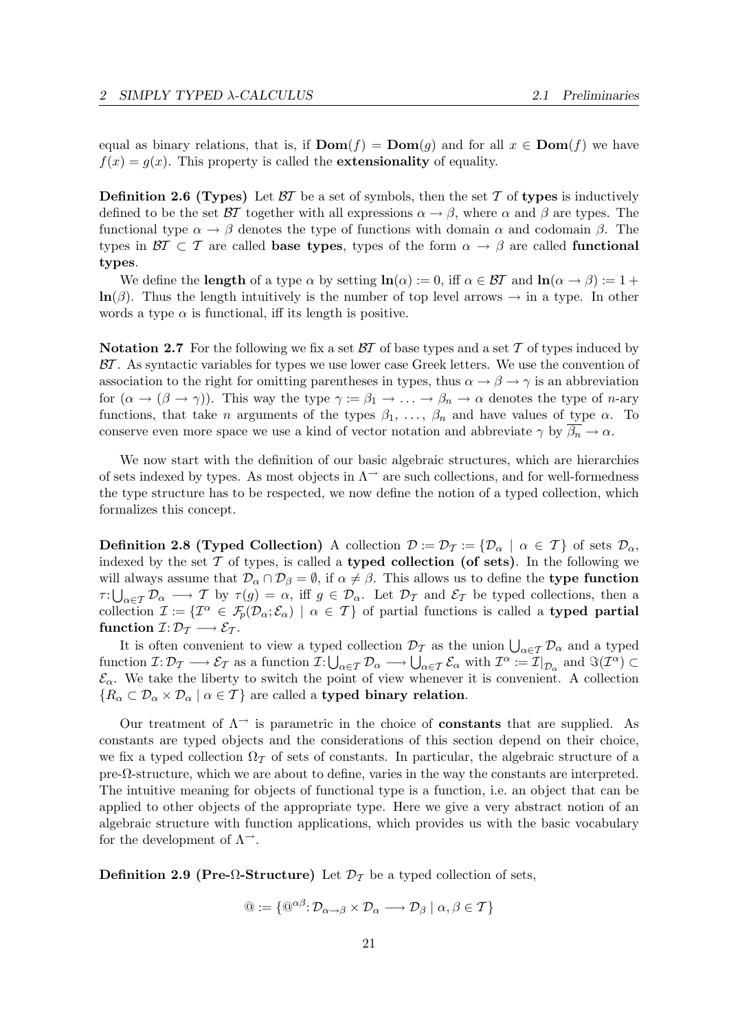equal as binary relations, that is, if $\mathbf{Dom}(f) = \mathbf{Dom}(g)$ and for all $x \in \mathbf{Dom}(f)$ we have $f(x) = g(x)$. This property is called the **extensionality** of equality.

**Definition 2.6 (Types)** Let $\mathcal{BT}$ be a set of symbols, then the set $\mathcal{T}$ of **types** is inductively defined to be the set $\mathcal{BT}$ together with all expressions $\alpha \to \beta$, where $\alpha$ and $\beta$ are types. The functional type $\alpha \to \beta$ denotes the type of functions with domain $\alpha$ and codomain $\beta$. The types in $\mathcal{BT} \subset \mathcal{T}$ are called **base types**, types of the form $\alpha \to \beta$ are called **functional types**.

We define the **length** of a type $\alpha$ by setting $\mathbf{ln}(\alpha) := 0$, iff $\alpha \in \mathcal{BT}$ and $\mathbf{ln}(\alpha \to \beta) := 1 + \mathbf{ln}(\beta)$. Thus the length intuitively is the number of top level arrows $\to$ in a type. In other words a type $\alpha$ is functional, iff its length is positive.

**Notation 2.7** For the following we fix a set $\mathcal{BT}$ of base types and a set $\mathcal{T}$ of types induced by $\mathcal{BT}$. As syntactic variables for types we use lower case Greek letters. We use the convention of association to the right for omitting parentheses in types, thus $\alpha \to \beta \to \gamma$ is an abbreviation for $(\alpha \to (\beta \to \gamma))$. This way the type $\gamma := \beta_1 \to \ldots \to \beta_n \to \alpha$ denotes the type of $n$-ary functions, that take $n$ arguments of the types $\beta_1, \ldots, \beta_n$ and have values of type $\alpha$. To conserve even more space we use a kind of vector notation and abbreviate $\gamma$ by $\overline{\beta_n} \to \alpha$.

We now start with the definition of our basic algebraic structures, which are hierarchies of sets indexed by types. As most objects in $\Lambda^{\to}$ are such collections, and for well-formedness the type structure has to be respected, we now define the notion of a typed collection, which formalizes this concept.

**Definition 2.8 (Typed Collection)** A collection $\mathcal{D} := \mathcal{D}_{\mathcal{T}} := \{\mathcal{D}_\alpha \mid \alpha \in \mathcal{T}\}$ of sets $\mathcal{D}_\alpha$, indexed by the set $\mathcal{T}$ of types, is called a **typed collection (of sets)**. In the following we will always assume that $\mathcal{D}_\alpha \cap \mathcal{D}_\beta = \emptyset$, if $\alpha \neq \beta$. This allows us to define the **type function** $\tau: \bigcup_{\alpha \in \mathcal{T}} \mathcal{D}_\alpha \longrightarrow \mathcal{T}$ by $\tau(g) = \alpha$, iff $g \in \mathcal{D}_\alpha$. Let $\mathcal{D}_{\mathcal{T}}$ and $\mathcal{E}_{\mathcal{T}}$ be typed collections, then a collection $\mathcal{I} := \{\mathcal{I}^\alpha \in \mathcal{F}_p(\mathcal{D}_\alpha; \mathcal{E}_\alpha) \mid \alpha \in \mathcal{T}\}$ of partial functions is called a **typed partial function** $\mathcal{I}: \mathcal{D}_{\mathcal{T}} \longrightarrow \mathcal{E}_{\mathcal{T}}$.

It is often convenient to view a typed collection $\mathcal{D}_{\mathcal{T}}$ as the union $\bigcup_{\alpha \in \mathcal{T}} \mathcal{D}_\alpha$ and a typed function $\mathcal{I}: \mathcal{D}_{\mathcal{T}} \longrightarrow \mathcal{E}_{\mathcal{T}}$ as a function $\mathcal{I}: \bigcup_{\alpha \in \mathcal{T}} \mathcal{D}_\alpha \longrightarrow \bigcup_{\alpha \in \mathcal{T}} \mathcal{E}_\alpha$ with $\mathcal{I}^\alpha := \mathcal{I}|_{\mathcal{D}_\alpha}$ and $\Im(\mathcal{I}^\alpha) \subset \mathcal{E}_\alpha$. We take the liberty to switch the point of view whenever it is convenient. A collection $\{R_\alpha \subset \mathcal{D}_\alpha \times \mathcal{D}_\alpha \mid \alpha \in \mathcal{T}\}$ are called a **typed binary relation**.

Our treatment of $\Lambda^{\to}$ is parametric in the choice of **constants** that are supplied. As constants are typed objects and the considerations of this section depend on their choice, we fix a typed collection $\Omega_{\mathcal{T}}$ of sets of constants. In particular, the algebraic structure of a pre-$\Omega$-structure, which we are about to define, varies in the way the constants are interpreted. The intuitive meaning for objects of functional type is a function, i.e. an object that can be applied to other objects of the appropriate type. Here we give a very abstract notion of an algebraic structure with function applications, which provides us with the basic vocabulary for the development of $\Lambda^{\to}$.

**Definition 2.9 (Pre-Ω-Structure)** Let $\mathcal{D}_{\mathcal{T}}$ be a typed collection of sets,

$$@ := \{@^{\alpha\beta}: \mathcal{D}_{\alpha \to \beta} \times \mathcal{D}_\alpha \longrightarrow \mathcal{D}_\beta \mid \alpha, \beta \in \mathcal{T}\}$$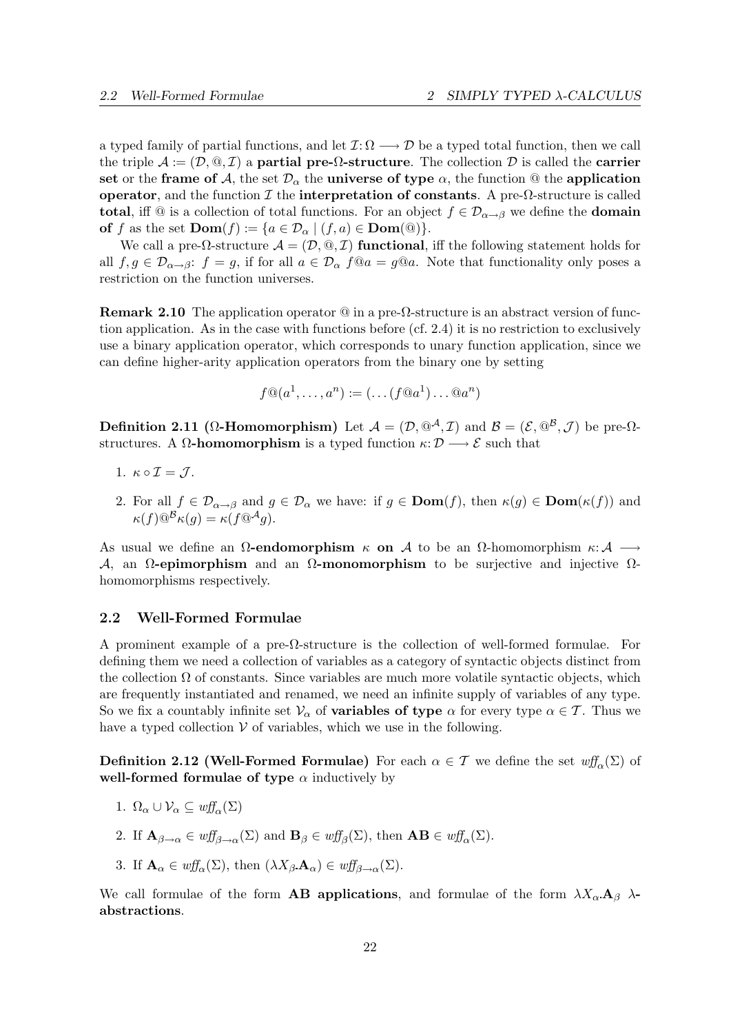a typed family of partial functions, and let $\mathcal{I}\colon \Omega \longrightarrow \mathcal{D}$ be a typed total function, then we call the triple $\mathcal{A} := (\mathcal{D}, @, \mathcal{I})$ a **partial pre-Ω-structure**. The collection $\mathcal{D}$ is called the **carrier set** or the **frame of** $\mathcal{A}$, the set $\mathcal{D}_\alpha$ the **universe of type** $\alpha$, the function @ the **application operator**, and the function $\mathcal{I}$ the **interpretation of constants**. A pre-Ω-structure is called **total**, iff @ is a collection of total functions. For an object $f \in \mathcal{D}_{\alpha\to\beta}$ we define the **domain of** $f$ as the set $\mathbf{Dom}(f) := \{a \in \mathcal{D}_\alpha \mid (f, a) \in \mathbf{Dom}(@)\}$.

We call a pre-Ω-structure $\mathcal{A} = (\mathcal{D}, @, \mathcal{I})$ **functional**, iff the following statement holds for all $f, g \in \mathcal{D}_{\alpha\to\beta}$: $f = g$, if for all $a \in \mathcal{D}_\alpha$ $f@a = g@a$. Note that functionality only poses a restriction on the function universes.

**Remark 2.10** The application operator @ in a pre-Ω-structure is an abstract version of function application. As in the case with functions before (cf. 2.4) it is no restriction to exclusively use a binary application operator, which corresponds to unary function application, since we can define higher-arity application operators from the binary one by setting

$$f@(a^1, \ldots, a^n) := (\ldots(f@a^1)\ldots @a^n)$$

**Definition 2.11 (Ω-Homomorphism)** Let $\mathcal{A} = (\mathcal{D}, @^{\mathcal{A}}, \mathcal{I})$ and $\mathcal{B} = (\mathcal{E}, @^{\mathcal{B}}, \mathcal{J})$ be pre-Ω-structures. A **Ω-homomorphism** is a typed function $\kappa\colon \mathcal{D} \longrightarrow \mathcal{E}$ such that

1. $\kappa \circ \mathcal{I} = \mathcal{J}$.
2. For all $f \in \mathcal{D}_{\alpha\to\beta}$ and $g \in \mathcal{D}_\alpha$ we have: if $g \in \mathbf{Dom}(f)$, then $\kappa(g) \in \mathbf{Dom}(\kappa(f))$ and $\kappa(f)@^{\mathcal{B}}\kappa(g) = \kappa(f@^{\mathcal{A}}g)$.

As usual we define an **Ω-endomorphism** $\kappa$ **on** $\mathcal{A}$ to be an Ω-homomorphism $\kappa\colon \mathcal{A} \longrightarrow \mathcal{A}$, an **Ω-epimorphism** and an **Ω-monomorphism** to be surjective and injective Ω-homomorphisms respectively.

## 2.2 Well-Formed Formulae

A prominent example of a pre-Ω-structure is the collection of well-formed formulae. For defining them we need a collection of variables as a category of syntactic objects distinct from the collection Ω of constants. Since variables are much more volatile syntactic objects, which are frequently instantiated and renamed, we need an infinite supply of variables of any type. So we fix a countably infinite set $\mathcal{V}_\alpha$ of **variables of type** $\alpha$ for every type $\alpha \in \mathcal{T}$. Thus we have a typed collection $\mathcal{V}$ of variables, which we use in the following.

**Definition 2.12 (Well-Formed Formulae)** For each $\alpha \in \mathcal{T}$ we define the set $\mathit{wff}_\alpha(\Sigma)$ of **well-formed formulae of type** $\alpha$ inductively by

1. $\Omega_\alpha \cup \mathcal{V}_\alpha \subseteq \mathit{wff}_\alpha(\Sigma)$
2. If $\mathbf{A}_{\beta\to\alpha} \in \mathit{wff}_{\beta\to\alpha}(\Sigma)$ and $\mathbf{B}_\beta \in \mathit{wff}_\beta(\Sigma)$, then $\mathbf{AB} \in \mathit{wff}_\alpha(\Sigma)$.
3. If $\mathbf{A}_\alpha \in \mathit{wff}_\alpha(\Sigma)$, then $(\lambda X_\beta.\mathbf{A}_\alpha) \in \mathit{wff}_{\beta\to\alpha}(\Sigma)$.

We call formulae of the form $\mathbf{AB}$ **applications**, and formulae of the form $\lambda X_\alpha.\mathbf{A}_\beta$ **λ-abstractions**.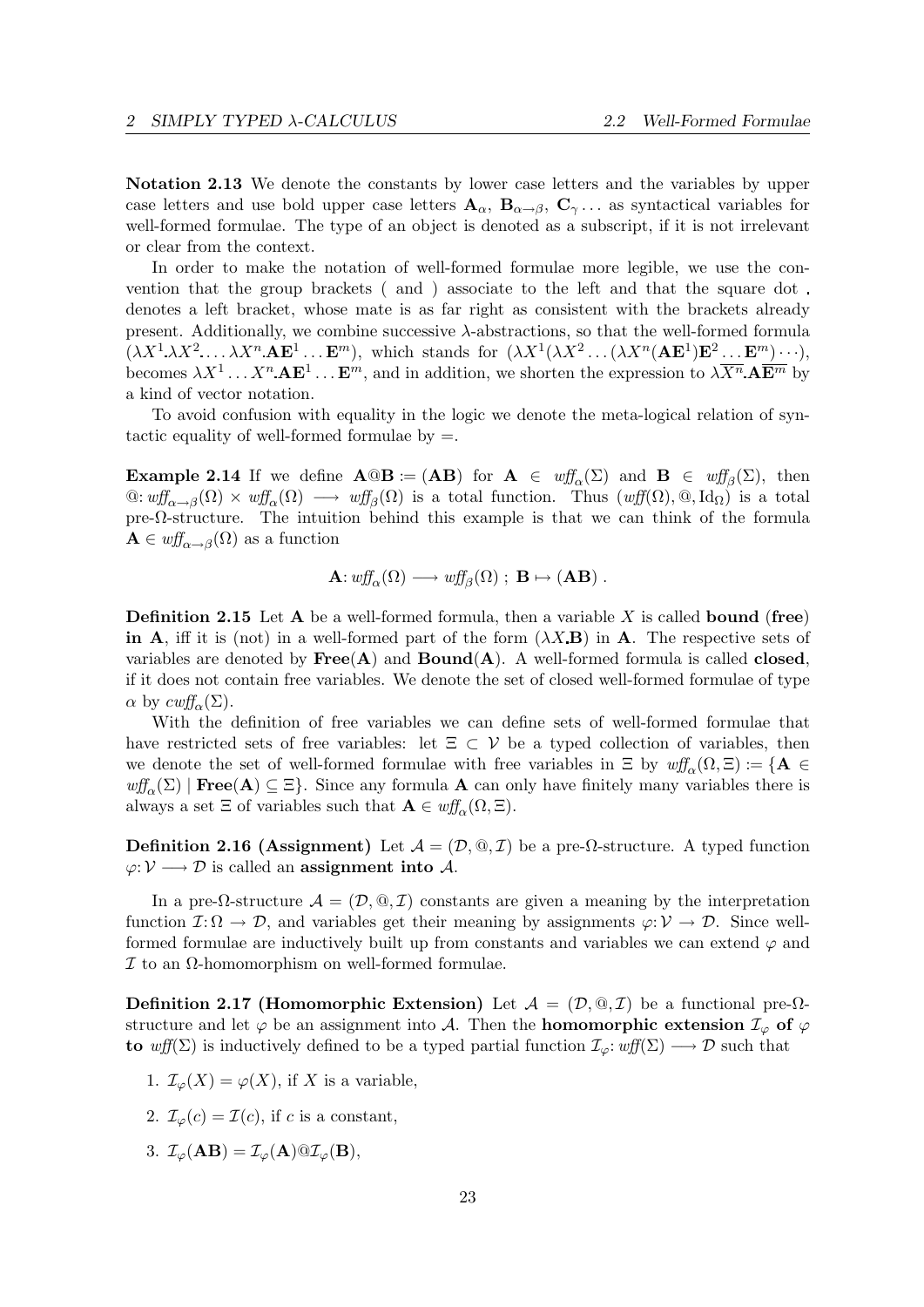**Notation 2.13** We denote the constants by lower case letters and the variables by upper case letters and use bold upper case letters $\mathbf{A}_\alpha$, $\mathbf{B}_{\alpha\to\beta}$, $\mathbf{C}_\gamma \ldots$ as syntactical variables for well-formed formulae. The type of an object is denoted as a subscript, if it is not irrelevant or clear from the context.

In order to make the notation of well-formed formulae more legible, we use the convention that the group brackets ( and ) associate to the left and that the square dot **.** denotes a left bracket, whose mate is as far right as consistent with the brackets already present. Additionally, we combine successive $\lambda$-abstractions, so that the well-formed formula $(\lambda X^1 \textbf{.} \lambda X^2 \textbf{.} \ldots \lambda X^n \textbf{.} \mathbf{A}\mathbf{E}^1 \ldots \mathbf{E}^m)$, which stands for $(\lambda X^1(\lambda X^2 \ldots (\lambda X^n(\mathbf{A}\mathbf{E}^1)\mathbf{E}^2 \ldots \mathbf{E}^m)\cdots)$, becomes $\lambda X^1 \ldots X^n \textbf{.} \mathbf{A}\mathbf{E}^1 \ldots \mathbf{E}^m$, and in addition, we shorten the expression to $\lambda\overline{X^n}\textbf{.}\mathbf{A}\overline{\mathbf{E}^m}$ by a kind of vector notation.

To avoid confusion with equality in the logic we denote the meta-logical relation of syntactic equality of well-formed formulae by $=$.

**Example 2.14** If we define $\mathbf{A}@\mathbf{B} := (\mathbf{A}\mathbf{B})$ for $\mathbf{A} \in \mathit{wff}_\alpha(\Sigma)$ and $\mathbf{B} \in \mathit{wff}_\beta(\Sigma)$, then $@\colon \mathit{wff}_{\alpha\to\beta}(\Omega) \times \mathit{wff}_\alpha(\Omega) \longrightarrow \mathit{wff}_\beta(\Omega)$ is a total function. Thus $(\mathit{wff}(\Omega), @, \mathrm{Id}_\Omega)$ is a total pre-$\Omega$-structure. The intuition behind this example is that we can think of the formula $\mathbf{A} \in \mathit{wff}_{\alpha\to\beta}(\Omega)$ as a function

$$\mathbf{A}\colon \mathit{wff}_\alpha(\Omega) \longrightarrow \mathit{wff}_\beta(\Omega)\ ;\ \mathbf{B} \mapsto (\mathbf{A}\mathbf{B})\ .$$

**Definition 2.15** Let $\mathbf{A}$ be a well-formed formula, then a variable $X$ is called **bound** (**free**) **in A**, iff it is (not) in a well-formed part of the form $(\lambda X\textbf{.}\mathbf{B})$ in $\mathbf{A}$. The respective sets of variables are denoted by $\mathbf{Free}(\mathbf{A})$ and $\mathbf{Bound}(\mathbf{A})$. A well-formed formula is called **closed**, if it does not contain free variables. We denote the set of closed well-formed formulae of type $\alpha$ by $\mathit{cwff}_\alpha(\Sigma)$.

With the definition of free variables we can define sets of well-formed formulae that have restricted sets of free variables: let $\Xi \subset \mathcal{V}$ be a typed collection of variables, then we denote the set of well-formed formulae with free variables in $\Xi$ by $\mathit{wff}_\alpha(\Omega, \Xi) := \{\mathbf{A} \in \mathit{wff}_\alpha(\Sigma) \mid \mathbf{Free}(\mathbf{A}) \subseteq \Xi\}$. Since any formula $\mathbf{A}$ can only have finitely many variables there is always a set $\Xi$ of variables such that $\mathbf{A} \in \mathit{wff}_\alpha(\Omega, \Xi)$.

**Definition 2.16 (Assignment)** Let $\mathcal{A} = (\mathcal{D}, @, \mathcal{I})$ be a pre-$\Omega$-structure. A typed function $\varphi\colon \mathcal{V} \longrightarrow \mathcal{D}$ is called an **assignment into** $\mathcal{A}$.

In a pre-$\Omega$-structure $\mathcal{A} = (\mathcal{D}, @, \mathcal{I})$ constants are given a meaning by the interpretation function $\mathcal{I}\colon \Omega \to \mathcal{D}$, and variables get their meaning by assignments $\varphi\colon \mathcal{V} \to \mathcal{D}$. Since well-formed formulae are inductively built up from constants and variables we can extend $\varphi$ and $\mathcal{I}$ to an $\Omega$-homomorphism on well-formed formulae.

**Definition 2.17 (Homomorphic Extension)** Let $\mathcal{A} = (\mathcal{D}, @, \mathcal{I})$ be a functional pre-$\Omega$-structure and let $\varphi$ be an assignment into $\mathcal{A}$. Then the **homomorphic extension** $\mathcal{I}_\varphi$ **of** $\varphi$ **to** $\mathit{wff}(\Sigma)$ is inductively defined to be a typed partial function $\mathcal{I}_\varphi\colon \mathit{wff}(\Sigma) \longrightarrow \mathcal{D}$ such that

1. $\mathcal{I}_\varphi(X) = \varphi(X)$, if $X$ is a variable,
2. $\mathcal{I}_\varphi(c) = \mathcal{I}(c)$, if $c$ is a constant,
3. $\mathcal{I}_\varphi(\mathbf{A}\mathbf{B}) = \mathcal{I}_\varphi(\mathbf{A})@\mathcal{I}_\varphi(\mathbf{B})$,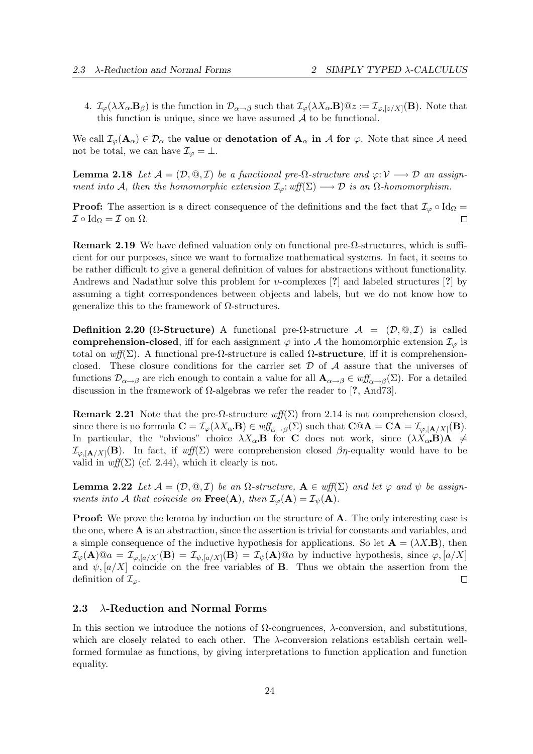4. $\mathcal{I}_\varphi(\lambda X_\alpha.\mathbf{B}_\beta)$ is the function in $\mathcal{D}_{\alpha\to\beta}$ such that $\mathcal{I}_\varphi(\lambda X_\alpha.\mathbf{B})@z := \mathcal{I}_{\varphi,[z/X]}(\mathbf{B})$. Note that this function is unique, since we have assumed $\mathcal{A}$ to be functional.

We call $\mathcal{I}_\varphi(\mathbf{A}_\alpha) \in \mathcal{D}_\alpha$ the **value** or **denotation of $\mathbf{A}_\alpha$ in $\mathcal{A}$ for** $\varphi$. Note that since $\mathcal{A}$ need not be total, we can have $\mathcal{I}_\varphi = \bot$.

**Lemma 2.18** *Let $\mathcal{A} = (\mathcal{D}, @, \mathcal{I})$ be a functional pre-$\Omega$-structure and $\varphi: \mathcal{V} \longrightarrow \mathcal{D}$ an assignment into $\mathcal{A}$, then the homomorphic extension $\mathcal{I}_\varphi: \mathit{wff}(\Sigma) \longrightarrow \mathcal{D}$ is an $\Omega$-homomorphism.*

**Proof:** The assertion is a direct consequence of the definitions and the fact that $\mathcal{I}_\varphi \circ \mathrm{Id}_\Omega = \mathcal{I} \circ \mathrm{Id}_\Omega = \mathcal{I}$ on $\Omega$. $\square$

**Remark 2.19** We have defined valuation only on functional pre-$\Omega$-structures, which is sufficient for our purposes, since we want to formalize mathematical systems. In fact, it seems to be rather difficult to give a general definition of values for abstractions without functionality. Andrews and Nadathur solve this problem for $\upsilon$-complexes [?] and labeled structures [?] by assuming a tight correspondences between objects and labels, but we do not know how to generalize this to the framework of $\Omega$-structures.

**Definition 2.20 ($\Omega$-Structure)** A functional pre-$\Omega$-structure $\mathcal{A} = (\mathcal{D}, @, \mathcal{I})$ is called **comprehension-closed**, iff for each assignment $\varphi$ into $\mathcal{A}$ the homomorphic extension $\mathcal{I}_\varphi$ is total on $\mathit{wff}(\Sigma)$. A functional pre-$\Omega$-structure is called **$\Omega$-structure**, iff it is comprehension-closed. These closure conditions for the carrier set $\mathcal{D}$ of $\mathcal{A}$ assure that the universes of functions $\mathcal{D}_{\alpha\to\beta}$ are rich enough to contain a value for all $\mathbf{A}_{\alpha\to\beta} \in \mathit{wff}_{\alpha\to\beta}(\Sigma)$. For a detailed discussion in the framework of $\Omega$-algebras we refer the reader to [?, And73].

**Remark 2.21** Note that the pre-$\Omega$-structure $\mathit{wff}(\Sigma)$ from 2.14 is not comprehension closed, since there is no formula $\mathbf{C} = \mathcal{I}_\varphi(\lambda X_\alpha.\mathbf{B}) \in \mathit{wff}_{\alpha\to\beta}(\Sigma)$ such that $\mathbf{C}@\mathbf{A} = \mathbf{CA} = \mathcal{I}_{\varphi,[\mathbf{A}/X]}(\mathbf{B})$. In particular, the "obvious" choice $\lambda X_\alpha.\mathbf{B}$ for $\mathbf{C}$ does not work, since $(\lambda X_\alpha.\mathbf{B})\mathbf{A} \neq \mathcal{I}_{\varphi,[\mathbf{A}/X]}(\mathbf{B})$. In fact, if $\mathit{wff}(\Sigma)$ were comprehension closed $\beta\eta$-equality would have to be valid in $\mathit{wff}(\Sigma)$ (cf. 2.44), which it clearly is not.

**Lemma 2.22** *Let $\mathcal{A} = (\mathcal{D}, @, \mathcal{I})$ be an $\Omega$-structure, $\mathbf{A} \in \mathit{wff}(\Sigma)$ and let $\varphi$ and $\psi$ be assignments into $\mathcal{A}$ that coincide on $\mathbf{Free}(\mathbf{A})$, then $\mathcal{I}_\varphi(\mathbf{A}) = \mathcal{I}_\psi(\mathbf{A})$.*

**Proof:** We prove the lemma by induction on the structure of $\mathbf{A}$. The only interesting case is the one, where $\mathbf{A}$ is an abstraction, since the assertion is trivial for constants and variables, and a simple consequence of the inductive hypothesis for applications. So let $\mathbf{A} = (\lambda X.\mathbf{B})$, then $\mathcal{I}_\varphi(\mathbf{A})@a = \mathcal{I}_{\varphi,[a/X]}(\mathbf{B}) = \mathcal{I}_{\psi,[a/X]}(\mathbf{B}) = \mathcal{I}_\psi(\mathbf{A})@a$ by inductive hypothesis, since $\varphi,[a/X]$ and $\psi,[a/X]$ coincide on the free variables of $\mathbf{B}$. Thus we obtain the assertion from the definition of $\mathcal{I}_\varphi$. $\square$

### 2.3 $\lambda$-Reduction and Normal Forms

In this section we introduce the notions of $\Omega$-congruences, $\lambda$-conversion, and substitutions, which are closely related to each other. The $\lambda$-conversion relations establish certain well-formed formulae as functions, by giving interpretations to function application and function equality.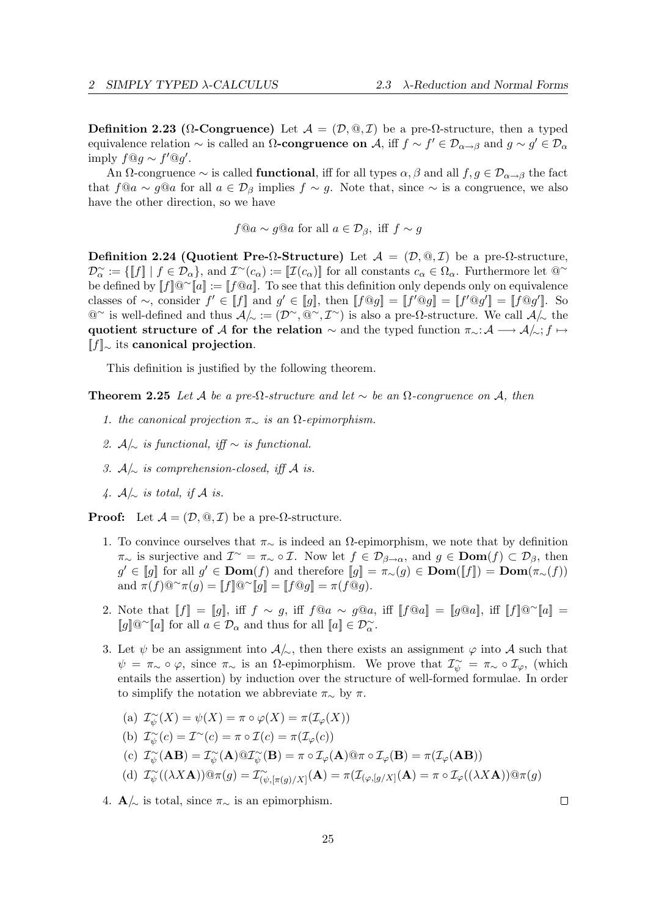**Definition 2.23 (Ω-Congruence)** Let $\mathcal{A} = (\mathcal{D}, @, \mathcal{I})$ be a pre-Ω-structure, then a typed equivalence relation $\sim$ is called an **Ω-congruence on** $\mathcal{A}$, iff $f \sim f' \in \mathcal{D}_{\alpha\to\beta}$ and $g \sim g' \in \mathcal{D}_\alpha$ imply $f@g \sim f'@g'$.

An Ω-congruence $\sim$ is called **functional**, iff for all types $\alpha, \beta$ and all $f, g \in \mathcal{D}_{\alpha\to\beta}$ the fact that $f@a \sim g@a$ for all $a \in \mathcal{D}_\beta$ implies $f \sim g$. Note that, since $\sim$ is a congruence, we also have the other direction, so we have

$$f@a \sim g@a \text{ for all } a \in \mathcal{D}_\beta, \text{ iff } f \sim g$$

**Definition 2.24 (Quotient Pre-Ω-Structure)** Let $\mathcal{A} = (\mathcal{D}, @, \mathcal{I})$ be a pre-Ω-structure, $\mathcal{D}^\sim_\alpha := \{[\![f]\!] \mid f \in \mathcal{D}_\alpha\}$, and $\mathcal{I}^\sim(c_\alpha) := [\![\mathcal{I}(c_\alpha)]\!]$ for all constants $c_\alpha \in \Omega_\alpha$. Furthermore let $@^\sim$ be defined by $[\![f]\!]@^\sim[\![a]\!] := [\![f@a]\!]$. To see that this definition only depends only on equivalence classes of $\sim$, consider $f' \in [\![f]\!]$ and $g' \in [\![g]\!]$, then $[\![f@g]\!] = [\![f'@g]\!] = [\![f'@g']\!] = [\![f@g']\!]$. So $@^\sim$ is well-defined and thus $\mathcal{A}/_\sim := (\mathcal{D}^\sim, @^\sim, \mathcal{I}^\sim)$ is also a pre-Ω-structure. We call $\mathcal{A}/_\sim$ the **quotient structure of** $\mathcal{A}$ **for the relation** $\sim$ and the typed function $\pi_\sim : \mathcal{A} \longrightarrow \mathcal{A}/_\sim ; f \mapsto [\![f]\!]_\sim$ its **canonical projection**.

This definition is justified by the following theorem.

**Theorem 2.25** *Let $\mathcal{A}$ be a pre-Ω-structure and let $\sim$ be an Ω-congruence on $\mathcal{A}$, then*

1. *the canonical projection $\pi_\sim$ is an Ω-epimorphism.*
2. *$\mathcal{A}/_\sim$ is functional, iff $\sim$ is functional.*
3. *$\mathcal{A}/_\sim$ is comprehension-closed, iff $\mathcal{A}$ is.*
4. *$\mathcal{A}/_\sim$ is total, if $\mathcal{A}$ is.*

**Proof:** Let $\mathcal{A} = (\mathcal{D}, @, \mathcal{I})$ be a pre-Ω-structure.

1. To convince ourselves that $\pi_\sim$ is indeed an Ω-epimorphism, we note that by definition $\pi_\sim$ is surjective and $\mathcal{I}^\sim = \pi_\sim \circ \mathcal{I}$. Now let $f \in \mathcal{D}_{\beta\to\alpha}$, and $g \in \mathbf{Dom}(f) \subset \mathcal{D}_\beta$, then $g' \in [\![g]\!]$ for all $g' \in \mathbf{Dom}(f)$ and therefore $[\![g]\!] = \pi_\sim(g) \in \mathbf{Dom}([\![f]\!]) = \mathbf{Dom}(\pi_\sim(f))$ and $\pi(f)@^\sim\pi(g) = [\![f]\!]@^\sim[\![g]\!] = [\![f@g]\!] = \pi(f@g)$.
2. Note that $[\![f]\!] = [\![g]\!]$, iff $f \sim g$, iff $f@a \sim g@a$, iff $[\![f@a]\!] = [\![g@a]\!]$, iff $[\![f]\!]@^\sim[\![a]\!] = [\![g]\!]@^\sim[\![a]\!]$ for all $a \in \mathcal{D}_\alpha$ and thus for all $[\![a]\!] \in \mathcal{D}^\sim_\alpha$.
3. Let $\psi$ be an assignment into $\mathcal{A}/_\sim$, then there exists an assignment $\varphi$ into $\mathcal{A}$ such that $\psi = \pi_\sim \circ \varphi$, since $\pi_\sim$ is an Ω-epimorphism. We prove that $\mathcal{I}^\sim_\psi = \pi_\sim \circ \mathcal{I}_\varphi$, (which entails the assertion) by induction over the structure of well-formed formulae. In order to simplify the notation we abbreviate $\pi_\sim$ by $\pi$.
   (a) $\mathcal{I}^\sim_\psi(X) = \psi(X) = \pi \circ \varphi(X) = \pi(\mathcal{I}_\varphi(X))$
   (b) $\mathcal{I}^\sim_\psi(c) = \mathcal{I}^\sim(c) = \pi \circ \mathcal{I}(c) = \pi(\mathcal{I}_\varphi(c))$
   (c) $\mathcal{I}^\sim_\psi(\mathbf{AB}) = \mathcal{I}^\sim_\psi(\mathbf{A})@\mathcal{I}^\sim_\psi(\mathbf{B}) = \pi \circ \mathcal{I}_\varphi(\mathbf{A})@\pi \circ \mathcal{I}_\varphi(\mathbf{B}) = \pi(\mathcal{I}_\varphi(\mathbf{AB}))$
   (d) $\mathcal{I}^\sim_\psi((\lambda X \mathbf{A}))@\pi(g) = \mathcal{I}^\sim_{(\psi,[\pi(g)/X]}(\mathbf{A}) = \pi(\mathcal{I}_{(\varphi,[g/X]}(\mathbf{A}) = \pi \circ \mathcal{I}_\varphi((\lambda X \mathbf{A}))@\pi(g)$
4. $\mathbf{A}/_\sim$ is total, since $\pi_\sim$ is an epimorphism. □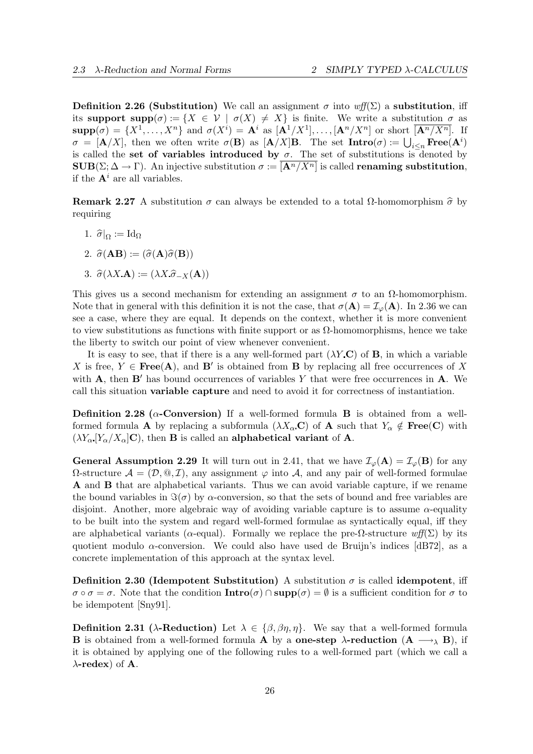**Definition 2.26 (Substitution)** We call an assignment $\sigma$ into $wff(\Sigma)$ a **substitution**, iff its **support** $\mathbf{supp}(\sigma) := \{X \in \mathcal{V} \mid \sigma(X) \neq X\}$ is finite. We write a substitution $\sigma$ as $\mathbf{supp}(\sigma) = \{X^1, \ldots, X^n\}$ and $\sigma(X^i) = \mathbf{A}^i$ as $[\mathbf{A}^1/X^1], \ldots, [\mathbf{A}^n/X^n]$ or short $\overline{[\mathbf{A}^n/X^n]}$. If $\sigma = [\mathbf{A}/X]$, then we often write $\sigma(\mathbf{B})$ as $[\mathbf{A}/X]\mathbf{B}$. The set $\mathbf{Intro}(\sigma) := \bigcup_{i \leq n} \mathbf{Free}(\mathbf{A}^i)$ is called the **set of variables introduced by** $\sigma$. The set of substitutions is denoted by $\mathbf{SUB}(\Sigma; \Delta \to \Gamma)$. An injective substitution $\sigma := \overline{[\mathbf{A}^n/X^n]}$ is called **renaming substitution**, if the $\mathbf{A}^i$ are all variables.

**Remark 2.27** A substitution $\sigma$ can always be extended to a total $\Omega$-homomorphism $\widehat{\sigma}$ by requiring

1. $\widehat{\sigma}|_{\Omega} := \mathrm{Id}_{\Omega}$
2. $\widehat{\sigma}(\mathbf{AB}) := (\widehat{\sigma}(\mathbf{A})\widehat{\sigma}(\mathbf{B}))$
3. $\widehat{\sigma}(\lambda X.\mathbf{A}) := (\lambda X.\widehat{\sigma}_{-X}(\mathbf{A}))$

This gives us a second mechanism for extending an assignment $\sigma$ to an $\Omega$-homomorphism. Note that in general with this definition it is not the case, that $\sigma(\mathbf{A}) = \mathcal{I}_{\varphi}(\mathbf{A})$. In 2.36 we can see a case, where they are equal. It depends on the context, whether it is more convenient to view substitutions as functions with finite support or as $\Omega$-homomorphisms, hence we take the liberty to switch our point of view whenever convenient.

It is easy to see, that if there is a any well-formed part $(\lambda Y.\mathbf{C})$ of $\mathbf{B}$, in which a variable $X$ is free, $Y \in \mathbf{Free}(\mathbf{A})$, and $\mathbf{B}'$ is obtained from $\mathbf{B}$ by replacing all free occurrences of $X$ with $\mathbf{A}$, then $\mathbf{B}'$ has bound occurrences of variables $Y$ that were free occurrences in $\mathbf{A}$. We call this situation **variable capture** and need to avoid it for correctness of instantiation.

**Definition 2.28 ($\alpha$-Conversion)** If a well-formed formula $\mathbf{B}$ is obtained from a well-formed formula $\mathbf{A}$ by replacing a subformula $(\lambda X_\alpha.\mathbf{C})$ of $\mathbf{A}$ such that $Y_\alpha \notin \mathbf{Free}(\mathbf{C})$ with $(\lambda Y_\alpha.[Y_\alpha/X_\alpha]\mathbf{C})$, then $\mathbf{B}$ is called an **alphabetical variant** of $\mathbf{A}$.

**General Assumption 2.29** It will turn out in 2.41, that we have $\mathcal{I}_{\varphi}(\mathbf{A}) = \mathcal{I}_{\varphi}(\mathbf{B})$ for any $\Omega$-structure $\mathcal{A} = (\mathcal{D}, @, \mathcal{I})$, any assignment $\varphi$ into $\mathcal{A}$, and any pair of well-formed formulae $\mathbf{A}$ and $\mathbf{B}$ that are alphabetical variants. Thus we can avoid variable capture, if we rename the bound variables in $\Im(\sigma)$ by $\alpha$-conversion, so that the sets of bound and free variables are disjoint. Another, more algebraic way of avoiding variable capture is to assume $\alpha$-equality to be built into the system and regard well-formed formulae as syntactically equal, iff they are alphabetical variants ($\alpha$-equal). Formally we replace the pre-$\Omega$-structure $wff(\Sigma)$ by its quotient modulo $\alpha$-conversion. We could also have used de Bruijn's indices [dB72], as a concrete implementation of this approach at the syntax level.

**Definition 2.30 (Idempotent Substitution)** A substitution $\sigma$ is called **idempotent**, iff $\sigma \circ \sigma = \sigma$. Note that the condition $\mathbf{Intro}(\sigma) \cap \mathbf{supp}(\sigma) = \emptyset$ is a sufficient condition for $\sigma$ to be idempotent [Sny91].

**Definition 2.31 ($\lambda$-Reduction)** Let $\lambda \in \{\beta, \beta\eta, \eta\}$. We say that a well-formed formula $\mathbf{B}$ is obtained from a well-formed formula $\mathbf{A}$ by a **one-step $\lambda$-reduction** ($\mathbf{A} \longrightarrow_\lambda \mathbf{B}$), if it is obtained by applying one of the following rules to a well-formed part (which we call a **$\lambda$-redex**) of $\mathbf{A}$.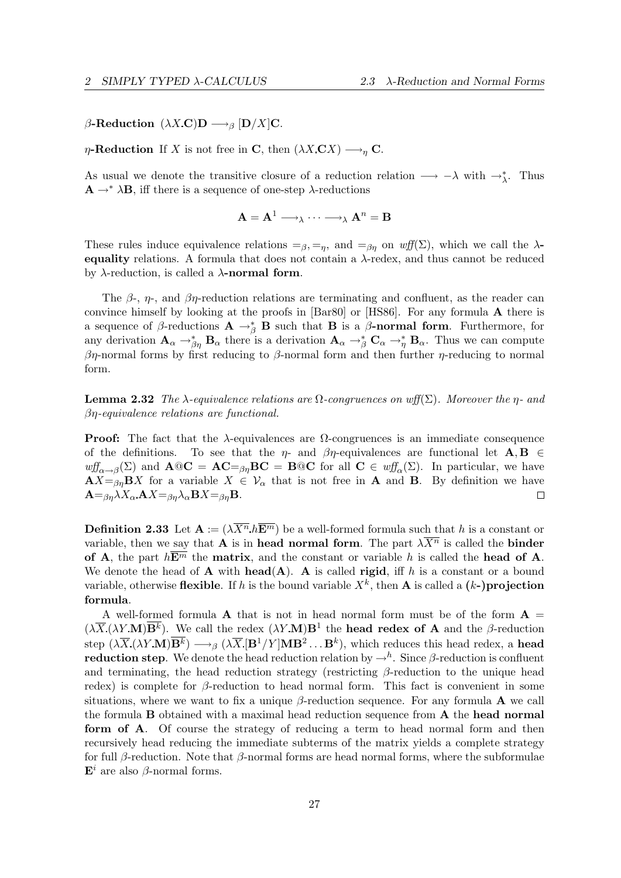**$\beta$-Reduction** $(\lambda X.\mathbf{C})\mathbf{D} \longrightarrow_\beta [\mathbf{D}/X]\mathbf{C}$.

**$\eta$-Reduction** If $X$ is not free in $\mathbf{C}$, then $(\lambda X.\mathbf{C}X) \longrightarrow_\eta \mathbf{C}$.

As usual we denote the transitive closure of a reduction relation $\longrightarrow -\lambda$ with $\rightarrow^*_\lambda$. Thus $\mathbf{A} \rightarrow^* \lambda\mathbf{B}$, iff there is a sequence of one-step $\lambda$-reductions

$$\mathbf{A} = \mathbf{A}^1 \longrightarrow_\lambda \cdots \longrightarrow_\lambda \mathbf{A}^n = \mathbf{B}$$

These rules induce equivalence relations $=_\beta, =_\eta$, and $=_{\beta\eta}$ on $\mathit{wff}(\Sigma)$, which we call the **$\lambda$-equality** relations. A formula that does not contain a $\lambda$-redex, and thus cannot be reduced by $\lambda$-reduction, is called a **$\lambda$-normal form**.

The $\beta$-, $\eta$-, and $\beta\eta$-reduction relations are terminating and confluent, as the reader can convince himself by looking at the proofs in [Bar80] or [HS86]. For any formula $\mathbf{A}$ there is a sequence of $\beta$-reductions $\mathbf{A} \rightarrow^*_\beta \mathbf{B}$ such that $\mathbf{B}$ is a **$\beta$-normal form**. Furthermore, for any derivation $\mathbf{A}_\alpha \rightarrow^*_{\beta\eta} \mathbf{B}_\alpha$ there is a derivation $\mathbf{A}_\alpha \rightarrow^*_\beta \mathbf{C}_\alpha \rightarrow^*_\eta \mathbf{B}_\alpha$. Thus we can compute $\beta\eta$-normal forms by first reducing to $\beta$-normal form and then further $\eta$-reducing to normal form.

**Lemma 2.32** *The $\lambda$-equivalence relations are $\Omega$-congruences on $\mathit{wff}(\Sigma)$. Moreover the $\eta$- and $\beta\eta$-equivalence relations are functional.*

**Proof:** The fact that the $\lambda$-equivalences are $\Omega$-congruences is an immediate consequence of the definitions. To see that the $\eta$- and $\beta\eta$-equivalences are functional let $\mathbf{A}, \mathbf{B} \in \mathit{wff}_{\alpha\rightarrow\beta}(\Sigma)$ and $\mathbf{A}@\mathbf{C} = \mathbf{AC} =_{\beta\eta} \mathbf{BC} = \mathbf{B}@\mathbf{C}$ for all $\mathbf{C} \in \mathit{wff}_\alpha(\Sigma)$. In particular, we have $\mathbf{A}X =_{\beta\eta} \mathbf{B}X$ for a variable $X \in \mathcal{V}_\alpha$ that is not free in $\mathbf{A}$ and $\mathbf{B}$. By definition we have $\mathbf{A} =_{\beta\eta} \lambda X_\alpha.\mathbf{A}X =_{\beta\eta} \lambda_\alpha \mathbf{B}X =_{\beta\eta} \mathbf{B}$. $\square$

**Definition 2.33** Let $\mathbf{A} := (\lambda\overline{X^n}.h\overline{\mathbf{E}^m})$ be a well-formed formula such that $h$ is a constant or variable, then we say that $\mathbf{A}$ is in **head normal form**. The part $\lambda\overline{X^n}$ is called the **binder of A**, the part $h\overline{\mathbf{E}^m}$ the **matrix**, and the constant or variable $h$ is called the **head of A**. We denote the head of $\mathbf{A}$ with $\mathbf{head}(\mathbf{A})$. $\mathbf{A}$ is called **rigid**, iff $h$ is a constant or a bound variable, otherwise **flexible**. If $h$ is the bound variable $X^k$, then $\mathbf{A}$ is called a **($k$-)projection formula**.

A well-formed formula $\mathbf{A}$ that is not in head normal form must be of the form $\mathbf{A} = (\lambda\overline{X}.(\lambda Y.\mathbf{M})\overline{\mathbf{B}^k})$. We call the redex $(\lambda Y.\mathbf{M})\mathbf{B}^1$ the **head redex of A** and the $\beta$-reduction step $(\lambda\overline{X}.(\lambda Y.\mathbf{M})\overline{\mathbf{B}^k}) \longrightarrow_\beta (\lambda\overline{X}.[\mathbf{B}^1/Y]\mathbf{M}\mathbf{B}^2 \ldots \mathbf{B}^k)$, which reduces this head redex, a **head reduction step**. We denote the head reduction relation by $\rightarrow^h$. Since $\beta$-reduction is confluent and terminating, the head reduction strategy (restricting $\beta$-reduction to the unique head redex) is complete for $\beta$-reduction to head normal form. This fact is convenient in some situations, where we want to fix a unique $\beta$-reduction sequence. For any formula $\mathbf{A}$ we call the formula $\mathbf{B}$ obtained with a maximal head reduction sequence from $\mathbf{A}$ the **head normal form of A**. Of course the strategy of reducing a term to head normal form and then recursively head reducing the immediate subterms of the matrix yields a complete strategy for full $\beta$-reduction. Note that $\beta$-normal forms are head normal forms, where the subformulae $\mathbf{E}^i$ are also $\beta$-normal forms.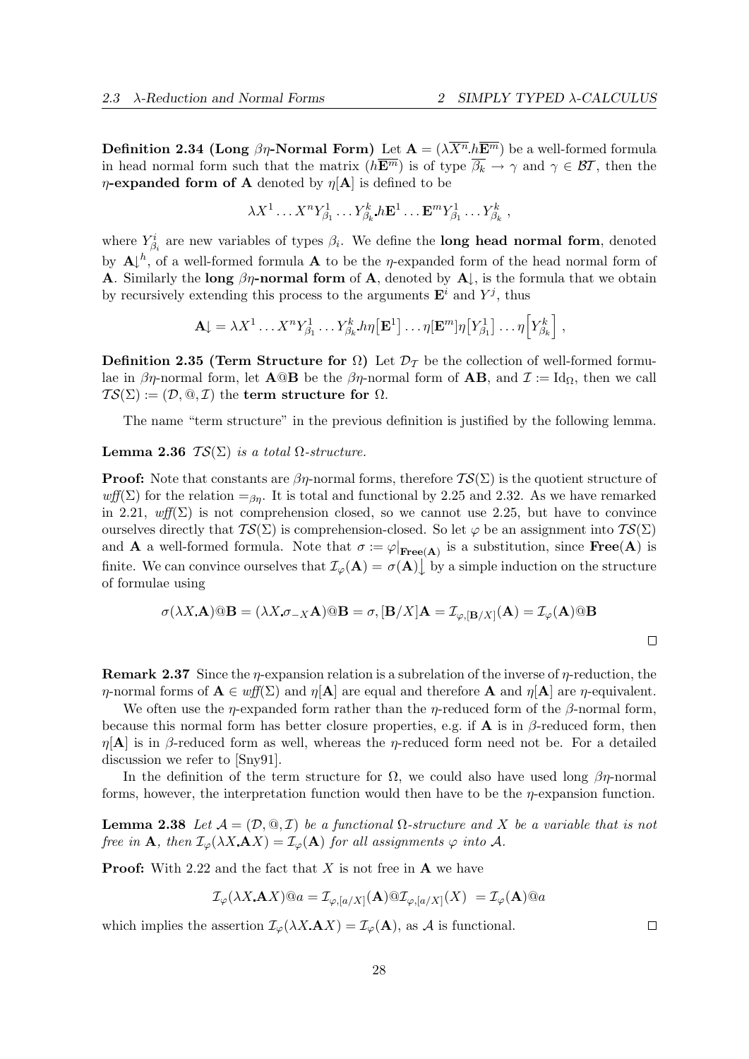**Definition 2.34 (Long $\beta\eta$-Normal Form)** Let $\mathbf{A} = (\lambda\overline{X^n}.h\overline{\mathbf{E}^m})$ be a well-formed formula in head normal form such that the matrix $(h\overline{\mathbf{E}^m})$ is of type $\overline{\beta_k} \to \gamma$ and $\gamma \in \mathcal{BT}$, then the **$\eta$-expanded form of A** denoted by $\eta[\mathbf{A}]$ is defined to be

$$\lambda X^1 \ldots X^n Y^1_{\beta_1} \ldots Y^k_{\beta_k}.h\mathbf{E}^1 \ldots \mathbf{E}^m Y^1_{\beta_1} \ldots Y^k_{\beta_k}\,,$$

where $Y^i_{\beta_i}$ are new variables of types $\beta_i$. We define the **long head normal form**, denoted by $\mathbf{A}\!\downarrow^h$, of a well-formed formula $\mathbf{A}$ to be the $\eta$-expanded form of the head normal form of $\mathbf{A}$. Similarly the **long $\beta\eta$-normal form** of $\mathbf{A}$, denoted by $\mathbf{A}\!\downarrow$, is the formula that we obtain by recursively extending this process to the arguments $\mathbf{E}^i$ and $Y^j$, thus

$$\mathbf{A}\!\downarrow = \lambda X^1 \ldots X^n Y^1_{\beta_1} \ldots Y^k_{\beta_k}.h\eta\big[\mathbf{E}^1\big] \ldots \eta[\mathbf{E}^m]\eta\big[Y^1_{\beta_1}\big] \ldots \eta\Big[Y^k_{\beta_k}\Big]\,,$$

**Definition 2.35 (Term Structure for $\Omega$)** Let $\mathcal{D}_{\mathcal{T}}$ be the collection of well-formed formulae in $\beta\eta$-normal form, let $\mathbf{A}@\mathbf{B}$ be the $\beta\eta$-normal form of $\mathbf{AB}$, and $\mathcal{I} := \mathrm{Id}_\Omega$, then we call $\mathcal{TS}(\Sigma) := (\mathcal{D}, @, \mathcal{I})$ the **term structure for** $\Omega$.

The name "term structure" in the previous definition is justified by the following lemma.

**Lemma 2.36** *$\mathcal{TS}(\Sigma)$ is a total $\Omega$-structure.*

**Proof:** Note that constants are $\beta\eta$-normal forms, therefore $\mathcal{TS}(\Sigma)$ is the quotient structure of $\mathit{wff}(\Sigma)$ for the relation $=_{\beta\eta}$. It is total and functional by 2.25 and 2.32. As we have remarked in 2.21, $\mathit{wff}(\Sigma)$ is not comprehension closed, so we cannot use 2.25, but have to convince ourselves directly that $\mathcal{TS}(\Sigma)$ is comprehension-closed. So let $\varphi$ be an assignment into $\mathcal{TS}(\Sigma)$ and $\mathbf{A}$ a well-formed formula. Note that $\sigma := \varphi|_{\mathbf{Free(A)}}$ is a substitution, since $\mathbf{Free(A)}$ is finite. We can convince ourselves that $\mathcal{I}_\varphi(\mathbf{A}) = \sigma(\mathbf{A})\big\downarrow$ by a simple induction on the structure of formulae using

$$\sigma(\lambda X.\mathbf{A})@\mathbf{B} = (\lambda X.\sigma_{-X}\mathbf{A})@\mathbf{B} = \sigma, [\mathbf{B}/X]\mathbf{A} = \mathcal{I}_{\varphi,[\mathbf{B}/X]}(\mathbf{A}) = \mathcal{I}_\varphi(\mathbf{A})@\mathbf{B}$$

□

**Remark 2.37** Since the $\eta$-expansion relation is a subrelation of the inverse of $\eta$-reduction, the $\eta$-normal forms of $\mathbf{A} \in \mathit{wff}(\Sigma)$ and $\eta[\mathbf{A}]$ are equal and therefore $\mathbf{A}$ and $\eta[\mathbf{A}]$ are $\eta$-equivalent.

We often use the $\eta$-expanded form rather than the $\eta$-reduced form of the $\beta$-normal form, because this normal form has better closure properties, e.g. if $\mathbf{A}$ is in $\beta$-reduced form, then $\eta[\mathbf{A}]$ is in $\beta$-reduced form as well, whereas the $\eta$-reduced form need not be. For a detailed discussion we refer to [Sny91].

In the definition of the term structure for $\Omega$, we could also have used long $\beta\eta$-normal forms, however, the interpretation function would then have to be the $\eta$-expansion function.

**Lemma 2.38** *Let $\mathcal{A} = (\mathcal{D}, @, \mathcal{I})$ be a functional $\Omega$-structure and $X$ be a variable that is not free in $\mathbf{A}$, then $\mathcal{I}_\varphi(\lambda X.\mathbf{A}X) = \mathcal{I}_\varphi(\mathbf{A})$ for all assignments $\varphi$ into $\mathcal{A}$.*

**Proof:** With 2.22 and the fact that $X$ is not free in $\mathbf{A}$ we have

$$\mathcal{I}_\varphi(\lambda X.\mathbf{A}X)@a = \mathcal{I}_{\varphi,[a/X]}(\mathbf{A})@\mathcal{I}_{\varphi,[a/X]}(X) \;= \mathcal{I}_\varphi(\mathbf{A})@a$$

which implies the assertion $\mathcal{I}_\varphi(\lambda X.\mathbf{A}X) = \mathcal{I}_\varphi(\mathbf{A})$, as $\mathcal{A}$ is functional. □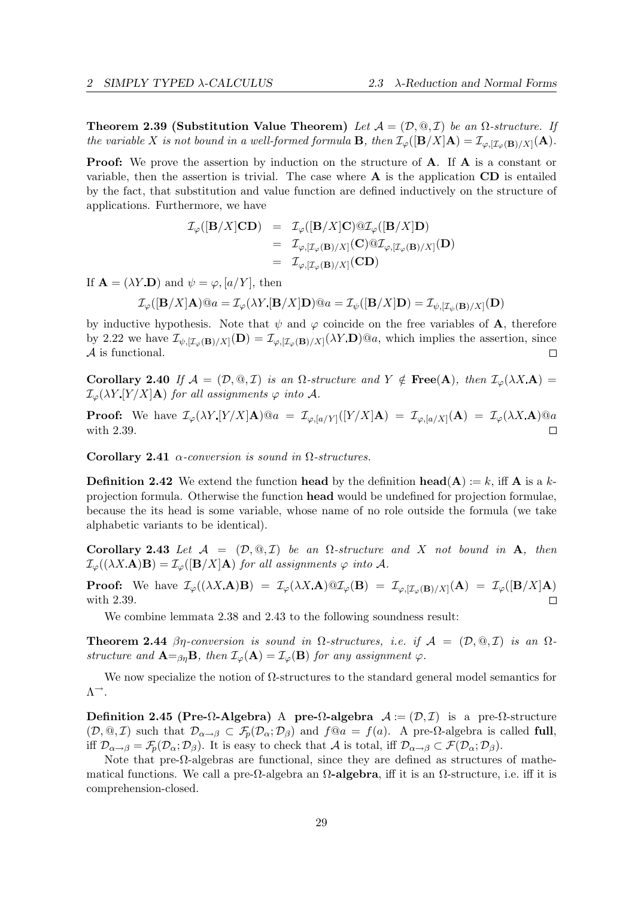**Theorem 2.39 (Substitution Value Theorem)** *Let $\mathcal{A} = (\mathcal{D}, @, \mathcal{I})$ be an $\Omega$-structure. If the variable $X$ is not bound in a well-formed formula $\mathbf{B}$, then $\mathcal{I}_\varphi([\mathbf{B}/X]\mathbf{A}) = \mathcal{I}_{\varphi,[\mathcal{I}_\varphi(\mathbf{B})/X]}(\mathbf{A})$.*

**Proof:** We prove the assertion by induction on the structure of $\mathbf{A}$. If $\mathbf{A}$ is a constant or variable, then the assertion is trivial. The case where $\mathbf{A}$ is the application $\mathbf{CD}$ is entailed by the fact, that substitution and value function are defined inductively on the structure of applications. Furthermore, we have

$$\begin{aligned}
\mathcal{I}_\varphi([\mathbf{B}/X]\mathbf{CD}) &= \mathcal{I}_\varphi([\mathbf{B}/X]\mathbf{C})@\mathcal{I}_\varphi([\mathbf{B}/X]\mathbf{D}) \\
&= \mathcal{I}_{\varphi,[\mathcal{I}_\varphi(\mathbf{B})/X]}(\mathbf{C})@\mathcal{I}_{\varphi,[\mathcal{I}_\varphi(\mathbf{B})/X]}(\mathbf{D}) \\
&= \mathcal{I}_{\varphi,[\mathcal{I}_\varphi(\mathbf{B})/X]}(\mathbf{CD})
\end{aligned}$$

If $\mathbf{A} = (\lambda Y.\mathbf{D})$ and $\psi = \varphi, [a/Y]$, then

$$\mathcal{I}_\varphi([\mathbf{B}/X]\mathbf{A})@a = \mathcal{I}_\varphi(\lambda Y.[\mathbf{B}/X]\mathbf{D})@a = \mathcal{I}_\psi([\mathbf{B}/X]\mathbf{D}) = \mathcal{I}_{\psi,[\mathcal{I}_\psi(\mathbf{B})/X]}(\mathbf{D})$$

by inductive hypothesis. Note that $\psi$ and $\varphi$ coincide on the free variables of $\mathbf{A}$, therefore by 2.22 we have $\mathcal{I}_{\psi,[\mathcal{I}_\varphi(\mathbf{B})/X]}(\mathbf{D}) = \mathcal{I}_{\varphi,[\mathcal{I}_\varphi(\mathbf{B})/X]}(\lambda Y.\mathbf{D})@a$, which implies the assertion, since $\mathcal{A}$ is functional. $\square$

**Corollary 2.40** *If $\mathcal{A} = (\mathcal{D}, @, \mathcal{I})$ is an $\Omega$-structure and $Y \notin \mathbf{Free}(\mathbf{A})$, then $\mathcal{I}_\varphi(\lambda X.\mathbf{A}) = \mathcal{I}_\varphi(\lambda Y.[Y/X]\mathbf{A})$ for all assignments $\varphi$ into $\mathcal{A}$.*

**Proof:** We have $\mathcal{I}_\varphi(\lambda Y.[Y/X]\mathbf{A})@a = \mathcal{I}_{\varphi,[a/Y]}([Y/X]\mathbf{A}) = \mathcal{I}_{\varphi,[a/X]}(\mathbf{A}) = \mathcal{I}_\varphi(\lambda X.\mathbf{A})@a$ with 2.39. $\square$

**Corollary 2.41** *$\alpha$-conversion is sound in $\Omega$-structures.*

**Definition 2.42** We extend the function **head** by the definition $\mathbf{head}(\mathbf{A}) := k$, iff $\mathbf{A}$ is a $k$-projection formula. Otherwise the function **head** would be undefined for projection formulae, because the its head is some variable, whose name of no role outside the formula (we take alphabetic variants to be identical).

**Corollary 2.43** *Let $\mathcal{A} = (\mathcal{D}, @, \mathcal{I})$ be an $\Omega$-structure and $X$ not bound in $\mathbf{A}$, then $\mathcal{I}_\varphi((\lambda X.\mathbf{A})\mathbf{B}) = \mathcal{I}_\varphi([\mathbf{B}/X]\mathbf{A})$ for all assignments $\varphi$ into $\mathcal{A}$.*

**Proof:** We have $\mathcal{I}_\varphi((\lambda X.\mathbf{A})\mathbf{B}) = \mathcal{I}_\varphi(\lambda X.\mathbf{A})@\mathcal{I}_\varphi(\mathbf{B}) = \mathcal{I}_{\varphi,[\mathcal{I}_\varphi(\mathbf{B})/X]}(\mathbf{A}) = \mathcal{I}_\varphi([\mathbf{B}/X]\mathbf{A})$ with 2.39. $\square$

We combine lemmata 2.38 and 2.43 to the following soundness result:

**Theorem 2.44** *$\beta\eta$-conversion is sound in $\Omega$-structures, i.e. if $\mathcal{A} = (\mathcal{D}, @, \mathcal{I})$ is an $\Omega$-structure and $\mathbf{A} =_{\beta\eta} \mathbf{B}$, then $\mathcal{I}_\varphi(\mathbf{A}) = \mathcal{I}_\varphi(\mathbf{B})$ for any assignment $\varphi$.*

We now specialize the notion of $\Omega$-structures to the standard general model semantics for $\Lambda^{\rightarrow}$.

**Definition 2.45 (Pre-$\Omega$-Algebra)** A **pre-$\Omega$-algebra** $\mathcal{A} := (\mathcal{D}, \mathcal{I})$ is a pre-$\Omega$-structure $(\mathcal{D}, @, \mathcal{I})$ such that $\mathcal{D}_{\alpha\to\beta} \subset \mathcal{F}_p(\mathcal{D}_\alpha; \mathcal{D}_\beta)$ and $f@a = f(a)$. A pre-$\Omega$-algebra is called **full**, iff $\mathcal{D}_{\alpha\to\beta} = \mathcal{F}_p(\mathcal{D}_\alpha; \mathcal{D}_\beta)$. It is easy to check that $\mathcal{A}$ is total, iff $\mathcal{D}_{\alpha\to\beta} \subset \mathcal{F}(\mathcal{D}_\alpha; \mathcal{D}_\beta)$.

Note that pre-$\Omega$-algebras are functional, since they are defined as structures of mathematical functions. We call a pre-$\Omega$-algebra an **$\Omega$-algebra**, iff it is an $\Omega$-structure, i.e. iff it is comprehension-closed.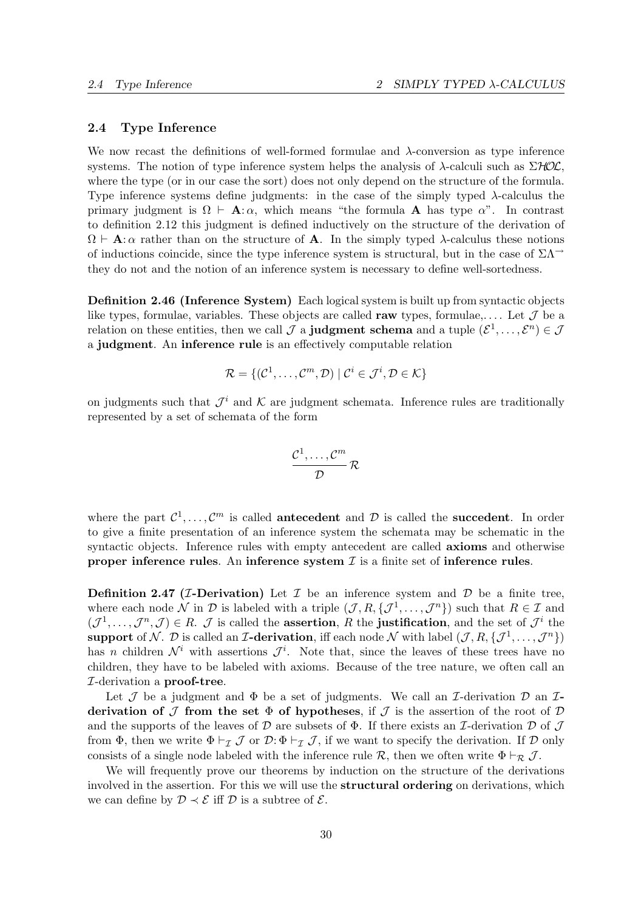## 2.4 Type Inference

We now recast the definitions of well-formed formulae and $\lambda$-conversion as type inference systems. The notion of type inference system helps the analysis of $\lambda$-calculi such as $\Sigma\mathcal{HOL}$, where the type (or in our case the sort) does not only depend on the structure of the formula. Type inference systems define judgments: in the case of the simply typed $\lambda$-calculus the primary judgment is $\Omega \vdash \mathbf{A}\colon\alpha$, which means "the formula $\mathbf{A}$ has type $\alpha$". In contrast to definition 2.12 this judgment is defined inductively on the structure of the derivation of $\Omega \vdash \mathbf{A}\colon\alpha$ rather than on the structure of $\mathbf{A}$. In the simply typed $\lambda$-calculus these notions of inductions coincide, since the type inference system is structural, but in the case of $\Sigma\Lambda^{\rightarrow}$ they do not and the notion of an inference system is necessary to define well-sortedness.

**Definition 2.46 (Inference System)** Each logical system is built up from syntactic objects like types, formulae, variables. These objects are called **raw** types, formulae,.... Let $\mathcal{J}$ be a relation on these entities, then we call $\mathcal{J}$ a **judgment schema** and a tuple $(\mathcal{E}^1, \ldots, \mathcal{E}^n) \in \mathcal{J}$ a **judgment**. An **inference rule** is an effectively computable relation

$$\mathcal{R} = \{(\mathcal{C}^1, \ldots, \mathcal{C}^m, \mathcal{D}) \mid \mathcal{C}^i \in \mathcal{J}^i, \mathcal{D} \in \mathcal{K}\}$$

on judgments such that $\mathcal{J}^i$ and $\mathcal{K}$ are judgment schemata. Inference rules are traditionally represented by a set of schemata of the form

$$\frac{\mathcal{C}^1, \ldots, \mathcal{C}^m}{\mathcal{D}}\,\mathcal{R}$$

where the part $\mathcal{C}^1, \ldots, \mathcal{C}^m$ is called **antecedent** and $\mathcal{D}$ is called the **succedent**. In order to give a finite presentation of an inference system the schemata may be schematic in the syntactic objects. Inference rules with empty antecedent are called **axioms** and otherwise **proper inference rules**. An **inference system** $\mathcal{I}$ is a finite set of **inference rules**.

**Definition 2.47 ($\mathcal{I}$-Derivation)** Let $\mathcal{I}$ be an inference system and $\mathcal{D}$ be a finite tree, where each node $\mathcal{N}$ in $\mathcal{D}$ is labeled with a triple $(\mathcal{J}, R, \{\mathcal{J}^1, \ldots, \mathcal{J}^n\})$ such that $R \in \mathcal{I}$ and $(\mathcal{J}^1, \ldots, \mathcal{J}^n, \mathcal{J}) \in R$. $\mathcal{J}$ is called the **assertion**, $R$ the **justification**, and the set of $\mathcal{J}^i$ the **support** of $\mathcal{N}$. $\mathcal{D}$ is called an **$\mathcal{I}$-derivation**, iff each node $\mathcal{N}$ with label $(\mathcal{J}, R, \{\mathcal{J}^1, \ldots, \mathcal{J}^n\})$ has $n$ children $\mathcal{N}^i$ with assertions $\mathcal{J}^i$. Note that, since the leaves of these trees have no children, they have to be labeled with axioms. Because of the tree nature, we often call an $\mathcal{I}$-derivation a **proof-tree**.

Let $\mathcal{J}$ be a judgment and $\Phi$ be a set of judgments. We call an $\mathcal{I}$-derivation $\mathcal{D}$ an **$\mathcal{I}$-derivation of $\mathcal{J}$ from the set $\Phi$ of hypotheses**, if $\mathcal{J}$ is the assertion of the root of $\mathcal{D}$ and the supports of the leaves of $\mathcal{D}$ are subsets of $\Phi$. If there exists an $\mathcal{I}$-derivation $\mathcal{D}$ of $\mathcal{J}$ from $\Phi$, then we write $\Phi \vdash_{\mathcal{I}} \mathcal{J}$ or $\mathcal{D}\colon \Phi \vdash_{\mathcal{I}} \mathcal{J}$, if we want to specify the derivation. If $\mathcal{D}$ only consists of a single node labeled with the inference rule $\mathcal{R}$, then we often write $\Phi \vdash_{\mathcal{R}} \mathcal{J}$.

We will frequently prove our theorems by induction on the structure of the derivations involved in the assertion. For this we will use the **structural ordering** on derivations, which we can define by $\mathcal{D} \prec \mathcal{E}$ iff $\mathcal{D}$ is a subtree of $\mathcal{E}$.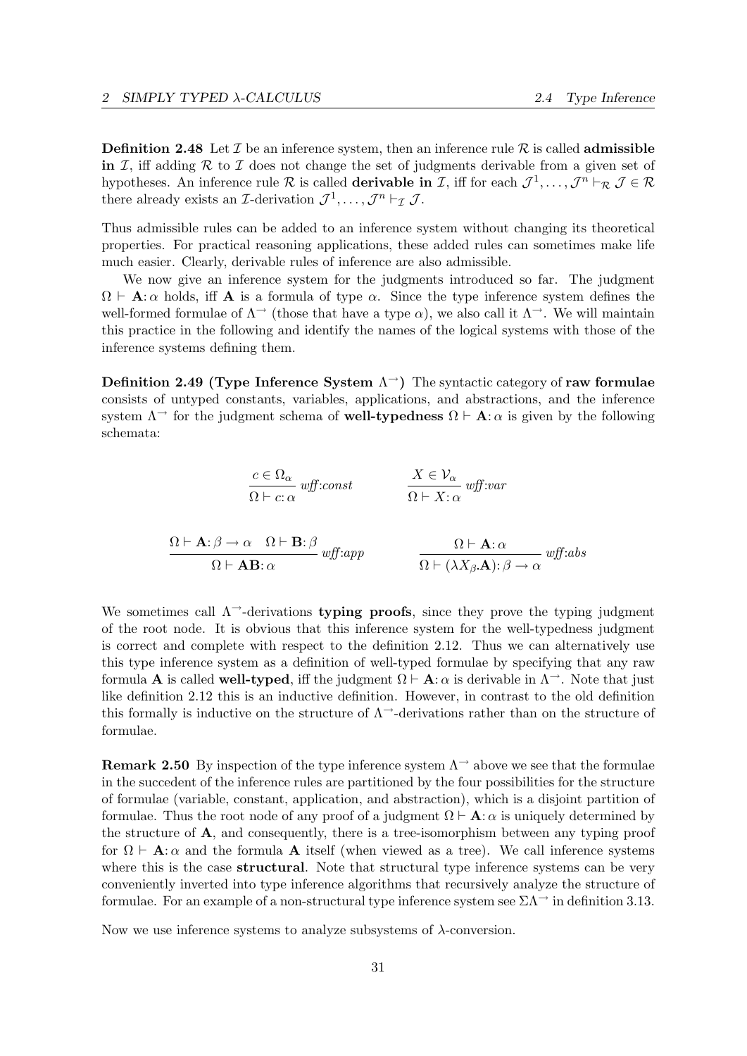**Definition 2.48** Let $\mathcal{I}$ be an inference system, then an inference rule $\mathcal{R}$ is called **admissible in** $\mathcal{I}$, iff adding $\mathcal{R}$ to $\mathcal{I}$ does not change the set of judgments derivable from a given set of hypotheses. An inference rule $\mathcal{R}$ is called **derivable in** $\mathcal{I}$, iff for each $\mathcal{J}^1, \ldots, \mathcal{J}^n \vdash_{\mathcal{R}} \mathcal{J} \in \mathcal{R}$ there already exists an $\mathcal{I}$-derivation $\mathcal{J}^1, \ldots, \mathcal{J}^n \vdash_{\mathcal{I}} \mathcal{J}$.

Thus admissible rules can be added to an inference system without changing its theoretical properties. For practical reasoning applications, these added rules can sometimes make life much easier. Clearly, derivable rules of inference are also admissible.

We now give an inference system for the judgments introduced so far. The judgment $\Omega \vdash \mathbf{A}{:}\,\alpha$ holds, iff $\mathbf{A}$ is a formula of type $\alpha$. Since the type inference system defines the well-formed formulae of $\Lambda^{\rightarrow}$ (those that have a type $\alpha$), we also call it $\Lambda^{\rightarrow}$. We will maintain this practice in the following and identify the names of the logical systems with those of the inference systems defining them.

**Definition 2.49 (Type Inference System $\Lambda^{\rightarrow}$)** The syntactic category of **raw formulae** consists of untyped constants, variables, applications, and abstractions, and the inference system $\Lambda^{\rightarrow}$ for the judgment schema of **well-typedness** $\Omega \vdash \mathbf{A}{:}\,\alpha$ is given by the following schemata:

$$\frac{c \in \Omega_\alpha}{\Omega \vdash c{:}\,\alpha}\ \textit{wff:const} \qquad\qquad \frac{X \in \mathcal{V}_\alpha}{\Omega \vdash X{:}\,\alpha}\ \textit{wff:var}$$

$$\frac{\Omega \vdash \mathbf{A}{:}\,\beta \rightarrow \alpha \quad \Omega \vdash \mathbf{B}{:}\,\beta}{\Omega \vdash \mathbf{A}\mathbf{B}{:}\,\alpha}\ \textit{wff:app} \qquad\qquad \frac{\Omega \vdash \mathbf{A}{:}\,\alpha}{\Omega \vdash (\lambda X_\beta.\mathbf{A}){:}\,\beta \rightarrow \alpha}\ \textit{wff:abs}$$

We sometimes call $\Lambda^{\rightarrow}$-derivations **typing proofs**, since they prove the typing judgment of the root node. It is obvious that this inference system for the well-typedness judgment is correct and complete with respect to the definition 2.12. Thus we can alternatively use this type inference system as a definition of well-typed formulae by specifying that any raw formula $\mathbf{A}$ is called **well-typed**, iff the judgment $\Omega \vdash \mathbf{A}{:}\,\alpha$ is derivable in $\Lambda^{\rightarrow}$. Note that just like definition 2.12 this is an inductive definition. However, in contrast to the old definition this formally is inductive on the structure of $\Lambda^{\rightarrow}$-derivations rather than on the structure of formulae.

**Remark 2.50** By inspection of the type inference system $\Lambda^{\rightarrow}$ above we see that the formulae in the succedent of the inference rules are partitioned by the four possibilities for the structure of formulae (variable, constant, application, and abstraction), which is a disjoint partition of formulae. Thus the root node of any proof of a judgment $\Omega \vdash \mathbf{A}{:}\,\alpha$ is uniquely determined by the structure of $\mathbf{A}$, and consequently, there is a tree-isomorphism between any typing proof for $\Omega \vdash \mathbf{A}{:}\,\alpha$ and the formula $\mathbf{A}$ itself (when viewed as a tree). We call inference systems where this is the case **structural**. Note that structural type inference systems can be very conveniently inverted into type inference algorithms that recursively analyze the structure of formulae. For an example of a non-structural type inference system see $\Sigma\Lambda^{\rightarrow}$ in definition 3.13.

Now we use inference systems to analyze subsystems of $\lambda$-conversion.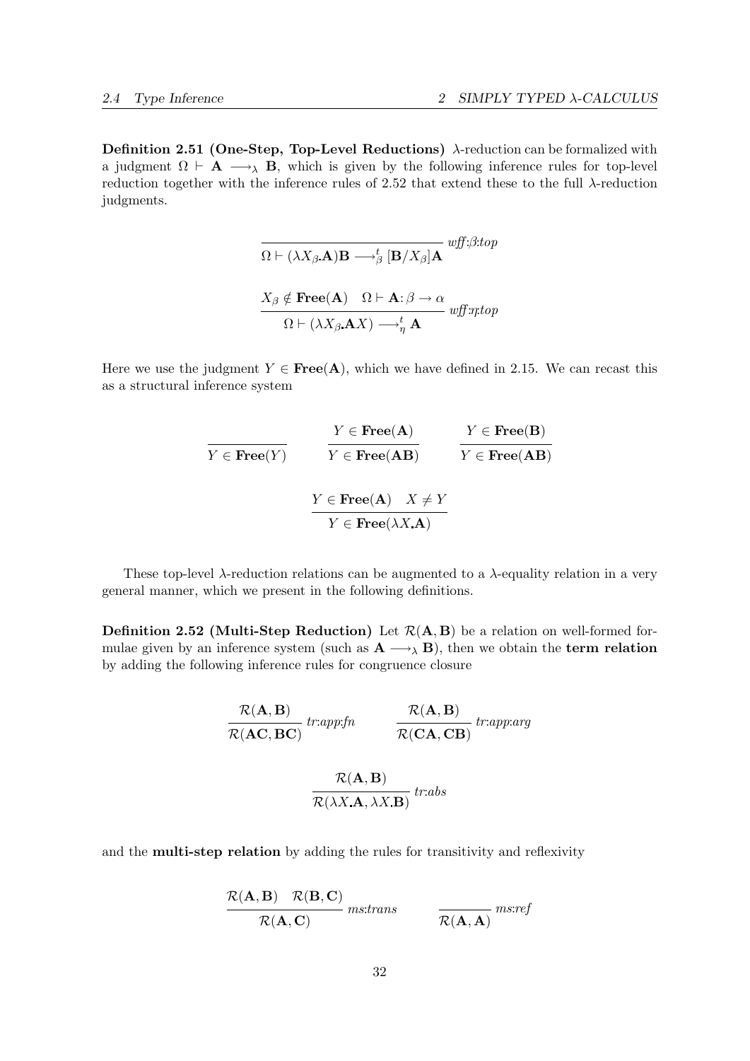**Definition 2.51 (One-Step, Top-Level Reductions)** $\lambda$-reduction can be formalized with a judgment $\Omega \vdash \mathbf{A} \longrightarrow_\lambda \mathbf{B}$, which is given by the following inference rules for top-level reduction together with the inference rules of 2.52 that extend these to the full $\lambda$-reduction judgments.

$$\frac{}{\Omega \vdash (\lambda X_\beta . \mathbf{A})\mathbf{B} \longrightarrow^t_\beta [\mathbf{B}/X_\beta]\mathbf{A}} \; \mathit{wff{:}\beta{:}top}$$

$$\frac{X_\beta \notin \mathbf{Free}(\mathbf{A}) \quad \Omega \vdash \mathbf{A}\colon \beta \to \alpha}{\Omega \vdash (\lambda X_\beta . \mathbf{A}X) \longrightarrow^t_\eta \mathbf{A}} \; \mathit{wff{:}\eta{:}top}$$

Here we use the judgment $Y \in \mathbf{Free}(\mathbf{A})$, which we have defined in 2.15. We can recast this as a structural inference system

$$\frac{}{Y \in \mathbf{Free}(Y)} \qquad \frac{Y \in \mathbf{Free}(\mathbf{A})}{Y \in \mathbf{Free}(\mathbf{AB})} \qquad \frac{Y \in \mathbf{Free}(\mathbf{B})}{Y \in \mathbf{Free}(\mathbf{AB})}$$

$$\frac{Y \in \mathbf{Free}(\mathbf{A}) \quad X \neq Y}{Y \in \mathbf{Free}(\lambda X . \mathbf{A})}$$

These top-level $\lambda$-reduction relations can be augmented to a $\lambda$-equality relation in a very general manner, which we present in the following definitions.

**Definition 2.52 (Multi-Step Reduction)** Let $\mathcal{R}(\mathbf{A}, \mathbf{B})$ be a relation on well-formed formulae given by an inference system (such as $\mathbf{A} \longrightarrow_\lambda \mathbf{B}$), then we obtain the **term relation** by adding the following inference rules for congruence closure

$$\frac{\mathcal{R}(\mathbf{A}, \mathbf{B})}{\mathcal{R}(\mathbf{AC}, \mathbf{BC})} \; \mathit{tr{:}app{:}fn} \qquad \frac{\mathcal{R}(\mathbf{A}, \mathbf{B})}{\mathcal{R}(\mathbf{CA}, \mathbf{CB})} \; \mathit{tr{:}app{:}arg}$$

$$\frac{\mathcal{R}(\mathbf{A}, \mathbf{B})}{\mathcal{R}(\lambda X . \mathbf{A}, \lambda X . \mathbf{B})} \; \mathit{tr{:}abs}$$

and the **multi-step relation** by adding the rules for transitivity and reflexivity

$$\frac{\mathcal{R}(\mathbf{A}, \mathbf{B}) \quad \mathcal{R}(\mathbf{B}, \mathbf{C})}{\mathcal{R}(\mathbf{A}, \mathbf{C})} \; \mathit{ms{:}trans} \qquad \frac{}{\mathcal{R}(\mathbf{A}, \mathbf{A})} \; \mathit{ms{:}ref}$$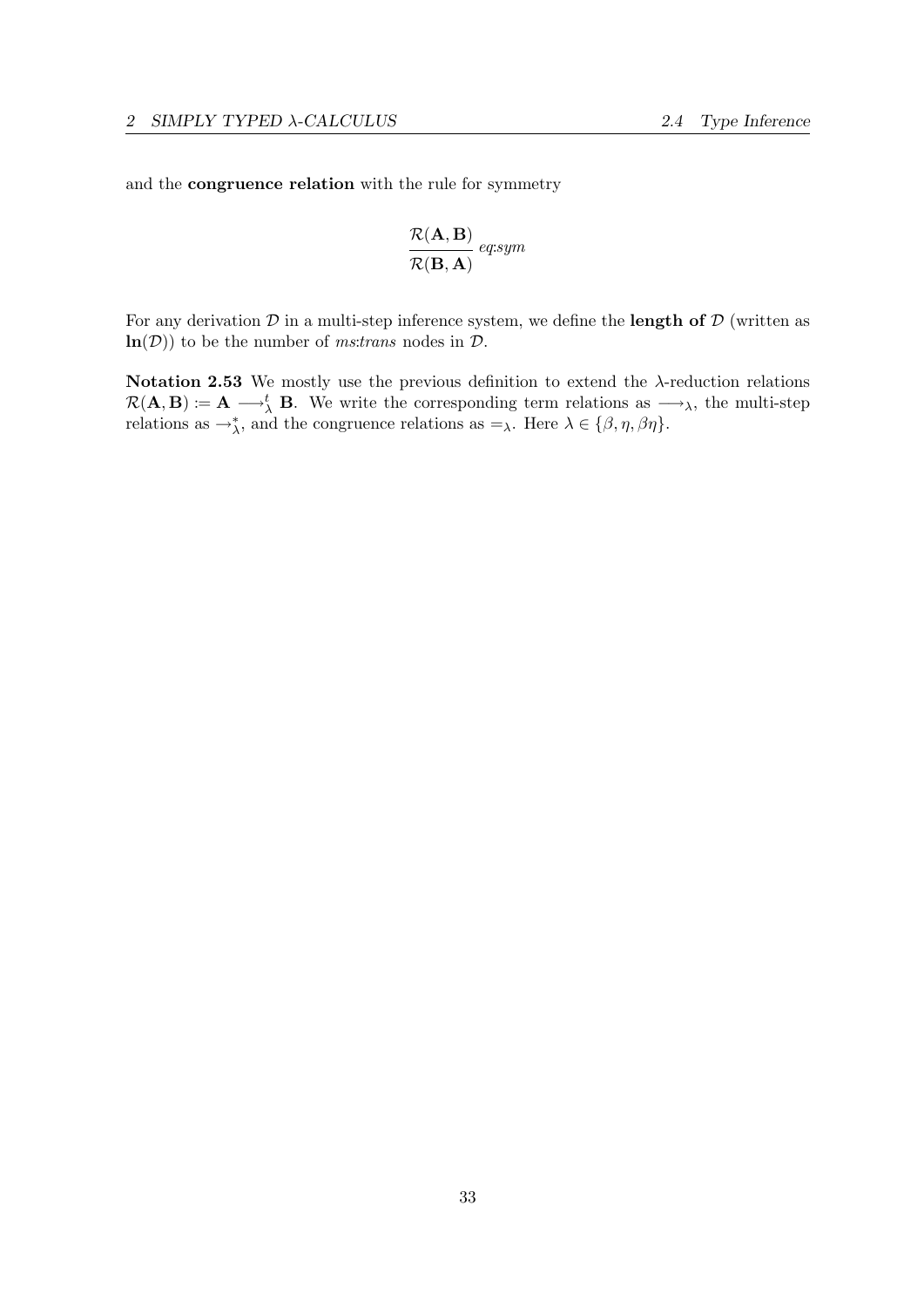and the **congruence relation** with the rule for symmetry

$$\frac{\mathcal{R}(\mathbf{A}, \mathbf{B})}{\mathcal{R}(\mathbf{B}, \mathbf{A})}\ \mathit{eq{:}sym}$$

For any derivation $\mathcal{D}$ in a multi-step inference system, we define the **length of** $\mathcal{D}$ (written as $\mathbf{ln}(\mathcal{D})$) to be the number of *ms:trans* nodes in $\mathcal{D}$.

**Notation 2.53** We mostly use the previous definition to extend the $\lambda$-reduction relations $\mathcal{R}(\mathbf{A}, \mathbf{B}) := \mathbf{A} \longrightarrow_{\lambda}^{t} \mathbf{B}$. We write the corresponding term relations as $\longrightarrow_{\lambda}$, the multi-step relations as $\rightarrow_{\lambda}^{*}$, and the congruence relations as $=_{\lambda}$. Here $\lambda \in \{\beta, \eta, \beta\eta\}$.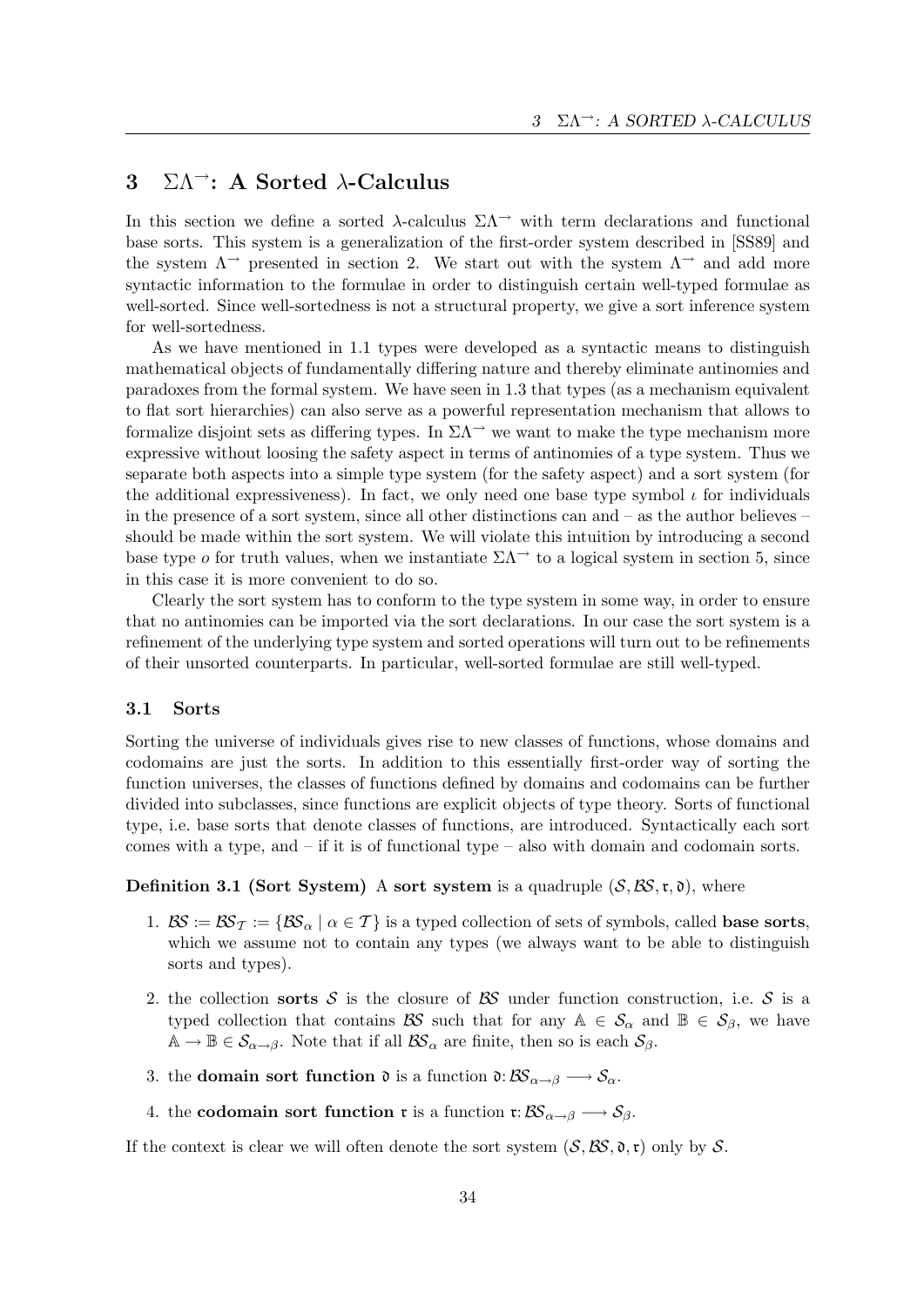## 3 $\Sigma\Lambda^{\rightarrow}$: A Sorted $\lambda$-Calculus

In this section we define a sorted $\lambda$-calculus $\Sigma\Lambda^{\rightarrow}$ with term declarations and functional base sorts. This system is a generalization of the first-order system described in [SS89] and the system $\Lambda^{\rightarrow}$ presented in section 2. We start out with the system $\Lambda^{\rightarrow}$ and add more syntactic information to the formulae in order to distinguish certain well-typed formulae as well-sorted. Since well-sortedness is not a structural property, we give a sort inference system for well-sortedness.

As we have mentioned in 1.1 types were developed as a syntactic means to distinguish mathematical objects of fundamentally differing nature and thereby eliminate antinomies and paradoxes from the formal system. We have seen in 1.3 that types (as a mechanism equivalent to flat sort hierarchies) can also serve as a powerful representation mechanism that allows to formalize disjoint sets as differing types. In $\Sigma\Lambda^{\rightarrow}$ we want to make the type mechanism more expressive without loosing the safety aspect in terms of antinomies of a type system. Thus we separate both aspects into a simple type system (for the safety aspect) and a sort system (for the additional expressiveness). In fact, we only need one base type symbol $\iota$ for individuals in the presence of a sort system, since all other distinctions can and – as the author believes – should be made within the sort system. We will violate this intuition by introducing a second base type $o$ for truth values, when we instantiate $\Sigma\Lambda^{\rightarrow}$ to a logical system in section 5, since in this case it is more convenient to do so.

Clearly the sort system has to conform to the type system in some way, in order to ensure that no antinomies can be imported via the sort declarations. In our case the sort system is a refinement of the underlying type system and sorted operations will turn out to be refinements of their unsorted counterparts. In particular, well-sorted formulae are still well-typed.

### 3.1 Sorts

Sorting the universe of individuals gives rise to new classes of functions, whose domains and codomains are just the sorts. In addition to this essentially first-order way of sorting the function universes, the classes of functions defined by domains and codomains can be further divided into subclasses, since functions are explicit objects of type theory. Sorts of functional type, i.e. base sorts that denote classes of functions, are introduced. Syntactically each sort comes with a type, and – if it is of functional type – also with domain and codomain sorts.

**Definition 3.1 (Sort System)** A **sort system** is a quadruple $(\mathcal{S}, \mathcal{BS}, \mathfrak{r}, \mathfrak{d})$, where

1. $\mathcal{BS} := \mathcal{BS}_{\mathcal{T}} := \{\mathcal{BS}_\alpha \mid \alpha \in \mathcal{T}\}$ is a typed collection of sets of symbols, called **base sorts**, which we assume not to contain any types (we always want to be able to distinguish sorts and types).
2. the collection **sorts** $\mathcal{S}$ is the closure of $\mathcal{BS}$ under function construction, i.e. $\mathcal{S}$ is a typed collection that contains $\mathcal{BS}$ such that for any $\mathbb{A} \in \mathcal{S}_\alpha$ and $\mathbb{B} \in \mathcal{S}_\beta$, we have $\mathbb{A} \rightarrow \mathbb{B} \in \mathcal{S}_{\alpha\rightarrow\beta}$. Note that if all $\mathcal{BS}_\alpha$ are finite, then so is each $\mathcal{S}_\beta$.
3. the **domain sort function** $\mathfrak{d}$ is a function $\mathfrak{d}\colon \mathcal{BS}_{\alpha\rightarrow\beta} \longrightarrow \mathcal{S}_\alpha$.
4. the **codomain sort function** $\mathfrak{r}$ is a function $\mathfrak{r}\colon \mathcal{BS}_{\alpha\rightarrow\beta} \longrightarrow \mathcal{S}_\beta$.

If the context is clear we will often denote the sort system $(\mathcal{S}, \mathcal{BS}, \mathfrak{d}, \mathfrak{r})$ only by $\mathcal{S}$.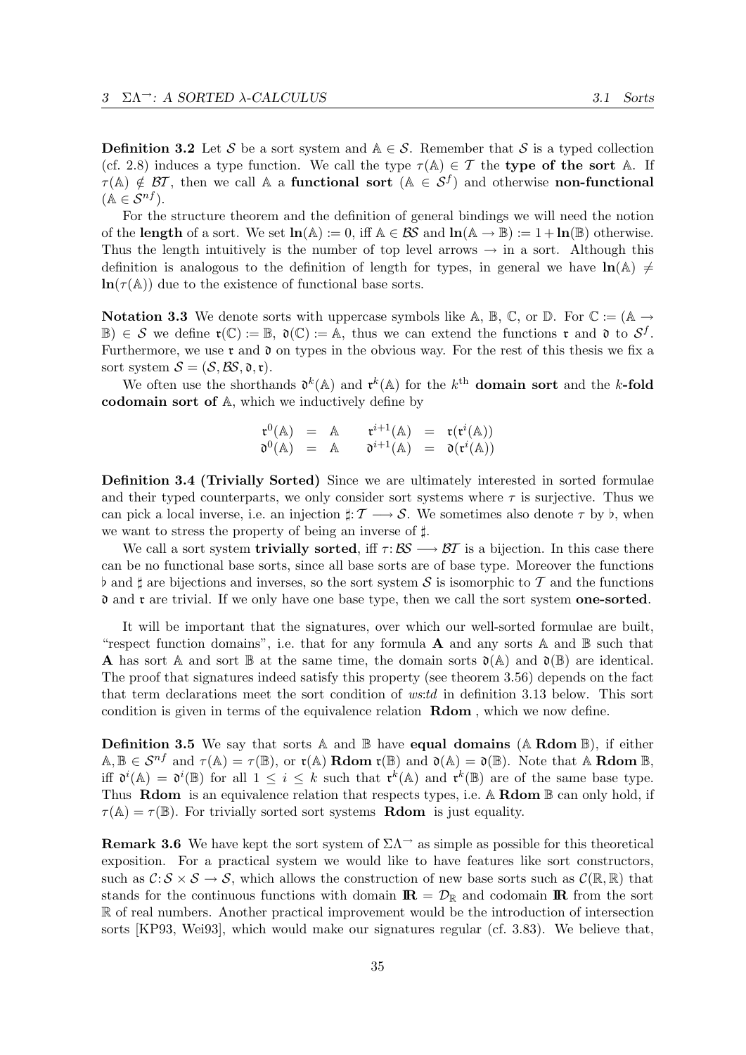**Definition 3.2** Let $\mathcal{S}$ be a sort system and $\mathbb{A} \in \mathcal{S}$. Remember that $\mathcal{S}$ is a typed collection (cf. 2.8) induces a type function. We call the type $\tau(\mathbb{A}) \in \mathcal{T}$ the **type of the sort** $\mathbb{A}$. If $\tau(\mathbb{A}) \notin \mathcal{BT}$, then we call $\mathbb{A}$ a **functional sort** ($\mathbb{A} \in \mathcal{S}^f$) and otherwise **non-functional** ($\mathbb{A} \in \mathcal{S}^{nf}$).

For the structure theorem and the definition of general bindings we will need the notion of the **length** of a sort. We set $\mathbf{ln}(\mathbb{A}) := 0$, iff $\mathbb{A} \in \mathcal{BS}$ and $\mathbf{ln}(\mathbb{A} \to \mathbb{B}) := 1 + \mathbf{ln}(\mathbb{B})$ otherwise. Thus the length intuitively is the number of top level arrows $\to$ in a sort. Although this definition is analogous to the definition of length for types, in general we have $\mathbf{ln}(\mathbb{A}) \neq \mathbf{ln}(\tau(\mathbb{A}))$ due to the existence of functional base sorts.

**Notation 3.3** We denote sorts with uppercase symbols like $\mathbb{A}$, $\mathbb{B}$, $\mathbb{C}$, or $\mathbb{D}$. For $\mathbb{C} := (\mathbb{A} \to \mathbb{B}) \in \mathcal{S}$ we define $\mathfrak{r}(\mathbb{C}) := \mathbb{B}$, $\mathfrak{d}(\mathbb{C}) := \mathbb{A}$, thus we can extend the functions $\mathfrak{r}$ and $\mathfrak{d}$ to $\mathcal{S}^f$. Furthermore, we use $\mathfrak{r}$ and $\mathfrak{d}$ on types in the obvious way. For the rest of this thesis we fix a sort system $\mathcal{S} = (\mathcal{S}, \mathcal{BS}, \mathfrak{d}, \mathfrak{r})$.

We often use the shorthands $\mathfrak{d}^k(\mathbb{A})$ and $\mathfrak{r}^k(\mathbb{A})$ for the $k^{\text{th}}$ **domain sort** and the $k$**-fold codomain sort of** $\mathbb{A}$, which we inductively define by

$$
\begin{array}{rclcrcl}
\mathfrak{r}^0(\mathbb{A}) & = & \mathbb{A} & \quad & \mathfrak{r}^{i+1}(\mathbb{A}) & = & \mathfrak{r}(\mathfrak{r}^i(\mathbb{A})) \\
\mathfrak{d}^0(\mathbb{A}) & = & \mathbb{A} & \quad & \mathfrak{d}^{i+1}(\mathbb{A}) & = & \mathfrak{d}(\mathfrak{r}^i(\mathbb{A}))
\end{array}
$$

**Definition 3.4 (Trivially Sorted)** Since we are ultimately interested in sorted formulae and their typed counterparts, we only consider sort systems where $\tau$ is surjective. Thus we can pick a local inverse, i.e. an injection $\sharp\colon \mathcal{T} \longrightarrow \mathcal{S}$. We sometimes also denote $\tau$ by $\flat$, when we want to stress the property of being an inverse of $\sharp$.

We call a sort system **trivially sorted**, iff $\tau\colon \mathcal{BS} \longrightarrow \mathcal{BT}$ is a bijection. In this case there can be no functional base sorts, since all base sorts are of base type. Moreover the functions $\flat$ and $\sharp$ are bijections and inverses, so the sort system $\mathcal{S}$ is isomorphic to $\mathcal{T}$ and the functions $\mathfrak{d}$ and $\mathfrak{r}$ are trivial. If we only have one base type, then we call the sort system **one-sorted**.

It will be important that the signatures, over which our well-sorted formulae are built, "respect function domains", i.e. that for any formula $\mathbf{A}$ and any sorts $\mathbb{A}$ and $\mathbb{B}$ such that $\mathbf{A}$ has sort $\mathbb{A}$ and sort $\mathbb{B}$ at the same time, the domain sorts $\mathfrak{d}(\mathbb{A})$ and $\mathfrak{d}(\mathbb{B})$ are identical. The proof that signatures indeed satisfy this property (see theorem 3.56) depends on the fact that term declarations meet the sort condition of *ws:td* in definition 3.13 below. This sort condition is given in terms of the equivalence relation **Rdom**, which we now define.

**Definition 3.5** We say that sorts $\mathbb{A}$ and $\mathbb{B}$ have **equal domains** ($\mathbb{A}\,\mathbf{Rdom}\,\mathbb{B}$), if either $\mathbb{A}, \mathbb{B} \in \mathcal{S}^{nf}$ and $\tau(\mathbb{A}) = \tau(\mathbb{B})$, or $\mathfrak{r}(\mathbb{A})\,\mathbf{Rdom}\,\mathfrak{r}(\mathbb{B})$ and $\mathfrak{d}(\mathbb{A}) = \mathfrak{d}(\mathbb{B})$. Note that $\mathbb{A}\,\mathbf{Rdom}\,\mathbb{B}$, iff $\mathfrak{d}^i(\mathbb{A}) = \mathfrak{d}^i(\mathbb{B})$ for all $1 \leq i \leq k$ such that $\mathfrak{r}^k(\mathbb{A})$ and $\mathfrak{r}^k(\mathbb{B})$ are of the same base type. Thus **Rdom** is an equivalence relation that respects types, i.e. $\mathbb{A}\,\mathbf{Rdom}\,\mathbb{B}$ can only hold, if $\tau(\mathbb{A}) = \tau(\mathbb{B})$. For trivially sorted sort systems **Rdom** is just equality.

**Remark 3.6** We have kept the sort system of $\Sigma\Lambda^{\to}$ as simple as possible for this theoretical exposition. For a practical system we would like to have features like sort constructors, such as $\mathcal{C}\colon \mathcal{S} \times \mathcal{S} \to \mathcal{S}$, which allows the construction of new base sorts such as $\mathcal{C}(\mathbb{R}, \mathbb{R})$ that stands for the continuous functions with domain $\mathbf{I\!R} = \mathcal{D}_{\mathbb{R}}$ and codomain $\mathbf{I\!R}$ from the sort $\mathbb{R}$ of real numbers. Another practical improvement would be the introduction of intersection sorts [KP93, Wei93], which would make our signatures regular (cf. 3.83). We believe that,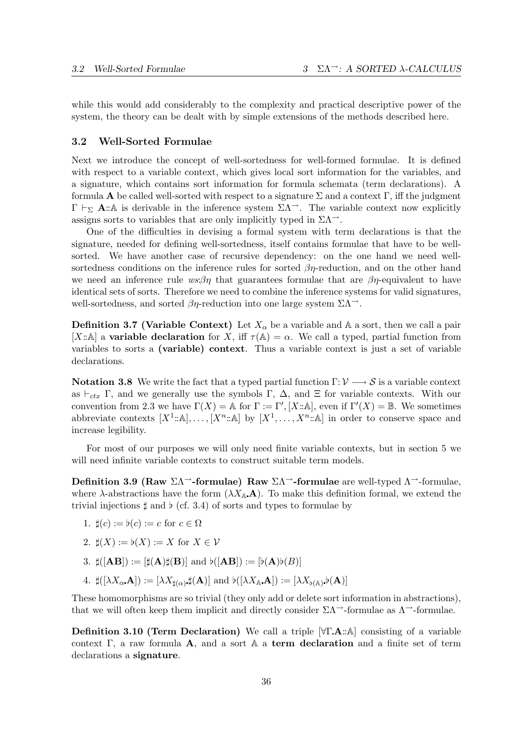while this would add considerably to the complexity and practical descriptive power of the system, the theory can be dealt with by simple extensions of the methods described here.

### 3.2 Well-Sorted Formulae

Next we introduce the concept of well-sortedness for well-formed formulae. It is defined with respect to a variable context, which gives local sort information for the variables, and a signature, which contains sort information for formula schemata (term declarations). A formula $\mathbf{A}$ be called well-sorted with respect to a signature $\Sigma$ and a context $\Gamma$, iff the judgment $\Gamma \vdash_\Sigma \mathbf{A}{::}\mathbb{A}$ is derivable in the inference system $\Sigma\Lambda^{\rightarrow}$. The variable context now explicitly assigns sorts to variables that are only implicitly typed in $\Sigma\Lambda^{\rightarrow}$.

One of the difficulties in devising a formal system with term declarations is that the signature, needed for defining well-sortedness, itself contains formulae that have to be well-sorted. We have another case of recursive dependency: on the one hand we need well-sortedness conditions on the inference rules for sorted $\beta\eta$-reduction, and on the other hand we need an inference rule *ws:$\beta\eta$* that guarantees formulae that are $\beta\eta$-equivalent to have identical sets of sorts. Therefore we need to combine the inference systems for valid signatures, well-sortedness, and sorted $\beta\eta$-reduction into one large system $\Sigma\Lambda^{\rightarrow}$.

**Definition 3.7 (Variable Context)** Let $X_\alpha$ be a variable and $\mathbb{A}$ a sort, then we call a pair $[X{::}\mathbb{A}]$ a **variable declaration** for $X$, iff $\tau(\mathbb{A}) = \alpha$. We call a typed, partial function from variables to sorts a **(variable) context**. Thus a variable context is just a set of variable declarations.

**Notation 3.8** We write the fact that a typed partial function $\Gamma\colon \mathcal{V} \longrightarrow \mathcal{S}$ is a variable context as $\vdash_{ctx} \Gamma$, and we generally use the symbols $\Gamma$, $\Delta$, and $\Xi$ for variable contexts. With our convention from 2.3 we have $\Gamma(X) = \mathbb{A}$ for $\Gamma := \Gamma', [X{::}\mathbb{A}]$, even if $\Gamma'(X) = \mathbb{B}$. We sometimes abbreviate contexts $[X^1{::}\mathbb{A}], \ldots, [X^n{::}\mathbb{A}]$ by $[X^1, \ldots, X^n{::}\mathbb{A}]$ in order to conserve space and increase legibility.

For most of our purposes we will only need finite variable contexts, but in section 5 we will need infinite variable contexts to construct suitable term models.

**Definition 3.9 (Raw $\Sigma\Lambda^{\rightarrow}$-formulae)** **Raw $\Sigma\Lambda^{\rightarrow}$-formulae** are well-typed $\Lambda^{\rightarrow}$-formulae, where $\lambda$-abstractions have the form $(\lambda X_{\mathbb{A}}.\mathbf{A})$. To make this definition formal, we extend the trivial injections $\sharp$ and $\flat$ (cf. 3.4) of sorts and types to formulae by

1. $\sharp(c) := \flat(c) := c$ for $c \in \Omega$
2. $\sharp(X) := \flat(X) := X$ for $X \in \mathcal{V}$
3. $\sharp([\mathbf{AB}]) := [\sharp(\mathbf{A})\sharp(\mathbf{B})]$ and $\flat([\mathbf{AB}]) := [\flat(\mathbf{A})\flat(B)]$
4. $\sharp([\lambda X_\alpha.\mathbf{A}]) := [\lambda X_{\sharp(\alpha)}.\sharp(\mathbf{A})]$ and $\flat([\lambda X_{\mathbb{A}}.\mathbf{A}]) := [\lambda X_{\flat(\mathbb{A})}.\flat(\mathbf{A})]$

These homomorphisms are so trivial (they only add or delete sort information in abstractions), that we will often keep them implicit and directly consider $\Sigma\Lambda^{\rightarrow}$-formulae as $\Lambda^{\rightarrow}$-formulae.

**Definition 3.10 (Term Declaration)** We call a triple $[\forall\Gamma.\mathbf{A}{::}\mathbb{A}]$ consisting of a variable context $\Gamma$, a raw formula $\mathbf{A}$, and a sort $\mathbb{A}$ a **term declaration** and a finite set of term declarations a **signature**.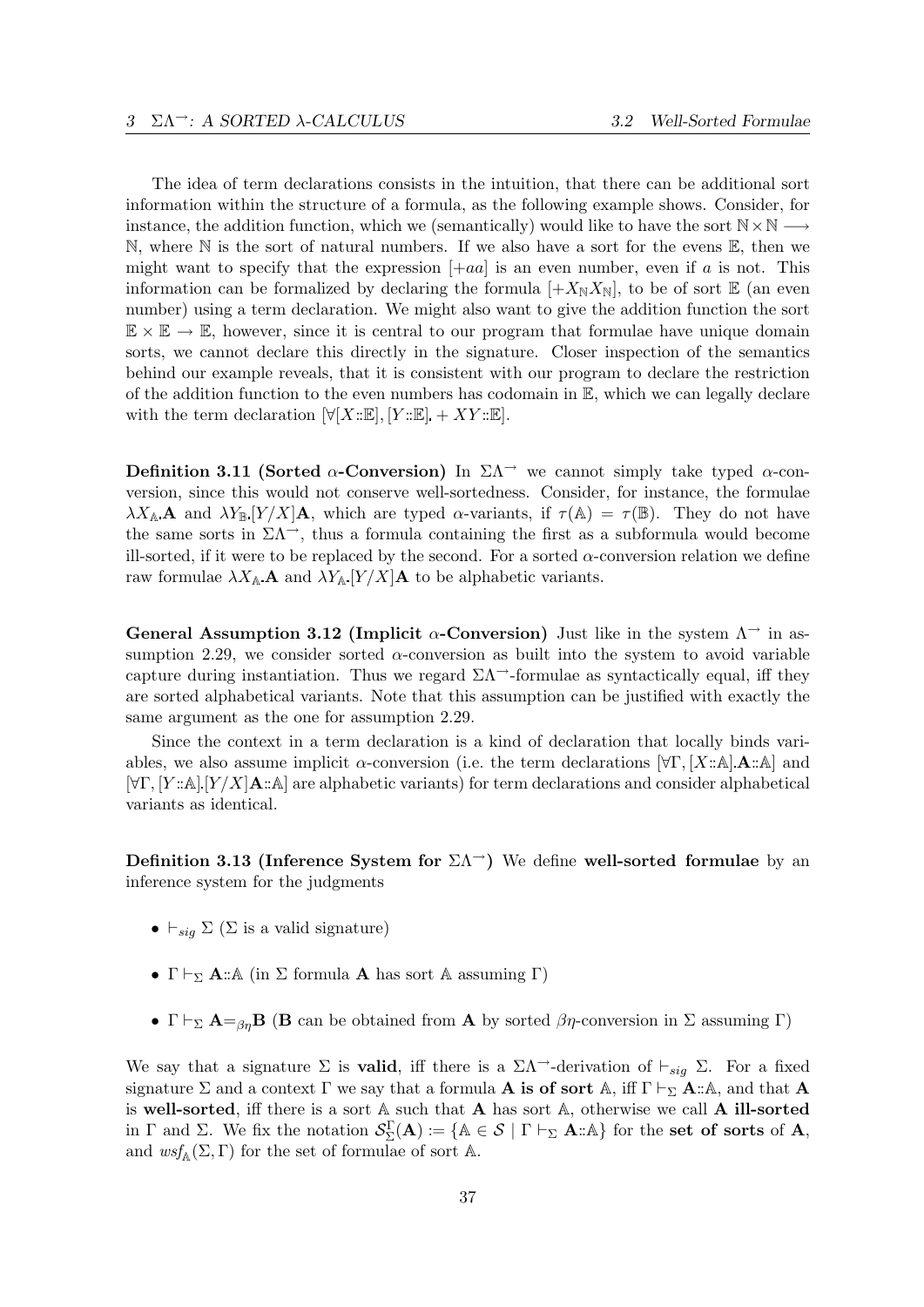The idea of term declarations consists in the intuition, that there can be additional sort information within the structure of a formula, as the following example shows. Consider, for instance, the addition function, which we (semantically) would like to have the sort $\mathbb{N}\times\mathbb{N}\longrightarrow\mathbb{N}$, where $\mathbb{N}$ is the sort of natural numbers. If we also have a sort for the evens $\mathbb{E}$, then we might want to specify that the expression $[+aa]$ is an even number, even if $a$ is not. This information can be formalized by declaring the formula $[+X_{\mathbb{N}}X_{\mathbb{N}}]$, to be of sort $\mathbb{E}$ (an even number) using a term declaration. We might also want to give the addition function the sort $\mathbb{E}\times\mathbb{E}\rightarrow\mathbb{E}$, however, since it is central to our program that formulae have unique domain sorts, we cannot declare this directly in the signature. Closer inspection of the semantics behind our example reveals, that it is consistent with our program to declare the restriction of the addition function to the even numbers has codomain in $\mathbb{E}$, which we can legally declare with the term declaration $[\forall[X{::}\mathbb{E}],[Y{::}\mathbb{E}].+XY{::}\mathbb{E}]$.

**Definition 3.11 (Sorted $\alpha$-Conversion)** In $\Sigma\Lambda^{\rightarrow}$ we cannot simply take typed $\alpha$-conversion, since this would not conserve well-sortedness. Consider, for instance, the formulae $\lambda X_{\mathbb{A}}.\mathbf{A}$ and $\lambda Y_{\mathbb{B}}.[Y/X]\mathbf{A}$, which are typed $\alpha$-variants, if $\tau(\mathbb{A})=\tau(\mathbb{B})$. They do not have the same sorts in $\Sigma\Lambda^{\rightarrow}$, thus a formula containing the first as a subformula would become ill-sorted, if it were to be replaced by the second. For a sorted $\alpha$-conversion relation we define raw formulae $\lambda X_{\mathbb{A}}.\mathbf{A}$ and $\lambda Y_{\mathbb{A}}.[Y/X]\mathbf{A}$ to be alphabetic variants.

**General Assumption 3.12 (Implicit $\alpha$-Conversion)** Just like in the system $\Lambda^{\rightarrow}$ in assumption 2.29, we consider sorted $\alpha$-conversion as built into the system to avoid variable capture during instantiation. Thus we regard $\Sigma\Lambda^{\rightarrow}$-formulae as syntactically equal, iff they are sorted alphabetical variants. Note that this assumption can be justified with exactly the same argument as the one for assumption 2.29.

Since the context in a term declaration is a kind of declaration that locally binds variables, we also assume implicit $\alpha$-conversion (i.e. the term declarations $[\forall\Gamma,[X{::}\mathbb{A}].\mathbf{A}{::}\mathbb{A}]$ and $[\forall\Gamma,[Y{::}\mathbb{A}].[Y/X]\mathbf{A}{::}\mathbb{A}]$ are alphabetic variants) for term declarations and consider alphabetical variants as identical.

**Definition 3.13 (Inference System for $\Sigma\Lambda^{\rightarrow}$)** We define **well-sorted formulae** by an inference system for the judgments

- $\vdash_{sig}\Sigma$ ($\Sigma$ is a valid signature)
- $\Gamma\vdash_{\Sigma}\mathbf{A}{::}\mathbb{A}$ (in $\Sigma$ formula $\mathbf{A}$ has sort $\mathbb{A}$ assuming $\Gamma$)
- $\Gamma\vdash_{\Sigma}\mathbf{A}{=}_{\beta\eta}\mathbf{B}$ (**B** can be obtained from **A** by sorted $\beta\eta$-conversion in $\Sigma$ assuming $\Gamma$)

We say that a signature $\Sigma$ is **valid**, iff there is a $\Sigma\Lambda^{\rightarrow}$-derivation of $\vdash_{sig}\Sigma$. For a fixed signature $\Sigma$ and a context $\Gamma$ we say that a formula **A is of sort** $\mathbb{A}$, iff $\Gamma\vdash_{\Sigma}\mathbf{A}{::}\mathbb{A}$, and that **A** is **well-sorted**, iff there is a sort $\mathbb{A}$ such that **A** has sort $\mathbb{A}$, otherwise we call **A ill-sorted** in $\Gamma$ and $\Sigma$. We fix the notation $\mathcal{S}^{\Gamma}_{\Sigma}(\mathbf{A}):=\{\mathbb{A}\in\mathcal{S}\mid\Gamma\vdash_{\Sigma}\mathbf{A}{::}\mathbb{A}\}$ for the **set of sorts** of **A**, and $wsf_{\mathbb{A}}(\Sigma,\Gamma)$ for the set of formulae of sort $\mathbb{A}$.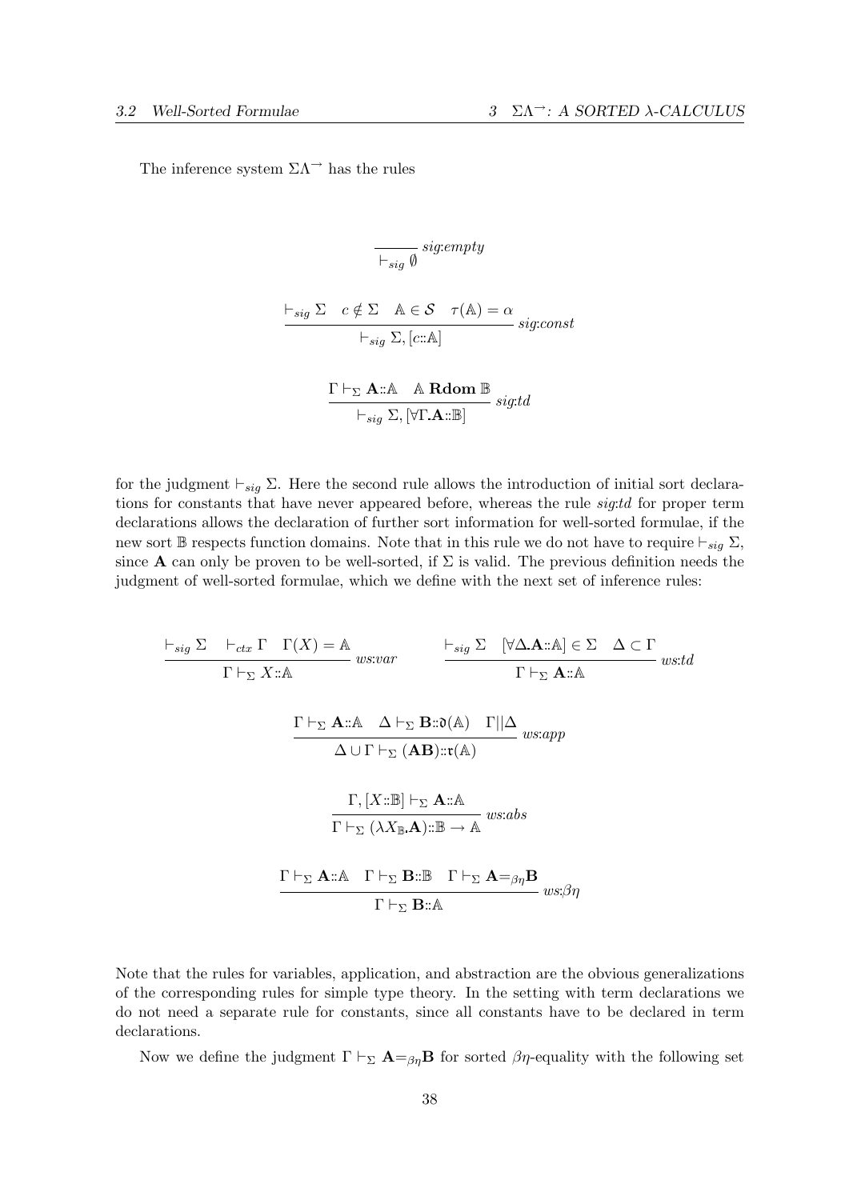The inference system $\Sigma\Lambda^{\rightarrow}$ has the rules

$$\frac{}{\vdash_{sig} \emptyset}\; \textit{sig:empty}$$

$$\frac{\vdash_{sig} \Sigma \quad c \notin \Sigma \quad \mathbb{A} \in \mathcal{S} \quad \tau(\mathbb{A}) = \alpha}{\vdash_{sig} \Sigma, [c{::}\mathbb{A}]}\; \textit{sig:const}$$

$$\frac{\Gamma \vdash_{\Sigma} \mathbf{A}{::}\mathbb{A} \quad \mathbb{A}\; \mathbf{Rdom}\; \mathbb{B}}{\vdash_{sig} \Sigma, [\forall \Gamma \mathbf{.} \mathbf{A}{::}\mathbb{B}]}\; \textit{sig:td}$$

for the judgment $\vdash_{sig} \Sigma$. Here the second rule allows the introduction of initial sort declarations for constants that have never appeared before, whereas the rule *sig:td* for proper term declarations allows the declaration of further sort information for well-sorted formulae, if the new sort $\mathbb{B}$ respects function domains. Note that in this rule we do not have to require $\vdash_{sig} \Sigma$, since $\mathbf{A}$ can only be proven to be well-sorted, if $\Sigma$ is valid. The previous definition needs the judgment of well-sorted formulae, which we define with the next set of inference rules:

$$\frac{\vdash_{sig} \Sigma \quad \vdash_{ctx} \Gamma \quad \Gamma(X) = \mathbb{A}}{\Gamma \vdash_{\Sigma} X{::}\mathbb{A}}\; \textit{ws:var} \qquad \frac{\vdash_{sig} \Sigma \quad [\forall \Delta \mathbf{.} \mathbf{A}{::}\mathbb{A}] \in \Sigma \quad \Delta \subset \Gamma}{\Gamma \vdash_{\Sigma} \mathbf{A}{::}\mathbb{A}}\; \textit{ws:td}$$

$$\frac{\Gamma \vdash_{\Sigma} \mathbf{A}{::}\mathbb{A} \quad \Delta \vdash_{\Sigma} \mathbf{B}{::}\mathfrak{d}(\mathbb{A}) \quad \Gamma || \Delta}{\Delta \cup \Gamma \vdash_{\Sigma} (\mathbf{A}\mathbf{B}){::}\mathfrak{r}(\mathbb{A})}\; \textit{ws:app}$$

$$\frac{\Gamma, [X{::}\mathbb{B}] \vdash_{\Sigma} \mathbf{A}{::}\mathbb{A}}{\Gamma \vdash_{\Sigma} (\lambda X_{\mathbb{B}} \mathbf{.} \mathbf{A}){::}\mathbb{B} \rightarrow \mathbb{A}}\; \textit{ws:abs}$$

$$\frac{\Gamma \vdash_{\Sigma} \mathbf{A}{::}\mathbb{A} \quad \Gamma \vdash_{\Sigma} \mathbf{B}{::}\mathbb{B} \quad \Gamma \vdash_{\Sigma} \mathbf{A} {=}_{\beta\eta} \mathbf{B}}{\Gamma \vdash_{\Sigma} \mathbf{B}{::}\mathbb{A}}\; \textit{ws:}\beta\eta$$

Note that the rules for variables, application, and abstraction are the obvious generalizations of the corresponding rules for simple type theory. In the setting with term declarations we do not need a separate rule for constants, since all constants have to be declared in term declarations.

Now we define the judgment $\Gamma \vdash_{\Sigma} \mathbf{A} {=}_{\beta\eta} \mathbf{B}$ for sorted $\beta\eta$-equality with the following set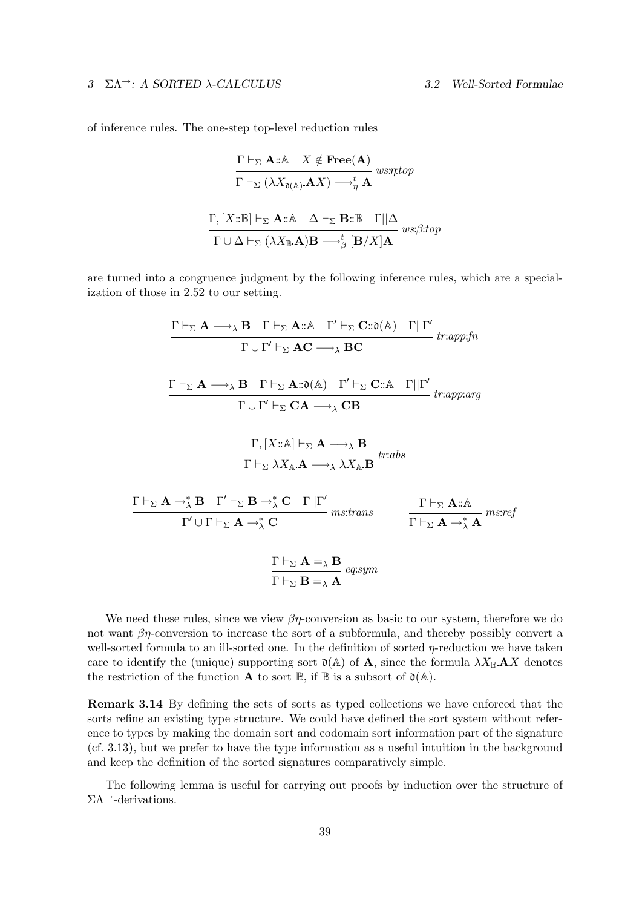of inference rules. The one-step top-level reduction rules

$$\frac{\Gamma \vdash_\Sigma \mathbf{A}::\mathbb{A} \quad X \notin \mathbf{Free}(\mathbf{A})}{\Gamma \vdash_\Sigma (\lambda X_{\mathfrak{d}(\mathbb{A})}.\mathbf{A}X) \longrightarrow^t_\eta \mathbf{A}} \; ws\text{:}\eta\text{:}top$$

$$\frac{\Gamma, [X::\mathbb{B}] \vdash_\Sigma \mathbf{A}::\mathbb{A} \quad \Delta \vdash_\Sigma \mathbf{B}::\mathbb{B} \quad \Gamma||\Delta}{\Gamma \cup \Delta \vdash_\Sigma (\lambda X_{\mathbb{B}}.\mathbf{A})\mathbf{B} \longrightarrow^t_\beta [\mathbf{B}/X]\mathbf{A}} \; ws\text{:}\beta\text{:}top$$

are turned into a congruence judgment by the following inference rules, which are a specialization of those in 2.52 to our setting.

$$\frac{\Gamma \vdash_\Sigma \mathbf{A} \longrightarrow_\lambda \mathbf{B} \quad \Gamma \vdash_\Sigma \mathbf{A}::\mathbb{A} \quad \Gamma' \vdash_\Sigma \mathbf{C}::\mathfrak{d}(\mathbb{A}) \quad \Gamma||\Gamma'}{\Gamma \cup \Gamma' \vdash_\Sigma \mathbf{AC} \longrightarrow_\lambda \mathbf{BC}} \; tr\text{:}app\text{:}fn$$

$$\frac{\Gamma \vdash_\Sigma \mathbf{A} \longrightarrow_\lambda \mathbf{B} \quad \Gamma \vdash_\Sigma \mathbf{A}::\mathfrak{d}(\mathbb{A}) \quad \Gamma' \vdash_\Sigma \mathbf{C}::\mathbb{A} \quad \Gamma||\Gamma'}{\Gamma \cup \Gamma' \vdash_\Sigma \mathbf{CA} \longrightarrow_\lambda \mathbf{CB}} \; tr\text{:}app\text{:}arg$$

$$\frac{\Gamma, [X::\mathbb{A}] \vdash_\Sigma \mathbf{A} \longrightarrow_\lambda \mathbf{B}}{\Gamma \vdash_\Sigma \lambda X_{\mathbb{A}}.\mathbf{A} \longrightarrow_\lambda \lambda X_{\mathbb{A}}.\mathbf{B}} \; tr\text{:}abs$$

$$\frac{\Gamma \vdash_\Sigma \mathbf{A} \rightarrow^*_\lambda \mathbf{B} \quad \Gamma' \vdash_\Sigma \mathbf{B} \rightarrow^*_\lambda \mathbf{C} \quad \Gamma||\Gamma'}{\Gamma' \cup \Gamma \vdash_\Sigma \mathbf{A} \rightarrow^*_\lambda \mathbf{C}} \; ms\text{:}trans \qquad \frac{\Gamma \vdash_\Sigma \mathbf{A}::\mathbb{A}}{\Gamma \vdash_\Sigma \mathbf{A} \rightarrow^*_\lambda \mathbf{A}} \; ms\text{:}ref$$

$$\frac{\Gamma \vdash_\Sigma \mathbf{A} =_\lambda \mathbf{B}}{\Gamma \vdash_\Sigma \mathbf{B} =_\lambda \mathbf{A}} \; eq\text{:}sym$$

We need these rules, since we view $\beta\eta$-conversion as basic to our system, therefore we do not want $\beta\eta$-conversion to increase the sort of a subformula, and thereby possibly convert a well-sorted formula to an ill-sorted one. In the definition of sorted $\eta$-reduction we have taken care to identify the (unique) supporting sort $\mathfrak{d}(\mathbb{A})$ of $\mathbf{A}$, since the formula $\lambda X_{\mathbb{B}}.\mathbf{A}X$ denotes the restriction of the function $\mathbf{A}$ to sort $\mathbb{B}$, if $\mathbb{B}$ is a subsort of $\mathfrak{d}(\mathbb{A})$.

**Remark 3.14** By defining the sets of sorts as typed collections we have enforced that the sorts refine an existing type structure. We could have defined the sort system without reference to types by making the domain sort and codomain sort information part of the signature (cf. 3.13), but we prefer to have the type information as a useful intuition in the background and keep the definition of the sorted signatures comparatively simple.

The following lemma is useful for carrying out proofs by induction over the structure of $\Sigma\Lambda^{\rightarrow}$-derivations.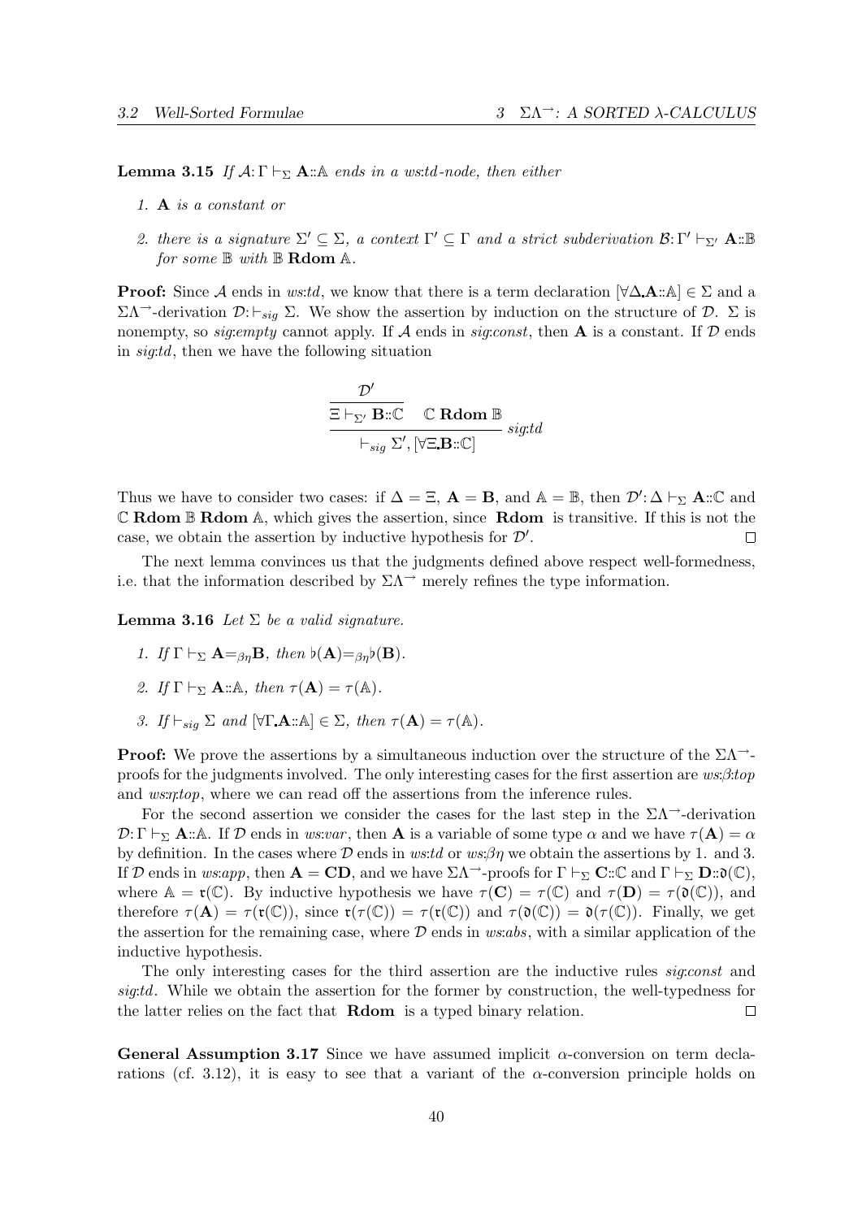**Lemma 3.15** *If $\mathcal{A}{:}\,\Gamma \vdash_\Sigma \mathbf{A}{::}\mathbb{A}$ ends in a ws:td-node, then either*

1. $\mathbf{A}$ *is a constant or*
2. *there is a signature $\Sigma' \subseteq \Sigma$, a context $\Gamma' \subseteq \Gamma$ and a strict subderivation $\mathcal{B}{:}\,\Gamma' \vdash_{\Sigma'} \mathbf{A}{::}\mathbb{B}$ for some $\mathbb{B}$ with $\mathbb{B}$ **Rdom** $\mathbb{A}$.*

**Proof:** Since $\mathcal{A}$ ends in *ws:td*, we know that there is a term declaration $[\forall\Delta\mathbf{.A}{::}\mathbb{A}] \in \Sigma$ and a $\Sigma\Lambda^{\rightarrow}$-derivation $\mathcal{D}{:}\vdash_{sig} \Sigma$. We show the assertion by induction on the structure of $\mathcal{D}$. $\Sigma$ is nonempty, so *sig:empty* cannot apply. If $\mathcal{A}$ ends in *sig:const*, then $\mathbf{A}$ is a constant. If $\mathcal{D}$ ends in *sig:td*, then we have the following situation

$$\frac{\dfrac{\mathcal{D}'}{\Xi \vdash_{\Sigma'} \mathbf{B}{::}\mathbb{C}} \quad \mathbb{C}\ \mathbf{Rdom}\ \mathbb{B}}{\vdash_{sig} \Sigma', [\forall\Xi\mathbf{.B}{::}\mathbb{C}]}\ sig{:}td$$

Thus we have to consider two cases: if $\Delta = \Xi$, $\mathbf{A} = \mathbf{B}$, and $\mathbb{A} = \mathbb{B}$, then $\mathcal{D}'{:}\,\Delta \vdash_\Sigma \mathbf{A}{::}\mathbb{C}$ and $\mathbb{C}$ **Rdom** $\mathbb{B}$ **Rdom** $\mathbb{A}$, which gives the assertion, since **Rdom** is transitive. If this is not the case, we obtain the assertion by inductive hypothesis for $\mathcal{D}'$. $\square$

The next lemma convinces us that the judgments defined above respect well-formedness, i.e. that the information described by $\Sigma\Lambda^{\rightarrow}$ merely refines the type information.

**Lemma 3.16** *Let $\Sigma$ be a valid signature.*

1. *If $\Gamma \vdash_\Sigma \mathbf{A}{=}_{\beta\eta}\mathbf{B}$, then $\flat(\mathbf{A}){=}_{\beta\eta}\flat(\mathbf{B})$.*
2. *If $\Gamma \vdash_\Sigma \mathbf{A}{::}\mathbb{A}$, then $\tau(\mathbf{A}) = \tau(\mathbb{A})$.*
3. *If $\vdash_{sig} \Sigma$ and $[\forall\Gamma\mathbf{.A}{::}\mathbb{A}] \in \Sigma$, then $\tau(\mathbf{A}) = \tau(\mathbb{A})$.*

**Proof:** We prove the assertions by a simultaneous induction over the structure of the $\Sigma\Lambda^{\rightarrow}$-proofs for the judgments involved. The only interesting cases for the first assertion are *ws:β:top* and *ws:η:top*, where we can read off the assertions from the inference rules.

For the second assertion we consider the cases for the last step in the $\Sigma\Lambda^{\rightarrow}$-derivation $\mathcal{D}{:}\,\Gamma \vdash_\Sigma \mathbf{A}{::}\mathbb{A}$. If $\mathcal{D}$ ends in *ws:var*, then $\mathbf{A}$ is a variable of some type $\alpha$ and we have $\tau(\mathbf{A}) = \alpha$ by definition. In the cases where $\mathcal{D}$ ends in *ws:td* or *ws:βη* we obtain the assertions by 1. and 3. If $\mathcal{D}$ ends in *ws:app*, then $\mathbf{A} = \mathbf{CD}$, and we have $\Sigma\Lambda^{\rightarrow}$-proofs for $\Gamma \vdash_\Sigma \mathbf{C}{::}\mathbb{C}$ and $\Gamma \vdash_\Sigma \mathbf{D}{::}\mathfrak{d}(\mathbb{C})$, where $\mathbb{A} = \mathfrak{r}(\mathbb{C})$. By inductive hypothesis we have $\tau(\mathbf{C}) = \tau(\mathbb{C})$ and $\tau(\mathbf{D}) = \tau(\mathfrak{d}(\mathbb{C}))$, and therefore $\tau(\mathbf{A}) = \tau(\mathfrak{r}(\mathbb{C}))$, since $\mathfrak{r}(\tau(\mathbb{C})) = \tau(\mathfrak{r}(\mathbb{C}))$ and $\tau(\mathfrak{d}(\mathbb{C})) = \mathfrak{d}(\tau(\mathbb{C}))$. Finally, we get the assertion for the remaining case, where $\mathcal{D}$ ends in *ws:abs*, with a similar application of the inductive hypothesis.

The only interesting cases for the third assertion are the inductive rules *sig:const* and *sig:td*. While we obtain the assertion for the former by construction, the well-typedness for the latter relies on the fact that **Rdom** is a typed binary relation. $\square$

**General Assumption 3.17** Since we have assumed implicit $\alpha$-conversion on term declarations (cf. 3.12), it is easy to see that a variant of the $\alpha$-conversion principle holds on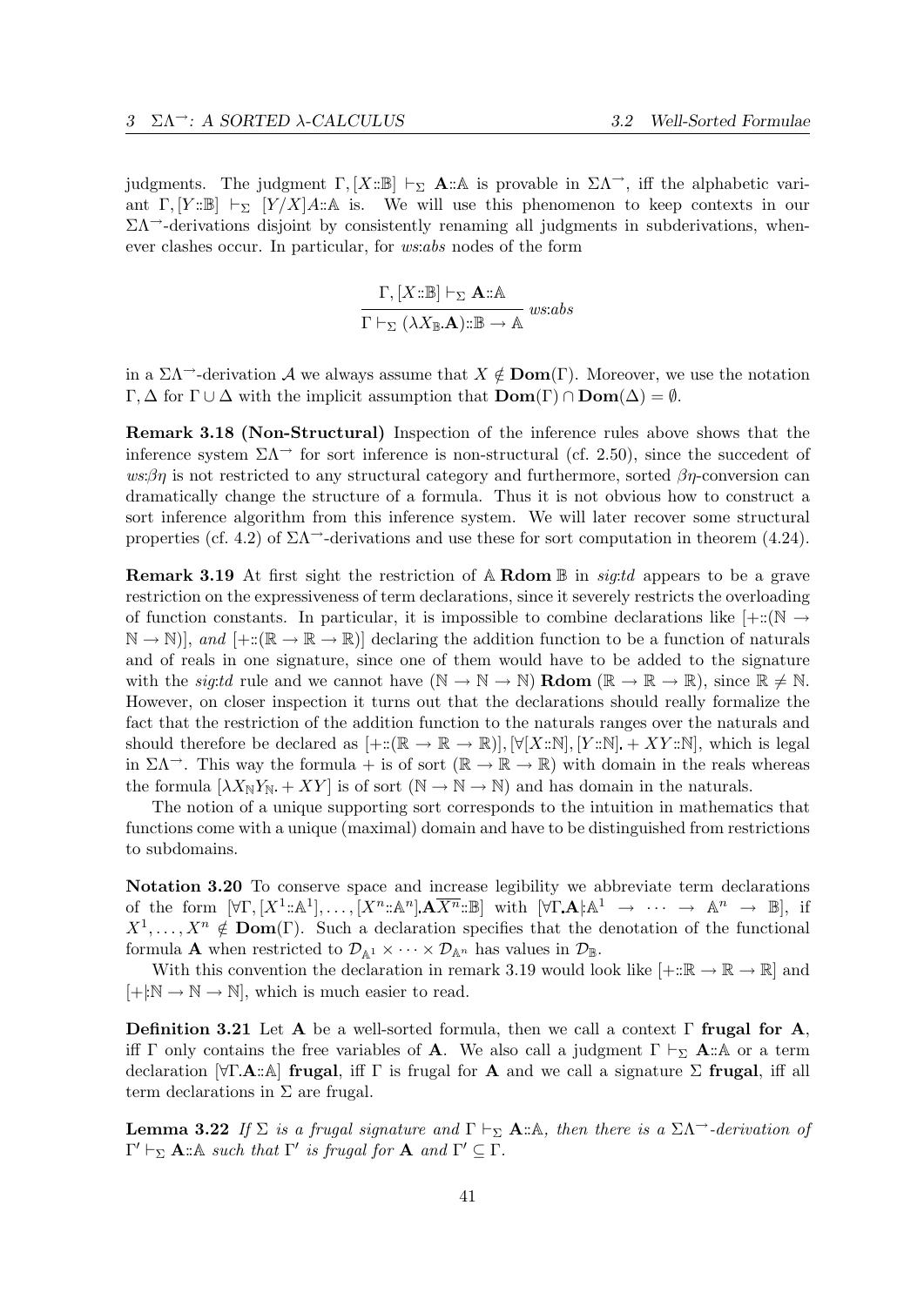judgments. The judgment $\Gamma, [X{::}\mathbb{B}] \vdash_\Sigma \mathbf{A}{::}\mathbb{A}$ is provable in $\Sigma\Lambda^{\rightarrow}$, iff the alphabetic variant $\Gamma, [Y{::}\mathbb{B}] \vdash_\Sigma [Y/X]A{::}\mathbb{A}$ is. We will use this phenomenon to keep contexts in our $\Sigma\Lambda^{\rightarrow}$-derivations disjoint by consistently renaming all judgments in subderivations, whenever clashes occur. In particular, for *ws:abs* nodes of the form

$$\frac{\Gamma, [X{::}\mathbb{B}] \vdash_\Sigma \mathbf{A}{::}\mathbb{A}}{\Gamma \vdash_\Sigma (\lambda X_{\mathbb{B}}.\mathbf{A}){::}\mathbb{B} \rightarrow \mathbb{A}} \; ws{:}abs$$

in a $\Sigma\Lambda^{\rightarrow}$-derivation $\mathcal{A}$ we always assume that $X \notin \mathbf{Dom}(\Gamma)$. Moreover, we use the notation $\Gamma, \Delta$ for $\Gamma \cup \Delta$ with the implicit assumption that $\mathbf{Dom}(\Gamma) \cap \mathbf{Dom}(\Delta) = \emptyset$.

**Remark 3.18 (Non-Structural)** Inspection of the inference rules above shows that the inference system $\Sigma\Lambda^{\rightarrow}$ for sort inference is non-structural (cf. 2.50), since the succedent of *ws:βη* is not restricted to any structural category and furthermore, sorted $\beta\eta$-conversion can dramatically change the structure of a formula. Thus it is not obvious how to construct a sort inference algorithm from this inference system. We will later recover some structural properties (cf. 4.2) of $\Sigma\Lambda^{\rightarrow}$-derivations and use these for sort computation in theorem (4.24).

**Remark 3.19** At first sight the restriction of $\mathbb{A}$ **Rdom** $\mathbb{B}$ in *sig:td* appears to be a grave restriction on the expressiveness of term declarations, since it severely restricts the overloading of function constants. In particular, it is impossible to combine declarations like $[+{::}(\mathbb{N} \rightarrow \mathbb{N} \rightarrow \mathbb{N})]$, *and* $[+{::}(\mathbb{R} \rightarrow \mathbb{R} \rightarrow \mathbb{R})]$ declaring the addition function to be a function of naturals and of reals in one signature, since one of them would have to be added to the signature with the *sig:td* rule and we cannot have $(\mathbb{N} \rightarrow \mathbb{N} \rightarrow \mathbb{N})$ **Rdom** $(\mathbb{R} \rightarrow \mathbb{R} \rightarrow \mathbb{R})$, since $\mathbb{R} \neq \mathbb{N}$. However, on closer inspection it turns out that the declarations should really formalize the fact that the restriction of the addition function to the naturals ranges over the naturals and should therefore be declared as $[+{::}(\mathbb{R} \rightarrow \mathbb{R} \rightarrow \mathbb{R})], [\forall[X{::}\mathbb{N}], [Y{::}\mathbb{N}]. + XY{::}\mathbb{N}]$, which is legal in $\Sigma\Lambda^{\rightarrow}$. This way the formula $+$ is of sort $(\mathbb{R} \rightarrow \mathbb{R} \rightarrow \mathbb{R})$ with domain in the reals whereas the formula $[\lambda X_{\mathbb{N}} Y_{\mathbb{N}}. + XY]$ is of sort $(\mathbb{N} \rightarrow \mathbb{N} \rightarrow \mathbb{N})$ and has domain in the naturals.

The notion of a unique supporting sort corresponds to the intuition in mathematics that functions come with a unique (maximal) domain and have to be distinguished from restrictions to subdomains.

**Notation 3.20** To conserve space and increase legibility we abbreviate term declarations of the form $[\forall\Gamma, [X^1{::}\mathbb{A}^1], \ldots, [X^n{::}\mathbb{A}^n].\mathbf{A}\overline{X^n}{::}\mathbb{B}]$ with $[\forall\Gamma.\mathbf{A}{\mid}{:}\mathbb{A}^1 \rightarrow \cdots \rightarrow \mathbb{A}^n \rightarrow \mathbb{B}]$, if $X^1, \ldots, X^n \notin \mathbf{Dom}(\Gamma)$. Such a declaration specifies that the denotation of the functional formula $\mathbf{A}$ when restricted to $\mathcal{D}_{\mathbb{A}^1} \times \cdots \times \mathcal{D}_{\mathbb{A}^n}$ has values in $\mathcal{D}_{\mathbb{B}}$.

With this convention the declaration in remark 3.19 would look like $[+{::}\mathbb{R} \rightarrow \mathbb{R} \rightarrow \mathbb{R}]$ and $[+{\mid}{:}\mathbb{N} \rightarrow \mathbb{N} \rightarrow \mathbb{N}]$, which is much easier to read.

**Definition 3.21** Let $\mathbf{A}$ be a well-sorted formula, then we call a context $\Gamma$ **frugal for A**, iff $\Gamma$ only contains the free variables of $\mathbf{A}$. We also call a judgment $\Gamma \vdash_\Sigma \mathbf{A}{::}\mathbb{A}$ or a term declaration $[\forall\Gamma.\mathbf{A}{::}\mathbb{A}]$ **frugal**, iff $\Gamma$ is frugal for $\mathbf{A}$ and we call a signature $\Sigma$ **frugal**, iff all term declarations in $\Sigma$ are frugal.

**Lemma 3.22** *If $\Sigma$ is a frugal signature and $\Gamma \vdash_\Sigma \mathbf{A}{::}\mathbb{A}$, then there is a $\Sigma\Lambda^{\rightarrow}$-derivation of $\Gamma' \vdash_\Sigma \mathbf{A}{::}\mathbb{A}$ such that $\Gamma'$ is frugal for $\mathbf{A}$ and $\Gamma' \subseteq \Gamma$.*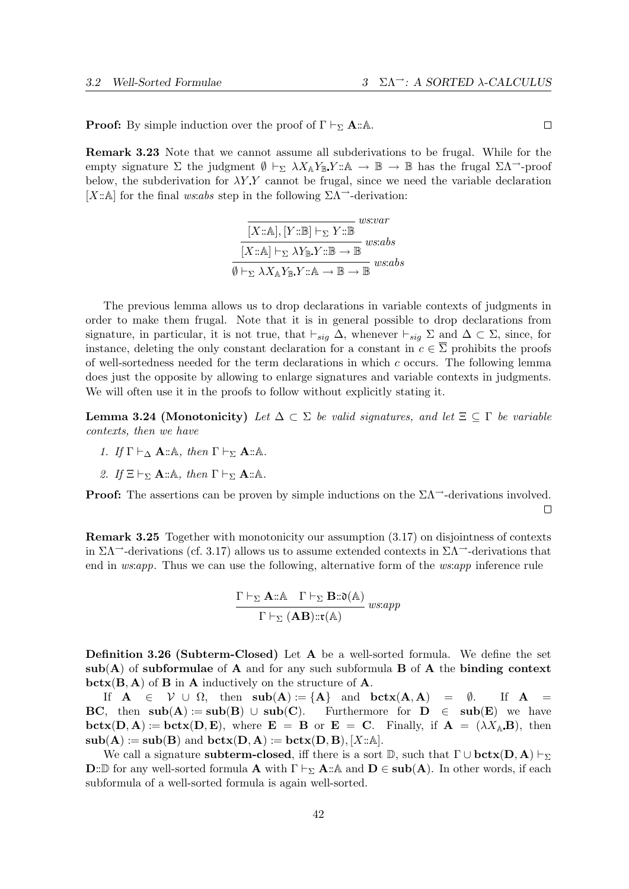**Proof:** By simple induction over the proof of $\Gamma \vdash_\Sigma \mathbf{A}{::}\mathbb{A}$. $\square$

**Remark 3.23** Note that we cannot assume all subderivations to be frugal. While for the empty signature $\Sigma$ the judgment $\emptyset \vdash_\Sigma \lambda X_\mathbb{A} Y_\mathbb{B}.Y{::}\mathbb{A} \to \mathbb{B} \to \mathbb{B}$ has the frugal $\Sigma\Lambda^\to$-proof below, the subderivation for $\lambda Y.Y$ cannot be frugal, since we need the variable declaration $[X{::}\mathbb{A}]$ for the final *ws:abs* step in the following $\Sigma\Lambda^\to$-derivation:

$$\cfrac{\cfrac{\cfrac{}{[X{::}\mathbb{A}],[Y{::}\mathbb{B}] \vdash_\Sigma Y{::}\mathbb{B}}\,ws{:}var}{[X{::}\mathbb{A}] \vdash_\Sigma \lambda Y_\mathbb{B}.Y{::}\mathbb{B} \to \mathbb{B}}\,ws{:}abs}{\emptyset \vdash_\Sigma \lambda X_\mathbb{A} Y_\mathbb{B}.Y{::}\mathbb{A} \to \mathbb{B} \to \mathbb{B}}\,ws{:}abs$$

The previous lemma allows us to drop declarations in variable contexts of judgments in order to make them frugal. Note that it is in general possible to drop declarations from signature, in particular, it is not true, that $\vdash_{sig} \Delta$, whenever $\vdash_{sig} \Sigma$ and $\Delta \subset \Sigma$, since, for instance, deleting the only constant declaration for a constant in $c \in \overline{\Sigma}$ prohibits the proofs of well-sortedness needed for the term declarations in which $c$ occurs. The following lemma does just the opposite by allowing to enlarge signatures and variable contexts in judgments. We will often use it in the proofs to follow without explicitly stating it.

**Lemma 3.24 (Monotonicity)** *Let $\Delta \subset \Sigma$ be valid signatures, and let $\Xi \subseteq \Gamma$ be variable contexts, then we have*

1. *If $\Gamma \vdash_\Delta \mathbf{A}{::}\mathbb{A}$, then $\Gamma \vdash_\Sigma \mathbf{A}{::}\mathbb{A}$.*
2. *If $\Xi \vdash_\Sigma \mathbf{A}{::}\mathbb{A}$, then $\Gamma \vdash_\Sigma \mathbf{A}{::}\mathbb{A}$.*

**Proof:** The assertions can be proven by simple inductions on the $\Sigma\Lambda^\to$-derivations involved. $\square$

**Remark 3.25** Together with monotonicity our assumption (3.17) on disjointness of contexts in $\Sigma\Lambda^\to$-derivations (cf. 3.17) allows us to assume extended contexts in $\Sigma\Lambda^\to$-derivations that end in *ws:app*. Thus we can use the following, alternative form of the *ws:app* inference rule

$$\frac{\Gamma \vdash_\Sigma \mathbf{A}{::}\mathbb{A} \quad \Gamma \vdash_\Sigma \mathbf{B}{::}\mathfrak{d}(\mathbb{A})}{\Gamma \vdash_\Sigma (\mathbf{AB}){::}\mathfrak{r}(\mathbb{A})}\,ws{:}app$$

**Definition 3.26 (Subterm-Closed)** Let $\mathbf{A}$ be a well-sorted formula. We define the set $\mathbf{sub}(\mathbf{A})$ of **subformulae** of $\mathbf{A}$ and for any such subformula $\mathbf{B}$ of $\mathbf{A}$ the **binding context** $\mathbf{bctx}(\mathbf{B},\mathbf{A})$ of $\mathbf{B}$ in $\mathbf{A}$ inductively on the structure of $\mathbf{A}$.

If $\mathbf{A} \in \mathcal{V} \cup \Omega$, then $\mathbf{sub}(\mathbf{A}) := \{\mathbf{A}\}$ and $\mathbf{bctx}(\mathbf{A},\mathbf{A}) = \emptyset$. If $\mathbf{A} = \mathbf{BC}$, then $\mathbf{sub}(\mathbf{A}) := \mathbf{sub}(\mathbf{B}) \cup \mathbf{sub}(\mathbf{C})$. Furthermore for $\mathbf{D} \in \mathbf{sub}(\mathbf{E})$ we have $\mathbf{bctx}(\mathbf{D},\mathbf{A}) := \mathbf{bctx}(\mathbf{D},\mathbf{E})$, where $\mathbf{E} = \mathbf{B}$ or $\mathbf{E} = \mathbf{C}$. Finally, if $\mathbf{A} = (\lambda X_\mathbb{A}.\mathbf{B})$, then $\mathbf{sub}(\mathbf{A}) := \mathbf{sub}(\mathbf{B})$ and $\mathbf{bctx}(\mathbf{D},\mathbf{A}) := \mathbf{bctx}(\mathbf{D},\mathbf{B}),[X{::}\mathbb{A}]$.

We call a signature **subterm-closed**, iff there is a sort $\mathbb{D}$, such that $\Gamma \cup \mathbf{bctx}(\mathbf{D},\mathbf{A}) \vdash_\Sigma \mathbf{D}{::}\mathbb{D}$ for any well-sorted formula $\mathbf{A}$ with $\Gamma \vdash_\Sigma \mathbf{A}{::}\mathbb{A}$ and $\mathbf{D} \in \mathbf{sub}(\mathbf{A})$. In other words, if each subformula of a well-sorted formula is again well-sorted.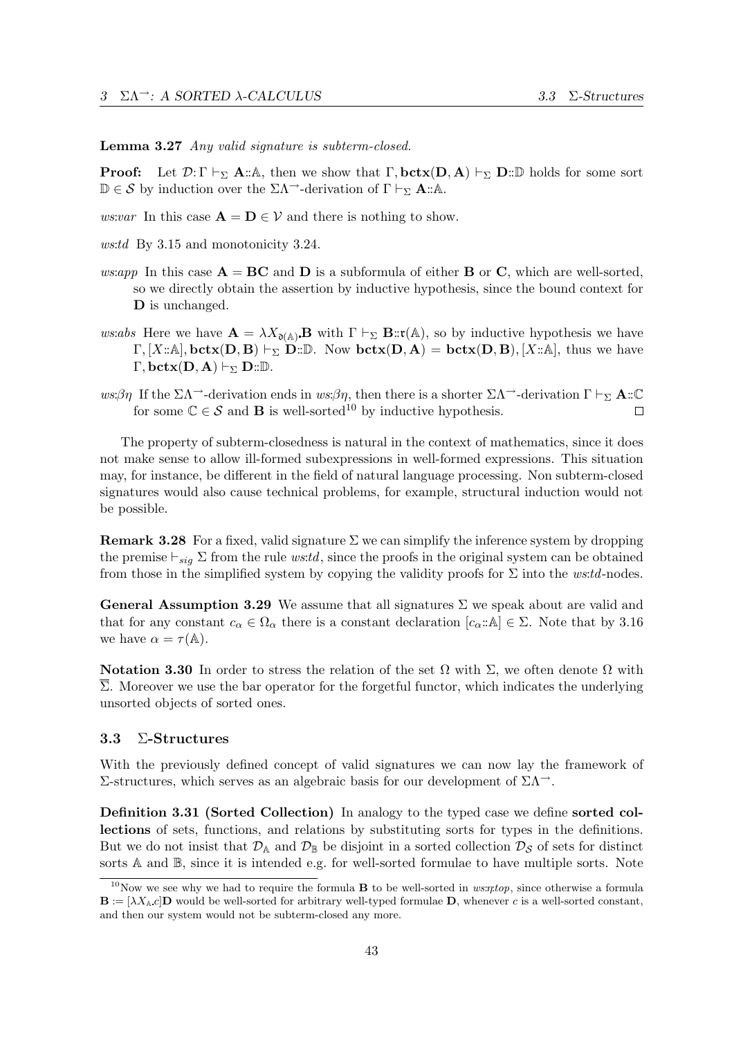**Lemma 3.27** *Any valid signature is subterm-closed.*

**Proof:** Let $\mathcal{D}: \Gamma \vdash_\Sigma \mathbf{A}::\mathbb{A}$, then we show that $\Gamma, \mathbf{bctx}(\mathbf{D}, \mathbf{A}) \vdash_\Sigma \mathbf{D}::\mathbb{D}$ holds for some sort $\mathbb{D} \in \mathcal{S}$ by induction over the $\Sigma\Lambda^{\rightarrow}$-derivation of $\Gamma \vdash_\Sigma \mathbf{A}::\mathbb{A}$.

*ws:var* In this case $\mathbf{A} = \mathbf{D} \in \mathcal{V}$ and there is nothing to show.

*ws:td* By 3.15 and monotonicity 3.24.

*ws:app* In this case $\mathbf{A} = \mathbf{BC}$ and $\mathbf{D}$ is a subformula of either $\mathbf{B}$ or $\mathbf{C}$, which are well-sorted, so we directly obtain the assertion by inductive hypothesis, since the bound context for $\mathbf{D}$ is unchanged.

*ws:abs* Here we have $\mathbf{A} = \lambda X_{\mathfrak{d}(\mathbb{A})}.\mathbf{B}$ with $\Gamma \vdash_\Sigma \mathbf{B}::\mathfrak{r}(\mathbb{A})$, so by inductive hypothesis we have $\Gamma, [X::\mathbb{A}], \mathbf{bctx}(\mathbf{D}, \mathbf{B}) \vdash_\Sigma \mathbf{D}::\mathbb{D}$. Now $\mathbf{bctx}(\mathbf{D}, \mathbf{A}) = \mathbf{bctx}(\mathbf{D}, \mathbf{B}), [X::\mathbb{A}]$, thus we have $\Gamma, \mathbf{bctx}(\mathbf{D}, \mathbf{A}) \vdash_\Sigma \mathbf{D}::\mathbb{D}$.

*ws:βη* If the $\Sigma\Lambda^{\rightarrow}$-derivation ends in *ws:βη*, then there is a shorter $\Sigma\Lambda^{\rightarrow}$-derivation $\Gamma \vdash_\Sigma \mathbf{A}::\mathbb{C}$ for some $\mathbb{C} \in \mathcal{S}$ and $\mathbf{B}$ is well-sorted[10] by inductive hypothesis. □

The property of subterm-closedness is natural in the context of mathematics, since it does not make sense to allow ill-formed subexpressions in well-formed expressions. This situation may, for instance, be different in the field of natural language processing. Non subterm-closed signatures would also cause technical problems, for example, structural induction would not be possible.

**Remark 3.28** For a fixed, valid signature $\Sigma$ we can simplify the inference system by dropping the premise $\vdash_{sig} \Sigma$ from the rule *ws:td*, since the proofs in the original system can be obtained from those in the simplified system by copying the validity proofs for $\Sigma$ into the *ws:td*-nodes.

**General Assumption 3.29** We assume that all signatures $\Sigma$ we speak about are valid and that for any constant $c_\alpha \in \Omega_\alpha$ there is a constant declaration $[c_\alpha::\mathbb{A}] \in \Sigma$. Note that by 3.16 we have $\alpha = \tau(\mathbb{A})$.

**Notation 3.30** In order to stress the relation of the set $\Omega$ with $\Sigma$, we often denote $\Omega$ with $\overline{\Sigma}$. Moreover we use the bar operator for the forgetful functor, which indicates the underlying unsorted objects of sorted ones.

### 3.3 Σ-Structures

With the previously defined concept of valid signatures we can now lay the framework of $\Sigma$-structures, which serves as an algebraic basis for our development of $\Sigma\Lambda^{\rightarrow}$.

**Definition 3.31 (Sorted Collection)** In analogy to the typed case we define **sorted collections** of sets, functions, and relations by substituting sorts for types in the definitions. But we do not insist that $\mathcal{D}_\mathbb{A}$ and $\mathcal{D}_\mathbb{B}$ be disjoint in a sorted collection $\mathcal{D}_\mathcal{S}$ of sets for distinct sorts $\mathbb{A}$ and $\mathbb{B}$, since it is intended e.g. for well-sorted formulae to have multiple sorts. Note

[10] Now we see why we had to require the formula $\mathbf{B}$ to be well-sorted in *ws:ηtop*, since otherwise a formula $\mathbf{B} := [\lambda X_\mathbb{A}.c]\mathbf{D}$ would be well-sorted for arbitrary well-typed formulae $\mathbf{D}$, whenever $c$ is a well-sorted constant, and then our system would not be subterm-closed any more.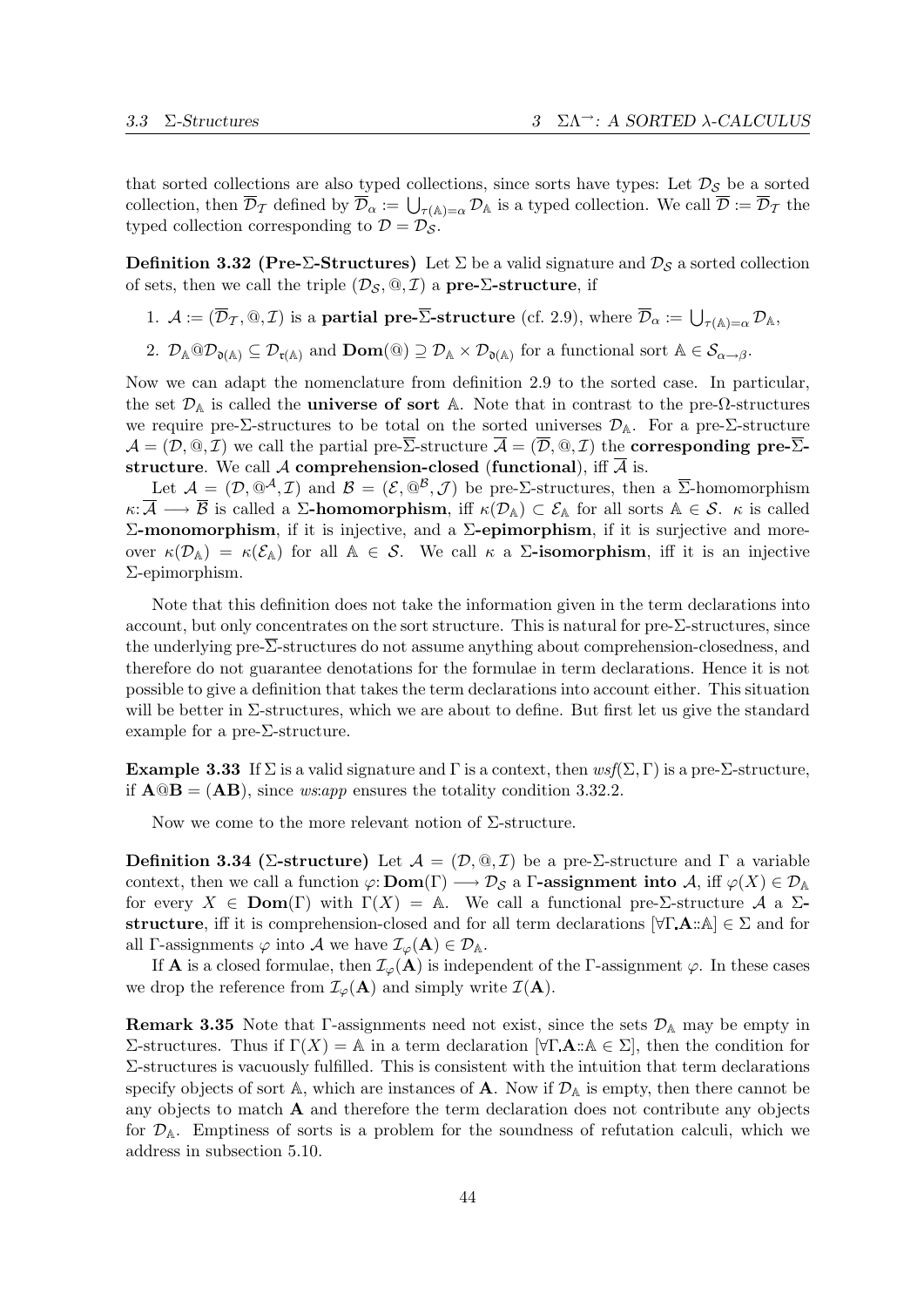that sorted collections are also typed collections, since sorts have types: Let $\mathcal{D}_\mathcal{S}$ be a sorted collection, then $\overline{\mathcal{D}}_\mathcal{T}$ defined by $\overline{\mathcal{D}}_\alpha := \bigcup_{\tau(\mathbb{A})=\alpha} \mathcal{D}_\mathbb{A}$ is a typed collection. We call $\overline{\mathcal{D}} := \overline{\mathcal{D}}_\mathcal{T}$ the typed collection corresponding to $\mathcal{D} = \mathcal{D}_\mathcal{S}$.

**Definition 3.32 (Pre-Σ-Structures)** Let $\Sigma$ be a valid signature and $\mathcal{D}_\mathcal{S}$ a sorted collection of sets, then we call the triple $(\mathcal{D}_\mathcal{S}, @, \mathcal{I})$ a **pre-Σ-structure**, if

1. $\mathcal{A} := (\overline{\mathcal{D}}_\mathcal{T}, @, \mathcal{I})$ is a **partial pre-$\overline{\Sigma}$-structure** (cf. 2.9), where $\overline{\mathcal{D}}_\alpha := \bigcup_{\tau(\mathbb{A})=\alpha} \mathcal{D}_\mathbb{A}$,
2. $\mathcal{D}_\mathbb{A} @ \mathcal{D}_{\mathfrak{d}(\mathbb{A})} \subseteq \mathcal{D}_{\mathfrak{r}(\mathbb{A})}$ and $\mathbf{Dom}(@) \supseteq \mathcal{D}_\mathbb{A} \times \mathcal{D}_{\mathfrak{d}(\mathbb{A})}$ for a functional sort $\mathbb{A} \in \mathcal{S}_{\alpha \to \beta}$.

Now we can adapt the nomenclature from definition 2.9 to the sorted case. In particular, the set $\mathcal{D}_\mathbb{A}$ is called the **universe of sort** $\mathbb{A}$. Note that in contrast to the pre-Ω-structures we require pre-Σ-structures to be total on the sorted universes $\mathcal{D}_\mathbb{A}$. For a pre-Σ-structure $\mathcal{A} = (\mathcal{D}, @, \mathcal{I})$ we call the partial pre-$\overline{\Sigma}$-structure $\overline{\mathcal{A}} = (\overline{\mathcal{D}}, @, \mathcal{I})$ the **corresponding pre-$\overline{\Sigma}$-structure**. We call $\mathcal{A}$ **comprehension-closed** (**functional**), iff $\overline{\mathcal{A}}$ is.

Let $\mathcal{A} = (\mathcal{D}, @^\mathcal{A}, \mathcal{I})$ and $\mathcal{B} = (\mathcal{E}, @^\mathcal{B}, \mathcal{J})$ be pre-Σ-structures, then a $\overline{\Sigma}$-homomorphism $\kappa: \overline{\mathcal{A}} \longrightarrow \overline{\mathcal{B}}$ is called a **Σ-homomorphism**, iff $\kappa(\mathcal{D}_\mathbb{A}) \subset \mathcal{E}_\mathbb{A}$ for all sorts $\mathbb{A} \in \mathcal{S}$. $\kappa$ is called **Σ-monomorphism**, if it is injective, and a **Σ-epimorphism**, if it is surjective and moreover $\kappa(\mathcal{D}_\mathbb{A}) = \kappa(\mathcal{E}_\mathbb{A})$ for all $\mathbb{A} \in \mathcal{S}$. We call $\kappa$ a **Σ-isomorphism**, iff it is an injective Σ-epimorphism.

Note that this definition does not take the information given in the term declarations into account, but only concentrates on the sort structure. This is natural for pre-Σ-structures, since the underlying pre-$\overline{\Sigma}$-structures do not assume anything about comprehension-closedness, and therefore do not guarantee denotations for the formulae in term declarations. Hence it is not possible to give a definition that takes the term declarations into account either. This situation will be better in Σ-structures, which we are about to define. But first let us give the standard example for a pre-Σ-structure.

**Example 3.33** If $\Sigma$ is a valid signature and $\Gamma$ is a context, then $wsf(\Sigma, \Gamma)$ is a pre-Σ-structure, if $\mathbf{A}@\mathbf{B} = (\mathbf{AB})$, since *ws:app* ensures the totality condition 3.32.2.

Now we come to the more relevant notion of Σ-structure.

**Definition 3.34 (Σ-structure)** Let $\mathcal{A} = (\mathcal{D}, @, \mathcal{I})$ be a pre-Σ-structure and $\Gamma$ a variable context, then we call a function $\varphi: \mathbf{Dom}(\Gamma) \longrightarrow \mathcal{D}_\mathcal{S}$ a **Γ-assignment into** $\mathcal{A}$, iff $\varphi(X) \in \mathcal{D}_\mathbb{A}$ for every $X \in \mathbf{Dom}(\Gamma)$ with $\Gamma(X) = \mathbb{A}$. We call a functional pre-Σ-structure $\mathcal{A}$ a **Σ-structure**, iff it is comprehension-closed and for all term declarations $[\forall \Gamma.\mathbf{A} :: \mathbb{A}] \in \Sigma$ and for all Γ-assignments $\varphi$ into $\mathcal{A}$ we have $\mathcal{I}_\varphi(\mathbf{A}) \in \mathcal{D}_\mathbb{A}$.

If $\mathbf{A}$ is a closed formulae, then $\mathcal{I}_\varphi(\mathbf{A})$ is independent of the Γ-assignment $\varphi$. In these cases we drop the reference from $\mathcal{I}_\varphi(\mathbf{A})$ and simply write $\mathcal{I}(\mathbf{A})$.

**Remark 3.35** Note that Γ-assignments need not exist, since the sets $\mathcal{D}_\mathbb{A}$ may be empty in Σ-structures. Thus if $\Gamma(X) = \mathbb{A}$ in a term declaration $[\forall \Gamma.\mathbf{A} :: \mathbb{A} \in \Sigma]$, then the condition for Σ-structures is vacuously fulfilled. This is consistent with the intuition that term declarations specify objects of sort $\mathbb{A}$, which are instances of $\mathbf{A}$. Now if $\mathcal{D}_\mathbb{A}$ is empty, then there cannot be any objects to match $\mathbf{A}$ and therefore the term declaration does not contribute any objects for $\mathcal{D}_\mathbb{A}$. Emptiness of sorts is a problem for the soundness of refutation calculi, which we address in subsection 5.10.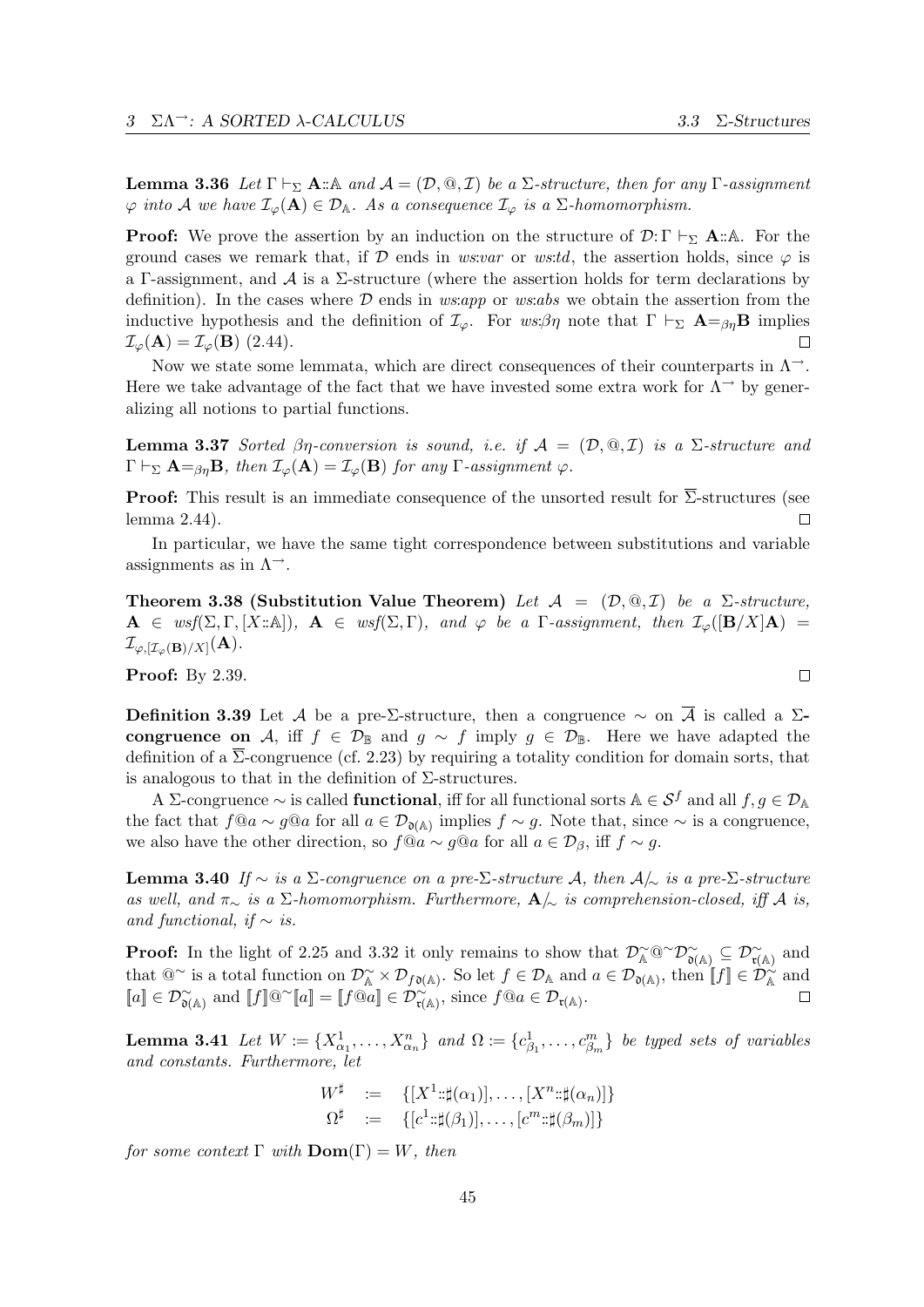**Lemma 3.36** *Let $\Gamma \vdash_\Sigma \mathbf{A}::\mathbb{A}$ and $\mathcal{A} = (\mathcal{D}, @, \mathcal{I})$ be a $\Sigma$-structure, then for any $\Gamma$-assignment $\varphi$ into $\mathcal{A}$ we have $\mathcal{I}_\varphi(\mathbf{A}) \in \mathcal{D}_\mathbb{A}$. As a consequence $\mathcal{I}_\varphi$ is a $\Sigma$-homomorphism.*

**Proof:** We prove the assertion by an induction on the structure of $\mathcal{D}\colon \Gamma \vdash_\Sigma \mathbf{A}::\mathbb{A}$. For the ground cases we remark that, if $\mathcal{D}$ ends in *ws:var* or *ws:td*, the assertion holds, since $\varphi$ is a $\Gamma$-assignment, and $\mathcal{A}$ is a $\Sigma$-structure (where the assertion holds for term declarations by definition). In the cases where $\mathcal{D}$ ends in *ws:app* or *ws:abs* we obtain the assertion from the inductive hypothesis and the definition of $\mathcal{I}_\varphi$. For *ws:$\beta\eta$* note that $\Gamma \vdash_\Sigma \mathbf{A} =_{\beta\eta} \mathbf{B}$ implies $\mathcal{I}_\varphi(\mathbf{A}) = \mathcal{I}_\varphi(\mathbf{B})$ (2.44). $\square$

Now we state some lemmata, which are direct consequences of their counterparts in $\Lambda^\rightarrow$. Here we take advantage of the fact that we have invested some extra work for $\Lambda^\rightarrow$ by generalizing all notions to partial functions.

**Lemma 3.37** *Sorted $\beta\eta$-conversion is sound, i.e. if $\mathcal{A} = (\mathcal{D}, @, \mathcal{I})$ is a $\Sigma$-structure and $\Gamma \vdash_\Sigma \mathbf{A} =_{\beta\eta} \mathbf{B}$, then $\mathcal{I}_\varphi(\mathbf{A}) = \mathcal{I}_\varphi(\mathbf{B})$ for any $\Gamma$-assignment $\varphi$.*

**Proof:** This result is an immediate consequence of the unsorted result for $\overline{\Sigma}$-structures (see lemma 2.44). $\square$

In particular, we have the same tight correspondence between substitutions and variable assignments as in $\Lambda^\rightarrow$.

**Theorem 3.38 (Substitution Value Theorem)** *Let $\mathcal{A} = (\mathcal{D}, @, \mathcal{I})$ be a $\Sigma$-structure, $\mathbf{A} \in wsf(\Sigma, \Gamma, [X::\mathbb{A}])$, $\mathbf{A} \in wsf(\Sigma, \Gamma)$, and $\varphi$ be a $\Gamma$-assignment, then $\mathcal{I}_\varphi([\mathbf{B}/X]\mathbf{A}) = \mathcal{I}_{\varphi,[\mathcal{I}_\varphi(\mathbf{B})/X]}(\mathbf{A})$.*

**Proof:** By 2.39. $\square$

**Definition 3.39** Let $\mathcal{A}$ be a pre-$\Sigma$-structure, then a congruence $\sim$ on $\overline{\mathcal{A}}$ is called a **$\Sigma$-congruence on** $\mathcal{A}$, iff $f \in \mathcal{D}_\mathbb{B}$ and $g \sim f$ imply $g \in \mathcal{D}_\mathbb{B}$. Here we have adapted the definition of a $\overline{\Sigma}$-congruence (cf. 2.23) by requiring a totality condition for domain sorts, that is analogous to that in the definition of $\Sigma$-structures.

A $\Sigma$-congruence $\sim$ is called **functional**, iff for all functional sorts $\mathbb{A} \in \mathcal{S}^f$ and all $f, g \in \mathcal{D}_\mathbb{A}$ the fact that $f@a \sim g@a$ for all $a \in \mathcal{D}_{\mathfrak{d}(\mathbb{A})}$ implies $f \sim g$. Note that, since $\sim$ is a congruence, we also have the other direction, so $f@a \sim g@a$ for all $a \in \mathcal{D}_\beta$, iff $f \sim g$.

**Lemma 3.40** *If $\sim$ is a $\Sigma$-congruence on a pre-$\Sigma$-structure $\mathcal{A}$, then $\mathcal{A}/_\sim$ is a pre-$\Sigma$-structure as well, and $\pi_\sim$ is a $\Sigma$-homomorphism. Furthermore, $\mathbf{A}/_\sim$ is comprehension-closed, iff $\mathcal{A}$ is, and functional, if $\sim$ is.*

**Proof:** In the light of 2.25 and 3.32 it only remains to show that $\mathcal{D}^\sim_\mathbb{A} @^\sim \mathcal{D}^\sim_{\mathfrak{d}(\mathbb{A})} \subseteq \mathcal{D}^\sim_{\mathfrak{r}(\mathbb{A})}$ and that $@^\sim$ is a total function on $\mathcal{D}^\sim_\mathbb{A} \times \mathcal{D}_{f\mathfrak{d}(\mathbb{A})}$. So let $f \in \mathcal{D}_\mathbb{A}$ and $a \in \mathcal{D}_{\mathfrak{d}(\mathbb{A})}$, then $[\![f]\!] \in \mathcal{D}^\sim_\mathbb{A}$ and $[\![a]\!] \in \mathcal{D}^\sim_{\mathfrak{d}(\mathbb{A})}$ and $[\![f]\!] @^\sim [\![a]\!] = [\![f@a]\!] \in \mathcal{D}^\sim_{\mathfrak{r}(\mathbb{A})}$, since $f@a \in \mathcal{D}_{\mathfrak{r}(\mathbb{A})}$. $\square$

**Lemma 3.41** *Let $W := \{X^1_{\alpha_1}, \ldots, X^n_{\alpha_n}\}$ and $\Omega := \{c^1_{\beta_1}, \ldots, c^m_{\beta_m}\}$ be typed sets of variables and constants. Furthermore, let*

$$\begin{aligned} W^\sharp &:= \{[X^1::\sharp(\alpha_1)], \ldots, [X^n::\sharp(\alpha_n)]\} \\ \Omega^\sharp &:= \{[c^1::\sharp(\beta_1)], \ldots, [c^m::\sharp(\beta_m)]\} \end{aligned}$$

*for some context $\Gamma$ with $\mathbf{Dom}(\Gamma) = W$, then*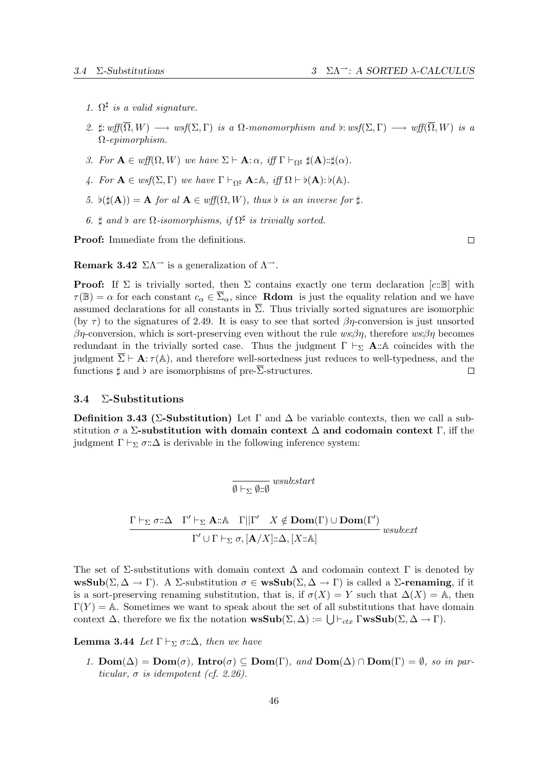1. $\Omega^\sharp$ *is a valid signature.*

2. $\sharp\colon \mathit{wff}(\overline{\Omega}, W) \longrightarrow \mathit{wsf}(\Sigma, \Gamma)$ *is a* $\Omega$*-monomorphism and* $\flat\colon \mathit{wsf}(\Sigma, \Gamma) \longrightarrow \mathit{wff}(\overline{\Omega}, W)$ *is a* $\Omega$*-epimorphism.*

3. *For* $\mathbf{A} \in \mathit{wff}(\Omega, W)$ *we have* $\Sigma \vdash \mathbf{A}\colon \alpha$*, iff* $\Gamma \vdash_{\Omega^\sharp} \sharp(\mathbf{A})::\sharp(\alpha)$*.*

4. *For* $\mathbf{A} \in \mathit{wsf}(\Sigma, \Gamma)$ *we have* $\Gamma \vdash_{\Omega^\sharp} \mathbf{A}::\mathbb{A}$*, iff* $\Omega \vdash \flat(\mathbf{A})\colon \flat(\mathbb{A})$*.*

5. $\flat(\sharp(\mathbf{A})) = \mathbf{A}$ *for al* $\mathbf{A} \in \mathit{wff}(\Omega, W)$*, thus* $\flat$ *is an inverse for* $\sharp$*.*

6. $\sharp$ *and* $\flat$ *are* $\Omega$*-isomorphisms, if* $\Omega^\sharp$ *is trivially sorted.*

**Proof:** Immediate from the definitions. □

**Remark 3.42** $\Sigma\Lambda^{\rightarrow}$ is a generalization of $\Lambda^{\rightarrow}$.

**Proof:** If $\Sigma$ is trivially sorted, then $\Sigma$ contains exactly one term declaration $[c::\mathbb{B}]$ with $\tau(\mathbb{B}) = \alpha$ for each constant $c_\alpha \in \overline{\Sigma}_\alpha$, since **Rdom** is just the equality relation and we have assumed declarations for all constants in $\overline{\Sigma}$. Thus trivially sorted signatures are isomorphic (by $\tau$) to the signatures of 2.49. It is easy to see that sorted $\beta\eta$-conversion is just unsorted $\beta\eta$-conversion, which is sort-preserving even without the rule *ws:*$\beta\eta$, therefore *ws:*$\beta\eta$ becomes redundant in the trivially sorted case. Thus the judgment $\Gamma \vdash_\Sigma \mathbf{A}::\mathbb{A}$ coincides with the judgment $\overline{\Sigma} \vdash \mathbf{A}\colon \tau(\mathbb{A})$, and therefore well-sortedness just reduces to well-typedness, and the functions $\sharp$ and $\flat$ are isomorphisms of pre-$\overline{\Sigma}$-structures. □

### 3.4 Σ-Substitutions

**Definition 3.43 (Σ-Substitution)** Let $\Gamma$ and $\Delta$ be variable contexts, then we call a substitution $\sigma$ a **Σ-substitution with domain context Δ and codomain context Γ**, iff the judgment $\Gamma \vdash_\Sigma \sigma::\Delta$ is derivable in the following inference system:

$$\frac{}{\emptyset \vdash_\Sigma \emptyset::\emptyset}\ \mathit{wsub{:}start}$$

$$\frac{\Gamma \vdash_\Sigma \sigma::\Delta \quad \Gamma' \vdash_\Sigma \mathbf{A}::\mathbb{A} \quad \Gamma||\Gamma' \quad X \notin \mathbf{Dom}(\Gamma) \cup \mathbf{Dom}(\Gamma')}{\Gamma' \cup \Gamma \vdash_\Sigma \sigma, [\mathbf{A}/X]::\Delta, [X::\mathbb{A}]}\ \mathit{wsub{:}ext}$$

The set of Σ-substitutions with domain context $\Delta$ and codomain context $\Gamma$ is denoted by $\mathbf{wsSub}(\Sigma, \Delta \rightarrow \Gamma)$. A Σ-substitution $\sigma \in \mathbf{wsSub}(\Sigma, \Delta \rightarrow \Gamma)$ is called a **Σ-renaming**, if it is a sort-preserving renaming substitution, that is, if $\sigma(X) = Y$ such that $\Delta(X) = \mathbb{A}$, then $\Gamma(Y) = \mathbb{A}$. Sometimes we want to speak about the set of all substitutions that have domain context $\Delta$, therefore we fix the notation $\mathbf{wsSub}(\Sigma, \Delta) := \bigcup_{\vdash_{ctx}} \Gamma \mathbf{wsSub}(\Sigma, \Delta \rightarrow \Gamma)$.

**Lemma 3.44** *Let* $\Gamma \vdash_\Sigma \sigma::\Delta$*, then we have*

1. $\mathbf{Dom}(\Delta) = \mathbf{Dom}(\sigma)$*,* $\mathbf{Intro}(\sigma) \subseteq \mathbf{Dom}(\Gamma)$*, and* $\mathbf{Dom}(\Delta) \cap \mathbf{Dom}(\Gamma) = \emptyset$*, so in particular,* $\sigma$ *is idempotent (cf. 2.26).*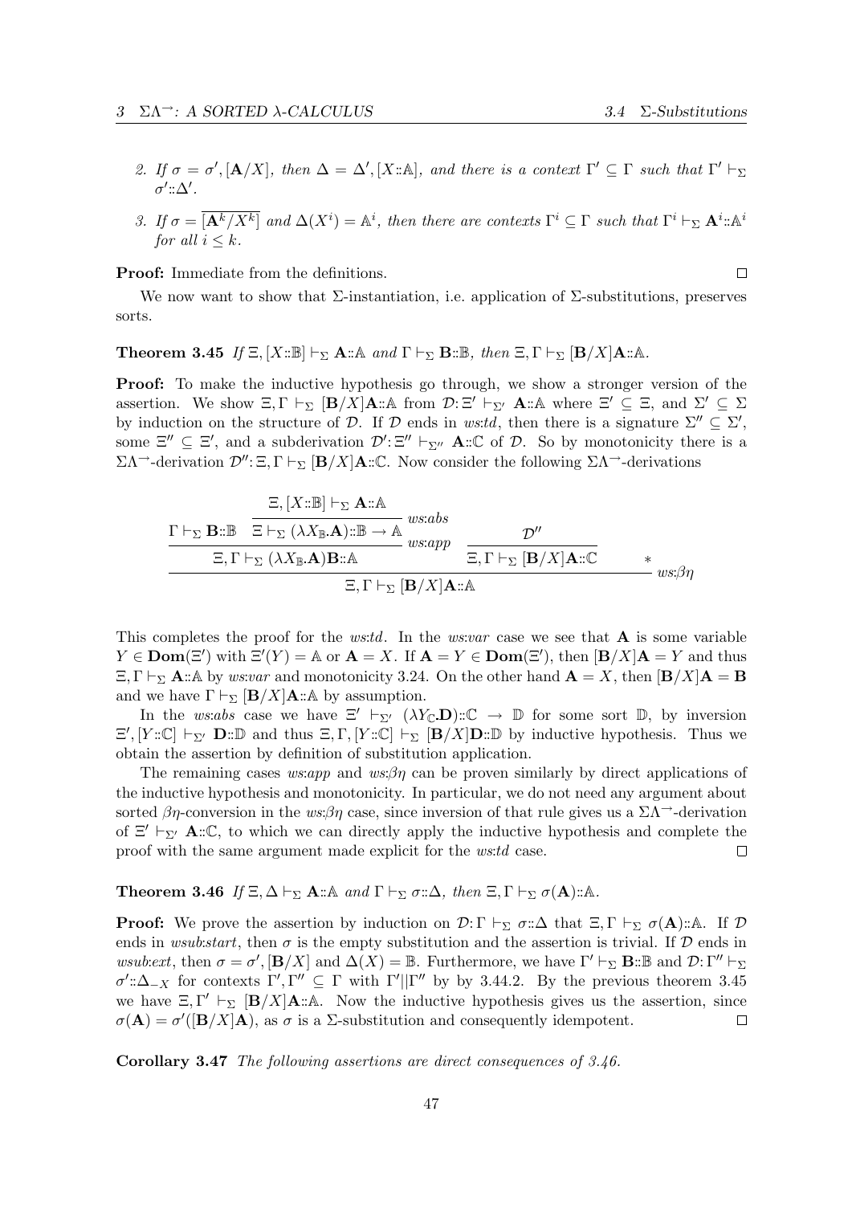2. *If $\sigma = \sigma', [\mathbf{A}/X]$, then $\Delta = \Delta', [X{::}\mathbb{A}]$, and there is a context $\Gamma' \subseteq \Gamma$ such that $\Gamma' \vdash_\Sigma \sigma'{::}\Delta'$.*

3. *If $\sigma = \overline{[\mathbf{A}^k/X^k]}$ and $\Delta(X^i) = \mathbb{A}^i$, then there are contexts $\Gamma^i \subseteq \Gamma$ such that $\Gamma^i \vdash_\Sigma \mathbf{A}^i{::}\mathbb{A}^i$ for all $i \leq k$.*

**Proof:** Immediate from the definitions. □

We now want to show that Σ-instantiation, i.e. application of Σ-substitutions, preserves sorts.

**Theorem 3.45** *If $\Xi, [X{::}\mathbb{B}] \vdash_\Sigma \mathbf{A}{::}\mathbb{A}$ and $\Gamma \vdash_\Sigma \mathbf{B}{::}\mathbb{B}$, then $\Xi, \Gamma \vdash_\Sigma [\mathbf{B}/X]\mathbf{A}{::}\mathbb{A}$.*

**Proof:** To make the inductive hypothesis go through, we show a stronger version of the assertion. We show $\Xi, \Gamma \vdash_\Sigma [\mathbf{B}/X]\mathbf{A}{::}\mathbb{A}$ from $\mathcal{D}{:}\,\Xi' \vdash_{\Sigma'} \mathbf{A}{::}\mathbb{A}$ where $\Xi' \subseteq \Xi$, and $\Sigma' \subseteq \Sigma$ by induction on the structure of $\mathcal{D}$. If $\mathcal{D}$ ends in *ws:td*, then there is a signature $\Sigma'' \subseteq \Sigma'$, some $\Xi'' \subseteq \Xi'$, and a subderivation $\mathcal{D}'{:}\,\Xi'' \vdash_{\Sigma''} \mathbf{A}{::}\mathbb{C}$ of $\mathcal{D}$. So by monotonicity there is a $\Sigma\Lambda^{\rightarrow}$-derivation $\mathcal{D}''{:}\,\Xi, \Gamma \vdash_\Sigma [\mathbf{B}/X]\mathbf{A}{::}\mathbb{C}$. Now consider the following $\Sigma\Lambda^{\rightarrow}$-derivations

$$\dfrac{\dfrac{\Gamma \vdash_\Sigma \mathbf{B}{::}\mathbb{B} \quad \dfrac{\Xi, [X{::}\mathbb{B}] \vdash_\Sigma \mathbf{A}{::}\mathbb{A}}{\Xi \vdash_\Sigma (\lambda X_{\mathbb{B}}.\mathbf{A}){::}\mathbb{B} \rightarrow \mathbb{A}}\,ws{:}abs}{\Xi, \Gamma \vdash_\Sigma (\lambda X_{\mathbb{B}}.\mathbf{A})\mathbf{B}{::}\mathbb{A}}\,ws{:}app \qquad \dfrac{\mathcal{D}''}{\Xi, \Gamma \vdash_\Sigma [\mathbf{B}/X]\mathbf{A}{::}\mathbb{C}} \quad *}{\Xi, \Gamma \vdash_\Sigma [\mathbf{B}/X]\mathbf{A}{::}\mathbb{A}}\,ws{:}\beta\eta$$

This completes the proof for the *ws:td*. In the *ws:var* case we see that $\mathbf{A}$ is some variable $Y \in \mathbf{Dom}(\Xi')$ with $\Xi'(Y) = \mathbb{A}$ or $\mathbf{A} = X$. If $\mathbf{A} = Y \in \mathbf{Dom}(\Xi')$, then $[\mathbf{B}/X]\mathbf{A} = Y$ and thus $\Xi, \Gamma \vdash_\Sigma \mathbf{A}{::}\mathbb{A}$ by *ws:var* and monotonicity 3.24. On the other hand $\mathbf{A} = X$, then $[\mathbf{B}/X]\mathbf{A} = \mathbf{B}$ and we have $\Gamma \vdash_\Sigma [\mathbf{B}/X]\mathbf{A}{::}\mathbb{A}$ by assumption.

In the *ws:abs* case we have $\Xi' \vdash_{\Sigma'} (\lambda Y_{\mathbb{C}}.\mathbf{D}){::}\mathbb{C} \rightarrow \mathbb{D}$ for some sort $\mathbb{D}$, by inversion $\Xi', [Y{::}\mathbb{C}] \vdash_{\Sigma'} \mathbf{D}{::}\mathbb{D}$ and thus $\Xi, \Gamma, [Y{::}\mathbb{C}] \vdash_\Sigma [\mathbf{B}/X]\mathbf{D}{::}\mathbb{D}$ by inductive hypothesis. Thus we obtain the assertion by definition of substitution application.

The remaining cases *ws:app* and *ws:βη* can be proven similarly by direct applications of the inductive hypothesis and monotonicity. In particular, we do not need any argument about sorted $\beta\eta$-conversion in the *ws:βη* case, since inversion of that rule gives us a $\Sigma\Lambda^{\rightarrow}$-derivation of $\Xi' \vdash_{\Sigma'} \mathbf{A}{::}\mathbb{C}$, to which we can directly apply the inductive hypothesis and complete the proof with the same argument made explicit for the *ws:td* case. □

**Theorem 3.46** *If $\Xi, \Delta \vdash_\Sigma \mathbf{A}{::}\mathbb{A}$ and $\Gamma \vdash_\Sigma \sigma{::}\Delta$, then $\Xi, \Gamma \vdash_\Sigma \sigma(\mathbf{A}){::}\mathbb{A}$.*

**Proof:** We prove the assertion by induction on $\mathcal{D}{:}\,\Gamma \vdash_\Sigma \sigma{::}\Delta$ that $\Xi, \Gamma \vdash_\Sigma \sigma(\mathbf{A}){::}\mathbb{A}$. If $\mathcal{D}$ ends in *wsub:start*, then $\sigma$ is the empty substitution and the assertion is trivial. If $\mathcal{D}$ ends in *wsub:ext*, then $\sigma = \sigma', [\mathbf{B}/X]$ and $\Delta(X) = \mathbb{B}$. Furthermore, we have $\Gamma' \vdash_\Sigma \mathbf{B}{::}\mathbb{B}$ and $\mathcal{D}{:}\,\Gamma'' \vdash_\Sigma \sigma'{::}\Delta_{-X}$ for contexts $\Gamma', \Gamma'' \subseteq \Gamma$ with $\Gamma' || \Gamma''$ by by 3.44.2. By the previous theorem 3.45 we have $\Xi, \Gamma' \vdash_\Sigma [\mathbf{B}/X]\mathbf{A}{::}\mathbb{A}$. Now the inductive hypothesis gives us the assertion, since $\sigma(\mathbf{A}) = \sigma'([\mathbf{B}/X]\mathbf{A})$, as $\sigma$ is a Σ-substitution and consequently idempotent. □

**Corollary 3.47** *The following assertions are direct consequences of 3.46.*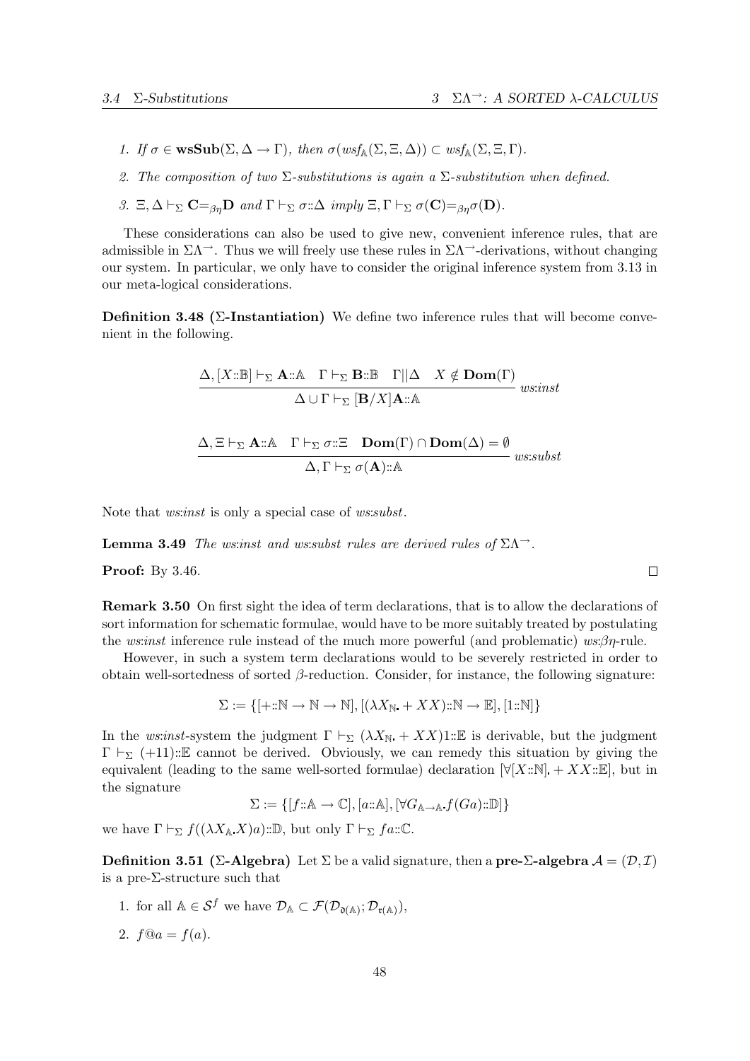1. *If $\sigma \in \mathbf{wsSub}(\Sigma, \Delta \to \Gamma)$, then $\sigma(\mathit{wsf}_{\mathbb{A}}(\Sigma, \Xi, \Delta)) \subset \mathit{wsf}_{\mathbb{A}}(\Sigma, \Xi, \Gamma)$.*
2. *The composition of two $\Sigma$-substitutions is again a $\Sigma$-substitution when defined.*
3. *$\Xi, \Delta \vdash_\Sigma \mathbf{C} =_{\beta\eta} \mathbf{D}$ and $\Gamma \vdash_\Sigma \sigma :: \Delta$ imply $\Xi, \Gamma \vdash_\Sigma \sigma(\mathbf{C}) =_{\beta\eta} \sigma(\mathbf{D})$.*

These considerations can also be used to give new, convenient inference rules, that are admissible in $\Sigma\Lambda^{\to}$. Thus we will freely use these rules in $\Sigma\Lambda^{\to}$-derivations, without changing our system. In particular, we only have to consider the original inference system from 3.13 in our meta-logical considerations.

**Definition 3.48 ($\Sigma$-Instantiation)** We define two inference rules that will become convenient in the following.

$$\frac{\Delta, [X :: \mathbb{B}] \vdash_\Sigma \mathbf{A} :: \mathbb{A} \quad \Gamma \vdash_\Sigma \mathbf{B} :: \mathbb{B} \quad \Gamma || \Delta \quad X \notin \mathbf{Dom}(\Gamma)}{\Delta \cup \Gamma \vdash_\Sigma [\mathbf{B}/X]\mathbf{A} :: \mathbb{A}} \; \mathit{ws{:}inst}$$

$$\frac{\Delta, \Xi \vdash_\Sigma \mathbf{A} :: \mathbb{A} \quad \Gamma \vdash_\Sigma \sigma :: \Xi \quad \mathbf{Dom}(\Gamma) \cap \mathbf{Dom}(\Delta) = \emptyset}{\Delta, \Gamma \vdash_\Sigma \sigma(\mathbf{A}) :: \mathbb{A}} \; \mathit{ws{:}subst}$$

Note that *ws:inst* is only a special case of *ws:subst*.

**Lemma 3.49** *The ws:inst and ws:subst rules are derived rules of $\Sigma\Lambda^{\to}$.*

**Proof:** By 3.46. $\square$

**Remark 3.50** On first sight the idea of term declarations, that is to allow the declarations of sort information for schematic formulae, would have to be more suitably treated by postulating the *ws:inst* inference rule instead of the much more powerful (and problematic) *ws:$\beta\eta$*-rule.

However, in such a system term declarations would to be severely restricted in order to obtain well-sortedness of sorted $\beta$-reduction. Consider, for instance, the following signature:

$$\Sigma := \{[+ :: \mathbb{N} \to \mathbb{N} \to \mathbb{N}], [(\lambda X_{\mathbb{N}} . + XX) :: \mathbb{N} \to \mathbb{E}], [1 :: \mathbb{N}]\}$$

In the *ws:inst*-system the judgment $\Gamma \vdash_\Sigma (\lambda X_{\mathbb{N}} . + XX)1 :: \mathbb{E}$ is derivable, but the judgment $\Gamma \vdash_\Sigma (+11) :: \mathbb{E}$ cannot be derived. Obviously, we can remedy this situation by giving the equivalent (leading to the same well-sorted formulae) declaration $[\forall [X :: \mathbb{N}] . + XX :: \mathbb{E}]$, but in the signature

$$\Sigma := \{[f :: \mathbb{A} \to \mathbb{C}], [a :: \mathbb{A}], [\forall G_{\mathbb{A} \to \mathbb{A}} . f(Ga) :: \mathbb{D}]\}$$

we have $\Gamma \vdash_\Sigma f((\lambda X_{\mathbb{A}} . X)a) :: \mathbb{D}$, but only $\Gamma \vdash_\Sigma fa :: \mathbb{C}$.

**Definition 3.51 ($\Sigma$-Algebra)** Let $\Sigma$ be a valid signature, then a **pre-$\Sigma$-algebra** $\mathcal{A} = (\mathcal{D}, \mathcal{I})$ is a pre-$\Sigma$-structure such that

1. for all $\mathbb{A} \in \mathcal{S}^f$ we have $\mathcal{D}_{\mathbb{A}} \subset \mathcal{F}(\mathcal{D}_{\mathfrak{d}(\mathbb{A})}; \mathcal{D}_{\mathfrak{r}(\mathbb{A})})$,
2. $f@a = f(a)$.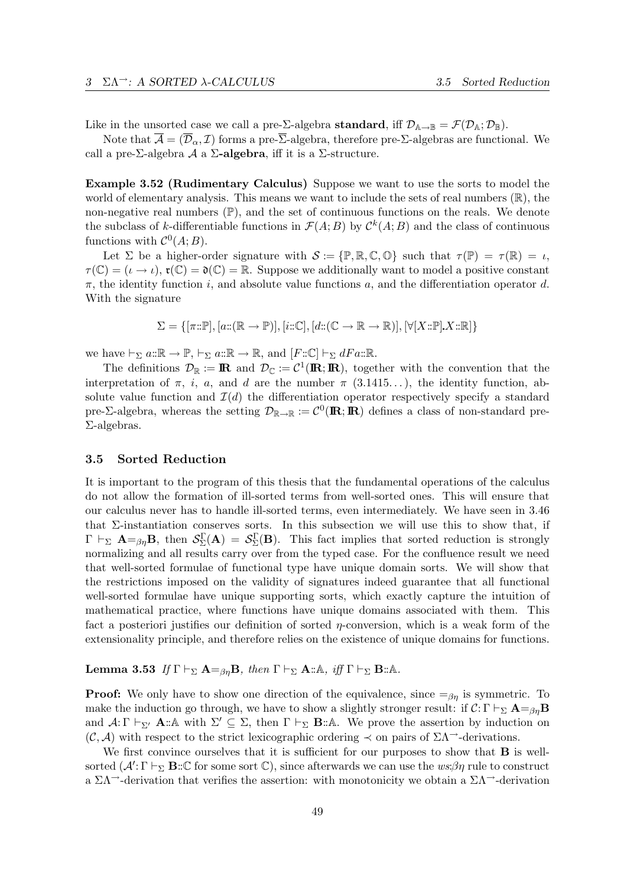Like in the unsorted case we call a pre-Σ-algebra **standard**, iff $\mathcal{D}_{\mathbb{A}\to\mathbb{B}} = \mathcal{F}(\mathcal{D}_{\mathbb{A}};\mathcal{D}_{\mathbb{B}})$.

Note that $\overline{\mathcal{A}} = (\overline{\mathcal{D}}_\alpha, \mathcal{I})$ forms a pre-$\overline{\Sigma}$-algebra, therefore pre-Σ-algebras are functional. We call a pre-Σ-algebra $\mathcal{A}$ a **Σ-algebra**, iff it is a Σ-structure.

**Example 3.52 (Rudimentary Calculus)** Suppose we want to use the sorts to model the world of elementary analysis. This means we want to include the sets of real numbers ($\mathbb{R}$), the non-negative real numbers ($\mathbb{P}$), and the set of continuous functions on the reals. We denote the subclass of $k$-differentiable functions in $\mathcal{F}(A;B)$ by $\mathcal{C}^k(A;B)$ and the class of continuous functions with $\mathcal{C}^0(A;B)$.

Let Σ be a higher-order signature with $\mathcal{S} := \{\mathbb{P},\mathbb{R},\mathbb{C},\mathbb{O}\}$ such that $\tau(\mathbb{P}) = \tau(\mathbb{R}) = \iota$, $\tau(\mathbb{C}) = (\iota \to \iota)$, $\mathfrak{r}(\mathbb{C}) = \mathfrak{d}(\mathbb{C}) = \mathbb{R}$. Suppose we additionally want to model a positive constant $\pi$, the identity function $i$, and absolute value functions $a$, and the differentiation operator $d$. With the signature

$$\Sigma = \{[\pi{::}\mathbb{P}], [a{::}(\mathbb{R}\to\mathbb{P})], [i{::}\mathbb{C}], [d{::}(\mathbb{C}\to\mathbb{R}\to\mathbb{R})], [\forall[X{::}\mathbb{P}]\_X{::}\mathbb{R}]\}$$

we have $\vdash_\Sigma a{::}\mathbb{R}\to\mathbb{P}$, $\vdash_\Sigma a{::}\mathbb{R}\to\mathbb{R}$, and $[F{::}\mathbb{C}]\vdash_\Sigma dFa{::}\mathbb{R}$.

The definitions $\mathcal{D}_{\mathbb{R}} := \mathbb{R}$ and $\mathcal{D}_{\mathbb{C}} := \mathcal{C}^1(\mathbb{R};\mathbb{R})$, together with the convention that the interpretation of $\pi$, $i$, $a$, and $d$ are the number $\pi$ (3.1415...), the identity function, absolute value function and $\mathcal{I}(d)$ the differentiation operator respectively specify a standard pre-Σ-algebra, whereas the setting $\mathcal{D}_{\mathbb{R}\to\mathbb{R}} := \mathcal{C}^0(\mathbb{R};\mathbb{R})$ defines a class of non-standard pre-Σ-algebras.

### 3.5 Sorted Reduction

It is important to the program of this thesis that the fundamental operations of the calculus do not allow the formation of ill-sorted terms from well-sorted ones. This will ensure that our calculus never has to handle ill-sorted terms, even intermediately. We have seen in 3.46 that Σ-instantiation conserves sorts. In this subsection we will use this to show that, if $\Gamma \vdash_\Sigma \mathbf{A} =_{\beta\eta} \mathbf{B}$, then $\mathcal{S}^\Gamma_\Sigma(\mathbf{A}) = \mathcal{S}^\Gamma_\Sigma(\mathbf{B})$. This fact implies that sorted reduction is strongly normalizing and all results carry over from the typed case. For the confluence result we need that well-sorted formulae of functional type have unique domain sorts. We will show that the restrictions imposed on the validity of signatures indeed guarantee that all functional well-sorted formulae have unique supporting sorts, which exactly capture the intuition of mathematical practice, where functions have unique domains associated with them. This fact a posteriori justifies our definition of sorted $\eta$-conversion, which is a weak form of the extensionality principle, and therefore relies on the existence of unique domains for functions.

**Lemma 3.53** *If* $\Gamma \vdash_\Sigma \mathbf{A} =_{\beta\eta} \mathbf{B}$*, then* $\Gamma \vdash_\Sigma \mathbf{A}{::}\mathbb{A}$*, iff* $\Gamma \vdash_\Sigma \mathbf{B}{::}\mathbb{A}$*.*

**Proof:** We only have to show one direction of the equivalence, since $=_{\beta\eta}$ is symmetric. To make the induction go through, we have to show a slightly stronger result: if $\mathcal{C}{:}\,\Gamma \vdash_\Sigma \mathbf{A} =_{\beta\eta} \mathbf{B}$ and $\mathcal{A}{:}\,\Gamma \vdash_{\Sigma'} \mathbf{A}{::}\mathbb{A}$ with $\Sigma' \subseteq \Sigma$, then $\Gamma \vdash_\Sigma \mathbf{B}{::}\mathbb{A}$. We prove the assertion by induction on $(\mathcal{C},\mathcal{A})$ with respect to the strict lexicographic ordering $\prec$ on pairs of $\Sigma\Lambda^{\to}$-derivations.

We first convince ourselves that it is sufficient for our purposes to show that $\mathbf{B}$ is well-sorted ($\mathcal{A}'{:}\,\Gamma \vdash_\Sigma \mathbf{B}{::}\mathbb{C}$ for some sort $\mathbb{C}$), since afterwards we can use the $ws{:}\beta\eta$ rule to construct a $\Sigma\Lambda^{\to}$-derivation that verifies the assertion: with monotonicity we obtain a $\Sigma\Lambda^{\to}$-derivation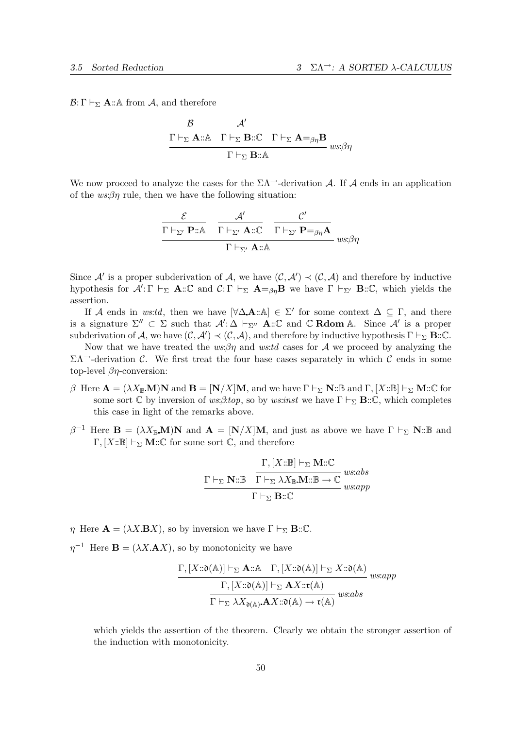$\mathcal{B}\colon \Gamma \vdash_\Sigma \mathbf{A} :: \mathbb{A}$ from $\mathcal{A}$, and therefore

$$\dfrac{\dfrac{\mathcal{B}}{\Gamma \vdash_\Sigma \mathbf{A}::\mathbb{A}} \quad \dfrac{\mathcal{A}'}{\Gamma \vdash_\Sigma \mathbf{B}::\mathbb{C}} \quad \Gamma \vdash_\Sigma \mathbf{A} {=_{\beta\eta}} \mathbf{B}}{\Gamma \vdash_\Sigma \mathbf{B}::\mathbb{A}} \; ws{:}\beta\eta$$

We now proceed to analyze the cases for the $\Sigma\Lambda^{\rightarrow}$-derivation $\mathcal{A}$. If $\mathcal{A}$ ends in an application of the $ws{:}\beta\eta$ rule, then we have the following situation:

$$\dfrac{\dfrac{\mathcal{E}}{\Gamma \vdash_{\Sigma'} \mathbf{P}::\mathbb{A}} \quad \dfrac{\mathcal{A}'}{\Gamma \vdash_{\Sigma'} \mathbf{A}::\mathbb{C}} \quad \dfrac{\mathcal{C}'}{\Gamma \vdash_{\Sigma'} \mathbf{P} {=_{\beta\eta}} \mathbf{A}}}{\Gamma \vdash_{\Sigma'} \mathbf{A}::\mathbb{A}} \; ws{:}\beta\eta$$

Since $\mathcal{A}'$ is a proper subderivation of $\mathcal{A}$, we have $(\mathcal{C}, \mathcal{A}') \prec (\mathcal{C}, \mathcal{A})$ and therefore by inductive hypothesis for $\mathcal{A}'\colon \Gamma \vdash_\Sigma \mathbf{A}::\mathbb{C}$ and $\mathcal{C}\colon \Gamma \vdash_\Sigma \mathbf{A} {=_{\beta\eta}} \mathbf{B}$ we have $\Gamma \vdash_{\Sigma'} \mathbf{B}::\mathbb{C}$, which yields the assertion.

If $\mathcal{A}$ ends in $ws{:}td$, then we have $[\forall \Delta\mathbf{.A}::\mathbb{A}] \in \Sigma'$ for some context $\Delta \subseteq \Gamma$, and there is a signature $\Sigma'' \subset \Sigma$ such that $\mathcal{A}'\colon \Delta \vdash_{\Sigma''} \mathbf{A}::\mathbb{C}$ and $\mathbb{C}\,\mathbf{Rdom}\,\mathbb{A}$. Since $\mathcal{A}'$ is a proper subderivation of $\mathcal{A}$, we have $(\mathcal{C}, \mathcal{A}') \prec (\mathcal{C}, \mathcal{A})$, and therefore by inductive hypothesis $\Gamma \vdash_\Sigma \mathbf{B}::\mathbb{C}$.

Now that we have treated the $ws{:}\beta\eta$ and $ws{:}td$ cases for $\mathcal{A}$ we proceed by analyzing the $\Sigma\Lambda^{\rightarrow}$-derivation $\mathcal{C}$. We first treat the four base cases separately in which $\mathcal{C}$ ends in some top-level $\beta\eta$-conversion:

- $\beta$ Here $\mathbf{A} = (\lambda X_{\mathbb{B}}\mathbf{.M})\mathbf{N}$ and $\mathbf{B} = [\mathbf{N}/X]\mathbf{M}$, and we have $\Gamma \vdash_\Sigma \mathbf{N}::\mathbb{B}$ and $\Gamma, [X::\mathbb{B}] \vdash_\Sigma \mathbf{M}::\mathbb{C}$ for some sort $\mathbb{C}$ by inversion of $ws{:}\beta{:}top$, so by $ws{:}inst$ we have $\Gamma \vdash_\Sigma \mathbf{B}::\mathbb{C}$, which completes this case in light of the remarks above.

- $\beta^{-1}$ Here $\mathbf{B} = (\lambda X_{\mathbb{B}}\mathbf{.M})\mathbf{N}$ and $\mathbf{A} = [\mathbf{N}/X]\mathbf{M}$, and just as above we have $\Gamma \vdash_\Sigma \mathbf{N}::\mathbb{B}$ and $\Gamma, [X::\mathbb{B}] \vdash_\Sigma \mathbf{M}::\mathbb{C}$ for some sort $\mathbb{C}$, and therefore

$$\dfrac{\Gamma \vdash_\Sigma \mathbf{N}::\mathbb{B} \quad \dfrac{\Gamma, [X::\mathbb{B}] \vdash_\Sigma \mathbf{M}::\mathbb{C}}{\Gamma \vdash_\Sigma \lambda X_{\mathbb{B}}\mathbf{.M}::\mathbb{B} \rightarrow \mathbb{C}} \; ws{:}abs}{\Gamma \vdash_\Sigma \mathbf{B}::\mathbb{C}} \; ws{:}app$$

- $\eta$ Here $\mathbf{A} = (\lambda X\mathbf{.B}X)$, so by inversion we have $\Gamma \vdash_\Sigma \mathbf{B}::\mathbb{C}$.

- $\eta^{-1}$ Here $\mathbf{B} = (\lambda X\mathbf{.A}X)$, so by monotonicity we have

$$\dfrac{\dfrac{\Gamma, [X::\mathfrak{d}(\mathbb{A})] \vdash_\Sigma \mathbf{A}::\mathbb{A} \quad \Gamma, [X::\mathfrak{d}(\mathbb{A})] \vdash_\Sigma X::\mathfrak{d}(\mathbb{A})}{\Gamma, [X::\mathfrak{d}(\mathbb{A})] \vdash_\Sigma \mathbf{A}X::\mathfrak{r}(\mathbb{A})} \; ws{:}app}{\Gamma \vdash_\Sigma \lambda X_{\mathfrak{d}(\mathbb{A})}\mathbf{.A}X::\mathfrak{d}(\mathbb{A}) \rightarrow \mathfrak{r}(\mathbb{A})} \; ws{:}abs$$

  which yields the assertion of the theorem. Clearly we obtain the stronger assertion of the induction with monotonicity.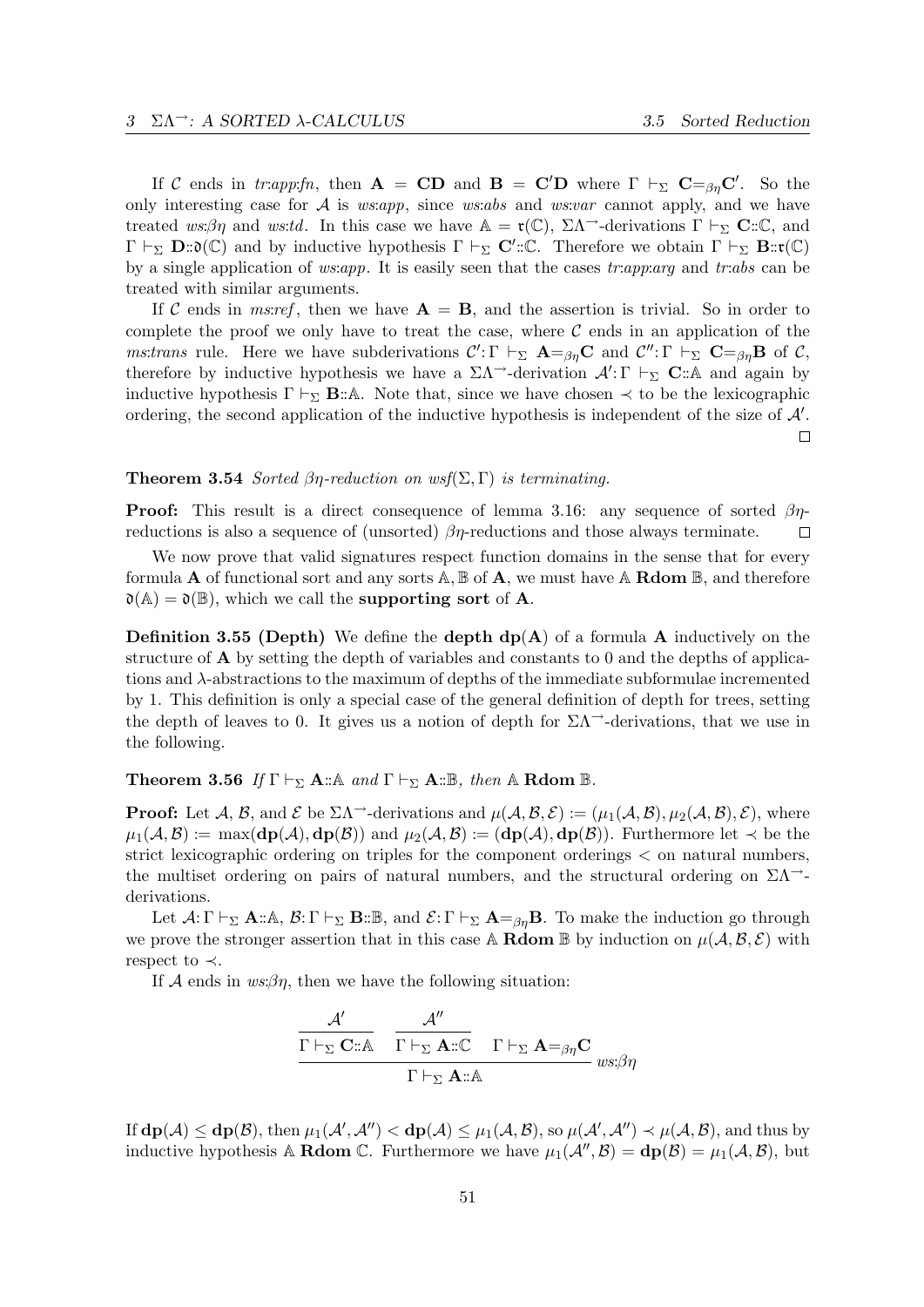If $\mathcal{C}$ ends in *tr:app:fn*, then $\mathbf{A} = \mathbf{CD}$ and $\mathbf{B} = \mathbf{C}'\mathbf{D}$ where $\Gamma \vdash_\Sigma \mathbf{C} {=}_{\beta\eta} \mathbf{C}'$. So the only interesting case for $\mathcal{A}$ is *ws:app*, since *ws:abs* and *ws:var* cannot apply, and we have treated *ws:$\beta\eta$* and *ws:td*. In this case we have $\mathbb{A} = \mathfrak{r}(\mathbb{C})$, $\Sigma\Lambda^{\rightarrow}$-derivations $\Gamma \vdash_\Sigma \mathbf{C}{::}\mathbb{C}$, and $\Gamma \vdash_\Sigma \mathbf{D}{::}\mathfrak{d}(\mathbb{C})$ and by inductive hypothesis $\Gamma \vdash_\Sigma \mathbf{C}'{::}\mathbb{C}$. Therefore we obtain $\Gamma \vdash_\Sigma \mathbf{B}{::}\mathfrak{r}(\mathbb{C})$ by a single application of *ws:app*. It is easily seen that the cases *tr:app:arg* and *tr:abs* can be treated with similar arguments.

If $\mathcal{C}$ ends in *ms:ref*, then we have $\mathbf{A} = \mathbf{B}$, and the assertion is trivial. So in order to complete the proof we only have to treat the case, where $\mathcal{C}$ ends in an application of the *ms:trans* rule. Here we have subderivations $\mathcal{C}'{:}\,\Gamma \vdash_\Sigma \mathbf{A} {=}_{\beta\eta} \mathbf{C}$ and $\mathcal{C}''{:}\,\Gamma \vdash_\Sigma \mathbf{C} {=}_{\beta\eta} \mathbf{B}$ of $\mathcal{C}$, therefore by inductive hypothesis we have a $\Sigma\Lambda^{\rightarrow}$-derivation $\mathcal{A}'{:}\,\Gamma \vdash_\Sigma \mathbf{C}{::}\mathbb{A}$ and again by inductive hypothesis $\Gamma \vdash_\Sigma \mathbf{B}{::}\mathbb{A}$. Note that, since we have chosen $\prec$ to be the lexicographic ordering, the second application of the inductive hypothesis is independent of the size of $\mathcal{A}'$. □

**Theorem 3.54** *Sorted $\beta\eta$-reduction on $wsf(\Sigma, \Gamma)$ is terminating.*

**Proof:** This result is a direct consequence of lemma 3.16: any sequence of sorted $\beta\eta$-reductions is also a sequence of (unsorted) $\beta\eta$-reductions and those always terminate. □

We now prove that valid signatures respect function domains in the sense that for every formula $\mathbf{A}$ of functional sort and any sorts $\mathbb{A}, \mathbb{B}$ of $\mathbf{A}$, we must have $\mathbb{A}\ \mathbf{Rdom}\ \mathbb{B}$, and therefore $\mathfrak{d}(\mathbb{A}) = \mathfrak{d}(\mathbb{B})$, which we call the **supporting sort** of $\mathbf{A}$.

**Definition 3.55 (Depth)** We define the **depth** $\mathbf{dp}(\mathbf{A})$ of a formula $\mathbf{A}$ inductively on the structure of $\mathbf{A}$ by setting the depth of variables and constants to 0 and the depths of applications and $\lambda$-abstractions to the maximum of depths of the immediate subformulae incremented by 1. This definition is only a special case of the general definition of depth for trees, setting the depth of leaves to 0. It gives us a notion of depth for $\Sigma\Lambda^{\rightarrow}$-derivations, that we use in the following.

**Theorem 3.56** *If $\Gamma \vdash_\Sigma \mathbf{A}{::}\mathbb{A}$ and $\Gamma \vdash_\Sigma \mathbf{A}{::}\mathbb{B}$, then $\mathbb{A}\ \mathbf{Rdom}\ \mathbb{B}$.*

**Proof:** Let $\mathcal{A}$, $\mathcal{B}$, and $\mathcal{E}$ be $\Sigma\Lambda^{\rightarrow}$-derivations and $\mu(\mathcal{A}, \mathcal{B}, \mathcal{E}) := (\mu_1(\mathcal{A}, \mathcal{B}), \mu_2(\mathcal{A}, \mathcal{B}), \mathcal{E})$, where $\mu_1(\mathcal{A}, \mathcal{B}) := \max(\mathbf{dp}(\mathcal{A}), \mathbf{dp}(\mathcal{B}))$ and $\mu_2(\mathcal{A}, \mathcal{B}) := (\mathbf{dp}(\mathcal{A}), \mathbf{dp}(\mathcal{B}))$. Furthermore let $\prec$ be the strict lexicographic ordering on triples for the component orderings $<$ on natural numbers, the multiset ordering on pairs of natural numbers, and the structural ordering on $\Sigma\Lambda^{\rightarrow}$-derivations.

Let $\mathcal{A}{:}\,\Gamma \vdash_\Sigma \mathbf{A}{::}\mathbb{A}$, $\mathcal{B}{:}\,\Gamma \vdash_\Sigma \mathbf{B}{::}\mathbb{B}$, and $\mathcal{E}{:}\,\Gamma \vdash_\Sigma \mathbf{A} {=}_{\beta\eta} \mathbf{B}$. To make the induction go through we prove the stronger assertion that in this case $\mathbb{A}\ \mathbf{Rdom}\ \mathbb{B}$ by induction on $\mu(\mathcal{A}, \mathcal{B}, \mathcal{E})$ with respect to $\prec$.

If $\mathcal{A}$ ends in *ws:$\beta\eta$*, then we have the following situation:

$$\frac{\dfrac{\mathcal{A}'}{\Gamma \vdash_\Sigma \mathbf{C}{::}\mathbb{A}} \quad \dfrac{\mathcal{A}''}{\Gamma \vdash_\Sigma \mathbf{A}{::}\mathbb{C}} \quad \Gamma \vdash_\Sigma \mathbf{A} {=}_{\beta\eta} \mathbf{C}}{\Gamma \vdash_\Sigma \mathbf{A}{::}\mathbb{A}}\ ws{:}\beta\eta$$

If $\mathbf{dp}(\mathcal{A}) \leq \mathbf{dp}(\mathcal{B})$, then $\mu_1(\mathcal{A}', \mathcal{A}'') < \mathbf{dp}(\mathcal{A}) \leq \mu_1(\mathcal{A}, \mathcal{B})$, so $\mu(\mathcal{A}', \mathcal{A}'') \prec \mu(\mathcal{A}, \mathcal{B})$, and thus by inductive hypothesis $\mathbb{A}\ \mathbf{Rdom}\ \mathbb{C}$. Furthermore we have $\mu_1(\mathcal{A}'', \mathcal{B}) = \mathbf{dp}(\mathcal{B}) = \mu_1(\mathcal{A}, \mathcal{B})$, but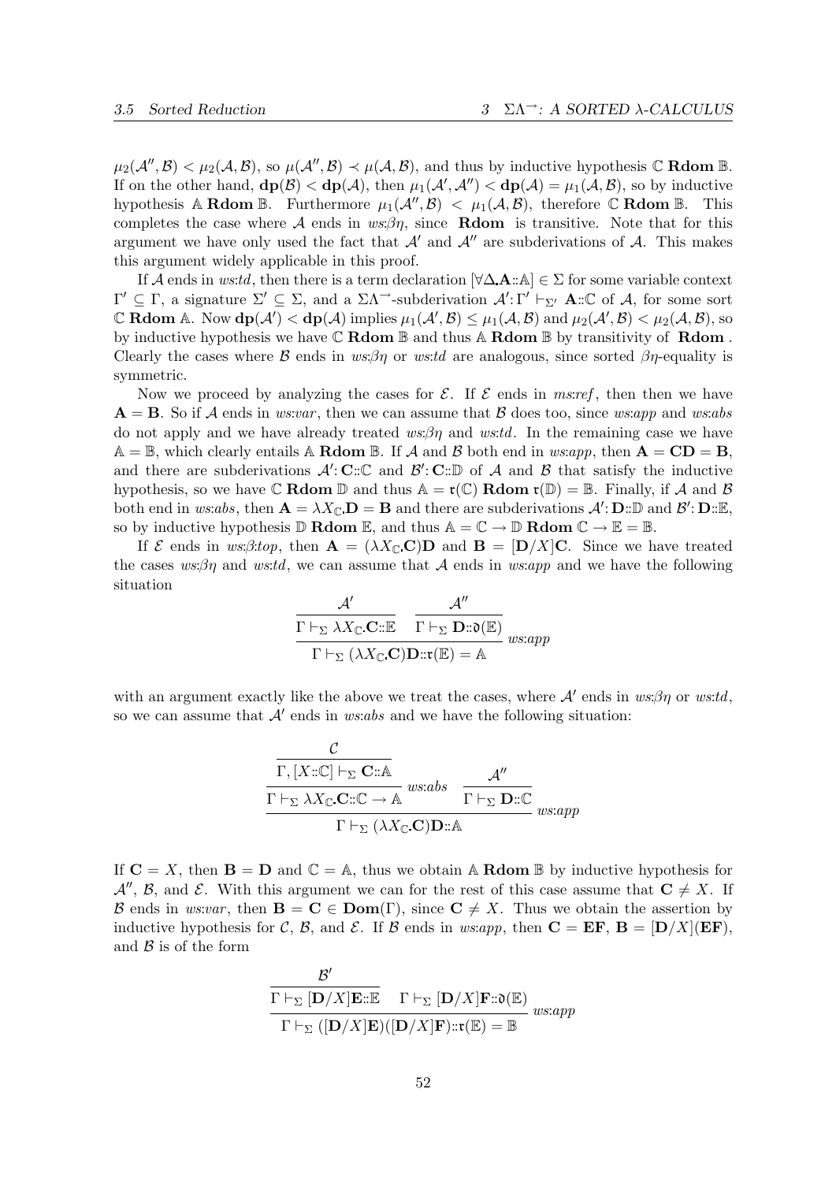$\mu_2(\mathcal{A}'', \mathcal{B}) < \mu_2(\mathcal{A}, \mathcal{B})$, so $\mu(\mathcal{A}'', \mathcal{B}) \prec \mu(\mathcal{A}, \mathcal{B})$, and thus by inductive hypothesis $\mathbb{C}$ **Rdom** $\mathbb{B}$. If on the other hand, $\mathbf{dp}(\mathcal{B}) < \mathbf{dp}(\mathcal{A})$, then $\mu_1(\mathcal{A}', \mathcal{A}'') < \mathbf{dp}(\mathcal{A}) = \mu_1(\mathcal{A}, \mathcal{B})$, so by inductive hypothesis $\mathbb{A}$ **Rdom** $\mathbb{B}$. Furthermore $\mu_1(\mathcal{A}'', \mathcal{B}) < \mu_1(\mathcal{A}, \mathcal{B})$, therefore $\mathbb{C}$ **Rdom** $\mathbb{B}$. This completes the case where $\mathcal{A}$ ends in *ws:βη*, since **Rdom** is transitive. Note that for this argument we have only used the fact that $\mathcal{A}'$ and $\mathcal{A}''$ are subderivations of $\mathcal{A}$. This makes this argument widely applicable in this proof.

If $\mathcal{A}$ ends in *ws:td*, then there is a term declaration $[\forall \Delta . \mathbf{A} :: \mathbb{A}] \in \Sigma$ for some variable context $\Gamma' \subseteq \Gamma$, a signature $\Sigma' \subseteq \Sigma$, and a $\Sigma\Lambda^{\rightarrow}$-subderivation $\mathcal{A}' : \Gamma' \vdash_{\Sigma'} \mathbf{A} :: \mathbb{C}$ of $\mathcal{A}$, for some sort $\mathbb{C}$ **Rdom** $\mathbb{A}$. Now $\mathbf{dp}(\mathcal{A}') < \mathbf{dp}(\mathcal{A})$ implies $\mu_1(\mathcal{A}', \mathcal{B}) \leq \mu_1(\mathcal{A}, \mathcal{B})$ and $\mu_2(\mathcal{A}', \mathcal{B}) < \mu_2(\mathcal{A}, \mathcal{B})$, so by inductive hypothesis we have $\mathbb{C}$ **Rdom** $\mathbb{B}$ and thus $\mathbb{A}$ **Rdom** $\mathbb{B}$ by transitivity of **Rdom**. Clearly the cases where $\mathcal{B}$ ends in *ws:βη* or *ws:td* are analogous, since sorted $\beta\eta$-equality is symmetric.

Now we proceed by analyzing the cases for $\mathcal{E}$. If $\mathcal{E}$ ends in *ms:ref*, then then we have $\mathbf{A} = \mathbf{B}$. So if $\mathcal{A}$ ends in *ws:var*, then we can assume that $\mathcal{B}$ does too, since *ws:app* and *ws:abs* do not apply and we have already treated *ws:βη* and *ws:td*. In the remaining case we have $\mathbb{A} = \mathbb{B}$, which clearly entails $\mathbb{A}$ **Rdom** $\mathbb{B}$. If $\mathcal{A}$ and $\mathcal{B}$ both end in *ws:app*, then $\mathbf{A} = \mathbf{CD} = \mathbf{B}$, and there are subderivations $\mathcal{A}' : \mathbf{C} :: \mathbb{C}$ and $\mathcal{B}' : \mathbf{C} :: \mathbb{D}$ of $\mathcal{A}$ and $\mathcal{B}$ that satisfy the inductive hypothesis, so we have $\mathbb{C}$ **Rdom** $\mathbb{D}$ and thus $\mathbb{A} = \mathfrak{r}(\mathbb{C})$ **Rdom** $\mathfrak{r}(\mathbb{D}) = \mathbb{B}$. Finally, if $\mathcal{A}$ and $\mathcal{B}$ both end in *ws:abs*, then $\mathbf{A} = \lambda X_{\mathbb{C}} . \mathbf{D} = \mathbf{B}$ and there are subderivations $\mathcal{A}' : \mathbf{D} :: \mathbb{D}$ and $\mathcal{B}' : \mathbf{D} :: \mathbb{E}$, so by inductive hypothesis $\mathbb{D}$ **Rdom** $\mathbb{E}$, and thus $\mathbb{A} = \mathbb{C} \rightarrow \mathbb{D}$ **Rdom** $\mathbb{C} \rightarrow \mathbb{E} = \mathbb{B}$.

If $\mathcal{E}$ ends in *ws:β:top*, then $\mathbf{A} = (\lambda X_{\mathbb{C}} . \mathbf{C}) \mathbf{D}$ and $\mathbf{B} = [\mathbf{D}/X] \mathbf{C}$. Since we have treated the cases *ws:βη* and *ws:td*, we can assume that $\mathcal{A}$ ends in *ws:app* and we have the following situation

$$\dfrac{\dfrac{\mathcal{A}'}{\Gamma \vdash_{\Sigma} \lambda X_{\mathbb{C}} . \mathbf{C} :: \mathbb{E}} \quad \dfrac{\mathcal{A}''}{\Gamma \vdash_{\Sigma} \mathbf{D} :: \mathfrak{d}(\mathbb{E})}}{\Gamma \vdash_{\Sigma} (\lambda X_{\mathbb{C}} . \mathbf{C}) \mathbf{D} :: \mathfrak{r}(\mathbb{E}) = \mathbb{A}} \; ws{:}app$$

with an argument exactly like the above we treat the cases, where $\mathcal{A}'$ ends in *ws:βη* or *ws:td*, so we can assume that $\mathcal{A}'$ ends in *ws:abs* and we have the following situation:

$$\dfrac{\dfrac{\dfrac{\mathcal{C}}{\Gamma, [X :: \mathbb{C}] \vdash_{\Sigma} \mathbf{C} :: \mathbb{A}}}{\Gamma \vdash_{\Sigma} \lambda X_{\mathbb{C}} . \mathbf{C} :: \mathbb{C} \rightarrow \mathbb{A}} \; ws{:}abs \quad \dfrac{\mathcal{A}''}{\Gamma \vdash_{\Sigma} \mathbf{D} :: \mathbb{C}}}{\Gamma \vdash_{\Sigma} (\lambda X_{\mathbb{C}} . \mathbf{C}) \mathbf{D} :: \mathbb{A}} \; ws{:}app$$

If $\mathbf{C} = X$, then $\mathbf{B} = \mathbf{D}$ and $\mathbb{C} = \mathbb{A}$, thus we obtain $\mathbb{A}$ **Rdom** $\mathbb{B}$ by inductive hypothesis for $\mathcal{A}''$, $\mathcal{B}$, and $\mathcal{E}$. With this argument we can for the rest of this case assume that $\mathbf{C} \neq X$. If $\mathcal{B}$ ends in *ws:var*, then $\mathbf{B} = \mathbf{C} \in \mathbf{Dom}(\Gamma)$, since $\mathbf{C} \neq X$. Thus we obtain the assertion by inductive hypothesis for $\mathcal{C}$, $\mathcal{B}$, and $\mathcal{E}$. If $\mathcal{B}$ ends in *ws:app*, then $\mathbf{C} = \mathbf{EF}$, $\mathbf{B} = [\mathbf{D}/X](\mathbf{EF})$, and $\mathcal{B}$ is of the form

$$\dfrac{\dfrac{\mathcal{B}'}{\Gamma \vdash_{\Sigma} [\mathbf{D}/X] \mathbf{E} :: \mathbb{E}} \quad \Gamma \vdash_{\Sigma} [\mathbf{D}/X] \mathbf{F} :: \mathfrak{d}(\mathbb{E})}{\Gamma \vdash_{\Sigma} ([\mathbf{D}/X] \mathbf{E})([\mathbf{D}/X] \mathbf{F}) :: \mathfrak{r}(\mathbb{E}) = \mathbb{B}} \; ws{:}app$$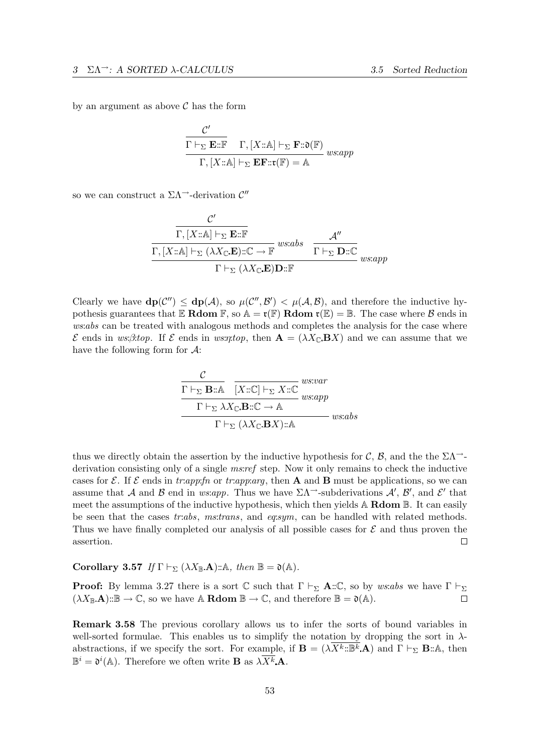by an argument as above $\mathcal{C}$ has the form

$$\dfrac{\dfrac{\mathcal{C}'}{\Gamma \vdash_\Sigma \mathbf{E}::\mathbb{F}} \quad \Gamma, [X::\mathbb{A}] \vdash_\Sigma \mathbf{F}::\mathfrak{d}(\mathbb{F})}{\Gamma, [X::\mathbb{A}] \vdash_\Sigma \mathbf{EF}::\mathfrak{r}(\mathbb{F}) = \mathbb{A}} \; ws{:}app$$

so we can construct a $\Sigma\Lambda^{\rightarrow}$-derivation $\mathcal{C}''$

$$\dfrac{\dfrac{\dfrac{\mathcal{C}'}{\Gamma, [X::\mathbb{A}] \vdash_\Sigma \mathbf{E}::\mathbb{F}}}{\Gamma, [X::\mathbb{A}] \vdash_\Sigma (\lambda X_{\mathbb{C}}.\mathbf{E})::\mathbb{C} \rightarrow \mathbb{F}} \; ws{:}abs \quad \dfrac{\mathcal{A}''}{\Gamma \vdash_\Sigma \mathbf{D}::\mathbb{C}}}{\Gamma \vdash_\Sigma (\lambda X_{\mathbb{C}}.\mathbf{E})\mathbf{D}::\mathbb{F}} \; ws{:}app$$

Clearly we have $\mathbf{dp}(\mathcal{C}'') \leq \mathbf{dp}(\mathcal{A})$, so $\mu(\mathcal{C}'', \mathcal{B}') < \mu(\mathcal{A}, \mathcal{B})$, and therefore the inductive hypothesis guarantees that $\mathbb{E}$ **Rdom** $\mathbb{F}$, so $\mathbb{A} = \mathfrak{r}(\mathbb{F})$ **Rdom** $\mathfrak{r}(\mathbb{E}) = \mathbb{B}$. The case where $\mathcal{B}$ ends in *ws:abs* can be treated with analogous methods and completes the analysis for the case where $\mathcal{E}$ ends in *ws:β:top*. If $\mathcal{E}$ ends in *ws:η:top*, then $\mathbf{A} = (\lambda X_{\mathbb{C}}.\mathbf{B}X)$ and we can assume that we have the following form for $\mathcal{A}$:

$$\dfrac{\dfrac{\dfrac{\mathcal{C}}{\Gamma \vdash_\Sigma \mathbf{B}::\mathbb{A}} \quad \dfrac{}{[X::\mathbb{C}] \vdash_\Sigma X::\mathbb{C}} \; ws{:}var}{\Gamma \vdash_\Sigma \lambda X_{\mathbb{C}}.\mathbf{B}::\mathbb{C} \rightarrow \mathbb{A}} \; ws{:}app}{\Gamma \vdash_\Sigma (\lambda X_{\mathbb{C}}.\mathbf{B}X)::\mathbb{A}} \; ws{:}abs$$

thus we directly obtain the assertion by the inductive hypothesis for $\mathcal{C}$, $\mathcal{B}$, and the the $\Sigma\Lambda^{\rightarrow}$-derivation consisting only of a single *ms:ref* step. Now it only remains to check the inductive cases for $\mathcal{E}$. If $\mathcal{E}$ ends in *tr:app:fn* or *tr:app:arg*, then $\mathbf{A}$ and $\mathbf{B}$ must be applications, so we can assume that $\mathcal{A}$ and $\mathcal{B}$ end in *ws:app*. Thus we have $\Sigma\Lambda^{\rightarrow}$-subderivations $\mathcal{A}'$, $\mathcal{B}'$, and $\mathcal{E}'$ that meet the assumptions of the inductive hypothesis, which then yields $\mathbb{A}$ **Rdom** $\mathbb{B}$. It can easily be seen that the cases *tr:abs*, *ms:trans*, and *eq:sym*, can be handled with related methods. Thus we have finally completed our analysis of all possible cases for $\mathcal{E}$ and thus proven the assertion. □

**Corollary 3.57** *If* $\Gamma \vdash_\Sigma (\lambda X_{\mathbb{B}}.\mathbf{A})::\mathbb{A}$*, then* $\mathbb{B} = \mathfrak{d}(\mathbb{A})$.

**Proof:** By lemma 3.27 there is a sort $\mathbb{C}$ such that $\Gamma \vdash_\Sigma \mathbf{A}::\mathbb{C}$, so by *ws:abs* we have $\Gamma \vdash_\Sigma (\lambda X_{\mathbb{B}}.\mathbf{A})::\mathbb{B} \rightarrow \mathbb{C}$, so we have $\mathbb{A}$ **Rdom** $\mathbb{B} \rightarrow \mathbb{C}$, and therefore $\mathbb{B} = \mathfrak{d}(\mathbb{A})$. □

**Remark 3.58** The previous corollary allows us to infer the sorts of bound variables in well-sorted formulae. This enables us to simplify the notation by dropping the sort in $\lambda$-abstractions, if we specify the sort. For example, if $\mathbf{B} = (\lambda \overline{X^k::\mathbb{B}^k}.\mathbf{A})$ and $\Gamma \vdash_\Sigma \mathbf{B}::\mathbb{A}$, then $\mathbb{B}^i = \mathfrak{d}^i(\mathbb{A})$. Therefore we often write $\mathbf{B}$ as $\lambda \overline{X^k}.\mathbf{A}$.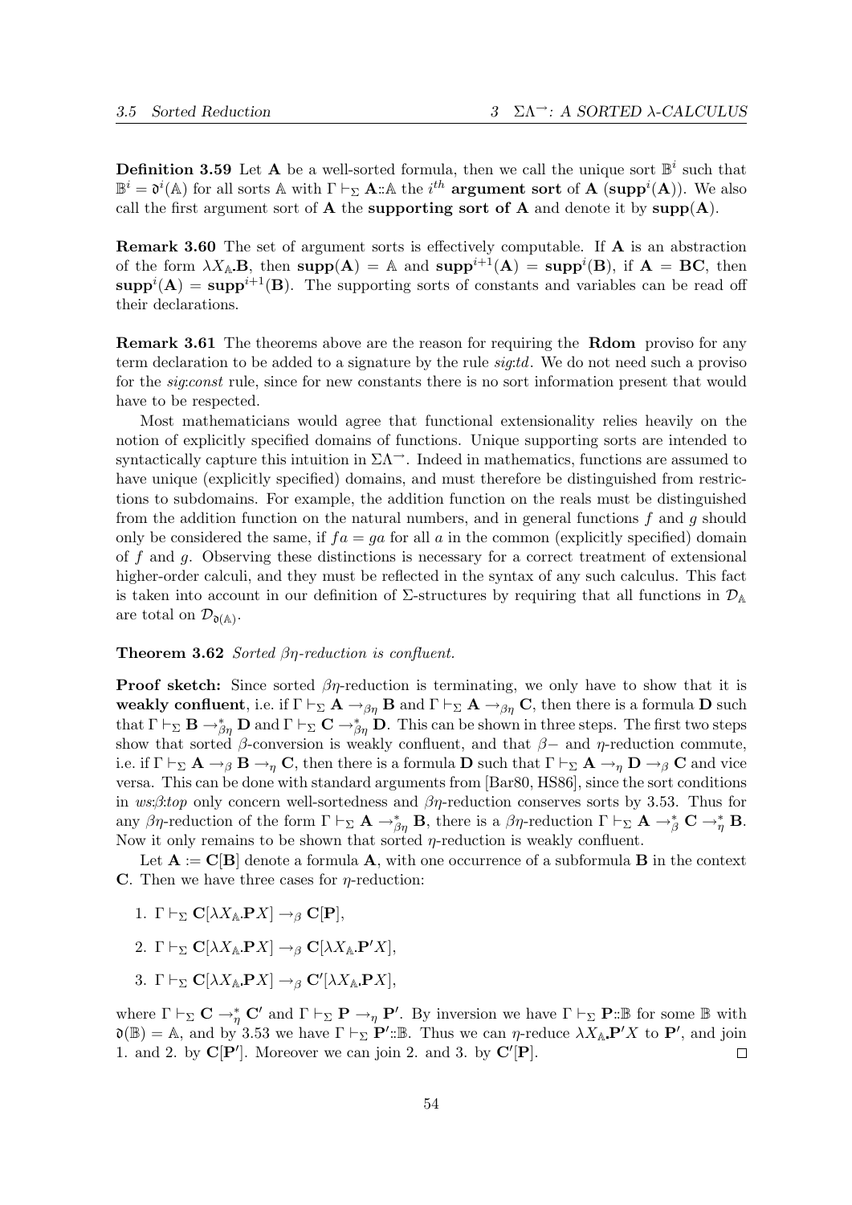**Definition 3.59** Let $\mathbf{A}$ be a well-sorted formula, then we call the unique sort $\mathbb{B}^i$ such that $\mathbb{B}^i = \mathfrak{d}^i(\mathbb{A})$ for all sorts $\mathbb{A}$ with $\Gamma \vdash_\Sigma \mathbf{A}{::}\mathbb{A}$ the $i^{th}$ **argument sort** of $\mathbf{A}$ ($\mathbf{supp}^i(\mathbf{A})$). We also call the first argument sort of $\mathbf{A}$ the **supporting sort of A** and denote it by $\mathbf{supp}(\mathbf{A})$.

**Remark 3.60** The set of argument sorts is effectively computable. If $\mathbf{A}$ is an abstraction of the form $\lambda X_{\mathbb{A}}.\mathbf{B}$, then $\mathbf{supp}(\mathbf{A}) = \mathbb{A}$ and $\mathbf{supp}^{i+1}(\mathbf{A}) = \mathbf{supp}^i(\mathbf{B})$, if $\mathbf{A} = \mathbf{BC}$, then $\mathbf{supp}^i(\mathbf{A}) = \mathbf{supp}^{i+1}(\mathbf{B})$. The supporting sorts of constants and variables can be read off their declarations.

**Remark 3.61** The theorems above are the reason for requiring the **Rdom** proviso for any term declaration to be added to a signature by the rule *sig:td*. We do not need such a proviso for the *sig:const* rule, since for new constants there is no sort information present that would have to be respected.

Most mathematicians would agree that functional extensionality relies heavily on the notion of explicitly specified domains of functions. Unique supporting sorts are intended to syntactically capture this intuition in $\Sigma\Lambda^{\rightarrow}$. Indeed in mathematics, functions are assumed to have unique (explicitly specified) domains, and must therefore be distinguished from restrictions to subdomains. For example, the addition function on the reals must be distinguished from the addition function on the natural numbers, and in general functions $f$ and $g$ should only be considered the same, if $fa = ga$ for all $a$ in the common (explicitly specified) domain of $f$ and $g$. Observing these distinctions is necessary for a correct treatment of extensional higher-order calculi, and they must be reflected in the syntax of any such calculus. This fact is taken into account in our definition of $\Sigma$-structures by requiring that all functions in $\mathcal{D}_{\mathbb{A}}$ are total on $\mathcal{D}_{\mathfrak{d}(\mathbb{A})}$.

**Theorem 3.62** *Sorted $\beta\eta$-reduction is confluent.*

**Proof sketch:** Since sorted $\beta\eta$-reduction is terminating, we only have to show that it is **weakly confluent**, i.e. if $\Gamma \vdash_\Sigma \mathbf{A} \rightarrow_{\beta\eta} \mathbf{B}$ and $\Gamma \vdash_\Sigma \mathbf{A} \rightarrow_{\beta\eta} \mathbf{C}$, then there is a formula $\mathbf{D}$ such that $\Gamma \vdash_\Sigma \mathbf{B} \rightarrow^*_{\beta\eta} \mathbf{D}$ and $\Gamma \vdash_\Sigma \mathbf{C} \rightarrow^*_{\beta\eta} \mathbf{D}$. This can be shown in three steps. The first two steps show that sorted $\beta$-conversion is weakly confluent, and that $\beta-$ and $\eta$-reduction commute, i.e. if $\Gamma \vdash_\Sigma \mathbf{A} \rightarrow_\beta \mathbf{B} \rightarrow_\eta \mathbf{C}$, then there is a formula $\mathbf{D}$ such that $\Gamma \vdash_\Sigma \mathbf{A} \rightarrow_\eta \mathbf{D} \rightarrow_\beta \mathbf{C}$ and vice versa. This can be done with standard arguments from [Bar80, HS86], since the sort conditions in *ws:$\beta$:top* only concern well-sortedness and $\beta\eta$-reduction conserves sorts by 3.53. Thus for any $\beta\eta$-reduction of the form $\Gamma \vdash_\Sigma \mathbf{A} \rightarrow^*_{\beta\eta} \mathbf{B}$, there is a $\beta\eta$-reduction $\Gamma \vdash_\Sigma \mathbf{A} \rightarrow^*_\beta \mathbf{C} \rightarrow^*_\eta \mathbf{B}$. Now it only remains to be shown that sorted $\eta$-reduction is weakly confluent.

Let $\mathbf{A} := \mathbf{C}[\mathbf{B}]$ denote a formula $\mathbf{A}$, with one occurrence of a subformula $\mathbf{B}$ in the context $\mathbf{C}$. Then we have three cases for $\eta$-reduction:

1. $\Gamma \vdash_\Sigma \mathbf{C}[\lambda X_{\mathbb{A}}.\mathbf{P}X] \rightarrow_\beta \mathbf{C}[\mathbf{P}]$,
2. $\Gamma \vdash_\Sigma \mathbf{C}[\lambda X_{\mathbb{A}}.\mathbf{P}X] \rightarrow_\beta \mathbf{C}[\lambda X_{\mathbb{A}}.\mathbf{P}'X]$,
3. $\Gamma \vdash_\Sigma \mathbf{C}[\lambda X_{\mathbb{A}}.\mathbf{P}X] \rightarrow_\beta \mathbf{C}'[\lambda X_{\mathbb{A}}.\mathbf{P}X]$,

where $\Gamma \vdash_\Sigma \mathbf{C} \rightarrow^*_\eta \mathbf{C}'$ and $\Gamma \vdash_\Sigma \mathbf{P} \rightarrow_\eta \mathbf{P}'$. By inversion we have $\Gamma \vdash_\Sigma \mathbf{P}{::}\mathbb{B}$ for some $\mathbb{B}$ with $\mathfrak{d}(\mathbb{B}) = \mathbb{A}$, and by 3.53 we have $\Gamma \vdash_\Sigma \mathbf{P}'{::}\mathbb{B}$. Thus we can $\eta$-reduce $\lambda X_{\mathbb{A}}.\mathbf{P}'X$ to $\mathbf{P}'$, and join 1. and 2. by $\mathbf{C}[\mathbf{P}']$. Moreover we can join 2. and 3. by $\mathbf{C}'[\mathbf{P}]$. $\square$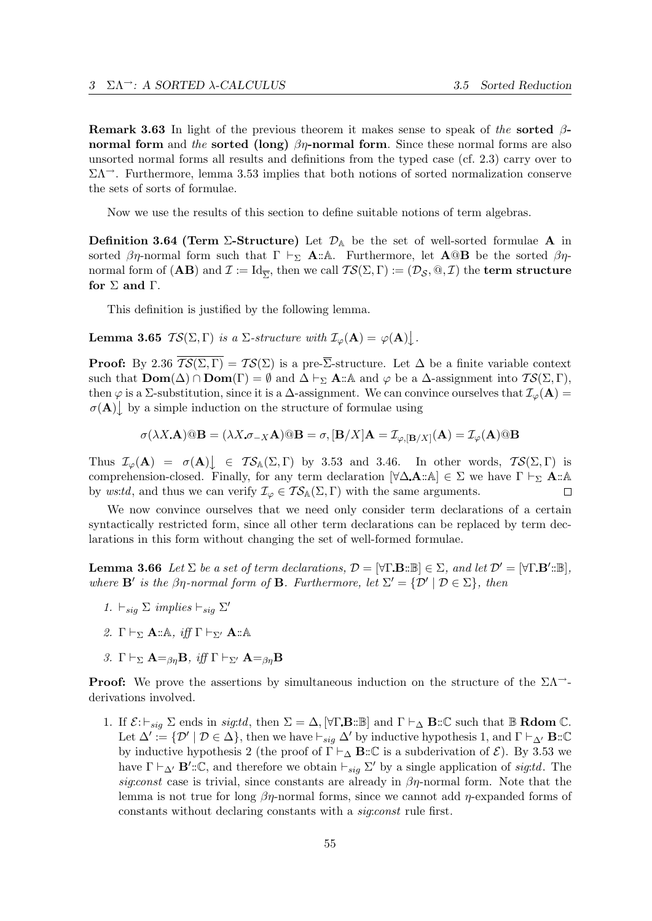**Remark 3.63** In light of the previous theorem it makes sense to speak of *the* **sorted $\beta$-normal form** and *the* **sorted (long) $\beta\eta$-normal form**. Since these normal forms are also unsorted normal forms all results and definitions from the typed case (cf. 2.3) carry over to $\Sigma\Lambda^{\rightarrow}$. Furthermore, lemma 3.53 implies that both notions of sorted normalization conserve the sets of sorts of formulae.

Now we use the results of this section to define suitable notions of term algebras.

**Definition 3.64 (Term $\Sigma$-Structure)** Let $\mathcal{D}_{\mathbb{A}}$ be the set of well-sorted formulae $\mathbf{A}$ in sorted $\beta\eta$-normal form such that $\Gamma \vdash_{\Sigma} \mathbf{A}{::}\mathbb{A}$. Furthermore, let $\mathbf{A}@\mathbf{B}$ be the sorted $\beta\eta$-normal form of $(\mathbf{AB})$ and $\mathcal{I} := \mathrm{Id}_{\overline{\Sigma}}$, then we call $\mathcal{TS}(\Sigma, \Gamma) := (\mathcal{D}_{\mathcal{S}}, @, \mathcal{I})$ the **term structure for $\Sigma$ and $\Gamma$**.

This definition is justified by the following lemma.

**Lemma 3.65** *$\mathcal{TS}(\Sigma, \Gamma)$ is a $\Sigma$-structure with $\mathcal{I}_{\varphi}(\mathbf{A}) = \varphi(\mathbf{A})\big\downarrow$.*

**Proof:** By 2.36 $\overline{\mathcal{TS}(\Sigma, \Gamma)} = \mathcal{TS}(\Sigma)$ is a pre-$\overline{\Sigma}$-structure. Let $\Delta$ be a finite variable context such that $\mathbf{Dom}(\Delta) \cap \mathbf{Dom}(\Gamma) = \emptyset$ and $\Delta \vdash_{\Sigma} \mathbf{A}{::}\mathbb{A}$ and $\varphi$ be a $\Delta$-assignment into $\mathcal{TS}(\Sigma, \Gamma)$, then $\varphi$ is a $\Sigma$-substitution, since it is a $\Delta$-assignment. We can convince ourselves that $\mathcal{I}_{\varphi}(\mathbf{A}) = \sigma(\mathbf{A})\big\downarrow$ by a simple induction on the structure of formulae using

$$\sigma(\lambda X_{\bullet}\mathbf{A})@\mathbf{B} = (\lambda X_{\bullet}\sigma_{-X}\mathbf{A})@\mathbf{B} = \sigma, [\mathbf{B}/X]\mathbf{A} = \mathcal{I}_{\varphi,[\mathbf{B}/X]}(\mathbf{A}) = \mathcal{I}_{\varphi}(\mathbf{A})@\mathbf{B}$$

Thus $\mathcal{I}_{\varphi}(\mathbf{A}) = \sigma(\mathbf{A})\big\downarrow \in \mathcal{TS}_{\mathbb{A}}(\Sigma, \Gamma)$ by 3.53 and 3.46. In other words, $\mathcal{TS}(\Sigma, \Gamma)$ is comprehension-closed. Finally, for any term declaration $[\forall\Delta_{\bullet}\mathbf{A}{::}\mathbb{A}] \in \Sigma$ we have $\Gamma \vdash_{\Sigma} \mathbf{A}{::}\mathbb{A}$ by *ws:td*, and thus we can verify $\mathcal{I}_{\varphi} \in \mathcal{TS}_{\mathbb{A}}(\Sigma, \Gamma)$ with the same arguments. $\square$

We now convince ourselves that we need only consider term declarations of a certain syntactically restricted form, since all other term declarations can be replaced by term declarations in this form without changing the set of well-formed formulae.

**Lemma 3.66** *Let $\Sigma$ be a set of term declarations, $\mathcal{D} = [\forall\Gamma_{\bullet}\mathbf{B}{::}\mathbb{B}] \in \Sigma$, and let $\mathcal{D}' = [\forall\Gamma_{\bullet}\mathbf{B}'{::}\mathbb{B}]$, where $\mathbf{B}'$ is the $\beta\eta$-normal form of $\mathbf{B}$. Furthermore, let $\Sigma' = \{\mathcal{D}' \mid \mathcal{D} \in \Sigma\}$, then*

1. *$\vdash_{sig} \Sigma$ implies $\vdash_{sig} \Sigma'$*
2. *$\Gamma \vdash_{\Sigma} \mathbf{A}{::}\mathbb{A}$, iff $\Gamma \vdash_{\Sigma'} \mathbf{A}{::}\mathbb{A}$*
3. *$\Gamma \vdash_{\Sigma} \mathbf{A} {=_{\beta\eta}} \mathbf{B}$, iff $\Gamma \vdash_{\Sigma'} \mathbf{A} {=_{\beta\eta}} \mathbf{B}$*

**Proof:** We prove the assertions by simultaneous induction on the structure of the $\Sigma\Lambda^{\rightarrow}$-derivations involved.

1. If $\mathcal{E}{:}\vdash_{sig} \Sigma$ ends in *sig:td*, then $\Sigma = \Delta, [\forall\Gamma_{\bullet}\mathbf{B}{::}\mathbb{B}]$ and $\Gamma \vdash_{\Delta} \mathbf{B}{::}\mathbb{C}$ such that $\mathbb{B}$ **Rdom** $\mathbb{C}$. Let $\Delta' := \{\mathcal{D}' \mid \mathcal{D} \in \Delta\}$, then we have $\vdash_{sig} \Delta'$ by inductive hypothesis 1, and $\Gamma \vdash_{\Delta'} \mathbf{B}{::}\mathbb{C}$ by inductive hypothesis 2 (the proof of $\Gamma \vdash_{\Delta} \mathbf{B}{::}\mathbb{C}$ is a subderivation of $\mathcal{E}$). By 3.53 we have $\Gamma \vdash_{\Delta'} \mathbf{B}'{::}\mathbb{C}$, and therefore we obtain $\vdash_{sig} \Sigma'$ by a single application of *sig:td*. The *sig:const* case is trivial, since constants are already in $\beta\eta$-normal form. Note that the lemma is not true for long $\beta\eta$-normal forms, since we cannot add $\eta$-expanded forms of constants without declaring constants with a *sig:const* rule first.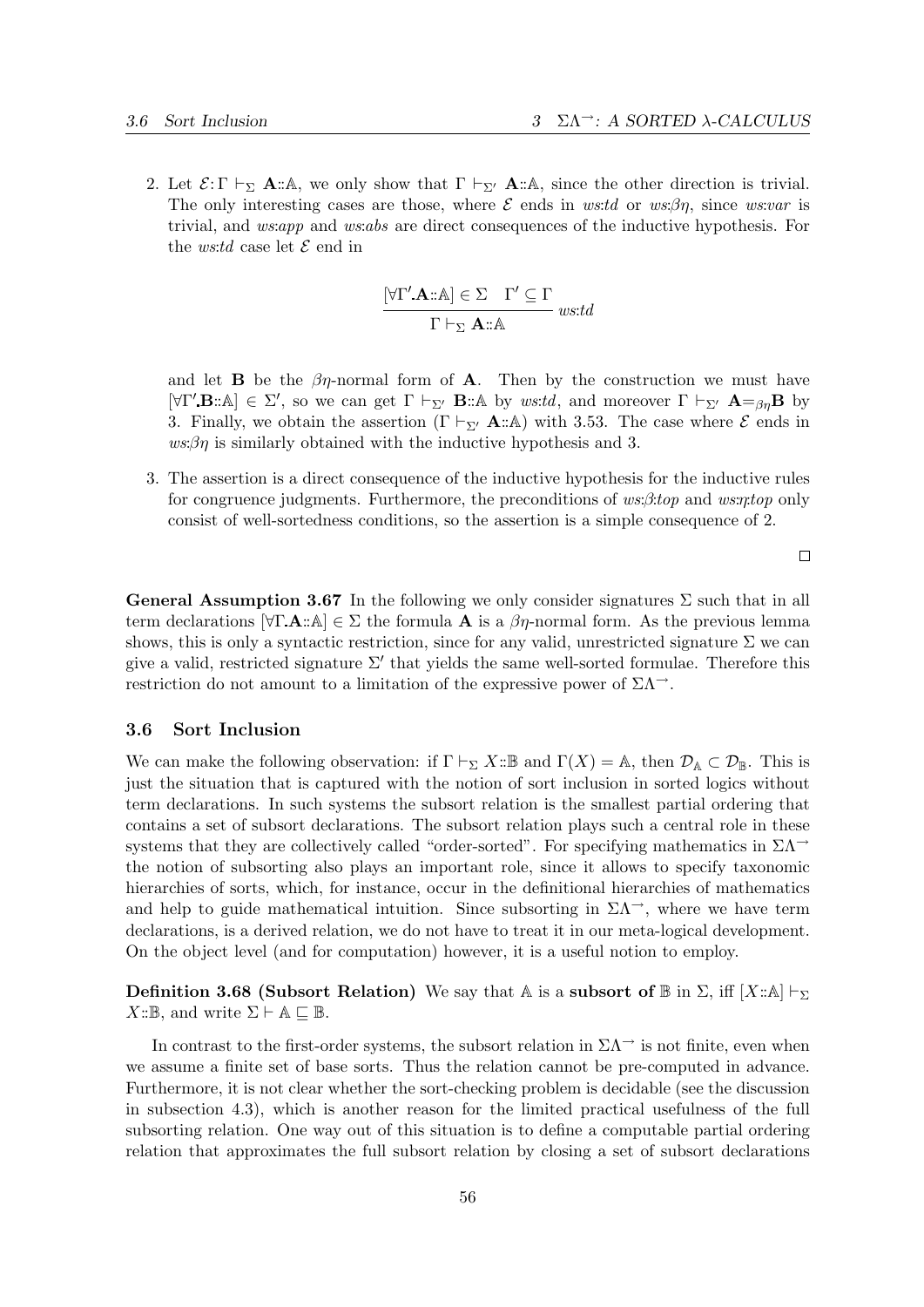2. Let $\mathcal{E}\colon \Gamma \vdash_\Sigma \mathbf{A}{::}\mathbb{A}$, we only show that $\Gamma \vdash_{\Sigma'} \mathbf{A}{::}\mathbb{A}$, since the other direction is trivial. The only interesting cases are those, where $\mathcal{E}$ ends in *ws:td* or *ws:βη*, since *ws:var* is trivial, and *ws:app* and *ws:abs* are direct consequences of the inductive hypothesis. For the *ws:td* case let $\mathcal{E}$ end in

$$\frac{[\forall\Gamma'.\mathbf{A}{::}\mathbb{A}] \in \Sigma \quad \Gamma' \subseteq \Gamma}{\Gamma \vdash_\Sigma \mathbf{A}{::}\mathbb{A}}\ \textit{ws:td}$$

and let $\mathbf{B}$ be the $\beta\eta$-normal form of $\mathbf{A}$. Then by the construction we must have $[\forall\Gamma'.\mathbf{B}{::}\mathbb{A}] \in \Sigma'$, so we can get $\Gamma \vdash_{\Sigma'} \mathbf{B}{::}\mathbb{A}$ by *ws:td*, and moreover $\Gamma \vdash_{\Sigma'} \mathbf{A}{=}_{\beta\eta}\mathbf{B}$ by 3. Finally, we obtain the assertion ($\Gamma \vdash_{\Sigma'} \mathbf{A}{::}\mathbb{A}$) with 3.53. The case where $\mathcal{E}$ ends in *ws:βη* is similarly obtained with the inductive hypothesis and 3.

3. The assertion is a direct consequence of the inductive hypothesis for the inductive rules for congruence judgments. Furthermore, the preconditions of *ws:β:top* and *ws:η:top* only consist of well-sortedness conditions, so the assertion is a simple consequence of 2.

□

**General Assumption 3.67** In the following we only consider signatures $\Sigma$ such that in all term declarations $[\forall\Gamma.\mathbf{A}{::}\mathbb{A}] \in \Sigma$ the formula $\mathbf{A}$ is a $\beta\eta$-normal form. As the previous lemma shows, this is only a syntactic restriction, since for any valid, unrestricted signature $\Sigma$ we can give a valid, restricted signature $\Sigma'$ that yields the same well-sorted formulae. Therefore this restriction do not amount to a limitation of the expressive power of $\Sigma\Lambda^{\rightarrow}$.

## 3.6 Sort Inclusion

We can make the following observation: if $\Gamma \vdash_\Sigma X{::}\mathbb{B}$ and $\Gamma(X) = \mathbb{A}$, then $\mathcal{D}_\mathbb{A} \subset \mathcal{D}_\mathbb{B}$. This is just the situation that is captured with the notion of sort inclusion in sorted logics without term declarations. In such systems the subsort relation is the smallest partial ordering that contains a set of subsort declarations. The subsort relation plays such a central role in these systems that they are collectively called "order-sorted". For specifying mathematics in $\Sigma\Lambda^{\rightarrow}$ the notion of subsorting also plays an important role, since it allows to specify taxonomic hierarchies of sorts, which, for instance, occur in the definitional hierarchies of mathematics and help to guide mathematical intuition. Since subsorting in $\Sigma\Lambda^{\rightarrow}$, where we have term declarations, is a derived relation, we do not have to treat it in our meta-logical development. On the object level (and for computation) however, it is a useful notion to employ.

**Definition 3.68 (Subsort Relation)** We say that $\mathbb{A}$ is a **subsort of** $\mathbb{B}$ in $\Sigma$, iff $[X{::}\mathbb{A}] \vdash_\Sigma X{::}\mathbb{B}$, and write $\Sigma \vdash \mathbb{A} \sqsubseteq \mathbb{B}$.

In contrast to the first-order systems, the subsort relation in $\Sigma\Lambda^{\rightarrow}$ is not finite, even when we assume a finite set of base sorts. Thus the relation cannot be pre-computed in advance. Furthermore, it is not clear whether the sort-checking problem is decidable (see the discussion in subsection 4.3), which is another reason for the limited practical usefulness of the full subsorting relation. One way out of this situation is to define a computable partial ordering relation that approximates the full subsort relation by closing a set of subsort declarations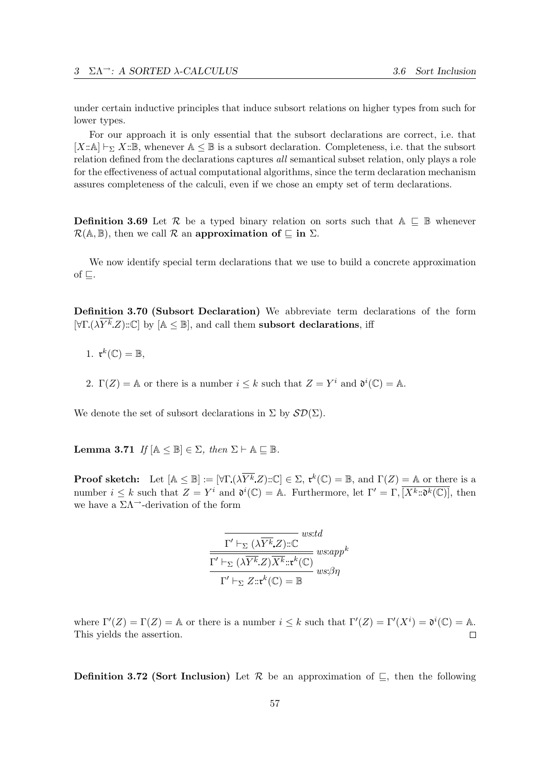under certain inductive principles that induce subsort relations on higher types from such for lower types.

For our approach it is only essential that the subsort declarations are correct, i.e. that $[X::\mathbb{A}] \vdash_\Sigma X::\mathbb{B}$, whenever $\mathbb{A} \leq \mathbb{B}$ is a subsort declaration. Completeness, i.e. that the subsort relation defined from the declarations captures *all* semantical subset relation, only plays a role for the effectiveness of actual computational algorithms, since the term declaration mechanism assures completeness of the calculi, even if we chose an empty set of term declarations.

**Definition 3.69** Let $\mathcal{R}$ be a typed binary relation on sorts such that $\mathbb{A} \sqsubseteq \mathbb{B}$ whenever $\mathcal{R}(\mathbb{A}, \mathbb{B})$, then we call $\mathcal{R}$ an **approximation of** $\sqsubseteq$ **in** $\Sigma$.

We now identify special term declarations that we use to build a concrete approximation of $\sqsubseteq$.

**Definition 3.70 (Subsort Declaration)** We abbreviate term declarations of the form $[\forall\Gamma.(\lambda\overline{Y^k}.Z)::\mathbb{C}]$ by $[\mathbb{A} \leq \mathbb{B}]$, and call them **subsort declarations**, iff

1. $\mathfrak{r}^k(\mathbb{C}) = \mathbb{B}$,
2. $\Gamma(Z) = \mathbb{A}$ or there is a number $i \leq k$ such that $Z = Y^i$ and $\mathfrak{d}^i(\mathbb{C}) = \mathbb{A}$.

We denote the set of subsort declarations in $\Sigma$ by $\mathcal{SD}(\Sigma)$.

**Lemma 3.71** *If* $[\mathbb{A} \leq \mathbb{B}] \in \Sigma$*, then* $\Sigma \vdash \mathbb{A} \sqsubseteq \mathbb{B}$.

**Proof sketch:** Let $[\mathbb{A} \leq \mathbb{B}] := [\forall\Gamma.(\lambda\overline{Y^k}.Z)::\mathbb{C}] \in \Sigma$, $\mathfrak{r}^k(\mathbb{C}) = \mathbb{B}$, and $\Gamma(Z) = \mathbb{A}$ or there is a number $i \leq k$ such that $Z = Y^i$ and $\mathfrak{d}^i(\mathbb{C}) = \mathbb{A}$. Furthermore, let $\Gamma' = \Gamma, \overline{[X^k::\mathfrak{d}^k(\mathbb{C})]}$, then we have a $\Sigma\Lambda^{\rightarrow}$-derivation of the form

$$
\cfrac{\cfrac{\cfrac{}{\Gamma' \vdash_\Sigma (\lambda\overline{Y^k}.Z)::\mathbb{C}}\;ws{:}td}{\Gamma' \vdash_\Sigma (\lambda\overline{Y^k}.Z)\overline{X^k}::\mathfrak{r}^k(\mathbb{C})}\;ws{:}app^k}{\Gamma' \vdash_\Sigma Z::\mathfrak{r}^k(\mathbb{C}) = \mathbb{B}}\;ws{:}\beta\eta
$$

where $\Gamma'(Z) = \Gamma(Z) = \mathbb{A}$ or there is a number $i \leq k$ such that $\Gamma'(Z) = \Gamma'(X^i) = \mathfrak{d}^i(\mathbb{C}) = \mathbb{A}$. This yields the assertion. $\square$

**Definition 3.72 (Sort Inclusion)** Let $\mathcal{R}$ be an approximation of $\sqsubseteq$, then the following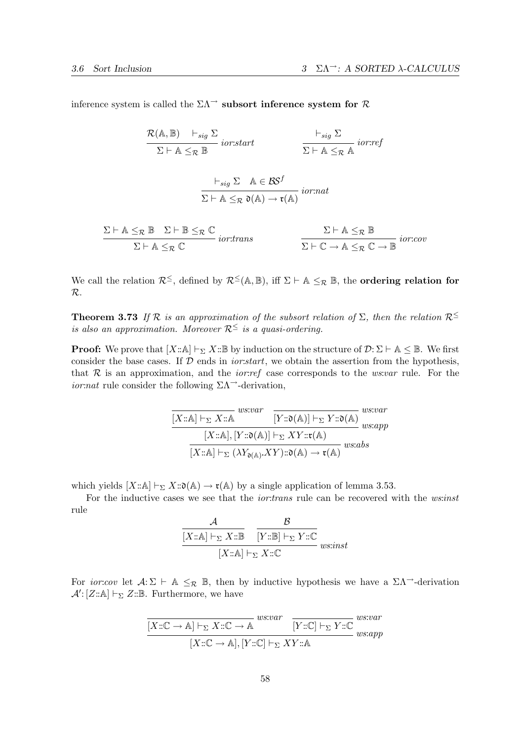inference system is called the $\Sigma\Lambda^{\rightarrow}$ **subsort inference system for** $\mathcal{R}$

$$\frac{\mathcal{R}(\mathbb{A},\mathbb{B}) \quad \vdash_{sig} \Sigma}{\Sigma \vdash \mathbb{A} \leq_{\mathcal{R}} \mathbb{B}} \, ior{:}start \qquad \frac{\vdash_{sig} \Sigma}{\Sigma \vdash \mathbb{A} \leq_{\mathcal{R}} \mathbb{A}} \, ior{:}ref$$

$$\frac{\vdash_{sig} \Sigma \quad \mathbb{A} \in \mathcal{BS}^f}{\Sigma \vdash \mathbb{A} \leq_{\mathcal{R}} \mathfrak{d}(\mathbb{A}) \rightarrow \mathfrak{r}(\mathbb{A})} \, ior{:}nat$$

$$\frac{\Sigma \vdash \mathbb{A} \leq_{\mathcal{R}} \mathbb{B} \quad \Sigma \vdash \mathbb{B} \leq_{\mathcal{R}} \mathbb{C}}{\Sigma \vdash \mathbb{A} \leq_{\mathcal{R}} \mathbb{C}} \, ior{:}trans \qquad \frac{\Sigma \vdash \mathbb{A} \leq_{\mathcal{R}} \mathbb{B}}{\Sigma \vdash \mathbb{C} \rightarrow \mathbb{A} \leq_{\mathcal{R}} \mathbb{C} \rightarrow \mathbb{B}} \, ior{:}cov$$

We call the relation $\mathcal{R}^{\leq}$, defined by $\mathcal{R}^{\leq}(\mathbb{A},\mathbb{B})$, iff $\Sigma \vdash \mathbb{A} \leq_{\mathcal{R}} \mathbb{B}$, the **ordering relation for** $\mathcal{R}$.

**Theorem 3.73** *If $\mathcal{R}$ is an approximation of the subsort relation of $\Sigma$, then the relation $\mathcal{R}^{\leq}$ is also an approximation. Moreover $\mathcal{R}^{\leq}$ is a quasi-ordering.*

**Proof:** We prove that $[X{::}\mathbb{A}] \vdash_{\Sigma} X{::}\mathbb{B}$ by induction on the structure of $\mathcal{D}{:}\, \Sigma \vdash \mathbb{A} \leq \mathbb{B}$. We first consider the base cases. If $\mathcal{D}$ ends in *ior:start*, we obtain the assertion from the hypothesis, that $\mathcal{R}$ is an approximation, and the *ior:ref* case corresponds to the *ws:var* rule. For the *ior:nat* rule consider the following $\Sigma\Lambda^{\rightarrow}$-derivation,

$$\cfrac{\cfrac{\cfrac{}{[X{::}\mathbb{A}] \vdash_{\Sigma} X{::}\mathbb{A}} \, ws{:}var \qquad \cfrac{}{[Y{::}\mathfrak{d}(\mathbb{A})] \vdash_{\Sigma} Y{::}\mathfrak{d}(\mathbb{A})} \, ws{:}var}{[X{::}\mathbb{A}], [Y{::}\mathfrak{d}(\mathbb{A})] \vdash_{\Sigma} XY{::}\mathfrak{r}(\mathbb{A})} \, ws{:}app}{[X{::}\mathbb{A}] \vdash_{\Sigma} (\lambda Y_{\mathfrak{d}(\mathbb{A})}.XY){::}\mathfrak{d}(\mathbb{A}) \rightarrow \mathfrak{r}(\mathbb{A})} \, ws{:}abs$$

which yields $[X{::}\mathbb{A}] \vdash_{\Sigma} X{::}\mathfrak{d}(\mathbb{A}) \rightarrow \mathfrak{r}(\mathbb{A})$ by a single application of lemma 3.53.

For the inductive cases we see that the *ior:trans* rule can be recovered with the *ws:inst* rule

$$\cfrac{\cfrac{\mathcal{A}}{[X{::}\mathbb{A}] \vdash_{\Sigma} X{::}\mathbb{B}} \qquad \cfrac{\mathcal{B}}{[Y{::}\mathbb{B}] \vdash_{\Sigma} Y{::}\mathbb{C}}}{[X{::}\mathbb{A}] \vdash_{\Sigma} X{::}\mathbb{C}} \, ws{:}inst$$

For *ior:cov* let $\mathcal{A}{:}\, \Sigma \vdash \mathbb{A} \leq_{\mathcal{R}} \mathbb{B}$, then by inductive hypothesis we have a $\Sigma\Lambda^{\rightarrow}$-derivation $\mathcal{A}'{:}\, [Z{::}\mathbb{A}] \vdash_{\Sigma} Z{::}\mathbb{B}$. Furthermore, we have

$$\cfrac{\cfrac{}{[X{::}\mathbb{C} \rightarrow \mathbb{A}] \vdash_{\Sigma} X{::}\mathbb{C} \rightarrow \mathbb{A}} \, ws{:}var \qquad \cfrac{}{[Y{::}\mathbb{C}] \vdash_{\Sigma} Y{::}\mathbb{C}} \, ws{:}var}{[X{::}\mathbb{C} \rightarrow \mathbb{A}], [Y{::}\mathbb{C}] \vdash_{\Sigma} XY{::}\mathbb{A}} \, ws{:}app$$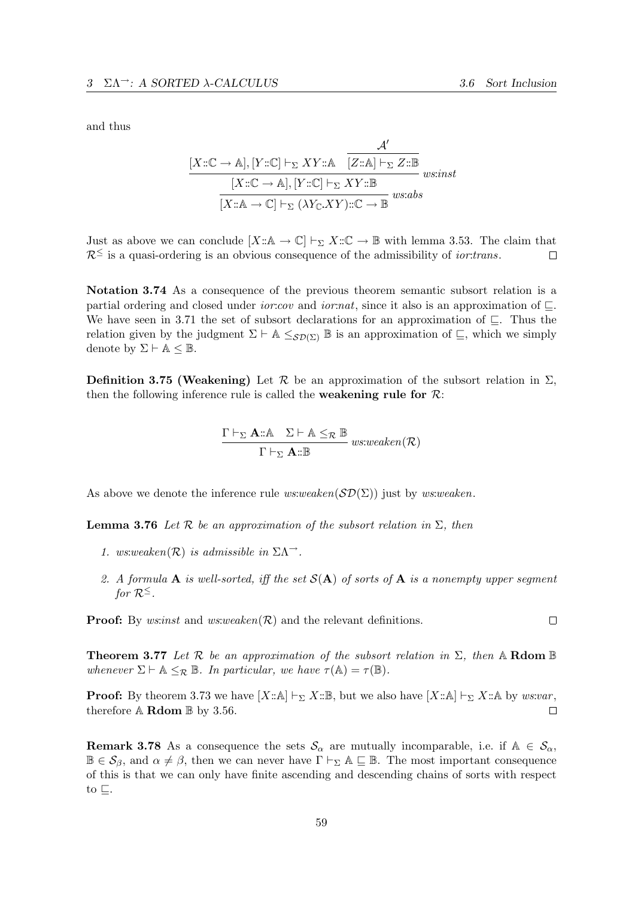and thus

$$
\cfrac{[X{::}\mathbb{C} \to \mathbb{A}], [Y{::}\mathbb{C}] \vdash_\Sigma XY{::}\mathbb{A} \quad \cfrac{\mathcal{A}'}{[Z{::}\mathbb{A}] \vdash_\Sigma Z{::}\mathbb{B}}}{\cfrac{[X{::}\mathbb{C} \to \mathbb{A}], [Y{::}\mathbb{C}] \vdash_\Sigma XY{::}\mathbb{B}}{[X{::}\mathbb{A} \to \mathbb{C}] \vdash_\Sigma (\lambda Y_\mathbb{C}.XY){::}\mathbb{C} \to \mathbb{B}} \; ws{:}abs} \; ws{:}inst
$$

Just as above we can conclude $[X{::}\mathbb{A} \to \mathbb{C}] \vdash_\Sigma X{::}\mathbb{C} \to \mathbb{B}$ with lemma 3.53. The claim that $\mathcal{R}^{\leq}$ is a quasi-ordering is an obvious consequence of the admissibility of *ior:trans*. □

**Notation 3.74** As a consequence of the previous theorem semantic subsort relation is a partial ordering and closed under *ior:cov* and *ior:nat*, since it also is an approximation of $\sqsubseteq$. We have seen in 3.71 the set of subsort declarations for an approximation of $\sqsubseteq$. Thus the relation given by the judgment $\Sigma \vdash \mathbb{A} \leq_{\mathcal{SD}(\Sigma)} \mathbb{B}$ is an approximation of $\sqsubseteq$, which we simply denote by $\Sigma \vdash \mathbb{A} \leq \mathbb{B}$.

**Definition 3.75 (Weakening)** Let $\mathcal{R}$ be an approximation of the subsort relation in $\Sigma$, then the following inference rule is called the **weakening rule for** $\mathcal{R}$:

$$
\frac{\Gamma \vdash_\Sigma \mathbf{A}{::}\mathbb{A} \quad \Sigma \vdash \mathbb{A} \leq_\mathcal{R} \mathbb{B}}{\Gamma \vdash_\Sigma \mathbf{A}{::}\mathbb{B}} \; ws{:}weaken(\mathcal{R})
$$

As above we denote the inference rule *ws:weaken*$(\mathcal{SD}(\Sigma))$ just by *ws:weaken*.

**Lemma 3.76** *Let $\mathcal{R}$ be an approximation of the subsort relation in $\Sigma$, then*

1. *ws:weaken*$(\mathcal{R})$ *is admissible in* $\Sigma\Lambda^{\to}$.
2. *A formula* $\mathbf{A}$ *is well-sorted, iff the set* $\mathcal{S}(\mathbf{A})$ *of sorts of* $\mathbf{A}$ *is a nonempty upper segment for* $\mathcal{R}^{\leq}$.

**Proof:** By *ws:inst* and *ws:weaken*$(\mathcal{R})$ and the relevant definitions. □

**Theorem 3.77** *Let $\mathcal{R}$ be an approximation of the subsort relation in $\Sigma$, then $\mathbb{A}$ **Rdom** $\mathbb{B}$ whenever $\Sigma \vdash \mathbb{A} \leq_\mathcal{R} \mathbb{B}$. In particular, we have $\tau(\mathbb{A}) = \tau(\mathbb{B})$.*

**Proof:** By theorem 3.73 we have $[X{::}\mathbb{A}] \vdash_\Sigma X{::}\mathbb{B}$, but we also have $[X{::}\mathbb{A}] \vdash_\Sigma X{::}\mathbb{A}$ by *ws:var*, therefore $\mathbb{A}$ **Rdom** $\mathbb{B}$ by 3.56. □

**Remark 3.78** As a consequence the sets $\mathcal{S}_\alpha$ are mutually incomparable, i.e. if $\mathbb{A} \in \mathcal{S}_\alpha$, $\mathbb{B} \in \mathcal{S}_\beta$, and $\alpha \neq \beta$, then we can never have $\Gamma \vdash_\Sigma \mathbb{A} \sqsubseteq \mathbb{B}$. The most important consequence of this is that we can only have finite ascending and descending chains of sorts with respect to $\sqsubseteq$.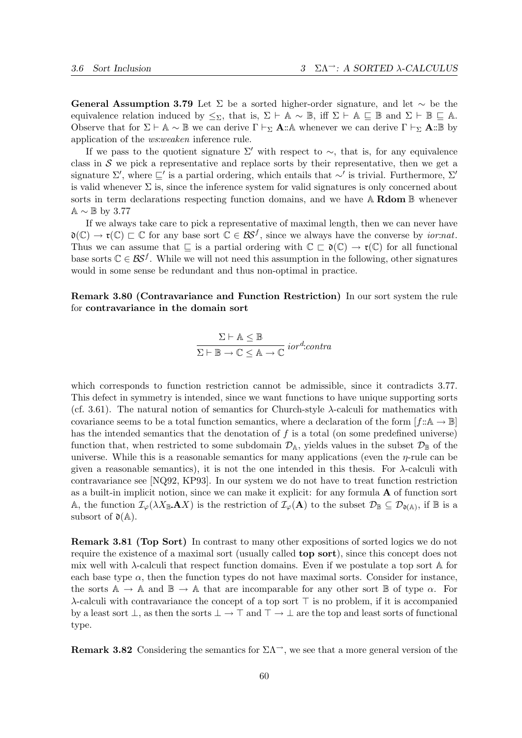**General Assumption 3.79** Let $\Sigma$ be a sorted higher-order signature, and let $\sim$ be the equivalence relation induced by $\leq_\Sigma$, that is, $\Sigma \vdash \mathbb{A} \sim \mathbb{B}$, iff $\Sigma \vdash \mathbb{A} \sqsubseteq \mathbb{B}$ and $\Sigma \vdash \mathbb{B} \sqsubseteq \mathbb{A}$. Observe that for $\Sigma \vdash \mathbb{A} \sim \mathbb{B}$ we can derive $\Gamma \vdash_\Sigma \mathbf{A}{::}\mathbb{A}$ whenever we can derive $\Gamma \vdash_\Sigma \mathbf{A}{::}\mathbb{B}$ by application of the *ws:weaken* inference rule.

If we pass to the quotient signature $\Sigma'$ with respect to $\sim$, that is, for any equivalence class in $\mathcal{S}$ we pick a representative and replace sorts by their representative, then we get a signature $\Sigma'$, where $\sqsubseteq'$ is a partial ordering, which entails that $\sim'$ is trivial. Furthermore, $\Sigma'$ is valid whenever $\Sigma$ is, since the inference system for valid signatures is only concerned about sorts in term declarations respecting function domains, and we have $\mathbb{A}$ **Rdom** $\mathbb{B}$ whenever $\mathbb{A} \sim \mathbb{B}$ by 3.77

If we always take care to pick a representative of maximal length, then we can never have $\mathfrak{d}(\mathbb{C}) \to \mathfrak{r}(\mathbb{C}) \sqsubset \mathbb{C}$ for any base sort $\mathbb{C} \in \mathcal{BS}^f$, since we always have the converse by *ior:nat*. Thus we can assume that $\sqsubseteq$ is a partial ordering with $\mathbb{C} \sqsubset \mathfrak{d}(\mathbb{C}) \to \mathfrak{r}(\mathbb{C})$ for all functional base sorts $\mathbb{C} \in \mathcal{BS}^f$. While we will not need this assumption in the following, other signatures would in some sense be redundant and thus non-optimal in practice.

**Remark 3.80 (Contravariance and Function Restriction)** In our sort system the rule for **contravariance in the domain sort**

$$\frac{\Sigma \vdash \mathbb{A} \leq \mathbb{B}}{\Sigma \vdash \mathbb{B} \to \mathbb{C} \leq \mathbb{A} \to \mathbb{C}}\ ior^d{:}contra$$

which corresponds to function restriction cannot be admissible, since it contradicts 3.77. This defect in symmetry is intended, since we want functions to have unique supporting sorts (cf. 3.61). The natural notion of semantics for Church-style $\lambda$-calculi for mathematics with covariance seems to be a total function semantics, where a declaration of the form $[f{::}\mathbb{A} \to \mathbb{B}]$ has the intended semantics that the denotation of $f$ is a total (on some predefined universe) function that, when restricted to some subdomain $\mathcal{D}_\mathbb{A}$, yields values in the subset $\mathcal{D}_\mathbb{B}$ of the universe. While this is a reasonable semantics for many applications (even the $\eta$-rule can be given a reasonable semantics), it is not the one intended in this thesis. For $\lambda$-calculi with contravariance see [NQ92, KP93]. In our system we do not have to treat function restriction as a built-in implicit notion, since we can make it explicit: for any formula $\mathbf{A}$ of function sort $\mathbb{A}$, the function $\mathcal{I}_\varphi(\lambda X_\mathbb{B}.\mathbf{A}X)$ is the restriction of $\mathcal{I}_\varphi(\mathbf{A})$ to the subset $\mathcal{D}_\mathbb{B} \subseteq \mathcal{D}_{\mathfrak{d}(\mathbb{A})}$, if $\mathbb{B}$ is a subsort of $\mathfrak{d}(\mathbb{A})$.

**Remark 3.81 (Top Sort)** In contrast to many other expositions of sorted logics we do not require the existence of a maximal sort (usually called **top sort**), since this concept does not mix well with $\lambda$-calculi that respect function domains. Even if we postulate a top sort $\mathbb{A}$ for each base type $\alpha$, then the function types do not have maximal sorts. Consider for instance, the sorts $\mathbb{A} \to \mathbb{A}$ and $\mathbb{B} \to \mathbb{A}$ that are incomparable for any other sort $\mathbb{B}$ of type $\alpha$. For $\lambda$-calculi with contravariance the concept of a top sort $\top$ is no problem, if it is accompanied by a least sort $\bot$, as then the sorts $\bot \to \top$ and $\top \to \bot$ are the top and least sorts of functional type.

**Remark 3.82** Considering the semantics for $\Sigma\Lambda^{\to}$, we see that a more general version of the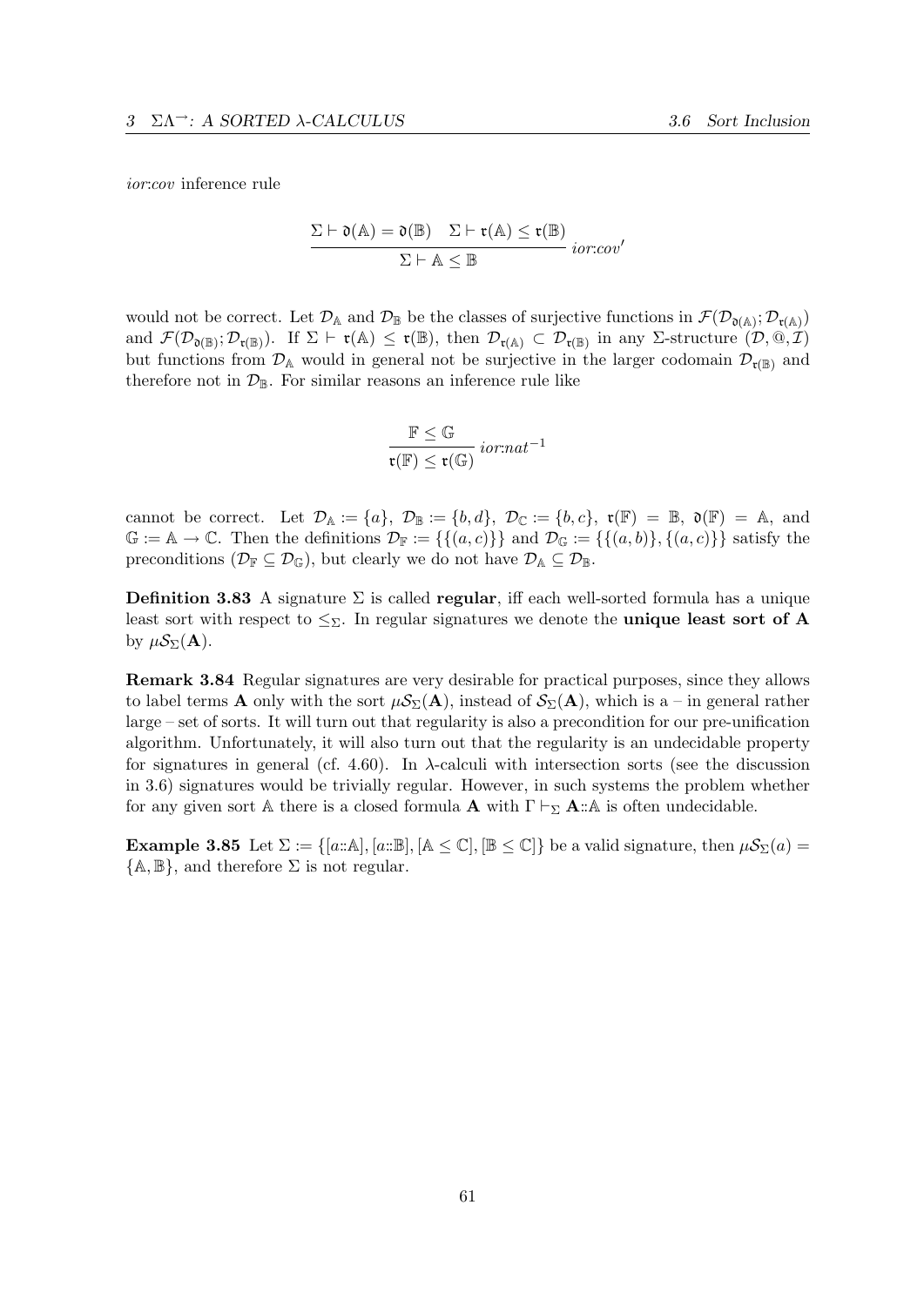*ior:cov* inference rule

$$\frac{\Sigma \vdash \mathfrak{d}(\mathbb{A}) = \mathfrak{d}(\mathbb{B}) \quad \Sigma \vdash \mathfrak{r}(\mathbb{A}) \leq \mathfrak{r}(\mathbb{B})}{\Sigma \vdash \mathbb{A} \leq \mathbb{B}} \; ior{:}cov'$$

would not be correct. Let $\mathcal{D}_\mathbb{A}$ and $\mathcal{D}_\mathbb{B}$ be the classes of surjective functions in $\mathcal{F}(\mathcal{D}_{\mathfrak{d}(\mathbb{A})}; \mathcal{D}_{\mathfrak{r}(\mathbb{A})})$ and $\mathcal{F}(\mathcal{D}_{\mathfrak{d}(\mathbb{B})}; \mathcal{D}_{\mathfrak{r}(\mathbb{B})})$. If $\Sigma \vdash \mathfrak{r}(\mathbb{A}) \leq \mathfrak{r}(\mathbb{B})$, then $\mathcal{D}_{\mathfrak{r}(\mathbb{A})} \subset \mathcal{D}_{\mathfrak{r}(\mathbb{B})}$ in any $\Sigma$-structure $(\mathcal{D}, @, \mathcal{I})$ but functions from $\mathcal{D}_\mathbb{A}$ would in general not be surjective in the larger codomain $\mathcal{D}_{\mathfrak{r}(\mathbb{B})}$ and therefore not in $\mathcal{D}_\mathbb{B}$. For similar reasons an inference rule like

$$\frac{\mathbb{F} \leq \mathbb{G}}{\mathfrak{r}(\mathbb{F}) \leq \mathfrak{r}(\mathbb{G})} \; ior{:}nat^{-1}$$

cannot be correct. Let $\mathcal{D}_\mathbb{A} := \{a\}$, $\mathcal{D}_\mathbb{B} := \{b, d\}$, $\mathcal{D}_\mathbb{C} := \{b, c\}$, $\mathfrak{r}(\mathbb{F}) = \mathbb{B}$, $\mathfrak{d}(\mathbb{F}) = \mathbb{A}$, and $\mathbb{G} := \mathbb{A} \to \mathbb{C}$. Then the definitions $\mathcal{D}_\mathbb{F} := \{\{(a, c)\}\}$ and $\mathcal{D}_\mathbb{G} := \{\{(a, b)\}, \{(a, c)\}\}$ satisfy the preconditions ($\mathcal{D}_\mathbb{F} \subseteq \mathcal{D}_\mathbb{G}$), but clearly we do not have $\mathcal{D}_\mathbb{A} \subseteq \mathcal{D}_\mathbb{B}$.

**Definition 3.83** A signature $\Sigma$ is called **regular**, iff each well-sorted formula has a unique least sort with respect to $\leq_\Sigma$. In regular signatures we denote the **unique least sort of A** by $\mu\mathcal{S}_\Sigma(\mathbf{A})$.

**Remark 3.84** Regular signatures are very desirable for practical purposes, since they allows to label terms $\mathbf{A}$ only with the sort $\mu\mathcal{S}_\Sigma(\mathbf{A})$, instead of $\mathcal{S}_\Sigma(\mathbf{A})$, which is a – in general rather large – set of sorts. It will turn out that regularity is also a precondition for our pre-unification algorithm. Unfortunately, it will also turn out that the regularity is an undecidable property for signatures in general (cf. 4.60). In $\lambda$-calculi with intersection sorts (see the discussion in 3.6) signatures would be trivially regular. However, in such systems the problem whether for any given sort $\mathbb{A}$ there is a closed formula $\mathbf{A}$ with $\Gamma \vdash_\Sigma \mathbf{A} :: \mathbb{A}$ is often undecidable.

**Example 3.85** Let $\Sigma := \{[a :: \mathbb{A}], [a :: \mathbb{B}], [\mathbb{A} \leq \mathbb{C}], [\mathbb{B} \leq \mathbb{C}]\}$ be a valid signature, then $\mu\mathcal{S}_\Sigma(a) = \{\mathbb{A}, \mathbb{B}\}$, and therefore $\Sigma$ is not regular.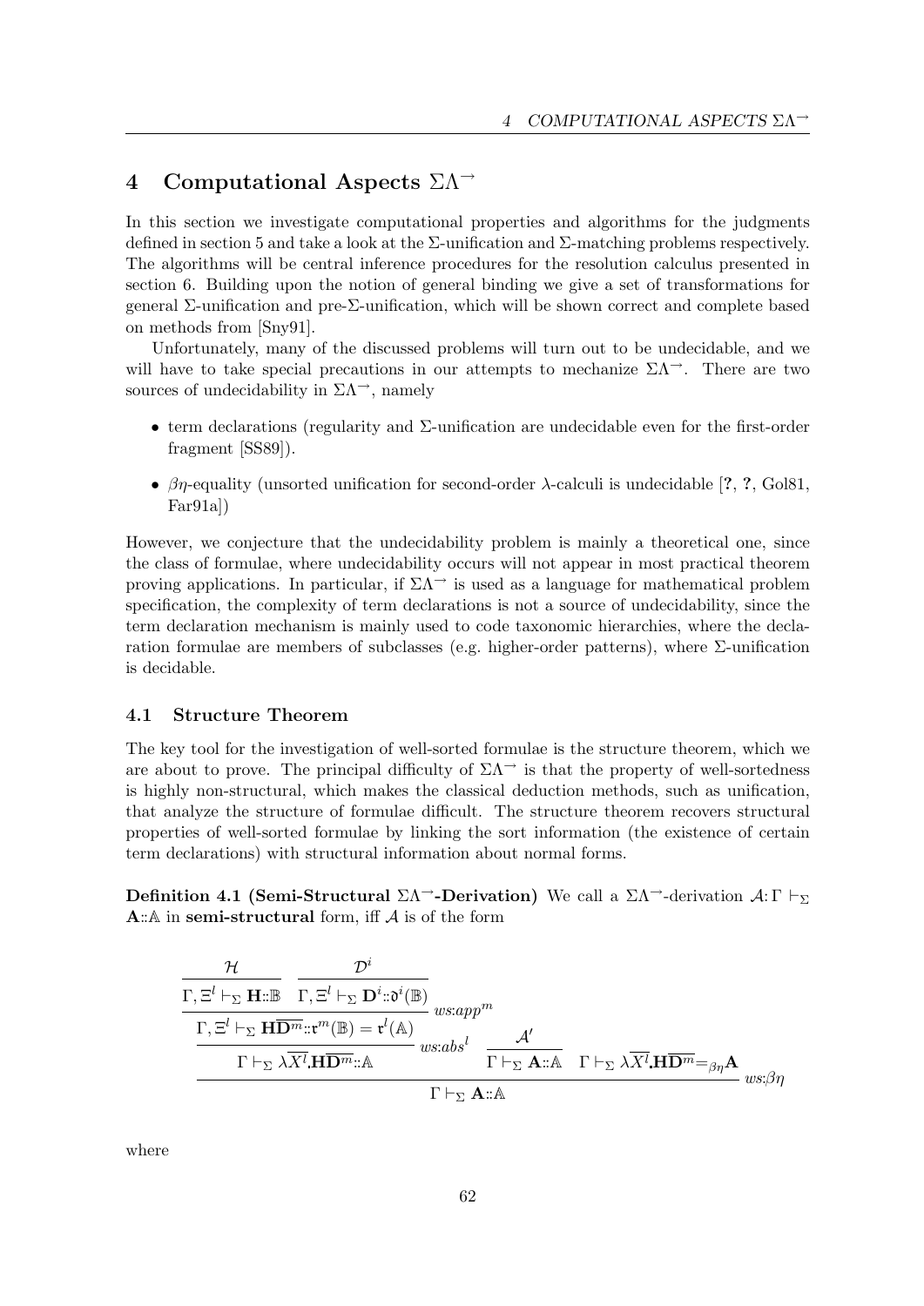# 4 Computational Aspects $\Sigma\Lambda^{\rightarrow}$

In this section we investigate computational properties and algorithms for the judgments defined in section 5 and take a look at the $\Sigma$-unification and $\Sigma$-matching problems respectively. The algorithms will be central inference procedures for the resolution calculus presented in section 6. Building upon the notion of general binding we give a set of transformations for general $\Sigma$-unification and pre-$\Sigma$-unification, which will be shown correct and complete based on methods from [Sny91].

Unfortunately, many of the discussed problems will turn out to be undecidable, and we will have to take special precautions in our attempts to mechanize $\Sigma\Lambda^{\rightarrow}$. There are two sources of undecidability in $\Sigma\Lambda^{\rightarrow}$, namely

- term declarations (regularity and $\Sigma$-unification are undecidable even for the first-order fragment [SS89]).
- $\beta\eta$-equality (unsorted unification for second-order $\lambda$-calculi is undecidable [**?**, **?**, Gol81, Far91a])

However, we conjecture that the undecidability problem is mainly a theoretical one, since the class of formulae, where undecidability occurs will not appear in most practical theorem proving applications. In particular, if $\Sigma\Lambda^{\rightarrow}$ is used as a language for mathematical problem specification, the complexity of term declarations is not a source of undecidability, since the term declaration mechanism is mainly used to code taxonomic hierarchies, where the declaration formulae are members of subclasses (e.g. higher-order patterns), where $\Sigma$-unification is decidable.

## 4.1 Structure Theorem

The key tool for the investigation of well-sorted formulae is the structure theorem, which we are about to prove. The principal difficulty of $\Sigma\Lambda^{\rightarrow}$ is that the property of well-sortedness is highly non-structural, which makes the classical deduction methods, such as unification, that analyze the structure of formulae difficult. The structure theorem recovers structural properties of well-sorted formulae by linking the sort information (the existence of certain term declarations) with structural information about normal forms.

**Definition 4.1 (Semi-Structural $\Sigma\Lambda^{\rightarrow}$-Derivation)** We call a $\Sigma\Lambda^{\rightarrow}$-derivation $\mathcal{A}\colon\Gamma\vdash_{\Sigma}\mathbf{A}{::}\mathbb{A}$ in **semi-structural** form, iff $\mathcal{A}$ is of the form

$$
\dfrac{\dfrac{\dfrac{\dfrac{\mathcal{H}}{\Gamma,\Xi^l\vdash_{\Sigma}\mathbf{H}{::}\mathbb{B}}\quad\dfrac{\mathcal{D}^i}{\Gamma,\Xi^l\vdash_{\Sigma}\mathbf{D}^i{::}\mathfrak{d}^i(\mathbb{B})}}{\Gamma,\Xi^l\vdash_{\Sigma}\mathbf{H}\overline{\mathbf{D}^m}{::}\mathfrak{r}^m(\mathbb{B})=\mathfrak{r}^l(\mathbb{A})}\,ws{:}app^m}{\Gamma\vdash_{\Sigma}\lambda\overline{X^l}.\mathbf{H}\overline{\mathbf{D}^m}{::}\mathbb{A}}\,ws{:}abs^l\qquad\dfrac{\mathcal{A}'}{\Gamma\vdash_{\Sigma}\mathbf{A}{::}\mathbb{A}}\qquad\Gamma\vdash_{\Sigma}\lambda\overline{X^l}.\mathbf{H}\overline{\mathbf{D}^m}{=}_{\beta\eta}\mathbf{A}}{\Gamma\vdash_{\Sigma}\mathbf{A}{::}\mathbb{A}}\,ws{:}\beta\eta
$$

where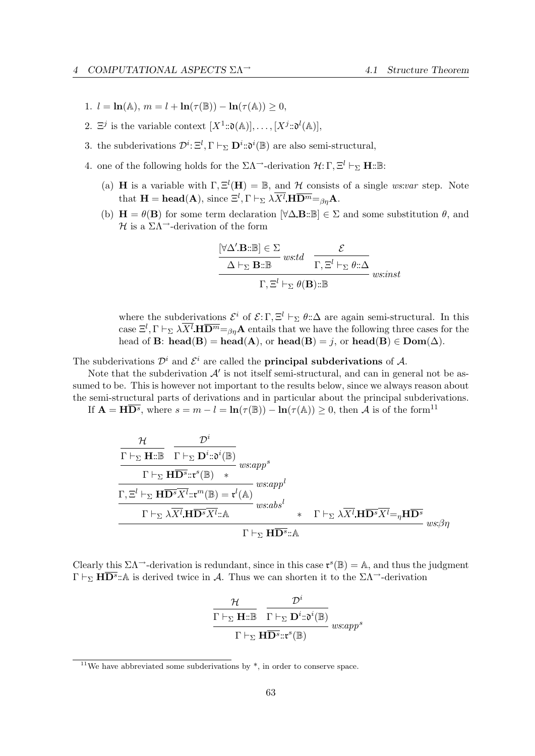1. $l = \mathbf{ln}(\mathbb{A})$, $m = l + \mathbf{ln}(\tau(\mathbb{B})) - \mathbf{ln}(\tau(\mathbb{A})) \geq 0$,

2. $\Xi^j$ is the variable context $[X^1{::}\mathfrak{d}(\mathbb{A})], \ldots, [X^j{::}\mathfrak{d}^l(\mathbb{A})]$,

3. the subderivations $\mathcal{D}^i{:}\,\Xi^l, \Gamma \vdash_\Sigma \mathbf{D}^i{::}\mathfrak{d}^i(\mathbb{B})$ are also semi-structural,

4. one of the following holds for the $\Sigma\Lambda^{\rightarrow}$-derivation $\mathcal{H}{:}\,\Gamma, \Xi^l \vdash_\Sigma \mathbf{H}{::}\mathbb{B}$:

   (a) $\mathbf{H}$ is a variable with $\Gamma, \Xi^l(\mathbf{H}) = \mathbb{B}$, and $\mathcal{H}$ consists of a single *ws:var* step. Note that $\mathbf{H} = \mathbf{head}(\mathbf{A})$, since $\Xi^l, \Gamma \vdash_\Sigma \lambda\overline{X^l}.\mathbf{H}\overline{\mathbf{D}^m} =_{\beta\eta} \mathbf{A}$.

   (b) $\mathbf{H} = \theta(\mathbf{B})$ for some term declaration $[\forall\Delta.\mathbf{B}{::}\mathbb{B}] \in \Sigma$ and some substitution $\theta$, and $\mathcal{H}$ is a $\Sigma\Lambda^{\rightarrow}$-derivation of the form

$$\cfrac{\cfrac{[\forall\Delta'.\mathbf{B}{::}\mathbb{B}] \in \Sigma}{\Delta \vdash_\Sigma \mathbf{B}{::}\mathbb{B}}\,ws{:}td \qquad \cfrac{\mathcal{E}}{\Gamma, \Xi^l \vdash_\Sigma \theta{::}\Delta}}{\Gamma, \Xi^l \vdash_\Sigma \theta(\mathbf{B}){::}\mathbb{B}}\,ws{:}inst$$

   where the subderivations $\mathcal{E}^i$ of $\mathcal{E}{:}\,\Gamma, \Xi^l \vdash_\Sigma \theta{::}\Delta$ are again semi-structural. In this case $\Xi^l, \Gamma \vdash_\Sigma \lambda\overline{X^l}.\mathbf{H}\overline{\mathbf{D}^m} =_{\beta\eta} \mathbf{A}$ entails that we have the following three cases for the head of $\mathbf{B}$: $\mathbf{head}(\mathbf{B}) = \mathbf{head}(\mathbf{A})$, or $\mathbf{head}(\mathbf{B}) = j$, or $\mathbf{head}(\mathbf{B}) \in \mathbf{Dom}(\Delta)$.

The subderivations $\mathcal{D}^i$ and $\mathcal{E}^i$ are called the **principal subderivations** of $\mathcal{A}$.

Note that the subderivation $\mathcal{A}'$ is not itself semi-structural, and can in general not be assumed to be. This is however not important to the results below, since we always reason about the semi-structural parts of derivations and in particular about the principal subderivations.

If $\mathbf{A} = \mathbf{H}\overline{\mathbf{D}^s}$, where $s = m - l = \mathbf{ln}(\tau(\mathbb{B})) - \mathbf{ln}(\tau(\mathbb{A})) \geq 0$, then $\mathcal{A}$ is of the form[11]

$$\cfrac{\cfrac{\cfrac{\cfrac{\cfrac{\mathcal{H}}{\Gamma \vdash_\Sigma \mathbf{H}{::}\mathbb{B}} \quad \cfrac{\mathcal{D}^i}{\Gamma \vdash_\Sigma \mathbf{D}^i{::}\mathfrak{d}^i(\mathbb{B})}}{\Gamma \vdash_\Sigma \mathbf{H}\overline{\mathbf{D}^s}{::}\mathfrak{r}^s(\mathbb{B}) \quad *}\,ws{:}app^s}{\Gamma, \Xi^l \vdash_\Sigma \mathbf{H}\overline{\mathbf{D}^s}\,\overline{X^l}{::}\mathfrak{r}^m(\mathbb{B}) = \mathfrak{r}^l(\mathbb{A})}\,ws{:}app^l}{\Gamma \vdash_\Sigma \lambda\overline{X^l}.\mathbf{H}\overline{\mathbf{D}^s}\,\overline{X^l}{::}\mathbb{A}}\,ws{:}abs^l \quad * \quad \Gamma \vdash_\Sigma \lambda\overline{X^l}.\mathbf{H}\overline{\mathbf{D}^s}\,\overline{X^l} =_\eta \mathbf{H}\overline{\mathbf{D}^s}}{\Gamma \vdash_\Sigma \mathbf{H}\overline{\mathbf{D}^s}{::}\mathbb{A}}\,ws{:}\beta\eta$$

Clearly this $\Sigma\Lambda^{\rightarrow}$-derivation is redundant, since in this case $\mathfrak{r}^s(\mathbb{B}) = \mathbb{A}$, and thus the judgment $\Gamma \vdash_\Sigma \mathbf{H}\overline{\mathbf{D}^s}{::}\mathbb{A}$ is derived twice in $\mathcal{A}$. Thus we can shorten it to the $\Sigma\Lambda^{\rightarrow}$-derivation

$$\cfrac{\cfrac{\mathcal{H}}{\Gamma \vdash_\Sigma \mathbf{H}{::}\mathbb{B}} \quad \cfrac{\mathcal{D}^i}{\Gamma \vdash_\Sigma \mathbf{D}^i{::}\mathfrak{d}^i(\mathbb{B})}}{\Gamma \vdash_\Sigma \mathbf{H}\overline{\mathbf{D}^s}{::}\mathfrak{r}^s(\mathbb{B})}\,ws{:}app^s$$

[11] We have abbreviated some subderivations by *, in order to conserve space.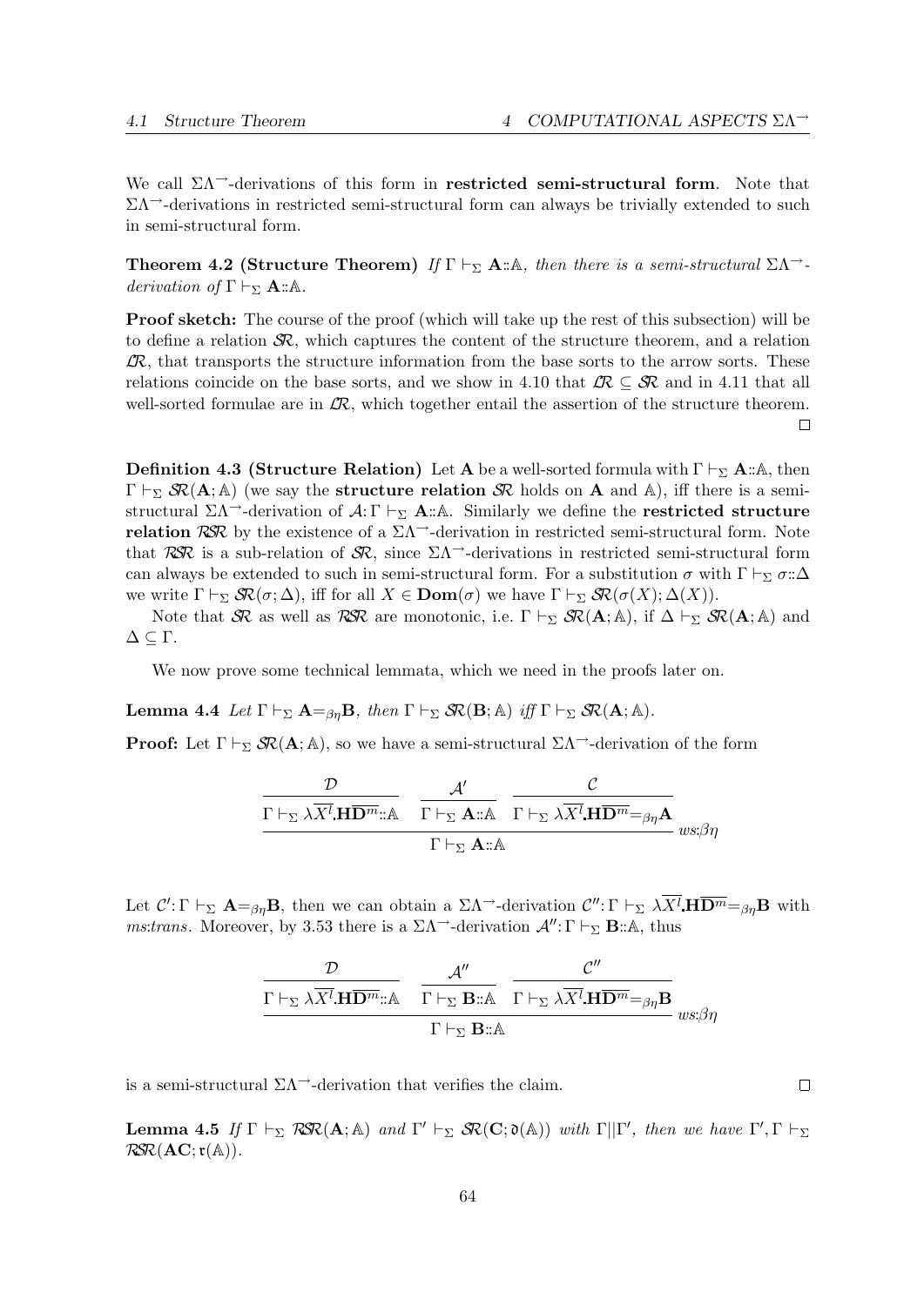We call $\Sigma\Lambda^{\rightarrow}$-derivations of this form in **restricted semi-structural form**. Note that $\Sigma\Lambda^{\rightarrow}$-derivations in restricted semi-structural form can always be trivially extended to such in semi-structural form.

**Theorem 4.2 (Structure Theorem)** *If $\Gamma \vdash_\Sigma \mathbf{A}{::}\mathbb{A}$, then there is a semi-structural $\Sigma\Lambda^{\rightarrow}$-derivation of $\Gamma \vdash_\Sigma \mathbf{A}{::}\mathbb{A}$.*

**Proof sketch:** The course of the proof (which will take up the rest of this subsection) will be to define a relation $\mathcal{SR}$, which captures the content of the structure theorem, and a relation $\mathcal{LR}$, that transports the structure information from the base sorts to the arrow sorts. These relations coincide on the base sorts, and we show in 4.10 that $\mathcal{LR} \subseteq \mathcal{SR}$ and in 4.11 that all well-sorted formulae are in $\mathcal{LR}$, which together entail the assertion of the structure theorem. $\square$

**Definition 4.3 (Structure Relation)** Let $\mathbf{A}$ be a well-sorted formula with $\Gamma \vdash_\Sigma \mathbf{A}{::}\mathbb{A}$, then $\Gamma \vdash_\Sigma \mathcal{SR}(\mathbf{A};\mathbb{A})$ (we say the **structure relation** $\mathcal{SR}$ holds on $\mathbf{A}$ and $\mathbb{A}$), iff there is a semi-structural $\Sigma\Lambda^{\rightarrow}$-derivation of $\mathcal{A}{:}\,\Gamma \vdash_\Sigma \mathbf{A}{::}\mathbb{A}$. Similarly we define the **restricted structure relation** $\mathcal{RSR}$ by the existence of a $\Sigma\Lambda^{\rightarrow}$-derivation in restricted semi-structural form. Note that $\mathcal{RSR}$ is a sub-relation of $\mathcal{SR}$, since $\Sigma\Lambda^{\rightarrow}$-derivations in restricted semi-structural form can always be extended to such in semi-structural form. For a substitution $\sigma$ with $\Gamma \vdash_\Sigma \sigma{::}\Delta$ we write $\Gamma \vdash_\Sigma \mathcal{SR}(\sigma;\Delta)$, iff for all $X \in \mathbf{Dom}(\sigma)$ we have $\Gamma \vdash_\Sigma \mathcal{SR}(\sigma(X);\Delta(X))$.

Note that $\mathcal{SR}$ as well as $\mathcal{RSR}$ are monotonic, i.e. $\Gamma \vdash_\Sigma \mathcal{SR}(\mathbf{A};\mathbb{A})$, if $\Delta \vdash_\Sigma \mathcal{SR}(\mathbf{A};\mathbb{A})$ and $\Delta \subseteq \Gamma$.

We now prove some technical lemmata, which we need in the proofs later on.

**Lemma 4.4** *Let $\Gamma \vdash_\Sigma \mathbf{A} {=_{\beta\eta}} \mathbf{B}$, then $\Gamma \vdash_\Sigma \mathcal{SR}(\mathbf{B};\mathbb{A})$ iff $\Gamma \vdash_\Sigma \mathcal{SR}(\mathbf{A};\mathbb{A})$.*

**Proof:** Let $\Gamma \vdash_\Sigma \mathcal{SR}(\mathbf{A};\mathbb{A})$, so we have a semi-structural $\Sigma\Lambda^{\rightarrow}$-derivation of the form

$$\dfrac{\dfrac{\mathcal{D}}{\Gamma \vdash_\Sigma \lambda\overline{X^l}.\mathbf{H}\overline{\mathbf{D}^m}{::}\mathbb{A}} \quad \dfrac{\mathcal{A}'}{\Gamma \vdash_\Sigma \mathbf{A}{::}\mathbb{A}} \quad \dfrac{\mathcal{C}}{\Gamma \vdash_\Sigma \lambda\overline{X^l}.\mathbf{H}\overline{\mathbf{D}^m} {=_{\beta\eta}} \mathbf{A}}}{\Gamma \vdash_\Sigma \mathbf{A}{::}\mathbb{A}}\ ws{:}\beta\eta$$

Let $\mathcal{C}'{:}\,\Gamma \vdash_\Sigma \mathbf{A} {=_{\beta\eta}} \mathbf{B}$, then we can obtain a $\Sigma\Lambda^{\rightarrow}$-derivation $\mathcal{C}''{:}\,\Gamma \vdash_\Sigma \lambda\overline{X^l}.\mathbf{H}\overline{\mathbf{D}^m} {=_{\beta\eta}} \mathbf{B}$ with *ms:trans*. Moreover, by 3.53 there is a $\Sigma\Lambda^{\rightarrow}$-derivation $\mathcal{A}''{:}\,\Gamma \vdash_\Sigma \mathbf{B}{::}\mathbb{A}$, thus

$$\dfrac{\dfrac{\mathcal{D}}{\Gamma \vdash_\Sigma \lambda\overline{X^l}.\mathbf{H}\overline{\mathbf{D}^m}{::}\mathbb{A}} \quad \dfrac{\mathcal{A}''}{\Gamma \vdash_\Sigma \mathbf{B}{::}\mathbb{A}} \quad \dfrac{\mathcal{C}''}{\Gamma \vdash_\Sigma \lambda\overline{X^l}.\mathbf{H}\overline{\mathbf{D}^m} {=_{\beta\eta}} \mathbf{B}}}{\Gamma \vdash_\Sigma \mathbf{B}{::}\mathbb{A}}\ ws{:}\beta\eta$$

is a semi-structural $\Sigma\Lambda^{\rightarrow}$-derivation that verifies the claim. $\square$

**Lemma 4.5** *If $\Gamma \vdash_\Sigma \mathcal{RSR}(\mathbf{A};\mathbb{A})$ and $\Gamma' \vdash_\Sigma \mathcal{SR}(\mathbf{C};\mathfrak{d}(\mathbb{A}))$ with $\Gamma||\Gamma'$, then we have $\Gamma',\Gamma \vdash_\Sigma \mathcal{RSR}(\mathbf{AC};\mathfrak{r}(\mathbb{A}))$.*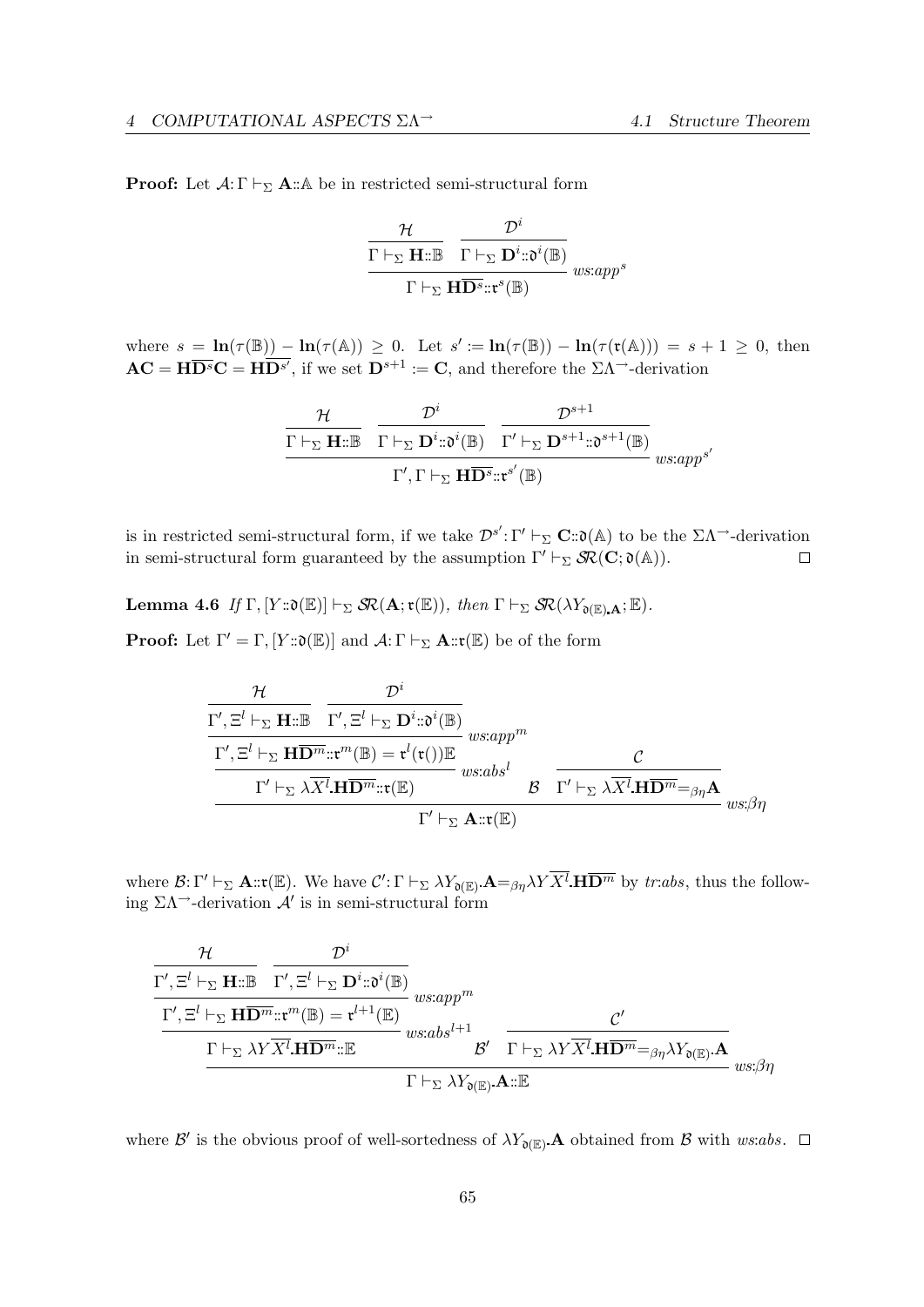**Proof:** Let $\mathcal{A}\colon \Gamma \vdash_\Sigma \mathbf{A}{::}\mathbb{A}$ be in restricted semi-structural form

$$\frac{\dfrac{\mathcal{H}}{\Gamma \vdash_\Sigma \mathbf{H}{::}\mathbb{B}} \quad \dfrac{\mathcal{D}^i}{\Gamma \vdash_\Sigma \mathbf{D}^i{::}\mathfrak{d}^i(\mathbb{B})}}{\Gamma \vdash_\Sigma \mathbf{H}\overline{\mathbf{D}^s}{::}\mathfrak{r}^s(\mathbb{B})}\ ws{:}app^s$$

where $s = \mathbf{ln}(\tau(\mathbb{B})) - \mathbf{ln}(\tau(\mathbb{A})) \geq 0$. Let $s' := \mathbf{ln}(\tau(\mathbb{B})) - \mathbf{ln}(\tau(\mathfrak{r}(\mathbb{A}))) = s+1 \geq 0$, then $\mathbf{AC} = \mathbf{H}\overline{\mathbf{D}^s}\mathbf{C} = \mathbf{H}\overline{\mathbf{D}^{s'}}$, if we set $\mathbf{D}^{s+1} := \mathbf{C}$, and therefore the $\Sigma\Lambda^{\rightarrow}$-derivation

$$\frac{\dfrac{\mathcal{H}}{\Gamma \vdash_\Sigma \mathbf{H}{::}\mathbb{B}} \quad \dfrac{\mathcal{D}^i}{\Gamma \vdash_\Sigma \mathbf{D}^i{::}\mathfrak{d}^i(\mathbb{B})} \quad \dfrac{\mathcal{D}^{s+1}}{\Gamma' \vdash_\Sigma \mathbf{D}^{s+1}{::}\mathfrak{d}^{s+1}(\mathbb{B})}}{\Gamma', \Gamma \vdash_\Sigma \mathbf{H}\overline{\mathbf{D}^s}{::}\mathfrak{r}^{s'}(\mathbb{B})}\ ws{:}app^{s'}$$

is in restricted semi-structural form, if we take $\mathcal{D}^{s'}\colon \Gamma' \vdash_\Sigma \mathbf{C}{::}\mathfrak{d}(\mathbb{A})$ to be the $\Sigma\Lambda^{\rightarrow}$-derivation in semi-structural form guaranteed by the assumption $\Gamma' \vdash_\Sigma \mathcal{SR}(\mathbf{C}; \mathfrak{d}(\mathbb{A}))$. $\square$

**Lemma 4.6** *If* $\Gamma, [Y{::}\mathfrak{d}(\mathbb{E})] \vdash_\Sigma \mathcal{SR}(\mathbf{A}; \mathfrak{r}(\mathbb{E}))$*, then* $\Gamma \vdash_\Sigma \mathcal{SR}(\lambda Y_{\mathfrak{d}(\mathbb{E})}.\mathbf{A}; \mathbb{E})$.

**Proof:** Let $\Gamma' = \Gamma, [Y{::}\mathfrak{d}(\mathbb{E})]$ and $\mathcal{A}\colon \Gamma \vdash_\Sigma \mathbf{A}{::}\mathfrak{r}(\mathbb{E})$ be of the form

$$\frac{\dfrac{\dfrac{\dfrac{\mathcal{H}}{\Gamma', \Xi^l \vdash_\Sigma \mathbf{H}{::}\mathbb{B}} \quad \dfrac{\mathcal{D}^i}{\Gamma', \Xi^l \vdash_\Sigma \mathbf{D}^i{::}\mathfrak{d}^i(\mathbb{B})}}{\Gamma', \Xi^l \vdash_\Sigma \mathbf{H}\overline{\mathbf{D}^m}{::}\mathfrak{r}^m(\mathbb{B}) = \mathfrak{r}^l(\mathfrak{r}())\mathbb{E}}\ ws{:}app^m}{\Gamma' \vdash_\Sigma \lambda\overline{X^l}.\mathbf{H}\overline{\mathbf{D}^m}{::}\mathfrak{r}(\mathbb{E})}\ ws{:}abs^l \quad \mathcal{B} \quad \dfrac{\mathcal{C}}{\Gamma' \vdash_\Sigma \lambda\overline{X^l}.\mathbf{H}\overline{\mathbf{D}^m} =_{\beta\eta} \mathbf{A}}}{\Gamma' \vdash_\Sigma \mathbf{A}{::}\mathfrak{r}(\mathbb{E})}\ ws{:}\beta\eta$$

where $\mathcal{B}\colon \Gamma' \vdash_\Sigma \mathbf{A}{::}\mathfrak{r}(\mathbb{E})$. We have $\mathcal{C}'\colon \Gamma \vdash_\Sigma \lambda Y_{\mathfrak{d}(\mathbb{E})}.\mathbf{A} =_{\beta\eta} \lambda Y\overline{X^l}.\mathbf{H}\overline{\mathbf{D}^m}$ by $tr{:}abs$, thus the following $\Sigma\Lambda^{\rightarrow}$-derivation $\mathcal{A}'$ is in semi-structural form

$$\frac{\dfrac{\dfrac{\dfrac{\mathcal{H}}{\Gamma', \Xi^l \vdash_\Sigma \mathbf{H}{::}\mathbb{B}} \quad \dfrac{\mathcal{D}^i}{\Gamma', \Xi^l \vdash_\Sigma \mathbf{D}^i{::}\mathfrak{d}^i(\mathbb{B})}}{\Gamma', \Xi^l \vdash_\Sigma \mathbf{H}\overline{\mathbf{D}^m}{::}\mathfrak{r}^m(\mathbb{B}) = \mathfrak{r}^{l+1}(\mathbb{E})}\ ws{:}app^m}{\Gamma \vdash_\Sigma \lambda Y\overline{X^l}.\mathbf{H}\overline{\mathbf{D}^m}{::}\mathbb{E}}\ ws{:}abs^{l+1} \quad \mathcal{B}' \quad \dfrac{\mathcal{C}'}{\Gamma \vdash_\Sigma \lambda Y\overline{X^l}.\mathbf{H}\overline{\mathbf{D}^m} =_{\beta\eta} \lambda Y_{\mathfrak{d}(\mathbb{E})}.\mathbf{A}}}{\Gamma \vdash_\Sigma \lambda Y_{\mathfrak{d}(\mathbb{E})}.\mathbf{A}{::}\mathbb{E}}\ ws{:}\beta\eta$$

where $\mathcal{B}'$ is the obvious proof of well-sortedness of $\lambda Y_{\mathfrak{d}(\mathbb{E})}.\mathbf{A}$ obtained from $\mathcal{B}$ with $ws{:}abs$. $\square$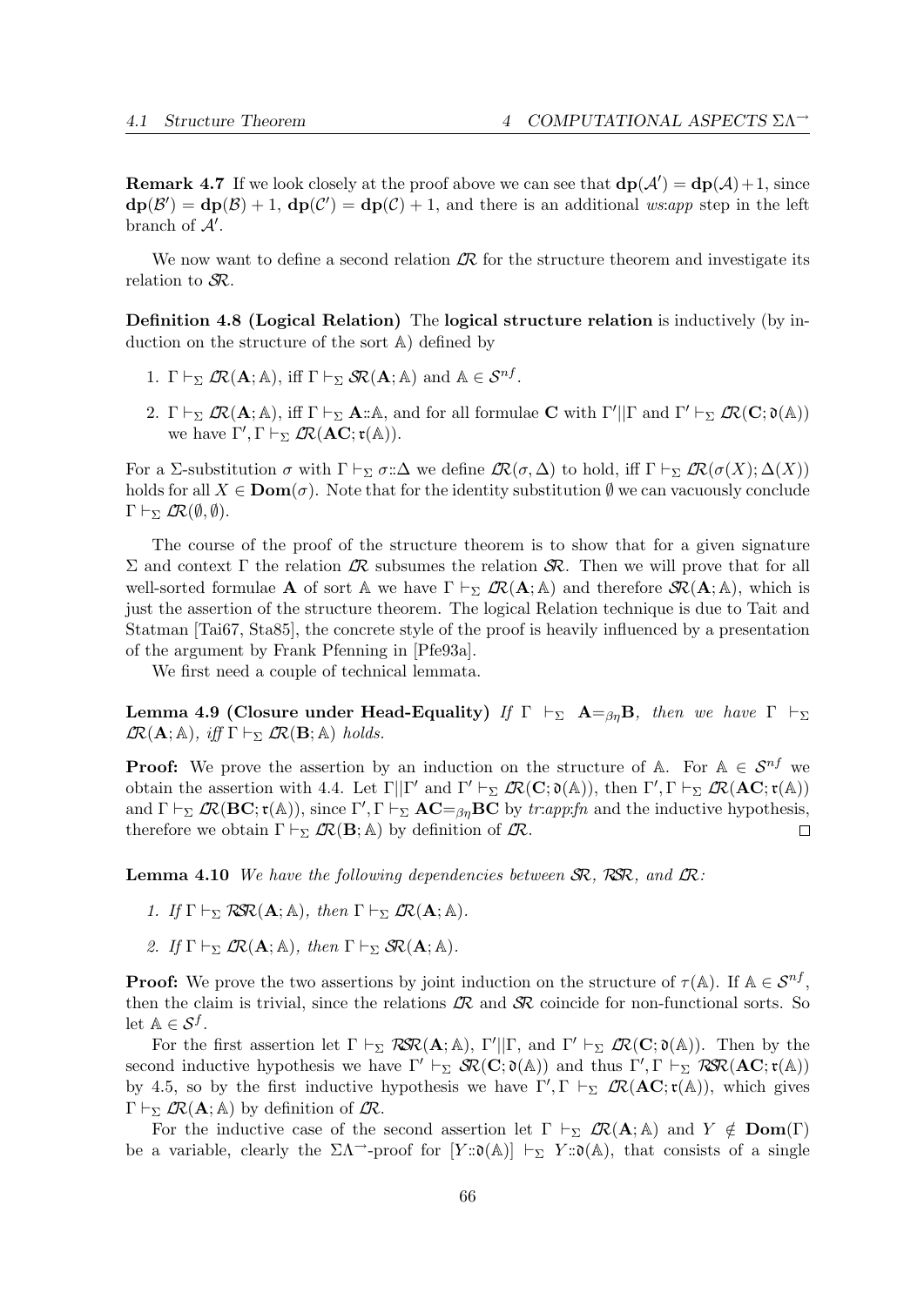**Remark 4.7** If we look closely at the proof above we can see that $\mathbf{dp}(\mathcal{A}') = \mathbf{dp}(\mathcal{A})+1$, since $\mathbf{dp}(\mathcal{B}') = \mathbf{dp}(\mathcal{B}) + 1$, $\mathbf{dp}(\mathcal{C}') = \mathbf{dp}(\mathcal{C}) + 1$, and there is an additional *ws:app* step in the left branch of $\mathcal{A}'$.

We now want to define a second relation $\mathcal{LR}$ for the structure theorem and investigate its relation to $\mathcal{SR}$.

**Definition 4.8 (Logical Relation)** The **logical structure relation** is inductively (by induction on the structure of the sort $\mathbb{A}$) defined by

1. $\Gamma \vdash_\Sigma \mathcal{LR}(\mathbf{A};\mathbb{A})$, iff $\Gamma \vdash_\Sigma \mathcal{SR}(\mathbf{A};\mathbb{A})$ and $\mathbb{A} \in \mathcal{S}^{nf}$.
2. $\Gamma \vdash_\Sigma \mathcal{LR}(\mathbf{A};\mathbb{A})$, iff $\Gamma \vdash_\Sigma \mathbf{A}{::}\mathbb{A}$, and for all formulae $\mathbf{C}$ with $\Gamma'||\Gamma$ and $\Gamma' \vdash_\Sigma \mathcal{LR}(\mathbf{C};\mathfrak{d}(\mathbb{A}))$ we have $\Gamma',\Gamma \vdash_\Sigma \mathcal{LR}(\mathbf{AC};\mathfrak{r}(\mathbb{A}))$.

For a $\Sigma$-substitution $\sigma$ with $\Gamma \vdash_\Sigma \sigma{::}\Delta$ we define $\mathcal{LR}(\sigma,\Delta)$ to hold, iff $\Gamma \vdash_\Sigma \mathcal{LR}(\sigma(X);\Delta(X))$ holds for all $X \in \mathbf{Dom}(\sigma)$. Note that for the identity substitution $\emptyset$ we can vacuously conclude $\Gamma \vdash_\Sigma \mathcal{LR}(\emptyset,\emptyset)$.

The course of the proof of the structure theorem is to show that for a given signature $\Sigma$ and context $\Gamma$ the relation $\mathcal{LR}$ subsumes the relation $\mathcal{SR}$. Then we will prove that for all well-sorted formulae $\mathbf{A}$ of sort $\mathbb{A}$ we have $\Gamma \vdash_\Sigma \mathcal{LR}(\mathbf{A};\mathbb{A})$ and therefore $\mathcal{SR}(\mathbf{A};\mathbb{A})$, which is just the assertion of the structure theorem. The logical Relation technique is due to Tait and Statman [Tai67, Sta85], the concrete style of the proof is heavily influenced by a presentation of the argument by Frank Pfenning in [Pfe93a].

We first need a couple of technical lemmata.

**Lemma 4.9 (Closure under Head-Equality)** *If $\Gamma \vdash_\Sigma \mathbf{A}{=_{\beta\eta}}\mathbf{B}$, then we have $\Gamma \vdash_\Sigma \mathcal{LR}(\mathbf{A};\mathbb{A})$, iff $\Gamma \vdash_\Sigma \mathcal{LR}(\mathbf{B};\mathbb{A})$ holds.*

**Proof:** We prove the assertion by an induction on the structure of $\mathbb{A}$. For $\mathbb{A} \in \mathcal{S}^{nf}$ we obtain the assertion with 4.4. Let $\Gamma||\Gamma'$ and $\Gamma' \vdash_\Sigma \mathcal{LR}(\mathbf{C};\mathfrak{d}(\mathbb{A}))$, then $\Gamma',\Gamma \vdash_\Sigma \mathcal{LR}(\mathbf{AC};\mathfrak{r}(\mathbb{A}))$ and $\Gamma \vdash_\Sigma \mathcal{LR}(\mathbf{BC};\mathfrak{r}(\mathbb{A}))$, since $\Gamma',\Gamma \vdash_\Sigma \mathbf{AC}{=_{\beta\eta}}\mathbf{BC}$ by *tr:app:fn* and the inductive hypothesis, therefore we obtain $\Gamma \vdash_\Sigma \mathcal{LR}(\mathbf{B};\mathbb{A})$ by definition of $\mathcal{LR}$. $\square$

**Lemma 4.10** *We have the following dependencies between $\mathcal{SR}$, $\mathcal{RSR}$, and $\mathcal{LR}$:*

1. *If $\Gamma \vdash_\Sigma \mathcal{RSR}(\mathbf{A};\mathbb{A})$, then $\Gamma \vdash_\Sigma \mathcal{LR}(\mathbf{A};\mathbb{A})$.*
2. *If $\Gamma \vdash_\Sigma \mathcal{LR}(\mathbf{A};\mathbb{A})$, then $\Gamma \vdash_\Sigma \mathcal{SR}(\mathbf{A};\mathbb{A})$.*

**Proof:** We prove the two assertions by joint induction on the structure of $\tau(\mathbb{A})$. If $\mathbb{A} \in \mathcal{S}^{nf}$, then the claim is trivial, since the relations $\mathcal{LR}$ and $\mathcal{SR}$ coincide for non-functional sorts. So let $\mathbb{A} \in \mathcal{S}^{f}$.

For the first assertion let $\Gamma \vdash_\Sigma \mathcal{RSR}(\mathbf{A};\mathbb{A})$, $\Gamma'||\Gamma$, and $\Gamma' \vdash_\Sigma \mathcal{LR}(\mathbf{C};\mathfrak{d}(\mathbb{A}))$. Then by the second inductive hypothesis we have $\Gamma' \vdash_\Sigma \mathcal{SR}(\mathbf{C};\mathfrak{d}(\mathbb{A}))$ and thus $\Gamma',\Gamma \vdash_\Sigma \mathcal{RSR}(\mathbf{AC};\mathfrak{r}(\mathbb{A}))$ by 4.5, so by the first inductive hypothesis we have $\Gamma',\Gamma \vdash_\Sigma \mathcal{LR}(\mathbf{AC};\mathfrak{r}(\mathbb{A}))$, which gives $\Gamma \vdash_\Sigma \mathcal{LR}(\mathbf{A};\mathbb{A})$ by definition of $\mathcal{LR}$.

For the inductive case of the second assertion let $\Gamma \vdash_\Sigma \mathcal{LR}(\mathbf{A};\mathbb{A})$ and $Y \notin \mathbf{Dom}(\Gamma)$ be a variable, clearly the $\Sigma\Lambda^{\rightarrow}$-proof for $[Y{::}\mathfrak{d}(\mathbb{A})] \vdash_\Sigma Y{::}\mathfrak{d}(\mathbb{A})$, that consists of a single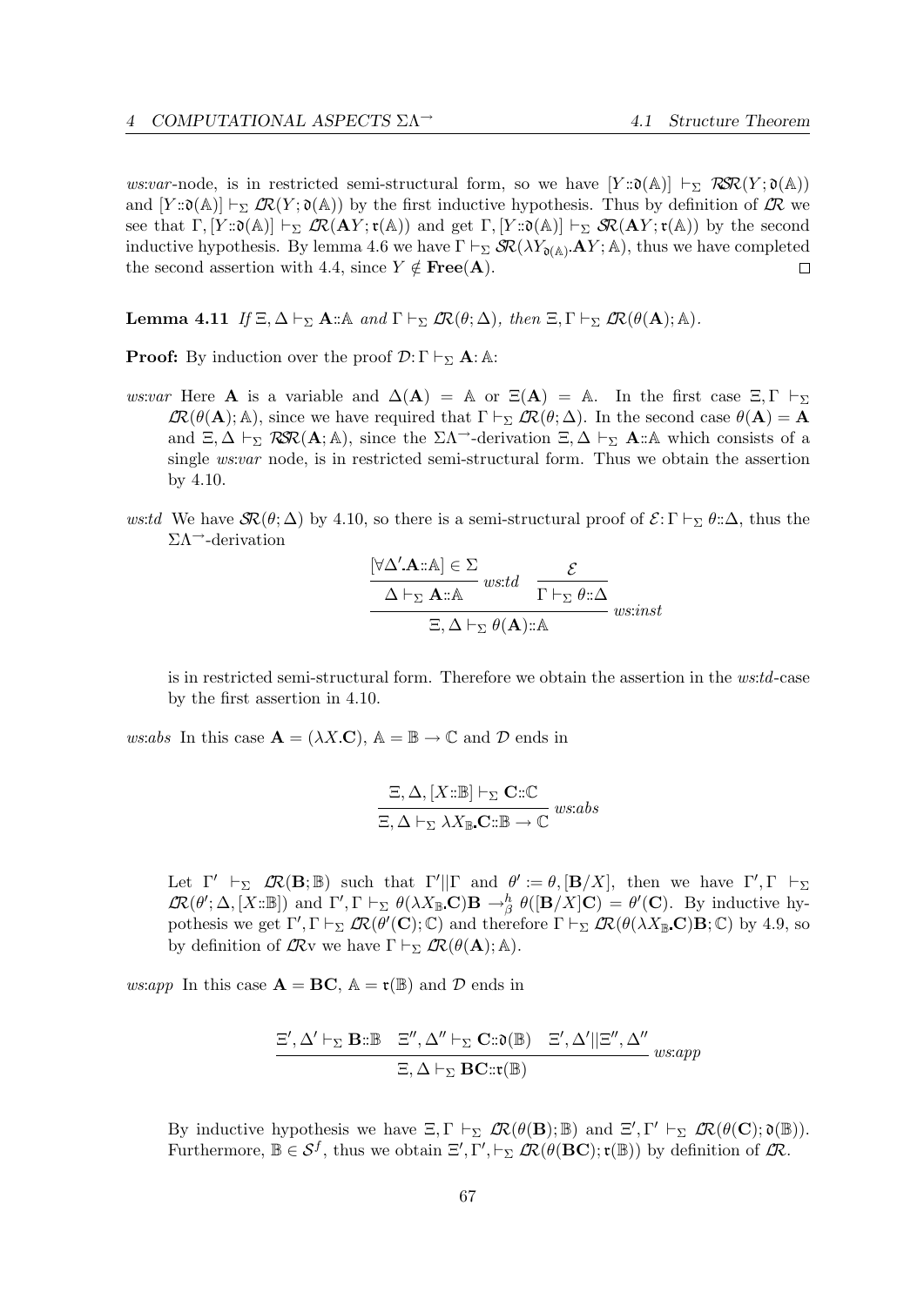*ws:var*-node, is in restricted semi-structural form, so we have $[Y{::}\mathfrak{d}(\mathbb{A})] \vdash_\Sigma \mathcal{RSR}(Y; \mathfrak{d}(\mathbb{A}))$ and $[Y{::}\mathfrak{d}(\mathbb{A})] \vdash_\Sigma \mathcal{LR}(Y; \mathfrak{d}(\mathbb{A}))$ by the first inductive hypothesis. Thus by definition of $\mathcal{LR}$ we see that $\Gamma, [Y{::}\mathfrak{d}(\mathbb{A})] \vdash_\Sigma \mathcal{LR}(\mathbf{A}Y; \mathfrak{r}(\mathbb{A}))$ and get $\Gamma, [Y{::}\mathfrak{d}(\mathbb{A})] \vdash_\Sigma \mathcal{SR}(\mathbf{A}Y; \mathfrak{r}(\mathbb{A}))$ by the second inductive hypothesis. By lemma 4.6 we have $\Gamma \vdash_\Sigma \mathcal{SR}(\lambda Y_{\mathfrak{d}(\mathbb{A})}.\mathbf{A}Y; \mathbb{A})$, thus we have completed the second assertion with 4.4, since $Y \notin \mathbf{Free}(\mathbf{A})$. □

**Lemma 4.11** *If $\Xi, \Delta \vdash_\Sigma \mathbf{A}{::}\mathbb{A}$ and $\Gamma \vdash_\Sigma \mathcal{LR}(\theta; \Delta)$, then $\Xi, \Gamma \vdash_\Sigma \mathcal{LR}(\theta(\mathbf{A}); \mathbb{A})$.*

**Proof:** By induction over the proof $\mathcal{D}\colon \Gamma \vdash_\Sigma \mathbf{A}\colon \mathbb{A}$:

*ws:var* Here $\mathbf{A}$ is a variable and $\Delta(\mathbf{A}) = \mathbb{A}$ or $\Xi(\mathbf{A}) = \mathbb{A}$. In the first case $\Xi, \Gamma \vdash_\Sigma \mathcal{LR}(\theta(\mathbf{A}); \mathbb{A})$, since we have required that $\Gamma \vdash_\Sigma \mathcal{LR}(\theta; \Delta)$. In the second case $\theta(\mathbf{A}) = \mathbf{A}$ and $\Xi, \Delta \vdash_\Sigma \mathcal{RSR}(\mathbf{A}; \mathbb{A})$, since the $\Sigma\Lambda^{\to}$-derivation $\Xi, \Delta \vdash_\Sigma \mathbf{A}{::}\mathbb{A}$ which consists of a single *ws:var* node, is in restricted semi-structural form. Thus we obtain the assertion by 4.10.

*ws:td* We have $\mathcal{SR}(\theta; \Delta)$ by 4.10, so there is a semi-structural proof of $\mathcal{E}\colon \Gamma \vdash_\Sigma \theta{::}\Delta$, thus the $\Sigma\Lambda^{\to}$-derivation

$$\dfrac{\dfrac{[\forall \Delta'.\mathbf{A}{::}\mathbb{A}] \in \Sigma}{\Delta \vdash_\Sigma \mathbf{A}{::}\mathbb{A}}\, ws{:}td \qquad \dfrac{\mathcal{E}}{\Gamma \vdash_\Sigma \theta{::}\Delta}}{\Xi, \Delta \vdash_\Sigma \theta(\mathbf{A}){::}\mathbb{A}}\, ws{:}inst$$

is in restricted semi-structural form. Therefore we obtain the assertion in the *ws:td*-case by the first assertion in 4.10.

*ws:abs* In this case $\mathbf{A} = (\lambda X.\mathbf{C})$, $\mathbb{A} = \mathbb{B} \to \mathbb{C}$ and $\mathcal{D}$ ends in

$$\dfrac{\Xi, \Delta, [X{::}\mathbb{B}] \vdash_\Sigma \mathbf{C}{::}\mathbb{C}}{\Xi, \Delta \vdash_\Sigma \lambda X_{\mathbb{B}}.\mathbf{C}{::}\mathbb{B} \to \mathbb{C}}\, ws{:}abs$$

Let $\Gamma' \vdash_\Sigma \mathcal{LR}(\mathbf{B}; \mathbb{B})$ such that $\Gamma' || \Gamma$ and $\theta' := \theta, [\mathbf{B}/X]$, then we have $\Gamma', \Gamma \vdash_\Sigma \mathcal{LR}(\theta'; \Delta, [X{::}\mathbb{B}])$ and $\Gamma', \Gamma \vdash_\Sigma \theta(\lambda X_{\mathbb{B}}.\mathbf{C})\mathbf{B} \to^h_\beta \theta([\mathbf{B}/X]\mathbf{C}) = \theta'(\mathbf{C})$. By inductive hypothesis we get $\Gamma', \Gamma \vdash_\Sigma \mathcal{LR}(\theta'(\mathbf{C}); \mathbb{C})$ and therefore $\Gamma \vdash_\Sigma \mathcal{LR}(\theta(\lambda X_{\mathbb{B}}.\mathbf{C})\mathbf{B}; \mathbb{C})$ by 4.9, so by definition of $\mathcal{LR}$v we have $\Gamma \vdash_\Sigma \mathcal{LR}(\theta(\mathbf{A}); \mathbb{A})$.

*ws:app* In this case $\mathbf{A} = \mathbf{BC}$, $\mathbb{A} = \mathfrak{r}(\mathbb{B})$ and $\mathcal{D}$ ends in

$$\dfrac{\Xi', \Delta' \vdash_\Sigma \mathbf{B}{::}\mathbb{B} \quad \Xi'', \Delta'' \vdash_\Sigma \mathbf{C}{::}\mathfrak{d}(\mathbb{B}) \quad \Xi', \Delta' || \Xi'', \Delta''}{\Xi, \Delta \vdash_\Sigma \mathbf{BC}{::}\mathfrak{r}(\mathbb{B})}\, ws{:}app$$

By inductive hypothesis we have $\Xi, \Gamma \vdash_\Sigma \mathcal{LR}(\theta(\mathbf{B}); \mathbb{B})$ and $\Xi', \Gamma' \vdash_\Sigma \mathcal{LR}(\theta(\mathbf{C}); \mathfrak{d}(\mathbb{B}))$. Furthermore, $\mathbb{B} \in \mathcal{S}^f$, thus we obtain $\Xi', \Gamma', \vdash_\Sigma \mathcal{LR}(\theta(\mathbf{BC}); \mathfrak{r}(\mathbb{B}))$ by definition of $\mathcal{LR}$.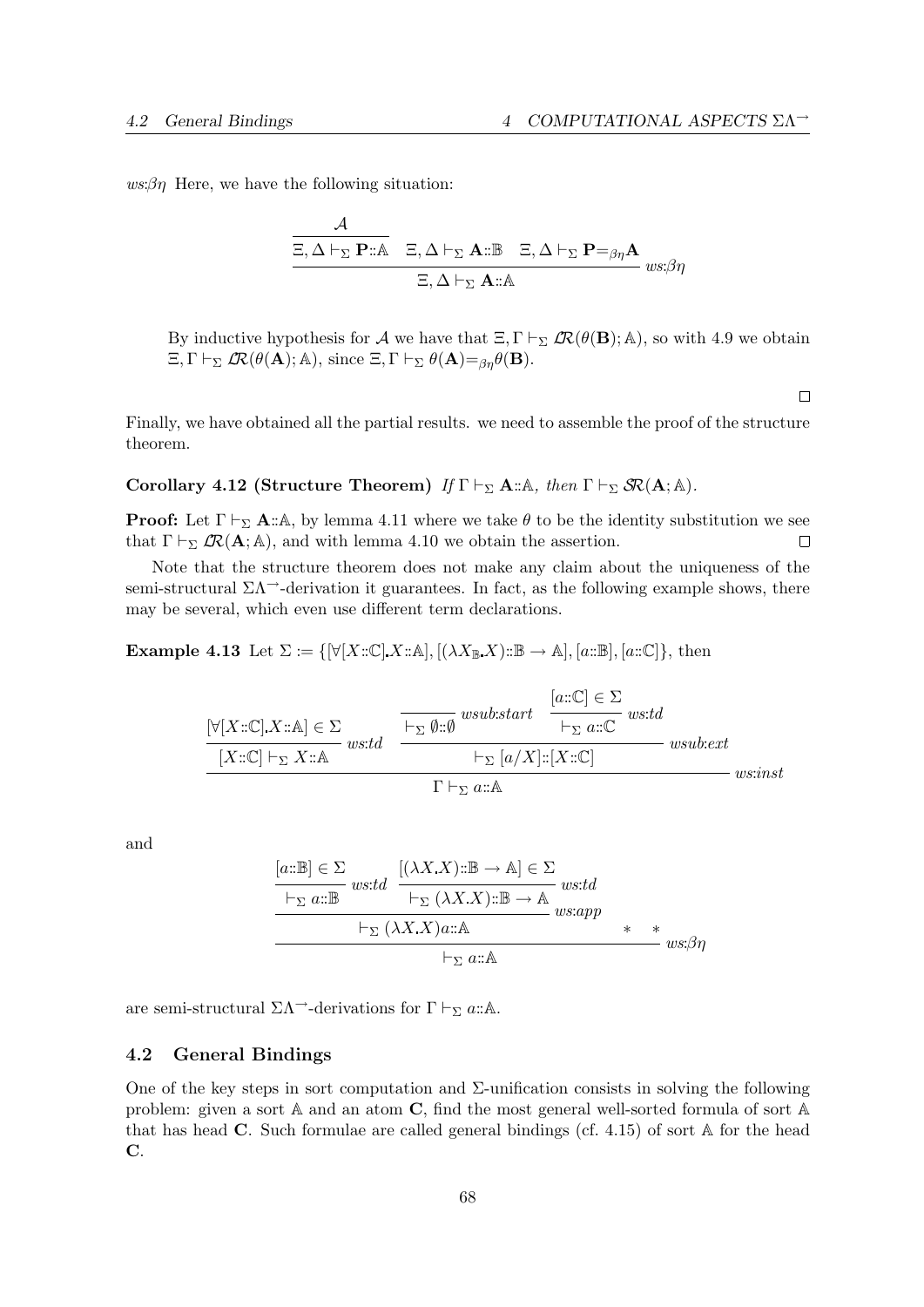*ws:βη* Here, we have the following situation:

$$\dfrac{\dfrac{\mathcal{A}}{\Xi,\Delta\vdash_\Sigma \mathbf{P}::\mathbb{A}} \quad \Xi,\Delta\vdash_\Sigma \mathbf{A}::\mathbb{B} \quad \Xi,\Delta\vdash_\Sigma \mathbf{P}=_{\beta\eta}\mathbf{A}}{\Xi,\Delta\vdash_\Sigma \mathbf{A}::\mathbb{A}}\; ws{:}\beta\eta$$

By inductive hypothesis for $\mathcal{A}$ we have that $\Xi,\Gamma\vdash_\Sigma \mathcal{LR}(\theta(\mathbf{B});\mathbb{A})$, so with 4.9 we obtain $\Xi,\Gamma\vdash_\Sigma \mathcal{LR}(\theta(\mathbf{A});\mathbb{A})$, since $\Xi,\Gamma\vdash_\Sigma \theta(\mathbf{A})=_{\beta\eta}\theta(\mathbf{B})$.

□

Finally, we have obtained all the partial results. we need to assemble the proof of the structure theorem.

**Corollary 4.12 (Structure Theorem)** *If* $\Gamma\vdash_\Sigma \mathbf{A}::\mathbb{A}$, *then* $\Gamma\vdash_\Sigma \mathcal{SR}(\mathbf{A};\mathbb{A})$.

**Proof:** Let $\Gamma\vdash_\Sigma \mathbf{A}::\mathbb{A}$, by lemma 4.11 where we take $\theta$ to be the identity substitution we see that $\Gamma\vdash_\Sigma \mathcal{LR}(\mathbf{A};\mathbb{A})$, and with lemma 4.10 we obtain the assertion. □

Note that the structure theorem does not make any claim about the uniqueness of the semi-structural $\Sigma\Lambda^{\rightarrow}$-derivation it guarantees. In fact, as the following example shows, there may be several, which even use different term declarations.

**Example 4.13** Let $\Sigma := \{[\forall[X::\mathbb{C}].X::\mathbb{A}], [(\lambda X_{\mathbb{B}}.X)::\mathbb{B}\rightarrow\mathbb{A}], [a::\mathbb{B}], [a::\mathbb{C}]\}$, then

$$\dfrac{\dfrac{[\forall[X::\mathbb{C}].X::\mathbb{A}]\in\Sigma}{[X::\mathbb{C}]\vdash_\Sigma X::\mathbb{A}}\; ws{:}td \qquad \dfrac{\dfrac{}{\vdash_\Sigma \emptyset::\emptyset}\; wsub{:}start \quad \dfrac{[a::\mathbb{C}]\in\Sigma}{\vdash_\Sigma a::\mathbb{C}}\; ws{:}td}{\vdash_\Sigma [a/X]::[X::\mathbb{C}]}\; wsub{:}ext}{\Gamma\vdash_\Sigma a::\mathbb{A}}\; ws{:}inst$$

and

$$\dfrac{\dfrac{\dfrac{[a::\mathbb{B}]\in\Sigma}{\vdash_\Sigma a::\mathbb{B}}\; ws{:}td \quad \dfrac{[(\lambda X.X)::\mathbb{B}\rightarrow\mathbb{A}]\in\Sigma}{\vdash_\Sigma (\lambda X.X)::\mathbb{B}\rightarrow\mathbb{A}}\; ws{:}td}{\vdash_\Sigma (\lambda X.X)a::\mathbb{A}}\; ws{:}app \qquad * \quad *}{\vdash_\Sigma a::\mathbb{A}}\; ws{:}\beta\eta$$

are semi-structural $\Sigma\Lambda^{\rightarrow}$-derivations for $\Gamma\vdash_\Sigma a::\mathbb{A}$.

## 4.2 General Bindings

One of the key steps in sort computation and $\Sigma$-unification consists in solving the following problem: given a sort $\mathbb{A}$ and an atom $\mathbf{C}$, find the most general well-sorted formula of sort $\mathbb{A}$ that has head $\mathbf{C}$. Such formulae are called general bindings (cf. 4.15) of sort $\mathbb{A}$ for the head $\mathbf{C}$.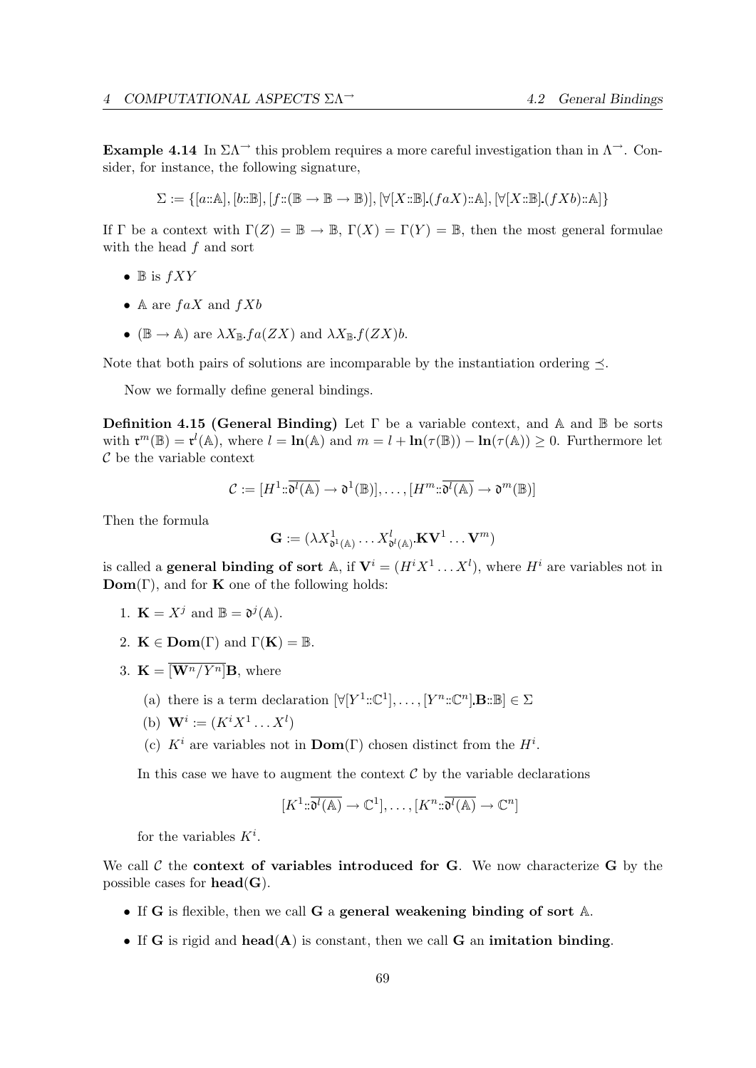**Example 4.14** In $\Sigma\Lambda^{\rightarrow}$ this problem requires a more careful investigation than in $\Lambda^{\rightarrow}$. Consider, for instance, the following signature,

$$\Sigma := \{[a{::}\mathbb{A}], [b{::}\mathbb{B}], [f{::}(\mathbb{B} \to \mathbb{B} \to \mathbb{B})], [\forall [X{::}\mathbb{B}].(faX){::}\mathbb{A}], [\forall [X{::}\mathbb{B}].(fXb){::}\mathbb{A}]\}$$

If $\Gamma$ be a context with $\Gamma(Z) = \mathbb{B} \to \mathbb{B}$, $\Gamma(X) = \Gamma(Y) = \mathbb{B}$, then the most general formulae with the head $f$ and sort

- $\mathbb{B}$ is $fXY$
- $\mathbb{A}$ are $faX$ and $fXb$
- $(\mathbb{B} \to \mathbb{A})$ are $\lambda X_{\mathbb{B}}.fa(ZX)$ and $\lambda X_{\mathbb{B}}.f(ZX)b$.

Note that both pairs of solutions are incomparable by the instantiation ordering $\preceq$.

Now we formally define general bindings.

**Definition 4.15 (General Binding)** Let $\Gamma$ be a variable context, and $\mathbb{A}$ and $\mathbb{B}$ be sorts with $\mathfrak{r}^m(\mathbb{B}) = \mathfrak{r}^l(\mathbb{A})$, where $l = \mathbf{ln}(\mathbb{A})$ and $m = l + \mathbf{ln}(\tau(\mathbb{B})) - \mathbf{ln}(\tau(\mathbb{A})) \geq 0$. Furthermore let $\mathcal{C}$ be the variable context

$$\mathcal{C} := [H^1{::}\overline{\mathfrak{d}^l(\mathbb{A})} \to \mathfrak{d}^1(\mathbb{B})], \ldots, [H^m{::}\overline{\mathfrak{d}^l(\mathbb{A})} \to \mathfrak{d}^m(\mathbb{B})]$$

Then the formula

$$\mathbf{G} := (\lambda X^1_{\mathfrak{d}^1(\mathbb{A})} \ldots X^l_{\mathfrak{d}^l(\mathbb{A})}.\mathbf{K}\mathbf{V}^1 \ldots \mathbf{V}^m)$$

is called a **general binding of sort** $\mathbb{A}$, if $\mathbf{V}^i = (H^i X^1 \ldots X^l)$, where $H^i$ are variables not in $\mathbf{Dom}(\Gamma)$, and for $\mathbf{K}$ one of the following holds:

1. $\mathbf{K} = X^j$ and $\mathbb{B} = \mathfrak{d}^j(\mathbb{A})$.
2. $\mathbf{K} \in \mathbf{Dom}(\Gamma)$ and $\Gamma(\mathbf{K}) = \mathbb{B}$.
3. $\mathbf{K} = \overline{[\mathbf{W}^n/Y^n]}\mathbf{B}$, where
   (a) there is a term declaration $[\forall [Y^1{::}\mathbb{C}^1], \ldots, [Y^n{::}\mathbb{C}^n].\mathbf{B}{::}\mathbb{B}] \in \Sigma$
   (b) $\mathbf{W}^i := (K^i X^1 \ldots X^l)$
   (c) $K^i$ are variables not in $\mathbf{Dom}(\Gamma)$ chosen distinct from the $H^i$.

   In this case we have to augment the context $\mathcal{C}$ by the variable declarations

   $$[K^1{::}\overline{\mathfrak{d}^l(\mathbb{A})} \to \mathbb{C}^1], \ldots, [K^n{::}\overline{\mathfrak{d}^l(\mathbb{A})} \to \mathbb{C}^n]$$

   for the variables $K^i$.

We call $\mathcal{C}$ the **context of variables introduced for G**. We now characterize $\mathbf{G}$ by the possible cases for $\mathbf{head}(\mathbf{G})$.

- If $\mathbf{G}$ is flexible, then we call $\mathbf{G}$ a **general weakening binding of sort** $\mathbb{A}$.
- If $\mathbf{G}$ is rigid and $\mathbf{head}(\mathbf{A})$ is constant, then we call $\mathbf{G}$ an **imitation binding**.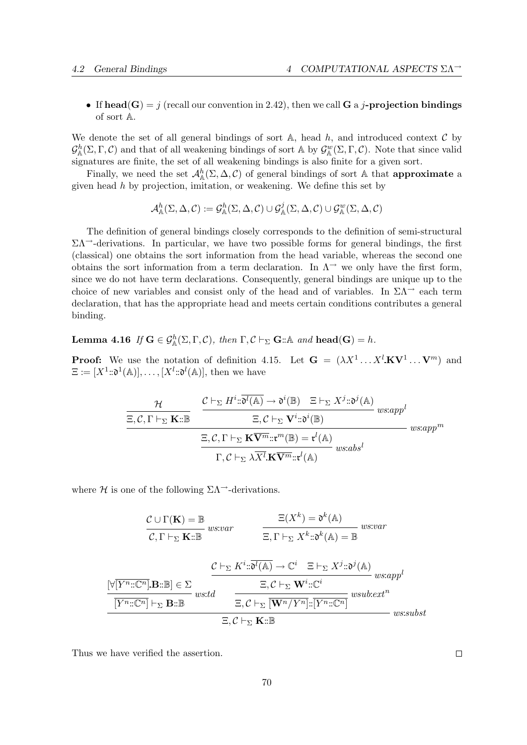- If $\mathbf{head}(\mathbf{G}) = j$ (recall our convention in 2.42), then we call $\mathbf{G}$ a **$j$-projection bindings** of sort $\mathbb{A}$.

We denote the set of all general bindings of sort $\mathbb{A}$, head $h$, and introduced context $\mathcal{C}$ by $\mathcal{G}^h_{\mathbb{A}}(\Sigma, \Gamma, \mathcal{C})$ and that of all weakening bindings of sort $\mathbb{A}$ by $\mathcal{G}^w_{\mathbb{A}}(\Sigma, \Gamma, \mathcal{C})$. Note that since valid signatures are finite, the set of all weakening bindings is also finite for a given sort.

Finally, we need the set $\mathcal{A}^h_{\mathbb{A}}(\Sigma, \Delta, \mathcal{C})$ of general bindings of sort $\mathbb{A}$ that **approximate** a given head $h$ by projection, imitation, or weakening. We define this set by

$$\mathcal{A}^h_{\mathbb{A}}(\Sigma, \Delta, \mathcal{C}) := \mathcal{G}^h_{\mathbb{A}}(\Sigma, \Delta, \mathcal{C}) \cup \mathcal{G}^j_{\mathbb{A}}(\Sigma, \Delta, \mathcal{C}) \cup \mathcal{G}^w_{\mathbb{A}}(\Sigma, \Delta, \mathcal{C})$$

The definition of general bindings closely corresponds to the definition of semi-structural $\Sigma\Lambda^{\rightarrow}$-derivations. In particular, we have two possible forms for general bindings, the first (classical) one obtains the sort information from the head variable, whereas the second one obtains the sort information from a term declaration. In $\Lambda^{\rightarrow}$ we only have the first form, since we do not have term declarations. Consequently, general bindings are unique up to the choice of new variables and consist only of the head and of variables. In $\Sigma\Lambda^{\rightarrow}$ each term declaration, that has the appropriate head and meets certain conditions contributes a general binding.

**Lemma 4.16** *If $\mathbf{G} \in \mathcal{G}^h_{\mathbb{A}}(\Sigma, \Gamma, \mathcal{C})$, then $\Gamma, \mathcal{C} \vdash_{\Sigma} \mathbf{G}{::}\mathbb{A}$ and $\mathbf{head}(\mathbf{G}) = h$.*

**Proof:** We use the notation of definition 4.15. Let $\mathbf{G} = (\lambda X^1 \ldots X^l . \mathbf{K}\mathbf{V}^1 \ldots \mathbf{V}^m)$ and $\Xi := [X^1{::}\mathfrak{d}^1(\mathbb{A})], \ldots, [X^l{::}\mathfrak{d}^l(\mathbb{A})]$, then we have

$$\dfrac{\dfrac{\dfrac{\mathcal{H}}{\Xi, \mathcal{C}, \Gamma \vdash_{\Sigma} \mathbf{K}{::}\mathbb{B}} \quad \dfrac{\mathcal{C} \vdash_{\Sigma} H^i{::}\overline{\mathfrak{d}^l(\mathbb{A})} \to \mathfrak{d}^i(\mathbb{B}) \quad \Xi \vdash_{\Sigma} X^j{::}\mathfrak{d}^j(\mathbb{A})}{\Xi, \mathcal{C} \vdash_{\Sigma} \mathbf{V}^i{::}\mathfrak{d}^i(\mathbb{B})}\, ws{:}app^l}{\Xi, \mathcal{C}, \Gamma \vdash_{\Sigma} \mathbf{K}\overline{\mathbf{V}^m}{::}\mathfrak{r}^m(\mathbb{B}) = \mathfrak{r}^l(\mathbb{A})}\, ws{:}app^m}{\Gamma, \mathcal{C} \vdash_{\Sigma} \lambda\overline{X^l}.\mathbf{K}\overline{\mathbf{V}^m}{::}\mathfrak{r}^l(\mathbb{A})}\, ws{:}abs^l$$

where $\mathcal{H}$ is one of the following $\Sigma\Lambda^{\rightarrow}$-derivations.

$$\dfrac{\mathcal{C} \cup \Gamma(\mathbf{K}) = \mathbb{B}}{\mathcal{C}, \Gamma \vdash_{\Sigma} \mathbf{K}{::}\mathbb{B}}\, ws{:}var \qquad \dfrac{\Xi(X^k) = \mathfrak{d}^k(\mathbb{A})}{\Xi, \Gamma \vdash_{\Sigma} X^k{::}\mathfrak{d}^k(\mathbb{A}) = \mathbb{B}}\, ws{:}var$$

$$\dfrac{\dfrac{[\forall\overline{[Y^n{::}\mathbb{C}^n]}.\mathbf{B}{::}\mathbb{B}] \in \Sigma}{\overline{[Y^n{::}\mathbb{C}^n]} \vdash_{\Sigma} \mathbf{B}{::}\mathbb{B}}\, ws{:}td \qquad \dfrac{\dfrac{\mathcal{C} \vdash_{\Sigma} K^i{::}\overline{\mathfrak{d}^l(\mathbb{A})} \to \mathbb{C}^i \quad \Xi \vdash_{\Sigma} X^j{::}\mathfrak{d}^j(\mathbb{A})}{\Xi, \mathcal{C} \vdash_{\Sigma} \mathbf{W}^i{::}\mathbb{C}^i}\, ws{:}app^l}{\Xi, \mathcal{C} \vdash_{\Sigma} \overline{[\mathbf{W}^n/Y^n]}{::}\overline{[Y^n{::}\mathbb{C}^n]}}\, wsub{:}ext^n}{\Xi, \mathcal{C} \vdash_{\Sigma} \mathbf{K}{::}\mathbb{B}}\, ws{:}subst$$

Thus we have verified the assertion. $\square$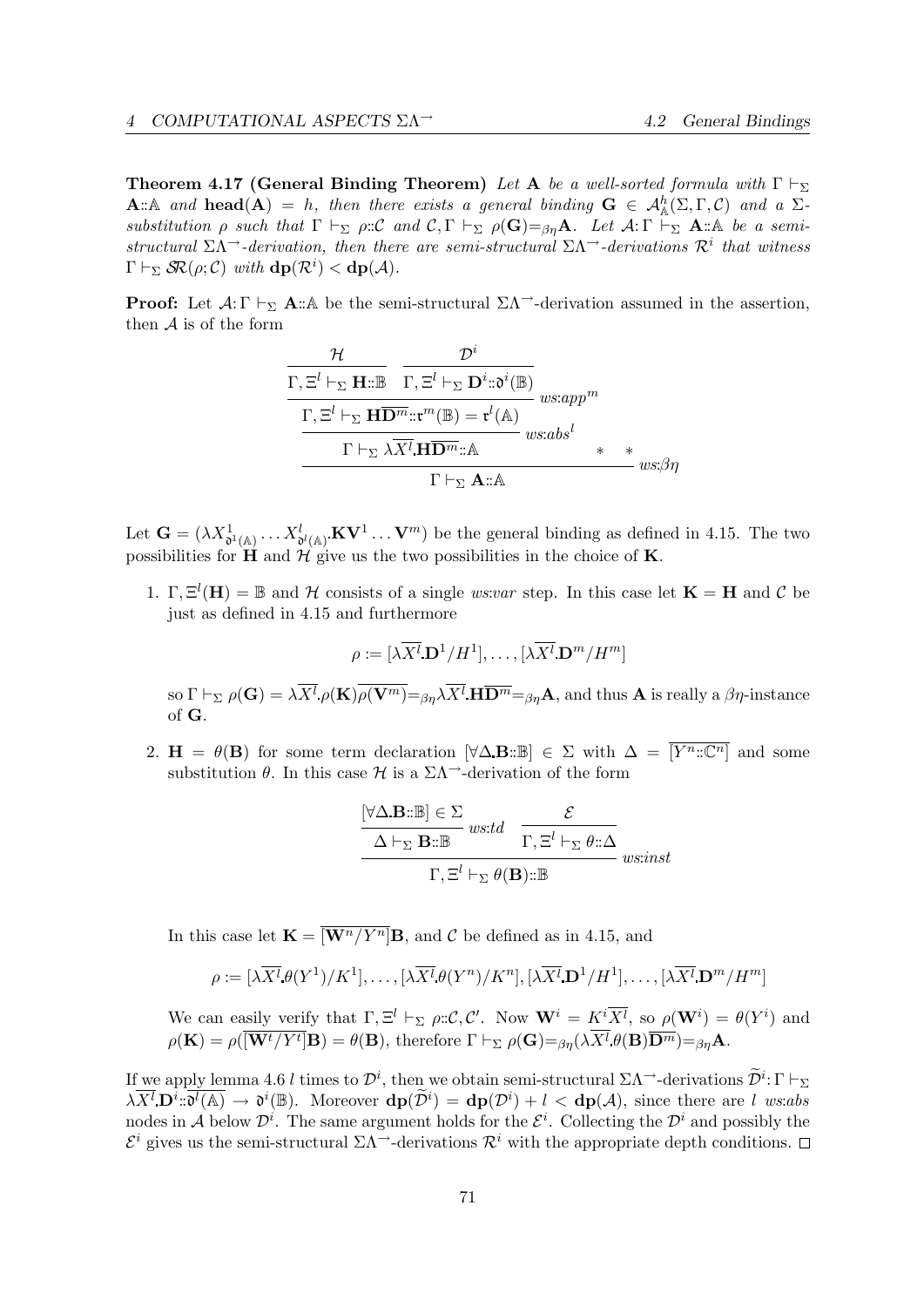**Theorem 4.17 (General Binding Theorem)** *Let* $\mathbf{A}$ *be a well-sorted formula with* $\Gamma \vdash_\Sigma \mathbf{A}::\mathbb{A}$ *and* $\mathbf{head}(\mathbf{A}) = h$*, then there exists a general binding* $\mathbf{G} \in \mathcal{A}^h_{\mathbb{A}}(\Sigma, \Gamma, \mathcal{C})$ *and a* $\Sigma$*-substitution* $\rho$ *such that* $\Gamma \vdash_\Sigma \rho::\mathcal{C}$ *and* $\mathcal{C}, \Gamma \vdash_\Sigma \rho(\mathbf{G}) =_{\beta\eta} \mathbf{A}$*. Let* $\mathcal{A}: \Gamma \vdash_\Sigma \mathbf{A}::\mathbb{A}$ *be a semi-structural* $\Sigma\Lambda^{\rightarrow}$*-derivation, then there are semi-structural* $\Sigma\Lambda^{\rightarrow}$*-derivations* $\mathcal{R}^i$ *that witness* $\Gamma \vdash_\Sigma \mathcal{SR}(\rho; \mathcal{C})$ *with* $\mathbf{dp}(\mathcal{R}^i) < \mathbf{dp}(\mathcal{A})$*.*

**Proof:** Let $\mathcal{A}: \Gamma \vdash_\Sigma \mathbf{A}::\mathbb{A}$ be the semi-structural $\Sigma\Lambda^{\rightarrow}$-derivation assumed in the assertion, then $\mathcal{A}$ is of the form

$$
\cfrac{\cfrac{\cfrac{\cfrac{\mathcal{H}}{\Gamma, \Xi^l \vdash_\Sigma \mathbf{H}::\mathbb{B}} \quad \cfrac{\mathcal{D}^i}{\Gamma, \Xi^l \vdash_\Sigma \mathbf{D}^i::\mathfrak{d}^i(\mathbb{B})}}{\Gamma, \Xi^l \vdash_\Sigma \mathbf{H}\overline{\mathbf{D}^m}::\mathfrak{r}^m(\mathbb{B}) = \mathfrak{r}^l(\mathbb{A})}\ ws{:}app^m}{\Gamma \vdash_\Sigma \lambda\overline{X^l}.\mathbf{H}\overline{\mathbf{D}^m}::\mathbb{A}}\ ws{:}abs^l \qquad * \quad *}{\Gamma \vdash_\Sigma \mathbf{A}::\mathbb{A}}\ ws{:}\beta\eta
$$

Let $\mathbf{G} = (\lambda X^1_{\mathfrak{d}^1(\mathbb{A})} \ldots X^l_{\mathfrak{d}^l(\mathbb{A})}.\mathbf{K}\mathbf{V}^1 \ldots \mathbf{V}^m)$ be the general binding as defined in 4.15. The two possibilities for $\mathbf{H}$ and $\mathcal{H}$ give us the two possibilities in the choice of $\mathbf{K}$.

1. $\Gamma, \Xi^l(\mathbf{H}) = \mathbb{B}$ and $\mathcal{H}$ consists of a single *ws:var* step. In this case let $\mathbf{K} = \mathbf{H}$ and $\mathcal{C}$ be just as defined in 4.15 and furthermore

$$\rho := [\lambda\overline{X^l}.\mathbf{D}^1/H^1], \ldots, [\lambda\overline{X^l}.\mathbf{D}^m/H^m]$$

so $\Gamma \vdash_\Sigma \rho(\mathbf{G}) = \lambda\overline{X^l}.\rho(\mathbf{K})\overline{\rho(\mathbf{V}^m)} =_{\beta\eta} \lambda\overline{X^l}.\mathbf{H}\overline{\mathbf{D}^m} =_{\beta\eta} \mathbf{A}$, and thus $\mathbf{A}$ is really a $\beta\eta$-instance of $\mathbf{G}$.

2. $\mathbf{H} = \theta(\mathbf{B})$ for some term declaration $[\forall\Delta.\mathbf{B}::\mathbb{B}] \in \Sigma$ with $\Delta = \overline{[Y^n::\mathbb{C}^n]}$ and some substitution $\theta$. In this case $\mathcal{H}$ is a $\Sigma\Lambda^{\rightarrow}$-derivation of the form

$$
\cfrac{\cfrac{[\forall\Delta.\mathbf{B}::\mathbb{B}] \in \Sigma}{\Delta \vdash_\Sigma \mathbf{B}::\mathbb{B}}\ ws{:}td \quad \cfrac{\mathcal{E}}{\Gamma, \Xi^l \vdash_\Sigma \theta::\Delta}}{\Gamma, \Xi^l \vdash_\Sigma \theta(\mathbf{B})::\mathbb{B}}\ ws{:}inst
$$

In this case let $\mathbf{K} = \overline{[\mathbf{W}^n/Y^n]}\mathbf{B}$, and $\mathcal{C}$ be defined as in 4.15, and

$$\rho := [\lambda\overline{X^l}.\theta(Y^1)/K^1], \ldots, [\lambda\overline{X^l}.\theta(Y^n)/K^n], [\lambda\overline{X^l}.\mathbf{D}^1/H^1], \ldots, [\lambda\overline{X^l}.\mathbf{D}^m/H^m]$$

We can easily verify that $\Gamma, \Xi^l \vdash_\Sigma \rho::\mathcal{C}, \mathcal{C}'$. Now $\mathbf{W}^i = K^i\overline{X^l}$, so $\rho(\mathbf{W}^i) = \theta(Y^i)$ and $\rho(\mathbf{K}) = \rho(\overline{[\mathbf{W}^t/Y^t]}\mathbf{B}) = \theta(\mathbf{B})$, therefore $\Gamma \vdash_\Sigma \rho(\mathbf{G}) =_{\beta\eta} (\lambda\overline{X^l}.\theta(\mathbf{B})\overline{\mathbf{D}^m}) =_{\beta\eta} \mathbf{A}$.

If we apply lemma 4.6 $l$ times to $\mathcal{D}^i$, then we obtain semi-structural $\Sigma\Lambda^{\rightarrow}$-derivations $\widetilde{\mathcal{D}}^i: \Gamma \vdash_\Sigma \lambda\overline{X^l}.\mathbf{D}^i::\overline{\mathfrak{d}^l(\mathbb{A})} \rightarrow \mathfrak{d}^i(\mathbb{B})$. Moreover $\mathbf{dp}(\widetilde{\mathcal{D}}^i) = \mathbf{dp}(\mathcal{D}^i) + l < \mathbf{dp}(\mathcal{A})$, since there are $l$ *ws:abs* nodes in $\mathcal{A}$ below $\mathcal{D}^i$. The same argument holds for the $\mathcal{E}^i$. Collecting the $\mathcal{D}^i$ and possibly the $\mathcal{E}^i$ gives us the semi-structural $\Sigma\Lambda^{\rightarrow}$-derivations $\mathcal{R}^i$ with the appropriate depth conditions. □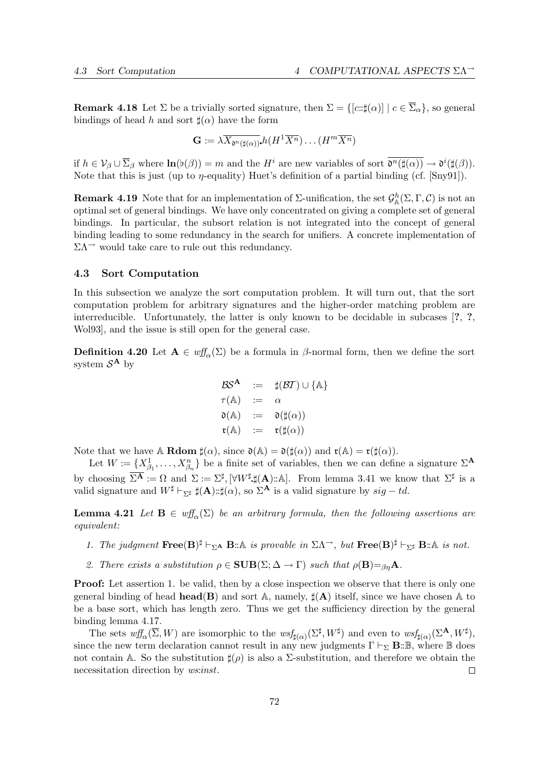**Remark 4.18** Let $\Sigma$ be a trivially sorted signature, then $\Sigma = \{[c::\sharp(\alpha)] \mid c \in \overline{\Sigma}_\alpha\}$, so general bindings of head $h$ and sort $\sharp(\alpha)$ have the form

$$\mathbf{G} := \lambda\overline{X_{\mathfrak{d}^n(\sharp(\alpha))}}.h(H^1\overline{X^n})\ldots(H^m\overline{X^n})$$

if $h \in \mathcal{V}_\beta \cup \overline{\Sigma}_\beta$ where $\mathbf{ln}(\flat(\beta)) = m$ and the $H^i$ are new variables of sort $\overline{\mathfrak{d}^n(\sharp(\alpha))} \to \mathfrak{d}^i(\sharp(\beta))$. Note that this is just (up to $\eta$-equality) Huet's definition of a partial binding (cf. [Sny91]).

**Remark 4.19** Note that for an implementation of $\Sigma$-unification, the set $\mathcal{G}^h_{\mathbb{A}}(\Sigma, \Gamma, \mathcal{C})$ is not an optimal set of general bindings. We have only concentrated on giving a complete set of general bindings. In particular, the subsort relation is not integrated into the concept of general binding leading to some redundancy in the search for unifiers. A concrete implementation of $\Sigma\Lambda^{\to}$ would take care to rule out this redundancy.

### 4.3 Sort Computation

In this subsection we analyze the sort computation problem. It will turn out, that the sort computation problem for arbitrary signatures and the higher-order matching problem are interreducible. Unfortunately, the latter is only known to be decidable in subcases [?, ?, Wol93], and the issue is still open for the general case.

**Definition 4.20** Let $\mathbf{A} \in \mathit{wff}_\alpha(\Sigma)$ be a formula in $\beta$-normal form, then we define the sort system $\mathcal{S}^{\mathbf{A}}$ by

$$\begin{aligned} \mathcal{BS}^{\mathbf{A}} &:= \sharp(\mathcal{BT}) \cup \{\mathbb{A}\} \\ \tau(\mathbb{A}) &:= \alpha \\ \mathfrak{d}(\mathbb{A}) &:= \mathfrak{d}(\sharp(\alpha)) \\ \mathfrak{r}(\mathbb{A}) &:= \mathfrak{r}(\sharp(\alpha)) \end{aligned}$$

Note that we have $\mathbb{A}$ **Rdom** $\sharp(\alpha)$, since $\mathfrak{d}(\mathbb{A}) = \mathfrak{d}(\sharp(\alpha))$ and $\mathfrak{r}(\mathbb{A}) = \mathfrak{r}(\sharp(\alpha))$.

Let $W := \{X^1_{\beta_1}, \ldots, X^n_{\beta_n}\}$ be a finite set of variables, then we can define a signature $\Sigma^{\mathbf{A}}$ by choosing $\overline{\Sigma^{\mathbf{A}}} := \Omega$ and $\Sigma := \Sigma^\sharp, [\forall W^\sharp.\sharp(\mathbf{A})::\mathbb{A}]$. From lemma 3.41 we know that $\Sigma^\sharp$ is a valid signature and $W^\sharp \vdash_{\Sigma^\sharp} \sharp(\mathbf{A})::\sharp(\alpha)$, so $\Sigma^{\mathbf{A}}$ is a valid signature by $sig-td$.

**Lemma 4.21** *Let $\mathbf{B} \in \mathit{wff}_\alpha(\Sigma)$ be an arbitrary formula, then the following assertions are equivalent:*

1. *The judgment $\mathbf{Free}(\mathbf{B})^\sharp \vdash_{\Sigma^{\mathbf{A}}} \mathbf{B}::\mathbb{A}$ is provable in $\Sigma\Lambda^{\to}$, but $\mathbf{Free}(\mathbf{B})^\sharp \vdash_{\Sigma^\sharp} \mathbf{B}::\mathbb{A}$ is not.*
2. *There exists a substitution $\rho \in \mathbf{SUB}(\Sigma; \Delta \to \Gamma)$ such that $\rho(\mathbf{B}) =_{\beta\eta} \mathbf{A}$.*

**Proof:** Let assertion 1. be valid, then by a close inspection we observe that there is only one general binding of head $\mathbf{head}(\mathbf{B})$ and sort $\mathbb{A}$, namely, $\sharp(\mathbf{A})$ itself, since we have chosen $\mathbb{A}$ to be a base sort, which has length zero. Thus we get the sufficiency direction by the general binding lemma 4.17.

The sets $\mathit{wff}_\alpha(\overline{\Sigma}, W)$ are isomorphic to the $\mathit{wsf}_{\sharp(\alpha)}(\Sigma^\sharp, W^\sharp)$ and even to $\mathit{wsf}_{\sharp(\alpha)}(\Sigma^{\mathbf{A}}, W^\sharp)$, since the new term declaration cannot result in any new judgments $\Gamma \vdash_\Sigma \mathbf{B}::\mathbb{B}$, where $\mathbb{B}$ does not contain $\mathbb{A}$. So the substitution $\sharp(\rho)$ is also a $\Sigma$-substitution, and therefore we obtain the necessitation direction by *ws:inst*. $\square$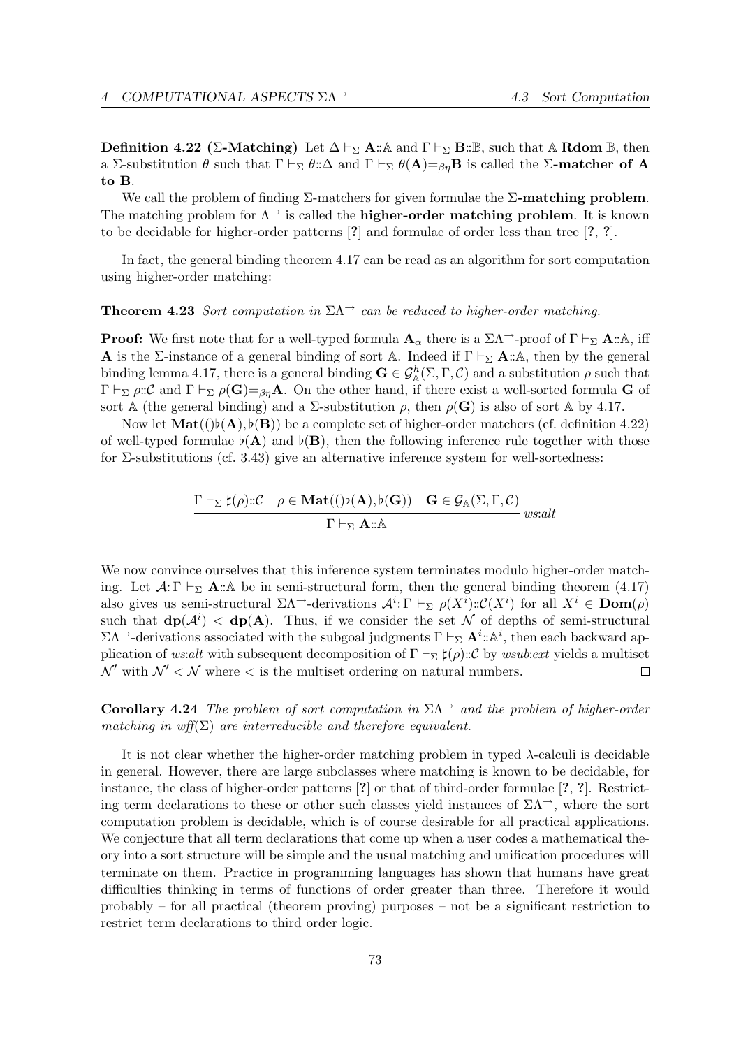**Definition 4.22 (Σ-Matching)** Let $\Delta \vdash_\Sigma \mathbf{A}{::}\mathbb{A}$ and $\Gamma \vdash_\Sigma \mathbf{B}{::}\mathbb{B}$, such that $\mathbb{A}$ **Rdom** $\mathbb{B}$, then a Σ-substitution $\theta$ such that $\Gamma \vdash_\Sigma \theta{::}\Delta$ and $\Gamma \vdash_\Sigma \theta(\mathbf{A}){=}_{\beta\eta}\mathbf{B}$ is called the **Σ-matcher of A to B**.

We call the problem of finding Σ-matchers for given formulae the **Σ-matching problem**. The matching problem for $\Lambda^{\rightarrow}$ is called the **higher-order matching problem**. It is known to be decidable for higher-order patterns [**?**] and formulae of order less than tree [**?**, **?**].

In fact, the general binding theorem 4.17 can be read as an algorithm for sort computation using higher-order matching:

**Theorem 4.23** *Sort computation in $\Sigma\Lambda^{\rightarrow}$ can be reduced to higher-order matching.*

**Proof:** We first note that for a well-typed formula $\mathbf{A}_\alpha$ there is a $\Sigma\Lambda^{\rightarrow}$-proof of $\Gamma \vdash_\Sigma \mathbf{A}{::}\mathbb{A}$, iff $\mathbf{A}$ is the Σ-instance of a general binding of sort $\mathbb{A}$. Indeed if $\Gamma \vdash_\Sigma \mathbf{A}{::}\mathbb{A}$, then by the general binding lemma 4.17, there is a general binding $\mathbf{G} \in \mathcal{G}^h_{\mathbb{A}}(\Sigma, \Gamma, \mathcal{C})$ and a substitution $\rho$ such that $\Gamma \vdash_\Sigma \rho{::}\mathcal{C}$ and $\Gamma \vdash_\Sigma \rho(\mathbf{G}){=}_{\beta\eta}\mathbf{A}$. On the other hand, if there exist a well-sorted formula $\mathbf{G}$ of sort $\mathbb{A}$ (the general binding) and a Σ-substitution $\rho$, then $\rho(\mathbf{G})$ is also of sort $\mathbb{A}$ by 4.17.

Now let $\mathbf{Mat}(()\flat(\mathbf{A}), \flat(\mathbf{B}))$ be a complete set of higher-order matchers (cf. definition 4.22) of well-typed formulae $\flat(\mathbf{A})$ and $\flat(\mathbf{B})$, then the following inference rule together with those for Σ-substitutions (cf. 3.43) give an alternative inference system for well-sortedness:

$$\frac{\Gamma \vdash_\Sigma \sharp(\rho){::}\mathcal{C} \quad \rho \in \mathbf{Mat}(()\flat(\mathbf{A}), \flat(\mathbf{G})) \quad \mathbf{G} \in \mathcal{G}_{\mathbb{A}}(\Sigma, \Gamma, \mathcal{C})}{\Gamma \vdash_\Sigma \mathbf{A}{::}\mathbb{A}}\ ws{:}alt$$

We now convince ourselves that this inference system terminates modulo higher-order matching. Let $\mathcal{A}{:}\,\Gamma \vdash_\Sigma \mathbf{A}{::}\mathbb{A}$ be in semi-structural form, then the general binding theorem (4.17) also gives us semi-structural $\Sigma\Lambda^{\rightarrow}$-derivations $\mathcal{A}^i{:}\,\Gamma \vdash_\Sigma \rho(X^i){::}\mathcal{C}(X^i)$ for all $X^i \in \mathbf{Dom}(\rho)$ such that $\mathbf{dp}(\mathcal{A}^i) < \mathbf{dp}(\mathbf{A})$. Thus, if we consider the set $\mathcal{N}$ of depths of semi-structural $\Sigma\Lambda^{\rightarrow}$-derivations associated with the subgoal judgments $\Gamma \vdash_\Sigma \mathbf{A}^i{::}\mathbb{A}^i$, then each backward application of *ws:alt* with subsequent decomposition of $\Gamma \vdash_\Sigma \sharp(\rho){::}\mathcal{C}$ by *wsub:ext* yields a multiset $\mathcal{N}'$ with $\mathcal{N}' < \mathcal{N}$ where $<$ is the multiset ordering on natural numbers. ◻

**Corollary 4.24** *The problem of sort computation in $\Sigma\Lambda^{\rightarrow}$ and the problem of higher-order matching in wff($\Sigma$) are interreducible and therefore equivalent.*

It is not clear whether the higher-order matching problem in typed λ-calculi is decidable in general. However, there are large subclasses where matching is known to be decidable, for instance, the class of higher-order patterns [**?**] or that of third-order formulae [**?**, **?**]. Restricting term declarations to these or other such classes yield instances of $\Sigma\Lambda^{\rightarrow}$, where the sort computation problem is decidable, which is of course desirable for all practical applications. We conjecture that all term declarations that come up when a user codes a mathematical theory into a sort structure will be simple and the usual matching and unification procedures will terminate on them. Practice in programming languages has shown that humans have great difficulties thinking in terms of functions of order greater than three. Therefore it would probably – for all practical (theorem proving) purposes – not be a significant restriction to restrict term declarations to third order logic.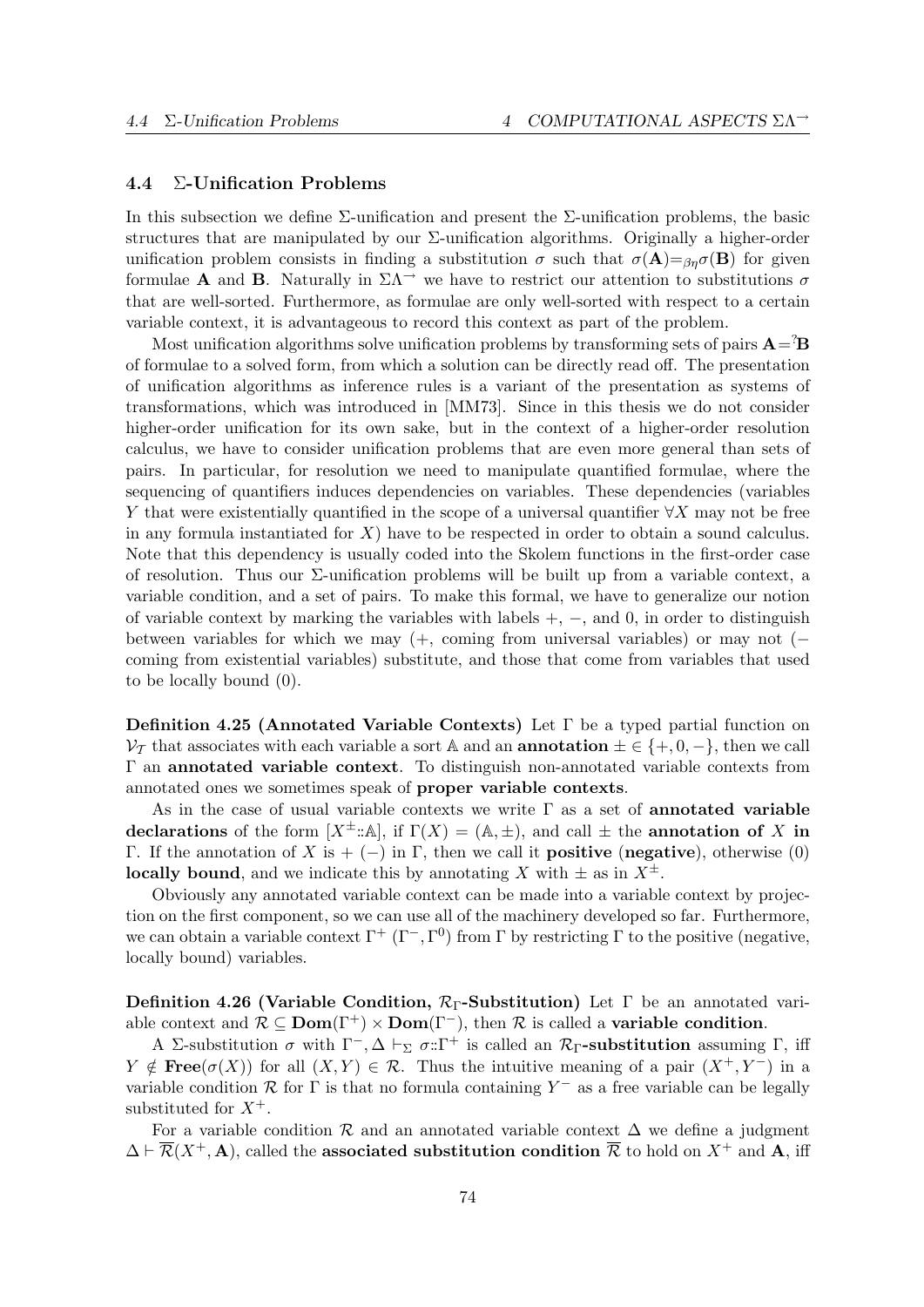### 4.4 Σ-Unification Problems

In this subsection we define Σ-unification and present the Σ-unification problems, the basic structures that are manipulated by our Σ-unification algorithms. Originally a higher-order unification problem consists in finding a substitution $\sigma$ such that $\sigma(\mathbf{A}) =_{\beta\eta} \sigma(\mathbf{B})$ for given formulae $\mathbf{A}$ and $\mathbf{B}$. Naturally in $\Sigma\Lambda^{\rightarrow}$ we have to restrict our attention to substitutions $\sigma$ that are well-sorted. Furthermore, as formulae are only well-sorted with respect to a certain variable context, it is advantageous to record this context as part of the problem.

Most unification algorithms solve unification problems by transforming sets of pairs $\mathbf{A} =^? \mathbf{B}$ of formulae to a solved form, from which a solution can be directly read off. The presentation of unification algorithms as inference rules is a variant of the presentation as systems of transformations, which was introduced in [MM73]. Since in this thesis we do not consider higher-order unification for its own sake, but in the context of a higher-order resolution calculus, we have to consider unification problems that are even more general than sets of pairs. In particular, for resolution we need to manipulate quantified formulae, where the sequencing of quantifiers induces dependencies on variables. These dependencies (variables $Y$ that were existentially quantified in the scope of a universal quantifier $\forall X$ may not be free in any formula instantiated for $X$) have to be respected in order to obtain a sound calculus. Note that this dependency is usually coded into the Skolem functions in the first-order case of resolution. Thus our Σ-unification problems will be built up from a variable context, a variable condition, and a set of pairs. To make this formal, we have to generalize our notion of variable context by marking the variables with labels $+$, $-$, and 0, in order to distinguish between variables for which we may ($+$, coming from universal variables) or may not ($-$ coming from existential variables) substitute, and those that come from variables that used to be locally bound (0).

**Definition 4.25 (Annotated Variable Contexts)** Let $\Gamma$ be a typed partial function on $\mathcal{V}_{\mathcal{T}}$ that associates with each variable a sort $\mathbb{A}$ and an **annotation** $\pm \in \{+, 0, -\}$, then we call $\Gamma$ an **annotated variable context**. To distinguish non-annotated variable contexts from annotated ones we sometimes speak of **proper variable contexts**.

As in the case of usual variable contexts we write $\Gamma$ as a set of **annotated variable declarations** of the form $[X^{\pm} :: \mathbb{A}]$, if $\Gamma(X) = (\mathbb{A}, \pm)$, and call $\pm$ the **annotation of** $X$ **in** $\Gamma$. If the annotation of $X$ is $+$ ($-$) in $\Gamma$, then we call it **positive** (**negative**), otherwise (0) **locally bound**, and we indicate this by annotating $X$ with $\pm$ as in $X^{\pm}$.

Obviously any annotated variable context can be made into a variable context by projection on the first component, so we can use all of the machinery developed so far. Furthermore, we can obtain a variable context $\Gamma^+$ ($\Gamma^-, \Gamma^0$) from $\Gamma$ by restricting $\Gamma$ to the positive (negative, locally bound) variables.

**Definition 4.26 (Variable Condition, $\mathcal{R}_\Gamma$-Substitution)** Let $\Gamma$ be an annotated variable context and $\mathcal{R} \subseteq \mathbf{Dom}(\Gamma^+) \times \mathbf{Dom}(\Gamma^-)$, then $\mathcal{R}$ is called a **variable condition**.

A Σ-substitution $\sigma$ with $\Gamma^-, \Delta \vdash_{\Sigma} \sigma :: \Gamma^+$ is called an $\mathcal{R}_\Gamma$**-substitution** assuming $\Gamma$, iff $Y \notin \mathbf{Free}(\sigma(X))$ for all $(X, Y) \in \mathcal{R}$. Thus the intuitive meaning of a pair $(X^+, Y^-)$ in a variable condition $\mathcal{R}$ for $\Gamma$ is that no formula containing $Y^-$ as a free variable can be legally substituted for $X^+$.

For a variable condition $\mathcal{R}$ and an annotated variable context $\Delta$ we define a judgment $\Delta \vdash \overline{\mathcal{R}}(X^+, \mathbf{A})$, called the **associated substitution condition** $\overline{\mathcal{R}}$ to hold on $X^+$ and $\mathbf{A}$, iff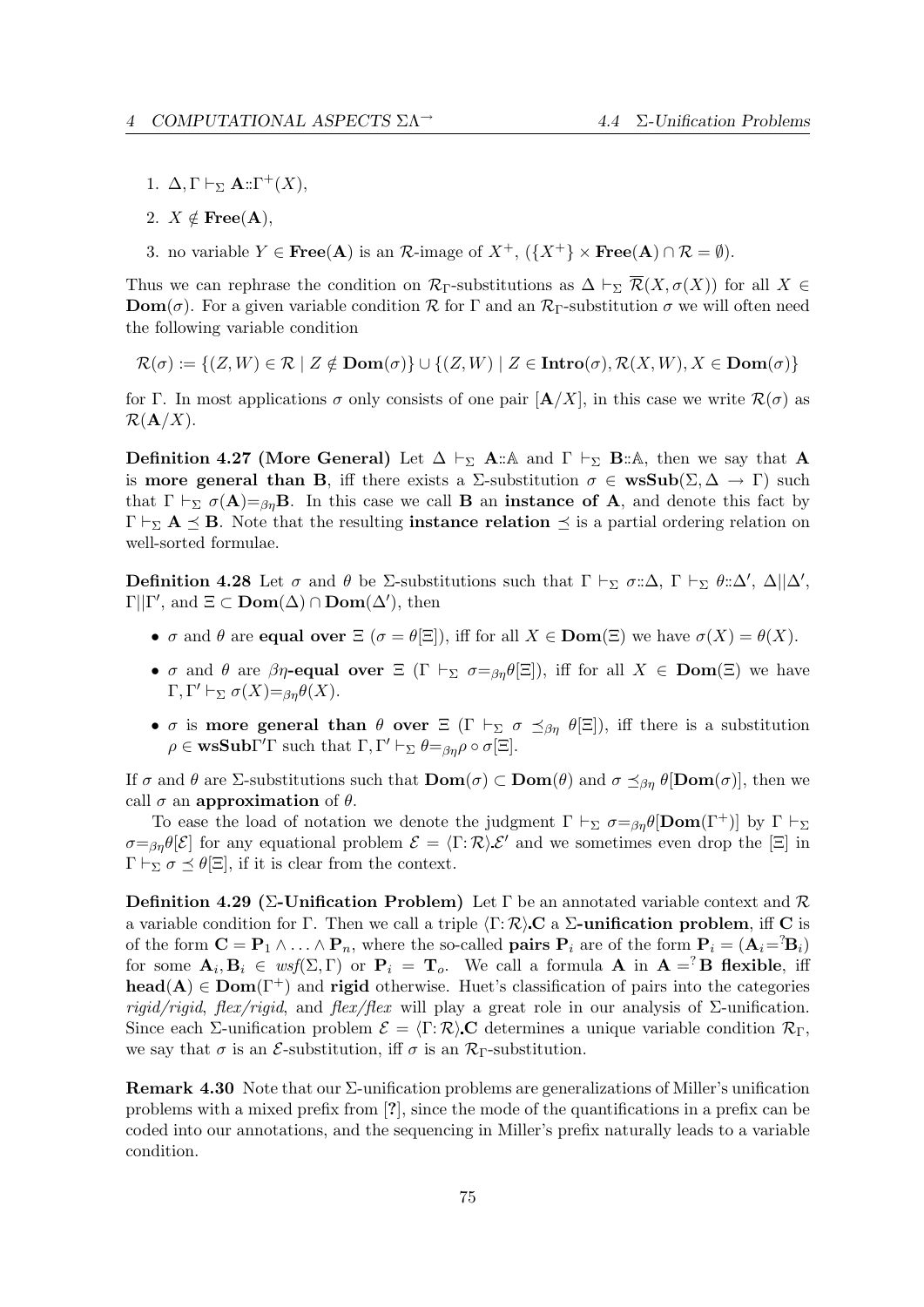1. $\Delta, \Gamma \vdash_\Sigma \mathbf{A} :: \Gamma^+(X)$,
2. $X \notin \mathbf{Free}(\mathbf{A})$,
3. no variable $Y \in \mathbf{Free}(\mathbf{A})$ is an $\mathcal{R}$-image of $X^+$, $(\{X^+\} \times \mathbf{Free}(\mathbf{A}) \cap \mathcal{R} = \emptyset)$.

Thus we can rephrase the condition on $\mathcal{R}_\Gamma$-substitutions as $\Delta \vdash_\Sigma \overline{\mathcal{R}}(X, \sigma(X))$ for all $X \in \mathbf{Dom}(\sigma)$. For a given variable condition $\mathcal{R}$ for $\Gamma$ and an $\mathcal{R}_\Gamma$-substitution $\sigma$ we will often need the following variable condition

$$\mathcal{R}(\sigma) := \{(Z, W) \in \mathcal{R} \mid Z \notin \mathbf{Dom}(\sigma)\} \cup \{(Z, W) \mid Z \in \mathbf{Intro}(\sigma), \mathcal{R}(X, W), X \in \mathbf{Dom}(\sigma)\}$$

for $\Gamma$. In most applications $\sigma$ only consists of one pair $[\mathbf{A}/X]$, in this case we write $\mathcal{R}(\sigma)$ as $\mathcal{R}(\mathbf{A}/X)$.

**Definition 4.27 (More General)** Let $\Delta \vdash_\Sigma \mathbf{A} :: \mathbb{A}$ and $\Gamma \vdash_\Sigma \mathbf{B} :: \mathbb{A}$, then we say that $\mathbf{A}$ is **more general than B**, iff there exists a $\Sigma$-substitution $\sigma \in \mathbf{wsSub}(\Sigma, \Delta \to \Gamma)$ such that $\Gamma \vdash_\Sigma \sigma(\mathbf{A}) =_{\beta\eta} \mathbf{B}$. In this case we call $\mathbf{B}$ an **instance of A**, and denote this fact by $\Gamma \vdash_\Sigma \mathbf{A} \preceq \mathbf{B}$. Note that the resulting **instance relation** $\preceq$ is a partial ordering relation on well-sorted formulae.

**Definition 4.28** Let $\sigma$ and $\theta$ be $\Sigma$-substitutions such that $\Gamma \vdash_\Sigma \sigma :: \Delta$, $\Gamma \vdash_\Sigma \theta :: \Delta'$, $\Delta || \Delta'$, $\Gamma || \Gamma'$, and $\Xi \subset \mathbf{Dom}(\Delta) \cap \mathbf{Dom}(\Delta')$, then

- $\sigma$ and $\theta$ are **equal over** $\Xi$ ($\sigma = \theta[\Xi]$), iff for all $X \in \mathbf{Dom}(\Xi)$ we have $\sigma(X) = \theta(X)$.
- $\sigma$ and $\theta$ are **$\beta\eta$-equal over** $\Xi$ ($\Gamma \vdash_\Sigma \sigma =_{\beta\eta} \theta[\Xi]$), iff for all $X \in \mathbf{Dom}(\Xi)$ we have $\Gamma, \Gamma' \vdash_\Sigma \sigma(X) =_{\beta\eta} \theta(X)$.
- $\sigma$ is **more general than** $\theta$ **over** $\Xi$ ($\Gamma \vdash_\Sigma \sigma \preceq_{\beta\eta} \theta[\Xi]$), iff there is a substitution $\rho \in \mathbf{wsSub}\Gamma'\Gamma$ such that $\Gamma, \Gamma' \vdash_\Sigma \theta =_{\beta\eta} \rho \circ \sigma[\Xi]$.

If $\sigma$ and $\theta$ are $\Sigma$-substitutions such that $\mathbf{Dom}(\sigma) \subset \mathbf{Dom}(\theta)$ and $\sigma \preceq_{\beta\eta} \theta[\mathbf{Dom}(\sigma)]$, then we call $\sigma$ an **approximation** of $\theta$.

To ease the load of notation we denote the judgment $\Gamma \vdash_\Sigma \sigma =_{\beta\eta} \theta[\mathbf{Dom}(\Gamma^+)]$ by $\Gamma \vdash_\Sigma \sigma =_{\beta\eta} \theta[\mathcal{E}]$ for any equational problem $\mathcal{E} = \langle \Gamma : \mathcal{R} \rangle . \mathcal{E}'$ and we sometimes even drop the $[\Xi]$ in $\Gamma \vdash_\Sigma \sigma \preceq \theta[\Xi]$, if it is clear from the context.

**Definition 4.29 ($\Sigma$-Unification Problem)** Let $\Gamma$ be an annotated variable context and $\mathcal{R}$ a variable condition for $\Gamma$. Then we call a triple $\langle \Gamma : \mathcal{R} \rangle . \mathbf{C}$ a **$\Sigma$-unification problem**, iff $\mathbf{C}$ is of the form $\mathbf{C} = \mathbf{P}_1 \wedge \ldots \wedge \mathbf{P}_n$, where the so-called **pairs** $\mathbf{P}_i$ are of the form $\mathbf{P}_i = (\mathbf{A}_i =^? \mathbf{B}_i)$ for some $\mathbf{A}_i, \mathbf{B}_i \in \mathit{wsf}(\Sigma, \Gamma)$ or $\mathbf{P}_i = \mathbf{T}_o$. We call a formula $\mathbf{A}$ in $\mathbf{A} =^? \mathbf{B}$ **flexible**, iff $\mathbf{head}(\mathbf{A}) \in \mathbf{Dom}(\Gamma^+)$ and **rigid** otherwise. Huet's classification of pairs into the categories *rigid/rigid*, *flex/rigid*, and *flex/flex* will play a great role in our analysis of $\Sigma$-unification. Since each $\Sigma$-unification problem $\mathcal{E} = \langle \Gamma : \mathcal{R} \rangle . \mathbf{C}$ determines a unique variable condition $\mathcal{R}_\Gamma$, we say that $\sigma$ is an $\mathcal{E}$-substitution, iff $\sigma$ is an $\mathcal{R}_\Gamma$-substitution.

**Remark 4.30** Note that our $\Sigma$-unification problems are generalizations of Miller's unification problems with a mixed prefix from [?], since the mode of the quantifications in a prefix can be coded into our annotations, and the sequencing in Miller's prefix naturally leads to a variable condition.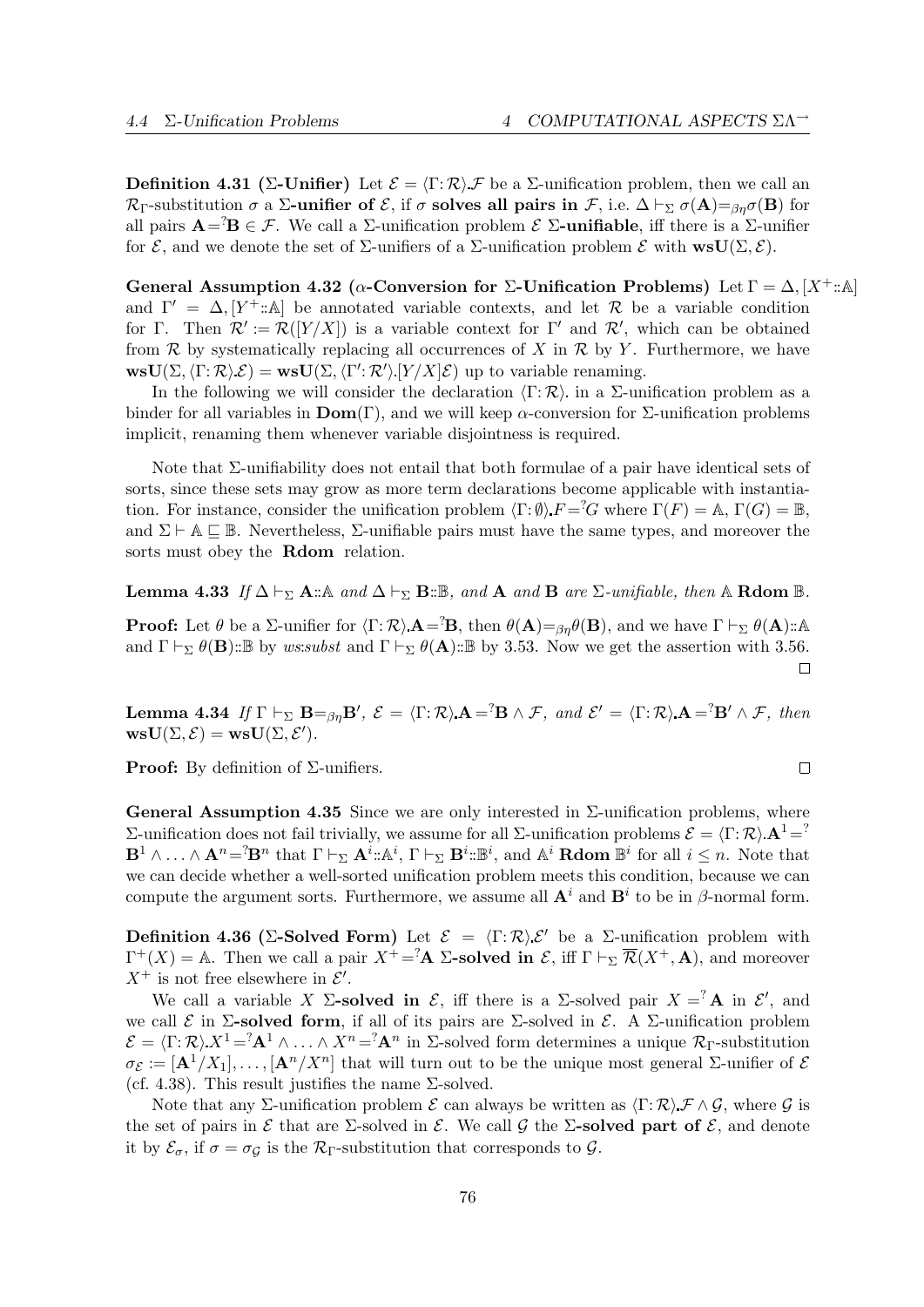**Definition 4.31 (Σ-Unifier)** Let $\mathcal{E} = \langle \Gamma \colon \mathcal{R} \rangle.\mathcal{F}$ be a Σ-unification problem, then we call an $\mathcal{R}_\Gamma$-substitution $\sigma$ a **Σ-unifier of** $\mathcal{E}$, if $\sigma$ **solves all pairs in** $\mathcal{F}$, i.e. $\Delta \vdash_\Sigma \sigma(\mathbf{A}) =_{\beta\eta} \sigma(\mathbf{B})$ for all pairs $\mathbf{A} =^? \mathbf{B} \in \mathcal{F}$. We call a Σ-unification problem $\mathcal{E}$ **Σ-unifiable**, iff there is a Σ-unifier for $\mathcal{E}$, and we denote the set of Σ-unifiers of a Σ-unification problem $\mathcal{E}$ with $\mathbf{wsU}(\Sigma, \mathcal{E})$.

**General Assumption 4.32 (α-Conversion for Σ-Unification Problems)** Let $\Gamma = \Delta, [X^+ :: \mathbb{A}]$ and $\Gamma' = \Delta, [Y^+ :: \mathbb{A}]$ be annotated variable contexts, and let $\mathcal{R}$ be a variable condition for $\Gamma$. Then $\mathcal{R}' := \mathcal{R}([Y/X])$ is a variable context for $\Gamma'$ and $\mathcal{R}'$, which can be obtained from $\mathcal{R}$ by systematically replacing all occurrences of $X$ in $\mathcal{R}$ by $Y$. Furthermore, we have $\mathbf{wsU}(\Sigma, \langle \Gamma \colon \mathcal{R} \rangle.\mathcal{E}) = \mathbf{wsU}(\Sigma, \langle \Gamma' \colon \mathcal{R}' \rangle.[Y/X]\mathcal{E})$ up to variable renaming.

In the following we will consider the declaration $\langle \Gamma \colon \mathcal{R} \rangle.$ in a Σ-unification problem as a binder for all variables in $\mathbf{Dom}(\Gamma)$, and we will keep α-conversion for Σ-unification problems implicit, renaming them whenever variable disjointness is required.

Note that Σ-unifiability does not entail that both formulae of a pair have identical sets of sorts, since these sets may grow as more term declarations become applicable with instantiation. For instance, consider the unification problem $\langle \Gamma \colon \emptyset \rangle.F =^? G$ where $\Gamma(F) = \mathbb{A}$, $\Gamma(G) = \mathbb{B}$, and $\Sigma \vdash \mathbb{A} \sqsubseteq \mathbb{B}$. Nevertheless, Σ-unifiable pairs must have the same types, and moreover the sorts must obey the **Rdom** relation.

**Lemma 4.33** *If $\Delta \vdash_\Sigma \mathbf{A} :: \mathbb{A}$ and $\Delta \vdash_\Sigma \mathbf{B} :: \mathbb{B}$, and $\mathbf{A}$ and $\mathbf{B}$ are Σ-unifiable, then $\mathbb{A}$ **Rdom** $\mathbb{B}$.*

**Proof:** Let $\theta$ be a Σ-unifier for $\langle \Gamma \colon \mathcal{R} \rangle.\mathbf{A} =^? \mathbf{B}$, then $\theta(\mathbf{A}) =_{\beta\eta} \theta(\mathbf{B})$, and we have $\Gamma \vdash_\Sigma \theta(\mathbf{A}) :: \mathbb{A}$ and $\Gamma \vdash_\Sigma \theta(\mathbf{B}) :: \mathbb{B}$ by *ws:subst* and $\Gamma \vdash_\Sigma \theta(\mathbf{A}) :: \mathbb{B}$ by 3.53. Now we get the assertion with 3.56. □

**Lemma 4.34** *If $\Gamma \vdash_\Sigma \mathbf{B} =_{\beta\eta} \mathbf{B}'$, $\mathcal{E} = \langle \Gamma \colon \mathcal{R} \rangle.\mathbf{A} =^? \mathbf{B} \wedge \mathcal{F}$, and $\mathcal{E}' = \langle \Gamma \colon \mathcal{R} \rangle.\mathbf{A} =^? \mathbf{B}' \wedge \mathcal{F}$, then $\mathbf{wsU}(\Sigma, \mathcal{E}) = \mathbf{wsU}(\Sigma, \mathcal{E}')$.*

**Proof:** By definition of Σ-unifiers. □

**General Assumption 4.35** Since we are only interested in Σ-unification problems, where Σ-unification does not fail trivially, we assume for all Σ-unification problems $\mathcal{E} = \langle \Gamma \colon \mathcal{R} \rangle.\mathbf{A}^1 =^? \mathbf{B}^1 \wedge \ldots \wedge \mathbf{A}^n =^? \mathbf{B}^n$ that $\Gamma \vdash_\Sigma \mathbf{A}^i :: \mathbb{A}^i$, $\Gamma \vdash_\Sigma \mathbf{B}^i :: \mathbb{B}^i$, and $\mathbb{A}^i$ **Rdom** $\mathbb{B}^i$ for all $i \leq n$. Note that we can decide whether a well-sorted unification problem meets this condition, because we can compute the argument sorts. Furthermore, we assume all $\mathbf{A}^i$ and $\mathbf{B}^i$ to be in β-normal form.

**Definition 4.36 (Σ-Solved Form)** Let $\mathcal{E} = \langle \Gamma \colon \mathcal{R} \rangle.\mathcal{E}'$ be a Σ-unification problem with $\Gamma^+(X) = \mathbb{A}$. Then we call a pair $X^+ =^? \mathbf{A}$ **Σ-solved in** $\mathcal{E}$, iff $\Gamma \vdash_\Sigma \overline{\mathcal{R}}(X^+, \mathbf{A})$, and moreover $X^+$ is not free elsewhere in $\mathcal{E}'$.

We call a variable $X$ **Σ-solved in** $\mathcal{E}$, iff there is a Σ-solved pair $X =^? \mathbf{A}$ in $\mathcal{E}'$, and we call $\mathcal{E}$ in **Σ-solved form**, if all of its pairs are Σ-solved in $\mathcal{E}$. A Σ-unification problem $\mathcal{E} = \langle \Gamma \colon \mathcal{R} \rangle.X^1 =^? \mathbf{A}^1 \wedge \ldots \wedge X^n =^? \mathbf{A}^n$ in Σ-solved form determines a unique $\mathcal{R}_\Gamma$-substitution $\sigma_\mathcal{E} := [\mathbf{A}^1/X_1], \ldots, [\mathbf{A}^n/X^n]$ that will turn out to be the unique most general Σ-unifier of $\mathcal{E}$ (cf. 4.38). This result justifies the name Σ-solved.

Note that any Σ-unification problem $\mathcal{E}$ can always be written as $\langle \Gamma \colon \mathcal{R} \rangle.\mathcal{F} \wedge \mathcal{G}$, where $\mathcal{G}$ is the set of pairs in $\mathcal{E}$ that are Σ-solved in $\mathcal{E}$. We call $\mathcal{G}$ the **Σ-solved part of** $\mathcal{E}$, and denote it by $\mathcal{E}_\sigma$, if $\sigma = \sigma_\mathcal{G}$ is the $\mathcal{R}_\Gamma$-substitution that corresponds to $\mathcal{G}$.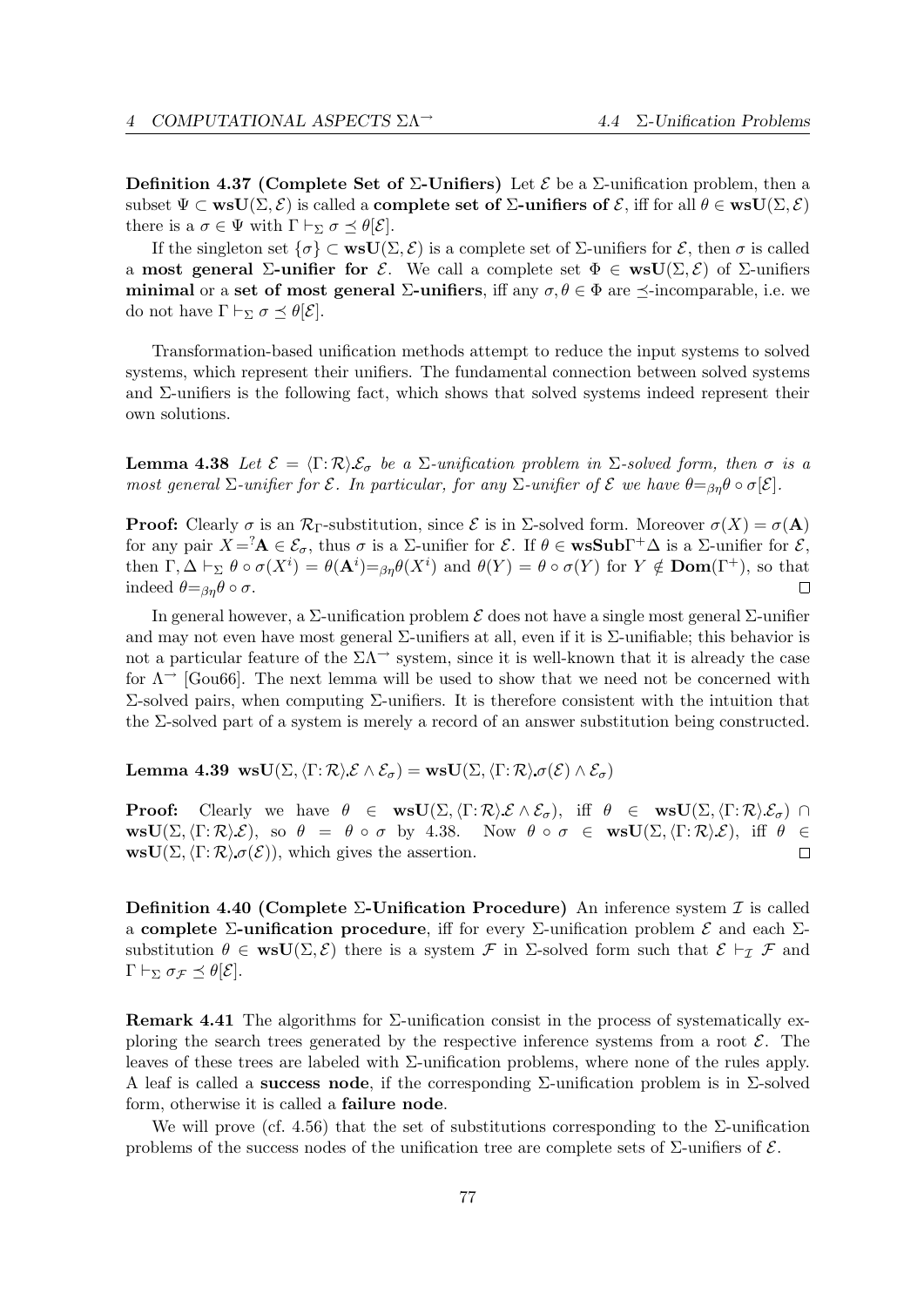**Definition 4.37 (Complete Set of Σ-Unifiers)** Let $\mathcal{E}$ be a Σ-unification problem, then a subset $\Psi \subset \mathbf{wsU}(\Sigma, \mathcal{E})$ is called a **complete set of Σ-unifiers of** $\mathcal{E}$, iff for all $\theta \in \mathbf{wsU}(\Sigma, \mathcal{E})$ there is a $\sigma \in \Psi$ with $\Gamma \vdash_\Sigma \sigma \preceq \theta[\mathcal{E}]$.

If the singleton set $\{\sigma\} \subset \mathbf{wsU}(\Sigma, \mathcal{E})$ is a complete set of Σ-unifiers for $\mathcal{E}$, then $\sigma$ is called a **most general Σ-unifier for** $\mathcal{E}$. We call a complete set $\Phi \in \mathbf{wsU}(\Sigma, \mathcal{E})$ of Σ-unifiers **minimal** or a **set of most general Σ-unifiers**, iff any $\sigma, \theta \in \Phi$ are $\preceq$-incomparable, i.e. we do not have $\Gamma \vdash_\Sigma \sigma \preceq \theta[\mathcal{E}]$.

Transformation-based unification methods attempt to reduce the input systems to solved systems, which represent their unifiers. The fundamental connection between solved systems and Σ-unifiers is the following fact, which shows that solved systems indeed represent their own solutions.

**Lemma 4.38** *Let $\mathcal{E} = \langle\Gamma\colon\mathcal{R}\rangle.\mathcal{E}_\sigma$ be a Σ-unification problem in Σ-solved form, then $\sigma$ is a most general Σ-unifier for $\mathcal{E}$. In particular, for any Σ-unifier of $\mathcal{E}$ we have $\theta =_{\beta\eta} \theta \circ \sigma[\mathcal{E}]$.*

**Proof:** Clearly $\sigma$ is an $\mathcal{R}_\Gamma$-substitution, since $\mathcal{E}$ is in Σ-solved form. Moreover $\sigma(X) = \sigma(\mathbf{A})$ for any pair $X =^? \mathbf{A} \in \mathcal{E}_\sigma$, thus $\sigma$ is a Σ-unifier for $\mathcal{E}$. If $\theta \in \mathbf{wsSub}\Gamma^+\Delta$ is a Σ-unifier for $\mathcal{E}$, then $\Gamma, \Delta \vdash_\Sigma \theta \circ \sigma(X^i) = \theta(\mathbf{A}^i) =_{\beta\eta} \theta(X^i)$ and $\theta(Y) = \theta \circ \sigma(Y)$ for $Y \notin \mathbf{Dom}(\Gamma^+)$, so that indeed $\theta =_{\beta\eta} \theta \circ \sigma$. $\square$

In general however, a Σ-unification problem $\mathcal{E}$ does not have a single most general Σ-unifier and may not even have most general Σ-unifiers at all, even if it is Σ-unifiable; this behavior is not a particular feature of the $\Sigma\Lambda^{\to}$ system, since it is well-known that it is already the case for $\Lambda^{\to}$ [Gou66]. The next lemma will be used to show that we need not be concerned with Σ-solved pairs, when computing Σ-unifiers. It is therefore consistent with the intuition that the Σ-solved part of a system is merely a record of an answer substitution being constructed.

**Lemma 4.39** $\mathbf{wsU}(\Sigma, \langle\Gamma\colon\mathcal{R}\rangle.\mathcal{E} \wedge \mathcal{E}_\sigma) = \mathbf{wsU}(\Sigma, \langle\Gamma\colon\mathcal{R}\rangle.\sigma(\mathcal{E}) \wedge \mathcal{E}_\sigma)$

**Proof:** Clearly we have $\theta \in \mathbf{wsU}(\Sigma, \langle\Gamma\colon\mathcal{R}\rangle.\mathcal{E} \wedge \mathcal{E}_\sigma)$, iff $\theta \in \mathbf{wsU}(\Sigma, \langle\Gamma\colon\mathcal{R}\rangle.\mathcal{E}_\sigma) \cap \mathbf{wsU}(\Sigma, \langle\Gamma\colon\mathcal{R}\rangle.\mathcal{E})$, so $\theta = \theta \circ \sigma$ by 4.38. Now $\theta \circ \sigma \in \mathbf{wsU}(\Sigma, \langle\Gamma\colon\mathcal{R}\rangle.\mathcal{E})$, iff $\theta \in \mathbf{wsU}(\Sigma, \langle\Gamma\colon\mathcal{R}\rangle.\sigma(\mathcal{E}))$, which gives the assertion. $\square$

**Definition 4.40 (Complete Σ-Unification Procedure)** An inference system $\mathcal{I}$ is called a **complete Σ-unification procedure**, iff for every Σ-unification problem $\mathcal{E}$ and each Σ-substitution $\theta \in \mathbf{wsU}(\Sigma, \mathcal{E})$ there is a system $\mathcal{F}$ in Σ-solved form such that $\mathcal{E} \vdash_\mathcal{I} \mathcal{F}$ and $\Gamma \vdash_\Sigma \sigma_\mathcal{F} \preceq \theta[\mathcal{E}]$.

**Remark 4.41** The algorithms for Σ-unification consist in the process of systematically exploring the search trees generated by the respective inference systems from a root $\mathcal{E}$. The leaves of these trees are labeled with Σ-unification problems, where none of the rules apply. A leaf is called a **success node**, if the corresponding Σ-unification problem is in Σ-solved form, otherwise it is called a **failure node**.

We will prove (cf. 4.56) that the set of substitutions corresponding to the Σ-unification problems of the success nodes of the unification tree are complete sets of Σ-unifiers of $\mathcal{E}$.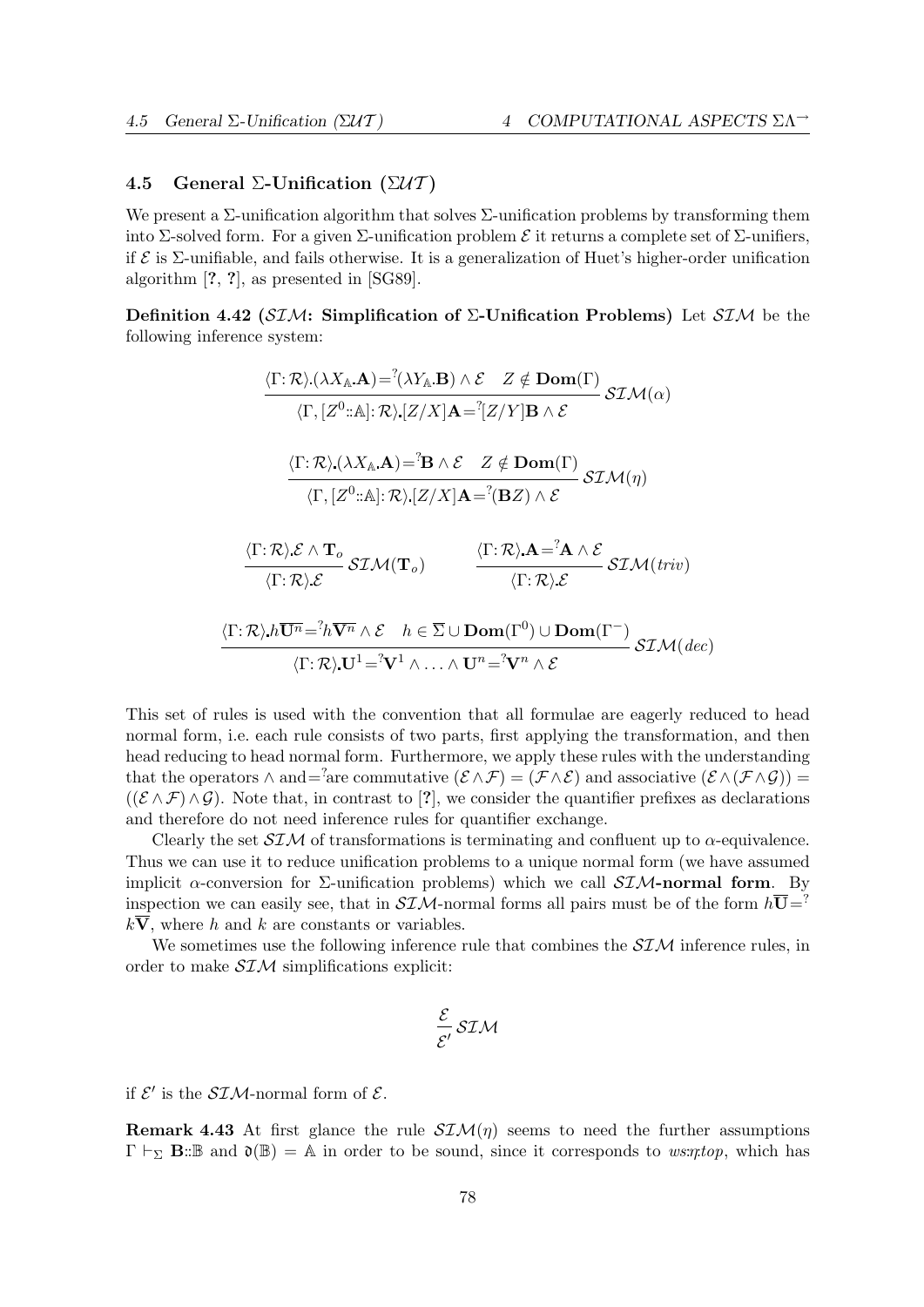### 4.5 General Σ-Unification ($\Sigma\mathcal{UT}$)

We present a Σ-unification algorithm that solves Σ-unification problems by transforming them into Σ-solved form. For a given Σ-unification problem $\mathcal{E}$ it returns a complete set of Σ-unifiers, if $\mathcal{E}$ is Σ-unifiable, and fails otherwise. It is a generalization of Huet's higher-order unification algorithm [?, ?], as presented in [SG89].

**Definition 4.42 ($\mathcal{SIM}$: Simplification of Σ-Unification Problems)** Let $\mathcal{SIM}$ be the following inference system:

$$\frac{\langle\Gamma\colon\mathcal{R}\rangle.(\lambda X_{\mathbb{A}}.\mathbf{A})=^{?}(\lambda Y_{\mathbb{A}}.\mathbf{B})\wedge\mathcal{E}\quad Z\notin\mathbf{Dom}(\Gamma)}{\langle\Gamma,[Z^{0}::\mathbb{A}]\colon\mathcal{R}\rangle.[Z/X]\mathbf{A}=^{?}[Z/Y]\mathbf{B}\wedge\mathcal{E}}\,\mathcal{SIM}(\alpha)$$

$$\frac{\langle\Gamma\colon\mathcal{R}\rangle.(\lambda X_{\mathbb{A}}.\mathbf{A})=^{?}\mathbf{B}\wedge\mathcal{E}\quad Z\notin\mathbf{Dom}(\Gamma)}{\langle\Gamma,[Z^{0}::\mathbb{A}]\colon\mathcal{R}\rangle.[Z/X]\mathbf{A}=^{?}(\mathbf{B}Z)\wedge\mathcal{E}}\,\mathcal{SIM}(\eta)$$

$$\frac{\langle\Gamma\colon\mathcal{R}\rangle.\mathcal{E}\wedge\mathbf{T}_{o}}{\langle\Gamma\colon\mathcal{R}\rangle.\mathcal{E}}\,\mathcal{SIM}(\mathbf{T}_{o})\qquad\qquad\frac{\langle\Gamma\colon\mathcal{R}\rangle.\mathbf{A}=^{?}\mathbf{A}\wedge\mathcal{E}}{\langle\Gamma\colon\mathcal{R}\rangle.\mathcal{E}}\,\mathcal{SIM}(triv)$$

$$\frac{\langle\Gamma\colon\mathcal{R}\rangle.h\overline{\mathbf{U}^{n}}=^{?}h\overline{\mathbf{V}^{n}}\wedge\mathcal{E}\quad h\in\overline{\Sigma}\cup\mathbf{Dom}(\Gamma^{0})\cup\mathbf{Dom}(\Gamma^{-})}{\langle\Gamma\colon\mathcal{R}\rangle.\mathbf{U}^{1}=^{?}\mathbf{V}^{1}\wedge\ldots\wedge\mathbf{U}^{n}=^{?}\mathbf{V}^{n}\wedge\mathcal{E}}\,\mathcal{SIM}(dec)$$

This set of rules is used with the convention that all formulae are eagerly reduced to head normal form, i.e. each rule consists of two parts, first applying the transformation, and then head reducing to head normal form. Furthermore, we apply these rules with the understanding that the operators $\wedge$ and $=^{?}$ are commutative $(\mathcal{E}\wedge\mathcal{F})=(\mathcal{F}\wedge\mathcal{E})$ and associative $(\mathcal{E}\wedge(\mathcal{F}\wedge\mathcal{G}))=((\mathcal{E}\wedge\mathcal{F})\wedge\mathcal{G})$. Note that, in contrast to [?], we consider the quantifier prefixes as declarations and therefore do not need inference rules for quantifier exchange.

Clearly the set $\mathcal{SIM}$ of transformations is terminating and confluent up to α-equivalence. Thus we can use it to reduce unification problems to a unique normal form (we have assumed implicit α-conversion for Σ-unification problems) which we call **$\mathcal{SIM}$-normal form**. By inspection we can easily see, that in $\mathcal{SIM}$-normal forms all pairs must be of the form $h\overline{\mathbf{U}}=^{?}k\overline{\mathbf{V}}$, where $h$ and $k$ are constants or variables.

We sometimes use the following inference rule that combines the $\mathcal{SIM}$ inference rules, in order to make $\mathcal{SIM}$ simplifications explicit:

$$\frac{\mathcal{E}}{\mathcal{E}'}\,\mathcal{SIM}$$

if $\mathcal{E}'$ is the $\mathcal{SIM}$-normal form of $\mathcal{E}$.

**Remark 4.43** At first glance the rule $\mathcal{SIM}(\eta)$ seems to need the further assumptions $\Gamma\vdash_{\Sigma}\mathbf{B}::\mathbb{B}$ and $\mathfrak{d}(\mathbb{B})=\mathbb{A}$ in order to be sound, since it corresponds to *ws:η:top*, which has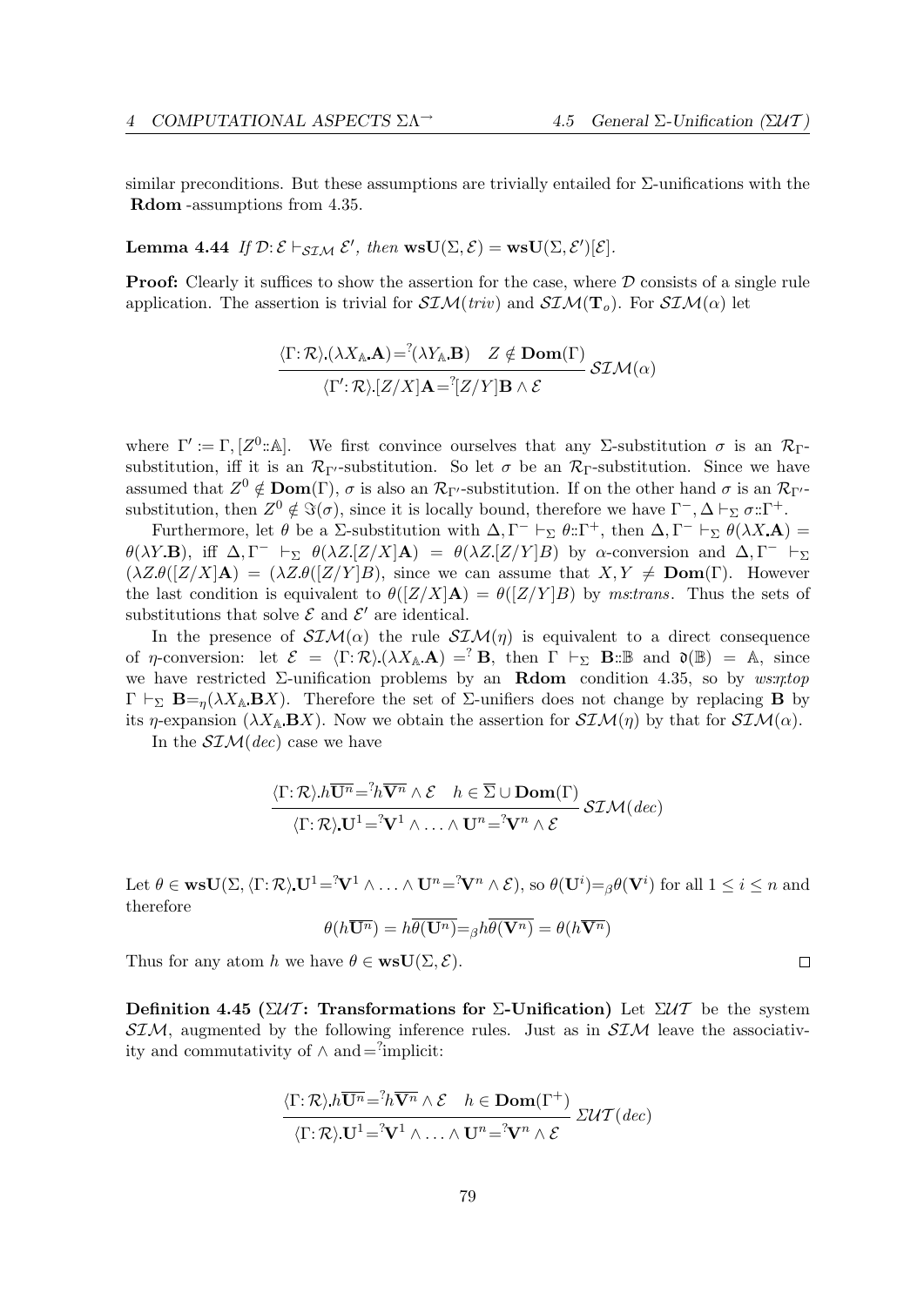similar preconditions. But these assumptions are trivially entailed for Σ-unifications with the **Rdom** -assumptions from 4.35.

**Lemma 4.44** *If* $\mathcal{D}\colon\mathcal{E}\vdash_{\mathcal{SIM}}\mathcal{E}'$*, then* $\mathbf{wsU}(\Sigma,\mathcal{E}) = \mathbf{wsU}(\Sigma,\mathcal{E}')[\mathcal{E}]$.

**Proof:** Clearly it suffices to show the assertion for the case, where $\mathcal{D}$ consists of a single rule application. The assertion is trivial for $\mathcal{SIM}(triv)$ and $\mathcal{SIM}(\mathbf{T}_o)$. For $\mathcal{SIM}(\alpha)$ let

$$\frac{\langle\Gamma\colon\mathcal{R}\rangle.(\lambda X_{\mathbb{A}}.\mathbf{A}) =^? (\lambda Y_{\mathbb{A}}.\mathbf{B}) \quad Z\notin\mathbf{Dom}(\Gamma)}{\langle\Gamma'\colon\mathcal{R}\rangle.[Z/X]\mathbf{A} =^? [Z/Y]\mathbf{B}\wedge\mathcal{E}}\ \mathcal{SIM}(\alpha)$$

where $\Gamma' := \Gamma, [Z^0{::}\mathbb{A}]$. We first convince ourselves that any Σ-substitution $\sigma$ is an $\mathcal{R}_\Gamma$-substitution, iff it is an $\mathcal{R}_{\Gamma'}$-substitution. So let $\sigma$ be an $\mathcal{R}_\Gamma$-substitution. Since we have assumed that $Z^0\notin\mathbf{Dom}(\Gamma)$, $\sigma$ is also an $\mathcal{R}_{\Gamma'}$-substitution. If on the other hand $\sigma$ is an $\mathcal{R}_{\Gamma'}$-substitution, then $Z^0\notin\Im(\sigma)$, since it is locally bound, therefore we have $\Gamma^-,\Delta\vdash_\Sigma\sigma{::}\Gamma^+$.

Furthermore, let $\theta$ be a Σ-substitution with $\Delta,\Gamma^-\vdash_\Sigma\theta{::}\Gamma^+$, then $\Delta,\Gamma^-\vdash_\Sigma\theta(\lambda X.\mathbf{A}) = \theta(\lambda Y.\mathbf{B})$, iff $\Delta,\Gamma^-\vdash_\Sigma\theta(\lambda Z.[Z/X]\mathbf{A}) = \theta(\lambda Z.[Z/Y]B)$ by $\alpha$-conversion and $\Delta,\Gamma^-\vdash_\Sigma(\lambda Z.\theta([Z/X]\mathbf{A}) = (\lambda Z.\theta([Z/Y]B)$, since we can assume that $X,Y\neq\mathbf{Dom}(\Gamma)$. However the last condition is equivalent to $\theta([Z/X]\mathbf{A}) = \theta([Z/Y]B)$ by *ms:trans*. Thus the sets of substitutions that solve $\mathcal{E}$ and $\mathcal{E}'$ are identical.

In the presence of $\mathcal{SIM}(\alpha)$ the rule $\mathcal{SIM}(\eta)$ is equivalent to a direct consequence of $\eta$-conversion: let $\mathcal{E} = \langle\Gamma\colon\mathcal{R}\rangle.(\lambda X_{\mathbb{A}}.\mathbf{A}) =^? \mathbf{B}$, then $\Gamma\vdash_\Sigma\mathbf{B}{::}\mathbb{B}$ and $\mathfrak{d}(\mathbb{B}) = \mathbb{A}$, since we have restricted Σ-unification problems by an **Rdom** condition 4.35, so by *ws:η:top* $\Gamma\vdash_\Sigma\mathbf{B}{=_\eta}(\lambda X_{\mathbb{A}}.\mathbf{B}X)$. Therefore the set of Σ-unifiers does not change by replacing $\mathbf{B}$ by its $\eta$-expansion $(\lambda X_{\mathbb{A}}.\mathbf{B}X)$. Now we obtain the assertion for $\mathcal{SIM}(\eta)$ by that for $\mathcal{SIM}(\alpha)$.

In the $\mathcal{SIM}(dec)$ case we have

$$\frac{\langle\Gamma\colon\mathcal{R}\rangle.h\overline{\mathbf{U}^n} =^? h\overline{\mathbf{V}^n}\wedge\mathcal{E} \quad h\in\overline{\Sigma}\cup\mathbf{Dom}(\Gamma)}{\langle\Gamma\colon\mathcal{R}\rangle.\mathbf{U}^1 =^? \mathbf{V}^1\wedge\ldots\wedge\mathbf{U}^n =^? \mathbf{V}^n\wedge\mathcal{E}}\ \mathcal{SIM}(dec)$$

Let $\theta\in\mathbf{wsU}(\Sigma,\langle\Gamma\colon\mathcal{R}\rangle.\mathbf{U}^1 =^? \mathbf{V}^1\wedge\ldots\wedge\mathbf{U}^n =^? \mathbf{V}^n\wedge\mathcal{E})$, so $\theta(\mathbf{U}^i) =_\beta \theta(\mathbf{V}^i)$ for all $1\leq i\leq n$ and therefore

$$\theta(h\overline{\mathbf{U}^n}) = h\overline{\theta(\mathbf{U}^n)} =_\beta h\overline{\theta(\mathbf{V}^n)} = \theta(h\overline{\mathbf{V}^n})$$

Thus for any atom $h$ we have $\theta\in\mathbf{wsU}(\Sigma,\mathcal{E})$. $\square$

**Definition 4.45 (ΣUT: Transformations for Σ-Unification)** Let $\Sigma\mathcal{UT}$ be the system $\mathcal{SIM}$, augmented by the following inference rules. Just as in $\mathcal{SIM}$ leave the associativity and commutativity of $\wedge$ and $=^?$ implicit:

$$\frac{\langle\Gamma\colon\mathcal{R}\rangle.h\overline{\mathbf{U}^n} =^? h\overline{\mathbf{V}^n}\wedge\mathcal{E} \quad h\in\mathbf{Dom}(\Gamma^+)}{\langle\Gamma\colon\mathcal{R}\rangle.\mathbf{U}^1 =^? \mathbf{V}^1\wedge\ldots\wedge\mathbf{U}^n =^? \mathbf{V}^n\wedge\mathcal{E}}\ \Sigma\mathcal{UT}(dec)$$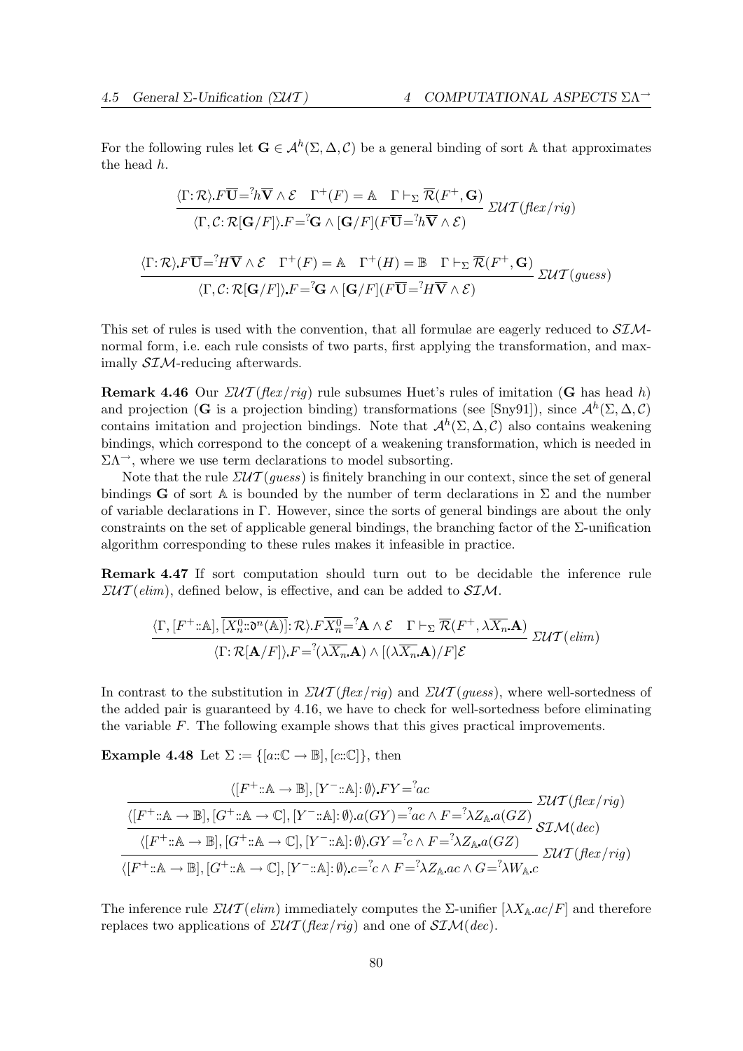For the following rules let $\mathbf{G} \in \mathcal{A}^h(\Sigma, \Delta, \mathcal{C})$ be a general binding of sort $\mathbb{A}$ that approximates the head $h$.

$$\frac{\langle \Gamma\colon \mathcal{R}\rangle . F\overline{\mathbf{U}} =^? h\overline{\mathbf{V}} \wedge \mathcal{E} \quad \Gamma^+(F) = \mathbb{A} \quad \Gamma \vdash_\Sigma \overline{\mathcal{R}}(F^+, \mathbf{G})}{\langle \Gamma, \mathcal{C}\colon \mathcal{R}[\mathbf{G}/F]\rangle . F =^? \mathbf{G} \wedge [\mathbf{G}/F](F\overline{\mathbf{U}} =^? h\overline{\mathbf{V}} \wedge \mathcal{E})} \; \Sigma\mathcal{UT}(\mathit{flex/rig})$$

$$\frac{\langle \Gamma\colon \mathcal{R}\rangle . F\overline{\mathbf{U}} =^? H\overline{\mathbf{V}} \wedge \mathcal{E} \quad \Gamma^+(F) = \mathbb{A} \quad \Gamma^+(H) = \mathbb{B} \quad \Gamma \vdash_\Sigma \overline{\mathcal{R}}(F^+, \mathbf{G})}{\langle \Gamma, \mathcal{C}\colon \mathcal{R}[\mathbf{G}/F]\rangle . F =^? \mathbf{G} \wedge [\mathbf{G}/F](F\overline{\mathbf{U}} =^? H\overline{\mathbf{V}} \wedge \mathcal{E})} \; \Sigma\mathcal{UT}(\mathit{guess})$$

This set of rules is used with the convention, that all formulae are eagerly reduced to $\mathcal{SIM}$-normal form, i.e. each rule consists of two parts, first applying the transformation, and maximally $\mathcal{SIM}$-reducing afterwards.

**Remark 4.46** Our $\Sigma\mathcal{UT}(\mathit{flex/rig})$ rule subsumes Huet's rules of imitation ($\mathbf{G}$ has head $h$) and projection ($\mathbf{G}$ is a projection binding) transformations (see [Sny91]), since $\mathcal{A}^h(\Sigma, \Delta, \mathcal{C})$ contains imitation and projection bindings. Note that $\mathcal{A}^h(\Sigma, \Delta, \mathcal{C})$ also contains weakening bindings, which correspond to the concept of a weakening transformation, which is needed in $\Sigma\Lambda^{\rightarrow}$, where we use term declarations to model subsorting.

Note that the rule $\Sigma\mathcal{UT}(\mathit{guess})$ is finitely branching in our context, since the set of general bindings $\mathbf{G}$ of sort $\mathbb{A}$ is bounded by the number of term declarations in $\Sigma$ and the number of variable declarations in $\Gamma$. However, since the sorts of general bindings are about the only constraints on the set of applicable general bindings, the branching factor of the $\Sigma$-unification algorithm corresponding to these rules makes it infeasible in practice.

**Remark 4.47** If sort computation should turn out to be decidable the inference rule $\Sigma\mathcal{UT}(\mathit{elim})$, defined below, is effective, and can be added to $\mathcal{SIM}$.

$$\frac{\langle \Gamma, [F^+ :: \mathbb{A}], \overline{[X_n^0 :: \mathfrak{d}^n(\mathbb{A})]}\colon \mathcal{R}\rangle . F\overline{X_n^0} =^? \mathbf{A} \wedge \mathcal{E} \quad \Gamma \vdash_\Sigma \overline{\mathcal{R}}(F^+, \lambda \overline{X_n} . \mathbf{A})}{\langle \Gamma\colon \mathcal{R}[\mathbf{A}/F]\rangle . F =^? (\lambda \overline{X_n} . \mathbf{A}) \wedge [(\lambda \overline{X_n} . \mathbf{A})/F]\mathcal{E}} \; \Sigma\mathcal{UT}(\mathit{elim})$$

In contrast to the substitution in $\Sigma\mathcal{UT}(\mathit{flex/rig})$ and $\Sigma\mathcal{UT}(\mathit{guess})$, where well-sortedness of the added pair is guaranteed by 4.16, we have to check for well-sortedness before eliminating the variable $F$. The following example shows that this gives practical improvements.

**Example 4.48** Let $\Sigma := \{[a :: \mathbb{C} \to \mathbb{B}], [c :: \mathbb{C}]\}$, then

$$\cfrac{\cfrac{\cfrac{\langle [F^+ :: \mathbb{A} \to \mathbb{B}], [Y^- :: \mathbb{A}]\colon \emptyset\rangle . FY =^? ac}{\langle [F^+ :: \mathbb{A} \to \mathbb{B}], [G^+ :: \mathbb{A} \to \mathbb{C}], [Y^- :: \mathbb{A}]\colon \emptyset\rangle . a(GY) =^? ac \wedge F =^? \lambda Z_{\mathbb{A}} . a(GZ)} \; \Sigma\mathcal{UT}(\mathit{flex/rig})}{\langle [F^+ :: \mathbb{A} \to \mathbb{B}], [G^+ :: \mathbb{A} \to \mathbb{C}], [Y^- :: \mathbb{A}]\colon \emptyset\rangle . GY =^? c \wedge F =^? \lambda Z_{\mathbb{A}} . a(GZ)} \; \mathcal{SIM}(\mathit{dec})}{\langle [F^+ :: \mathbb{A} \to \mathbb{B}], [G^+ :: \mathbb{A} \to \mathbb{C}], [Y^- :: \mathbb{A}]\colon \emptyset\rangle . c =^? c \wedge F =^? \lambda Z_{\mathbb{A}} . ac \wedge G =^? \lambda W_{\mathbb{A}} . c} \; \Sigma\mathcal{UT}(\mathit{flex/rig})$$

The inference rule $\Sigma\mathcal{UT}(\mathit{elim})$ immediately computes the $\Sigma$-unifier $[\lambda X_{\mathbb{A}} . ac/F]$ and therefore replaces two applications of $\Sigma\mathcal{UT}(\mathit{flex/rig})$ and one of $\mathcal{SIM}(\mathit{dec})$.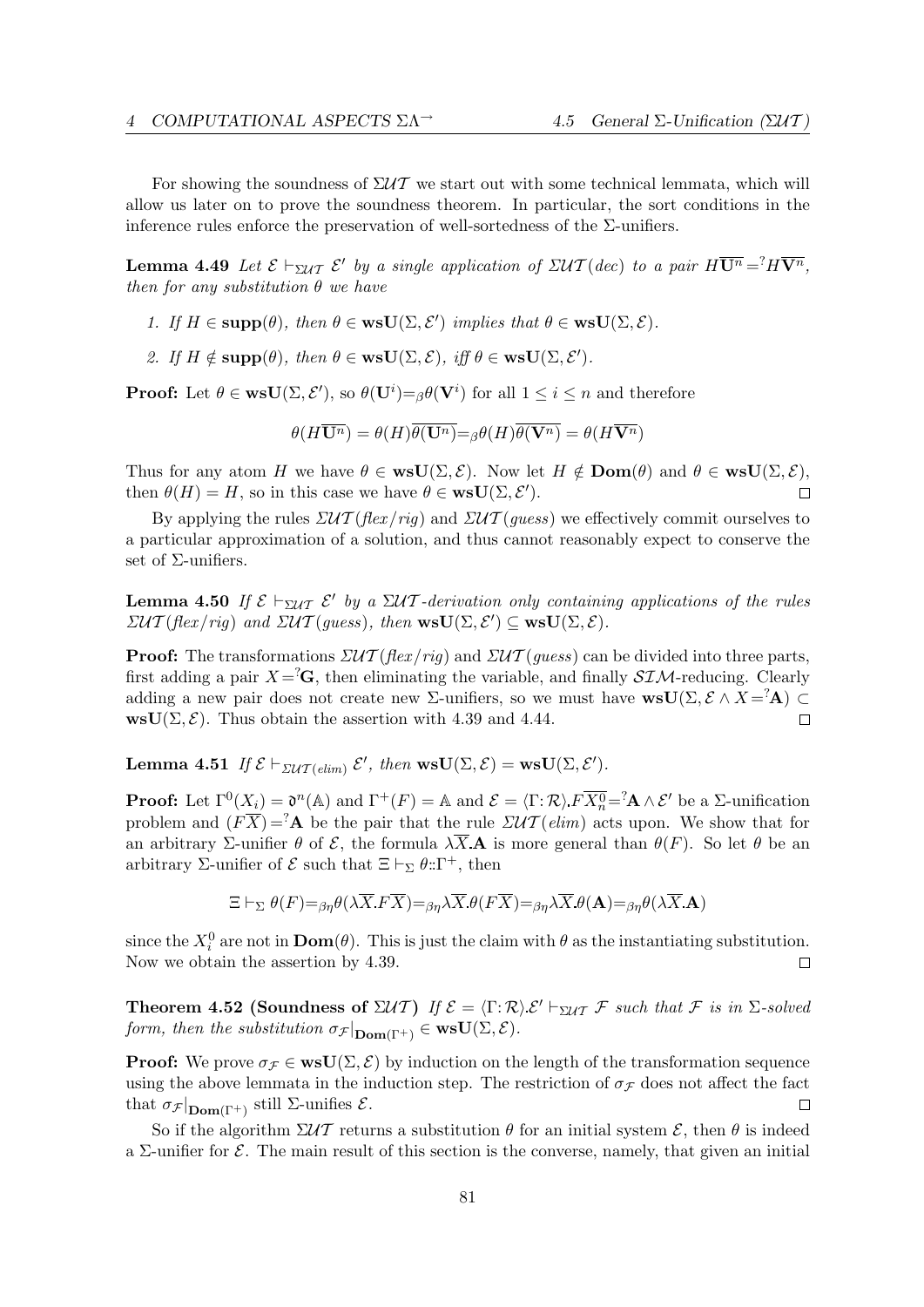For showing the soundness of $\Sigma\mathcal{UT}$ we start out with some technical lemmata, which will allow us later on to prove the soundness theorem. In particular, the sort conditions in the inference rules enforce the preservation of well-sortedness of the Σ-unifiers.

**Lemma 4.49** *Let $\mathcal{E} \vdash_{\Sigma\mathcal{UT}} \mathcal{E}'$ by a single application of $\Sigma\mathcal{UT}(dec)$ to a pair $H\overline{\mathbf{U}^n} =^? H\overline{\mathbf{V}^n}$, then for any substitution $\theta$ we have*

1. *If $H \in \mathbf{supp}(\theta)$, then $\theta \in \mathbf{wsU}(\Sigma, \mathcal{E}')$ implies that $\theta \in \mathbf{wsU}(\Sigma, \mathcal{E})$.*
2. *If $H \notin \mathbf{supp}(\theta)$, then $\theta \in \mathbf{wsU}(\Sigma, \mathcal{E})$, iff $\theta \in \mathbf{wsU}(\Sigma, \mathcal{E}')$.*

**Proof:** Let $\theta \in \mathbf{wsU}(\Sigma, \mathcal{E}')$, so $\theta(\mathbf{U}^i) =_\beta \theta(\mathbf{V}^i)$ for all $1 \le i \le n$ and therefore

$$\theta(H\overline{\mathbf{U}^n}) = \theta(H)\overline{\theta(\mathbf{U}^n)} =_\beta \theta(H)\overline{\theta(\mathbf{V}^n)} = \theta(H\overline{\mathbf{V}^n})$$

Thus for any atom $H$ we have $\theta \in \mathbf{wsU}(\Sigma, \mathcal{E})$. Now let $H \notin \mathbf{Dom}(\theta)$ and $\theta \in \mathbf{wsU}(\Sigma, \mathcal{E})$, then $\theta(H) = H$, so in this case we have $\theta \in \mathbf{wsU}(\Sigma, \mathcal{E}')$. ◻

By applying the rules $\Sigma\mathcal{UT}(flex/rig)$ and $\Sigma\mathcal{UT}(guess)$ we effectively commit ourselves to a particular approximation of a solution, and thus cannot reasonably expect to conserve the set of Σ-unifiers.

**Lemma 4.50** *If $\mathcal{E} \vdash_{\Sigma\mathcal{UT}} \mathcal{E}'$ by a $\Sigma\mathcal{UT}$-derivation only containing applications of the rules $\Sigma\mathcal{UT}(flex/rig)$ and $\Sigma\mathcal{UT}(guess)$, then $\mathbf{wsU}(\Sigma, \mathcal{E}') \subseteq \mathbf{wsU}(\Sigma, \mathcal{E})$.*

**Proof:** The transformations $\Sigma\mathcal{UT}(flex/rig)$ and $\Sigma\mathcal{UT}(guess)$ can be divided into three parts, first adding a pair $X =^? \mathbf{G}$, then eliminating the variable, and finally $\mathcal{SIM}$-reducing. Clearly adding a new pair does not create new Σ-unifiers, so we must have $\mathbf{wsU}(\Sigma, \mathcal{E} \wedge X =^? \mathbf{A}) \subset \mathbf{wsU}(\Sigma, \mathcal{E})$. Thus obtain the assertion with 4.39 and 4.44. ◻

**Lemma 4.51** *If $\mathcal{E} \vdash_{\Sigma\mathcal{UT}(elim)} \mathcal{E}'$, then $\mathbf{wsU}(\Sigma, \mathcal{E}) = \mathbf{wsU}(\Sigma, \mathcal{E}')$.*

**Proof:** Let $\Gamma^0(X_i) = \mathfrak{d}^n(\mathbb{A})$ and $\Gamma^+(F) = \mathbb{A}$ and $\mathcal{E} = \langle \Gamma \colon \mathcal{R} \rangle . F\overline{X_n^0} =^? \mathbf{A} \wedge \mathcal{E}'$ be a Σ-unification problem and $(F\overline{X}) =^? \mathbf{A}$ be the pair that the rule $\Sigma\mathcal{UT}(elim)$ acts upon. We show that for an arbitrary Σ-unifier $\theta$ of $\mathcal{E}$, the formula $\lambda\overline{X}.\mathbf{A}$ is more general than $\theta(F)$. So let $\theta$ be an arbitrary Σ-unifier of $\mathcal{E}$ such that $\Xi \vdash_\Sigma \theta :: \Gamma^+$, then

$$\Xi \vdash_\Sigma \theta(F) =_{\beta\eta} \theta(\lambda\overline{X}.F\overline{X}) =_{\beta\eta} \lambda\overline{X}.\theta(F\overline{X}) =_{\beta\eta} \lambda\overline{X}.\theta(\mathbf{A}) =_{\beta\eta} \theta(\lambda\overline{X}.\mathbf{A})$$

since the $X_i^0$ are not in $\mathbf{Dom}(\theta)$. This is just the claim with $\theta$ as the instantiating substitution. Now we obtain the assertion by 4.39. ◻

**Theorem 4.52 (Soundness of $\Sigma\mathcal{UT}$)** *If $\mathcal{E} = \langle \Gamma \colon \mathcal{R} \rangle . \mathcal{E}' \vdash_{\Sigma\mathcal{UT}} \mathcal{F}$ such that $\mathcal{F}$ is in Σ-solved form, then the substitution $\sigma_\mathcal{F}|_{\mathbf{Dom}(\Gamma^+)} \in \mathbf{wsU}(\Sigma, \mathcal{E})$.*

**Proof:** We prove $\sigma_\mathcal{F} \in \mathbf{wsU}(\Sigma, \mathcal{E})$ by induction on the length of the transformation sequence using the above lemmata in the induction step. The restriction of $\sigma_\mathcal{F}$ does not affect the fact that $\sigma_\mathcal{F}|_{\mathbf{Dom}(\Gamma^+)}$ still Σ-unifies $\mathcal{E}$. ◻

So if the algorithm $\Sigma\mathcal{UT}$ returns a substitution $\theta$ for an initial system $\mathcal{E}$, then $\theta$ is indeed a Σ-unifier for $\mathcal{E}$. The main result of this section is the converse, namely, that given an initial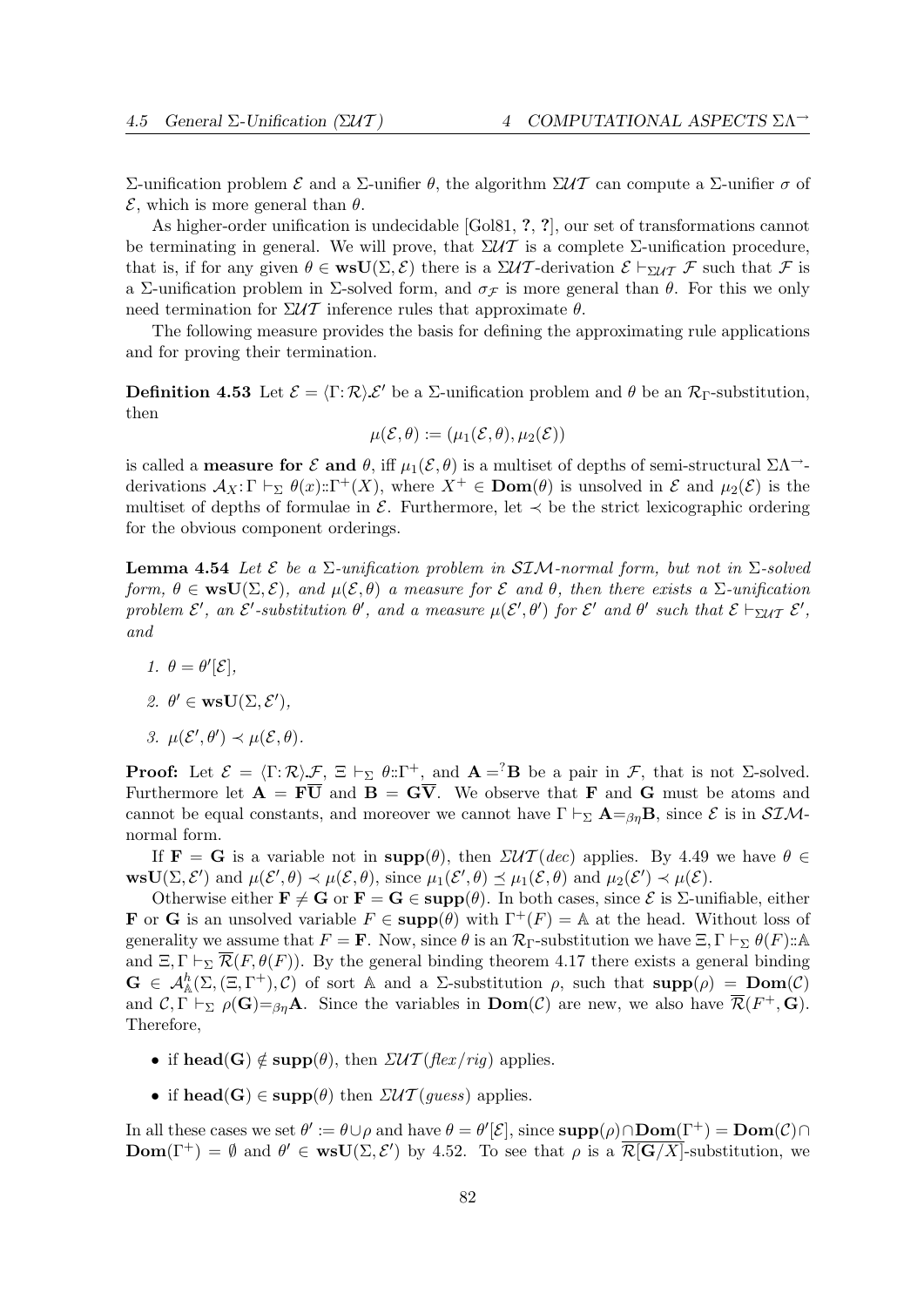$\Sigma$-unification problem $\mathcal{E}$ and a $\Sigma$-unifier $\theta$, the algorithm $\Sigma\mathcal{UT}$ can compute a $\Sigma$-unifier $\sigma$ of $\mathcal{E}$, which is more general than $\theta$.

As higher-order unification is undecidable [Gol81, **?**, **?**], our set of transformations cannot be terminating in general. We will prove, that $\Sigma\mathcal{UT}$ is a complete $\Sigma$-unification procedure, that is, if for any given $\theta \in \mathbf{wsU}(\Sigma, \mathcal{E})$ there is a $\Sigma\mathcal{UT}$-derivation $\mathcal{E} \vdash_{\Sigma\mathcal{UT}} \mathcal{F}$ such that $\mathcal{F}$ is a $\Sigma$-unification problem in $\Sigma$-solved form, and $\sigma_\mathcal{F}$ is more general than $\theta$. For this we only need termination for $\Sigma\mathcal{UT}$ inference rules that approximate $\theta$.

The following measure provides the basis for defining the approximating rule applications and for proving their termination.

**Definition 4.53** Let $\mathcal{E} = \langle\Gamma\colon\mathcal{R}\rangle\mathcal{E}'$ be a $\Sigma$-unification problem and $\theta$ be an $\mathcal{R}_\Gamma$-substitution, then

$$\mu(\mathcal{E}, \theta) := (\mu_1(\mathcal{E}, \theta), \mu_2(\mathcal{E}))$$

is called a **measure for** $\mathcal{E}$ **and** $\theta$, iff $\mu_1(\mathcal{E}, \theta)$ is a multiset of depths of semi-structural $\Sigma\Lambda^{\rightarrow}$-derivations $\mathcal{A}_X\colon\Gamma \vdash_\Sigma \theta(x)::\Gamma^+(X)$, where $X^+ \in \mathbf{Dom}(\theta)$ is unsolved in $\mathcal{E}$ and $\mu_2(\mathcal{E})$ is the multiset of depths of formulae in $\mathcal{E}$. Furthermore, let $\prec$ be the strict lexicographic ordering for the obvious component orderings.

**Lemma 4.54** *Let $\mathcal{E}$ be a $\Sigma$-unification problem in $\mathcal{SIM}$-normal form, but not in $\Sigma$-solved form, $\theta \in \mathbf{wsU}(\Sigma, \mathcal{E})$, and $\mu(\mathcal{E}, \theta)$ a measure for $\mathcal{E}$ and $\theta$, then there exists a $\Sigma$-unification problem $\mathcal{E}'$, an $\mathcal{E}'$-substitution $\theta'$, and a measure $\mu(\mathcal{E}', \theta')$ for $\mathcal{E}'$ and $\theta'$ such that $\mathcal{E} \vdash_{\Sigma\mathcal{UT}} \mathcal{E}'$, and*

1. $\theta = \theta'[\mathcal{E}]$,
2. $\theta' \in \mathbf{wsU}(\Sigma, \mathcal{E}')$,
3. $\mu(\mathcal{E}', \theta') \prec \mu(\mathcal{E}, \theta)$.

**Proof:** Let $\mathcal{E} = \langle\Gamma\colon\mathcal{R}\rangle\mathcal{F}$, $\Xi \vdash_\Sigma \theta::\Gamma^+$, and $\mathbf{A} =^? \mathbf{B}$ be a pair in $\mathcal{F}$, that is not $\Sigma$-solved. Furthermore let $\mathbf{A} = \mathbf{F}\overline{\mathbf{U}}$ and $\mathbf{B} = \mathbf{G}\overline{\mathbf{V}}$. We observe that $\mathbf{F}$ and $\mathbf{G}$ must be atoms and cannot be equal constants, and moreover we cannot have $\Gamma \vdash_\Sigma \mathbf{A}=_{\beta\eta}\mathbf{B}$, since $\mathcal{E}$ is in $\mathcal{SIM}$-normal form.

If $\mathbf{F} = \mathbf{G}$ is a variable not in $\mathbf{supp}(\theta)$, then $\Sigma\mathcal{UT}(dec)$ applies. By 4.49 we have $\theta \in \mathbf{wsU}(\Sigma, \mathcal{E}')$ and $\mu(\mathcal{E}', \theta) \prec \mu(\mathcal{E}, \theta)$, since $\mu_1(\mathcal{E}', \theta) \preceq \mu_1(\mathcal{E}, \theta)$ and $\mu_2(\mathcal{E}') \prec \mu(\mathcal{E})$.

Otherwise either $\mathbf{F} \neq \mathbf{G}$ or $\mathbf{F} = \mathbf{G} \in \mathbf{supp}(\theta)$. In both cases, since $\mathcal{E}$ is $\Sigma$-unifiable, either $\mathbf{F}$ or $\mathbf{G}$ is an unsolved variable $F \in \mathbf{supp}(\theta)$ with $\Gamma^+(F) = \mathbb{A}$ at the head. Without loss of generality we assume that $F = \mathbf{F}$. Now, since $\theta$ is an $\mathcal{R}_\Gamma$-substitution we have $\Xi, \Gamma \vdash_\Sigma \theta(F)::\mathbb{A}$ and $\Xi, \Gamma \vdash_\Sigma \overline{\mathcal{R}}(F, \theta(F))$. By the general binding theorem 4.17 there exists a general binding $\mathbf{G} \in \mathcal{A}^h_\mathbb{A}(\Sigma, (\Xi, \Gamma^+), \mathcal{C})$ of sort $\mathbb{A}$ and a $\Sigma$-substitution $\rho$, such that $\mathbf{supp}(\rho) = \mathbf{Dom}(\mathcal{C})$ and $\mathcal{C}, \Gamma \vdash_\Sigma \rho(\mathbf{G})=_{\beta\eta}\mathbf{A}$. Since the variables in $\mathbf{Dom}(\mathcal{C})$ are new, we also have $\overline{\mathcal{R}}(F^+, \mathbf{G})$. Therefore,

- if $\mathbf{head}(\mathbf{G}) \notin \mathbf{supp}(\theta)$, then $\Sigma\mathcal{UT}(flex/rig)$ applies.
- if $\mathbf{head}(\mathbf{G}) \in \mathbf{supp}(\theta)$ then $\Sigma\mathcal{UT}(guess)$ applies.

In all these cases we set $\theta' := \theta \cup \rho$ and have $\theta = \theta'[\mathcal{E}]$, since $\mathbf{supp}(\rho) \cap \mathbf{Dom}(\Gamma^+) = \mathbf{Dom}(\mathcal{C}) \cap \mathbf{Dom}(\Gamma^+) = \emptyset$ and $\theta' \in \mathbf{wsU}(\Sigma, \mathcal{E}')$ by 4.52. To see that $\rho$ is a $\overline{\mathcal{R}[\mathbf{G}/X]}$-substitution, we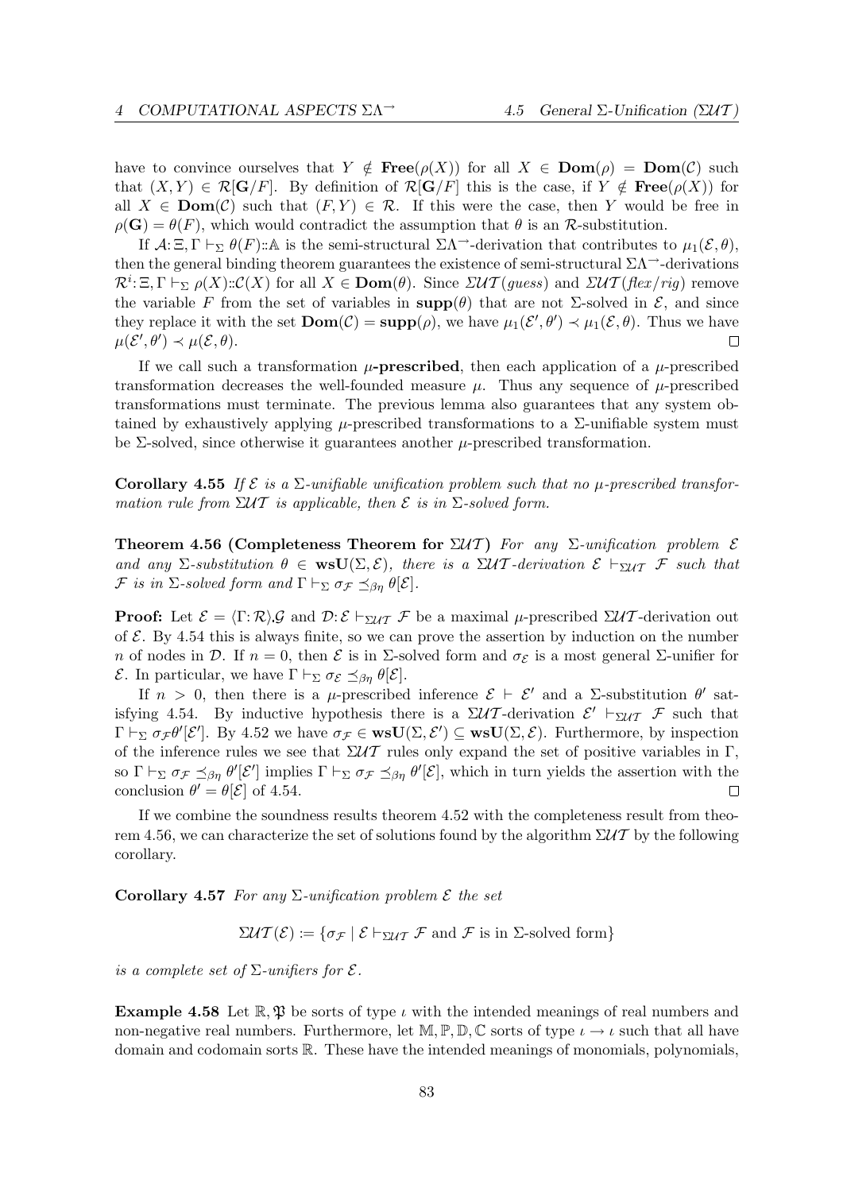have to convince ourselves that $Y \notin \mathbf{Free}(\rho(X))$ for all $X \in \mathbf{Dom}(\rho) = \mathbf{Dom}(\mathcal{C})$ such that $(X, Y) \in \mathcal{R}[\mathbf{G}/F]$. By definition of $\mathcal{R}[\mathbf{G}/F]$ this is the case, if $Y \notin \mathbf{Free}(\rho(X))$ for all $X \in \mathbf{Dom}(\mathcal{C})$ such that $(F, Y) \in \mathcal{R}$. If this were the case, then $Y$ would be free in $\rho(\mathbf{G}) = \theta(F)$, which would contradict the assumption that $\theta$ is an $\mathcal{R}$-substitution.

If $\mathcal{A}\colon \Xi, \Gamma \vdash_\Sigma \theta(F)::\mathbb{A}$ is the semi-structural $\Sigma\Lambda^{\rightarrow}$-derivation that contributes to $\mu_1(\mathcal{E}, \theta)$, then the general binding theorem guarantees the existence of semi-structural $\Sigma\Lambda^{\rightarrow}$-derivations $\mathcal{R}^i\colon \Xi, \Gamma \vdash_\Sigma \rho(X)::\mathcal{C}(X)$ for all $X \in \mathbf{Dom}(\theta)$. Since $\Sigma\mathcal{UT}(guess)$ and $\Sigma\mathcal{UT}(flex/rig)$ remove the variable $F$ from the set of variables in $\mathbf{supp}(\theta)$ that are not $\Sigma$-solved in $\mathcal{E}$, and since they replace it with the set $\mathbf{Dom}(\mathcal{C}) = \mathbf{supp}(\rho)$, we have $\mu_1(\mathcal{E}', \theta') \prec \mu_1(\mathcal{E}, \theta)$. Thus we have $\mu(\mathcal{E}', \theta') \prec \mu(\mathcal{E}, \theta)$. $\square$

If we call such a transformation **$\mu$-prescribed**, then each application of a $\mu$-prescribed transformation decreases the well-founded measure $\mu$. Thus any sequence of $\mu$-prescribed transformations must terminate. The previous lemma also guarantees that any system obtained by exhaustively applying $\mu$-prescribed transformations to a $\Sigma$-unifiable system must be $\Sigma$-solved, since otherwise it guarantees another $\mu$-prescribed transformation.

**Corollary 4.55** *If $\mathcal{E}$ is a $\Sigma$-unifiable unification problem such that no $\mu$-prescribed transformation rule from $\Sigma\mathcal{UT}$ is applicable, then $\mathcal{E}$ is in $\Sigma$-solved form.*

**Theorem 4.56 (Completeness Theorem for $\Sigma\mathcal{UT}$)** *For any $\Sigma$-unification problem $\mathcal{E}$ and any $\Sigma$-substitution $\theta \in \mathbf{wsU}(\Sigma, \mathcal{E})$, there is a $\Sigma\mathcal{UT}$-derivation $\mathcal{E} \vdash_{\Sigma\mathcal{UT}} \mathcal{F}$ such that $\mathcal{F}$ is in $\Sigma$-solved form and $\Gamma \vdash_\Sigma \sigma_\mathcal{F} \preceq_{\beta\eta} \theta[\mathcal{E}]$.*

**Proof:** Let $\mathcal{E} = \langle \Gamma\colon \mathcal{R}\rangle.\mathcal{G}$ and $\mathcal{D}\colon \mathcal{E} \vdash_{\Sigma\mathcal{UT}} \mathcal{F}$ be a maximal $\mu$-prescribed $\Sigma\mathcal{UT}$-derivation out of $\mathcal{E}$. By 4.54 this is always finite, so we can prove the assertion by induction on the number $n$ of nodes in $\mathcal{D}$. If $n = 0$, then $\mathcal{E}$ is in $\Sigma$-solved form and $\sigma_\mathcal{E}$ is a most general $\Sigma$-unifier for $\mathcal{E}$. In particular, we have $\Gamma \vdash_\Sigma \sigma_\mathcal{E} \preceq_{\beta\eta} \theta[\mathcal{E}]$.

If $n > 0$, then there is a $\mu$-prescribed inference $\mathcal{E} \vdash \mathcal{E}'$ and a $\Sigma$-substitution $\theta'$ satisfying 4.54. By inductive hypothesis there is a $\Sigma\mathcal{UT}$-derivation $\mathcal{E}' \vdash_{\Sigma\mathcal{UT}} \mathcal{F}$ such that $\Gamma \vdash_\Sigma \sigma_\mathcal{F}\theta'[\mathcal{E}']$. By 4.52 we have $\sigma_\mathcal{F} \in \mathbf{wsU}(\Sigma, \mathcal{E}') \subseteq \mathbf{wsU}(\Sigma, \mathcal{E})$. Furthermore, by inspection of the inference rules we see that $\Sigma\mathcal{UT}$ rules only expand the set of positive variables in $\Gamma$, so $\Gamma \vdash_\Sigma \sigma_\mathcal{F} \preceq_{\beta\eta} \theta'[\mathcal{E}']$ implies $\Gamma \vdash_\Sigma \sigma_\mathcal{F} \preceq_{\beta\eta} \theta'[\mathcal{E}]$, which in turn yields the assertion with the conclusion $\theta' = \theta[\mathcal{E}]$ of 4.54. $\square$

If we combine the soundness results theorem 4.52 with the completeness result from theorem 4.56, we can characterize the set of solutions found by the algorithm $\Sigma\mathcal{UT}$ by the following corollary.

**Corollary 4.57** *For any $\Sigma$-unification problem $\mathcal{E}$ the set*

$$\Sigma\mathcal{UT}(\mathcal{E}) := \{\sigma_\mathcal{F} \mid \mathcal{E} \vdash_{\Sigma\mathcal{UT}} \mathcal{F} \text{ and } \mathcal{F} \text{ is in } \Sigma\text{-solved form}\}$$

*is a complete set of $\Sigma$-unifiers for $\mathcal{E}$.*

**Example 4.58** Let $\mathbb{R}, \mathfrak{P}$ be sorts of type $\iota$ with the intended meanings of real numbers and non-negative real numbers. Furthermore, let $\mathbb{M}, \mathbb{P}, \mathbb{D}, \mathbb{C}$ sorts of type $\iota \to \iota$ such that all have domain and codomain sorts $\mathbb{R}$. These have the intended meanings of monomials, polynomials,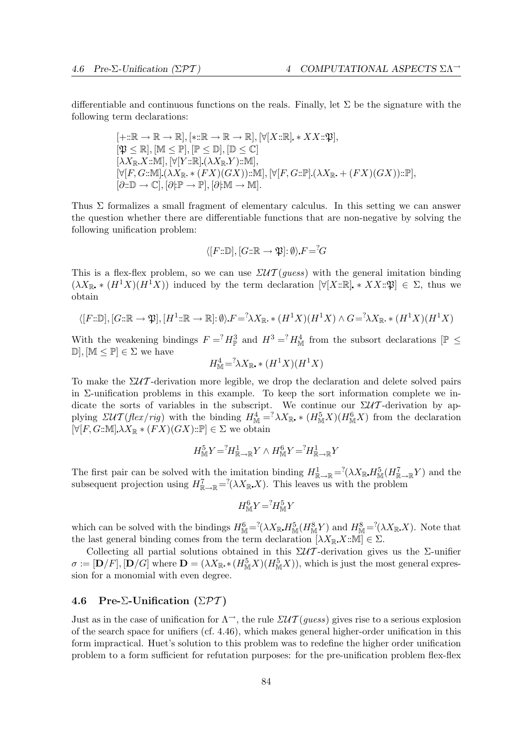differentiable and continuous functions on the reals. Finally, let $\Sigma$ be the signature with the following term declarations:

$$
\begin{aligned}
&[+::\mathbb{R} \to \mathbb{R} \to \mathbb{R}], [*::\mathbb{R} \to \mathbb{R} \to \mathbb{R}], [\forall[X::\mathbb{R}]. * XX::\mathfrak{P}],\\
&[\mathfrak{P} \leq \mathbb{R}], [\mathbb{M} \leq \mathbb{P}], [\mathbb{P} \leq \mathbb{D}], [\mathbb{D} \leq \mathbb{C}]\\
&[\lambda X_{\mathbb{R}}.X::\mathbb{M}], [\forall[Y::\mathbb{R}].(\lambda X_{\mathbb{R}}.Y)::\mathbb{M}],\\
&[\forall[F, G::\mathbb{M}].(\lambda X_{\mathbb{R}}. * (FX)(GX))::\mathbb{M}], [\forall[F, G::\mathbb{P}].(\lambda X_{\mathbb{R}}. + (FX)(GX))::\mathbb{P}],\\
&[\partial::\mathbb{D} \to \mathbb{C}], [\partial|\mathbb{P} \to \mathbb{P}], [\partial|\mathbb{M} \to \mathbb{M}].
\end{aligned}
$$

Thus $\Sigma$ formalizes a small fragment of elementary calculus. In this setting we can answer the question whether there are differentiable functions that are non-negative by solving the following unification problem:

$$\langle [F::\mathbb{D}], [G::\mathbb{R} \to \mathfrak{P}] : \emptyset \rangle . F =^? G$$

This is a flex-flex problem, so we can use *ΣUT(guess)* with the general imitation binding $(\lambda X_{\mathbb{R}}. * (H^1X)(H^1X))$ induced by the term declaration $[\forall[X::\mathbb{R}]. * XX::\mathfrak{P}] \in \Sigma$, thus we obtain

$$\langle [F::\mathbb{D}], [G::\mathbb{R} \to \mathfrak{P}], [H^1::\mathbb{R} \to \mathbb{R}] : \emptyset \rangle . F =^? \lambda X_{\mathbb{R}}. * (H^1X)(H^1X) \wedge G =^? \lambda X_{\mathbb{R}}. * (H^1X)(H^1X)$$

With the weakening bindings $F =^? H^3_{\mathbb{P}}$ and $H^3 =^? H^4_{\mathbb{M}}$ from the subsort declarations $[\mathbb{P} \leq \mathbb{D}], [\mathbb{M} \leq \mathbb{P}] \in \Sigma$ we have

$$H^4_{\mathbb{M}} =^? \lambda X_{\mathbb{R}}. * (H^1X)(H^1X)$$

To make the $\Sigma\mathcal{UT}$-derivation more legible, we drop the declaration and delete solved pairs in $\Sigma$-unification problems in this example. To keep the sort information complete we indicate the sorts of variables in the subscript. We continue our $\Sigma\mathcal{UT}$-derivation by applying *ΣUT(flex/rig)* with the binding $H^4_{\mathbb{M}} =^? \lambda X_{\mathbb{R}}. * (H^5_{\mathbb{M}}X)(H^6_{\mathbb{M}}X)$ from the declaration $[\forall[F, G::\mathbb{M}].\lambda X_{\mathbb{R}} * (FX)(GX)::\mathbb{P}] \in \Sigma$ we obtain

$$H^5_{\mathbb{M}}Y =^? H^1_{\mathbb{R} \to \mathbb{R}}Y \wedge H^6_{\mathbb{M}}Y =^? H^1_{\mathbb{R} \to \mathbb{R}}Y$$

The first pair can be solved with the imitation binding $H^1_{\mathbb{R} \to \mathbb{R}} =^? (\lambda X_{\mathbb{R}}.H^5_{\mathbb{M}}(H^7_{\mathbb{R} \to \mathbb{R}}Y)$ and the subsequent projection using $H^7_{\mathbb{R} \to \mathbb{R}} =^? (\lambda X_{\mathbb{R}}.X)$. This leaves us with the problem

$$H^6_{\mathbb{M}}Y =^? H^5_{\mathbb{M}}Y$$

which can be solved with the bindings $H^6_{\mathbb{M}} =^? (\lambda X_{\mathbb{R}}.H^5_{\mathbb{M}}(H^8_{\mathbb{M}}Y)$ and $H^8_{\mathbb{M}} =^? (\lambda X_{\mathbb{R}}.X)$. Note that the last general binding comes from the term declaration $[\lambda X_{\mathbb{R}}.X::\mathbb{M}] \in \Sigma$.

Collecting all partial solutions obtained in this $\Sigma\mathcal{UT}$-derivation gives us the $\Sigma$-unifier $\sigma := [\mathbf{D}/F], [\mathbf{D}/G]$ where $\mathbf{D} = (\lambda X_{\mathbb{R}}. * (H^5_{\mathbb{M}}X)(H^5_{\mathbb{M}}X))$, which is just the most general expression for a monomial with even degree.

## 4.6 Pre-Σ-Unification (ΣPT)

Just as in the case of unification for $\Lambda^{\to}$, the rule *ΣUT(guess)* gives rise to a serious explosion of the search space for unifiers (cf. 4.46), which makes general higher-order unification in this form impractical. Huet's solution to this problem was to redefine the higher order unification problem to a form sufficient for refutation purposes: for the pre-unification problem flex-flex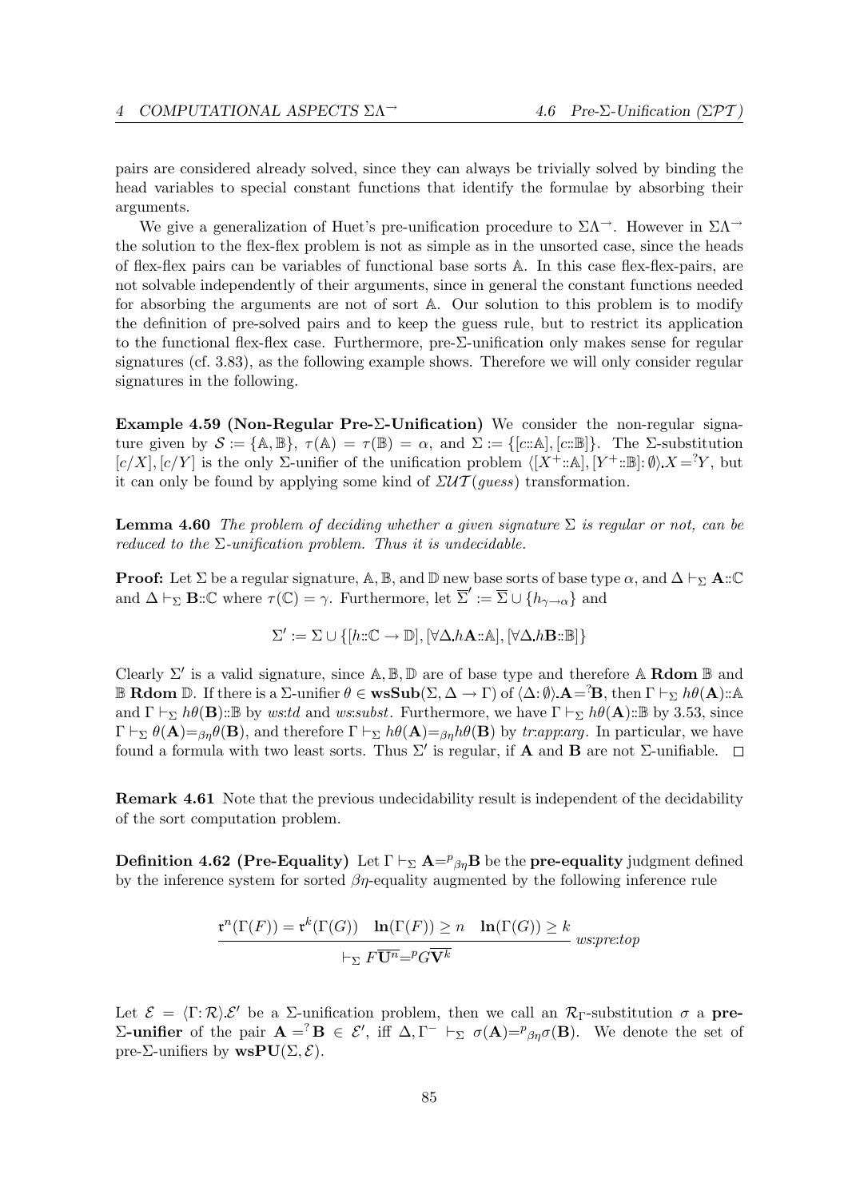pairs are considered already solved, since they can always be trivially solved by binding the head variables to special constant functions that identify the formulae by absorbing their arguments.

We give a generalization of Huet's pre-unification procedure to $\Sigma\Lambda^{\rightarrow}$. However in $\Sigma\Lambda^{\rightarrow}$ the solution to the flex-flex problem is not as simple as in the unsorted case, since the heads of flex-flex pairs can be variables of functional base sorts $\mathbb{A}$. In this case flex-flex-pairs, are not solvable independently of their arguments, since in general the constant functions needed for absorbing the arguments are not of sort $\mathbb{A}$. Our solution to this problem is to modify the definition of pre-solved pairs and to keep the guess rule, but to restrict its application to the functional flex-flex case. Furthermore, pre-$\Sigma$-unification only makes sense for regular signatures (cf. 3.83), as the following example shows. Therefore we will only consider regular signatures in the following.

**Example 4.59 (Non-Regular Pre-$\Sigma$-Unification)** We consider the non-regular signature given by $\mathcal{S} := \{\mathbb{A}, \mathbb{B}\}$, $\tau(\mathbb{A}) = \tau(\mathbb{B}) = \alpha$, and $\Sigma := \{[c{::}\mathbb{A}], [c{::}\mathbb{B}]\}$. The $\Sigma$-substitution $[c/X], [c/Y]$ is the only $\Sigma$-unifier of the unification problem $\langle [X^{+}{::}\mathbb{A}], [Y^{+}{::}\mathbb{B}]{:}\,\emptyset\rangle . X =^{?} Y$, but it can only be found by applying some kind of $\Sigma\mathcal{UT}(guess)$ transformation.

**Lemma 4.60** *The problem of deciding whether a given signature $\Sigma$ is regular or not, can be reduced to the $\Sigma$-unification problem. Thus it is undecidable.*

**Proof:** Let $\Sigma$ be a regular signature, $\mathbb{A}, \mathbb{B}$, and $\mathbb{D}$ new base sorts of base type $\alpha$, and $\Delta \vdash_{\Sigma} \mathbf{A}{::}\mathbb{C}$ and $\Delta \vdash_{\Sigma} \mathbf{B}{::}\mathbb{C}$ where $\tau(\mathbb{C}) = \gamma$. Furthermore, let $\overline{\Sigma}' := \overline{\Sigma} \cup \{h_{\gamma\rightarrow\alpha}\}$ and

$$\Sigma' := \Sigma \cup \{[h{::}\mathbb{C} \rightarrow \mathbb{D}], [\forall\Delta . h\mathbf{A}{::}\mathbb{A}], [\forall\Delta . h\mathbf{B}{::}\mathbb{B}]\}$$

Clearly $\Sigma'$ is a valid signature, since $\mathbb{A}, \mathbb{B}, \mathbb{D}$ are of base type and therefore $\mathbb{A}$ **Rdom** $\mathbb{B}$ and $\mathbb{B}$ **Rdom** $\mathbb{D}$. If there is a $\Sigma$-unifier $\theta \in \mathbf{wsSub}(\Sigma, \Delta \rightarrow \Gamma)$ of $\langle \Delta{:}\,\emptyset\rangle . \mathbf{A} =^{?} \mathbf{B}$, then $\Gamma \vdash_{\Sigma} h\theta(\mathbf{A}){::}\mathbb{A}$ and $\Gamma \vdash_{\Sigma} h\theta(\mathbf{B}){::}\mathbb{B}$ by *ws:td* and *ws:subst*. Furthermore, we have $\Gamma \vdash_{\Sigma} h\theta(\mathbf{A}){::}\mathbb{B}$ by 3.53, since $\Gamma \vdash_{\Sigma} \theta(\mathbf{A}) =_{\beta\eta} \theta(\mathbf{B})$, and therefore $\Gamma \vdash_{\Sigma} h\theta(\mathbf{A}) =_{\beta\eta} h\theta(\mathbf{B})$ by *tr:app:arg*. In particular, we have found a formula with two least sorts. Thus $\Sigma'$ is regular, if $\mathbf{A}$ and $\mathbf{B}$ are not $\Sigma$-unifiable. $\square$

**Remark 4.61** Note that the previous undecidability result is independent of the decidability of the sort computation problem.

**Definition 4.62 (Pre-Equality)** Let $\Gamma \vdash_{\Sigma} \mathbf{A} =^{p}{}_{\beta\eta} \mathbf{B}$ be the **pre-equality** judgment defined by the inference system for sorted $\beta\eta$-equality augmented by the following inference rule

$$\frac{\mathfrak{r}^{n}(\Gamma(F)) = \mathfrak{r}^{k}(\Gamma(G)) \quad \mathbf{ln}(\Gamma(F)) \geq n \quad \mathbf{ln}(\Gamma(G)) \geq k}{\vdash_{\Sigma} F\overline{\mathbf{U}^{n}} =^{p} G\overline{\mathbf{V}^{k}}}\ ws{:}pre{:}top$$

Let $\mathcal{E} = \langle \Gamma{:}\,\mathcal{R}\rangle . \mathcal{E}'$ be a $\Sigma$-unification problem, then we call an $\mathcal{R}_{\Gamma}$-substitution $\sigma$ a **pre-$\Sigma$-unifier** of the pair $\mathbf{A} =^{?} \mathbf{B} \in \mathcal{E}'$, iff $\Delta, \Gamma^{-} \vdash_{\Sigma} \sigma(\mathbf{A}) =^{p}{}_{\beta\eta} \sigma(\mathbf{B})$. We denote the set of pre-$\Sigma$-unifiers by $\mathbf{wsPU}(\Sigma, \mathcal{E})$.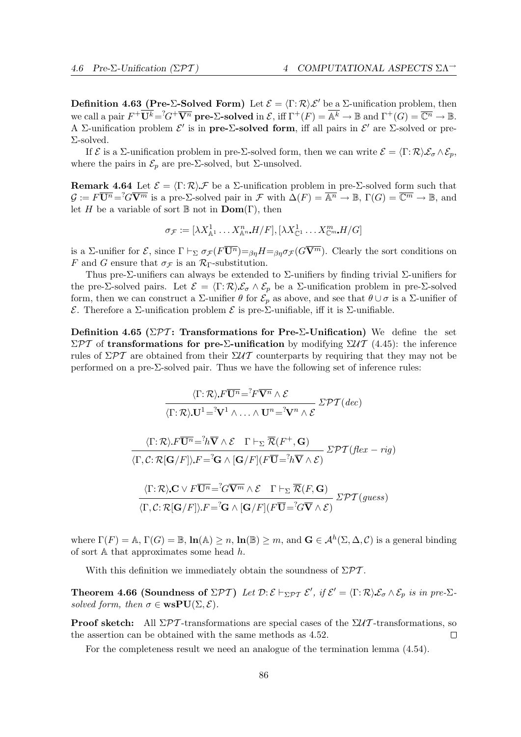**Definition 4.63 (Pre-Σ-Solved Form)** Let $\mathcal{E} = \langle\Gamma\colon\mathcal{R}\rangle.\mathcal{E}'$ be a Σ-unification problem, then we call a pair $F^{+}\overline{\mathbf{U}^{k}} =^{?} G^{+}\overline{\mathbf{V}^{n}}$ **pre-Σ-solved** in $\mathcal{E}$, iff $\Gamma^{+}(F) = \overline{\mathbb{A}^{k}} \to \mathbb{B}$ and $\Gamma^{+}(G) = \overline{\mathbb{C}^{n}} \to \mathbb{B}$. A Σ-unification problem $\mathcal{E}'$ is in **pre-Σ-solved form**, iff all pairs in $\mathcal{E}'$ are Σ-solved or pre-Σ-solved.

If $\mathcal{E}$ is a Σ-unification problem in pre-Σ-solved form, then we can write $\mathcal{E} = \langle\Gamma\colon\mathcal{R}\rangle.\mathcal{E}_{\sigma} \wedge \mathcal{E}_{p}$, where the pairs in $\mathcal{E}_{p}$ are pre-Σ-solved, but Σ-unsolved.

**Remark 4.64** Let $\mathcal{E} = \langle\Gamma\colon\mathcal{R}\rangle.\mathcal{F}$ be a Σ-unification problem in pre-Σ-solved form such that $\mathcal{G} := F\overline{\mathbf{U}^{n}} =^{?} G\overline{\mathbf{V}^{m}}$ is a pre-Σ-solved pair in $\mathcal{F}$ with $\Delta(F) = \overline{\mathbb{A}^{n}} \to \mathbb{B}$, $\Gamma(G) = \overline{\mathbb{C}^{m}} \to \mathbb{B}$, and let $H$ be a variable of sort $\mathbb{B}$ not in $\mathbf{Dom}(\Gamma)$, then

$$\sigma_{\mathcal{F}} := [\lambda X^{1}_{\mathbb{A}^{1}} \ldots X^{n}_{\mathbb{A}^{n}}.H/F], [\lambda X^{1}_{\mathbb{C}^{1}} \ldots X^{m}_{\mathbb{C}^{m}}.H/G]$$

is a Σ-unifier for $\mathcal{E}$, since $\Gamma \vdash_{\Sigma} \sigma_{\mathcal{F}}(F\overline{\mathbf{U}^{n}}) =_{\beta\eta} H =_{\beta\eta} \sigma_{\mathcal{F}}(G\overline{\mathbf{V}^{m}})$. Clearly the sort conditions on $F$ and $G$ ensure that $\sigma_{\mathcal{F}}$ is an $\mathcal{R}_{\Gamma}$-substitution.

Thus pre-Σ-unifiers can always be extended to Σ-unifiers by finding trivial Σ-unifiers for the pre-Σ-solved pairs. Let $\mathcal{E} = \langle\Gamma\colon\mathcal{R}\rangle.\mathcal{E}_{\sigma} \wedge \mathcal{E}_{p}$ be a Σ-unification problem in pre-Σ-solved form, then we can construct a Σ-unifier $\theta$ for $\mathcal{E}_{p}$ as above, and see that $\theta \cup \sigma$ is a Σ-unifier of $\mathcal{E}$. Therefore a Σ-unification problem $\mathcal{E}$ is pre-Σ-unifiable, iff it is Σ-unifiable.

**Definition 4.65 ($\Sigma\mathcal{PT}$: Transformations for Pre-Σ-Unification)** We define the set $\Sigma\mathcal{PT}$ of **transformations for pre-Σ-unification** by modifying $\Sigma\mathcal{UT}$ (4.45): the inference rules of $\Sigma\mathcal{PT}$ are obtained from their $\Sigma\mathcal{UT}$ counterparts by requiring that they may not be performed on a pre-Σ-solved pair. Thus we have the following set of inference rules:

$$\frac{\langle\Gamma\colon\mathcal{R}\rangle.F\overline{\mathbf{U}^{n}} =^{?} F\overline{\mathbf{V}^{n}} \wedge \mathcal{E}}{\langle\Gamma\colon\mathcal{R}\rangle.\mathbf{U}^{1} =^{?} \mathbf{V}^{1} \wedge \ldots \wedge \mathbf{U}^{n} =^{?} \mathbf{V}^{n} \wedge \mathcal{E}}\ \Sigma\mathcal{PT}(dec)$$

$$\frac{\langle\Gamma\colon\mathcal{R}\rangle.F\overline{\mathbf{U}^{n}} =^{?} h\overline{\mathbf{V}} \wedge \mathcal{E} \quad \Gamma \vdash_{\Sigma} \overline{\mathcal{R}}(F^{+}, \mathbf{G})}{\langle\Gamma, \mathcal{C}\colon\mathcal{R}[\mathbf{G}/F]\rangle.F =^{?} \mathbf{G} \wedge [\mathbf{G}/F](F\overline{\mathbf{U}} =^{?} h\overline{\mathbf{V}} \wedge \mathcal{E})}\ \Sigma\mathcal{PT}(flex-rig)$$

$$\frac{\langle\Gamma\colon\mathcal{R}\rangle.\mathbf{C} \vee F\overline{\mathbf{U}^{n}} =^{?} G\overline{\mathbf{V}^{m}} \wedge \mathcal{E} \quad \Gamma \vdash_{\Sigma} \overline{\mathcal{R}}(F, \mathbf{G})}{\langle\Gamma, \mathcal{C}\colon\mathcal{R}[\mathbf{G}/F]\rangle.F =^{?} \mathbf{G} \wedge [\mathbf{G}/F](F\overline{\mathbf{U}} =^{?} G\overline{\mathbf{V}} \wedge \mathcal{E})}\ \Sigma\mathcal{PT}(guess)$$

where $\Gamma(F) = \mathbb{A}$, $\Gamma(G) = \mathbb{B}$, $\mathbf{ln}(\mathbb{A}) \geq n$, $\mathbf{ln}(\mathbb{B}) \geq m$, and $\mathbf{G} \in \mathcal{A}^{h}(\Sigma, \Delta, \mathcal{C})$ is a general binding of sort $\mathbb{A}$ that approximates some head $h$.

With this definition we immediately obtain the soundness of $\Sigma\mathcal{PT}$.

**Theorem 4.66 (Soundness of $\Sigma\mathcal{PT}$)** *Let $\mathcal{D}\colon\mathcal{E} \vdash_{\Sigma\mathcal{PT}} \mathcal{E}'$, if $\mathcal{E}' = \langle\Gamma\colon\mathcal{R}\rangle.\mathcal{E}_{\sigma} \wedge \mathcal{E}_{p}$ is in pre-Σ-solved form, then $\sigma \in \mathbf{wsPU}(\Sigma, \mathcal{E})$.*

**Proof sketch:** All $\Sigma\mathcal{PT}$-transformations are special cases of the $\Sigma\mathcal{UT}$-transformations, so the assertion can be obtained with the same methods as 4.52. □

For the completeness result we need an analogue of the termination lemma (4.54).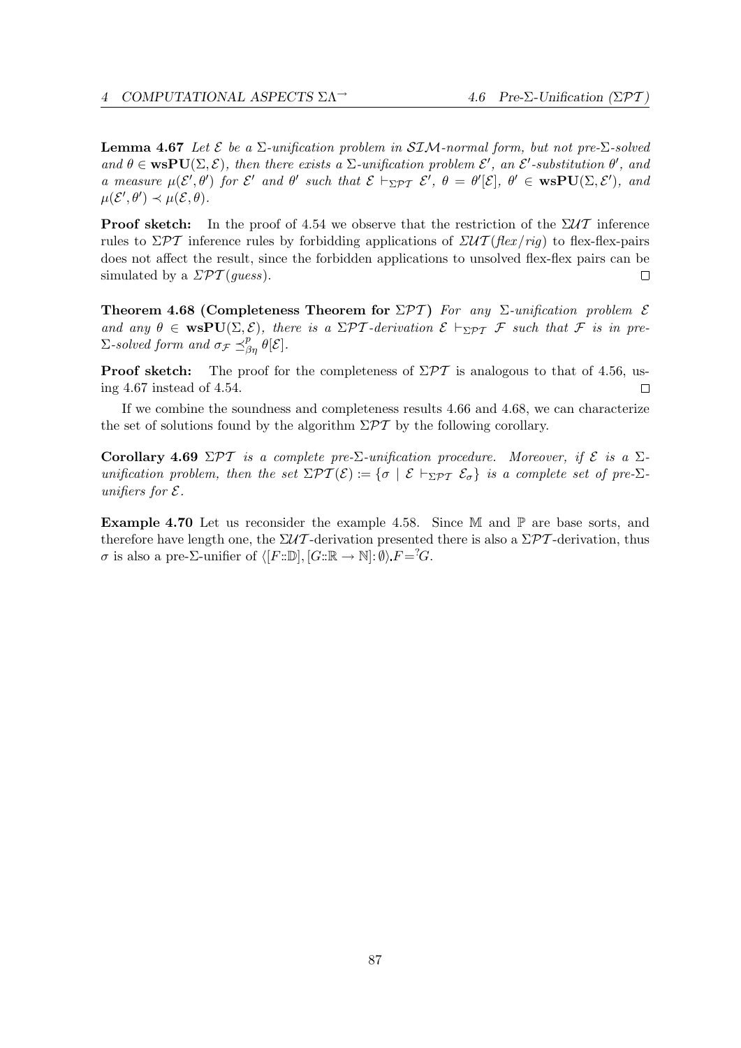**Lemma 4.67** *Let $\mathcal{E}$ be a $\Sigma$-unification problem in $\mathcal{SIM}$-normal form, but not pre-$\Sigma$-solved and $\theta \in \mathbf{wsPU}(\Sigma, \mathcal{E})$, then there exists a $\Sigma$-unification problem $\mathcal{E}'$, an $\mathcal{E}'$-substitution $\theta'$, and a measure $\mu(\mathcal{E}', \theta')$ for $\mathcal{E}'$ and $\theta'$ such that $\mathcal{E} \vdash_{\Sigma\mathcal{PT}} \mathcal{E}'$, $\theta = \theta'[\mathcal{E}]$, $\theta' \in \mathbf{wsPU}(\Sigma, \mathcal{E}')$, and $\mu(\mathcal{E}', \theta') \prec \mu(\mathcal{E}, \theta)$.*

**Proof sketch:** In the proof of 4.54 we observe that the restriction of the $\Sigma\mathcal{UT}$ inference rules to $\Sigma\mathcal{PT}$ inference rules by forbidding applications of $\Sigma\mathcal{UT}(\mathit{flex/rig})$ to flex-flex-pairs does not affect the result, since the forbidden applications to unsolved flex-flex pairs can be simulated by a $\Sigma\mathcal{PT}(\mathit{guess})$. $\square$

**Theorem 4.68 (Completeness Theorem for $\Sigma\mathcal{PT}$)** *For any $\Sigma$-unification problem $\mathcal{E}$ and any $\theta \in \mathbf{wsPU}(\Sigma, \mathcal{E})$, there is a $\Sigma\mathcal{PT}$-derivation $\mathcal{E} \vdash_{\Sigma\mathcal{PT}} \mathcal{F}$ such that $\mathcal{F}$ is in pre-$\Sigma$-solved form and $\sigma_{\mathcal{F}} \preceq^{p}_{\beta\eta} \theta[\mathcal{E}]$.*

**Proof sketch:** The proof for the completeness of $\Sigma\mathcal{PT}$ is analogous to that of 4.56, using 4.67 instead of 4.54. $\square$

If we combine the soundness and completeness results 4.66 and 4.68, we can characterize the set of solutions found by the algorithm $\Sigma\mathcal{PT}$ by the following corollary.

**Corollary 4.69** *$\Sigma\mathcal{PT}$ is a complete pre-$\Sigma$-unification procedure. Moreover, if $\mathcal{E}$ is a $\Sigma$-unification problem, then the set $\Sigma\mathcal{PT}(\mathcal{E}) := \{\sigma \mid \mathcal{E} \vdash_{\Sigma\mathcal{PT}} \mathcal{E}_\sigma\}$ is a complete set of pre-$\Sigma$-unifiers for $\mathcal{E}$.*

**Example 4.70** Let us reconsider the example 4.58. Since $\mathbb{M}$ and $\mathbb{P}$ are base sorts, and therefore have length one, the $\Sigma\mathcal{UT}$-derivation presented there is also a $\Sigma\mathcal{PT}$-derivation, thus $\sigma$ is also a pre-$\Sigma$-unifier of $\langle [F{::}\mathbb{D}], [G{::}\mathbb{R} \to \mathbb{N}] \colon \emptyset \rangle . F {=^?} G$.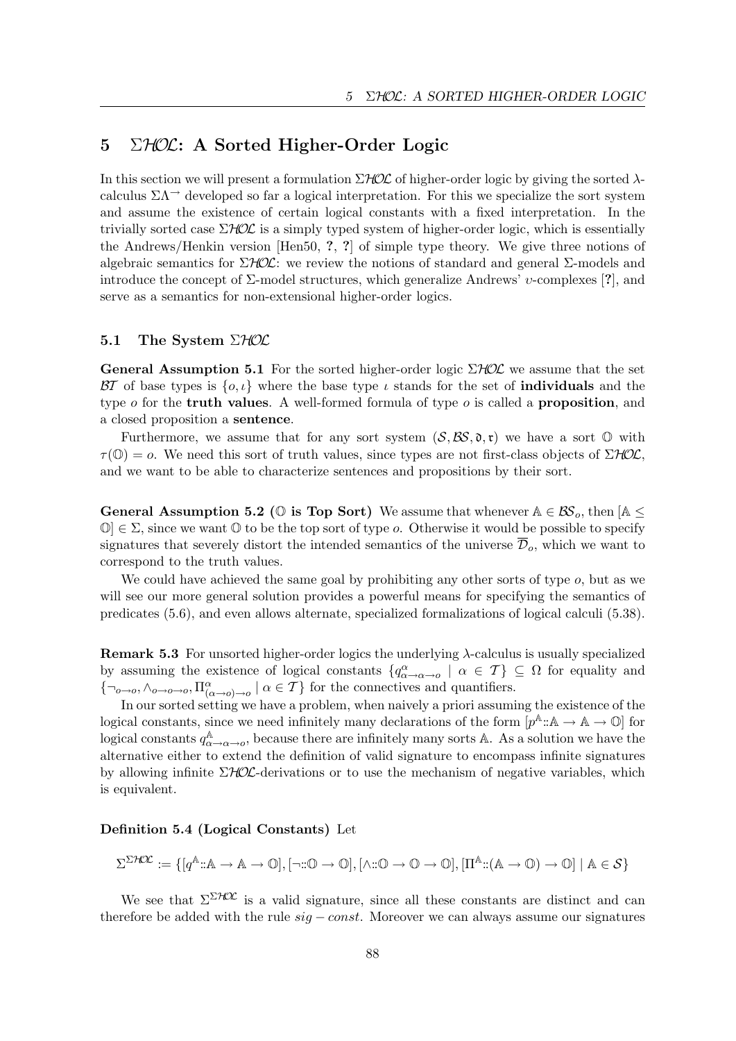## 5 $\Sigma\mathcal{HOL}$: A Sorted Higher-Order Logic

In this section we will present a formulation $\Sigma\mathcal{HOL}$ of higher-order logic by giving the sorted $\lambda$-calculus $\Sigma\Lambda^{\rightarrow}$ developed so far a logical interpretation. For this we specialize the sort system and assume the existence of certain logical constants with a fixed interpretation. In the trivially sorted case $\Sigma\mathcal{HOL}$ is a simply typed system of higher-order logic, which is essentially the Andrews/Henkin version [Hen50, ?, ?] of simple type theory. We give three notions of algebraic semantics for $\Sigma\mathcal{HOL}$: we review the notions of standard and general $\Sigma$-models and introduce the concept of $\Sigma$-model structures, which generalize Andrews' $\upsilon$-complexes [?], and serve as a semantics for non-extensional higher-order logics.

### 5.1 The System $\Sigma\mathcal{HOL}$

**General Assumption 5.1** For the sorted higher-order logic $\Sigma\mathcal{HOL}$ we assume that the set $\mathcal{BT}$ of base types is $\{o, \iota\}$ where the base type $\iota$ stands for the set of **individuals** and the type $o$ for the **truth values**. A well-formed formula of type $o$ is called a **proposition**, and a closed proposition a **sentence**.

Furthermore, we assume that for any sort system $(\mathcal{S}, \mathcal{BS}, \mathfrak{d}, \mathfrak{r})$ we have a sort $\mathbb{O}$ with $\tau(\mathbb{O}) = o$. We need this sort of truth values, since types are not first-class objects of $\Sigma\mathcal{HOL}$, and we want to be able to characterize sentences and propositions by their sort.

**General Assumption 5.2 ($\mathbb{O}$ is Top Sort)** We assume that whenever $\mathbb{A} \in \mathcal{BS}_o$, then $[\mathbb{A} \leq \mathbb{O}] \in \Sigma$, since we want $\mathbb{O}$ to be the top sort of type $o$. Otherwise it would be possible to specify signatures that severely distort the intended semantics of the universe $\overline{\mathcal{D}}_o$, which we want to correspond to the truth values.

We could have achieved the same goal by prohibiting any other sorts of type $o$, but as we will see our more general solution provides a powerful means for specifying the semantics of predicates (5.6), and even allows alternate, specialized formalizations of logical calculi (5.38).

**Remark 5.3** For unsorted higher-order logics the underlying $\lambda$-calculus is usually specialized by assuming the existence of logical constants $\{q^{\alpha}_{\alpha\rightarrow\alpha\rightarrow o} \mid \alpha \in \mathcal{T}\} \subseteq \Omega$ for equality and $\{\neg_{o\rightarrow o}, \wedge_{o\rightarrow o\rightarrow o}, \Pi^{\alpha}_{(\alpha\rightarrow o)\rightarrow o} \mid \alpha \in \mathcal{T}\}$ for the connectives and quantifiers.

In our sorted setting we have a problem, when naively a priori assuming the existence of the logical constants, since we need infinitely many declarations of the form $[p^{\mathbb{A}}{::}\mathbb{A} \rightarrow \mathbb{A} \rightarrow \mathbb{O}]$ for logical constants $q^{\mathbb{A}}_{\alpha\rightarrow\alpha\rightarrow o}$, because there are infinitely many sorts $\mathbb{A}$. As a solution we have the alternative either to extend the definition of valid signature to encompass infinite signatures by allowing infinite $\Sigma\mathcal{HOL}$-derivations or to use the mechanism of negative variables, which is equivalent.

**Definition 5.4 (Logical Constants)** Let

$$\Sigma^{\Sigma\mathcal{HOL}} := \{[q^{\mathbb{A}}{::}\mathbb{A} \rightarrow \mathbb{A} \rightarrow \mathbb{O}], [\neg{::}\mathbb{O} \rightarrow \mathbb{O}], [\wedge{::}\mathbb{O} \rightarrow \mathbb{O} \rightarrow \mathbb{O}], [\Pi^{\mathbb{A}}{::}(\mathbb{A} \rightarrow \mathbb{O}) \rightarrow \mathbb{O}] \mid \mathbb{A} \in \mathcal{S}\}$$

We see that $\Sigma^{\Sigma\mathcal{HOL}}$ is a valid signature, since all these constants are distinct and can therefore be added with the rule $sig - const$. Moreover we can always assume our signatures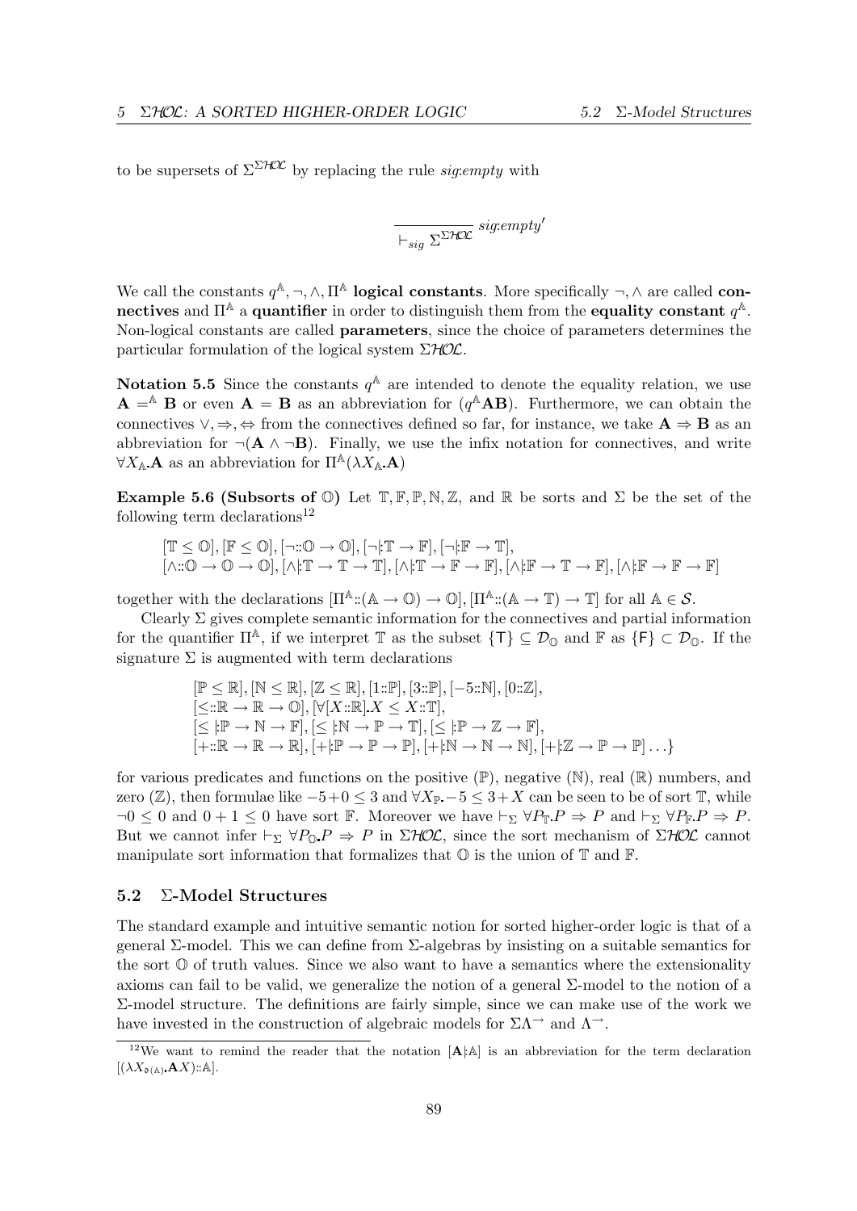to be supersets of $\Sigma^{\Sigma\mathcal{HOL}}$ by replacing the rule *sig:empty* with

$$\frac{}{\vdash_{sig} \Sigma^{\Sigma\mathcal{HOL}}} \; sig{:}empty'$$

We call the constants $q^{\mathbb{A}}, \neg, \wedge, \Pi^{\mathbb{A}}$ **logical constants**. More specifically $\neg, \wedge$ are called **connectives** and $\Pi^{\mathbb{A}}$ a **quantifier** in order to distinguish them from the **equality constant** $q^{\mathbb{A}}$. Non-logical constants are called **parameters**, since the choice of parameters determines the particular formulation of the logical system $\Sigma\mathcal{HOL}$.

**Notation 5.5** Since the constants $q^{\mathbb{A}}$ are intended to denote the equality relation, we use $\mathbf{A} =^{\mathbb{A}} \mathbf{B}$ or even $\mathbf{A} = \mathbf{B}$ as an abbreviation for $(q^{\mathbb{A}}\mathbf{A}\mathbf{B})$. Furthermore, we can obtain the connectives $\vee, \Rightarrow, \Leftrightarrow$ from the connectives defined so far, for instance, we take $\mathbf{A} \Rightarrow \mathbf{B}$ as an abbreviation for $\neg(\mathbf{A} \wedge \neg\mathbf{B})$. Finally, we use the infix notation for connectives, and write $\forall X_{\mathbb{A}}.\mathbf{A}$ as an abbreviation for $\Pi^{\mathbb{A}}(\lambda X_{\mathbb{A}}.\mathbf{A})$

**Example 5.6 (Subsorts of $\mathbb{O}$)** Let $\mathbb{T}, \mathbb{F}, \mathbb{P}, \mathbb{N}, \mathbb{Z}$, and $\mathbb{R}$ be sorts and $\Sigma$ be the set of the following term declarations[12]

$$[\mathbb{T} \leq \mathbb{O}], [\mathbb{F} \leq \mathbb{O}], [\neg{::}\mathbb{O} \to \mathbb{O}], [\neg{\mid}{:}\mathbb{T} \to \mathbb{F}], [\neg{\mid}{:}\mathbb{F} \to \mathbb{T}],$$
$$[\wedge{::}\mathbb{O} \to \mathbb{O} \to \mathbb{O}], [\wedge{\mid}{:}\mathbb{T} \to \mathbb{T} \to \mathbb{T}], [\wedge{\mid}{:}\mathbb{T} \to \mathbb{F} \to \mathbb{F}], [\wedge{\mid}{:}\mathbb{F} \to \mathbb{T} \to \mathbb{F}], [\wedge{\mid}{:}\mathbb{F} \to \mathbb{F} \to \mathbb{F}]$$

together with the declarations $[\Pi^{\mathbb{A}}{::}(\mathbb{A} \to \mathbb{O}) \to \mathbb{O}], [\Pi^{\mathbb{A}}{::}(\mathbb{A} \to \mathbb{T}) \to \mathbb{T}]$ for all $\mathbb{A} \in \mathcal{S}$.

Clearly $\Sigma$ gives complete semantic information for the connectives and partial information for the quantifier $\Pi^{\mathbb{A}}$, if we interpret $\mathbb{T}$ as the subset $\{\mathsf{T}\} \subseteq \mathcal{D}_{\mathbb{O}}$ and $\mathbb{F}$ as $\{\mathsf{F}\} \subset \mathcal{D}_{\mathbb{O}}$. If the signature $\Sigma$ is augmented with term declarations

$$[\mathbb{P} \leq \mathbb{R}], [\mathbb{N} \leq \mathbb{R}], [\mathbb{Z} \leq \mathbb{R}], [1{::}\mathbb{P}], [3{::}\mathbb{P}], [-5{::}\mathbb{N}], [0{::}\mathbb{Z}],$$
$$[\leq{::}\mathbb{R} \to \mathbb{R} \to \mathbb{O}], [\forall[X{::}\mathbb{R}].X \leq X{::}\mathbb{T}],$$
$$[\leq{\mid}{:}\mathbb{P} \to \mathbb{N} \to \mathbb{F}], [\leq{\mid}{:}\mathbb{N} \to \mathbb{P} \to \mathbb{T}], [\leq{\mid}{:}\mathbb{P} \to \mathbb{Z} \to \mathbb{F}],$$
$$[+{::}\mathbb{R} \to \mathbb{R} \to \mathbb{R}], [+{\mid}{:}\mathbb{P} \to \mathbb{P} \to \mathbb{P}], [+{\mid}{:}\mathbb{N} \to \mathbb{N} \to \mathbb{N}], [+{\mid}{:}\mathbb{Z} \to \mathbb{P} \to \mathbb{P}] \ldots\}$$

for various predicates and functions on the positive ($\mathbb{P}$), negative ($\mathbb{N}$), real ($\mathbb{R}$) numbers, and zero ($\mathbb{Z}$), then formulae like $-5+0 \leq 3$ and $\forall X_{\mathbb{P}}.-5 \leq 3+X$ can be seen to be of sort $\mathbb{T}$, while $\neg 0 \leq 0$ and $0+1 \leq 0$ have sort $\mathbb{F}$. Moreover we have $\vdash_{\Sigma} \forall P_{\mathbb{T}}.P \Rightarrow P$ and $\vdash_{\Sigma} \forall P_{\mathbb{F}}.P \Rightarrow P$. But we cannot infer $\vdash_{\Sigma} \forall P_{\mathbb{O}}.P \Rightarrow P$ in $\Sigma\mathcal{HOL}$, since the sort mechanism of $\Sigma\mathcal{HOL}$ cannot manipulate sort information that formalizes that $\mathbb{O}$ is the union of $\mathbb{T}$ and $\mathbb{F}$.

### 5.2 $\Sigma$-Model Structures

The standard example and intuitive semantic notion for sorted higher-order logic is that of a general $\Sigma$-model. This we can define from $\Sigma$-algebras by insisting on a suitable semantics for the sort $\mathbb{O}$ of truth values. Since we also want to have a semantics where the extensionality axioms can fail to be valid, we generalize the notion of a general $\Sigma$-model to the notion of a $\Sigma$-model structure. The definitions are fairly simple, since we can make use of the work we have invested in the construction of algebraic models for $\Sigma\Lambda^{\to}$ and $\Lambda^{\to}$.

[12] We want to remind the reader that the notation $[\mathbf{A}{\mid}{:}\mathbb{A}]$ is an abbreviation for the term declaration $[(\lambda X_{\mathfrak{d}(\mathbb{A})}.\mathbf{A}X){::}\mathbb{A}]$.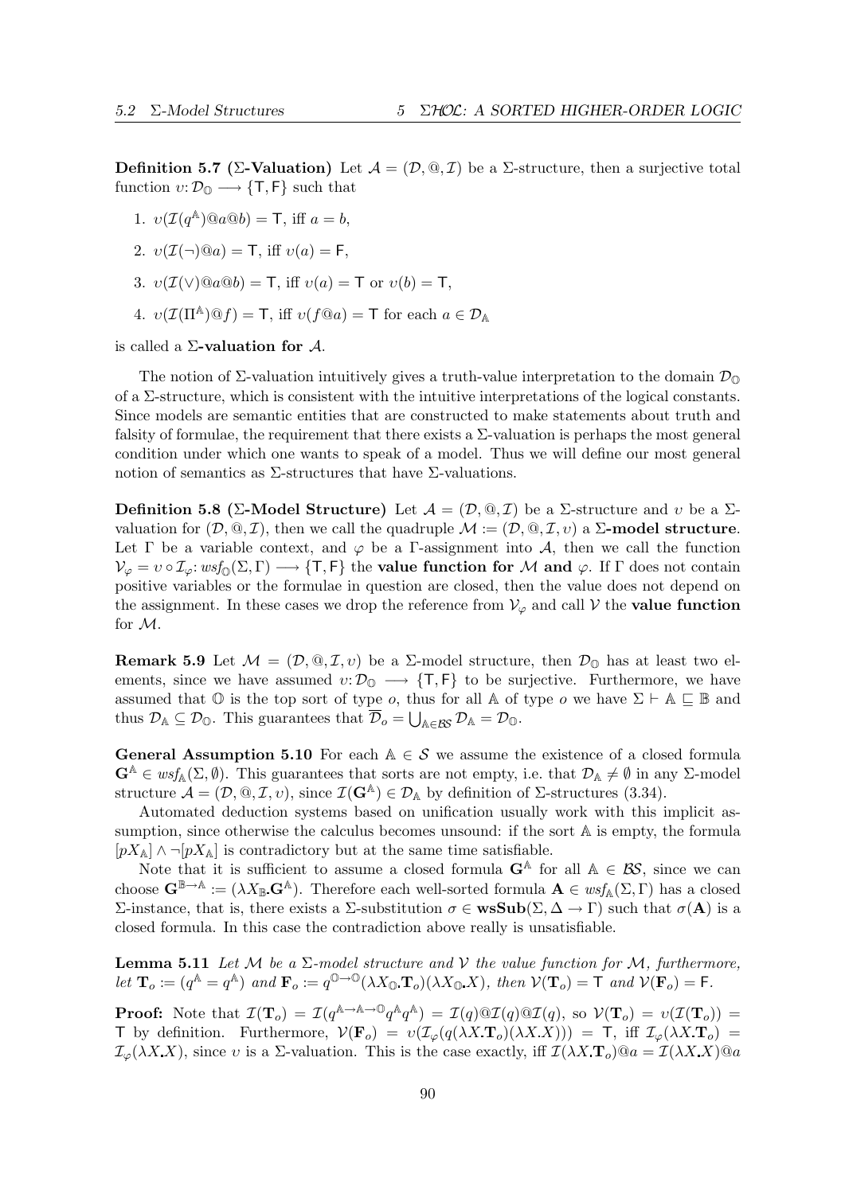**Definition 5.7 (Σ-Valuation)** Let $\mathcal{A} = (\mathcal{D}, @, \mathcal{I})$ be a Σ-structure, then a surjective total function $\upsilon : \mathcal{D}_{\mathbb{O}} \longrightarrow \{\mathsf{T}, \mathsf{F}\}$ such that

1. $\upsilon(\mathcal{I}(q^{\mathbb{A}})@a@b) = \mathsf{T}$, iff $a = b$,
2. $\upsilon(\mathcal{I}(\neg)@a) = \mathsf{T}$, iff $\upsilon(a) = \mathsf{F}$,
3. $\upsilon(\mathcal{I}(\vee)@a@b) = \mathsf{T}$, iff $\upsilon(a) = \mathsf{T}$ or $\upsilon(b) = \mathsf{T}$,
4. $\upsilon(\mathcal{I}(\Pi^{\mathbb{A}})@f) = \mathsf{T}$, iff $\upsilon(f@a) = \mathsf{T}$ for each $a \in \mathcal{D}_{\mathbb{A}}$

is called a **Σ-valuation for** $\mathcal{A}$.

The notion of Σ-valuation intuitively gives a truth-value interpretation to the domain $\mathcal{D}_{\mathbb{O}}$ of a Σ-structure, which is consistent with the intuitive interpretations of the logical constants. Since models are semantic entities that are constructed to make statements about truth and falsity of formulae, the requirement that there exists a Σ-valuation is perhaps the most general condition under which one wants to speak of a model. Thus we will define our most general notion of semantics as Σ-structures that have Σ-valuations.

**Definition 5.8 (Σ-Model Structure)** Let $\mathcal{A} = (\mathcal{D}, @, \mathcal{I})$ be a Σ-structure and $\upsilon$ be a Σ-valuation for $(\mathcal{D}, @, \mathcal{I})$, then we call the quadruple $\mathcal{M} := (\mathcal{D}, @, \mathcal{I}, \upsilon)$ a **Σ-model structure**. Let Γ be a variable context, and $\varphi$ be a Γ-assignment into $\mathcal{A}$, then we call the function $\mathcal{V}_\varphi = \upsilon \circ \mathcal{I}_\varphi : \mathit{wsf}_{\mathbb{O}}(\Sigma, \Gamma) \longrightarrow \{\mathsf{T}, \mathsf{F}\}$ the **value function for** $\mathcal{M}$ **and** $\varphi$. If Γ does not contain positive variables or the formulae in question are closed, then the value does not depend on the assignment. In these cases we drop the reference from $\mathcal{V}_\varphi$ and call $\mathcal{V}$ the **value function** for $\mathcal{M}$.

**Remark 5.9** Let $\mathcal{M} = (\mathcal{D}, @, \mathcal{I}, \upsilon)$ be a Σ-model structure, then $\mathcal{D}_{\mathbb{O}}$ has at least two elements, since we have assumed $\upsilon : \mathcal{D}_{\mathbb{O}} \longrightarrow \{\mathsf{T}, \mathsf{F}\}$ to be surjective. Furthermore, we have assumed that $\mathbb{O}$ is the top sort of type $o$, thus for all $\mathbb{A}$ of type $o$ we have $\Sigma \vdash \mathbb{A} \sqsubseteq \mathbb{B}$ and thus $\mathcal{D}_{\mathbb{A}} \subseteq \mathcal{D}_{\mathbb{O}}$. This guarantees that $\overline{\mathcal{D}}_o = \bigcup_{\mathbb{A} \in \mathcal{BS}} \mathcal{D}_{\mathbb{A}} = \mathcal{D}_{\mathbb{O}}$.

**General Assumption 5.10** For each $\mathbb{A} \in \mathcal{S}$ we assume the existence of a closed formula $\mathbf{G}^{\mathbb{A}} \in \mathit{wsf}_{\mathbb{A}}(\Sigma, \emptyset)$. This guarantees that sorts are not empty, i.e. that $\mathcal{D}_{\mathbb{A}} \neq \emptyset$ in any Σ-model structure $\mathcal{A} = (\mathcal{D}, @, \mathcal{I}, \upsilon)$, since $\mathcal{I}(\mathbf{G}^{\mathbb{A}}) \in \mathcal{D}_{\mathbb{A}}$ by definition of Σ-structures (3.34).

Automated deduction systems based on unification usually work with this implicit assumption, since otherwise the calculus becomes unsound: if the sort $\mathbb{A}$ is empty, the formula $[pX_{\mathbb{A}}] \wedge \neg[pX_{\mathbb{A}}]$ is contradictory but at the same time satisfiable.

Note that it is sufficient to assume a closed formula $\mathbf{G}^{\mathbb{A}}$ for all $\mathbb{A} \in \mathcal{BS}$, since we can choose $\mathbf{G}^{\mathbb{B} \to \mathbb{A}} := (\lambda X_{\mathbb{B}} . \mathbf{G}^{\mathbb{A}})$. Therefore each well-sorted formula $\mathbf{A} \in \mathit{wsf}_{\mathbb{A}}(\Sigma, \Gamma)$ has a closed Σ-instance, that is, there exists a Σ-substitution $\sigma \in \mathbf{wsSub}(\Sigma, \Delta \to \Gamma)$ such that $\sigma(\mathbf{A})$ is a closed formula. In this case the contradiction above really is unsatisfiable.

**Lemma 5.11** *Let $\mathcal{M}$ be a Σ-model structure and $\mathcal{V}$ the value function for $\mathcal{M}$, furthermore, let $\mathbf{T}_o := (q^{\mathbb{A}} = q^{\mathbb{A}})$ and $\mathbf{F}_o := q^{\mathbb{O} \to \mathbb{O}}(\lambda X_{\mathbb{O}} . \mathbf{T}_o)(\lambda X_{\mathbb{O}} . X)$, then $\mathcal{V}(\mathbf{T}_o) = \mathsf{T}$ and $\mathcal{V}(\mathbf{F}_o) = \mathsf{F}$.*

**Proof:** Note that $\mathcal{I}(\mathbf{T}_o) = \mathcal{I}(q^{\mathbb{A} \to \mathbb{A} \to \mathbb{O}} q^{\mathbb{A}} q^{\mathbb{A}}) = \mathcal{I}(q)@\mathcal{I}(q)@\mathcal{I}(q)$, so $\mathcal{V}(\mathbf{T}_o) = \upsilon(\mathcal{I}(\mathbf{T}_o)) = \mathsf{T}$ by definition. Furthermore, $\mathcal{V}(\mathbf{F}_o) = \upsilon(\mathcal{I}_\varphi(q(\lambda X . \mathbf{T}_o)(\lambda X . X))) = \mathsf{T}$, iff $\mathcal{I}_\varphi(\lambda X . \mathbf{T}_o) = \mathcal{I}_\varphi(\lambda X . X)$, since $\upsilon$ is a Σ-valuation. This is the case exactly, iff $\mathcal{I}(\lambda X . \mathbf{T}_o)@a = \mathcal{I}(\lambda X . X)@a$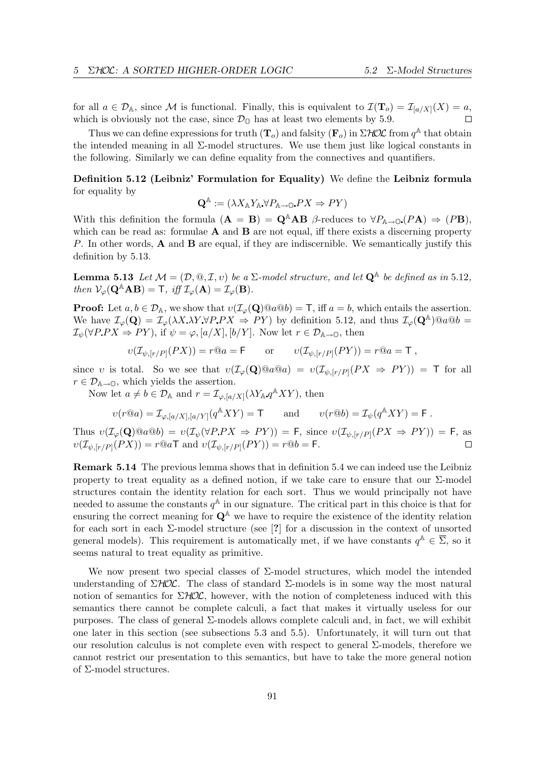for all $a \in \mathcal{D}_{\mathbb{A}}$, since $\mathcal{M}$ is functional. Finally, this is equivalent to $\mathcal{I}(\mathbf{T}_o) = \mathcal{I}_{[a/X]}(X) = a$, which is obviously not the case, since $\mathcal{D}_{\mathbb{O}}$ has at least two elements by 5.9. $\square$

Thus we can define expressions for truth ($\mathbf{T}_o$) and falsity ($\mathbf{F}_o$) in $\Sigma\mathcal{HOL}$ from $q^{\mathbb{A}}$ that obtain the intended meaning in all Σ-model structures. We use them just like logical constants in the following. Similarly we can define equality from the connectives and quantifiers.

**Definition 5.12 (Leibniz' Formulation for Equality)** We define the **Leibniz formula** for equality by

$$\mathbf{Q}^{\mathbb{A}} := (\lambda X_{\mathbb{A}} Y_{\mathbb{A}} \forall P_{\mathbb{A}\to\mathbb{O}} PX \Rightarrow PY)$$

With this definition the formula $(\mathbf{A} = \mathbf{B}) = \mathbf{Q}^{\mathbb{A}}\mathbf{A}\mathbf{B}$ $\beta$-reduces to $\forall P_{\mathbb{A}\to\mathbb{O}}(P\mathbf{A}) \Rightarrow (P\mathbf{B})$, which can be read as: formulae $\mathbf{A}$ and $\mathbf{B}$ are not equal, iff there exists a discerning property $P$. In other words, $\mathbf{A}$ and $\mathbf{B}$ are equal, if they are indiscernible. We semantically justify this definition by 5.13.

**Lemma 5.13** *Let $\mathcal{M} = (\mathcal{D}, @, \mathcal{I}, \upsilon)$ be a Σ-model structure, and let $\mathbf{Q}^{\mathbb{A}}$ be defined as in* 5.12*, then $\mathcal{V}_{\varphi}(\mathbf{Q}^{\mathbb{A}}\mathbf{A}\mathbf{B}) = \mathsf{T}$, iff $\mathcal{I}_{\varphi}(\mathbf{A}) = \mathcal{I}_{\varphi}(\mathbf{B})$.*

**Proof:** Let $a, b \in \mathcal{D}_{\mathbb{A}}$, we show that $\upsilon(\mathcal{I}_{\varphi}(\mathbf{Q})@a@b) = \mathsf{T}$, iff $a = b$, which entails the assertion. We have $\mathcal{I}_{\varphi}(\mathbf{Q}) = \mathcal{I}_{\varphi}(\lambda X.\lambda Y.\forall P.PX \Rightarrow PY)$ by definition 5.12, and thus $\mathcal{I}_{\varphi}(\mathbf{Q}^{\mathbb{A}})@a@b = \mathcal{I}_{\psi}(\forall P.PX \Rightarrow PY)$, if $\psi = \varphi, [a/X], [b/Y]$. Now let $r \in \mathcal{D}_{\mathbb{A}\to\mathbb{O}}$, then

$$\upsilon(\mathcal{I}_{\psi,[r/P]}(PX)) = r@a = \mathsf{F} \qquad \text{or} \qquad \upsilon(\mathcal{I}_{\psi,[r/P]}(PY)) = r@a = \mathsf{T}\,,$$

since $\upsilon$ is total. So we see that $\upsilon(\mathcal{I}_{\varphi}(\mathbf{Q})@a@a) = \upsilon(\mathcal{I}_{\psi,[r/P]}(PX \Rightarrow PY)) = \mathsf{T}$ for all $r \in \mathcal{D}_{\mathbb{A}\to\mathbb{O}}$, which yields the assertion.

Now let $a \neq b \in \mathcal{D}_{\mathbb{A}}$ and $r = \mathcal{I}_{\varphi,[a/X]}(\lambda Y_{\mathbb{A}} q^{\mathbb{A}}XY)$, then

$$\upsilon(r@a) = \mathcal{I}_{\varphi,[a/X],[a/Y]}(q^{\mathbb{A}}XY) = \mathsf{T} \qquad \text{and} \qquad \upsilon(r@b) = \mathcal{I}_{\psi}(q^{\mathbb{A}}XY) = \mathsf{F}\,.$$

Thus $\upsilon(\mathcal{I}_{\varphi}(\mathbf{Q})@a@b) = \upsilon(\mathcal{I}_{\psi}(\forall P.PX \Rightarrow PY)) = \mathsf{F}$, since $\upsilon(\mathcal{I}_{\psi,[r/P]}(PX \Rightarrow PY)) = \mathsf{F}$, as $\upsilon(\mathcal{I}_{\psi,[r/P]}(PX)) = r@a\mathsf{T}$ and $\upsilon(\mathcal{I}_{\psi,[r/P]}(PY)) = r@b = \mathsf{F}$. $\square$

**Remark 5.14** The previous lemma shows that in definition 5.4 we can indeed use the Leibniz property to treat equality as a defined notion, if we take care to ensure that our Σ-model structures contain the identity relation for each sort. Thus we would principally not have needed to assume the constants $q^{\mathbb{A}}$ in our signature. The critical part in this choice is that for ensuring the correct meaning for $\mathbf{Q}^{\mathbb{A}}$ we have to require the existence of the identity relation for each sort in each Σ-model structure (see [?] for a discussion in the context of unsorted general models). This requirement is automatically met, if we have constants $q^{\mathbb{A}} \in \overline{\Sigma}$, so it seems natural to treat equality as primitive.

We now present two special classes of Σ-model structures, which model the intended understanding of $\Sigma\mathcal{HOL}$. The class of standard Σ-models is in some way the most natural notion of semantics for $\Sigma\mathcal{HOL}$, however, with the notion of completeness induced with this semantics there cannot be complete calculi, a fact that makes it virtually useless for our purposes. The class of general Σ-models allows complete calculi and, in fact, we will exhibit one later in this section (see subsections 5.3 and 5.5). Unfortunately, it will turn out that our resolution calculus is not complete even with respect to general Σ-models, therefore we cannot restrict our presentation to this semantics, but have to take the more general notion of Σ-model structures.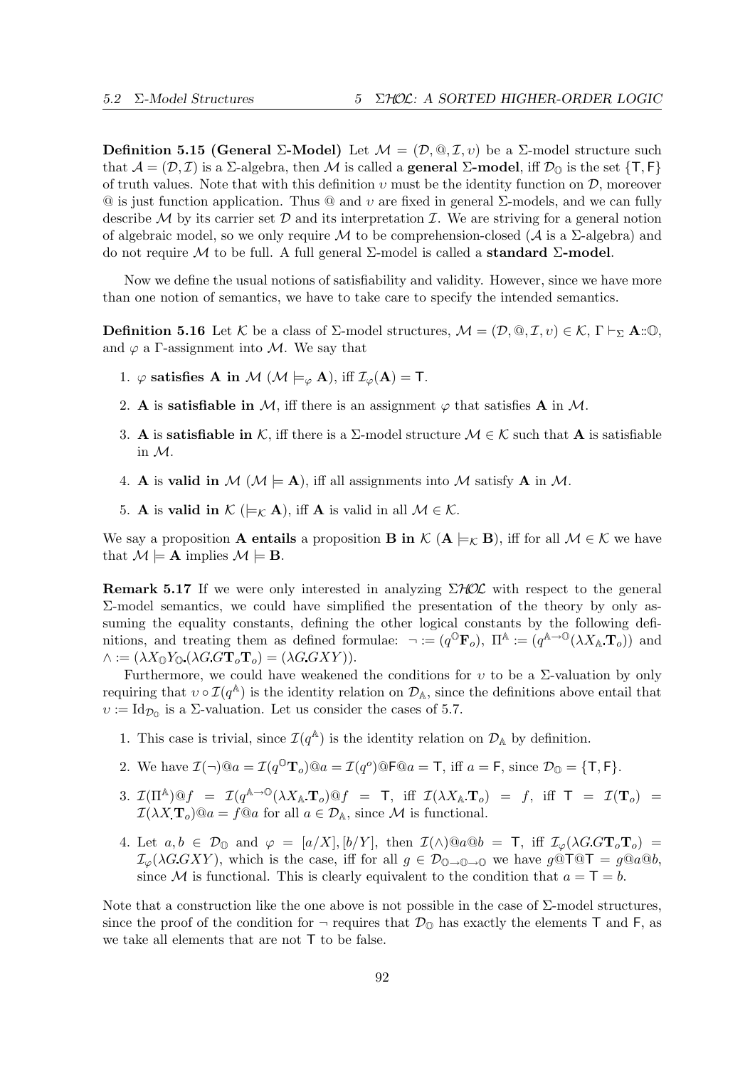**Definition 5.15 (General Σ-Model)** Let $\mathcal{M} = (\mathcal{D}, @, \mathcal{I}, \upsilon)$ be a Σ-model structure such that $\mathcal{A} = (\mathcal{D}, \mathcal{I})$ is a Σ-algebra, then $\mathcal{M}$ is called a **general Σ-model**, iff $\mathcal{D}_{\mathbb{O}}$ is the set $\{\mathsf{T}, \mathsf{F}\}$ of truth values. Note that with this definition $\upsilon$ must be the identity function on $\mathcal{D}$, moreover @ is just function application. Thus @ and $\upsilon$ are fixed in general Σ-models, and we can fully describe $\mathcal{M}$ by its carrier set $\mathcal{D}$ and its interpretation $\mathcal{I}$. We are striving for a general notion of algebraic model, so we only require $\mathcal{M}$ to be comprehension-closed ($\mathcal{A}$ is a Σ-algebra) and do not require $\mathcal{M}$ to be full. A full general Σ-model is called a **standard Σ-model**.

Now we define the usual notions of satisfiability and validity. However, since we have more than one notion of semantics, we have to take care to specify the intended semantics.

**Definition 5.16** Let $\mathcal{K}$ be a class of Σ-model structures, $\mathcal{M} = (\mathcal{D}, @, \mathcal{I}, \upsilon) \in \mathcal{K}$, $\Gamma \vdash_\Sigma \mathbf{A}::\mathbb{O}$, and $\varphi$ a Γ-assignment into $\mathcal{M}$. We say that

1. $\varphi$ **satisfies A in** $\mathcal{M}$ ($\mathcal{M} \models_\varphi \mathbf{A}$), iff $\mathcal{I}_\varphi(\mathbf{A}) = \mathsf{T}$.
2. **A** is **satisfiable in** $\mathcal{M}$, iff there is an assignment $\varphi$ that satisfies **A** in $\mathcal{M}$.
3. **A** is **satisfiable in** $\mathcal{K}$, iff there is a Σ-model structure $\mathcal{M} \in \mathcal{K}$ such that **A** is satisfiable in $\mathcal{M}$.
4. **A** is **valid in** $\mathcal{M}$ ($\mathcal{M} \models \mathbf{A}$), iff all assignments into $\mathcal{M}$ satisfy **A** in $\mathcal{M}$.
5. **A** is **valid in** $\mathcal{K}$ ($\models_{\mathcal{K}} \mathbf{A}$), iff **A** is valid in all $\mathcal{M} \in \mathcal{K}$.

We say a proposition **A entails** a proposition **B in** $\mathcal{K}$ ($\mathbf{A} \models_{\mathcal{K}} \mathbf{B}$), iff for all $\mathcal{M} \in \mathcal{K}$ we have that $\mathcal{M} \models \mathbf{A}$ implies $\mathcal{M} \models \mathbf{B}$.

**Remark 5.17** If we were only interested in analyzing ΣHOL with respect to the general Σ-model semantics, we could have simplified the presentation of the theory by only assuming the equality constants, defining the other logical constants by the following definitions, and treating them as defined formulae: $\neg := (q^{\mathbb{O}}\mathbf{F}_o)$, $\Pi^{\mathbb{A}} := (q^{\mathbb{A}\to\mathbb{O}}(\lambda X_{\mathbb{A}}.\mathbf{T}_o))$ and $\wedge := (\lambda X_{\mathbb{O}} Y_{\mathbb{O}}.(\lambda G.G\mathbf{T}_o\mathbf{T}_o) = (\lambda G.GXY))$.

Furthermore, we could have weakened the conditions for $\upsilon$ to be a Σ-valuation by only requiring that $\upsilon \circ \mathcal{I}(q^{\mathbb{A}})$ is the identity relation on $\mathcal{D}_{\mathbb{A}}$, since the definitions above entail that $\upsilon := \mathrm{Id}_{\mathcal{D}_{\mathbb{O}}}$ is a Σ-valuation. Let us consider the cases of 5.7.

1. This case is trivial, since $\mathcal{I}(q^{\mathbb{A}})$ is the identity relation on $\mathcal{D}_{\mathbb{A}}$ by definition.
2. We have $\mathcal{I}(\neg)@a = \mathcal{I}(q^{\mathbb{O}}\mathbf{T}_o)@a = \mathcal{I}(q^o)@\mathsf{F}@a = \mathsf{T}$, iff $a = \mathsf{F}$, since $\mathcal{D}_{\mathbb{O}} = \{\mathsf{T}, \mathsf{F}\}$.
3. $\mathcal{I}(\Pi^{\mathbb{A}})@f = \mathcal{I}(q^{\mathbb{A}\to\mathbb{O}}(\lambda X_{\mathbb{A}}.\mathbf{T}_o))@f = \mathsf{T}$, iff $\mathcal{I}(\lambda X_{\mathbb{A}}.\mathbf{T}_o) = f$, iff $\mathsf{T} = \mathcal{I}(\mathbf{T}_o) = \mathcal{I}(\lambda X.\mathbf{T}_o)@a = f@a$ for all $a \in \mathcal{D}_{\mathbb{A}}$, since $\mathcal{M}$ is functional.
4. Let $a, b \in \mathcal{D}_{\mathbb{O}}$ and $\varphi = [a/X], [b/Y]$, then $\mathcal{I}(\wedge)@a@b = \mathsf{T}$, iff $\mathcal{I}_\varphi(\lambda G.G\mathbf{T}_o\mathbf{T}_o) = \mathcal{I}_\varphi(\lambda G.GXY)$, which is the case, iff for all $g \in \mathcal{D}_{\mathbb{O}\to\mathbb{O}\to\mathbb{O}}$ we have $g@\mathsf{T}@\mathsf{T} = g@a@b$, since $\mathcal{M}$ is functional. This is clearly equivalent to the condition that $a = \mathsf{T} = b$.

Note that a construction like the one above is not possible in the case of Σ-model structures, since the proof of the condition for $\neg$ requires that $\mathcal{D}_{\mathbb{O}}$ has exactly the elements $\mathsf{T}$ and $\mathsf{F}$, as we take all elements that are not $\mathsf{T}$ to be false.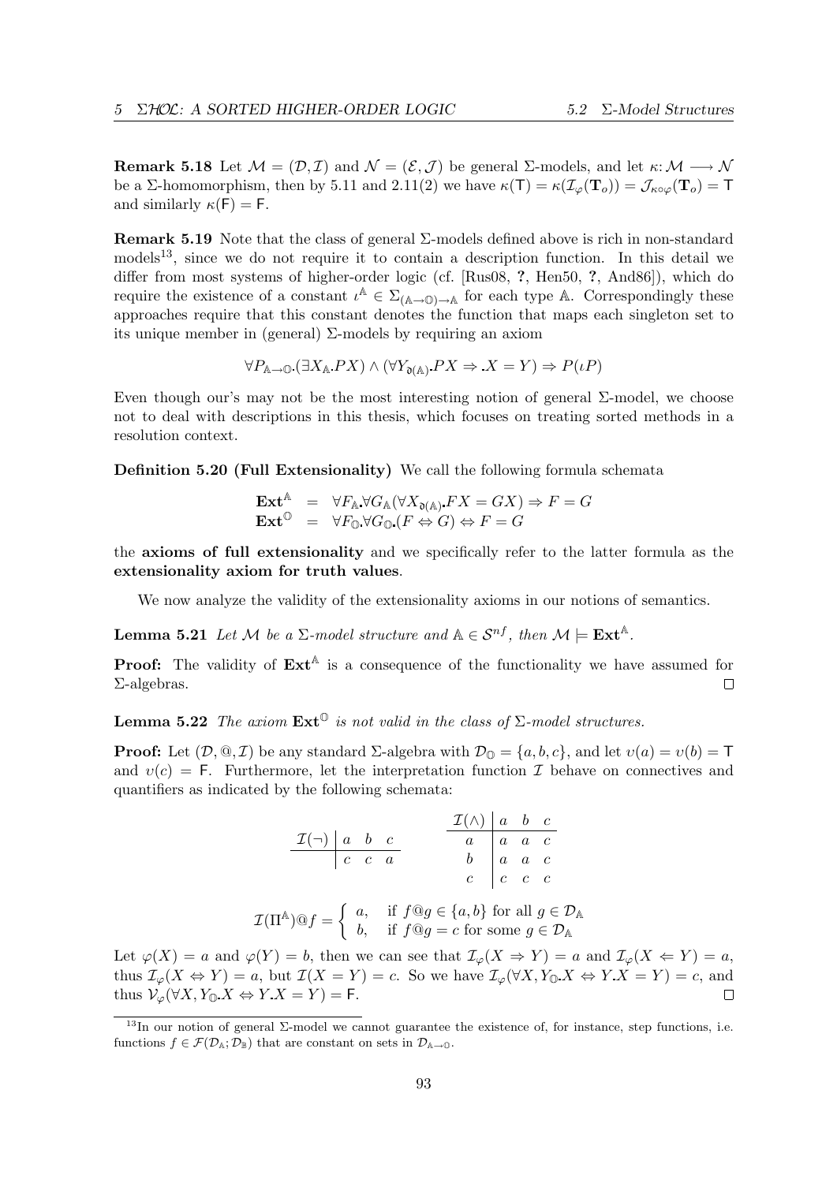**Remark 5.18** Let $\mathcal{M} = (\mathcal{D}, \mathcal{I})$ and $\mathcal{N} = (\mathcal{E}, \mathcal{J})$ be general $\Sigma$-models, and let $\kappa\colon \mathcal{M} \longrightarrow \mathcal{N}$ be a $\Sigma$-homomorphism, then by 5.11 and 2.11(2) we have $\kappa(\mathsf{T}) = \kappa(\mathcal{I}_\varphi(\mathbf{T}_o)) = \mathcal{J}_{\kappa\circ\varphi}(\mathbf{T}_o) = \mathsf{T}$ and similarly $\kappa(\mathsf{F}) = \mathsf{F}$.

**Remark 5.19** Note that the class of general $\Sigma$-models defined above is rich in non-standard models[13], since we do not require it to contain a description function. In this detail we differ from most systems of higher-order logic (cf. [Rus08, **?**, Hen50, **?**, And86]), which do require the existence of a constant $\iota^{\mathbb{A}} \in \Sigma_{(\mathbb{A}\to\mathbb{O})\to\mathbb{A}}$ for each type $\mathbb{A}$. Correspondingly these approaches require that this constant denotes the function that maps each singleton set to its unique member in (general) $\Sigma$-models by requiring an axiom

$$\forall P_{\mathbb{A}\to\mathbb{O}}.(\exists X_{\mathbb{A}}.PX) \wedge (\forall Y_{\mathfrak{d}(\mathbb{A})}.PX \Rightarrow .X = Y) \Rightarrow P(\iota P)$$

Even though our's may not be the most interesting notion of general $\Sigma$-model, we choose not to deal with descriptions in this thesis, which focuses on treating sorted methods in a resolution context.

**Definition 5.20 (Full Extensionality)** We call the following formula schemata

$$\begin{aligned}
\mathbf{Ext}^{\mathbb{A}} &= \forall F_{\mathbb{A}}.\forall G_{\mathbb{A}}(\forall X_{\mathfrak{d}(\mathbb{A})}.FX = GX) \Rightarrow F = G \\
\mathbf{Ext}^{\mathbb{O}} &= \forall F_{\mathbb{O}}.\forall G_{\mathbb{O}}.(F \Leftrightarrow G) \Leftrightarrow F = G
\end{aligned}$$

the **axioms of full extensionality** and we specifically refer to the latter formula as the **extensionality axiom for truth values**.

We now analyze the validity of the extensionality axioms in our notions of semantics.

**Lemma 5.21** *Let $\mathcal{M}$ be a $\Sigma$-model structure and $\mathbb{A} \in \mathcal{S}^{nf}$, then $\mathcal{M} \models \mathbf{Ext}^{\mathbb{A}}$.*

**Proof:** The validity of $\mathbf{Ext}^{\mathbb{A}}$ is a consequence of the functionality we have assumed for $\Sigma$-algebras. $\square$

**Lemma 5.22** *The axiom $\mathbf{Ext}^{\mathbb{O}}$ is not valid in the class of $\Sigma$-model structures.*

**Proof:** Let $(\mathcal{D}, @, \mathcal{I})$ be any standard $\Sigma$-algebra with $\mathcal{D}_{\mathbb{O}} = \{a, b, c\}$, and let $\upsilon(a) = \upsilon(b) = \mathsf{T}$ and $\upsilon(c) = \mathsf{F}$. Furthermore, let the interpretation function $\mathcal{I}$ behave on connectives and quantifiers as indicated by the following schemata:

| $\mathcal{I}(\neg)$ | $a$ | $b$ | $c$ |
|---|---|---|---|
| | $c$ | $c$ | $a$ |

| $\mathcal{I}(\wedge)$ | $a$ | $b$ | $c$ |
|---|---|---|---|
| $a$ | $a$ | $a$ | $c$ |
| $b$ | $a$ | $a$ | $c$ |
| $c$ | $c$ | $c$ | $c$ |

$$\mathcal{I}(\Pi^{\mathbb{A}})@f = \begin{cases} a, & \text{if } f@g \in \{a, b\} \text{ for all } g \in \mathcal{D}_{\mathbb{A}} \\ b, & \text{if } f@g = c \text{ for some } g \in \mathcal{D}_{\mathbb{A}} \end{cases}$$

Let $\varphi(X) = a$ and $\varphi(Y) = b$, then we can see that $\mathcal{I}_\varphi(X \Rightarrow Y) = a$ and $\mathcal{I}_\varphi(X \Leftarrow Y) = a$, thus $\mathcal{I}_\varphi(X \Leftrightarrow Y) = a$, but $\mathcal{I}(X = Y) = c$. So we have $\mathcal{I}_\varphi(\forall X, Y_{\mathbb{O}}.X \Leftrightarrow Y.X = Y) = c$, and thus $\mathcal{V}_\varphi(\forall X, Y_{\mathbb{O}}.X \Leftrightarrow Y.X = Y) = \mathsf{F}$. $\square$

[13] In our notion of general $\Sigma$-model we cannot guarantee the existence of, for instance, step functions, i.e. functions $f \in \mathcal{F}(\mathcal{D}_{\mathbb{A}}; \mathcal{D}_{\mathbb{B}})$ that are constant on sets in $\mathcal{D}_{\mathbb{A}\to\mathbb{O}}$.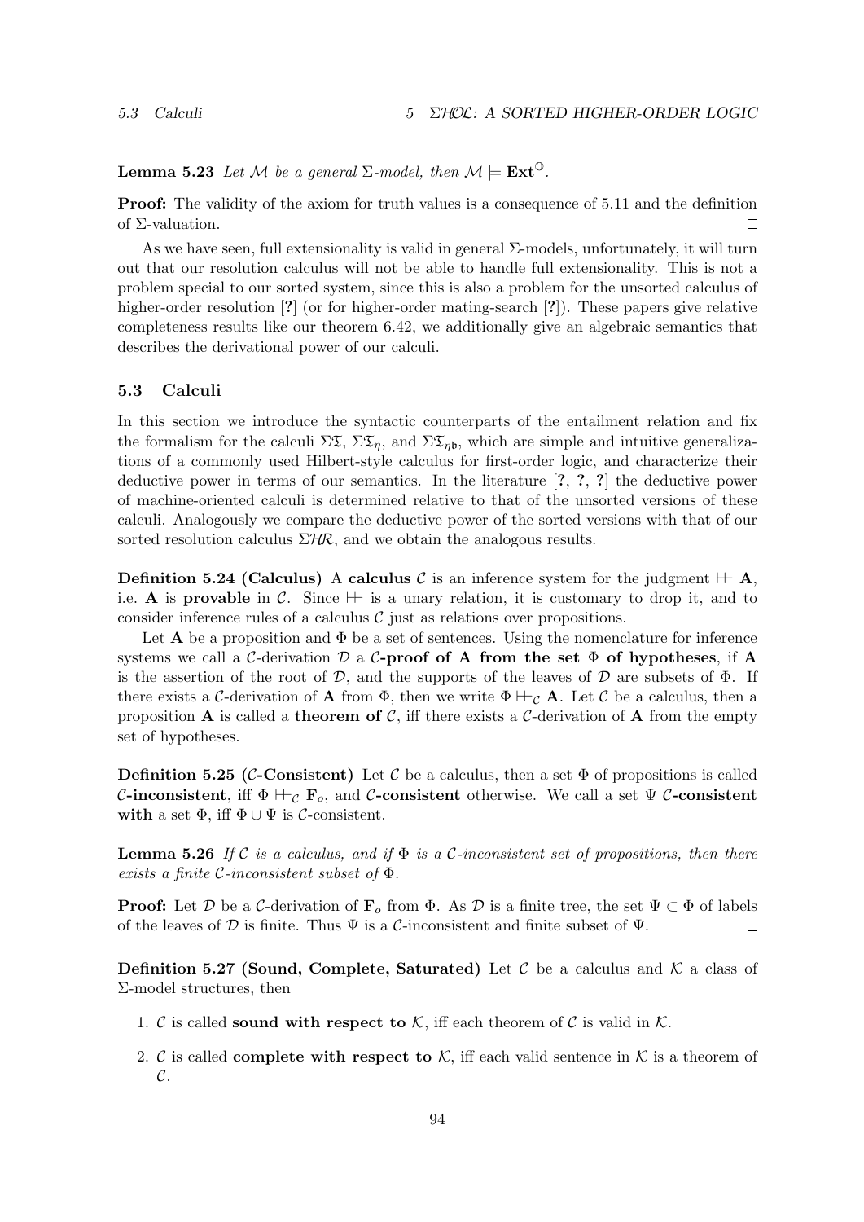**Lemma 5.23** *Let $\mathcal{M}$ be a general $\Sigma$-model, then $\mathcal{M} \models \mathbf{Ext}^{\mathbb{O}}$.*

**Proof:** The validity of the axiom for truth values is a consequence of 5.11 and the definition of $\Sigma$-valuation. $\square$

As we have seen, full extensionality is valid in general $\Sigma$-models, unfortunately, it will turn out that our resolution calculus will not be able to handle full extensionality. This is not a problem special to our sorted system, since this is also a problem for the unsorted calculus of higher-order resolution [?] (or for higher-order mating-search [?]). These papers give relative completeness results like our theorem 6.42, we additionally give an algebraic semantics that describes the derivational power of our calculi.

### 5.3 Calculi

In this section we introduce the syntactic counterparts of the entailment relation and fix the formalism for the calculi $\Sigma\mathfrak{T}$, $\Sigma\mathfrak{T}_\eta$, and $\Sigma\mathfrak{T}_{\eta\mathfrak{b}}$, which are simple and intuitive generalizations of a commonly used Hilbert-style calculus for first-order logic, and characterize their deductive power in terms of our semantics. In the literature [?, ?, ?] the deductive power of machine-oriented calculi is determined relative to that of the unsorted versions of these calculi. Analogously we compare the deductive power of the sorted versions with that of our sorted resolution calculus $\Sigma\mathcal{HR}$, and we obtain the analogous results.

**Definition 5.24 (Calculus)** A **calculus** $\mathcal{C}$ is an inference system for the judgment $\Vdash \mathbf{A}$, i.e. $\mathbf{A}$ is **provable** in $\mathcal{C}$. Since $\Vdash$ is a unary relation, it is customary to drop it, and to consider inference rules of a calculus $\mathcal{C}$ just as relations over propositions.

Let $\mathbf{A}$ be a proposition and $\Phi$ be a set of sentences. Using the nomenclature for inference systems we call a $\mathcal{C}$-derivation $\mathcal{D}$ a **$\mathcal{C}$-proof of A from the set $\Phi$ of hypotheses**, if $\mathbf{A}$ is the assertion of the root of $\mathcal{D}$, and the supports of the leaves of $\mathcal{D}$ are subsets of $\Phi$. If there exists a $\mathcal{C}$-derivation of $\mathbf{A}$ from $\Phi$, then we write $\Phi \Vdash_{\mathcal{C}} \mathbf{A}$. Let $\mathcal{C}$ be a calculus, then a proposition $\mathbf{A}$ is called a **theorem of** $\mathcal{C}$, iff there exists a $\mathcal{C}$-derivation of $\mathbf{A}$ from the empty set of hypotheses.

**Definition 5.25 ($\mathcal{C}$-Consistent)** Let $\mathcal{C}$ be a calculus, then a set $\Phi$ of propositions is called **$\mathcal{C}$-inconsistent**, iff $\Phi \Vdash_{\mathcal{C}} \mathbf{F}_o$, and **$\mathcal{C}$-consistent** otherwise. We call a set $\Psi$ **$\mathcal{C}$-consistent with** a set $\Phi$, iff $\Phi \cup \Psi$ is $\mathcal{C}$-consistent.

**Lemma 5.26** *If $\mathcal{C}$ is a calculus, and if $\Phi$ is a $\mathcal{C}$-inconsistent set of propositions, then there exists a finite $\mathcal{C}$-inconsistent subset of $\Phi$.*

**Proof:** Let $\mathcal{D}$ be a $\mathcal{C}$-derivation of $\mathbf{F}_o$ from $\Phi$. As $\mathcal{D}$ is a finite tree, the set $\Psi \subset \Phi$ of labels of the leaves of $\mathcal{D}$ is finite. Thus $\Psi$ is a $\mathcal{C}$-inconsistent and finite subset of $\Psi$. $\square$

**Definition 5.27 (Sound, Complete, Saturated)** Let $\mathcal{C}$ be a calculus and $\mathcal{K}$ a class of $\Sigma$-model structures, then

1. $\mathcal{C}$ is called **sound with respect to** $\mathcal{K}$, iff each theorem of $\mathcal{C}$ is valid in $\mathcal{K}$.
2. $\mathcal{C}$ is called **complete with respect to** $\mathcal{K}$, iff each valid sentence in $\mathcal{K}$ is a theorem of $\mathcal{C}$.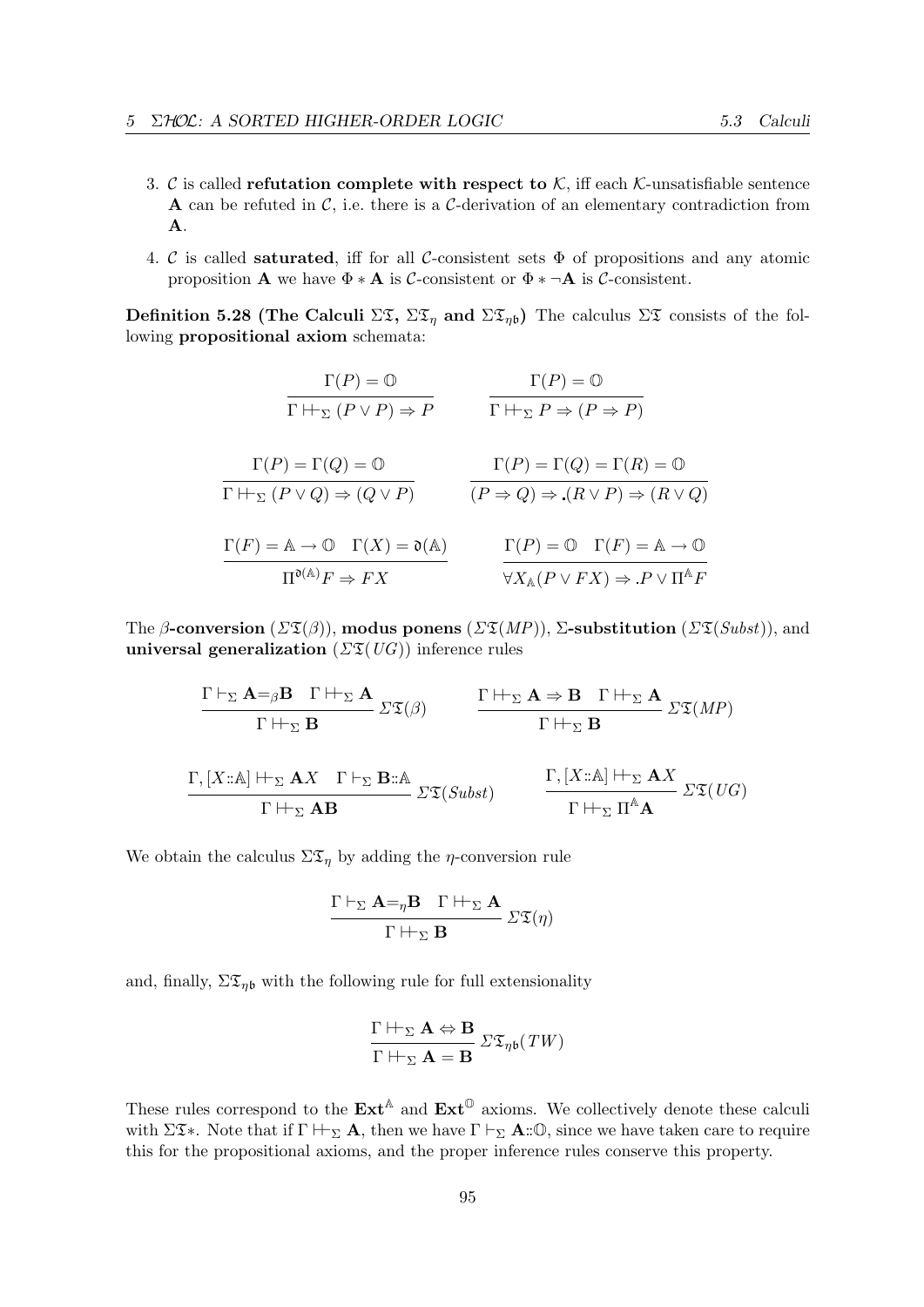3. $\mathcal{C}$ is called **refutation complete with respect to** $\mathcal{K}$, iff each $\mathcal{K}$-unsatisfiable sentence $\mathbf{A}$ can be refuted in $\mathcal{C}$, i.e. there is a $\mathcal{C}$-derivation of an elementary contradiction from $\mathbf{A}$.

4. $\mathcal{C}$ is called **saturated**, iff for all $\mathcal{C}$-consistent sets $\Phi$ of propositions and any atomic proposition $\mathbf{A}$ we have $\Phi * \mathbf{A}$ is $\mathcal{C}$-consistent or $\Phi * \neg\mathbf{A}$ is $\mathcal{C}$-consistent.

**Definition 5.28 (The Calculi $\Sigma\mathfrak{T}$, $\Sigma\mathfrak{T}_\eta$ and $\Sigma\mathfrak{T}_{\eta\mathfrak{b}}$)** The calculus $\Sigma\mathfrak{T}$ consists of the following **propositional axiom** schemata:

$$\frac{\Gamma(P) = \mathbb{O}}{\Gamma \Vdash_\Sigma (P \vee P) \Rightarrow P} \qquad \frac{\Gamma(P) = \mathbb{O}}{\Gamma \Vdash_\Sigma P \Rightarrow (P \Rightarrow P)}$$

$$\frac{\Gamma(P) = \Gamma(Q) = \mathbb{O}}{\Gamma \Vdash_\Sigma (P \vee Q) \Rightarrow (Q \vee P)} \qquad \frac{\Gamma(P) = \Gamma(Q) = \Gamma(R) = \mathbb{O}}{(P \Rightarrow Q) \Rightarrow .(R \vee P) \Rightarrow (R \vee Q)}$$

$$\frac{\Gamma(F) = \mathbb{A} \to \mathbb{O} \quad \Gamma(X) = \mathfrak{d}(\mathbb{A})}{\Pi^{\mathfrak{d}(\mathbb{A})} F \Rightarrow FX} \qquad \frac{\Gamma(P) = \mathbb{O} \quad \Gamma(F) = \mathbb{A} \to \mathbb{O}}{\forall X_{\mathbb{A}} (P \vee FX) \Rightarrow .P \vee \Pi^{\mathbb{A}} F}$$

The $\beta$**-conversion** ($\Sigma\mathfrak{T}(\beta)$), **modus ponens** ($\Sigma\mathfrak{T}(MP)$), $\Sigma$**-substitution** ($\Sigma\mathfrak{T}(Subst)$), and **universal generalization** ($\Sigma\mathfrak{T}(UG)$) inference rules

$$\frac{\Gamma \vdash_\Sigma \mathbf{A} =_\beta \mathbf{B} \quad \Gamma \Vdash_\Sigma \mathbf{A}}{\Gamma \Vdash_\Sigma \mathbf{B}} \Sigma\mathfrak{T}(\beta) \qquad \frac{\Gamma \Vdash_\Sigma \mathbf{A} \Rightarrow \mathbf{B} \quad \Gamma \Vdash_\Sigma \mathbf{A}}{\Gamma \Vdash_\Sigma \mathbf{B}} \Sigma\mathfrak{T}(MP)$$

$$\frac{\Gamma, [X::\mathbb{A}] \Vdash_\Sigma \mathbf{A}X \quad \Gamma \vdash_\Sigma \mathbf{B}::\mathbb{A}}{\Gamma \Vdash_\Sigma \mathbf{AB}} \Sigma\mathfrak{T}(Subst) \qquad \frac{\Gamma, [X::\mathbb{A}] \Vdash_\Sigma \mathbf{A}X}{\Gamma \Vdash_\Sigma \Pi^{\mathbb{A}} \mathbf{A}} \Sigma\mathfrak{T}(UG)$$

We obtain the calculus $\Sigma\mathfrak{T}_\eta$ by adding the $\eta$-conversion rule

$$\frac{\Gamma \vdash_\Sigma \mathbf{A} =_\eta \mathbf{B} \quad \Gamma \Vdash_\Sigma \mathbf{A}}{\Gamma \Vdash_\Sigma \mathbf{B}} \Sigma\mathfrak{T}(\eta)$$

and, finally, $\Sigma\mathfrak{T}_{\eta\mathfrak{b}}$ with the following rule for full extensionality

$$\frac{\Gamma \Vdash_\Sigma \mathbf{A} \Leftrightarrow \mathbf{B}}{\Gamma \Vdash_\Sigma \mathbf{A} = \mathbf{B}} \Sigma\mathfrak{T}_{\eta\mathfrak{b}}(TW)$$

These rules correspond to the $\mathbf{Ext}^{\mathbb{A}}$ and $\mathbf{Ext}^{\mathbb{O}}$ axioms. We collectively denote these calculi with $\Sigma\mathfrak{T}*$. Note that if $\Gamma \Vdash_\Sigma \mathbf{A}$, then we have $\Gamma \vdash_\Sigma \mathbf{A}::\mathbb{O}$, since we have taken care to require this for the propositional axioms, and the proper inference rules conserve this property.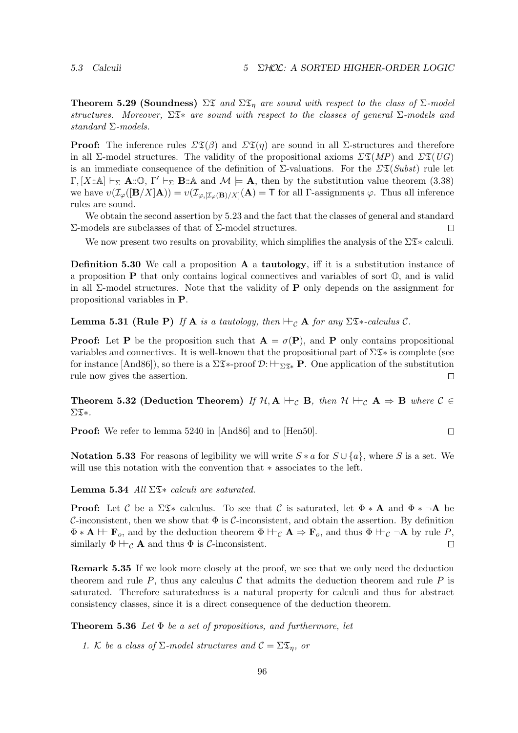**Theorem 5.29 (Soundness)** $\Sigma\mathfrak{T}$ *and* $\Sigma\mathfrak{T}_\eta$ *are sound with respect to the class of* $\Sigma$*-model structures. Moreover,* $\Sigma\mathfrak{T}*$ *are sound with respect to the classes of general* $\Sigma$*-models and standard* $\Sigma$*-models.*

**Proof:** The inference rules $\Sigma\mathfrak{T}(\beta)$ and $\Sigma\mathfrak{T}(\eta)$ are sound in all $\Sigma$-structures and therefore in all $\Sigma$-model structures. The validity of the propositional axioms $\Sigma\mathfrak{T}(MP)$ and $\Sigma\mathfrak{T}(UG)$ is an immediate consequence of the definition of $\Sigma$-valuations. For the $\Sigma\mathfrak{T}(Subst)$ rule let $\Gamma, [X{::}\mathbb{A}] \vdash_\Sigma \mathbf{A}{::}\mathbb{O}$, $\Gamma' \vdash_\Sigma \mathbf{B}{::}\mathbb{A}$ and $\mathcal{M} \models \mathbf{A}$, then by the substitution value theorem (3.38) we have $\upsilon(\mathcal{I}_\varphi([\mathbf{B}/X]\mathbf{A})) = \upsilon(\mathcal{I}_{\varphi,[\mathcal{I}_\varphi(\mathbf{B})/X]}(\mathbf{A}) = \mathsf{T}$ for all $\Gamma$-assignments $\varphi$. Thus all inference rules are sound.

We obtain the second assertion by 5.23 and the fact that the classes of general and standard $\Sigma$-models are subclasses of that of $\Sigma$-model structures. $\square$

We now present two results on provability, which simplifies the analysis of the $\Sigma\mathfrak{T}*$ calculi.

**Definition 5.30** We call a proposition $\mathbf{A}$ a **tautology**, iff it is a substitution instance of a proposition $\mathbf{P}$ that only contains logical connectives and variables of sort $\mathbb{O}$, and is valid in all $\Sigma$-model structures. Note that the validity of $\mathbf{P}$ only depends on the assignment for propositional variables in $\mathbf{P}$.

**Lemma 5.31 (Rule P)** *If* $\mathbf{A}$ *is a tautology, then* $\Vdash_\mathcal{C} \mathbf{A}$ *for any* $\Sigma\mathfrak{T}*$*-calculus* $\mathcal{C}$.

**Proof:** Let $\mathbf{P}$ be the proposition such that $\mathbf{A} = \sigma(\mathbf{P})$, and $\mathbf{P}$ only contains propositional variables and connectives. It is well-known that the propositional part of $\Sigma\mathfrak{T}*$ is complete (see for instance [And86]), so there is a $\Sigma\mathfrak{T}*$-proof $\mathcal{D}{:} \Vdash_{\Sigma\mathfrak{T}*} \mathbf{P}$. One application of the substitution rule now gives the assertion. $\square$

**Theorem 5.32 (Deduction Theorem)** *If* $\mathcal{H}, \mathbf{A} \Vdash_\mathcal{C} \mathbf{B}$*, then* $\mathcal{H} \Vdash_\mathcal{C} \mathbf{A} \Rightarrow \mathbf{B}$ *where* $\mathcal{C} \in \Sigma\mathfrak{T}*$.

**Proof:** We refer to lemma 5240 in [And86] and to [Hen50]. $\square$

**Notation 5.33** For reasons of legibility we will write $S * a$ for $S \cup \{a\}$, where $S$ is a set. We will use this notation with the convention that $*$ associates to the left.

**Lemma 5.34** *All* $\Sigma\mathfrak{T}*$ *calculi are saturated.*

**Proof:** Let $\mathcal{C}$ be a $\Sigma\mathfrak{T}*$ calculus. To see that $\mathcal{C}$ is saturated, let $\Phi * \mathbf{A}$ and $\Phi * \neg\mathbf{A}$ be $\mathcal{C}$-inconsistent, then we show that $\Phi$ is $\mathcal{C}$-inconsistent, and obtain the assertion. By definition $\Phi * \mathbf{A} \Vdash \mathbf{F}_o$, and by the deduction theorem $\Phi \Vdash_\mathcal{C} \mathbf{A} \Rightarrow \mathbf{F}_o$, and thus $\Phi \Vdash_\mathcal{C} \neg\mathbf{A}$ by rule $P$, similarly $\Phi \Vdash_\mathcal{C} \mathbf{A}$ and thus $\Phi$ is $\mathcal{C}$-inconsistent. $\square$

**Remark 5.35** If we look more closely at the proof, we see that we only need the deduction theorem and rule $P$, thus any calculus $\mathcal{C}$ that admits the deduction theorem and rule $P$ is saturated. Therefore saturatedness is a natural property for calculi and thus for abstract consistency classes, since it is a direct consequence of the deduction theorem.

**Theorem 5.36** *Let* $\Phi$ *be a set of propositions, and furthermore, let*

1. $\mathcal{K}$ *be a class of* $\Sigma$*-model structures and* $\mathcal{C} = \Sigma\mathfrak{T}_\eta$*, or*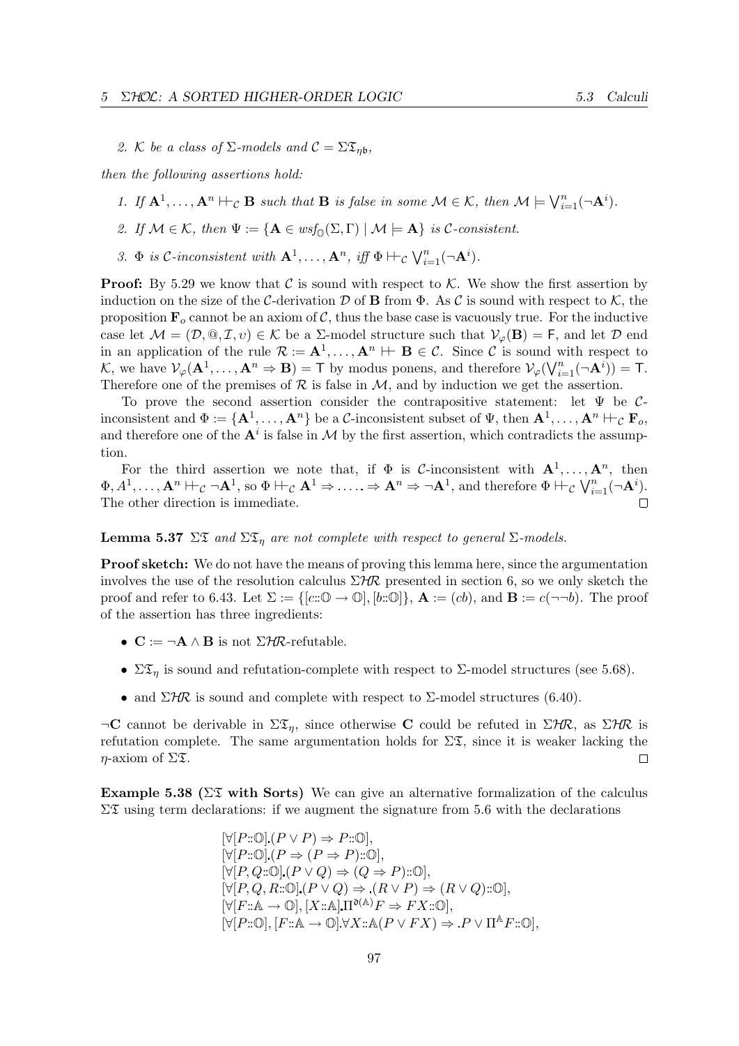2. $\mathcal{K}$ be a class of $\Sigma$-models and $\mathcal{C} = \Sigma\mathfrak{T}_{\eta\mathfrak{b}}$,

then the following assertions hold:

1. If $\mathbf{A}^1, \ldots, \mathbf{A}^n \vdash\!\!\vdash_{\mathcal{C}} \mathbf{B}$ such that $\mathbf{B}$ is false in some $\mathcal{M} \in \mathcal{K}$, then $\mathcal{M} \models \bigvee_{i=1}^{n}(\neg\mathbf{A}^i)$.
2. If $\mathcal{M} \in \mathcal{K}$, then $\Psi := \{\mathbf{A} \in wsf_{\mathbb{O}}(\Sigma, \Gamma) \mid \mathcal{M} \models \mathbf{A}\}$ is $\mathcal{C}$-consistent.
3. $\Phi$ is $\mathcal{C}$-inconsistent with $\mathbf{A}^1, \ldots, \mathbf{A}^n$, iff $\Phi \vdash\!\!\vdash_{\mathcal{C}} \bigvee_{i=1}^{n}(\neg\mathbf{A}^i)$.

**Proof:** By 5.29 we know that $\mathcal{C}$ is sound with respect to $\mathcal{K}$. We show the first assertion by induction on the size of the $\mathcal{C}$-derivation $\mathcal{D}$ of $\mathbf{B}$ from $\Phi$. As $\mathcal{C}$ is sound with respect to $\mathcal{K}$, the proposition $\mathbf{F}_o$ cannot be an axiom of $\mathcal{C}$, thus the base case is vacuously true. For the inductive case let $\mathcal{M} = (\mathcal{D}, @, \mathcal{I}, v) \in \mathcal{K}$ be a $\Sigma$-model structure such that $\mathcal{V}_\varphi(\mathbf{B}) = \mathsf{F}$, and let $\mathcal{D}$ end in an application of the rule $\mathcal{R} := \mathbf{A}^1, \ldots, \mathbf{A}^n \vdash\!\!\vdash \mathbf{B} \in \mathcal{C}$. Since $\mathcal{C}$ is sound with respect to $\mathcal{K}$, we have $\mathcal{V}_\varphi(\mathbf{A}^1, \ldots, \mathbf{A}^n \Rightarrow \mathbf{B}) = \mathsf{T}$ by modus ponens, and therefore $\mathcal{V}_\varphi(\bigvee_{i=1}^{n}(\neg\mathbf{A}^i)) = \mathsf{T}$. Therefore one of the premises of $\mathcal{R}$ is false in $\mathcal{M}$, and by induction we get the assertion.

To prove the second assertion consider the contrapositive statement: let $\Psi$ be $\mathcal{C}$-inconsistent and $\Phi := \{\mathbf{A}^1, \ldots, \mathbf{A}^n\}$ be a $\mathcal{C}$-inconsistent subset of $\Psi$, then $\mathbf{A}^1, \ldots, \mathbf{A}^n \vdash\!\!\vdash_{\mathcal{C}} \mathbf{F}_o$, and therefore one of the $\mathbf{A}^i$ is false in $\mathcal{M}$ by the first assertion, which contradicts the assumption.

For the third assertion we note that, if $\Phi$ is $\mathcal{C}$-inconsistent with $\mathbf{A}^1, \ldots, \mathbf{A}^n$, then $\Phi, A^1, \ldots, \mathbf{A}^n \vdash\!\!\vdash_{\mathcal{C}} \neg\mathbf{A}^1$, so $\Phi \vdash\!\!\vdash_{\mathcal{C}} \mathbf{A}^1 \Rightarrow \ldots . \Rightarrow \mathbf{A}^n \Rightarrow \neg\mathbf{A}^1$, and therefore $\Phi \vdash\!\!\vdash_{\mathcal{C}} \bigvee_{i=1}^{n}(\neg\mathbf{A}^i)$. The other direction is immediate. ◻

**Lemma 5.37** *$\Sigma\mathfrak{T}$ and $\Sigma\mathfrak{T}_\eta$ are not complete with respect to general $\Sigma$-models.*

**Proof sketch:** We do not have the means of proving this lemma here, since the argumentation involves the use of the resolution calculus $\Sigma\mathcal{HR}$ presented in section 6, so we only sketch the proof and refer to 6.43. Let $\Sigma := \{[c{::}\mathbb{O} \to \mathbb{O}], [b{::}\mathbb{O}]\}$, $\mathbf{A} := (cb)$, and $\mathbf{B} := c(\neg\neg b)$. The proof of the assertion has three ingredients:

- $\mathbf{C} := \neg\mathbf{A} \wedge \mathbf{B}$ is not $\Sigma\mathcal{HR}$-refutable.
- $\Sigma\mathfrak{T}_\eta$ is sound and refutation-complete with respect to $\Sigma$-model structures (see 5.68).
- and $\Sigma\mathcal{HR}$ is sound and complete with respect to $\Sigma$-model structures (6.40).

$\neg\mathbf{C}$ cannot be derivable in $\Sigma\mathfrak{T}_\eta$, since otherwise $\mathbf{C}$ could be refuted in $\Sigma\mathcal{HR}$, as $\Sigma\mathcal{HR}$ is refutation complete. The same argumentation holds for $\Sigma\mathfrak{T}$, since it is weaker lacking the $\eta$-axiom of $\Sigma\mathfrak{T}$. ◻

**Example 5.38 ($\Sigma\mathfrak{T}$ with Sorts)** We can give an alternative formalization of the calculus $\Sigma\mathfrak{T}$ using term declarations: if we augment the signature from 5.6 with the declarations

$$
\begin{aligned}
&[\forall[P{::}\mathbb{O}].(P \vee P) \Rightarrow P{::}\mathbb{O}],\\
&[\forall[P{::}\mathbb{O}].(P \Rightarrow (P \Rightarrow P){::}\mathbb{O}],\\
&[\forall[P, Q{::}\mathbb{O}].(P \vee Q) \Rightarrow (Q \Rightarrow P){::}\mathbb{O}],\\
&[\forall[P, Q, R{::}\mathbb{O}].(P \vee Q) \Rightarrow .(R \vee P) \Rightarrow (R \vee Q){::}\mathbb{O}],\\
&[\forall[F{::}\mathbb{A} \to \mathbb{O}], [X{::}\mathbb{A}].\Pi^{\mathfrak{d}(\mathbb{A})}F \Rightarrow FX{::}\mathbb{O}],\\
&[\forall[P{::}\mathbb{O}], [F{::}\mathbb{A} \to \mathbb{O}].\forall X{::}\mathbb{A}(P \vee FX) \Rightarrow .P \vee \Pi^{\mathbb{A}}F{::}\mathbb{O}],
\end{aligned}
$$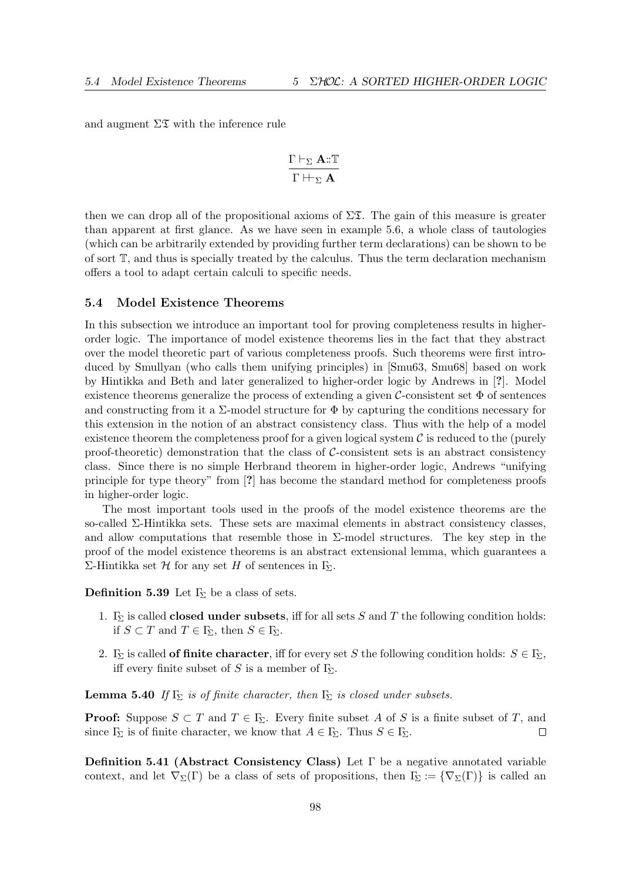and augment $\Sigma\mathfrak{T}$ with the inference rule

$$\frac{\Gamma \vdash_\Sigma \mathbf{A}::\mathbb{T}}{\Gamma \Vdash_\Sigma \mathbf{A}}$$

then we can drop all of the propositional axioms of $\Sigma\mathfrak{T}$. The gain of this measure is greater than apparent at first glance. As we have seen in example 5.6, a whole class of tautologies (which can be arbitrarily extended by providing further term declarations) can be shown to be of sort $\mathbb{T}$, and thus is specially treated by the calculus. Thus the term declaration mechanism offers a tool to adapt certain calculi to specific needs.

### 5.4 Model Existence Theorems

In this subsection we introduce an important tool for proving completeness results in higher-order logic. The importance of model existence theorems lies in the fact that they abstract over the model theoretic part of various completeness proofs. Such theorems were first introduced by Smullyan (who calls them unifying principles) in [Smu63, Smu68] based on work by Hintikka and Beth and later generalized to higher-order logic by Andrews in [?]. Model existence theorems generalize the process of extending a given $\mathcal{C}$-consistent set $\Phi$ of sentences and constructing from it a $\Sigma$-model structure for $\Phi$ by capturing the conditions necessary for this extension in the notion of an abstract consistency class. Thus with the help of a model existence theorem the completeness proof for a given logical system $\mathcal{C}$ is reduced to the (purely proof-theoretic) demonstration that the class of $\mathcal{C}$-consistent sets is an abstract consistency class. Since there is no simple Herbrand theorem in higher-order logic, Andrews "unifying principle for type theory" from [?] has become the standard method for completeness proofs in higher-order logic.

The most important tools used in the proofs of the model existence theorems are the so-called $\Sigma$-Hintikka sets. These sets are maximal elements in abstract consistency classes, and allow computations that resemble those in $\Sigma$-model structures. The key step in the proof of the model existence theorems is an abstract extensional lemma, which guarantees a $\Sigma$-Hintikka set $\mathcal{H}$ for any set $H$ of sentences in $\Gamma_\Sigma$.

**Definition 5.39** Let $\Gamma_\Sigma$ be a class of sets.

1. $\Gamma_\Sigma$ is called **closed under subsets**, iff for all sets $S$ and $T$ the following condition holds: if $S \subset T$ and $T \in \Gamma_\Sigma$, then $S \in \Gamma_\Sigma$.
2. $\Gamma_\Sigma$ is called **of finite character**, iff for every set $S$ the following condition holds: $S \in \Gamma_\Sigma$, iff every finite subset of $S$ is a member of $\Gamma_\Sigma$.

**Lemma 5.40** *If $\Gamma_\Sigma$ is of finite character, then $\Gamma_\Sigma$ is closed under subsets.*

**Proof:** Suppose $S \subset T$ and $T \in \Gamma_\Sigma$. Every finite subset $A$ of $S$ is a finite subset of $T$, and since $\Gamma_\Sigma$ is of finite character, we know that $A \in \Gamma_\Sigma$. Thus $S \in \Gamma_\Sigma$. $\square$

**Definition 5.41 (Abstract Consistency Class)** Let $\Gamma$ be a negative annotated variable context, and let $\nabla_\Sigma(\Gamma)$ be a class of sets of propositions, then $\Gamma_\Sigma := \{\nabla_\Sigma(\Gamma)\}$ is called an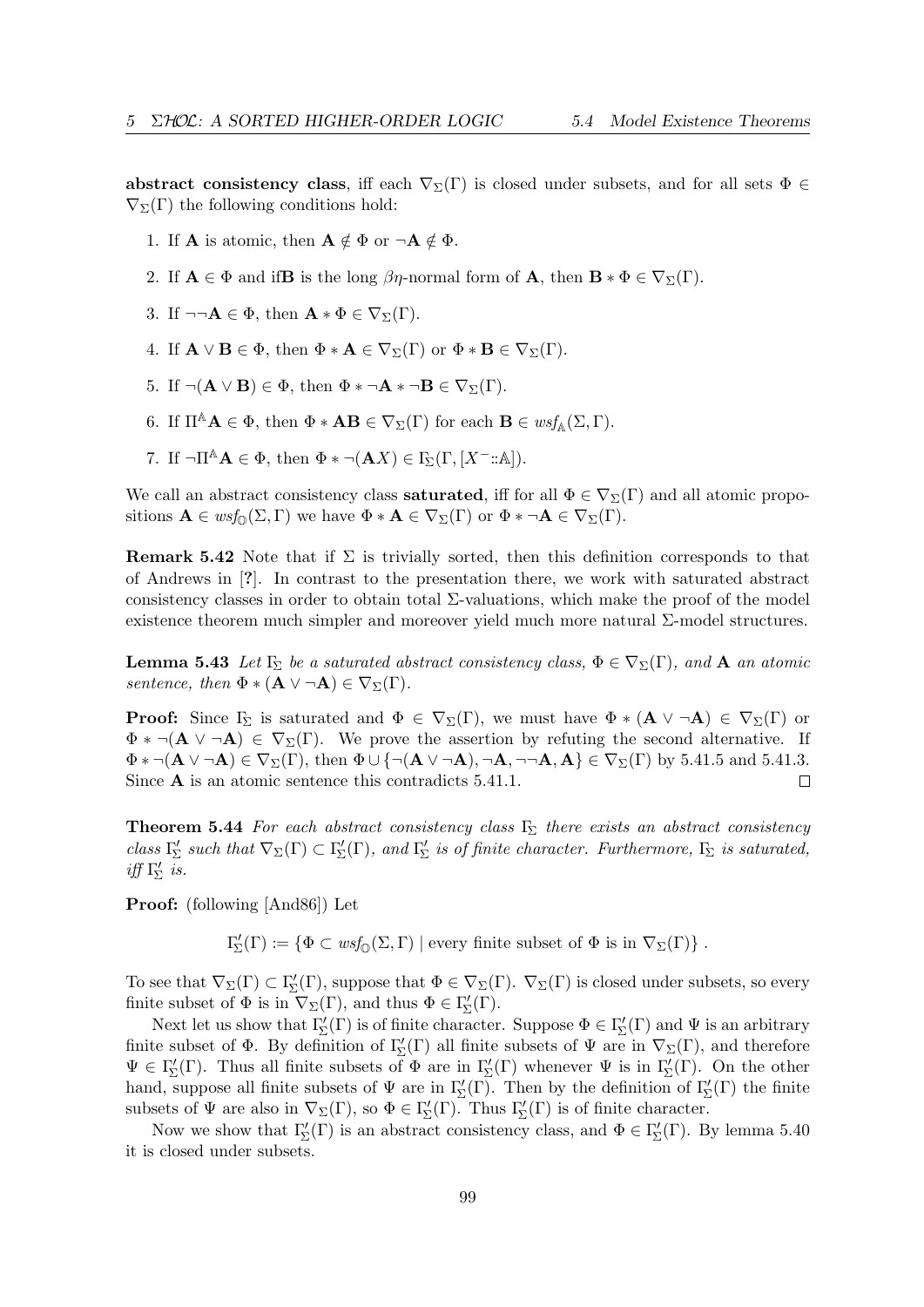**abstract consistency class**, iff each $\nabla_\Sigma(\Gamma)$ is closed under subsets, and for all sets $\Phi \in \nabla_\Sigma(\Gamma)$ the following conditions hold:

1. If $\mathbf{A}$ is atomic, then $\mathbf{A} \notin \Phi$ or $\neg\mathbf{A} \notin \Phi$.
2. If $\mathbf{A} \in \Phi$ and if$\mathbf{B}$ is the long $\beta\eta$-normal form of $\mathbf{A}$, then $\mathbf{B} * \Phi \in \nabla_\Sigma(\Gamma)$.
3. If $\neg\neg\mathbf{A} \in \Phi$, then $\mathbf{A} * \Phi \in \nabla_\Sigma(\Gamma)$.
4. If $\mathbf{A} \vee \mathbf{B} \in \Phi$, then $\Phi * \mathbf{A} \in \nabla_\Sigma(\Gamma)$ or $\Phi * \mathbf{B} \in \nabla_\Sigma(\Gamma)$.
5. If $\neg(\mathbf{A} \vee \mathbf{B}) \in \Phi$, then $\Phi * \neg\mathbf{A} * \neg\mathbf{B} \in \nabla_\Sigma(\Gamma)$.
6. If $\Pi^{\mathbb{A}}\mathbf{A} \in \Phi$, then $\Phi * \mathbf{AB} \in \nabla_\Sigma(\Gamma)$ for each $\mathbf{B} \in wsf_{\mathbb{A}}(\Sigma, \Gamma)$.
7. If $\neg\Pi^{\mathbb{A}}\mathbf{A} \in \Phi$, then $\Phi * \neg(\mathbf{A}X) \in \Gamma_\Sigma(\Gamma, [X^-{::}\mathbb{A}])$.

We call an abstract consistency class **saturated**, iff for all $\Phi \in \nabla_\Sigma(\Gamma)$ and all atomic propositions $\mathbf{A} \in wsf_{\mathbb{O}}(\Sigma, \Gamma)$ we have $\Phi * \mathbf{A} \in \nabla_\Sigma(\Gamma)$ or $\Phi * \neg\mathbf{A} \in \nabla_\Sigma(\Gamma)$.

**Remark 5.42** Note that if $\Sigma$ is trivially sorted, then this definition corresponds to that of Andrews in [**?**]. In contrast to the presentation there, we work with saturated abstract consistency classes in order to obtain total $\Sigma$-valuations, which make the proof of the model existence theorem much simpler and moreover yield much more natural $\Sigma$-model structures.

**Lemma 5.43** *Let $\Gamma_\Sigma$ be a saturated abstract consistency class, $\Phi \in \nabla_\Sigma(\Gamma)$, and $\mathbf{A}$ an atomic sentence, then $\Phi * (\mathbf{A} \vee \neg\mathbf{A}) \in \nabla_\Sigma(\Gamma)$.*

**Proof:** Since $\Gamma_\Sigma$ is saturated and $\Phi \in \nabla_\Sigma(\Gamma)$, we must have $\Phi * (\mathbf{A} \vee \neg\mathbf{A}) \in \nabla_\Sigma(\Gamma)$ or $\Phi * \neg(\mathbf{A} \vee \neg\mathbf{A}) \in \nabla_\Sigma(\Gamma)$. We prove the assertion by refuting the second alternative. If $\Phi * \neg(\mathbf{A} \vee \neg\mathbf{A}) \in \nabla_\Sigma(\Gamma)$, then $\Phi \cup \{\neg(\mathbf{A} \vee \neg\mathbf{A}), \neg\mathbf{A}, \neg\neg\mathbf{A}, \mathbf{A}\} \in \nabla_\Sigma(\Gamma)$ by 5.41.5 and 5.41.3. Since $\mathbf{A}$ is an atomic sentence this contradicts 5.41.1. $\square$

**Theorem 5.44** *For each abstract consistency class $\Gamma_\Sigma$ there exists an abstract consistency class $\Gamma'_\Sigma$ such that $\nabla_\Sigma(\Gamma) \subset \Gamma'_\Sigma(\Gamma)$, and $\Gamma'_\Sigma$ is of finite character. Furthermore, $\Gamma_\Sigma$ is saturated, iff $\Gamma'_\Sigma$ is.*

**Proof:** (following [And86]) Let

$$\Gamma'_\Sigma(\Gamma) := \{\Phi \subset wsf_{\mathbb{O}}(\Sigma, \Gamma) \mid \text{every finite subset of } \Phi \text{ is in } \nabla_\Sigma(\Gamma)\}\,.$$

To see that $\nabla_\Sigma(\Gamma) \subset \Gamma'_\Sigma(\Gamma)$, suppose that $\Phi \in \nabla_\Sigma(\Gamma)$. $\nabla_\Sigma(\Gamma)$ is closed under subsets, so every finite subset of $\Phi$ is in $\nabla_\Sigma(\Gamma)$, and thus $\Phi \in \Gamma'_\Sigma(\Gamma)$.

Next let us show that $\Gamma'_\Sigma(\Gamma)$ is of finite character. Suppose $\Phi \in \Gamma'_\Sigma(\Gamma)$ and $\Psi$ is an arbitrary finite subset of $\Phi$. By definition of $\Gamma'_\Sigma(\Gamma)$ all finite subsets of $\Psi$ are in $\nabla_\Sigma(\Gamma)$, and therefore $\Psi \in \Gamma'_\Sigma(\Gamma)$. Thus all finite subsets of $\Phi$ are in $\Gamma'_\Sigma(\Gamma)$ whenever $\Psi$ is in $\Gamma'_\Sigma(\Gamma)$. On the other hand, suppose all finite subsets of $\Psi$ are in $\Gamma'_\Sigma(\Gamma)$. Then by the definition of $\Gamma'_\Sigma(\Gamma)$ the finite subsets of $\Psi$ are also in $\nabla_\Sigma(\Gamma)$, so $\Phi \in \Gamma'_\Sigma(\Gamma)$. Thus $\Gamma'_\Sigma(\Gamma)$ is of finite character.

Now we show that $\Gamma'_\Sigma(\Gamma)$ is an abstract consistency class, and $\Phi \in \Gamma'_\Sigma(\Gamma)$. By lemma 5.40 it is closed under subsets.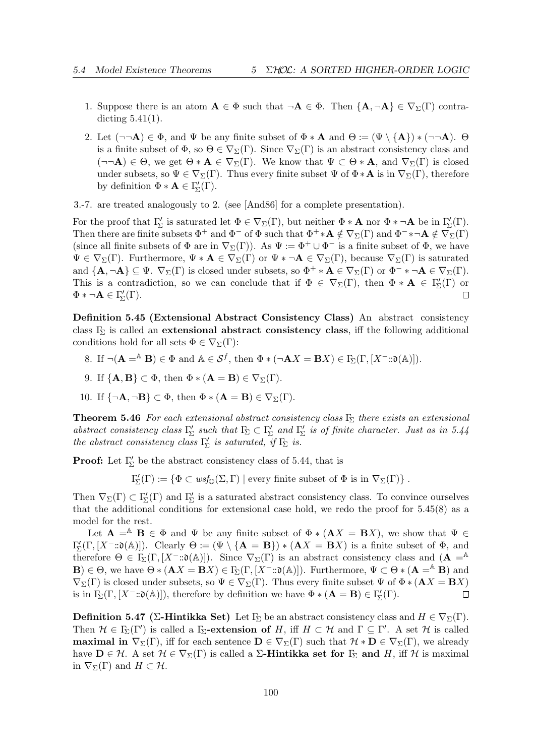1. Suppose there is an atom $\mathbf{A} \in \Phi$ such that $\neg\mathbf{A} \in \Phi$. Then $\{\mathbf{A}, \neg\mathbf{A}\} \in \nabla_\Sigma(\Gamma)$ contradicting 5.41(1).

2. Let $(\neg\neg\mathbf{A}) \in \Phi$, and $\Psi$ be any finite subset of $\Phi * \mathbf{A}$ and $\Theta := (\Psi \setminus \{\mathbf{A}\}) * (\neg\neg\mathbf{A})$. $\Theta$ is a finite subset of $\Phi$, so $\Theta \in \nabla_\Sigma(\Gamma)$. Since $\nabla_\Sigma(\Gamma)$ is an abstract consistency class and $(\neg\neg\mathbf{A}) \in \Theta$, we get $\Theta * \mathbf{A} \in \nabla_\Sigma(\Gamma)$. We know that $\Psi \subset \Theta * \mathbf{A}$, and $\nabla_\Sigma(\Gamma)$ is closed under subsets, so $\Psi \in \nabla_\Sigma(\Gamma)$. Thus every finite subset $\Psi$ of $\Phi * \mathbf{A}$ is in $\nabla_\Sigma(\Gamma)$, therefore by definition $\Phi * \mathbf{A} \in \Gamma'_\Sigma(\Gamma)$.

3.-7. are treated analogously to 2. (see [And86] for a complete presentation).

For the proof that $\Gamma'_\Sigma$ is saturated let $\Phi \in \nabla_\Sigma(\Gamma)$, but neither $\Phi * \neg\mathbf{A}$ nor $\Phi * \neg\mathbf{A}$ be in $\Gamma'_\Sigma(\Gamma)$. Then there are finite subsets $\Phi^+$ and $\Phi^-$ of $\Phi$ such that $\Phi^+ * \mathbf{A} \notin \nabla_\Sigma(\Gamma)$ and $\Phi^- * \neg\mathbf{A} \notin \nabla_\Sigma(\Gamma)$ (since all finite subsets of $\Phi$ are in $\nabla_\Sigma(\Gamma)$). As $\Psi := \Phi^+ \cup \Phi^-$ is a finite subset of $\Phi$, we have $\Psi \in \nabla_\Sigma(\Gamma)$. Furthermore, $\Psi * \mathbf{A} \in \nabla_\Sigma(\Gamma)$ or $\Psi * \neg\mathbf{A} \in \nabla_\Sigma(\Gamma)$, because $\nabla_\Sigma(\Gamma)$ is saturated and $\{\mathbf{A}, \neg\mathbf{A}\} \subseteq \Psi$. $\nabla_\Sigma(\Gamma)$ is closed under subsets, so $\Phi^+ * \mathbf{A} \in \nabla_\Sigma(\Gamma)$ or $\Phi^- * \neg\mathbf{A} \in \nabla_\Sigma(\Gamma)$. This is a contradiction, so we can conclude that if $\Phi \in \nabla_\Sigma(\Gamma)$, then $\Phi * \mathbf{A} \in \Gamma'_\Sigma(\Gamma)$ or $\Phi * \neg\mathbf{A} \in \Gamma'_\Sigma(\Gamma)$. ◻

**Definition 5.45 (Extensional Abstract Consistency Class)** An abstract consistency class $\Gamma_\Sigma$ is called an **extensional abstract consistency class**, iff the following additional conditions hold for all sets $\Phi \in \nabla_\Sigma(\Gamma)$:

8. If $\neg(\mathbf{A} =^{\mathbb{A}} \mathbf{B}) \in \Phi$ and $\mathbb{A} \in \mathcal{S}^f$, then $\Phi * (\neg\mathbf{A}X = \mathbf{B}X) \in \Gamma_\Sigma(\Gamma, [X^-{::}\mathfrak{d}(\mathbb{A})])$.

9. If $\{\mathbf{A}, \mathbf{B}\} \subset \Phi$, then $\Phi * (\mathbf{A} = \mathbf{B}) \in \nabla_\Sigma(\Gamma)$.

10. If $\{\neg\mathbf{A}, \neg\mathbf{B}\} \subset \Phi$, then $\Phi * (\mathbf{A} = \mathbf{B}) \in \nabla_\Sigma(\Gamma)$.

**Theorem 5.46** *For each extensional abstract consistency class $\Gamma_\Sigma$ there exists an extensional abstract consistency class $\Gamma'_\Sigma$ such that $\Gamma_\Sigma \subset \Gamma'_\Sigma$ and $\Gamma'_\Sigma$ is of finite character. Just as in 5.44 the abstract consistency class $\Gamma'_\Sigma$ is saturated, if $\Gamma_\Sigma$ is.*

**Proof:** Let $\Gamma'_\Sigma$ be the abstract consistency class of 5.44, that is

$$\Gamma'_\Sigma(\Gamma) := \{\Phi \subset wsf_{\mathbb{O}}(\Sigma, \Gamma) \mid \text{every finite subset of } \Phi \text{ is in } \nabla_\Sigma(\Gamma)\}\ .$$

Then $\nabla_\Sigma(\Gamma) \subset \Gamma'_\Sigma(\Gamma)$ and $\Gamma'_\Sigma$ is a saturated abstract consistency class. To convince ourselves that the additional conditions for extensional case hold, we redo the proof for 5.45(8) as a model for the rest.

Let $\mathbf{A} =^{\mathbb{A}} \mathbf{B} \in \Phi$ and $\Psi$ be any finite subset of $\Phi * (\mathbf{A}X = \mathbf{B}X)$, we show that $\Psi \in \Gamma'_\Sigma(\Gamma, [X^-{::}\mathfrak{d}(\mathbb{A})])$. Clearly $\Theta := (\Psi \setminus \{\mathbf{A} = \mathbf{B}\}) * (\mathbf{A}X = \mathbf{B}X)$ is a finite subset of $\Phi$, and therefore $\Theta \in \Gamma_\Sigma(\Gamma, [X^-{::}\mathfrak{d}(\mathbb{A})])$. Since $\nabla_\Sigma(\Gamma)$ is an abstract consistency class and $(\mathbf{A} =^{\mathbb{A}} \mathbf{B}) \in \Theta$, we have $\Theta * (\mathbf{A}X = \mathbf{B}X) \in \Gamma_\Sigma(\Gamma, [X^-{::}\mathfrak{d}(\mathbb{A})])$. Furthermore, $\Psi \subset \Theta * (\mathbf{A} =^{\mathbb{A}} \mathbf{B})$ and $\nabla_\Sigma(\Gamma)$ is closed under subsets, so $\Psi \in \nabla_\Sigma(\Gamma)$. Thus every finite subset $\Psi$ of $\Phi * (\mathbf{A}X = \mathbf{B}X)$ is in $\Gamma_\Sigma(\Gamma, [X^-{::}\mathfrak{d}(\mathbb{A})])$, therefore by definition we have $\Phi * (\mathbf{A} = \mathbf{B}) \in \Gamma'_\Sigma(\Gamma)$. ◻

**Definition 5.47 ($\Sigma$-Hintikka Set)** Let $\Gamma_\Sigma$ be an abstract consistency class and $H \in \nabla_\Sigma(\Gamma)$. Then $\mathcal{H} \in \Gamma_\Sigma(\Gamma')$ is called a **$\Gamma_\Sigma$-extension of** $H$, iff $H \subset \mathcal{H}$ and $\Gamma \subseteq \Gamma'$. A set $\mathcal{H}$ is called **maximal in** $\nabla_\Sigma(\Gamma)$, iff for each sentence $\mathbf{D} \in \nabla_\Sigma(\Gamma)$ such that $\mathcal{H} * \mathbf{D} \in \nabla_\Sigma(\Gamma)$, we already have $\mathbf{D} \in \mathcal{H}$. A set $\mathcal{H} \in \nabla_\Sigma(\Gamma)$ is called a **$\Sigma$-Hintikka set for** $\Gamma_\Sigma$ **and** $H$, iff $\mathcal{H}$ is maximal in $\nabla_\Sigma(\Gamma)$ and $H \subset \mathcal{H}$.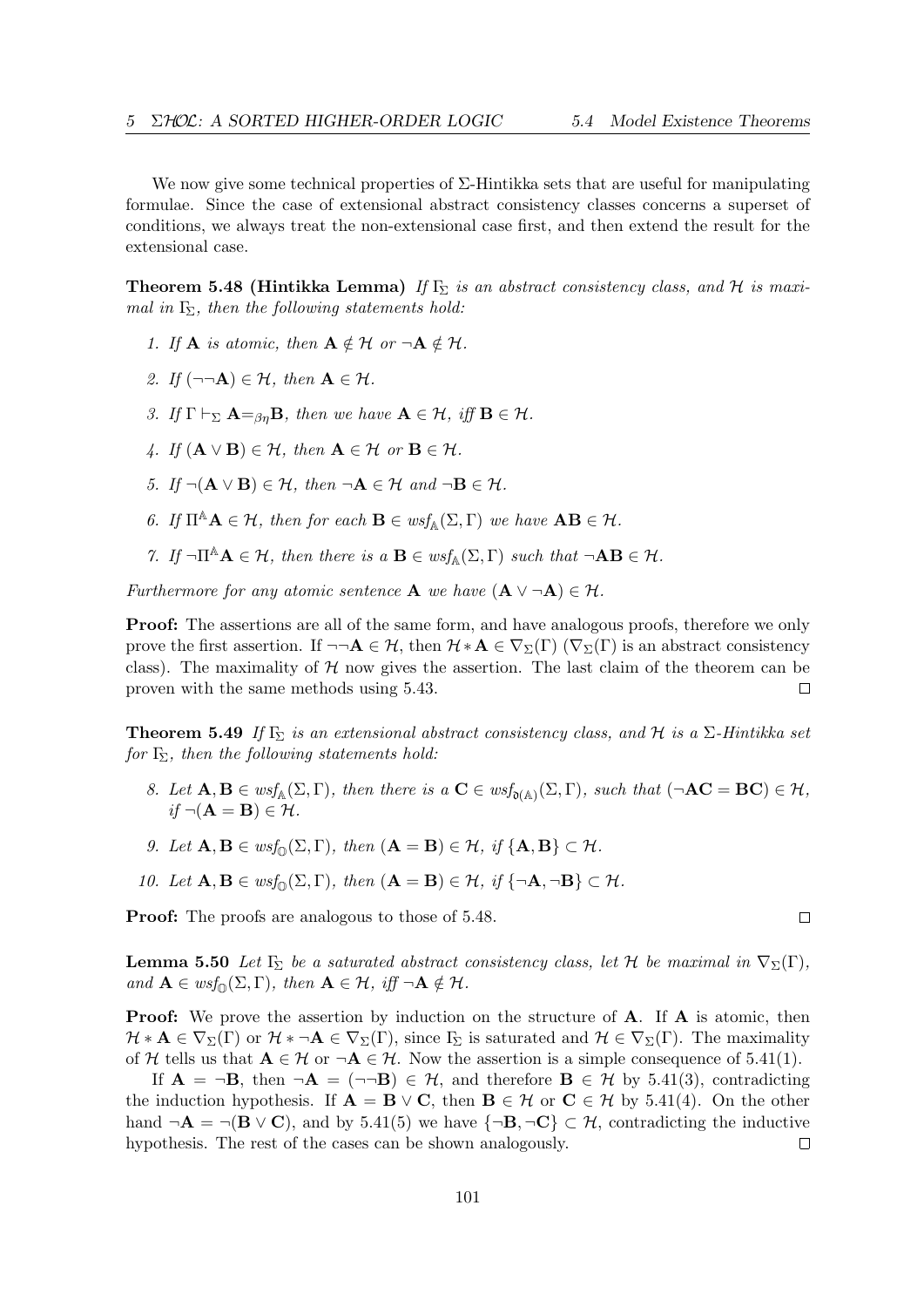We now give some technical properties of Σ-Hintikka sets that are useful for manipulating formulae. Since the case of extensional abstract consistency classes concerns a superset of conditions, we always treat the non-extensional case first, and then extend the result for the extensional case.

**Theorem 5.48 (Hintikka Lemma)** *If $\Gamma_\Sigma$ is an abstract consistency class, and $\mathcal{H}$ is maximal in $\Gamma_\Sigma$, then the following statements hold:*

1. *If $\mathbf{A}$ is atomic, then $\mathbf{A} \notin \mathcal{H}$ or $\neg\mathbf{A} \notin \mathcal{H}$.*
2. *If $(\neg\neg\mathbf{A}) \in \mathcal{H}$, then $\mathbf{A} \in \mathcal{H}$.*
3. *If $\Gamma \vdash_\Sigma \mathbf{A} {=}_{\beta\eta} \mathbf{B}$, then we have $\mathbf{A} \in \mathcal{H}$, iff $\mathbf{B} \in \mathcal{H}$.*
4. *If $(\mathbf{A} \vee \mathbf{B}) \in \mathcal{H}$, then $\mathbf{A} \in \mathcal{H}$ or $\mathbf{B} \in \mathcal{H}$.*
5. *If $\neg(\mathbf{A} \vee \mathbf{B}) \in \mathcal{H}$, then $\neg\mathbf{A} \in \mathcal{H}$ and $\neg\mathbf{B} \in \mathcal{H}$.*
6. *If $\Pi^{\mathbb{A}}\mathbf{A} \in \mathcal{H}$, then for each $\mathbf{B} \in wsf_{\mathbb{A}}(\Sigma, \Gamma)$ we have $\mathbf{AB} \in \mathcal{H}$.*
7. *If $\neg\Pi^{\mathbb{A}}\mathbf{A} \in \mathcal{H}$, then there is a $\mathbf{B} \in wsf_{\mathbb{A}}(\Sigma, \Gamma)$ such that $\neg\mathbf{AB} \in \mathcal{H}$.*

*Furthermore for any atomic sentence $\mathbf{A}$ we have $(\mathbf{A} \vee \neg\mathbf{A}) \in \mathcal{H}$.*

**Proof:** The assertions are all of the same form, and have analogous proofs, therefore we only prove the first assertion. If $\neg\neg\mathbf{A} \in \mathcal{H}$, then $\mathcal{H} * \mathbf{A} \in \nabla_\Sigma(\Gamma)$ ($\nabla_\Sigma(\Gamma)$ is an abstract consistency class). The maximality of $\mathcal{H}$ now gives the assertion. The last claim of the theorem can be proven with the same methods using 5.43. □

**Theorem 5.49** *If $\Gamma_\Sigma$ is an extensional abstract consistency class, and $\mathcal{H}$ is a Σ-Hintikka set for $\Gamma_\Sigma$, then the following statements hold:*

8. *Let $\mathbf{A}, \mathbf{B} \in wsf_{\mathbb{A}}(\Sigma, \Gamma)$, then there is a $\mathbf{C} \in wsf_{\mathfrak{d}(\mathbb{A})}(\Sigma, \Gamma)$, such that $(\neg\mathbf{AC} = \mathbf{BC}) \in \mathcal{H}$, if $\neg(\mathbf{A} = \mathbf{B}) \in \mathcal{H}$.*
9. *Let $\mathbf{A}, \mathbf{B} \in wsf_{\mathbb{O}}(\Sigma, \Gamma)$, then $(\mathbf{A} = \mathbf{B}) \in \mathcal{H}$, if $\{\mathbf{A}, \mathbf{B}\} \subset \mathcal{H}$.*
10. *Let $\mathbf{A}, \mathbf{B} \in wsf_{\mathbb{O}}(\Sigma, \Gamma)$, then $(\mathbf{A} = \mathbf{B}) \in \mathcal{H}$, if $\{\neg\mathbf{A}, \neg\mathbf{B}\} \subset \mathcal{H}$.*

**Proof:** The proofs are analogous to those of 5.48. □

**Lemma 5.50** *Let $\Gamma_\Sigma$ be a saturated abstract consistency class, let $\mathcal{H}$ be maximal in $\nabla_\Sigma(\Gamma)$, and $\mathbf{A} \in wsf_{\mathbb{O}}(\Sigma, \Gamma)$, then $\mathbf{A} \in \mathcal{H}$, iff $\neg\mathbf{A} \notin \mathcal{H}$.*

**Proof:** We prove the assertion by induction on the structure of $\mathbf{A}$. If $\mathbf{A}$ is atomic, then $\mathcal{H} * \mathbf{A} \in \nabla_\Sigma(\Gamma)$ or $\mathcal{H} * \neg\mathbf{A} \in \nabla_\Sigma(\Gamma)$, since $\Gamma_\Sigma$ is saturated and $\mathcal{H} \in \nabla_\Sigma(\Gamma)$. The maximality of $\mathcal{H}$ tells us that $\mathbf{A} \in \mathcal{H}$ or $\neg\mathbf{A} \in \mathcal{H}$. Now the assertion is a simple consequence of 5.41(1).

If $\mathbf{A} = \neg\mathbf{B}$, then $\neg\mathbf{A} = (\neg\neg\mathbf{B}) \in \mathcal{H}$, and therefore $\mathbf{B} \in \mathcal{H}$ by 5.41(3), contradicting the induction hypothesis. If $\mathbf{A} = \mathbf{B} \vee \mathbf{C}$, then $\mathbf{B} \in \mathcal{H}$ or $\mathbf{C} \in \mathcal{H}$ by 5.41(4). On the other hand $\neg\mathbf{A} = \neg(\mathbf{B} \vee \mathbf{C})$, and by 5.41(5) we have $\{\neg\mathbf{B}, \neg\mathbf{C}\} \subset \mathcal{H}$, contradicting the inductive hypothesis. The rest of the cases can be shown analogously. □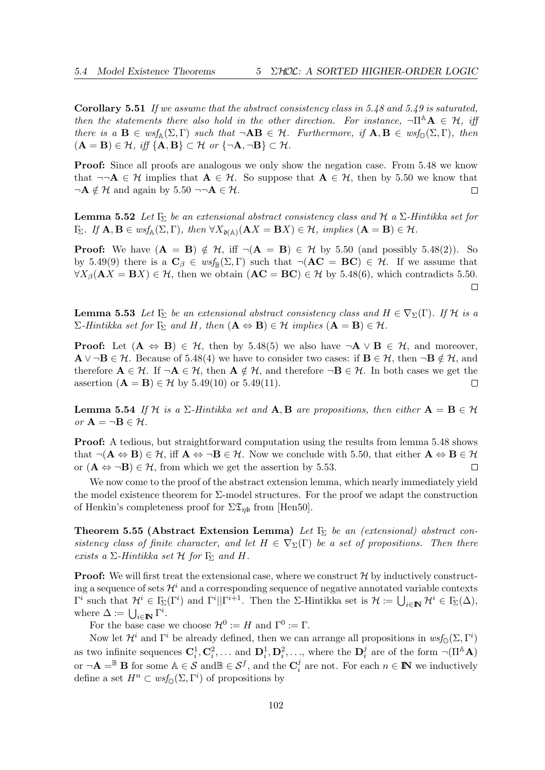**Corollary 5.51** *If we assume that the abstract consistency class in 5.48 and 5.49 is saturated, then the statements there also hold in the other direction. For instance, $\neg\Pi^{\mathbb{A}}\mathbf{A} \in \mathcal{H}$, iff there is a $\mathbf{B} \in wsf_{\mathbb{A}}(\Sigma, \Gamma)$ such that $\neg\mathbf{AB} \in \mathcal{H}$. Furthermore, if $\mathbf{A}, \mathbf{B} \in wsf_{\mathbb{O}}(\Sigma, \Gamma)$, then $(\mathbf{A} = \mathbf{B}) \in \mathcal{H}$, iff $\{\mathbf{A}, \mathbf{B}\} \subset \mathcal{H}$ or $\{\neg\mathbf{A}, \neg\mathbf{B}\} \subset \mathcal{H}$.*

**Proof:** Since all proofs are analogous we only show the negation case. From 5.48 we know that $\neg\neg\mathbf{A} \in \mathcal{H}$ implies that $\mathbf{A} \in \mathcal{H}$. So suppose that $\mathbf{A} \in \mathcal{H}$, then by 5.50 we know that $\neg\mathbf{A} \notin \mathcal{H}$ and again by 5.50 $\neg\neg\mathbf{A} \in \mathcal{H}$. $\square$

**Lemma 5.52** *Let $\Gamma_\Sigma$ be an extensional abstract consistency class and $\mathcal{H}$ a $\Sigma$-Hintikka set for $\Gamma_\Sigma$. If $\mathbf{A}, \mathbf{B} \in wsf_{\mathbb{A}}(\Sigma, \Gamma)$, then $\forall X_{\mathfrak{d}(\mathbb{A})}(\mathbf{A}X = \mathbf{B}X) \in \mathcal{H}$, implies $(\mathbf{A} = \mathbf{B}) \in \mathcal{H}$.*

**Proof:** We have $(\mathbf{A} = \mathbf{B}) \notin \mathcal{H}$, iff $\neg(\mathbf{A} = \mathbf{B}) \in \mathcal{H}$ by 5.50 (and possibly 5.48(2)). So by 5.49(9) there is a $\mathbf{C}_\beta \in wsf_{\mathbb{B}}(\Sigma, \Gamma)$ such that $\neg(\mathbf{AC} = \mathbf{BC}) \in \mathcal{H}$. If we assume that $\forall X_\beta(\mathbf{A}X = \mathbf{B}X) \in \mathcal{H}$, then we obtain $(\mathbf{AC} = \mathbf{BC}) \in \mathcal{H}$ by 5.48(6), which contradicts 5.50. $\square$

**Lemma 5.53** *Let $\Gamma_\Sigma$ be an extensional abstract consistency class and $H \in \nabla_\Sigma(\Gamma)$. If $\mathcal{H}$ is a $\Sigma$-Hintikka set for $\Gamma_\Sigma$ and $H$, then $(\mathbf{A} \Leftrightarrow \mathbf{B}) \in \mathcal{H}$ implies $(\mathbf{A} = \mathbf{B}) \in \mathcal{H}$.*

**Proof:** Let $(\mathbf{A} \Leftrightarrow \mathbf{B}) \in \mathcal{H}$, then by 5.48(5) we also have $\neg\mathbf{A} \vee \mathbf{B} \in \mathcal{H}$, and moreover, $\mathbf{A} \vee \neg\mathbf{B} \in \mathcal{H}$. Because of 5.48(4) we have to consider two cases: if $\mathbf{B} \in \mathcal{H}$, then $\neg\mathbf{B} \notin \mathcal{H}$, and therefore $\mathbf{A} \in \mathcal{H}$. If $\neg\mathbf{A} \in \mathcal{H}$, then $\mathbf{A} \notin \mathcal{H}$, and therefore $\neg\mathbf{B} \in \mathcal{H}$. In both cases we get the assertion $(\mathbf{A} = \mathbf{B}) \in \mathcal{H}$ by 5.49(10) or 5.49(11). $\square$

**Lemma 5.54** *If $\mathcal{H}$ is a $\Sigma$-Hintikka set and $\mathbf{A}, \mathbf{B}$ are propositions, then either $\mathbf{A} = \mathbf{B} \in \mathcal{H}$ or $\mathbf{A} = \neg\mathbf{B} \in \mathcal{H}$.*

**Proof:** A tedious, but straightforward computation using the results from lemma 5.48 shows that $\neg(\mathbf{A} \Leftrightarrow \mathbf{B}) \in \mathcal{H}$, iff $\mathbf{A} \Leftrightarrow \neg\mathbf{B} \in \mathcal{H}$. Now we conclude with 5.50, that either $\mathbf{A} \Leftrightarrow \mathbf{B} \in \mathcal{H}$ or $(\mathbf{A} \Leftrightarrow \neg\mathbf{B}) \in \mathcal{H}$, from which we get the assertion by 5.53. $\square$

We now come to the proof of the abstract extension lemma, which nearly immediately yield the model existence theorem for $\Sigma$-model structures. For the proof we adapt the construction of Henkin's completeness proof for $\Sigma\mathfrak{T}_{\eta\mathfrak{b}}$ from [Hen50].

**Theorem 5.55 (Abstract Extension Lemma)** *Let $\Gamma_\Sigma$ be an (extensional) abstract consistency class of finite character, and let $H \in \nabla_\Sigma(\Gamma)$ be a set of propositions. Then there exists a $\Sigma$-Hintikka set $\mathcal{H}$ for $\Gamma_\Sigma$ and $H$.*

**Proof:** We will first treat the extensional case, where we construct $\mathcal{H}$ by inductively constructing a sequence of sets $\mathcal{H}^i$ and a corresponding sequence of negative annotated variable contexts $\Gamma^i$ such that $\mathcal{H}^i \in \Gamma_\Sigma(\Gamma^i)$ and $\Gamma^i || \Gamma^{i+1}$. Then the $\Sigma$-Hintikka set is $\mathcal{H} := \bigcup_{i \in \mathbb{N}} \mathcal{H}^i \in \Gamma_\Sigma(\Delta)$, where $\Delta := \bigcup_{i \in \mathbb{N}} \Gamma^i$.

For the base case we choose $\mathcal{H}^0 := H$ and $\Gamma^0 := \Gamma$.

Now let $\mathcal{H}^i$ and $\Gamma^i$ be already defined, then we can arrange all propositions in $wsf_{\mathbb{O}}(\Sigma, \Gamma^i)$ as two infinite sequences $\mathbf{C}_i^1, \mathbf{C}_i^2, \ldots$ and $\mathbf{D}_i^1, \mathbf{D}_i^2, \ldots$, where the $\mathbf{D}_i^j$ are of the form $\neg(\Pi^{\mathbb{A}}\mathbf{A})$ or $\neg\mathbf{A} =^{\mathbb{B}} \mathbf{B}$ for some $\mathbb{A} \in \mathcal{S}$ and$\mathbb{B} \in \mathcal{S}^f$, and the $\mathbf{C}_i^j$ are not. For each $n \in \mathbb{N}$ we inductively define a set $H^n \subset wsf_{\mathbb{O}}(\Sigma, \Gamma^i)$ of propositions by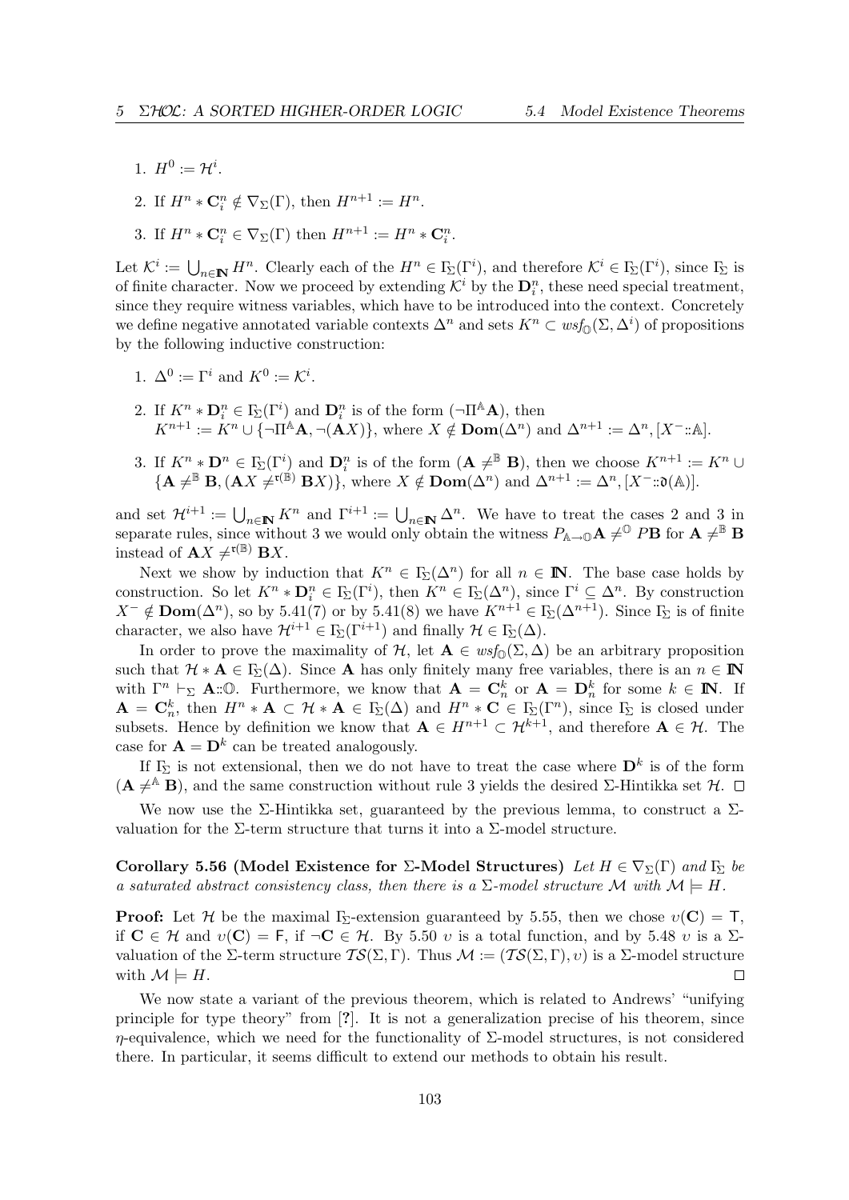1. $H^0 := \mathcal{H}^i$.
2. If $H^n * \mathbf{C}_i^n \notin \nabla_\Sigma(\Gamma)$, then $H^{n+1} := H^n$.
3. If $H^n * \mathbf{C}_i^n \in \nabla_\Sigma(\Gamma)$ then $H^{n+1} := H^n * \mathbf{C}_i^n$.

Let $\mathcal{K}^i := \bigcup_{n\in\mathbb{N}} H^n$. Clearly each of the $H^n \in \Gamma_\Sigma(\Gamma^i)$, and therefore $\mathcal{K}^i \in \Gamma_\Sigma(\Gamma^i)$, since $\Gamma_\Sigma$ is of finite character. Now we proceed by extending $\mathcal{K}^i$ by the $\mathbf{D}_i^n$, these need special treatment, since they require witness variables, which have to be introduced into the context. Concretely we define negative annotated variable contexts $\Delta^n$ and sets $K^n \subset wsf_{\mathbb{O}}(\Sigma, \Delta^i)$ of propositions by the following inductive construction:

1. $\Delta^0 := \Gamma^i$ and $K^0 := \mathcal{K}^i$.
2. If $K^n * \mathbf{D}_i^n \in \Gamma_\Sigma(\Gamma^i)$ and $\mathbf{D}_i^n$ is of the form $(\neg\Pi^{\mathbb{A}}\mathbf{A})$, then $K^{n+1} := K^n \cup \{\neg\Pi^{\mathbb{A}}\mathbf{A}, \neg(\mathbf{A}X)\}$, where $X \notin \mathbf{Dom}(\Delta^n)$ and $\Delta^{n+1} := \Delta^n, [X^-{::}\mathbb{A}]$.
3. If $K^n * \mathbf{D}^n \in \Gamma_\Sigma(\Gamma^i)$ and $\mathbf{D}_i^n$ is of the form $(\mathbf{A} \neq^{\mathbb{B}} \mathbf{B})$, then we choose $K^{n+1} := K^n \cup \{\mathbf{A} \neq^{\mathbb{B}} \mathbf{B}, (\mathbf{A}X \neq^{\mathfrak{r}(\mathbb{B})} \mathbf{B}X)\}$, where $X \notin \mathbf{Dom}(\Delta^n)$ and $\Delta^{n+1} := \Delta^n, [X^-{::}\mathfrak{d}(\mathbb{A})]$.

and set $\mathcal{H}^{i+1} := \bigcup_{n\in\mathbb{N}} K^n$ and $\Gamma^{i+1} := \bigcup_{n\in\mathbb{N}} \Delta^n$. We have to treat the cases 2 and 3 in separate rules, since without 3 we would only obtain the witness $P_{\mathbb{A}\to\mathbb{O}}\mathbf{A} \neq^{\mathbb{O}} P\mathbf{B}$ for $\mathbf{A} \neq^{\mathbb{B}} \mathbf{B}$ instead of $\mathbf{A}X \neq^{\mathfrak{r}(\mathbb{B})} \mathbf{B}X$.

Next we show by induction that $K^n \in \Gamma_\Sigma(\Delta^n)$ for all $n \in \mathbb{N}$. The base case holds by construction. So let $K^n * \mathbf{D}_i^n \in \Gamma_\Sigma(\Gamma^i)$, then $K^n \in \Gamma_\Sigma(\Delta^n)$, since $\Gamma^i \subseteq \Delta^n$. By construction $X^- \notin \mathbf{Dom}(\Delta^n)$, so by 5.41(7) or by 5.41(8) we have $K^{n+1} \in \Gamma_\Sigma(\Delta^{n+1})$. Since $\Gamma_\Sigma$ is of finite character, we also have $\mathcal{H}^{i+1} \in \Gamma_\Sigma(\Gamma^{i+1})$ and finally $\mathcal{H} \in \Gamma_\Sigma(\Delta)$.

In order to prove the maximality of $\mathcal{H}$, let $\mathbf{A} \in wsf_{\mathbb{O}}(\Sigma, \Delta)$ be an arbitrary proposition such that $\mathcal{H} * \mathbf{A} \in \Gamma_\Sigma(\Delta)$. Since $\mathbf{A}$ has only finitely many free variables, there is an $n \in \mathbb{N}$ with $\Gamma^n \vdash_\Sigma \mathbf{A}{::}\mathbb{O}$. Furthermore, we know that $\mathbf{A} = \mathbf{C}_n^k$ or $\mathbf{A} = \mathbf{D}_n^k$ for some $k \in \mathbb{N}$. If $\mathbf{A} = \mathbf{C}_n^k$, then $H^n * \mathbf{A} \subset \mathcal{H} * \mathbf{A} \in \Gamma_\Sigma(\Delta)$ and $H^n * \mathbf{C} \in \Gamma_\Sigma(\Gamma^n)$, since $\Gamma_\Sigma$ is closed under subsets. Hence by definition we know that $\mathbf{A} \in H^{n+1} \subset \mathcal{H}^{k+1}$, and therefore $\mathbf{A} \in \mathcal{H}$. The case for $\mathbf{A} = \mathbf{D}^k$ can be treated analogously.

If $\Gamma_\Sigma$ is not extensional, then we do not have to treat the case where $\mathbf{D}^k$ is of the form $(\mathbf{A} \neq^{\mathbb{A}} \mathbf{B})$, and the same construction without rule 3 yields the desired $\Sigma$-Hintikka set $\mathcal{H}$. $\square$

We now use the $\Sigma$-Hintikka set, guaranteed by the previous lemma, to construct a $\Sigma$-valuation for the $\Sigma$-term structure that turns it into a $\Sigma$-model structure.

**Corollary 5.56 (Model Existence for $\Sigma$-Model Structures)** *Let $H \in \nabla_\Sigma(\Gamma)$ and $\Gamma_\Sigma$ be a saturated abstract consistency class, then there is a $\Sigma$-model structure $\mathcal{M}$ with $\mathcal{M} \models H$.*

**Proof:** Let $\mathcal{H}$ be the maximal $\Gamma_\Sigma$-extension guaranteed by 5.55, then we chose $\upsilon(\mathbf{C}) = \mathsf{T}$, if $\mathbf{C} \in \mathcal{H}$ and $\upsilon(\mathbf{C}) = \mathsf{F}$, if $\neg\mathbf{C} \in \mathcal{H}$. By 5.50 $\upsilon$ is a total function, and by 5.48 $\upsilon$ is a $\Sigma$-valuation of the $\Sigma$-term structure $\mathcal{TS}(\Sigma, \Gamma)$. Thus $\mathcal{M} := (\mathcal{TS}(\Sigma, \Gamma), \upsilon)$ is a $\Sigma$-model structure with $\mathcal{M} \models H$. $\square$

We now state a variant of the previous theorem, which is related to Andrews' "unifying principle for type theory" from [?]. It is not a generalization precise of his theorem, since $\eta$-equivalence, which we need for the functionality of $\Sigma$-model structures, is not considered there. In particular, it seems difficult to extend our methods to obtain his result.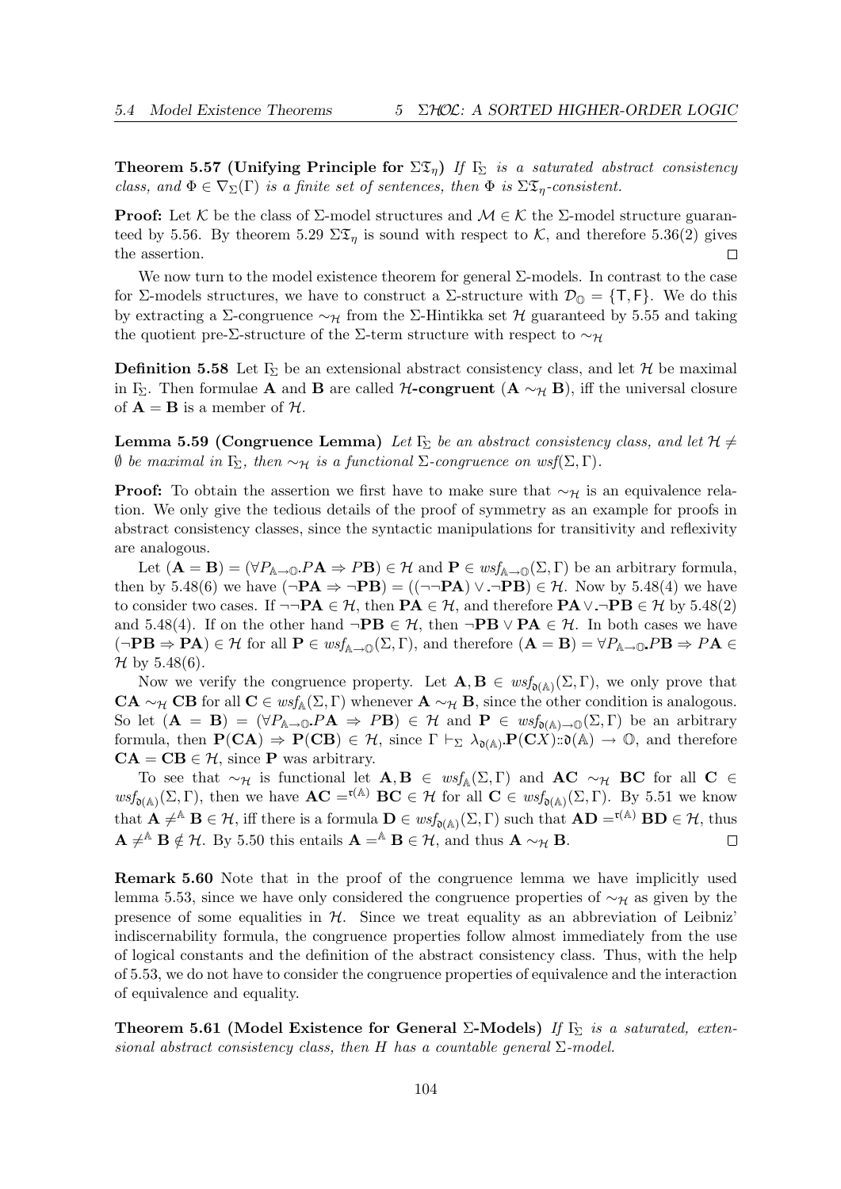**Theorem 5.57 (Unifying Principle for $\Sigma\mathfrak{T}_\eta$)** *If $\Gamma_\Sigma$ is a saturated abstract consistency class, and $\Phi \in \nabla_\Sigma(\Gamma)$ is a finite set of sentences, then $\Phi$ is $\Sigma\mathfrak{T}_\eta$-consistent.*

**Proof:** Let $\mathcal{K}$ be the class of $\Sigma$-model structures and $\mathcal{M} \in \mathcal{K}$ the $\Sigma$-model structure guaranteed by 5.56. By theorem 5.29 $\Sigma\mathfrak{T}_\eta$ is sound with respect to $\mathcal{K}$, and therefore 5.36(2) gives the assertion. $\square$

We now turn to the model existence theorem for general $\Sigma$-models. In contrast to the case for $\Sigma$-models structures, we have to construct a $\Sigma$-structure with $\mathcal{D}_{\mathbb{O}} = \{\mathsf{T}, \mathsf{F}\}$. We do this by extracting a $\Sigma$-congruence $\sim_{\mathcal{H}}$ from the $\Sigma$-Hintikka set $\mathcal{H}$ guaranteed by 5.55 and taking the quotient pre-$\Sigma$-structure of the $\Sigma$-term structure with respect to $\sim_{\mathcal{H}}$

**Definition 5.58** Let $\Gamma_\Sigma$ be an extensional abstract consistency class, and let $\mathcal{H}$ be maximal in $\Gamma_\Sigma$. Then formulae $\mathbf{A}$ and $\mathbf{B}$ are called **$\mathcal{H}$-congruent** ($\mathbf{A} \sim_{\mathcal{H}} \mathbf{B}$), iff the universal closure of $\mathbf{A} = \mathbf{B}$ is a member of $\mathcal{H}$.

**Lemma 5.59 (Congruence Lemma)** *Let $\Gamma_\Sigma$ be an abstract consistency class, and let $\mathcal{H} \neq \emptyset$ be maximal in $\Gamma_\Sigma$, then $\sim_{\mathcal{H}}$ is a functional $\Sigma$-congruence on $wsf(\Sigma, \Gamma)$.*

**Proof:** To obtain the assertion we first have to make sure that $\sim_{\mathcal{H}}$ is an equivalence relation. We only give the tedious details of the proof of symmetry as an example for proofs in abstract consistency classes, since the syntactic manipulations for transitivity and reflexivity are analogous.

Let $(\mathbf{A} = \mathbf{B}) = (\forall P_{\mathbb{A} \to \mathbb{O}}.P\mathbf{A} \Rightarrow P\mathbf{B}) \in \mathcal{H}$ and $\mathbf{P} \in wsf_{\mathbb{A} \to \mathbb{O}}(\Sigma, \Gamma)$ be an arbitrary formula, then by 5.48(6) we have $(\neg\mathbf{PA} \Rightarrow \neg\mathbf{PB}) = ((\neg\neg\mathbf{PA}) \vee .\neg\mathbf{PB}) \in \mathcal{H}$. Now by 5.48(4) we have to consider two cases. If $\neg\neg\mathbf{PA} \in \mathcal{H}$, then $\mathbf{PA} \in \mathcal{H}$, and therefore $\mathbf{PA} \vee .\neg\mathbf{PB} \in \mathcal{H}$ by 5.48(2) and 5.48(4). If on the other hand $\neg\mathbf{PB} \in \mathcal{H}$, then $\neg\mathbf{PB} \vee \mathbf{PA} \in \mathcal{H}$. In both cases we have $(\neg\mathbf{PB} \Rightarrow \mathbf{PA}) \in \mathcal{H}$ for all $\mathbf{P} \in wsf_{\mathbb{A} \to \mathbb{O}}(\Sigma, \Gamma)$, and therefore $(\mathbf{A} = \mathbf{B}) = \forall P_{\mathbb{A} \to \mathbb{O}}.P\mathbf{B} \Rightarrow P\mathbf{A} \in \mathcal{H}$ by 5.48(6).

Now we verify the congruence property. Let $\mathbf{A}, \mathbf{B} \in wsf_{\mathfrak{d}(\mathbb{A})}(\Sigma, \Gamma)$, we only prove that $\mathbf{CA} \sim_{\mathcal{H}} \mathbf{CB}$ for all $\mathbf{C} \in wsf_{\mathbb{A}}(\Sigma, \Gamma)$ whenever $\mathbf{A} \sim_{\mathcal{H}} \mathbf{B}$, since the other condition is analogous. So let $(\mathbf{A} = \mathbf{B}) = (\forall P_{\mathbb{A} \to \mathbb{O}}.P\mathbf{A} \Rightarrow P\mathbf{B}) \in \mathcal{H}$ and $\mathbf{P} \in wsf_{\mathfrak{d}(\mathbb{A}) \to \mathbb{O}}(\Sigma, \Gamma)$ be an arbitrary formula, then $\mathbf{P}(\mathbf{CA}) \Rightarrow \mathbf{P}(\mathbf{CB}) \in \mathcal{H}$, since $\Gamma \vdash_\Sigma \lambda_{\mathfrak{d}(\mathbb{A})}.\mathbf{P}(\mathbf{C}X)::\mathfrak{d}(\mathbb{A}) \to \mathbb{O}$, and therefore $\mathbf{CA} = \mathbf{CB} \in \mathcal{H}$, since $\mathbf{P}$ was arbitrary.

To see that $\sim_{\mathcal{H}}$ is functional let $\mathbf{A}, \mathbf{B} \in wsf_{\mathbb{A}}(\Sigma, \Gamma)$ and $\mathbf{AC} \sim_{\mathcal{H}} \mathbf{BC}$ for all $\mathbf{C} \in wsf_{\mathfrak{d}(\mathbb{A})}(\Sigma, \Gamma)$, then we have $\mathbf{AC} =^{\mathfrak{r}(\mathbb{A})} \mathbf{BC} \in \mathcal{H}$ for all $\mathbf{C} \in wsf_{\mathfrak{d}(\mathbb{A})}(\Sigma, \Gamma)$. By 5.51 we know that $\mathbf{A} \neq^{\mathbb{A}} \mathbf{B} \in \mathcal{H}$, iff there is a formula $\mathbf{D} \in wsf_{\mathfrak{d}(\mathbb{A})}(\Sigma, \Gamma)$ such that $\mathbf{AD} =^{\mathfrak{r}(\mathbb{A})} \mathbf{BD} \in \mathcal{H}$, thus $\mathbf{A} \neq^{\mathbb{A}} \mathbf{B} \notin \mathcal{H}$. By 5.50 this entails $\mathbf{A} =^{\mathbb{A}} \mathbf{B} \in \mathcal{H}$, and thus $\mathbf{A} \sim_{\mathcal{H}} \mathbf{B}$. $\square$

**Remark 5.60** Note that in the proof of the congruence lemma we have implicitly used lemma 5.53, since we have only considered the congruence properties of $\sim_{\mathcal{H}}$ as given by the presence of some equalities in $\mathcal{H}$. Since we treat equality as an abbreviation of Leibniz' indiscernability formula, the congruence properties follow almost immediately from the use of logical constants and the definition of the abstract consistency class. Thus, with the help of 5.53, we do not have to consider the congruence properties of equivalence and the interaction of equivalence and equality.

**Theorem 5.61 (Model Existence for General $\Sigma$-Models)** *If $\Gamma_\Sigma$ is a saturated, extensional abstract consistency class, then $H$ has a countable general $\Sigma$-model.*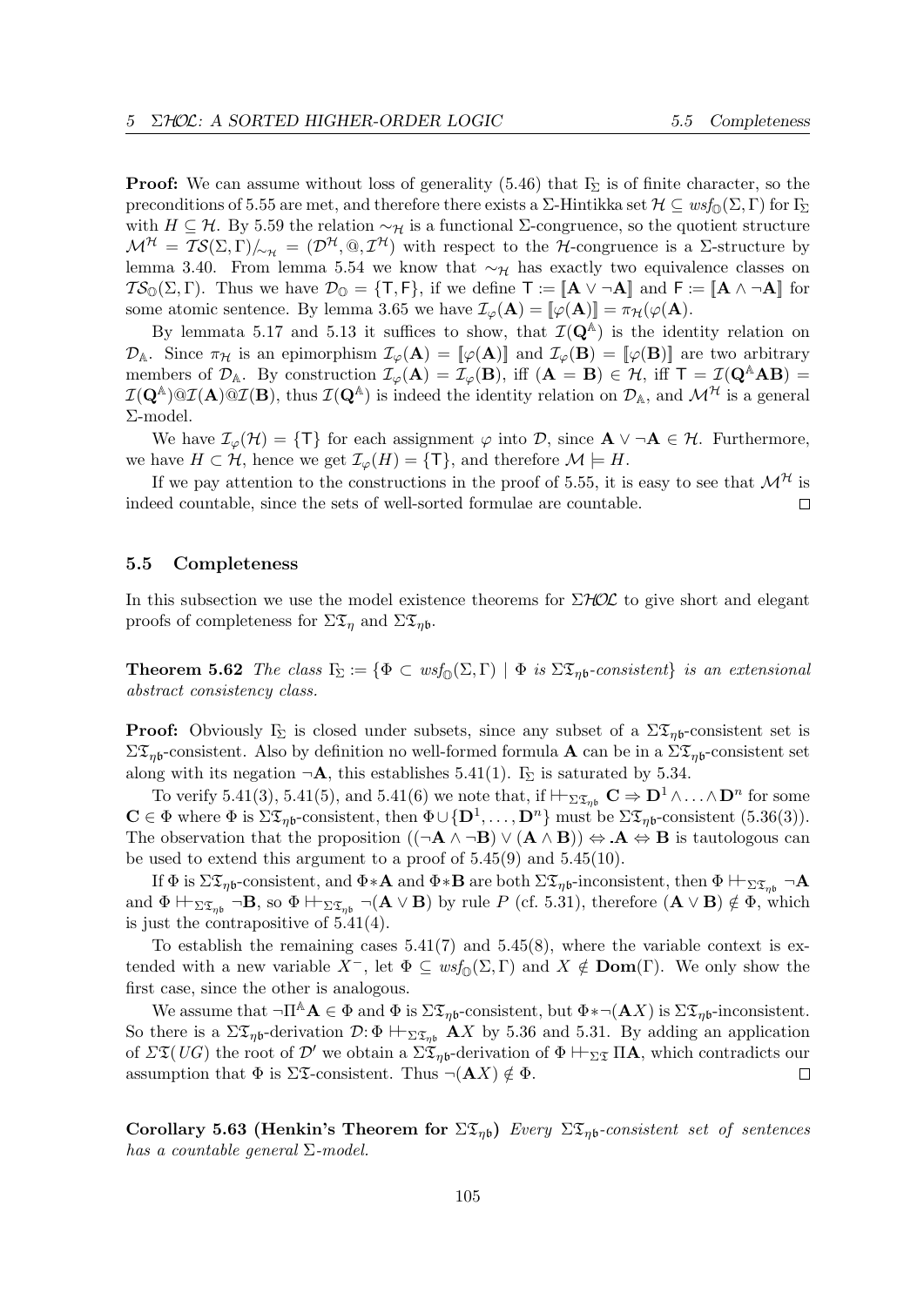**Proof:** We can assume without loss of generality (5.46) that $\Gamma_\Sigma$ is of finite character, so the preconditions of 5.55 are met, and therefore there exists a $\Sigma$-Hintikka set $\mathcal{H} \subseteq wsf_{\mathbb{O}}(\Sigma, \Gamma)$ for $\Gamma_\Sigma$ with $H \subseteq \mathcal{H}$. By 5.59 the relation $\sim_\mathcal{H}$ is a functional $\Sigma$-congruence, so the quotient structure $\mathcal{M}^\mathcal{H} = \mathcal{TS}(\Sigma, \Gamma)/_{\sim_\mathcal{H}} = (\mathcal{D}^\mathcal{H}, @, \mathcal{I}^\mathcal{H})$ with respect to the $\mathcal{H}$-congruence is a $\Sigma$-structure by lemma 3.40. From lemma 5.54 we know that $\sim_\mathcal{H}$ has exactly two equivalence classes on $\mathcal{TS}_{\mathbb{O}}(\Sigma, \Gamma)$. Thus we have $\mathcal{D}_{\mathbb{O}} = \{\mathsf{T}, \mathsf{F}\}$, if we define $\mathsf{T} := [\![\mathbf{A} \vee \neg\mathbf{A}]\!]$ and $\mathsf{F} := [\![\mathbf{A} \wedge \neg\mathbf{A}]\!]$ for some atomic sentence. By lemma 3.65 we have $\mathcal{I}_\varphi(\mathbf{A}) = [\![\varphi(\mathbf{A})]\!] = \pi_\mathcal{H}(\varphi(\mathbf{A}))$.

By lemmata 5.17 and 5.13 it suffices to show, that $\mathcal{I}(\mathbf{Q}^{\mathbb{A}})$ is the identity relation on $\mathcal{D}_{\mathbb{A}}$. Since $\pi_\mathcal{H}$ is an epimorphism $\mathcal{I}_\varphi(\mathbf{A}) = [\![\varphi(\mathbf{A})]\!]$ and $\mathcal{I}_\varphi(\mathbf{B}) = [\![\varphi(\mathbf{B})]\!]$ are two arbitrary members of $\mathcal{D}_{\mathbb{A}}$. By construction $\mathcal{I}_\varphi(\mathbf{A}) = \mathcal{I}_\varphi(\mathbf{B})$, iff $(\mathbf{A} = \mathbf{B}) \in \mathcal{H}$, iff $\mathsf{T} = \mathcal{I}(\mathbf{Q}^{\mathbb{A}}\mathbf{A}\mathbf{B}) = \mathcal{I}(\mathbf{Q}^{\mathbb{A}})@\mathcal{I}(\mathbf{A})@\mathcal{I}(\mathbf{B})$, thus $\mathcal{I}(\mathbf{Q}^{\mathbb{A}})$ is indeed the identity relation on $\mathcal{D}_{\mathbb{A}}$, and $\mathcal{M}^\mathcal{H}$ is a general $\Sigma$-model.

We have $\mathcal{I}_\varphi(\mathcal{H}) = \{\mathsf{T}\}$ for each assignment $\varphi$ into $\mathcal{D}$, since $\mathbf{A} \vee \neg\mathbf{A} \in \mathcal{H}$. Furthermore, we have $H \subset \mathcal{H}$, hence we get $\mathcal{I}_\varphi(H) = \{\mathsf{T}\}$, and therefore $\mathcal{M} \models H$.

If we pay attention to the constructions in the proof of 5.55, it is easy to see that $\mathcal{M}^\mathcal{H}$ is indeed countable, since the sets of well-sorted formulae are countable. ∎

## 5.5 Completeness

In this subsection we use the model existence theorems for $\Sigma\mathcal{HOL}$ to give short and elegant proofs of completeness for $\Sigma\mathfrak{T}_\eta$ and $\Sigma\mathfrak{T}_{\eta\mathfrak{b}}$.

**Theorem 5.62** *The class $\Gamma_\Sigma := \{\Phi \subset wsf_{\mathbb{O}}(\Sigma, \Gamma) \mid \Phi$ is $\Sigma\mathfrak{T}_{\eta\mathfrak{b}}$-consistent$\}$ is an extensional abstract consistency class.*

**Proof:** Obviously $\Gamma_\Sigma$ is closed under subsets, since any subset of a $\Sigma\mathfrak{T}_{\eta\mathfrak{b}}$-consistent set is $\Sigma\mathfrak{T}_{\eta\mathfrak{b}}$-consistent. Also by definition no well-formed formula $\mathbf{A}$ can be in a $\Sigma\mathfrak{T}_{\eta\mathfrak{b}}$-consistent set along with its negation $\neg\mathbf{A}$, this establishes 5.41(1). $\Gamma_\Sigma$ is saturated by 5.34.

To verify 5.41(3), 5.41(5), and 5.41(6) we note that, if $\Vdash_{\Sigma\mathfrak{T}_{\eta\mathfrak{b}}} \mathbf{C} \Rightarrow \mathbf{D}^1 \wedge \ldots \wedge \mathbf{D}^n$ for some $\mathbf{C} \in \Phi$ where $\Phi$ is $\Sigma\mathfrak{T}_{\eta\mathfrak{b}}$-consistent, then $\Phi \cup \{\mathbf{D}^1, \ldots, \mathbf{D}^n\}$ must be $\Sigma\mathfrak{T}_{\eta\mathfrak{b}}$-consistent (5.36(3)). The observation that the proposition $((\neg\mathbf{A} \wedge \neg\mathbf{B}) \vee (\mathbf{A} \wedge \mathbf{B})) \Leftrightarrow .\mathbf{A} \Leftrightarrow \mathbf{B}$ is tautologous can be used to extend this argument to a proof of 5.45(9) and 5.45(10).

If $\Phi$ is $\Sigma\mathfrak{T}_{\eta\mathfrak{b}}$-consistent, and $\Phi{*}\mathbf{A}$ and $\Phi{*}\mathbf{B}$ are both $\Sigma\mathfrak{T}_{\eta\mathfrak{b}}$-inconsistent, then $\Phi \Vdash_{\Sigma\mathfrak{T}_{\eta\mathfrak{b}}} \neg\mathbf{A}$ and $\Phi \Vdash_{\Sigma\mathfrak{T}_{\eta\mathfrak{b}}} \neg\mathbf{B}$, so $\Phi \Vdash_{\Sigma\mathfrak{T}_{\eta\mathfrak{b}}} \neg(\mathbf{A} \vee \mathbf{B})$ by rule $P$ (cf. 5.31), therefore $(\mathbf{A} \vee \mathbf{B}) \notin \Phi$, which is just the contrapositive of 5.41(4).

To establish the remaining cases 5.41(7) and 5.45(8), where the variable context is extended with a new variable $X^-$, let $\Phi \subseteq wsf_{\mathbb{O}}(\Sigma, \Gamma)$ and $X \notin \mathbf{Dom}(\Gamma)$. We only show the first case, since the other is analogous.

We assume that $\neg\Pi^{\mathbb{A}}\mathbf{A} \in \Phi$ and $\Phi$ is $\Sigma\mathfrak{T}_{\eta\mathfrak{b}}$-consistent, but $\Phi{*}\neg(\mathbf{A}X)$ is $\Sigma\mathfrak{T}_{\eta\mathfrak{b}}$-inconsistent. So there is a $\Sigma\mathfrak{T}_{\eta\mathfrak{b}}$-derivation $\mathcal{D}\colon \Phi \Vdash_{\Sigma\mathfrak{T}_{\eta\mathfrak{b}}} \mathbf{A}X$ by 5.36 and 5.31. By adding an application of $\Sigma\mathfrak{T}(UG)$ the root of $\mathcal{D}'$ we obtain a $\Sigma\mathfrak{T}_{\eta\mathfrak{b}}$-derivation of $\Phi \Vdash_{\Sigma\mathfrak{T}} \Pi\mathbf{A}$, which contradicts our assumption that $\Phi$ is $\Sigma\mathfrak{T}$-consistent. Thus $\neg(\mathbf{A}X) \notin \Phi$. ∎

**Corollary 5.63 (Henkin's Theorem for $\Sigma\mathfrak{T}_{\eta\mathfrak{b}}$)** *Every $\Sigma\mathfrak{T}_{\eta\mathfrak{b}}$-consistent set of sentences has a countable general $\Sigma$-model.*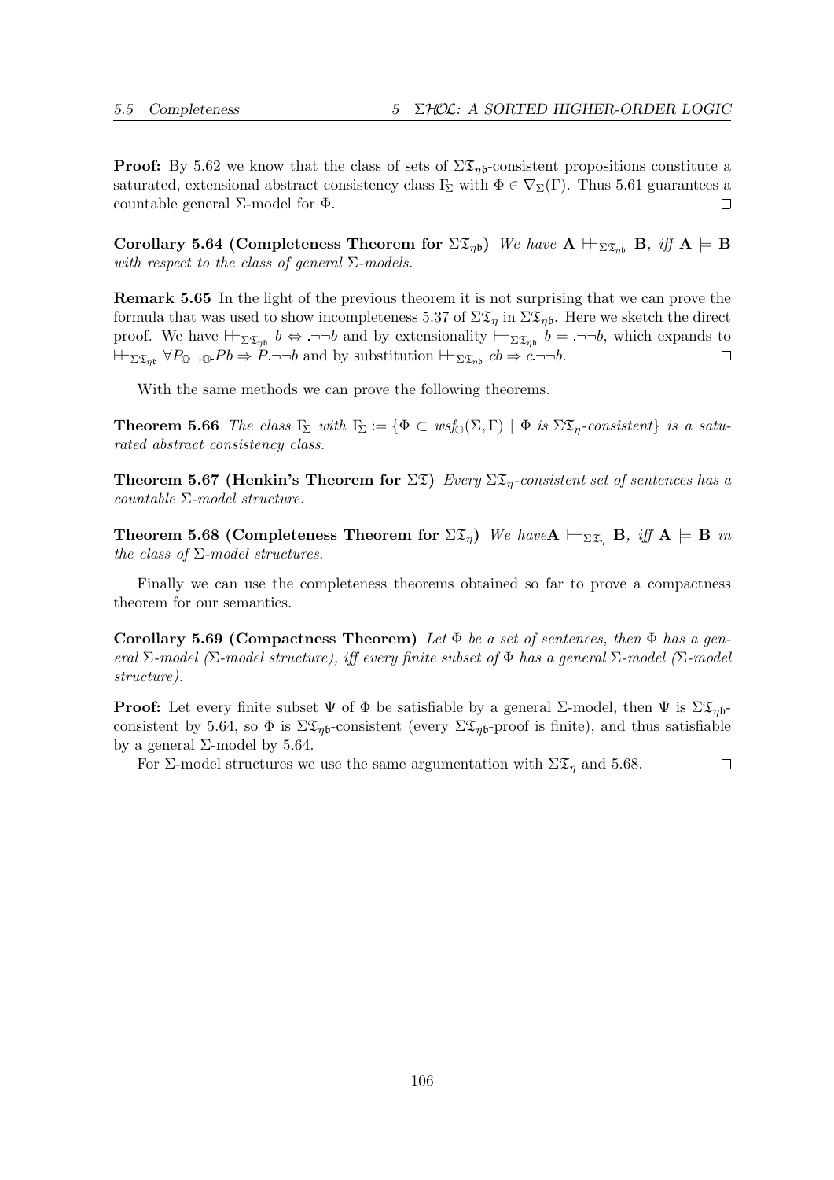**Proof:** By 5.62 we know that the class of sets of $\Sigma\mathfrak{T}_{\eta\mathfrak{b}}$-consistent propositions constitute a saturated, extensional abstract consistency class $\Gamma_{\!\Sigma}$ with $\Phi \in \nabla_\Sigma(\Gamma)$. Thus 5.61 guarantees a countable general $\Sigma$-model for $\Phi$. $\square$

**Corollary 5.64 (Completeness Theorem for $\Sigma\mathfrak{T}_{\eta\mathfrak{b}}$)** *We have* $\mathbf{A} \vdash_{\Sigma\mathfrak{T}_{\eta\mathfrak{b}}} \mathbf{B}$*, iff* $\mathbf{A} \models \mathbf{B}$ *with respect to the class of general* $\Sigma$*-models.*

**Remark 5.65** In the light of the previous theorem it is not surprising that we can prove the formula that was used to show incompleteness 5.37 of $\Sigma\mathfrak{T}_\eta$ in $\Sigma\mathfrak{T}_{\eta\mathfrak{b}}$. Here we sketch the direct proof. We have $\vdash_{\Sigma\mathfrak{T}_{\eta\mathfrak{b}}} b \Leftrightarrow .\neg\neg b$ and by extensionality $\vdash_{\Sigma\mathfrak{T}_{\eta\mathfrak{b}}} b = .\neg\neg b$, which expands to $\vdash_{\Sigma\mathfrak{T}_{\eta\mathfrak{b}}} \forall P_{\mathbb{O}\to\mathbb{O}}.Pb \Rightarrow P.\neg\neg b$ and by substitution $\vdash_{\Sigma\mathfrak{T}_{\eta\mathfrak{b}}} cb \Rightarrow c.\neg\neg b$. $\square$

With the same methods we can prove the following theorems.

**Theorem 5.66** *The class* $\Gamma_{\!\Sigma}$ *with* $\Gamma_{\!\Sigma} := \{\Phi \subset \mathit{wsf}_{\mathbb{O}}(\Sigma,\Gamma) \mid \Phi \text{ is } \Sigma\mathfrak{T}_\eta\text{-consistent}\}$ *is a saturated abstract consistency class.*

**Theorem 5.67 (Henkin's Theorem for $\Sigma\mathfrak{T}$)** *Every* $\Sigma\mathfrak{T}_\eta$*-consistent set of sentences has a countable* $\Sigma$*-model structure.*

**Theorem 5.68 (Completeness Theorem for $\Sigma\mathfrak{T}_\eta$)** *We have*$\mathbf{A} \vdash_{\Sigma\mathfrak{T}_\eta} \mathbf{B}$*, iff* $\mathbf{A} \models \mathbf{B}$ *in the class of* $\Sigma$*-model structures.*

Finally we can use the completeness theorems obtained so far to prove a compactness theorem for our semantics.

**Corollary 5.69 (Compactness Theorem)** *Let* $\Phi$ *be a set of sentences, then* $\Phi$ *has a general* $\Sigma$*-model (*$\Sigma$*-model structure), iff every finite subset of* $\Phi$ *has a general* $\Sigma$*-model (*$\Sigma$*-model structure).*

**Proof:** Let every finite subset $\Psi$ of $\Phi$ be satisfiable by a general $\Sigma$-model, then $\Psi$ is $\Sigma\mathfrak{T}_{\eta\mathfrak{b}}$-consistent by 5.64, so $\Phi$ is $\Sigma\mathfrak{T}_{\eta\mathfrak{b}}$-consistent (every $\Sigma\mathfrak{T}_{\eta\mathfrak{b}}$-proof is finite), and thus satisfiable by a general $\Sigma$-model by 5.64.

For $\Sigma$-model structures we use the same argumentation with $\Sigma\mathfrak{T}_\eta$ and 5.68. $\square$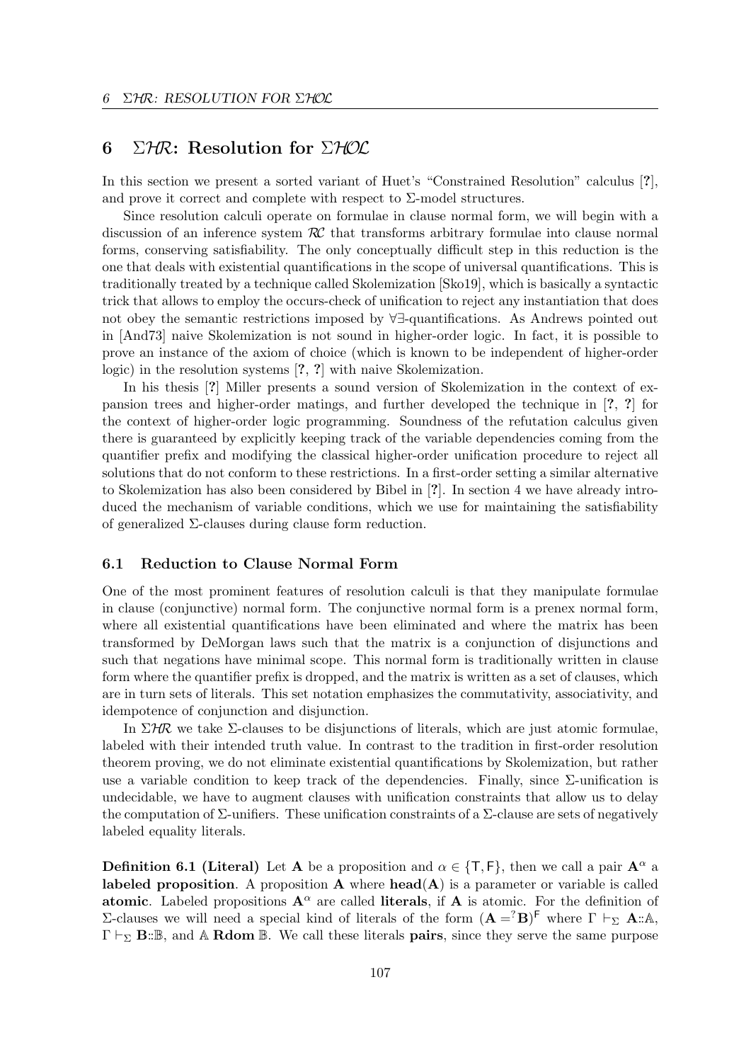## 6 $\Sigma\mathcal{HR}$: Resolution for $\Sigma\mathcal{HOL}$

In this section we present a sorted variant of Huet's "Constrained Resolution" calculus [?], and prove it correct and complete with respect to Σ-model structures.

Since resolution calculi operate on formulae in clause normal form, we will begin with a discussion of an inference system $\mathcal{RC}$ that transforms arbitrary formulae into clause normal forms, conserving satisfiability. The only conceptually difficult step in this reduction is the one that deals with existential quantifications in the scope of universal quantifications. This is traditionally treated by a technique called Skolemization [Sko19], which is basically a syntactic trick that allows to employ the occurs-check of unification to reject any instantiation that does not obey the semantic restrictions imposed by ∀∃-quantifications. As Andrews pointed out in [And73] naive Skolemization is not sound in higher-order logic. In fact, it is possible to prove an instance of the axiom of choice (which is known to be independent of higher-order logic) in the resolution systems [?, ?] with naive Skolemization.

In his thesis [?] Miller presents a sound version of Skolemization in the context of expansion trees and higher-order matings, and further developed the technique in [?, ?] for the context of higher-order logic programming. Soundness of the refutation calculus given there is guaranteed by explicitly keeping track of the variable dependencies coming from the quantifier prefix and modifying the classical higher-order unification procedure to reject all solutions that do not conform to these restrictions. In a first-order setting a similar alternative to Skolemization has also been considered by Bibel in [?]. In section 4 we have already introduced the mechanism of variable conditions, which we use for maintaining the satisfiability of generalized Σ-clauses during clause form reduction.

### 6.1 Reduction to Clause Normal Form

One of the most prominent features of resolution calculi is that they manipulate formulae in clause (conjunctive) normal form. The conjunctive normal form is a prenex normal form, where all existential quantifications have been eliminated and where the matrix has been transformed by DeMorgan laws such that the matrix is a conjunction of disjunctions and such that negations have minimal scope. This normal form is traditionally written in clause form where the quantifier prefix is dropped, and the matrix is written as a set of clauses, which are in turn sets of literals. This set notation emphasizes the commutativity, associativity, and idempotence of conjunction and disjunction.

In $\Sigma\mathcal{HR}$ we take Σ-clauses to be disjunctions of literals, which are just atomic formulae, labeled with their intended truth value. In contrast to the tradition in first-order resolution theorem proving, we do not eliminate existential quantifications by Skolemization, but rather use a variable condition to keep track of the dependencies. Finally, since Σ-unification is undecidable, we have to augment clauses with unification constraints that allow us to delay the computation of Σ-unifiers. These unification constraints of a Σ-clause are sets of negatively labeled equality literals.

**Definition 6.1 (Literal)** Let $\mathbf{A}$ be a proposition and $\alpha \in \{\mathsf{T}, \mathsf{F}\}$, then we call a pair $\mathbf{A}^\alpha$ a **labeled proposition**. A proposition $\mathbf{A}$ where $\mathbf{head}(\mathbf{A})$ is a parameter or variable is called **atomic**. Labeled propositions $\mathbf{A}^\alpha$ are called **literals**, if $\mathbf{A}$ is atomic. For the definition of Σ-clauses we will need a special kind of literals of the form $(\mathbf{A} =^? \mathbf{B})^\mathsf{F}$ where $\Gamma \vdash_\Sigma \mathbf{A}{::}\mathbb{A}$, $\Gamma \vdash_\Sigma \mathbf{B}{::}\mathbb{B}$, and $\mathbb{A}\ \mathbf{Rdom}\ \mathbb{B}$. We call these literals **pairs**, since they serve the same purpose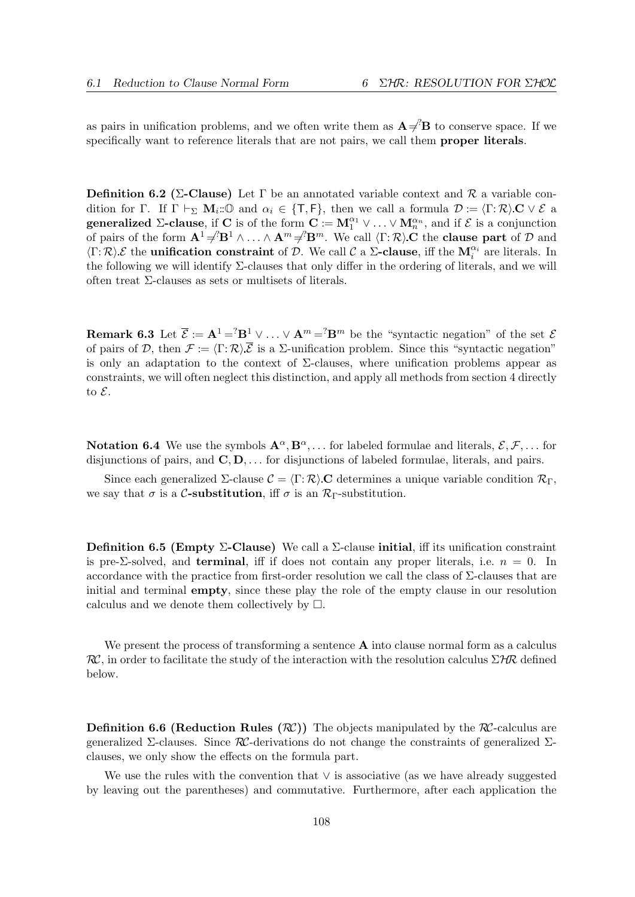as pairs in unification problems, and we often write them as $\mathbf{A} \neq^? \mathbf{B}$ to conserve space. If we specifically want to reference literals that are not pairs, we call them **proper literals**.

**Definition 6.2 (Σ-Clause)** Let $\Gamma$ be an annotated variable context and $\mathcal{R}$ a variable condition for $\Gamma$. If $\Gamma \vdash_\Sigma \mathbf{M}_i{::}\mathbb{O}$ and $\alpha_i \in \{\mathsf{T}, \mathsf{F}\}$, then we call a formula $\mathcal{D} := \langle \Gamma{:}\, \mathcal{R} \rangle .\mathbf{C} \vee \mathcal{E}$ a **generalized Σ-clause**, if $\mathbf{C}$ is of the form $\mathbf{C} := \mathbf{M}_1^{\alpha_1} \vee \ldots \vee \mathbf{M}_n^{\alpha_n}$, and if $\mathcal{E}$ is a conjunction of pairs of the form $\mathbf{A}^1 \neq^? \mathbf{B}^1 \wedge \ldots \wedge \mathbf{A}^m \neq^? \mathbf{B}^m$. We call $\langle \Gamma{:}\, \mathcal{R} \rangle .\mathbf{C}$ the **clause part** of $\mathcal{D}$ and $\langle \Gamma{:}\, \mathcal{R} \rangle .\mathcal{E}$ the **unification constraint** of $\mathcal{D}$. We call $\mathcal{C}$ a **Σ-clause**, iff the $\mathbf{M}_i^{\alpha_i}$ are literals. In the following we will identify Σ-clauses that only differ in the ordering of literals, and we will often treat Σ-clauses as sets or multisets of literals.

**Remark 6.3** Let $\overline{\mathcal{E}} := \mathbf{A}^1 =^? \mathbf{B}^1 \vee \ldots \vee \mathbf{A}^m =^? \mathbf{B}^m$ be the "syntactic negation" of the set $\mathcal{E}$ of pairs of $\mathcal{D}$, then $\mathcal{F} := \langle \Gamma{:}\, \mathcal{R} \rangle .\overline{\mathcal{E}}$ is a Σ-unification problem. Since this "syntactic negation" is only an adaptation to the context of Σ-clauses, where unification problems appear as constraints, we will often neglect this distinction, and apply all methods from section 4 directly to $\mathcal{E}$.

**Notation 6.4** We use the symbols $\mathbf{A}^\alpha, \mathbf{B}^\alpha, \ldots$ for labeled formulae and literals, $\mathcal{E}, \mathcal{F}, \ldots$ for disjunctions of pairs, and $\mathbf{C}, \mathbf{D}, \ldots$ for disjunctions of labeled formulae, literals, and pairs.

Since each generalized Σ-clause $\mathcal{C} = \langle \Gamma{:}\, \mathcal{R} \rangle .\mathbf{C}$ determines a unique variable condition $\mathcal{R}_\Gamma$, we say that $\sigma$ is a **$\mathcal{C}$-substitution**, iff $\sigma$ is an $\mathcal{R}_\Gamma$-substitution.

**Definition 6.5 (Empty Σ-Clause)** We call a Σ-clause **initial**, iff its unification constraint is pre-Σ-solved, and **terminal**, iff if does not contain any proper literals, i.e. $n = 0$. In accordance with the practice from first-order resolution we call the class of Σ-clauses that are initial and terminal **empty**, since these play the role of the empty clause in our resolution calculus and we denote them collectively by $\square$.

We present the process of transforming a sentence $\mathbf{A}$ into clause normal form as a calculus $\mathcal{RC}$, in order to facilitate the study of the interaction with the resolution calculus $\Sigma\mathcal{HR}$ defined below.

**Definition 6.6 (Reduction Rules ($\mathcal{RC}$))** The objects manipulated by the $\mathcal{RC}$-calculus are generalized Σ-clauses. Since $\mathcal{RC}$-derivations do not change the constraints of generalized Σ-clauses, we only show the effects on the formula part.

We use the rules with the convention that $\vee$ is associative (as we have already suggested by leaving out the parentheses) and commutative. Furthermore, after each application the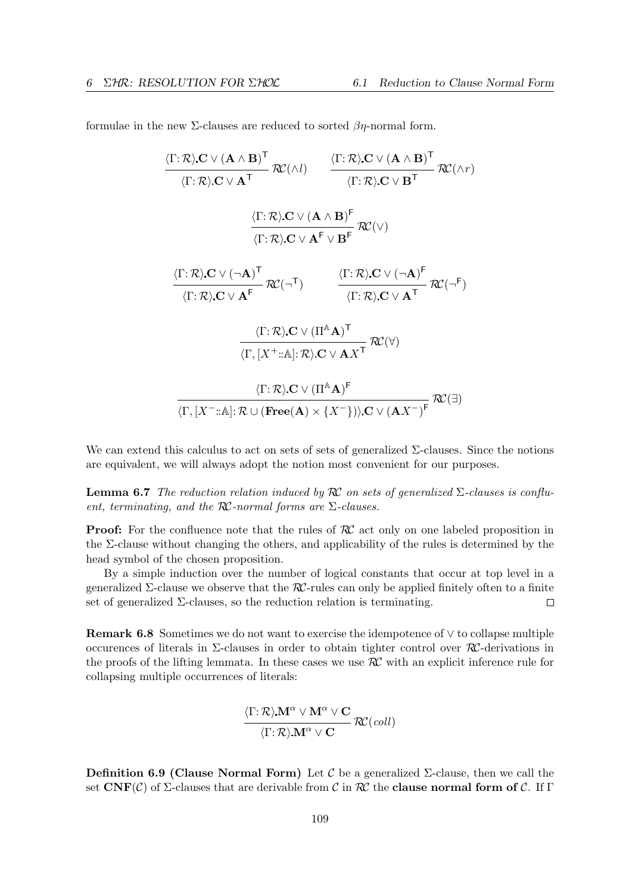formulae in the new Σ-clauses are reduced to sorted $\beta\eta$-normal form.

$$\frac{\langle \Gamma \colon \mathcal{R}\rangle.\mathbf{C} \vee (\mathbf{A} \wedge \mathbf{B})^{\mathsf{T}}}{\langle \Gamma \colon \mathcal{R}\rangle.\mathbf{C} \vee \mathbf{A}^{\mathsf{T}}}\,\mathcal{RC}(\wedge l) \qquad \frac{\langle \Gamma \colon \mathcal{R}\rangle.\mathbf{C} \vee (\mathbf{A} \wedge \mathbf{B})^{\mathsf{T}}}{\langle \Gamma \colon \mathcal{R}\rangle.\mathbf{C} \vee \mathbf{B}^{\mathsf{T}}}\,\mathcal{RC}(\wedge r)$$

$$\frac{\langle \Gamma \colon \mathcal{R}\rangle.\mathbf{C} \vee (\mathbf{A} \wedge \mathbf{B})^{\mathsf{F}}}{\langle \Gamma \colon \mathcal{R}\rangle.\mathbf{C} \vee \mathbf{A}^{\mathsf{F}} \vee \mathbf{B}^{\mathsf{F}}}\,\mathcal{RC}(\vee)$$

$$\frac{\langle \Gamma \colon \mathcal{R}\rangle.\mathbf{C} \vee (\neg \mathbf{A})^{\mathsf{T}}}{\langle \Gamma \colon \mathcal{R}\rangle.\mathbf{C} \vee \mathbf{A}^{\mathsf{F}}}\,\mathcal{RC}(\neg^{\mathsf{T}}) \qquad \frac{\langle \Gamma \colon \mathcal{R}\rangle.\mathbf{C} \vee (\neg \mathbf{A})^{\mathsf{F}}}{\langle \Gamma \colon \mathcal{R}\rangle.\mathbf{C} \vee \mathbf{A}^{\mathsf{T}}}\,\mathcal{RC}(\neg^{\mathsf{F}})$$

$$\frac{\langle \Gamma \colon \mathcal{R}\rangle.\mathbf{C} \vee (\Pi^{\mathbb{A}}\mathbf{A})^{\mathsf{T}}}{\langle \Gamma, [X^{+}{::}\mathbb{A}] \colon \mathcal{R}\rangle.\mathbf{C} \vee \mathbf{A}X^{\mathsf{T}}}\,\mathcal{RC}(\forall)$$

$$\frac{\langle \Gamma \colon \mathcal{R}\rangle.\mathbf{C} \vee (\Pi^{\mathbb{A}}\mathbf{A})^{\mathsf{F}}}{\langle \Gamma, [X^{-}{::}\mathbb{A}] \colon \mathcal{R} \cup (\mathbf{Free}(\mathbf{A}) \times \{X^{-}\})\rangle.\mathbf{C} \vee (\mathbf{A}X^{-})^{\mathsf{F}}}\,\mathcal{RC}(\exists)$$

We can extend this calculus to act on sets of sets of generalized Σ-clauses. Since the notions are equivalent, we will always adopt the notion most convenient for our purposes.

**Lemma 6.7** *The reduction relation induced by $\mathcal{RC}$ on sets of generalized Σ-clauses is confluent, terminating, and the $\mathcal{RC}$-normal forms are Σ-clauses.*

**Proof:** For the confluence note that the rules of $\mathcal{RC}$ act only on one labeled proposition in the Σ-clause without changing the others, and applicability of the rules is determined by the head symbol of the chosen proposition.

By a simple induction over the number of logical constants that occur at top level in a generalized Σ-clause we observe that the $\mathcal{RC}$-rules can only be applied finitely often to a finite set of generalized Σ-clauses, so the reduction relation is terminating. □

**Remark 6.8** Sometimes we do not want to exercise the idempotence of $\vee$ to collapse multiple occurences of literals in Σ-clauses in order to obtain tighter control over $\mathcal{RC}$-derivations in the proofs of the lifting lemmata. In these cases we use $\mathcal{RC}$ with an explicit inference rule for collapsing multiple occurrences of literals:

$$\frac{\langle \Gamma \colon \mathcal{R}\rangle.\mathbf{M}^{\alpha} \vee \mathbf{M}^{\alpha} \vee \mathbf{C}}{\langle \Gamma \colon \mathcal{R}\rangle.\mathbf{M}^{\alpha} \vee \mathbf{C}}\,\mathcal{RC}(coll)$$

**Definition 6.9 (Clause Normal Form)** Let $\mathcal{C}$ be a generalized Σ-clause, then we call the set $\mathbf{CNF}(\mathcal{C})$ of Σ-clauses that are derivable from $\mathcal{C}$ in $\mathcal{RC}$ the **clause normal form of** $\mathcal{C}$. If Γ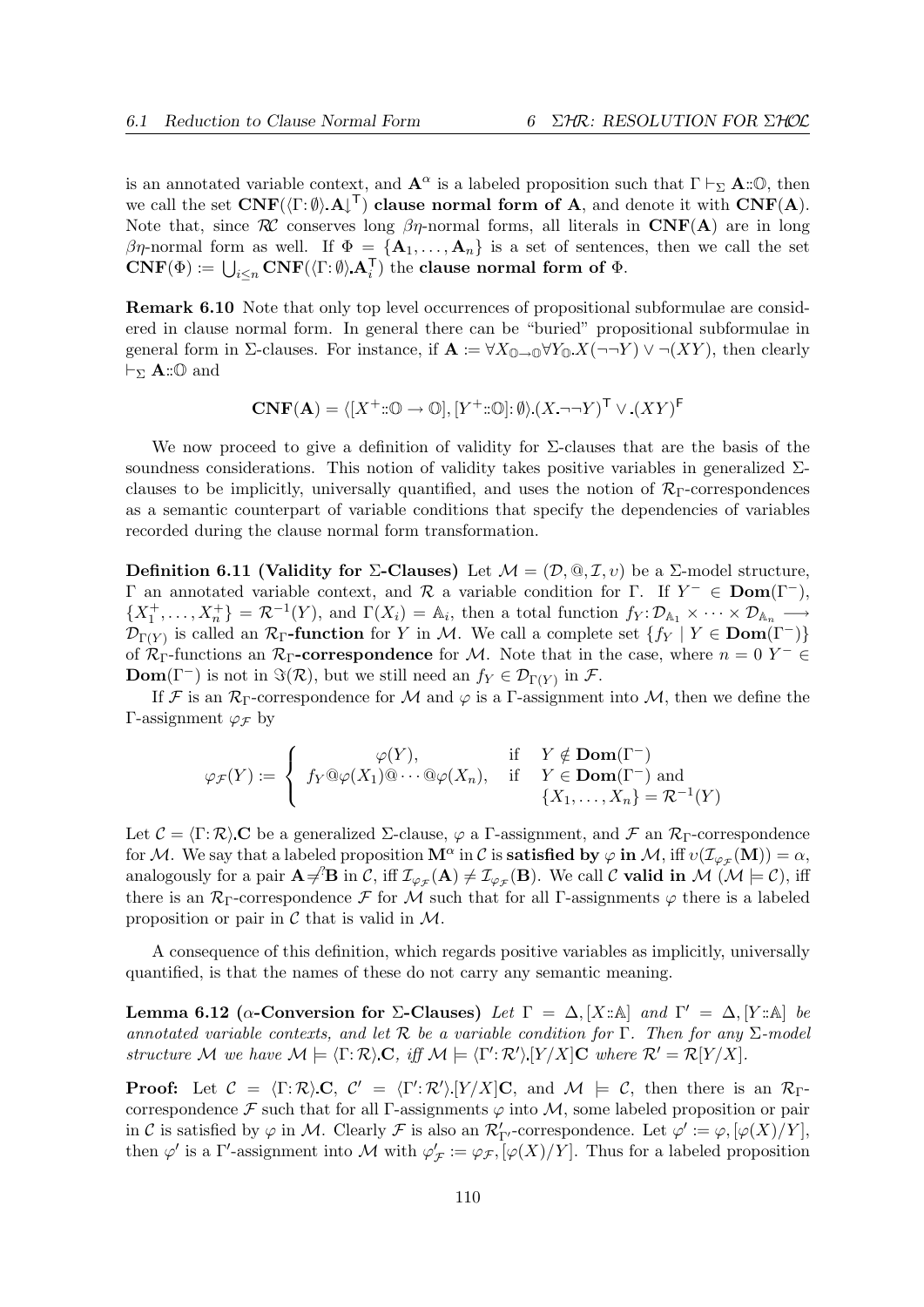is an annotated variable context, and $\mathbf{A}^\alpha$ is a labeled proposition such that $\Gamma \vdash_\Sigma \mathbf{A}{::}\mathbb{O}$, then we call the set $\mathbf{CNF}(\langle\Gamma{:}\,\emptyset\rangle.\mathbf{A}{\downarrow}^\mathsf{T})$ **clause normal form of A**, and denote it with $\mathbf{CNF}(\mathbf{A})$. Note that, since $\mathcal{RC}$ conserves long $\beta\eta$-normal forms, all literals in $\mathbf{CNF}(\mathbf{A})$ are in long $\beta\eta$-normal form as well. If $\Phi = \{\mathbf{A}_1, \ldots, \mathbf{A}_n\}$ is a set of sentences, then we call the set $\mathbf{CNF}(\Phi) := \bigcup_{i\leq n} \mathbf{CNF}(\langle\Gamma{:}\,\emptyset\rangle.\mathbf{A}_i^\mathsf{T})$ the **clause normal form of** $\Phi$.

**Remark 6.10** Note that only top level occurrences of propositional subformulae are considered in clause normal form. In general there can be "buried" propositional subformulae in general form in $\Sigma$-clauses. For instance, if $\mathbf{A} := \forall X_{\mathbb{O}\to\mathbb{O}}\forall Y_{\mathbb{O}}.X(\neg\neg Y) \vee \neg(XY)$, then clearly $\vdash_\Sigma \mathbf{A}{::}\mathbb{O}$ and

$$\mathbf{CNF}(\mathbf{A}) = \langle [X^+{::}\mathbb{O}\to\mathbb{O}], [Y^+{::}\mathbb{O}]{:}\,\emptyset\rangle.(X.\neg\neg Y)^\mathsf{T} \vee .(XY)^\mathsf{F}$$

We now proceed to give a definition of validity for $\Sigma$-clauses that are the basis of the soundness considerations. This notion of validity takes positive variables in generalized $\Sigma$-clauses to be implicitly, universally quantified, and uses the notion of $\mathcal{R}_\Gamma$-correspondences as a semantic counterpart of variable conditions that specify the dependencies of variables recorded during the clause normal form transformation.

**Definition 6.11 (Validity for $\Sigma$-Clauses)** Let $\mathcal{M} = (\mathcal{D}, @, \mathcal{I}, \upsilon)$ be a $\Sigma$-model structure, $\Gamma$ an annotated variable context, and $\mathcal{R}$ a variable condition for $\Gamma$. If $Y^- \in \mathbf{Dom}(\Gamma^-)$, $\{X_1^+, \ldots, X_n^+\} = \mathcal{R}^{-1}(Y)$, and $\Gamma(X_i) = \mathbb{A}_i$, then a total function $f_Y{:}\,\mathcal{D}_{\mathbb{A}_1} \times \cdots \times \mathcal{D}_{\mathbb{A}_n} \longrightarrow \mathcal{D}_{\Gamma(Y)}$ is called an $\mathcal{R}_\Gamma$**-function** for $Y$ in $\mathcal{M}$. We call a complete set $\{f_Y \mid Y \in \mathbf{Dom}(\Gamma^-)\}$ of $\mathcal{R}_\Gamma$-functions an $\mathcal{R}_\Gamma$**-correspondence** for $\mathcal{M}$. Note that in the case, where $n = 0$ $Y^- \in \mathbf{Dom}(\Gamma^-)$ is not in $\Im(\mathcal{R})$, but we still need an $f_Y \in \mathcal{D}_{\Gamma(Y)}$ in $\mathcal{F}$.

If $\mathcal{F}$ is an $\mathcal{R}_\Gamma$-correspondence for $\mathcal{M}$ and $\varphi$ is a $\Gamma$-assignment into $\mathcal{M}$, then we define the $\Gamma$-assignment $\varphi_\mathcal{F}$ by

$$\varphi_\mathcal{F}(Y) := \begin{cases} \varphi(Y), & \text{if} \quad Y \notin \mathbf{Dom}(\Gamma^-) \\ f_Y @\varphi(X_1)@\cdots@\varphi(X_n), & \text{if} \quad Y \in \mathbf{Dom}(\Gamma^-) \text{ and} \\ & \quad\;\; \{X_1, \ldots, X_n\} = \mathcal{R}^{-1}(Y) \end{cases}$$

Let $\mathcal{C} = \langle\Gamma{:}\,\mathcal{R}\rangle.\mathbf{C}$ be a generalized $\Sigma$-clause, $\varphi$ a $\Gamma$-assignment, and $\mathcal{F}$ an $\mathcal{R}_\Gamma$-correspondence for $\mathcal{M}$. We say that a labeled proposition $\mathbf{M}^\alpha$ in $\mathcal{C}$ is **satisfied by** $\varphi$ **in** $\mathcal{M}$, iff $\upsilon(\mathcal{I}_{\varphi_\mathcal{F}}(\mathbf{M})) = \alpha$, analogously for a pair $\mathbf{A} \neq^? \mathbf{B}$ in $\mathcal{C}$, iff $\mathcal{I}_{\varphi_\mathcal{F}}(\mathbf{A}) \neq \mathcal{I}_{\varphi_\mathcal{F}}(\mathbf{B})$. We call $\mathcal{C}$ **valid in** $\mathcal{M}$ ($\mathcal{M} \models \mathcal{C}$), iff there is an $\mathcal{R}_\Gamma$-correspondence $\mathcal{F}$ for $\mathcal{M}$ such that for all $\Gamma$-assignments $\varphi$ there is a labeled proposition or pair in $\mathcal{C}$ that is valid in $\mathcal{M}$.

A consequence of this definition, which regards positive variables as implicitly, universally quantified, is that the names of these do not carry any semantic meaning.

**Lemma 6.12 ($\alpha$-Conversion for $\Sigma$-Clauses)** *Let $\Gamma = \Delta, [X{::}\mathbb{A}]$ and $\Gamma' = \Delta, [Y{::}\mathbb{A}]$ be annotated variable contexts, and let $\mathcal{R}$ be a variable condition for $\Gamma$. Then for any $\Sigma$-model structure $\mathcal{M}$ we have $\mathcal{M} \models \langle\Gamma{:}\,\mathcal{R}\rangle.\mathbf{C}$, iff $\mathcal{M} \models \langle\Gamma'{:}\,\mathcal{R}'\rangle.[Y/X]\mathbf{C}$ where $\mathcal{R}' = \mathcal{R}[Y/X]$.*

**Proof:** Let $\mathcal{C} = \langle\Gamma{:}\,\mathcal{R}\rangle.\mathbf{C}$, $\mathcal{C}' = \langle\Gamma'{:}\,\mathcal{R}'\rangle.[Y/X]\mathbf{C}$, and $\mathcal{M} \models \mathcal{C}$, then there is an $\mathcal{R}_\Gamma$-correspondence $\mathcal{F}$ such that for all $\Gamma$-assignments $\varphi$ into $\mathcal{M}$, some labeled proposition or pair in $\mathcal{C}$ is satisfied by $\varphi$ in $\mathcal{M}$. Clearly $\mathcal{F}$ is also an $\mathcal{R}'_{\Gamma'}$-correspondence. Let $\varphi' := \varphi, [\varphi(X)/Y]$, then $\varphi'$ is a $\Gamma'$-assignment into $\mathcal{M}$ with $\varphi'_\mathcal{F} := \varphi_\mathcal{F}, [\varphi(X)/Y]$. Thus for a labeled proposition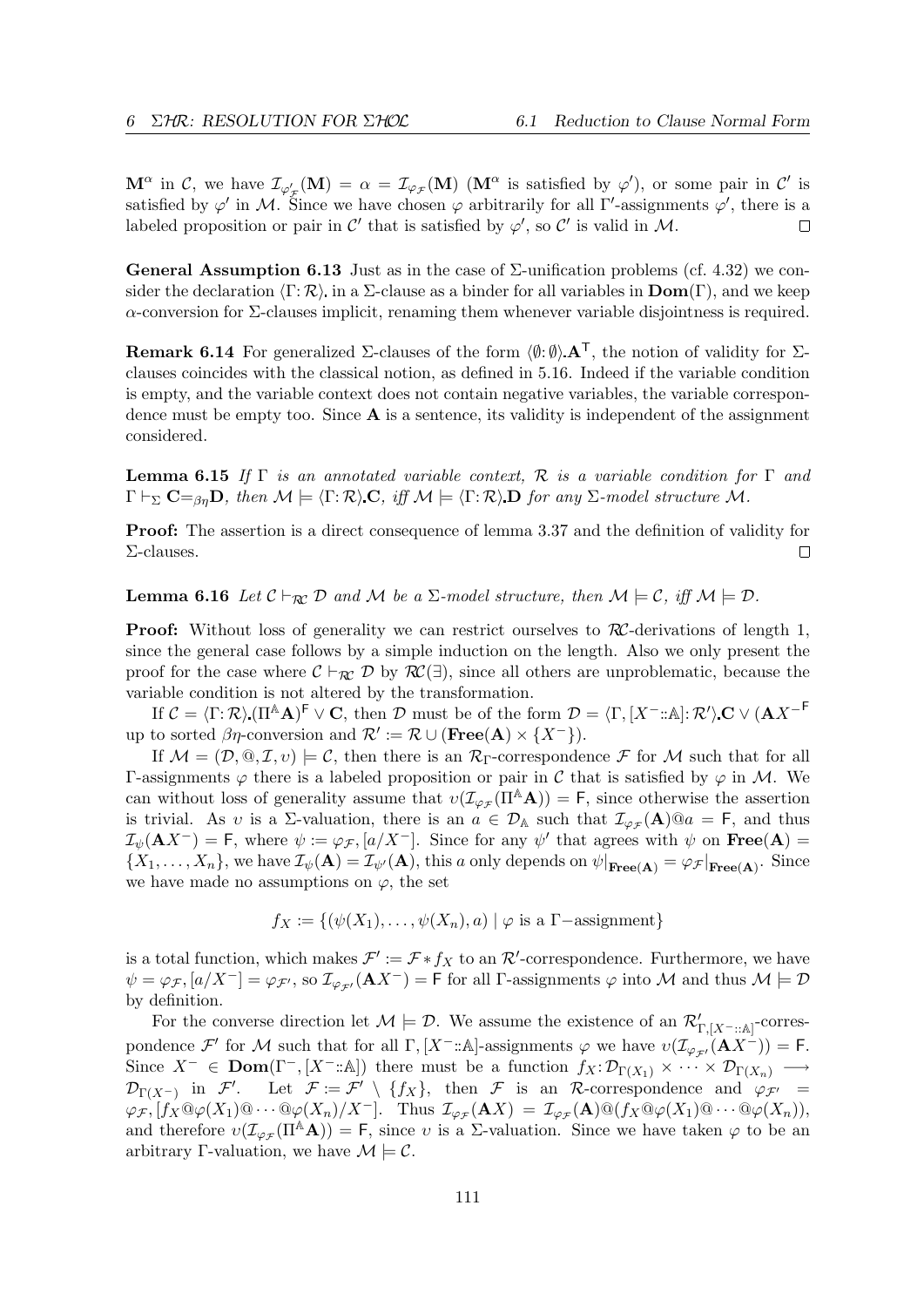$\mathbf{M}^\alpha$ in $\mathcal{C}$, we have $\mathcal{I}_{\varphi'_\mathcal{F}}(\mathbf{M}) = \alpha = \mathcal{I}_{\varphi_\mathcal{F}}(\mathbf{M})$ ($\mathbf{M}^\alpha$ is satisfied by $\varphi'$), or some pair in $\mathcal{C}'$ is satisfied by $\varphi'$ in $\mathcal{M}$. Since we have chosen $\varphi$ arbitrarily for all $\Gamma'$-assignments $\varphi'$, there is a labeled proposition or pair in $\mathcal{C}'$ that is satisfied by $\varphi'$, so $\mathcal{C}'$ is valid in $\mathcal{M}$. $\square$

**General Assumption 6.13** Just as in the case of $\Sigma$-unification problems (cf. 4.32) we consider the declaration $\langle\Gamma{:}\,\mathcal{R}\rangle$. in a $\Sigma$-clause as a binder for all variables in $\mathbf{Dom}(\Gamma)$, and we keep $\alpha$-conversion for $\Sigma$-clauses implicit, renaming them whenever variable disjointness is required.

**Remark 6.14** For generalized $\Sigma$-clauses of the form $\langle\emptyset{:}\,\emptyset\rangle.\mathbf{A}^\mathsf{T}$, the notion of validity for $\Sigma$-clauses coincides with the classical notion, as defined in 5.16. Indeed if the variable condition is empty, and the variable context does not contain negative variables, the variable correspondence must be empty too. Since $\mathbf{A}$ is a sentence, its validity is independent of the assignment considered.

**Lemma 6.15** *If $\Gamma$ is an annotated variable context, $\mathcal{R}$ is a variable condition for $\Gamma$ and $\Gamma \vdash_\Sigma \mathbf{C} =_{\beta\eta} \mathbf{D}$, then $\mathcal{M} \models \langle\Gamma{:}\,\mathcal{R}\rangle.\mathbf{C}$, iff $\mathcal{M} \models \langle\Gamma{:}\,\mathcal{R}\rangle.\mathbf{D}$ for any $\Sigma$-model structure $\mathcal{M}$.*

**Proof:** The assertion is a direct consequence of lemma 3.37 and the definition of validity for $\Sigma$-clauses. $\square$

**Lemma 6.16** *Let $\mathcal{C} \vdash_{\mathcal{RC}} \mathcal{D}$ and $\mathcal{M}$ be a $\Sigma$-model structure, then $\mathcal{M} \models \mathcal{C}$, iff $\mathcal{M} \models \mathcal{D}$.*

**Proof:** Without loss of generality we can restrict ourselves to $\mathcal{RC}$-derivations of length 1, since the general case follows by a simple induction on the length. Also we only present the proof for the case where $\mathcal{C} \vdash_{\mathcal{RC}} \mathcal{D}$ by $\mathcal{RC}(\exists)$, since all others are unproblematic, because the variable condition is not altered by the transformation.

If $\mathcal{C} = \langle\Gamma{:}\,\mathcal{R}\rangle.(\Pi^\mathbb{A}\mathbf{A})^\mathsf{F} \vee \mathbf{C}$, then $\mathcal{D}$ must be of the form $\mathcal{D} = \langle\Gamma, [X^-{::}\mathbb{A}]{:}\,\mathcal{R}'\rangle.\mathbf{C} \vee (\mathbf{A}X^-{}^\mathsf{F}$ up to sorted $\beta\eta$-conversion and $\mathcal{R}' := \mathcal{R} \cup (\mathbf{Free}(\mathbf{A}) \times \{X^-\})$.

If $\mathcal{M} = (\mathcal{D}, @, \mathcal{I}, \upsilon) \models \mathcal{C}$, then there is an $\mathcal{R}_\Gamma$-correspondence $\mathcal{F}$ for $\mathcal{M}$ such that for all $\Gamma$-assignments $\varphi$ there is a labeled proposition or pair in $\mathcal{C}$ that is satisfied by $\varphi$ in $\mathcal{M}$. We can without loss of generality assume that $\upsilon(\mathcal{I}_{\varphi_\mathcal{F}}(\Pi^\mathbb{A}\mathbf{A})) = \mathsf{F}$, since otherwise the assertion is trivial. As $\upsilon$ is a $\Sigma$-valuation, there is an $a \in \mathcal{D}_\mathbb{A}$ such that $\mathcal{I}_{\varphi_\mathcal{F}}(\mathbf{A})@a = \mathsf{F}$, and thus $\mathcal{I}_\psi(\mathbf{A}X^-) = \mathsf{F}$, where $\psi := \varphi_\mathcal{F}, [a/X^-]$. Since for any $\psi'$ that agrees with $\psi$ on $\mathbf{Free}(\mathbf{A}) = \{X_1, \ldots, X_n\}$, we have $\mathcal{I}_\psi(\mathbf{A}) = \mathcal{I}_{\psi'}(\mathbf{A})$, this $a$ only depends on $\psi|_{\mathbf{Free}(\mathbf{A})} = \varphi_\mathcal{F}|_{\mathbf{Free}(\mathbf{A})}$. Since we have made no assumptions on $\varphi$, the set

$$f_X := \{(\psi(X_1), \ldots, \psi(X_n), a) \mid \varphi \text{ is a } \Gamma\text{-assignment}\}$$

is a total function, which makes $\mathcal{F}' := \mathcal{F} * f_X$ to an $\mathcal{R}'$-correspondence. Furthermore, we have $\psi = \varphi_\mathcal{F}, [a/X^-] = \varphi_{\mathcal{F}'}$, so $\mathcal{I}_{\varphi_{\mathcal{F}'}}(\mathbf{A}X^-) = \mathsf{F}$ for all $\Gamma$-assignments $\varphi$ into $\mathcal{M}$ and thus $\mathcal{M} \models \mathcal{D}$ by definition.

For the converse direction let $\mathcal{M} \models \mathcal{D}$. We assume the existence of an $\mathcal{R}'_{\Gamma,[X^-::\mathbb{A}]}$-correspondence $\mathcal{F}'$ for $\mathcal{M}$ such that for all $\Gamma, [X^-{::}\mathbb{A}]$-assignments $\varphi$ we have $\upsilon(\mathcal{I}_{\varphi_{\mathcal{F}'}}(\mathbf{A}X^-)) = \mathsf{F}$. Since $X^- \in \mathbf{Dom}(\Gamma^-, [X^-{::}\mathbb{A}])$ there must be a function $f_X{:}\,\mathcal{D}_{\Gamma(X_1)} \times \cdots \times \mathcal{D}_{\Gamma(X_n)} \longrightarrow \mathcal{D}_{\Gamma(X^-)}$ in $\mathcal{F}'$. Let $\mathcal{F} := \mathcal{F}' \setminus \{f_X\}$, then $\mathcal{F}$ is an $\mathcal{R}$-correspondence and $\varphi_{\mathcal{F}'} = \varphi_\mathcal{F}, [f_X@\varphi(X_1)@\cdots@\varphi(X_n)/X^-]$. Thus $\mathcal{I}_{\varphi_\mathcal{F}}(\mathbf{A}X) = \mathcal{I}_{\varphi_\mathcal{F}}(\mathbf{A})@(f_X@\varphi(X_1)@\cdots@\varphi(X_n))$, and therefore $\upsilon(\mathcal{I}_{\varphi_\mathcal{F}}(\Pi^\mathbb{A}\mathbf{A})) = \mathsf{F}$, since $\upsilon$ is a $\Sigma$-valuation. Since we have taken $\varphi$ to be an arbitrary $\Gamma$-valuation, we have $\mathcal{M} \models \mathcal{C}$.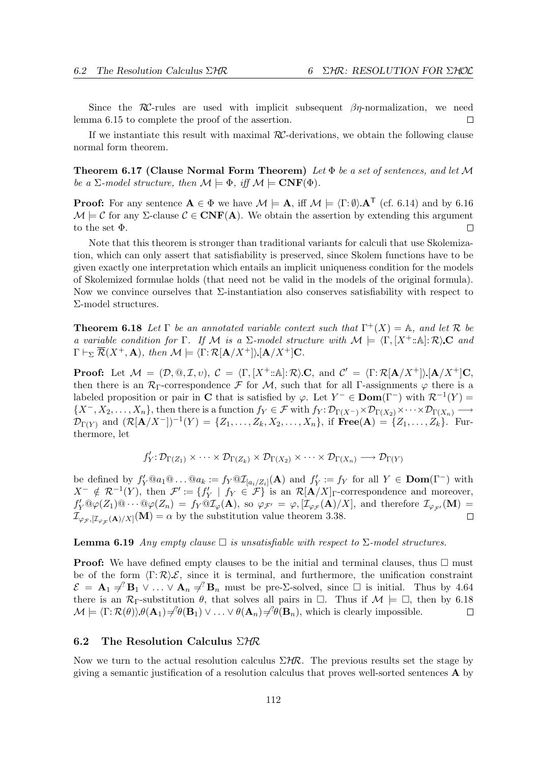Since the $\mathcal{RC}$-rules are used with implicit subsequent $\beta\eta$-normalization, we need lemma 6.15 to complete the proof of the assertion. $\square$

If we instantiate this result with maximal $\mathcal{RC}$-derivations, we obtain the following clause normal form theorem.

**Theorem 6.17 (Clause Normal Form Theorem)** *Let $\Phi$ be a set of sentences, and let $\mathcal{M}$ be a $\Sigma$-model structure, then $\mathcal{M} \models \Phi$, iff $\mathcal{M} \models \mathbf{CNF}(\Phi)$.*

**Proof:** For any sentence $\mathbf{A} \in \Phi$ we have $\mathcal{M} \models \mathbf{A}$, iff $\mathcal{M} \models \langle \Gamma : \emptyset \rangle . \mathbf{A}^{\mathsf{T}}$ (cf. 6.14) and by 6.16 $\mathcal{M} \models \mathcal{C}$ for any $\Sigma$-clause $\mathcal{C} \in \mathbf{CNF}(\mathbf{A})$. We obtain the assertion by extending this argument to the set $\Phi$. $\square$

Note that this theorem is stronger than traditional variants for calculi that use Skolemization, which can only assert that satisfiability is preserved, since Skolem functions have to be given exactly one interpretation which entails an implicit uniqueness condition for the models of Skolemized formulae holds (that need not be valid in the models of the original formula). Now we convince ourselves that $\Sigma$-instantiation also conserves satisfiability with respect to $\Sigma$-model structures.

**Theorem 6.18** *Let $\Gamma$ be an annotated variable context such that $\Gamma^+(X) = \mathbb{A}$, and let $\mathcal{R}$ be a variable condition for $\Gamma$. If $\mathcal{M}$ is a $\Sigma$-model structure with $\mathcal{M} \models \langle \Gamma, [X^+ :: \mathbb{A}] : \mathcal{R} \rangle . \mathbf{C}$ and $\Gamma \vdash_\Sigma \overline{\mathcal{R}}(X^+, \mathbf{A})$, then $\mathcal{M} \models \langle \Gamma : \mathcal{R}[\mathbf{A}/X^+] \rangle . [\mathbf{A}/X^+]\mathbf{C}$.*

**Proof:** Let $\mathcal{M} = (\mathcal{D}, @, \mathcal{I}, \upsilon)$, $\mathcal{C} = \langle \Gamma, [X^+ :: \mathbb{A}] : \mathcal{R} \rangle . \mathbf{C}$, and $\mathcal{C}' = \langle \Gamma : \mathcal{R}[\mathbf{A}/X^+] \rangle . [\mathbf{A}/X^+]\mathbf{C}$, then there is an $\mathcal{R}_\Gamma$-correspondence $\mathcal{F}$ for $\mathcal{M}$, such that for all $\Gamma$-assignments $\varphi$ there is a labeled proposition or pair in $\mathbf{C}$ that is satisfied by $\varphi$. Let $Y^- \in \mathbf{Dom}(\Gamma^-)$ with $\mathcal{R}^{-1}(Y) = \{X^-, X_2, \ldots, X_n\}$, then there is a function $f_Y \in \mathcal{F}$ with $f_Y : \mathcal{D}_{\Gamma(X^-)} \times \mathcal{D}_{\Gamma(X_2)} \times \cdots \times \mathcal{D}_{\Gamma(X_n)} \longrightarrow \mathcal{D}_{\Gamma(Y)}$ and $(\mathcal{R}[\mathbf{A}/X^-])^{-1}(Y) = \{Z_1, \ldots, Z_k, X_2, \ldots, X_n\}$, if $\mathbf{Free}(\mathbf{A}) = \{Z_1, \ldots, Z_k\}$. Furthermore, let

$$f'_Y : \mathcal{D}_{\Gamma(Z_1)} \times \cdots \times \mathcal{D}_{\Gamma(Z_k)} \times \mathcal{D}_{\Gamma(X_2)} \times \cdots \times \mathcal{D}_{\Gamma(X_n)} \longrightarrow \mathcal{D}_{\Gamma(Y)}$$

be defined by $f'_Y @ a_1 @ \ldots @ a_k := f_Y @ \mathcal{I}_{[a_i/Z_i]}(\mathbf{A})$ and $f'_Y := f_Y$ for all $Y \in \mathbf{Dom}(\Gamma^-)$ with $X^- \notin \mathcal{R}^{-1}(Y)$, then $\mathcal{F}' := \{f'_Y \mid f_Y \in \mathcal{F}\}$ is an $\mathcal{R}[\mathbf{A}/X]_\Gamma$-correspondence and moreover, $f'_Y @ \varphi(Z_1) @ \cdots @ \varphi(Z_n) = f_Y @ \mathcal{I}_\varphi(\mathbf{A})$, so $\varphi_{\mathcal{F}'} = \varphi, [\mathcal{I}_{\varphi_\mathcal{F}}(\mathbf{A})/X]$, and therefore $\mathcal{I}_{\varphi_{\mathcal{F}'}}(\mathbf{M}) = \mathcal{I}_{\varphi_\mathcal{F}, [\mathcal{I}_{\varphi_\mathcal{F}}(\mathbf{A})/X]}(\mathbf{M}) = \alpha$ by the substitution value theorem 3.38. $\square$

**Lemma 6.19** *Any empty clause $\square$ is unsatisfiable with respect to $\Sigma$-model structures.*

**Proof:** We have defined empty clauses to be the initial and terminal clauses, thus $\square$ must be of the form $\langle \Gamma : \mathcal{R} \rangle . \mathcal{E}$, since it is terminal, and furthermore, the unification constraint $\mathcal{E} = \mathbf{A}_1 \neq^? \mathbf{B}_1 \vee \ldots \vee \mathbf{A}_n \neq^? \mathbf{B}_n$ must be pre-$\Sigma$-solved, since $\square$ is initial. Thus by 4.64 there is an $\mathcal{R}_\Gamma$-substitution $\theta$, that solves all pairs in $\square$. Thus if $\mathcal{M} \models \square$, then by 6.18 $\mathcal{M} \models \langle \Gamma : \mathcal{R}(\theta) \rangle . \theta(\mathbf{A}_1) \neq^? \theta(\mathbf{B}_1) \vee \ldots \vee \theta(\mathbf{A}_n) \neq^? \theta(\mathbf{B}_n)$, which is clearly impossible. $\square$

## 6.2 The Resolution Calculus $\Sigma\mathcal{HR}$

Now we turn to the actual resolution calculus $\Sigma\mathcal{HR}$. The previous results set the stage by giving a semantic justification of a resolution calculus that proves well-sorted sentences $\mathbf{A}$ by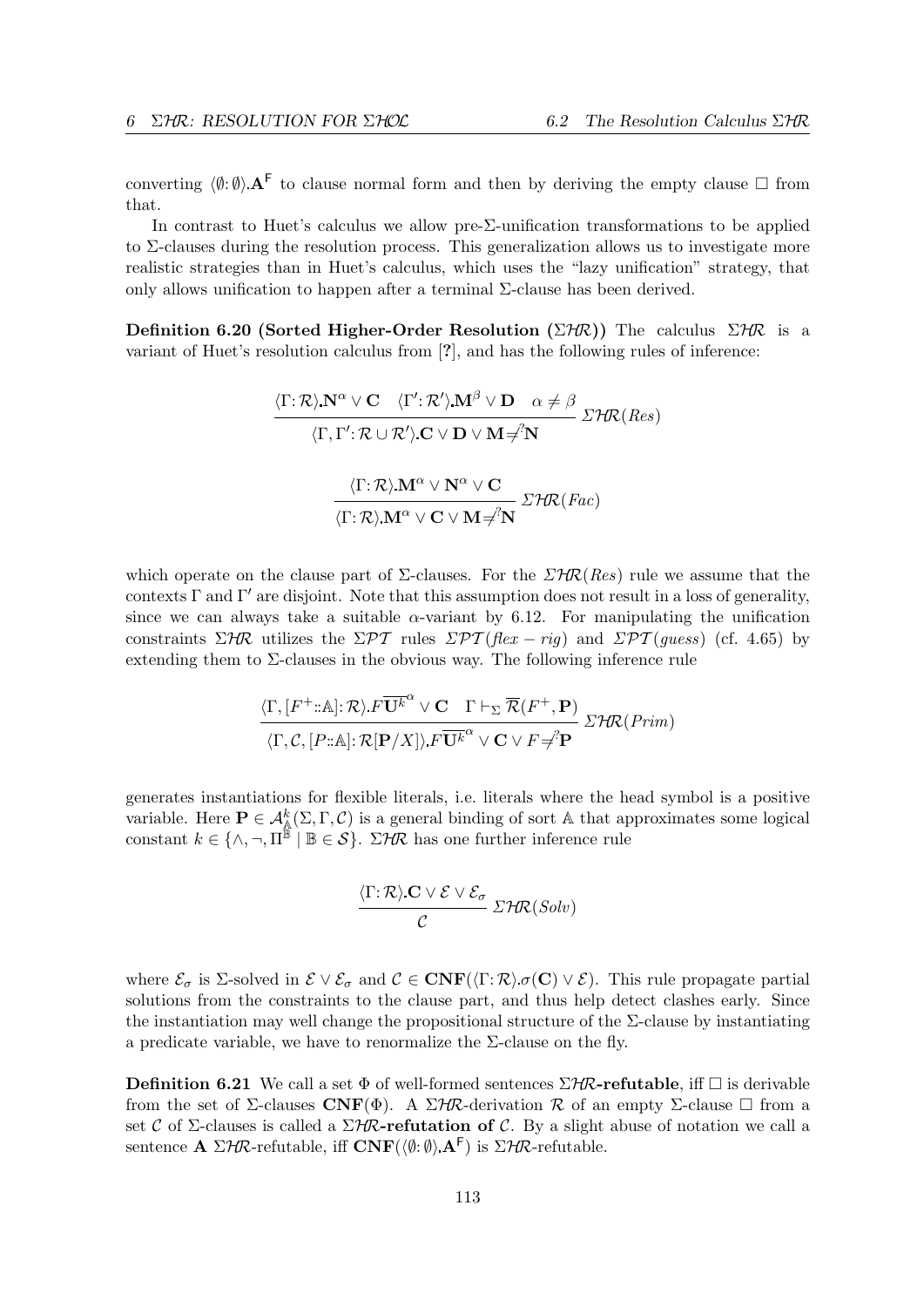converting $\langle\emptyset\colon\emptyset\rangle.\mathbf{A}^{\mathsf{F}}$ to clause normal form and then by deriving the empty clause $\Box$ from that.

In contrast to Huet's calculus we allow pre-Σ-unification transformations to be applied to Σ-clauses during the resolution process. This generalization allows us to investigate more realistic strategies than in Huet's calculus, which uses the "lazy unification" strategy, that only allows unification to happen after a terminal Σ-clause has been derived.

**Definition 6.20 (Sorted Higher-Order Resolution ($\Sigma\mathcal{HR}$))** The calculus $\Sigma\mathcal{HR}$ is a variant of Huet's resolution calculus from [?], and has the following rules of inference:

$$\frac{\langle\Gamma\colon\mathcal{R}\rangle.\mathbf{N}^{\alpha}\vee\mathbf{C}\quad\langle\Gamma'\colon\mathcal{R}'\rangle.\mathbf{M}^{\beta}\vee\mathbf{D}\quad\alpha\neq\beta}{\langle\Gamma,\Gamma'\colon\mathcal{R}\cup\mathcal{R}'\rangle.\mathbf{C}\vee\mathbf{D}\vee\mathbf{M}\neq^{?}\mathbf{N}}\;\Sigma\mathcal{HR}(Res)$$

$$\frac{\langle\Gamma\colon\mathcal{R}\rangle.\mathbf{M}^{\alpha}\vee\mathbf{N}^{\alpha}\vee\mathbf{C}}{\langle\Gamma\colon\mathcal{R}\rangle.\mathbf{M}^{\alpha}\vee\mathbf{C}\vee\mathbf{M}\neq^{?}\mathbf{N}}\;\Sigma\mathcal{HR}(Fac)$$

which operate on the clause part of Σ-clauses. For the $\Sigma\mathcal{HR}(Res)$ rule we assume that the contexts $\Gamma$ and $\Gamma'$ are disjoint. Note that this assumption does not result in a loss of generality, since we can always take a suitable $\alpha$-variant by 6.12. For manipulating the unification constraints $\Sigma\mathcal{HR}$ utilizes the $\Sigma\mathcal{PT}$ rules $\Sigma\mathcal{PT}(flex-rig)$ and $\Sigma\mathcal{PT}(guess)$ (cf. 4.65) by extending them to Σ-clauses in the obvious way. The following inference rule

$$\frac{\langle\Gamma,[F^{+}::\mathbb{A}]\colon\mathcal{R}\rangle.F\overline{\mathbf{U}^{k}}^{\alpha}\vee\mathbf{C}\quad\Gamma\vdash_{\Sigma}\overline{\mathcal{R}}(F^{+},\mathbf{P})}{\langle\Gamma,\mathcal{C},[P::\mathbb{A}]\colon\mathcal{R}[\mathbf{P}/X]\rangle.F\overline{\mathbf{U}^{k}}^{\alpha}\vee\mathbf{C}\vee F\neq^{?}\mathbf{P}}\;\Sigma\mathcal{HR}(Prim)$$

generates instantiations for flexible literals, i.e. literals where the head symbol is a positive variable. Here $\mathbf{P}\in\mathcal{A}^{k}_{\mathbb{A}}(\Sigma,\Gamma,\mathcal{C})$ is a general binding of sort $\mathbb{A}$ that approximates some logical constant $k\in\{\wedge,\neg,\Pi^{\mathbb{B}}\mid\mathbb{B}\in\mathcal{S}\}$. $\Sigma\mathcal{HR}$ has one further inference rule

$$\frac{\langle\Gamma\colon\mathcal{R}\rangle.\mathbf{C}\vee\mathcal{E}\vee\mathcal{E}_{\sigma}}{\mathcal{C}}\;\Sigma\mathcal{HR}(Solv)$$

where $\mathcal{E}_{\sigma}$ is Σ-solved in $\mathcal{E}\vee\mathcal{E}_{\sigma}$ and $\mathcal{C}\in\mathbf{CNF}(\langle\Gamma\colon\mathcal{R}\rangle.\sigma(\mathbf{C})\vee\mathcal{E})$. This rule propagate partial solutions from the constraints to the clause part, and thus help detect clashes early. Since the instantiation may well change the propositional structure of the Σ-clause by instantiating a predicate variable, we have to renormalize the Σ-clause on the fly.

**Definition 6.21** We call a set $\Phi$ of well-formed sentences **$\Sigma\mathcal{HR}$-refutable**, iff $\Box$ is derivable from the set of Σ-clauses $\mathbf{CNF}(\Phi)$. A $\Sigma\mathcal{HR}$-derivation $\mathcal{R}$ of an empty Σ-clause $\Box$ from a set $\mathcal{C}$ of Σ-clauses is called a **$\Sigma\mathcal{HR}$-refutation of $\mathcal{C}$**. By a slight abuse of notation we call a sentence $\mathbf{A}$ $\Sigma\mathcal{HR}$-refutable, iff $\mathbf{CNF}(\langle\emptyset\colon\emptyset\rangle.\mathbf{A}^{\mathsf{F}})$ is $\Sigma\mathcal{HR}$-refutable.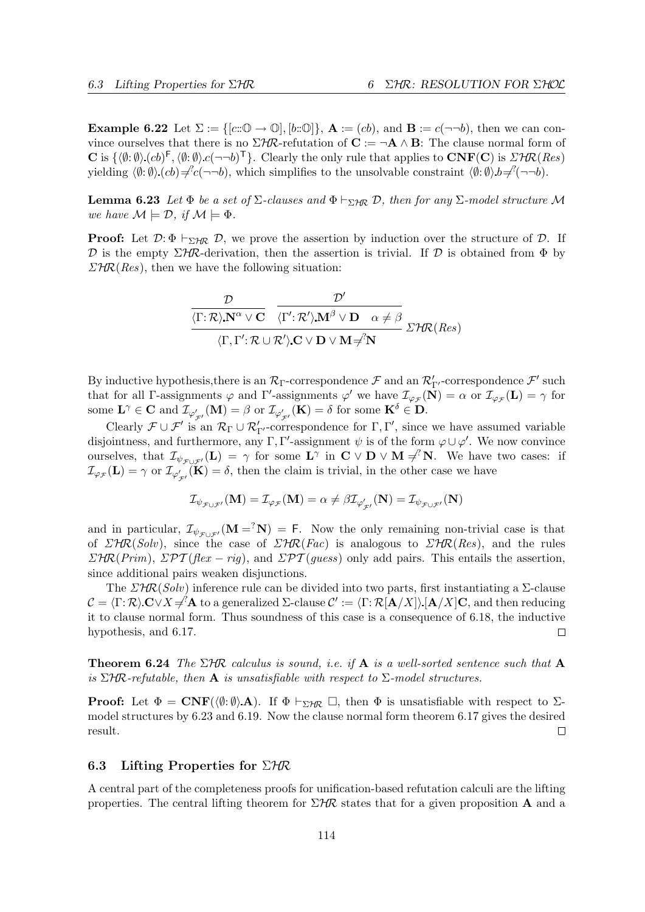**Example 6.22** Let $\Sigma := \{[c{::}\mathbb{O} \to \mathbb{O}], [b{::}\mathbb{O}]\}$, $\mathbf{A} := (cb)$, and $\mathbf{B} := c(\neg\neg b)$, then we can convince ourselves that there is no $\Sigma\mathcal{HR}$-refutation of $\mathbf{C} := \neg\mathbf{A} \wedge \mathbf{B}$: The clause normal form of $\mathbf{C}$ is $\{\langle\emptyset{:}\,\emptyset\rangle.(cb)^{\mathsf{F}}, \langle\emptyset{:}\,\emptyset\rangle.c(\neg\neg b)^{\mathsf{T}}\}$. Clearly the only rule that applies to $\mathbf{CNF}(\mathbf{C})$ is $\Sigma\mathcal{HR}(Res)$ yielding $\langle\emptyset{:}\,\emptyset\rangle.(cb) \neq^? c(\neg\neg b)$, which simplifies to the unsolvable constraint $\langle\emptyset{:}\,\emptyset\rangle.b \neq^? (\neg\neg b)$.

**Lemma 6.23** *Let $\Phi$ be a set of $\Sigma$-clauses and $\Phi \vdash_{\Sigma\mathcal{HR}} \mathcal{D}$, then for any $\Sigma$-model structure $\mathcal{M}$ we have $\mathcal{M} \models \mathcal{D}$, if $\mathcal{M} \models \Phi$.*

**Proof:** Let $\mathcal{D}{:}\, \Phi \vdash_{\Sigma\mathcal{HR}} \mathcal{D}$, we prove the assertion by induction over the structure of $\mathcal{D}$. If $\mathcal{D}$ is the empty $\Sigma\mathcal{HR}$-derivation, then the assertion is trivial. If $\mathcal{D}$ is obtained from $\Phi$ by $\Sigma\mathcal{HR}(Res)$, then we have the following situation:

$$\frac{\dfrac{\mathcal{D}}{\langle\Gamma{:}\,\mathcal{R}\rangle.\mathbf{N}^{\alpha} \vee \mathbf{C}} \quad \dfrac{\mathcal{D}'}{\langle\Gamma'{:}\,\mathcal{R}'\rangle.\mathbf{M}^{\beta} \vee \mathbf{D} \quad \alpha \neq \beta}}{\langle\Gamma, \Gamma'{:}\,\mathcal{R} \cup \mathcal{R}'\rangle.\mathbf{C} \vee \mathbf{D} \vee \mathbf{M} \neq^? \mathbf{N}} \; \Sigma\mathcal{HR}(Res)$$

By inductive hypothesis,there is an $\mathcal{R}_{\Gamma}$-correspondence $\mathcal{F}$ and an $\mathcal{R}'_{\Gamma'}$-correspondence $\mathcal{F}'$ such that for all $\Gamma$-assignments $\varphi$ and $\Gamma'$-assignments $\varphi'$ we have $\mathcal{I}_{\varphi_{\mathcal{F}}}(\mathbf{N}) = \alpha$ or $\mathcal{I}_{\varphi_{\mathcal{F}}}(\mathbf{L}) = \gamma$ for some $\mathbf{L}^{\gamma} \in \mathbf{C}$ and $\mathcal{I}_{\varphi'_{\mathcal{F}'}}(\mathbf{M}) = \beta$ or $\mathcal{I}_{\varphi'_{\mathcal{F}'}}(\mathbf{K}) = \delta$ for some $\mathbf{K}^{\delta} \in \mathbf{D}$.

Clearly $\mathcal{F} \cup \mathcal{F}'$ is an $\mathcal{R}_{\Gamma} \cup \mathcal{R}'_{\Gamma'}$-correspondence for $\Gamma, \Gamma'$, since we have assumed variable disjointness, and furthermore, any $\Gamma, \Gamma'$-assignment $\psi$ is of the form $\varphi \cup \varphi'$. We now convince ourselves, that $\mathcal{I}_{\psi_{\mathcal{F} \cup \mathcal{F}'}}(\mathbf{L}) = \gamma$ for some $\mathbf{L}^{\gamma}$ in $\mathbf{C} \vee \mathbf{D} \vee \mathbf{M} \neq^? \mathbf{N}$. We have two cases: if $\mathcal{I}_{\varphi_{\mathcal{F}}}(\mathbf{L}) = \gamma$ or $\mathcal{I}_{\varphi'_{\mathcal{F}'}}(\mathbf{K}) = \delta$, then the claim is trivial, in the other case we have

$$\mathcal{I}_{\psi_{\mathcal{F} \cup \mathcal{F}'}}(\mathbf{M}) = \mathcal{I}_{\varphi_{\mathcal{F}}}(\mathbf{M}) = \alpha \neq \beta \mathcal{I}_{\varphi'_{\mathcal{F}'}}(\mathbf{N}) = \mathcal{I}_{\psi_{\mathcal{F} \cup \mathcal{F}'}}(\mathbf{N})$$

and in particular, $\mathcal{I}_{\psi_{\mathcal{F} \cup \mathcal{F}'}}(\mathbf{M} =^? \mathbf{N}) = \mathsf{F}$. Now the only remaining non-trivial case is that of $\Sigma\mathcal{HR}(Solv)$, since the case of $\Sigma\mathcal{HR}(Fac)$ is analogous to $\Sigma\mathcal{HR}(Res)$, and the rules $\Sigma\mathcal{HR}(Prim)$, $\Sigma\mathcal{PT}(flex - rig)$, and $\Sigma\mathcal{PT}(guess)$ only add pairs. This entails the assertion, since additional pairs weaken disjunctions.

The $\Sigma\mathcal{HR}(Solv)$ inference rule can be divided into two parts, first instantiating a $\Sigma$-clause $\mathcal{C} = \langle\Gamma{:}\,\mathcal{R}\rangle.\mathbf{C} \vee X \neq^? \mathbf{A}$ to a generalized $\Sigma$-clause $\mathcal{C}' := \langle\Gamma{:}\,\mathcal{R}[\mathbf{A}/X]\rangle.[\mathbf{A}/X]\mathbf{C}$, and then reducing it to clause normal form. Thus soundness of this case is a consequence of 6.18, the inductive hypothesis, and 6.17. $\square$

**Theorem 6.24** *The $\Sigma\mathcal{HR}$ calculus is sound, i.e. if $\mathbf{A}$ is a well-sorted sentence such that $\mathbf{A}$ is $\Sigma\mathcal{HR}$-refutable, then $\mathbf{A}$ is unsatisfiable with respect to $\Sigma$-model structures.*

**Proof:** Let $\Phi = \mathbf{CNF}(\langle\emptyset{:}\,\emptyset\rangle.\mathbf{A})$. If $\Phi \vdash_{\Sigma\mathcal{HR}} \square$, then $\Phi$ is unsatisfiable with respect to $\Sigma$-model structures by 6.23 and 6.19. Now the clause normal form theorem 6.17 gives the desired result. $\square$

### 6.3 Lifting Properties for $\Sigma\mathcal{HR}$

A central part of the completeness proofs for unification-based refutation calculi are the lifting properties. The central lifting theorem for $\Sigma\mathcal{HR}$ states that for a given proposition $\mathbf{A}$ and a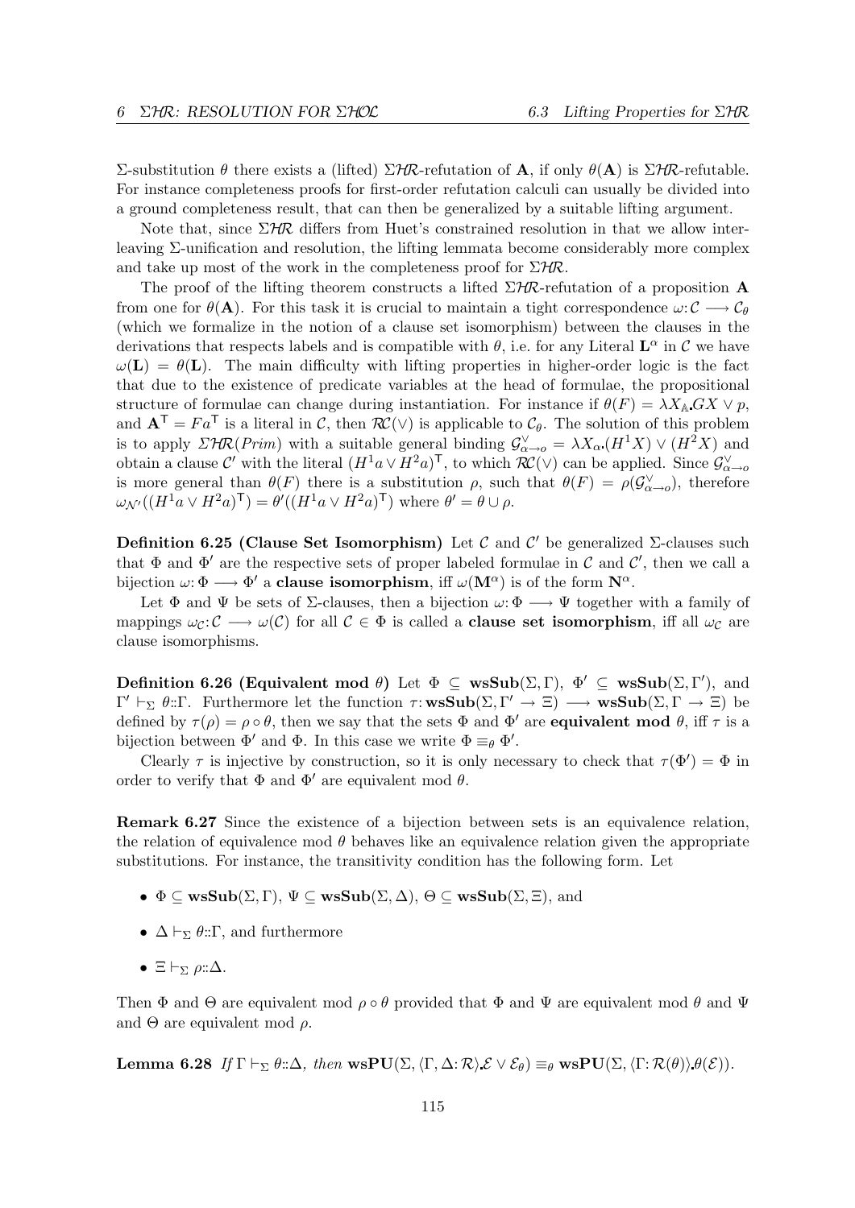Σ-substitution $\theta$ there exists a (lifted) $\Sigma\mathcal{HR}$-refutation of $\mathbf{A}$, if only $\theta(\mathbf{A})$ is $\Sigma\mathcal{HR}$-refutable. For instance completeness proofs for first-order refutation calculi can usually be divided into a ground completeness result, that can then be generalized by a suitable lifting argument.

Note that, since $\Sigma\mathcal{HR}$ differs from Huet's constrained resolution in that we allow interleaving Σ-unification and resolution, the lifting lemmata become considerably more complex and take up most of the work in the completeness proof for $\Sigma\mathcal{HR}$.

The proof of the lifting theorem constructs a lifted $\Sigma\mathcal{HR}$-refutation of a proposition $\mathbf{A}$ from one for $\theta(\mathbf{A})$. For this task it is crucial to maintain a tight correspondence $\omega: \mathcal{C} \longrightarrow \mathcal{C}_\theta$ (which we formalize in the notion of a clause set isomorphism) between the clauses in the derivations that respects labels and is compatible with $\theta$, i.e. for any Literal $\mathbf{L}^\alpha$ in $\mathcal{C}$ we have $\omega(\mathbf{L}) = \theta(\mathbf{L})$. The main difficulty with lifting properties in higher-order logic is the fact that due to the existence of predicate variables at the head of formulae, the propositional structure of formulae can change during instantiation. For instance if $\theta(F) = \lambda X_{\mathbb{A}}. GX \vee p$, and $\mathbf{A}^\mathsf{T} = Fa^\mathsf{T}$ is a literal in $\mathcal{C}$, then $\mathcal{RC}(\vee)$ is applicable to $\mathcal{C}_\theta$. The solution of this problem is to apply $\Sigma\mathcal{HR}(Prim)$ with a suitable general binding $\mathcal{G}^\vee_{\alpha\to o} = \lambda X_\alpha. (H^1X) \vee (H^2X)$ and obtain a clause $\mathcal{C}'$ with the literal $(H^1a \vee H^2a)^\mathsf{T}$, to which $\mathcal{RC}(\vee)$ can be applied. Since $\mathcal{G}^\vee_{\alpha\to o}$ is more general than $\theta(F)$ there is a substitution $\rho$, such that $\theta(F) = \rho(\mathcal{G}^\vee_{\alpha\to o})$, therefore $\omega_{\mathcal{N}'}((H^1a \vee H^2a)^\mathsf{T}) = \theta'((H^1a \vee H^2a)^\mathsf{T})$ where $\theta' = \theta \cup \rho$.

**Definition 6.25 (Clause Set Isomorphism)** Let $\mathcal{C}$ and $\mathcal{C}'$ be generalized Σ-clauses such that $\Phi$ and $\Phi'$ are the respective sets of proper labeled formulae in $\mathcal{C}$ and $\mathcal{C}'$, then we call a bijection $\omega: \Phi \longrightarrow \Phi'$ a **clause isomorphism**, iff $\omega(\mathbf{M}^\alpha)$ is of the form $\mathbf{N}^\alpha$.

Let $\Phi$ and $\Psi$ be sets of Σ-clauses, then a bijection $\omega: \Phi \longrightarrow \Psi$ together with a family of mappings $\omega_\mathcal{C}: \mathcal{C} \longrightarrow \omega(\mathcal{C})$ for all $\mathcal{C} \in \Phi$ is called a **clause set isomorphism**, iff all $\omega_\mathcal{C}$ are clause isomorphisms.

**Definition 6.26 (Equivalent mod $\theta$)** Let $\Phi \subseteq \mathbf{wsSub}(\Sigma, \Gamma)$, $\Phi' \subseteq \mathbf{wsSub}(\Sigma, \Gamma')$, and $\Gamma' \vdash_\Sigma \theta{::}\Gamma$. Furthermore let the function $\tau: \mathbf{wsSub}(\Sigma, \Gamma' \to \Xi) \longrightarrow \mathbf{wsSub}(\Sigma, \Gamma \to \Xi)$ be defined by $\tau(\rho) = \rho \circ \theta$, then we say that the sets $\Phi$ and $\Phi'$ are **equivalent mod** $\theta$, iff $\tau$ is a bijection between $\Phi'$ and $\Phi$. In this case we write $\Phi \equiv_\theta \Phi'$.

Clearly $\tau$ is injective by construction, so it is only necessary to check that $\tau(\Phi') = \Phi$ in order to verify that $\Phi$ and $\Phi'$ are equivalent mod $\theta$.

**Remark 6.27** Since the existence of a bijection between sets is an equivalence relation, the relation of equivalence mod $\theta$ behaves like an equivalence relation given the appropriate substitutions. For instance, the transitivity condition has the following form. Let

- $\Phi \subseteq \mathbf{wsSub}(\Sigma, \Gamma)$, $\Psi \subseteq \mathbf{wsSub}(\Sigma, \Delta)$, $\Theta \subseteq \mathbf{wsSub}(\Sigma, \Xi)$, and
- $\Delta \vdash_\Sigma \theta{::}\Gamma$, and furthermore
- $\Xi \vdash_\Sigma \rho{::}\Delta$.

Then $\Phi$ and $\Theta$ are equivalent mod $\rho \circ \theta$ provided that $\Phi$ and $\Psi$ are equivalent mod $\theta$ and $\Psi$ and $\Theta$ are equivalent mod $\rho$.

**Lemma 6.28** *If* $\Gamma \vdash_\Sigma \theta{::}\Delta$*, then* $\mathbf{wsPU}(\Sigma, \langle\Gamma, \Delta{:}\,\mathcal{R}\rangle.\mathcal{E} \vee \mathcal{E}_\theta) \equiv_\theta \mathbf{wsPU}(\Sigma, \langle\Gamma{:}\,\mathcal{R}(\theta)\rangle.\theta(\mathcal{E}))$.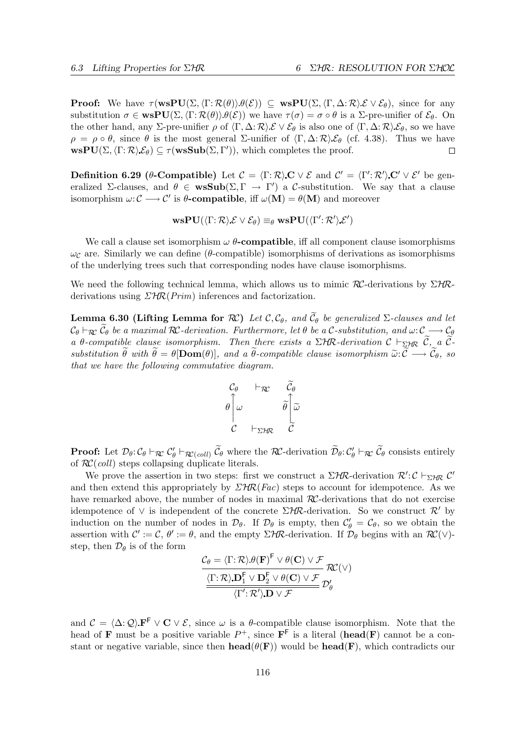**Proof:** We have $\tau(\mathbf{wsPU}(\Sigma, \langle\Gamma : \mathcal{R}(\theta)\rangle.\theta(\mathcal{E})) \subseteq \mathbf{wsPU}(\Sigma, \langle\Gamma, \Delta : \mathcal{R}\rangle.\mathcal{E} \vee \mathcal{E}_\theta)$, since for any substitution $\sigma \in \mathbf{wsPU}(\Sigma, \langle\Gamma : \mathcal{R}(\theta)\rangle.\theta(\mathcal{E}))$ we have $\tau(\sigma) = \sigma \circ \theta$ is a $\Sigma$-pre-unifier of $\mathcal{E}_\theta$. On the other hand, any $\Sigma$-pre-unifier $\rho$ of $\langle\Gamma, \Delta : \mathcal{R}\rangle.\mathcal{E} \vee \mathcal{E}_\theta$ is also one of $\langle\Gamma, \Delta : \mathcal{R}\rangle.\mathcal{E}_\theta$, so we have $\rho = \rho \circ \theta$, since $\theta$ is the most general $\Sigma$-unifier of $\langle\Gamma, \Delta : \mathcal{R}\rangle.\mathcal{E}_\theta$ (cf. 4.38). Thus we have $\mathbf{wsPU}(\Sigma, \langle\Gamma : \mathcal{R}\rangle.\mathcal{E}_\theta) \subseteq \tau(\mathbf{wsSub}(\Sigma, \Gamma'))$, which completes the proof. $\square$

**Definition 6.29 ($\theta$-Compatible)** Let $\mathcal{C} = \langle\Gamma : \mathcal{R}\rangle.\mathbf{C} \vee \mathcal{E}$ and $\mathcal{C}' = \langle\Gamma' : \mathcal{R}'\rangle.\mathbf{C}' \vee \mathcal{E}'$ be generalized $\Sigma$-clauses, and $\theta \in \mathbf{wsSub}(\Sigma, \Gamma \to \Gamma')$ a $\mathcal{C}$-substitution. We say that a clause isomorphism $\omega : \mathcal{C} \longrightarrow \mathcal{C}'$ is **$\theta$-compatible**, iff $\omega(\mathbf{M}) = \theta(\mathbf{M})$ and moreover

$$\mathbf{wsPU}(\langle\Gamma : \mathcal{R}\rangle.\mathcal{E} \vee \mathcal{E}_\theta) \equiv_\theta \mathbf{wsPU}(\langle\Gamma' : \mathcal{R}'\rangle.\mathcal{E}')$$

We call a clause set isomorphism $\omega$ **$\theta$-compatible**, iff all component clause isomorphisms $\omega_\mathcal{C}$ are. Similarly we can define ($\theta$-compatible) isomorphisms of derivations as isomorphisms of the underlying trees such that corresponding nodes have clause isomorphisms.

We need the following technical lemma, which allows us to mimic $\mathcal{RC}$-derivations by $\Sigma\mathcal{HR}$-derivations using $\Sigma\mathcal{HR}(Prim)$ inferences and factorization.

**Lemma 6.30 (Lifting Lemma for $\mathcal{RC}$)** *Let $\mathcal{C}, \mathcal{C}_\theta$, and $\widetilde{\mathcal{C}}_\theta$ be generalized $\Sigma$-clauses and let $\mathcal{C}_\theta \vdash_{\mathcal{RC}} \widetilde{\mathcal{C}}_\theta$ be a maximal $\mathcal{RC}$-derivation. Furthermore, let $\theta$ be a $\mathcal{C}$-substitution, and $\omega : \mathcal{C} \longrightarrow \mathcal{C}_\theta$ a $\theta$-compatible clause isomorphism. Then there exists a $\Sigma\mathcal{HR}$-derivation $\mathcal{C} \vdash_{\Sigma\mathcal{HR}} \widetilde{\mathcal{C}}$, a $\widetilde{\mathcal{C}}$-substitution $\widetilde{\theta}$ with $\widetilde{\theta} = \theta[\mathbf{Dom}(\theta)]$, and a $\widetilde{\theta}$-compatible clause isomorphism $\widetilde{\omega} : \widetilde{\mathcal{C}} \longrightarrow \widetilde{\mathcal{C}}_\theta$, so that we have the following commutative diagram.*

$$\begin{array}{ccc} \mathcal{C}_\theta & \vdash_{\mathcal{RC}} & \widetilde{\mathcal{C}}_\theta \\ \theta \Big\uparrow \omega & & \widetilde{\theta} \Big\uparrow \widetilde{\omega} \\ \mathcal{C} & \vdash_{\Sigma\mathcal{HR}} & \widetilde{\mathcal{C}} \end{array}$$

**Proof:** Let $\mathcal{D}_\theta : \mathcal{C}_\theta \vdash_{\mathcal{RC}} \mathcal{C}'_\theta \vdash_{\mathcal{RC}(coll)} \widetilde{\mathcal{C}}_\theta$ where the $\mathcal{RC}$-derivation $\widetilde{\mathcal{D}}_\theta : \mathcal{C}'_\theta \vdash_{\mathcal{RC}} \widetilde{\mathcal{C}}_\theta$ consists entirely of $\mathcal{RC}(coll)$ steps collapsing duplicate literals.

We prove the assertion in two steps: first we construct a $\Sigma\mathcal{HR}$-derivation $\mathcal{R}' : \mathcal{C} \vdash_{\Sigma\mathcal{HR}} \mathcal{C}'$ and then extend this appropriately by $\Sigma\mathcal{HR}(Fac)$ steps to account for idempotence. As we have remarked above, the number of nodes in maximal $\mathcal{RC}$-derivations that do not exercise idempotence of $\vee$ is independent of the concrete $\Sigma\mathcal{HR}$-derivation. So we construct $\mathcal{R}'$ by induction on the number of nodes in $\mathcal{D}_\theta$. If $\mathcal{D}_\theta$ is empty, then $\mathcal{C}'_\theta = \mathcal{C}_\theta$, so we obtain the assertion with $\mathcal{C}' := \mathcal{C}$, $\theta' := \theta$, and the empty $\Sigma\mathcal{HR}$-derivation. If $\mathcal{D}_\theta$ begins with an $\mathcal{RC}(\vee)$-step, then $\mathcal{D}_\theta$ is of the form

$$\cfrac{\cfrac{\mathcal{C}_\theta = \langle\Gamma : \mathcal{R}\rangle.\theta(\mathbf{F})^\mathsf{F} \vee \theta(\mathbf{C}) \vee \mathcal{F}}{\langle\Gamma : \mathcal{R}\rangle.\mathbf{D}_1^\mathsf{F} \vee \mathbf{D}_2^\mathsf{F} \vee \theta(\mathbf{C}) \vee \mathcal{F}}\,\mathcal{RC}(\vee)}{\langle\Gamma' : \mathcal{R}'\rangle.\mathbf{D} \vee \mathcal{F}}\,\mathcal{D}'_\theta$$

and $\mathcal{C} = \langle\Delta : \mathcal{Q}\rangle.\mathbf{F}^\mathsf{F} \vee \mathbf{C} \vee \mathcal{E}$, since $\omega$ is a $\theta$-compatible clause isomorphism. Note that the head of $\mathbf{F}$ must be a positive variable $P^+$, since $\mathbf{F}^\mathsf{F}$ is a literal ($\mathbf{head}(\mathbf{F})$ cannot be a constant or negative variable, since then $\mathbf{head}(\theta(\mathbf{F}))$ would be $\mathbf{head}(\mathbf{F})$, which contradicts our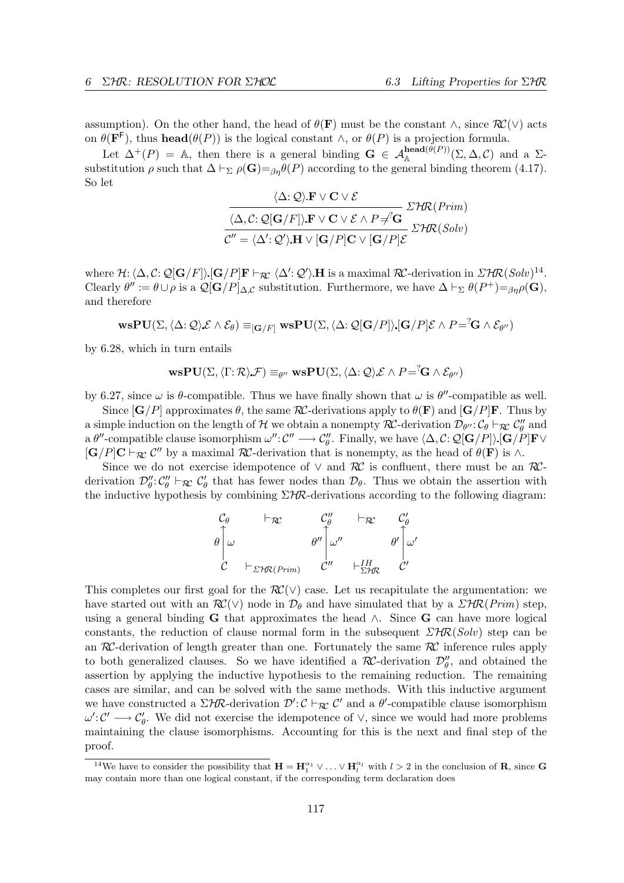assumption). On the other hand, the head of $\theta(\mathbf{F})$ must be the constant $\wedge$, since $\mathcal{RC}(\vee)$ acts on $\theta(\mathbf{F}^{\mathsf{F}})$, thus $\mathbf{head}(\theta(P))$ is the logical constant $\wedge$, or $\theta(P)$ is a projection formula.

Let $\Delta^{+}(P) = \mathbb{A}$, then there is a general binding $\mathbf{G} \in \mathcal{A}^{\mathbf{head}(\theta(P))}_{\mathbb{A}}(\Sigma, \Delta, \mathcal{C})$ and a $\Sigma$-substitution $\rho$ such that $\Delta \vdash_{\Sigma} \rho(\mathbf{G}) =_{\beta\eta} \theta(P)$ according to the general binding theorem (4.17). So let

$$\cfrac{\cfrac{\langle\Delta\colon\mathcal{Q}\rangle.\mathbf{F} \vee \mathbf{C} \vee \mathcal{E}}{\langle\Delta, \mathcal{C}\colon\mathcal{Q}[\mathbf{G}/F]\rangle.\mathbf{F} \vee \mathbf{C} \vee \mathcal{E} \wedge P \neq^{?} \mathbf{G}}\ \mathcal{\Sigma HR}(Prim)}{\mathcal{C}'' = \langle\Delta'\colon\mathcal{Q}'\rangle.\mathbf{H} \vee [\mathbf{G}/P]\mathbf{C} \vee [\mathbf{G}/P]\mathcal{E}}\ \mathcal{\Sigma HR}(Solv)$$

where $\mathcal{H}\colon\langle\Delta, \mathcal{C}\colon\mathcal{Q}[\mathbf{G}/F]\rangle.[\mathbf{G}/P]\mathbf{F} \vdash_{\mathcal{RC}} \langle\Delta'\colon\mathcal{Q}'\rangle.\mathbf{H}$ is a maximal $\mathcal{RC}$-derivation in $\mathcal{\Sigma HR}(Solv)$[14]. Clearly $\theta'' := \theta \cup \rho$ is a $\mathcal{Q}[\mathbf{G}/P]_{\Delta,\mathcal{C}}$ substitution. Furthermore, we have $\Delta \vdash_{\Sigma} \theta(P^{+}) =_{\beta\eta} \rho(\mathbf{G})$, and therefore

$$\mathbf{wsPU}(\Sigma, \langle\Delta\colon\mathcal{Q}\rangle.\mathcal{E} \wedge \mathcal{E}_{\theta}) \equiv_{[\mathbf{G}/F]} \mathbf{wsPU}(\Sigma, \langle\Delta\colon\mathcal{Q}[\mathbf{G}/P]\rangle.[\mathbf{G}/P]\mathcal{E} \wedge P =^{?} \mathbf{G} \wedge \mathcal{E}_{\theta''})$$

by 6.28, which in turn entails

$$\mathbf{wsPU}(\Sigma, \langle\Gamma\colon\mathcal{R}\rangle.\mathcal{F}) \equiv_{\theta''} \mathbf{wsPU}(\Sigma, \langle\Delta\colon\mathcal{Q}\rangle.\mathcal{E} \wedge P =^{?} \mathbf{G} \wedge \mathcal{E}_{\theta''})$$

by 6.27, since $\omega$ is $\theta$-compatible. Thus we have finally shown that $\omega$ is $\theta''$-compatible as well.

Since $[\mathbf{G}/P]$ approximates $\theta$, the same $\mathcal{RC}$-derivations apply to $\theta(\mathbf{F})$ and $[\mathbf{G}/P]\mathbf{F}$. Thus by a simple induction on the length of $\mathcal{H}$ we obtain a nonempty $\mathcal{RC}$-derivation $\mathcal{D}_{\theta''}\colon\mathcal{C}_{\theta} \vdash_{\mathcal{RC}} \mathcal{C}''_{\theta}$ and a $\theta''$-compatible clause isomorphism $\omega''\colon\mathcal{C}'' \longrightarrow \mathcal{C}''_{\theta}$. Finally, we have $\langle\Delta, \mathcal{C}\colon\mathcal{Q}[\mathbf{G}/P]\rangle.[\mathbf{G}/P]\mathbf{F} \vee [\mathbf{G}/P]\mathbf{C} \vdash_{\mathcal{RC}} \mathcal{C}''$ by a maximal $\mathcal{RC}$-derivation that is nonempty, as the head of $\theta(\mathbf{F})$ is $\wedge$.

Since we do not exercise idempotence of $\vee$ and $\mathcal{RC}$ is confluent, there must be an $\mathcal{RC}$-derivation $\mathcal{D}''_{\theta}\colon\mathcal{C}''_{\theta} \vdash_{\mathcal{RC}} \mathcal{C}'_{\theta}$ that has fewer nodes than $\mathcal{D}_{\theta}$. Thus we obtain the assertion with the inductive hypothesis by combining $\Sigma\mathcal{HR}$-derivations according to the following diagram:

$$\begin{array}{ccccc}
\mathcal{C}_{\theta} & \vdash_{\mathcal{RC}} & \mathcal{C}''_{\theta} & \vdash_{\mathcal{RC}} & \mathcal{C}'_{\theta} \\
\theta \Big\uparrow \omega & & \theta'' \Big\uparrow \omega'' & & \theta' \Big\uparrow \omega' \\
\mathcal{C} & \vdash_{\mathcal{\Sigma HR}(Prim)} & \mathcal{C}'' & \vdash^{IH}_{\mathcal{\Sigma HR}} & \mathcal{C}'
\end{array}$$

This completes our first goal for the $\mathcal{RC}(\vee)$ case. Let us recapitulate the argumentation: we have started out with an $\mathcal{RC}(\vee)$ node in $\mathcal{D}_{\theta}$ and have simulated that by a $\mathcal{\Sigma HR}(Prim)$ step, using a general binding $\mathbf{G}$ that approximates the head $\wedge$. Since $\mathbf{G}$ can have more logical constants, the reduction of clause normal form in the subsequent $\mathcal{\Sigma HR}(Solv)$ step can be an $\mathcal{RC}$-derivation of length greater than one. Fortunately the same $\mathcal{RC}$ inference rules apply to both generalized clauses. So we have identified a $\mathcal{RC}$-derivation $\mathcal{D}''_{\theta}$, and obtained the assertion by applying the inductive hypothesis to the remaining reduction. The remaining cases are similar, and can be solved with the same methods. With this inductive argument we have constructed a $\Sigma\mathcal{HR}$-derivation $\mathcal{D}'\colon\mathcal{C} \vdash_{\mathcal{RC}} \mathcal{C}'$ and a $\theta'$-compatible clause isomorphism $\omega'\colon\mathcal{C}' \longrightarrow \mathcal{C}'_{\theta}$. We did not exercise the idempotence of $\vee$, since we would had more problems maintaining the clause isomorphisms. Accounting for this is the next and final step of the proof.

---

[14] We have to consider the possibility that $\mathbf{H} = \mathbf{H}_1^{\alpha_1} \vee \ldots \vee \mathbf{H}_l^{\alpha_l}$ with $l > 2$ in the conclusion of $\mathbf{R}$, since $\mathbf{G}$ may contain more than one logical constant, if the corresponding term declaration does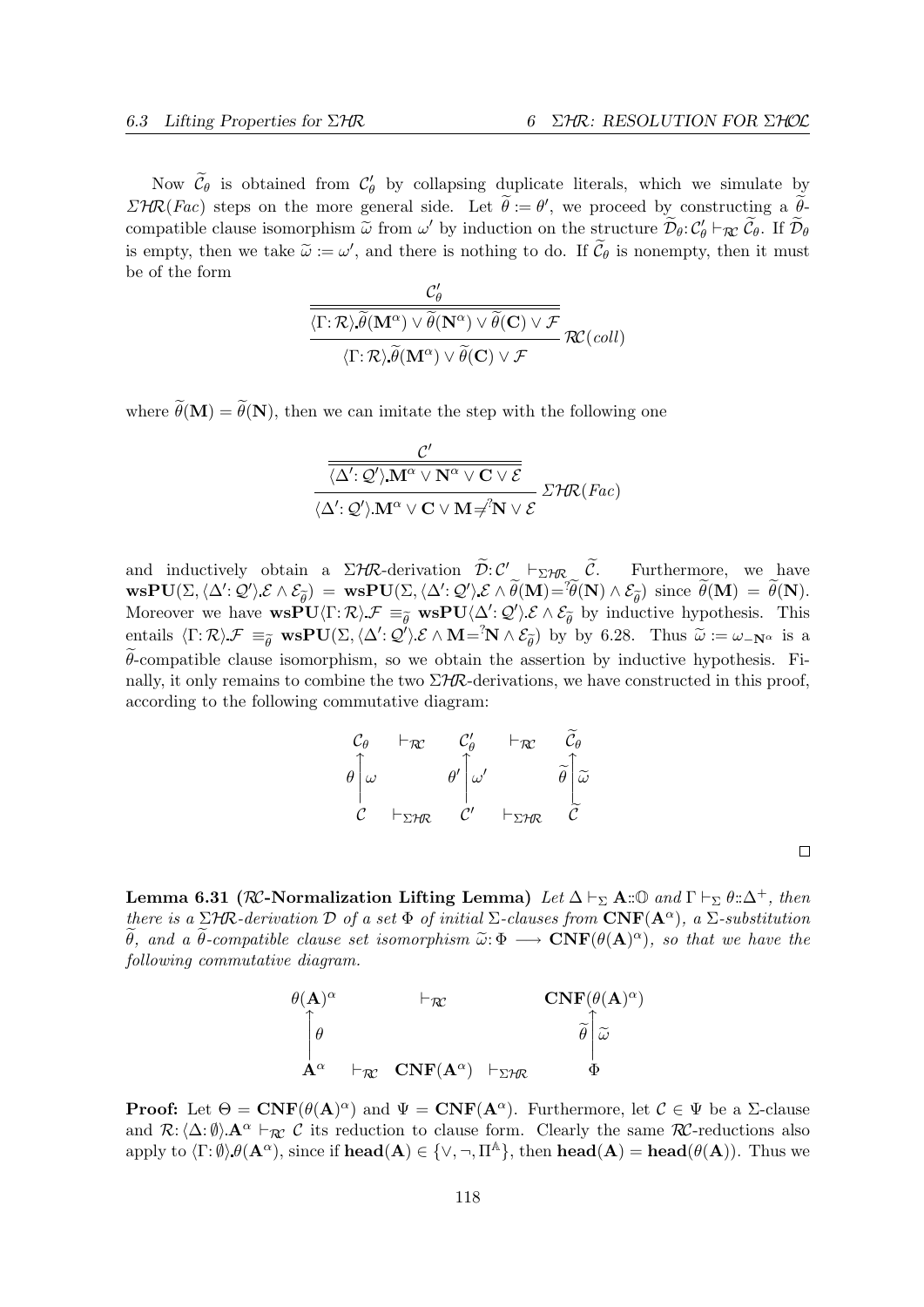Now $\widetilde{\mathcal{C}}_\theta$ is obtained from $\mathcal{C}'_\theta$ by collapsing duplicate literals, which we simulate by $\mathcal{ΣHR}(Fac)$ steps on the more general side. Let $\widetilde{\theta} := \theta'$, we proceed by constructing a $\widetilde{\theta}$-compatible clause isomorphism $\widetilde{\omega}$ from $\omega'$ by induction on the structure $\widetilde{\mathcal{D}}_\theta : \mathcal{C}'_\theta \vdash_{\mathcal{RC}} \widetilde{\mathcal{C}}_\theta$. If $\widetilde{\mathcal{D}}_\theta$ is empty, then we take $\widetilde{\omega} := \omega'$, and there is nothing to do. If $\widetilde{\mathcal{C}}_\theta$ is nonempty, then it must be of the form

$$\cfrac{\cfrac{\mathcal{C}'_\theta}{\langle \Gamma : \mathcal{R} \rangle . \widetilde{\theta}(\mathbf{M}^\alpha) \vee \widetilde{\theta}(\mathbf{N}^\alpha) \vee \widetilde{\theta}(\mathbf{C}) \vee \mathcal{F}}}{\langle \Gamma : \mathcal{R} \rangle . \widetilde{\theta}(\mathbf{M}^\alpha) \vee \widetilde{\theta}(\mathbf{C}) \vee \mathcal{F}} \, \mathcal{RC}(coll)$$

where $\widetilde{\theta}(\mathbf{M}) = \widetilde{\theta}(\mathbf{N})$, then we can imitate the step with the following one

$$\cfrac{\cfrac{\mathcal{C}'}{\langle \Delta' : \mathcal{Q}' \rangle . \mathbf{M}^\alpha \vee \mathbf{N}^\alpha \vee \mathbf{C} \vee \mathcal{E}}}{\langle \Delta' : \mathcal{Q}' \rangle . \mathbf{M}^\alpha \vee \mathbf{C} \vee \mathbf{M} \neq^? \mathbf{N} \vee \mathcal{E}} \, \mathcal{ΣHR}(Fac)$$

and inductively obtain a $\mathcal{ΣHR}$-derivation $\widetilde{\mathcal{D}} : \mathcal{C}' \vdash_{\mathcal{ΣHR}} \widetilde{\mathcal{C}}$. Furthermore, we have $\mathbf{wsPU}(\Sigma, \langle \Delta' : \mathcal{Q}' \rangle . \mathcal{E} \wedge \mathcal{E}_{\widetilde{\theta}}) = \mathbf{wsPU}(\Sigma, \langle \Delta' : \mathcal{Q}' \rangle . \mathcal{E} \wedge \widetilde{\theta}(\mathbf{M}) =^? \widetilde{\theta}(\mathbf{N}) \wedge \mathcal{E}_{\widetilde{\theta}})$ since $\widetilde{\theta}(\mathbf{M}) = \widetilde{\theta}(\mathbf{N})$. Moreover we have $\mathbf{wsPU}\langle \Gamma : \mathcal{R} \rangle . \mathcal{F} \equiv_{\widetilde{\theta}} \mathbf{wsPU}\langle \Delta' : \mathcal{Q}' \rangle . \mathcal{E} \wedge \mathcal{E}_{\widetilde{\theta}}$ by inductive hypothesis. This entails $\langle \Gamma : \mathcal{R} \rangle . \mathcal{F} \equiv_{\widetilde{\theta}} \mathbf{wsPU}(\Sigma, \langle \Delta' : \mathcal{Q}' \rangle . \mathcal{E} \wedge \mathbf{M} =^? \mathbf{N} \wedge \mathcal{E}_{\widetilde{\theta}})$ by by 6.28. Thus $\widetilde{\omega} := \omega_{-\mathbf{N}^\alpha}$ is a $\widetilde{\theta}$-compatible clause isomorphism, so we obtain the assertion by inductive hypothesis. Finally, it only remains to combine the two $\mathcal{ΣHR}$-derivations, we have constructed in this proof, according to the following commutative diagram:

$$\begin{array}{ccccc}
\mathcal{C}_\theta & \vdash_{\mathcal{RC}} & \mathcal{C}'_\theta & \vdash_{\mathcal{RC}} & \widetilde{\mathcal{C}}_\theta \\
\theta \Big\uparrow \omega & & \theta' \Big\uparrow \omega' & & \widetilde{\theta} \Big\uparrow \widetilde{\omega} \\
\mathcal{C} & \vdash_{\mathcal{ΣHR}} & \mathcal{C}' & \vdash_{\mathcal{ΣHR}} & \widetilde{\mathcal{C}}
\end{array}$$

□

**Lemma 6.31 ($\mathcal{RC}$-Normalization Lifting Lemma)** *Let $\Delta \vdash_\Sigma \mathbf{A} :: \mathbb{O}$ and $\Gamma \vdash_\Sigma \theta :: \Delta^+$, then there is a $\mathcal{ΣHR}$-derivation $\mathcal{D}$ of a set $\Phi$ of initial $\Sigma$-clauses from $\mathbf{CNF}(\mathbf{A}^\alpha)$, a $\Sigma$-substitution $\widetilde{\theta}$, and a $\widetilde{\theta}$-compatible clause set isomorphism $\widetilde{\omega} : \Phi \longrightarrow \mathbf{CNF}(\theta(\mathbf{A})^\alpha)$, so that we have the following commutative diagram.*

$$\begin{array}{ccccc}
\theta(\mathbf{A})^\alpha & & \vdash_{\mathcal{RC}} & & \mathbf{CNF}(\theta(\mathbf{A})^\alpha) \\
\Big\uparrow \theta & & & & \widetilde{\theta} \Big\uparrow \widetilde{\omega} \\
\mathbf{A}^\alpha & \vdash_{\mathcal{RC}} & \mathbf{CNF}(\mathbf{A}^\alpha) & \vdash_{\mathcal{ΣHR}} & \Phi
\end{array}$$

**Proof:** Let $\Theta = \mathbf{CNF}(\theta(\mathbf{A})^\alpha)$ and $\Psi = \mathbf{CNF}(\mathbf{A}^\alpha)$. Furthermore, let $\mathcal{C} \in \Psi$ be a $\Sigma$-clause and $\mathcal{R} : \langle \Delta : \emptyset \rangle . \mathbf{A}^\alpha \vdash_{\mathcal{RC}} \mathcal{C}$ its reduction to clause form. Clearly the same $\mathcal{RC}$-reductions also apply to $\langle \Gamma : \emptyset \rangle . \theta(\mathbf{A}^\alpha)$, since if $\mathbf{head}(\mathbf{A}) \in \{\vee, \neg, \Pi^{\mathbb{A}}\}$, then $\mathbf{head}(\mathbf{A}) = \mathbf{head}(\theta(\mathbf{A}))$. Thus we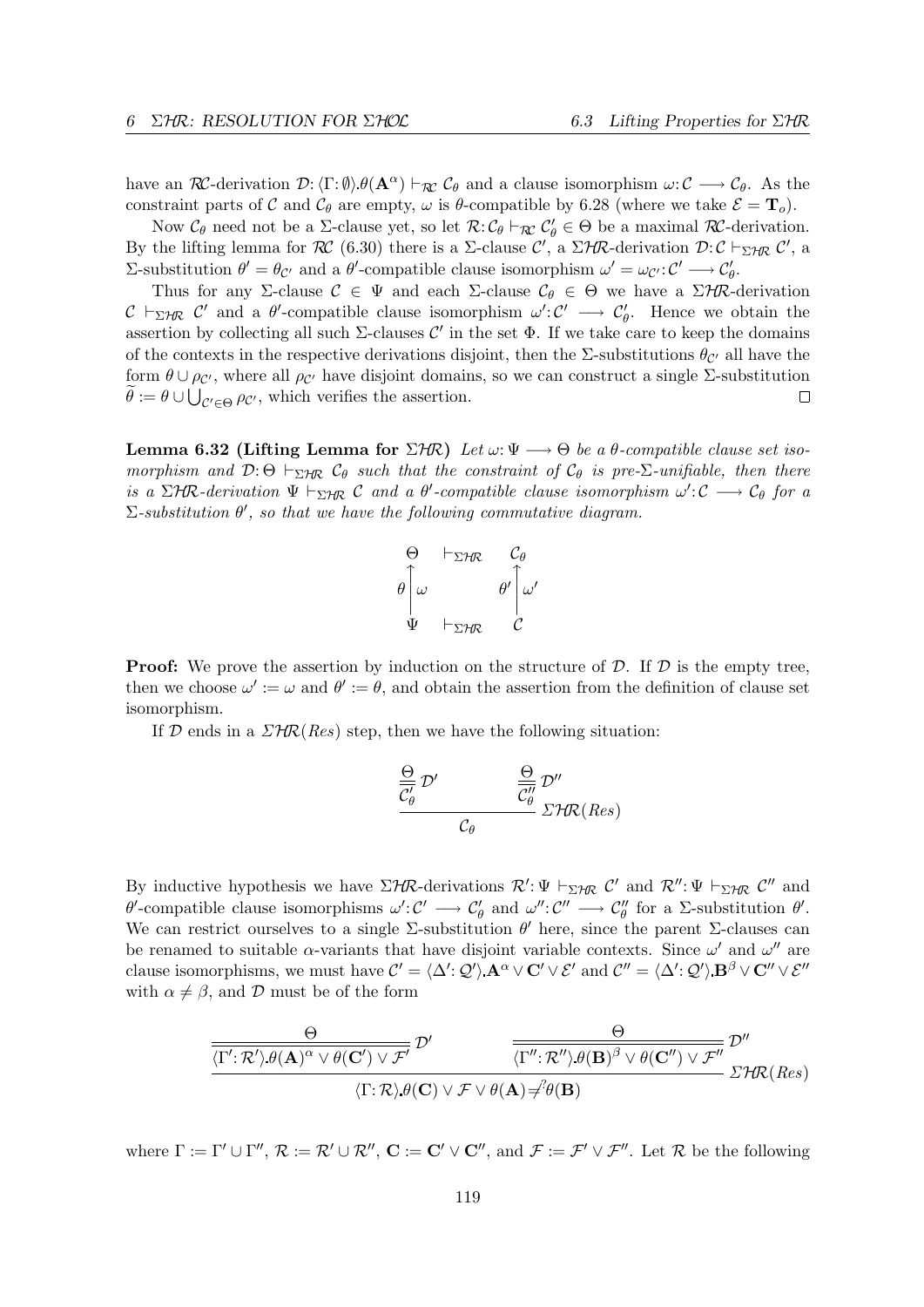have an $\mathcal{RC}$-derivation $\mathcal{D}: \langle\Gamma:\emptyset\rangle.\theta(\mathbf{A}^\alpha) \vdash_{\mathcal{RC}} \mathcal{C}_\theta$ and a clause isomorphism $\omega: \mathcal{C} \longrightarrow \mathcal{C}_\theta$. As the constraint parts of $\mathcal{C}$ and $\mathcal{C}_\theta$ are empty, $\omega$ is $\theta$-compatible by 6.28 (where we take $\mathcal{E} = \mathbf{T}_o$).

Now $\mathcal{C}_\theta$ need not be a $\Sigma$-clause yet, so let $\mathcal{R}: \mathcal{C}_\theta \vdash_{\mathcal{RC}} \mathcal{C}'_\theta \in \Theta$ be a maximal $\mathcal{RC}$-derivation. By the lifting lemma for $\mathcal{RC}$ (6.30) there is a $\Sigma$-clause $\mathcal{C}'$, a $\Sigma\mathcal{HR}$-derivation $\mathcal{D}: \mathcal{C} \vdash_{\Sigma\mathcal{HR}} \mathcal{C}'$, a $\Sigma$-substitution $\theta' = \theta_{\mathcal{C}'}$ and a $\theta'$-compatible clause isomorphism $\omega' = \omega_{\mathcal{C}'}: \mathcal{C}' \longrightarrow \mathcal{C}'_\theta$.

Thus for any $\Sigma$-clause $\mathcal{C} \in \Psi$ and each $\Sigma$-clause $\mathcal{C}_\theta \in \Theta$ we have a $\Sigma\mathcal{HR}$-derivation $\mathcal{C} \vdash_{\Sigma\mathcal{HR}} \mathcal{C}'$ and a $\theta'$-compatible clause isomorphism $\omega': \mathcal{C}' \longrightarrow \mathcal{C}'_\theta$. Hence we obtain the assertion by collecting all such $\Sigma$-clauses $\mathcal{C}'$ in the set $\Phi$. If we take care to keep the domains of the contexts in the respective derivations disjoint, then the $\Sigma$-substitutions $\theta_{\mathcal{C}'}$ all have the form $\theta \cup \rho_{\mathcal{C}'}$, where all $\rho_{\mathcal{C}'}$ have disjoint domains, so we can construct a single $\Sigma$-substitution $\widetilde{\theta} := \theta \cup \bigcup_{\mathcal{C}' \in \Theta} \rho_{\mathcal{C}'}$, which verifies the assertion. □

**Lemma 6.32 (Lifting Lemma for $\Sigma\mathcal{HR}$)** *Let $\omega: \Psi \longrightarrow \Theta$ be a $\theta$-compatible clause set isomorphism and $\mathcal{D}: \Theta \vdash_{\Sigma\mathcal{HR}} \mathcal{C}_\theta$ such that the constraint of $\mathcal{C}_\theta$ is pre-$\Sigma$-unifiable, then there is a $\Sigma\mathcal{HR}$-derivation $\Psi \vdash_{\Sigma\mathcal{HR}} \mathcal{C}$ and a $\theta'$-compatible clause isomorphism $\omega': \mathcal{C} \longrightarrow \mathcal{C}_\theta$ for a $\Sigma$-substitution $\theta'$, so that we have the following commutative diagram.*

$$\begin{array}{ccc}
\Theta & \vdash_{\Sigma\mathcal{HR}} & \mathcal{C}_\theta \\
\theta \Big\uparrow \omega & & \theta' \Big\uparrow \omega' \\
\Psi & \vdash_{\Sigma\mathcal{HR}} & \mathcal{C}
\end{array}$$

**Proof:** We prove the assertion by induction on the structure of $\mathcal{D}$. If $\mathcal{D}$ is the empty tree, then we choose $\omega' := \omega$ and $\theta' := \theta$, and obtain the assertion from the definition of clause set isomorphism.

If $\mathcal{D}$ ends in a $\Sigma\mathcal{HR}(Res)$ step, then we have the following situation:

$$\frac{\dfrac{\Theta}{\mathcal{C}'_\theta}\,\mathcal{D}' \qquad \dfrac{\Theta}{\mathcal{C}''_\theta}\,\mathcal{D}''}{\mathcal{C}_\theta}\;\Sigma\mathcal{HR}(Res)$$

By inductive hypothesis we have $\Sigma\mathcal{HR}$-derivations $\mathcal{R}': \Psi \vdash_{\Sigma\mathcal{HR}} \mathcal{C}'$ and $\mathcal{R}'': \Psi \vdash_{\Sigma\mathcal{HR}} \mathcal{C}''$ and $\theta'$-compatible clause isomorphisms $\omega': \mathcal{C}' \longrightarrow \mathcal{C}'_\theta$ and $\omega'': \mathcal{C}'' \longrightarrow \mathcal{C}''_\theta$ for a $\Sigma$-substitution $\theta'$. We can restrict ourselves to a single $\Sigma$-substitution $\theta'$ here, since the parent $\Sigma$-clauses can be renamed to suitable $\alpha$-variants that have disjoint variable contexts. Since $\omega'$ and $\omega''$ are clause isomorphisms, we must have $\mathcal{C}' = \langle\Delta': \mathcal{Q}'\rangle.\mathbf{A}^\alpha \vee \mathbf{C}' \vee \mathcal{E}'$ and $\mathcal{C}'' = \langle\Delta': \mathcal{Q}'\rangle.\mathbf{B}^\beta \vee \mathbf{C}'' \vee \mathcal{E}''$ with $\alpha \neq \beta$, and $\mathcal{D}$ must be of the form

$$\frac{\dfrac{\Theta}{\langle\Gamma': \mathcal{R}'\rangle.\theta(\mathbf{A})^\alpha \vee \theta(\mathbf{C}') \vee \mathcal{F}'}\,\mathcal{D}' \qquad \dfrac{\Theta}{\langle\Gamma'': \mathcal{R}''\rangle.\theta(\mathbf{B})^\beta \vee \theta(\mathbf{C}'') \vee \mathcal{F}''}\,\mathcal{D}''}{\langle\Gamma: \mathcal{R}\rangle.\theta(\mathbf{C}) \vee \mathcal{F} \vee \theta(\mathbf{A}) \neq^? \theta(\mathbf{B})}\;\Sigma\mathcal{HR}(Res)$$

where $\Gamma := \Gamma' \cup \Gamma''$, $\mathcal{R} := \mathcal{R}' \cup \mathcal{R}''$, $\mathbf{C} := \mathbf{C}' \vee \mathbf{C}''$, and $\mathcal{F} := \mathcal{F}' \vee \mathcal{F}''$. Let $\mathcal{R}$ be the following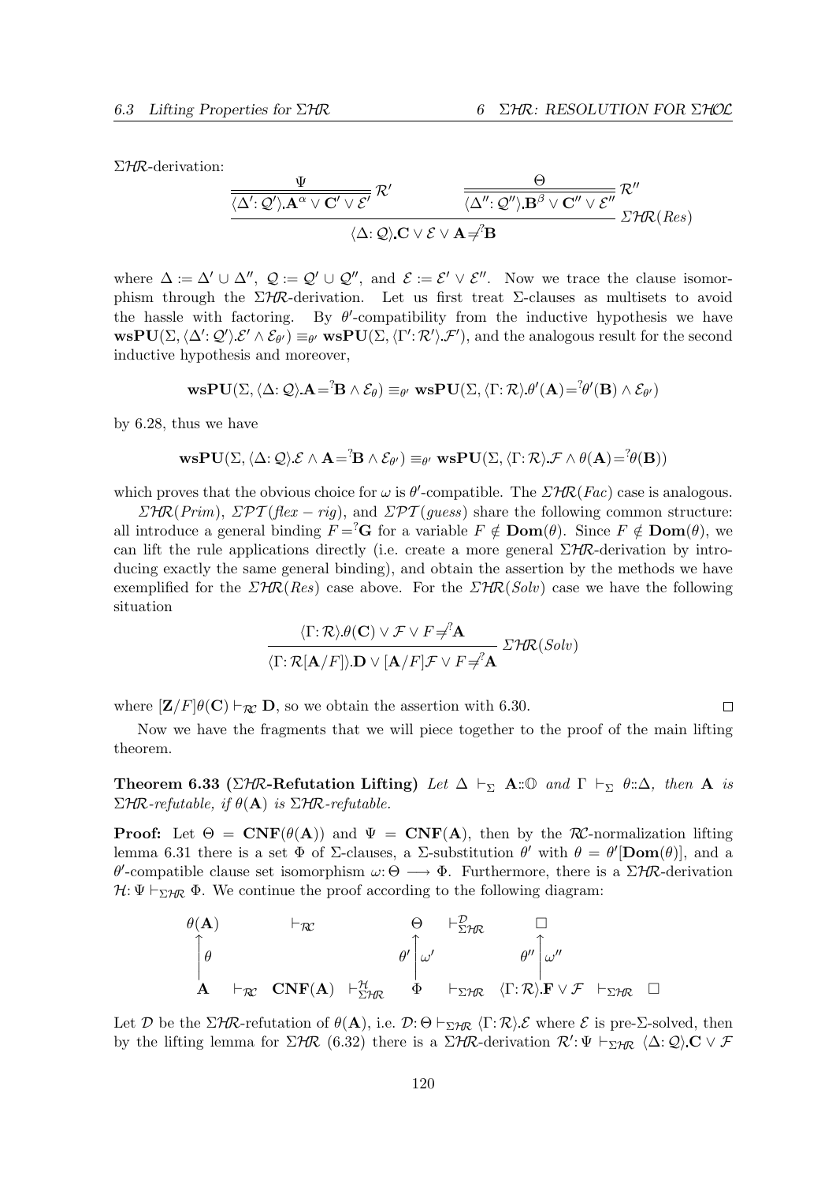$\Sigma\mathcal{HR}$-derivation:

$$\dfrac{\dfrac{\Psi}{\langle\Delta'\colon\mathcal{Q}'\rangle.\mathbf{A}^{\alpha}\vee\mathbf{C}'\vee\mathcal{E}'}\,\mathcal{R}' \qquad \dfrac{\Theta}{\langle\Delta''\colon\mathcal{Q}''\rangle.\mathbf{B}^{\beta}\vee\mathbf{C}''\vee\mathcal{E}''}\,\mathcal{R}''}{\langle\Delta\colon\mathcal{Q}\rangle.\mathbf{C}\vee\mathcal{E}\vee\mathbf{A}\neq^{?}\mathbf{B}}\;\Sigma\mathcal{HR}(Res)$$

where $\Delta := \Delta' \cup \Delta''$, $\mathcal{Q} := \mathcal{Q}' \cup \mathcal{Q}''$, and $\mathcal{E} := \mathcal{E}' \vee \mathcal{E}''$. Now we trace the clause isomorphism through the $\Sigma\mathcal{HR}$-derivation. Let us first treat $\Sigma$-clauses as multisets to avoid the hassle with factoring. By $\theta'$-compatibility from the inductive hypothesis we have $\mathbf{wsPU}(\Sigma, \langle\Delta'\colon\mathcal{Q}'\rangle.\mathcal{E}' \wedge \mathcal{E}_{\theta'}) \equiv_{\theta'} \mathbf{wsPU}(\Sigma, \langle\Gamma'\colon\mathcal{R}'\rangle.\mathcal{F}')$, and the analogous result for the second inductive hypothesis and moreover,

$$\mathbf{wsPU}(\Sigma, \langle\Delta\colon\mathcal{Q}\rangle.\mathbf{A}=^{?}\mathbf{B} \wedge \mathcal{E}_{\theta}) \equiv_{\theta'} \mathbf{wsPU}(\Sigma, \langle\Gamma\colon\mathcal{R}\rangle.\theta'(\mathbf{A})=^{?}\theta'(\mathbf{B}) \wedge \mathcal{E}_{\theta'})$$

by 6.28, thus we have

$$\mathbf{wsPU}(\Sigma, \langle\Delta\colon\mathcal{Q}\rangle.\mathcal{E} \wedge \mathbf{A}=^{?}\mathbf{B} \wedge \mathcal{E}_{\theta'}) \equiv_{\theta'} \mathbf{wsPU}(\Sigma, \langle\Gamma\colon\mathcal{R}\rangle.\mathcal{F} \wedge \theta(\mathbf{A})=^{?}\theta(\mathbf{B}))$$

which proves that the obvious choice for $\omega$ is $\theta'$-compatible. The $\Sigma\mathcal{HR}(Fac)$ case is analogous.

$\Sigma\mathcal{HR}(Prim)$, $\Sigma\mathcal{PT}(flex-rig)$, and $\Sigma\mathcal{PT}(guess)$ share the following common structure: all introduce a general binding $F=^{?}\mathbf{G}$ for a variable $F \notin \mathbf{Dom}(\theta)$. Since $F \notin \mathbf{Dom}(\theta)$, we can lift the rule applications directly (i.e. create a more general $\Sigma\mathcal{HR}$-derivation by introducing exactly the same general binding), and obtain the assertion by the methods we have exemplified for the $\Sigma\mathcal{HR}(Res)$ case above. For the $\Sigma\mathcal{HR}(Solv)$ case we have the following situation

$$\dfrac{\langle\Gamma\colon\mathcal{R}\rangle.\theta(\mathbf{C})\vee\mathcal{F}\vee F\neq^{?}\mathbf{A}}{\langle\Gamma\colon\mathcal{R}[\mathbf{A}/F]\rangle.\mathbf{D}\vee[\mathbf{A}/F]\mathcal{F}\vee F\neq^{?}\mathbf{A}}\;\Sigma\mathcal{HR}(Solv)$$

where $[\mathbf{Z}/F]\theta(\mathbf{C}) \vdash_{\mathcal{RC}} \mathbf{D}$, so we obtain the assertion with 6.30. $\square$

Now we have the fragments that we will piece together to the proof of the main lifting theorem.

**Theorem 6.33 ($\Sigma\mathcal{HR}$-Refutation Lifting)** *Let $\Delta \vdash_{\Sigma} \mathbf{A}{::}\mathbb{O}$ and $\Gamma \vdash_{\Sigma} \theta{::}\Delta$, then $\mathbf{A}$ is $\Sigma\mathcal{HR}$-refutable, if $\theta(\mathbf{A})$ is $\Sigma\mathcal{HR}$-refutable.*

**Proof:** Let $\Theta = \mathbf{CNF}(\theta(\mathbf{A}))$ and $\Psi = \mathbf{CNF}(\mathbf{A})$, then by the $\mathcal{RC}$-normalization lifting lemma 6.31 there is a set $\Phi$ of $\Sigma$-clauses, a $\Sigma$-substitution $\theta'$ with $\theta = \theta'[\mathbf{Dom}(\theta)]$, and a $\theta'$-compatible clause set isomorphism $\omega\colon\Theta \longrightarrow \Phi$. Furthermore, there is a $\Sigma\mathcal{HR}$-derivation $\mathcal{H}\colon\Psi \vdash_{\Sigma\mathcal{HR}} \Phi$. We continue the proof according to the following diagram:

$$\begin{array}{ccccccccc}
\theta(\mathbf{A}) & & \vdash_{\mathcal{RC}} & & \Theta & \vdash^{\mathcal{D}}_{\Sigma\mathcal{HR}} & & \square \\
\uparrow \theta & & & & \theta' \uparrow \omega' & & & \theta'' \uparrow \omega'' \\
\mathbf{A} & \vdash_{\mathcal{RC}} & \mathbf{CNF}(\mathbf{A}) & \vdash^{\mathcal{H}}_{\Sigma\mathcal{HR}} & \Phi & \vdash_{\Sigma\mathcal{HR}} & \langle\Gamma\colon\mathcal{R}\rangle.\mathbf{F}\vee\mathcal{F} & \vdash_{\Sigma\mathcal{HR}} & \square
\end{array}$$

Let $\mathcal{D}$ be the $\Sigma\mathcal{HR}$-refutation of $\theta(\mathbf{A})$, i.e. $\mathcal{D}\colon\Theta \vdash_{\Sigma\mathcal{HR}} \langle\Gamma\colon\mathcal{R}\rangle.\mathcal{E}$ where $\mathcal{E}$ is pre-$\Sigma$-solved, then by the lifting lemma for $\Sigma\mathcal{HR}$ (6.32) there is a $\Sigma\mathcal{HR}$-derivation $\mathcal{R}'\colon\Psi \vdash_{\Sigma\mathcal{HR}} \langle\Delta\colon\mathcal{Q}\rangle.\mathbf{C} \vee \mathcal{F}$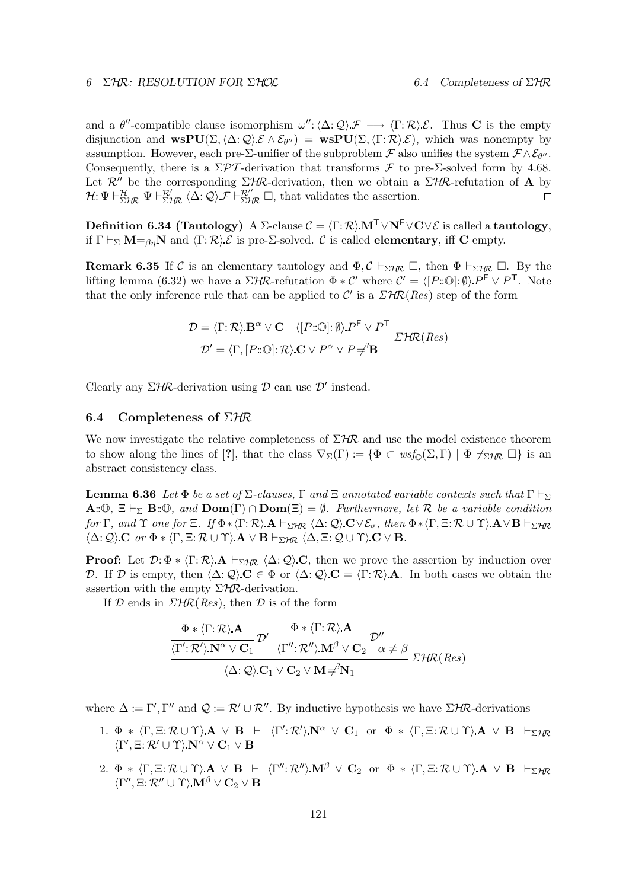and a $\theta''$-compatible clause isomorphism $\omega'': \langle\Delta: \mathcal{Q}\rangle.\mathcal{F} \longrightarrow \langle\Gamma: \mathcal{R}\rangle.\mathcal{E}$. Thus $\mathbf{C}$ is the empty disjunction and $\mathbf{wsPU}(\Sigma, \langle\Delta: \mathcal{Q}\rangle.\mathcal{E} \wedge \mathcal{E}_{\theta''}) = \mathbf{wsPU}(\Sigma, \langle\Gamma: \mathcal{R}\rangle.\mathcal{E})$, which was nonempty by assumption. However, each pre-$\Sigma$-unifier of the subproblem $\mathcal{F}$ also unifies the system $\mathcal{F} \wedge \mathcal{E}_{\theta''}$. Consequently, there is a $\Sigma\mathcal{PT}$-derivation that transforms $\mathcal{F}$ to pre-$\Sigma$-solved form by 4.68. Let $\mathcal{R}''$ be the corresponding $\Sigma\mathcal{HR}$-derivation, then we obtain a $\Sigma\mathcal{HR}$-refutation of $\mathbf{A}$ by $\mathcal{H}: \Psi \vdash^{\mathcal{H}}_{\Sigma\mathcal{HR}} \Psi \vdash^{\mathcal{R}'}_{\Sigma\mathcal{HR}} \langle\Delta: \mathcal{Q}\rangle.\mathcal{F} \vdash^{\mathcal{R}''}_{\Sigma\mathcal{HR}} \Box$, that validates the assertion. $\square$

**Definition 6.34 (Tautology)** A $\Sigma$-clause $\mathcal{C} = \langle\Gamma: \mathcal{R}\rangle.\mathbf{M}^{\mathsf{T}} \vee \mathbf{N}^{\mathsf{F}} \vee \mathbf{C} \vee \mathcal{E}$ is called a **tautology**, if $\Gamma \vdash_{\Sigma} \mathbf{M} =_{\beta\eta} \mathbf{N}$ and $\langle\Gamma: \mathcal{R}\rangle.\mathcal{E}$ is pre-$\Sigma$-solved. $\mathcal{C}$ is called **elementary**, iff $\mathbf{C}$ empty.

**Remark 6.35** If $\mathcal{C}$ is an elementary tautology and $\Phi, \mathcal{C} \vdash_{\Sigma\mathcal{HR}} \Box$, then $\Phi \vdash_{\Sigma\mathcal{HR}} \Box$. By the lifting lemma (6.32) we have a $\Sigma\mathcal{HR}$-refutation $\Phi * \mathcal{C}'$ where $\mathcal{C}' = \langle[P{::}\mathbb{O}]: \emptyset\rangle.P^{\mathsf{F}} \vee P^{\mathsf{T}}$. Note that the only inference rule that can be applied to $\mathcal{C}'$ is a *$\Sigma\mathcal{HR}(Res)$* step of the form

$$\frac{\mathcal{D} = \langle\Gamma: \mathcal{R}\rangle.\mathbf{B}^{\alpha} \vee \mathbf{C} \quad \langle[P{::}\mathbb{O}]: \emptyset\rangle.P^{\mathsf{F}} \vee P^{\mathsf{T}}}{\mathcal{D}' = \langle\Gamma, [P{::}\mathbb{O}]: \mathcal{R}\rangle.\mathbf{C} \vee P^{\alpha} \vee P \neq^{?} \mathbf{B}} \; \Sigma\mathcal{HR}(Res)$$

Clearly any $\Sigma\mathcal{HR}$-derivation using $\mathcal{D}$ can use $\mathcal{D}'$ instead.

## 6.4 Completeness of $\Sigma\mathcal{HR}$

We now investigate the relative completeness of $\Sigma\mathcal{HR}$ and use the model existence theorem to show along the lines of [?], that the class $\nabla_{\Sigma}(\Gamma) := \{\Phi \subset wsf_{\mathbb{O}}(\Sigma, \Gamma) \mid \Phi \not\vdash_{\Sigma\mathcal{HR}} \Box\}$ is an abstract consistency class.

**Lemma 6.36** *Let $\Phi$ be a set of $\Sigma$-clauses, $\Gamma$ and $\Xi$ annotated variable contexts such that $\Gamma \vdash_{\Sigma} \mathbf{A}{::}\mathbb{O}$, $\Xi \vdash_{\Sigma} \mathbf{B}{::}\mathbb{O}$, and $\mathbf{Dom}(\Gamma) \cap \mathbf{Dom}(\Xi) = \emptyset$. Furthermore, let $\mathcal{R}$ be a variable condition for $\Gamma$, and $\Upsilon$ one for $\Xi$. If $\Phi * \langle\Gamma: \mathcal{R}\rangle.\mathbf{A} \vdash_{\Sigma\mathcal{HR}} \langle\Delta: \mathcal{Q}\rangle.\mathbf{C} \vee \mathcal{E}_{\sigma}$, then $\Phi * \langle\Gamma, \Xi: \mathcal{R} \cup \Upsilon\rangle.\mathbf{A} \vee \mathbf{B} \vdash_{\Sigma\mathcal{HR}} \langle\Delta: \mathcal{Q}\rangle.\mathbf{C}$ or $\Phi * \langle\Gamma, \Xi: \mathcal{R} \cup \Upsilon\rangle.\mathbf{A} \vee \mathbf{B} \vdash_{\Sigma\mathcal{HR}} \langle\Delta, \Xi: \mathcal{Q} \cup \Upsilon\rangle.\mathbf{C} \vee \mathbf{B}$.*

**Proof:** Let $\mathcal{D}: \Phi * \langle\Gamma: \mathcal{R}\rangle.\mathbf{A} \vdash_{\Sigma\mathcal{HR}} \langle\Delta: \mathcal{Q}\rangle.\mathbf{C}$, then we prove the assertion by induction over $\mathcal{D}$. If $\mathcal{D}$ is empty, then $\langle\Delta: \mathcal{Q}\rangle.\mathbf{C} \in \Phi$ or $\langle\Delta: \mathcal{Q}\rangle.\mathbf{C} = \langle\Gamma: \mathcal{R}\rangle.\mathbf{A}$. In both cases we obtain the assertion with the empty $\Sigma\mathcal{HR}$-derivation.

If $\mathcal{D}$ ends in *$\Sigma\mathcal{HR}(Res)$*, then $\mathcal{D}$ is of the form

$$\frac{\dfrac{\Phi * \langle\Gamma: \mathcal{R}\rangle.\mathbf{A}}{\langle\Gamma': \mathcal{R}'\rangle.\mathbf{N}^{\alpha} \vee \mathbf{C}_1}\,\mathcal{D}' \quad \dfrac{\Phi * \langle\Gamma: \mathcal{R}\rangle.\mathbf{A}}{\langle\Gamma'': \mathcal{R}''\rangle.\mathbf{M}^{\beta} \vee \mathbf{C}_2 \quad \alpha \neq \beta}\,\mathcal{D}''}{\langle\Delta: \mathcal{Q}\rangle.\mathbf{C}_1 \vee \mathbf{C}_2 \vee \mathbf{M} \neq^{?} \mathbf{N}_1} \; \Sigma\mathcal{HR}(Res)$$

where $\Delta := \Gamma', \Gamma''$ and $\mathcal{Q} := \mathcal{R}' \cup \mathcal{R}''$. By inductive hypothesis we have $\Sigma\mathcal{HR}$-derivations

1. $\Phi * \langle\Gamma, \Xi: \mathcal{R} \cup \Upsilon\rangle.\mathbf{A} \vee \mathbf{B} \vdash \langle\Gamma': \mathcal{R}'\rangle.\mathbf{N}^{\alpha} \vee \mathbf{C}_1$ or $\Phi * \langle\Gamma, \Xi: \mathcal{R} \cup \Upsilon\rangle.\mathbf{A} \vee \mathbf{B} \vdash_{\Sigma\mathcal{HR}} \langle\Gamma', \Xi: \mathcal{R}' \cup \Upsilon\rangle.\mathbf{N}^{\alpha} \vee \mathbf{C}_1 \vee \mathbf{B}$
2. $\Phi * \langle\Gamma, \Xi: \mathcal{R} \cup \Upsilon\rangle.\mathbf{A} \vee \mathbf{B} \vdash \langle\Gamma'': \mathcal{R}''\rangle.\mathbf{M}^{\beta} \vee \mathbf{C}_2$ or $\Phi * \langle\Gamma, \Xi: \mathcal{R} \cup \Upsilon\rangle.\mathbf{A} \vee \mathbf{B} \vdash_{\Sigma\mathcal{HR}} \langle\Gamma'', \Xi: \mathcal{R}'' \cup \Upsilon\rangle.\mathbf{M}^{\beta} \vee \mathbf{C}_2 \vee \mathbf{B}$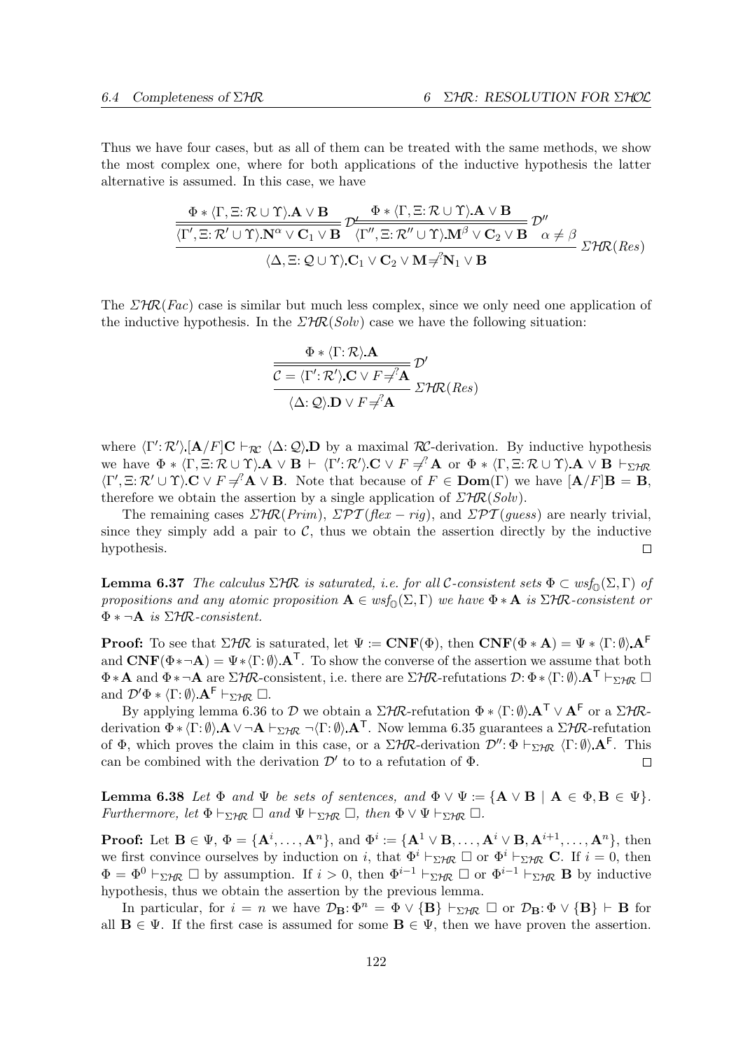Thus we have four cases, but as all of them can be treated with the same methods, we show the most complex one, where for both applications of the inductive hypothesis the latter alternative is assumed. In this case, we have

$$\cfrac{\cfrac{\Phi * \langle\Gamma, \Xi\colon \mathcal{R} \cup \Upsilon\rangle.\mathbf{A} \vee \mathbf{B}}{\langle\Gamma', \Xi\colon \mathcal{R}' \cup \Upsilon\rangle.\mathbf{N}^\alpha \vee \mathbf{C}_1 \vee \mathbf{B}}\mathcal{D}' \quad \cfrac{\Phi * \langle\Gamma, \Xi\colon \mathcal{R} \cup \Upsilon\rangle.\mathbf{A} \vee \mathbf{B}}{\langle\Gamma'', \Xi\colon \mathcal{R}'' \cup \Upsilon\rangle.\mathbf{M}^\beta \vee \mathbf{C}_2 \vee \mathbf{B}}\mathcal{D}'' \quad \alpha \neq \beta}{\langle\Delta, \Xi\colon \mathcal{Q} \cup \Upsilon\rangle.\mathbf{C}_1 \vee \mathbf{C}_2 \vee \mathbf{M} \neq^? \mathbf{N}_1 \vee \mathbf{B}} \; \Sigma\mathcal{HR}(Res)$$

The $\Sigma\mathcal{HR}(Fac)$ case is similar but much less complex, since we only need one application of the inductive hypothesis. In the $\Sigma\mathcal{HR}(Solv)$ case we have the following situation:

$$\cfrac{\cfrac{\Phi * \langle\Gamma\colon \mathcal{R}\rangle.\mathbf{A}}{\mathcal{C} = \langle\Gamma'\colon \mathcal{R}'\rangle.\mathbf{C} \vee F \neq^? \mathbf{A}}\mathcal{D}'}{\langle\Delta\colon \mathcal{Q}\rangle.\mathbf{D} \vee F \neq^? \mathbf{A}} \; \Sigma\mathcal{HR}(Res)$$

where $\langle\Gamma'\colon \mathcal{R}'\rangle.[\mathbf{A}/F]\mathbf{C} \vdash_{\mathcal{RC}} \langle\Delta\colon \mathcal{Q}\rangle.\mathbf{D}$ by a maximal $\mathcal{RC}$-derivation. By inductive hypothesis we have $\Phi * \langle\Gamma, \Xi\colon \mathcal{R} \cup \Upsilon\rangle.\mathbf{A} \vee \mathbf{B} \vdash \langle\Gamma'\colon \mathcal{R}'\rangle.\mathbf{C} \vee F \neq^? \mathbf{A}$ or $\Phi * \langle\Gamma, \Xi\colon \mathcal{R} \cup \Upsilon\rangle.\mathbf{A} \vee \mathbf{B} \vdash_{\Sigma\mathcal{HR}} \langle\Gamma', \Xi\colon \mathcal{R}' \cup \Upsilon\rangle.\mathbf{C} \vee F \neq^? \mathbf{A} \vee \mathbf{B}$. Note that because of $F \in \mathbf{Dom}(\Gamma)$ we have $[\mathbf{A}/F]\mathbf{B} = \mathbf{B}$, therefore we obtain the assertion by a single application of $\Sigma\mathcal{HR}(Solv)$.

The remaining cases $\Sigma\mathcal{HR}(Prim)$, $\Sigma\mathcal{PT}(flex-rig)$, and $\Sigma\mathcal{PT}(guess)$ are nearly trivial, since they simply add a pair to $\mathcal{C}$, thus we obtain the assertion directly by the inductive hypothesis. $\square$

**Lemma 6.37** *The calculus $\Sigma\mathcal{HR}$ is saturated, i.e. for all $\mathcal{C}$-consistent sets $\Phi \subset wsf_{\mathbb{O}}(\Sigma, \Gamma)$ of propositions and any atomic proposition $\mathbf{A} \in wsf_{\mathbb{O}}(\Sigma, \Gamma)$ we have $\Phi * \mathbf{A}$ is $\Sigma\mathcal{HR}$-consistent or $\Phi * \neg\mathbf{A}$ is $\Sigma\mathcal{HR}$-consistent.*

**Proof:** To see that $\Sigma\mathcal{HR}$ is saturated, let $\Psi := \mathbf{CNF}(\Phi)$, then $\mathbf{CNF}(\Phi * \mathbf{A}) = \Psi * \langle\Gamma\colon \emptyset\rangle.\mathbf{A}^{\mathsf{F}}$ and $\mathbf{CNF}(\Phi * \neg\mathbf{A}) = \Psi * \langle\Gamma\colon \emptyset\rangle.\mathbf{A}^{\mathsf{T}}$. To show the converse of the assertion we assume that both $\Phi * \mathbf{A}$ and $\Phi * \neg\mathbf{A}$ are $\Sigma\mathcal{HR}$-consistent, i.e. there are $\Sigma\mathcal{HR}$-refutations $\mathcal{D}\colon \Phi * \langle\Gamma\colon \emptyset\rangle.\mathbf{A}^{\mathsf{T}} \vdash_{\Sigma\mathcal{HR}} \square$ and $\mathcal{D}'\Phi * \langle\Gamma\colon \emptyset\rangle.\mathbf{A}^{\mathsf{F}} \vdash_{\Sigma\mathcal{HR}} \square$.

By applying lemma 6.36 to $\mathcal{D}$ we obtain a $\Sigma\mathcal{HR}$-refutation $\Phi * \langle\Gamma\colon \emptyset\rangle.\mathbf{A}^{\mathsf{T}} \vee \mathbf{A}^{\mathsf{F}}$ or a $\Sigma\mathcal{HR}$-derivation $\Phi * \langle\Gamma\colon \emptyset\rangle.\mathbf{A} \vee \neg\mathbf{A} \vdash_{\Sigma\mathcal{HR}} \neg\langle\Gamma\colon \emptyset\rangle.\mathbf{A}^{\mathsf{T}}$. Now lemma 6.35 guarantees a $\Sigma\mathcal{HR}$-refutation of $\Phi$, which proves the claim in this case, or a $\Sigma\mathcal{HR}$-derivation $\mathcal{D}''\colon \Phi \vdash_{\Sigma\mathcal{HR}} \langle\Gamma\colon \emptyset\rangle.\mathbf{A}^{\mathsf{F}}$. This can be combined with the derivation $\mathcal{D}'$ to to a refutation of $\Phi$. $\square$

**Lemma 6.38** *Let $\Phi$ and $\Psi$ be sets of sentences, and $\Phi \vee \Psi := \{\mathbf{A} \vee \mathbf{B} \mid \mathbf{A} \in \Phi, \mathbf{B} \in \Psi\}$. Furthermore, let $\Phi \vdash_{\Sigma\mathcal{HR}} \square$ and $\Psi \vdash_{\Sigma\mathcal{HR}} \square$, then $\Phi \vee \Psi \vdash_{\Sigma\mathcal{HR}} \square$.*

**Proof:** Let $\mathbf{B} \in \Psi$, $\Phi = \{\mathbf{A}^i, \ldots, \mathbf{A}^n\}$, and $\Phi^i := \{\mathbf{A}^1 \vee \mathbf{B}, \ldots, \mathbf{A}^i \vee \mathbf{B}, \mathbf{A}^{i+1}, \ldots, \mathbf{A}^n\}$, then we first convince ourselves by induction on $i$, that $\Phi^i \vdash_{\Sigma\mathcal{HR}} \square$ or $\Phi^i \vdash_{\Sigma\mathcal{HR}} \mathbf{C}$. If $i = 0$, then $\Phi = \Phi^0 \vdash_{\Sigma\mathcal{HR}} \square$ by assumption. If $i > 0$, then $\Phi^{i-1} \vdash_{\Sigma\mathcal{HR}} \square$ or $\Phi^{i-1} \vdash_{\Sigma\mathcal{HR}} \mathbf{B}$ by inductive hypothesis, thus we obtain the assertion by the previous lemma.

In particular, for $i = n$ we have $\mathcal{D}_{\mathbf{B}}\colon \Phi^n = \Phi \vee \{\mathbf{B}\} \vdash_{\Sigma\mathcal{HR}} \square$ or $\mathcal{D}_{\mathbf{B}}\colon \Phi \vee \{\mathbf{B}\} \vdash \mathbf{B}$ for all $\mathbf{B} \in \Psi$. If the first case is assumed for some $\mathbf{B} \in \Psi$, then we have proven the assertion.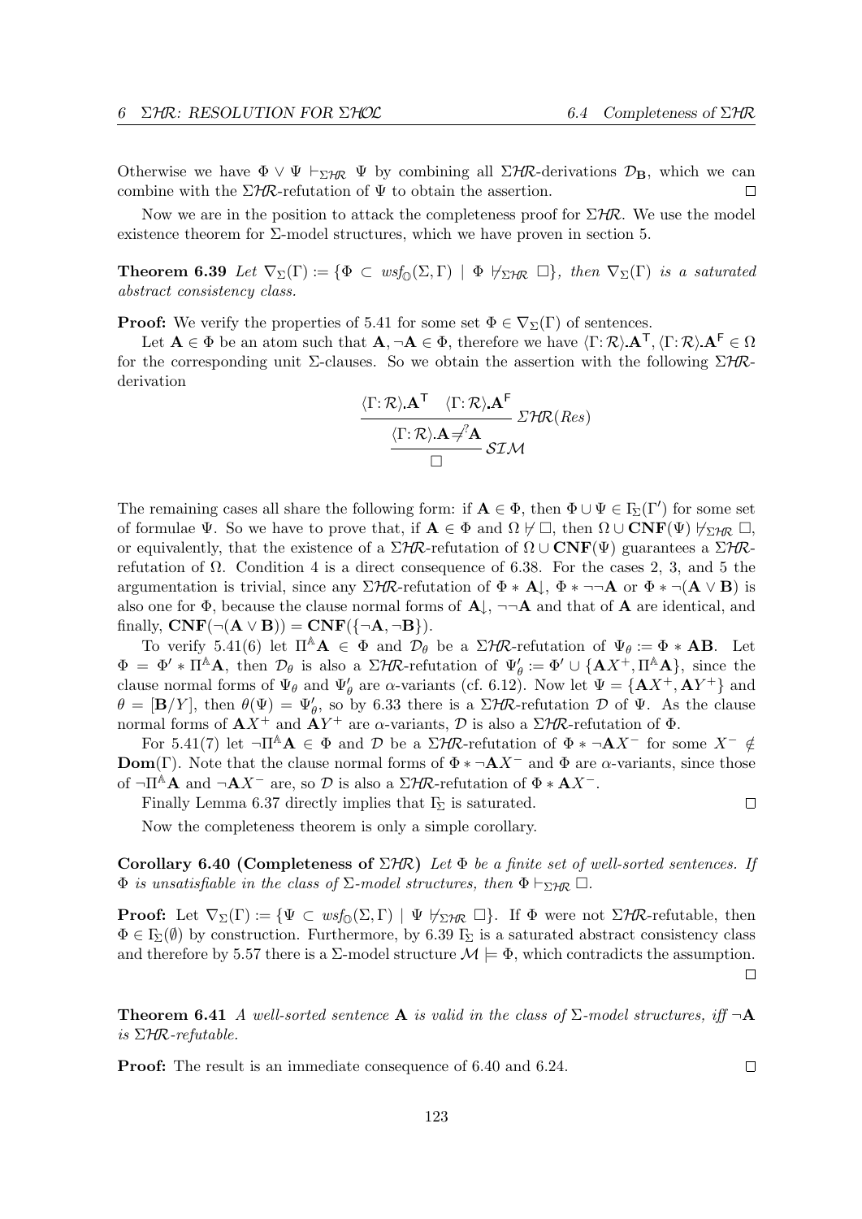Otherwise we have $\Phi \vee \Psi \vdash_{\Sigma\mathcal{HR}} \Psi$ by combining all $\Sigma\mathcal{HR}$-derivations $\mathcal{D}_{\mathbf{B}}$, which we can combine with the $\Sigma\mathcal{HR}$-refutation of $\Psi$ to obtain the assertion. $\square$

Now we are in the position to attack the completeness proof for $\Sigma\mathcal{HR}$. We use the model existence theorem for $\Sigma$-model structures, which we have proven in section 5.

**Theorem 6.39** *Let $\nabla_\Sigma(\Gamma) := \{\Phi \subset wsf_{\mathbb{O}}(\Sigma, \Gamma) \mid \Phi \not\vdash_{\Sigma\mathcal{HR}} \Box\}$, then $\nabla_\Sigma(\Gamma)$ is a saturated abstract consistency class.*

**Proof:** We verify the properties of 5.41 for some set $\Phi \in \nabla_\Sigma(\Gamma)$ of sentences.

Let $\mathbf{A} \in \Phi$ be an atom such that $\mathbf{A}, \neg\mathbf{A} \in \Phi$, therefore we have $\langle \Gamma\colon \mathcal{R}\rangle.\mathbf{A}^{\mathsf{T}}, \langle \Gamma\colon \mathcal{R}\rangle.\mathbf{A}^{\mathsf{F}} \in \Omega$ for the corresponding unit $\Sigma$-clauses. So we obtain the assertion with the following $\Sigma\mathcal{HR}$-derivation

$$\dfrac{\dfrac{\langle \Gamma\colon \mathcal{R}\rangle.\mathbf{A}^{\mathsf{T}} \quad \langle \Gamma\colon \mathcal{R}\rangle.\mathbf{A}^{\mathsf{F}}}{\langle \Gamma\colon \mathcal{R}\rangle.\mathbf{A} \neq^{?} \mathbf{A}}\, \Sigma\mathcal{HR}(Res)}{\Box}\, \mathcal{SIM}$$

The remaining cases all share the following form: if $\mathbf{A} \in \Phi$, then $\Phi \cup \Psi \in \Gamma_\Sigma(\Gamma')$ for some set of formulae $\Psi$. So we have to prove that, if $\mathbf{A} \in \Phi$ and $\Omega \not\vdash \Box$, then $\Omega \cup \mathbf{CNF}(\Psi) \not\vdash_{\Sigma\mathcal{HR}} \Box$, or equivalently, that the existence of a $\Sigma\mathcal{HR}$-refutation of $\Omega \cup \mathbf{CNF}(\Psi)$ guarantees a $\Sigma\mathcal{HR}$-refutation of $\Omega$. Condition 4 is a direct consequence of 6.38. For the cases 2, 3, and 5 the argumentation is trivial, since any $\Sigma\mathcal{HR}$-refutation of $\Phi * \mathbf{A}\!\downarrow$, $\Phi * \neg\neg\mathbf{A}$ or $\Phi * \neg(\mathbf{A} \vee \mathbf{B})$ is also one for $\Phi$, because the clause normal forms of $\mathbf{A}\!\downarrow$, $\neg\neg\mathbf{A}$ and that of $\mathbf{A}$ are identical, and finally, $\mathbf{CNF}(\neg(\mathbf{A} \vee \mathbf{B})) = \mathbf{CNF}(\{\neg\mathbf{A}, \neg\mathbf{B}\})$.

To verify 5.41(6) let $\Pi^{\mathbb{A}}\mathbf{A} \in \Phi$ and $\mathcal{D}_\theta$ be a $\Sigma\mathcal{HR}$-refutation of $\Psi_\theta := \Phi * \mathbf{AB}$. Let $\Phi = \Phi' * \Pi^{\mathbb{A}}\mathbf{A}$, then $\mathcal{D}_\theta$ is also a $\Sigma\mathcal{HR}$-refutation of $\Psi'_\theta := \Phi' \cup \{\mathbf{A}X^+, \Pi^{\mathbb{A}}\mathbf{A}\}$, since the clause normal forms of $\Psi_\theta$ and $\Psi'_\theta$ are $\alpha$-variants (cf. 6.12). Now let $\Psi = \{\mathbf{A}X^+, \mathbf{A}Y^+\}$ and $\theta = [\mathbf{B}/Y]$, then $\theta(\Psi) = \Psi'_\theta$, so by 6.33 there is a $\Sigma\mathcal{HR}$-refutation $\mathcal{D}$ of $\Psi$. As the clause normal forms of $\mathbf{A}X^+$ and $\mathbf{A}Y^+$ are $\alpha$-variants, $\mathcal{D}$ is also a $\Sigma\mathcal{HR}$-refutation of $\Phi$.

For 5.41(7) let $\neg\Pi^{\mathbb{A}}\mathbf{A} \in \Phi$ and $\mathcal{D}$ be a $\Sigma\mathcal{HR}$-refutation of $\Phi * \neg\mathbf{A}X^-$ for some $X^- \notin \mathbf{Dom}(\Gamma)$. Note that the clause normal forms of $\Phi * \neg\mathbf{A}X^-$ and $\Phi$ are $\alpha$-variants, since those of $\neg\Pi^{\mathbb{A}}\mathbf{A}$ and $\neg\mathbf{A}X^-$ are, so $\mathcal{D}$ is also a $\Sigma\mathcal{HR}$-refutation of $\Phi * \mathbf{A}X^-$.

Finally Lemma 6.37 directly implies that $\Gamma_\Sigma$ is saturated. $\square$

Now the completeness theorem is only a simple corollary.

**Corollary 6.40 (Completeness of $\Sigma\mathcal{HR}$)** *Let $\Phi$ be a finite set of well-sorted sentences. If $\Phi$ is unsatisfiable in the class of $\Sigma$-model structures, then $\Phi \vdash_{\Sigma\mathcal{HR}} \Box$.*

**Proof:** Let $\nabla_\Sigma(\Gamma) := \{\Psi \subset wsf_{\mathbb{O}}(\Sigma, \Gamma) \mid \Psi \not\vdash_{\Sigma\mathcal{HR}} \Box\}$. If $\Phi$ were not $\Sigma\mathcal{HR}$-refutable, then $\Phi \in \Gamma_\Sigma(\emptyset)$ by construction. Furthermore, by 6.39 $\Gamma_\Sigma$ is a saturated abstract consistency class and therefore by 5.57 there is a $\Sigma$-model structure $\mathcal{M} \models \Phi$, which contradicts the assumption. $\square$

**Theorem 6.41** *A well-sorted sentence $\mathbf{A}$ is valid in the class of $\Sigma$-model structures, iff $\neg\mathbf{A}$ is $\Sigma\mathcal{HR}$-refutable.*

**Proof:** The result is an immediate consequence of 6.40 and 6.24. $\square$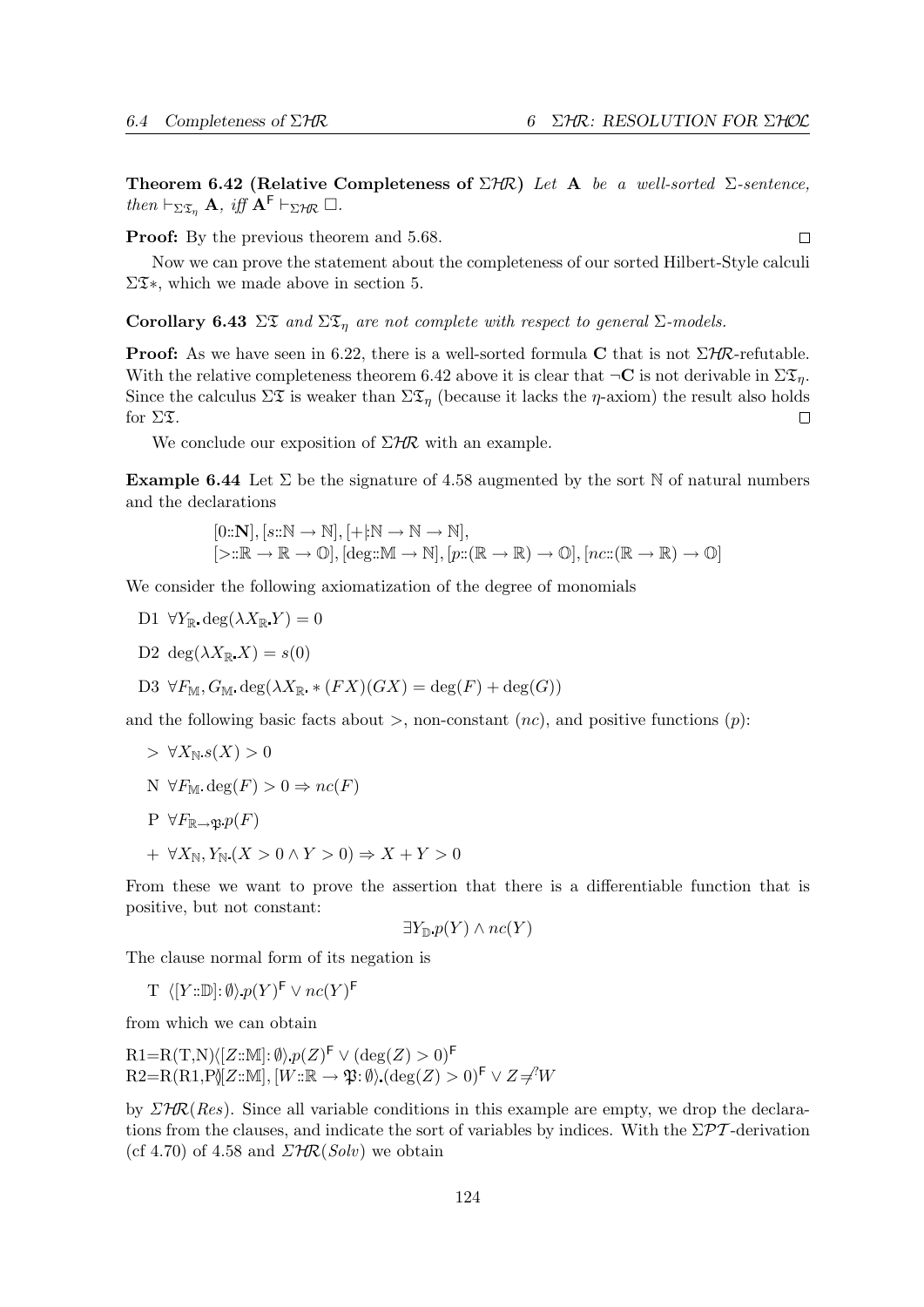**Theorem 6.42 (Relative Completeness of $\Sigma\mathcal{HR}$)** *Let* $\mathbf{A}$ *be a well-sorted* $\Sigma$*-sentence, then* $\vdash_{\Sigma\mathfrak{T}_\eta} \mathbf{A}$*, iff* $\mathbf{A}^{\mathsf{F}} \vdash_{\Sigma\mathcal{HR}} \square$.

**Proof:** By the previous theorem and 5.68. $\square$

Now we can prove the statement about the completeness of our sorted Hilbert-Style calculi $\Sigma\mathfrak{T}*$, which we made above in section 5.

**Corollary 6.43** *$\Sigma\mathfrak{T}$ and $\Sigma\mathfrak{T}_\eta$ are not complete with respect to general $\Sigma$-models.*

**Proof:** As we have seen in 6.22, there is a well-sorted formula $\mathbf{C}$ that is not $\Sigma\mathcal{HR}$-refutable. With the relative completeness theorem 6.42 above it is clear that $\neg\mathbf{C}$ is not derivable in $\Sigma\mathfrak{T}_\eta$. Since the calculus $\Sigma\mathfrak{T}$ is weaker than $\Sigma\mathfrak{T}_\eta$ (because it lacks the $\eta$-axiom) the result also holds for $\Sigma\mathfrak{T}$. $\square$

We conclude our exposition of $\Sigma\mathcal{HR}$ with an example.

**Example 6.44** Let $\Sigma$ be the signature of 4.58 augmented by the sort $\mathbb{N}$ of natural numbers and the declarations

$$[0{::}\mathbf{N}], [s{::}\mathbb{N} \to \mathbb{N}], [+{:}\mathbb{N} \to \mathbb{N} \to \mathbb{N}],$$
$$[>{::}\mathbb{R} \to \mathbb{R} \to \mathbb{O}], [\deg{::}\mathbb{M} \to \mathbb{N}], [p{::}(\mathbb{R} \to \mathbb{R}) \to \mathbb{O}], [nc{::}(\mathbb{R} \to \mathbb{R}) \to \mathbb{O}]$$

We consider the following axiomatization of the degree of monomials

D1 $\forall Y_{\mathbb{R}}. \deg(\lambda X_{\mathbb{R}}. Y) = 0$

D2 $\deg(\lambda X_{\mathbb{R}}. X) = s(0)$

D3 $\forall F_{\mathbb{M}}, G_{\mathbb{M}}. \deg(\lambda X_{\mathbb{R}}. * (FX)(GX) = \deg(F) + \deg(G))$

and the following basic facts about $>$, non-constant ($nc$), and positive functions ($p$):

$>$ $\forall X_{\mathbb{N}}. s(X) > 0$

N $\forall F_{\mathbb{M}}. \deg(F) > 0 \Rightarrow nc(F)$

P $\forall F_{\mathbb{R} \to \mathfrak{P}}. p(F)$

$+$ $\forall X_{\mathbb{N}}, Y_{\mathbb{N}}. (X > 0 \wedge Y > 0) \Rightarrow X + Y > 0$

From these we want to prove the assertion that there is a differentiable function that is positive, but not constant:

$$\exists Y_{\mathbb{D}}. p(Y) \wedge nc(Y)$$

The clause normal form of its negation is

T $\langle [Y{::}\mathbb{D}]{:}\, \emptyset \rangle. p(Y)^{\mathsf{F}} \vee nc(Y)^{\mathsf{F}}$

from which we can obtain

R1=R(T,N)$\langle [Z{::}\mathbb{M}]{:}\, \emptyset \rangle. p(Z)^{\mathsf{F}} \vee (\deg(Z) > 0)^{\mathsf{F}}$
R2=R(R1,P)$\langle [Z{::}\mathbb{M}], [W{::}\mathbb{R} \to \mathfrak{P}{:}\, \emptyset \rangle. (\deg(Z) > 0)^{\mathsf{F}} \vee Z \neq^? W$

by $\Sigma\mathcal{HR}(Res)$. Since all variable conditions in this example are empty, we drop the declarations from the clauses, and indicate the sort of variables by indices. With the $\Sigma\mathcal{PT}$-derivation (cf 4.70) of 4.58 and $\Sigma\mathcal{HR}(Solv)$ we obtain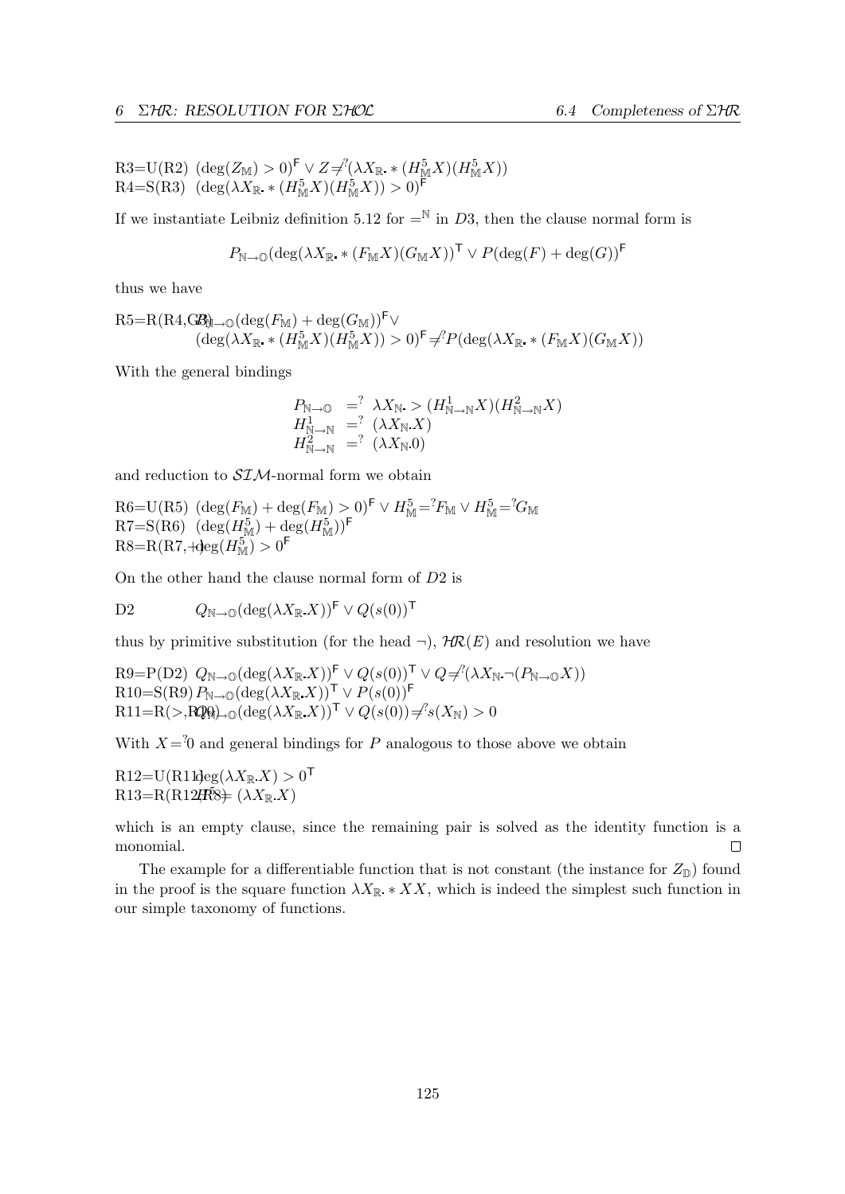R3=U(R2) $(\deg(Z_{\mathbb{M}}) > 0)^{\mathsf{F}} \vee Z \neq^{?} (\lambda X_{\mathbb{R}}. * (H^5_{\mathbb{M}} X)(H^5_{\mathbb{M}} X))$
R4=S(R3) $(\deg(\lambda X_{\mathbb{R}}. * (H^5_{\mathbb{M}} X)(H^5_{\mathbb{M}} X)) > 0)^{\mathsf{F}}$

If we instantiate Leibniz definition 5.12 for $=^{\mathbb{N}}$ in $D3$, then the clause normal form is

$$P_{\mathbb{N}\to\mathbb{O}}(\deg(\lambda X_{\mathbb{R}}. * (F_{\mathbb{M}} X)(G_{\mathbb{M}} X))^{\mathsf{T}} \vee P(\deg(F) + \deg(G))^{\mathsf{F}}$$

thus we have

R5=R(R4,CB) $P_{\mathbb{N}\to\mathbb{O}}(\deg(F_{\mathbb{M}}) + \deg(G_{\mathbb{M}}))^{\mathsf{F}} \vee$
$(\deg(\lambda X_{\mathbb{R}}. * (H^5_{\mathbb{M}} X)(H^5_{\mathbb{M}} X)) > 0)^{\mathsf{F}} \neq^{?} P(\deg(\lambda X_{\mathbb{R}}. * (F_{\mathbb{M}} X)(G_{\mathbb{M}} X))$

With the general bindings

$$\begin{array}{lll} P_{\mathbb{N}\to\mathbb{O}} & =^{?} & \lambda X_{\mathbb{N}}. > (H^1_{\mathbb{N}\to\mathbb{N}} X)(H^2_{\mathbb{N}\to\mathbb{N}} X) \\ H^1_{\mathbb{N}\to\mathbb{N}} & =^{?} & (\lambda X_{\mathbb{N}}. X) \\ H^2_{\mathbb{N}\to\mathbb{N}} & =^{?} & (\lambda X_{\mathbb{N}}. 0) \end{array}$$

and reduction to $\mathcal{SIM}$-normal form we obtain

R6=U(R5) $(\deg(F_{\mathbb{M}}) + \deg(F_{\mathbb{M}}) > 0)^{\mathsf{F}} \vee H^5_{\mathbb{M}} =^{?} F_{\mathbb{M}} \vee H^5_{\mathbb{M}} =^{?} G_{\mathbb{M}}$
R7=S(R6) $(\deg(H^5_{\mathbb{M}}) + \deg(H^5_{\mathbb{M}}))^{\mathsf{F}}$
R8=R(R7,+) $\deg(H^5_{\mathbb{M}}) > 0^{\mathsf{F}}$

On the other hand the clause normal form of $D2$ is

D2 $\quad Q_{\mathbb{N}\to\mathbb{O}}(\deg(\lambda X_{\mathbb{R}}. X))^{\mathsf{F}} \vee Q(s(0))^{\mathsf{T}}$

thus by primitive substitution (for the head $\neg$), $\mathcal{HR}(E)$ and resolution we have

R9=P(D2) $Q_{\mathbb{N}\to\mathbb{O}}(\deg(\lambda X_{\mathbb{R}}. X))^{\mathsf{F}} \vee Q(s(0))^{\mathsf{T}} \vee Q \neq^{?} (\lambda X_{\mathbb{N}}. \neg(P_{\mathbb{N}\to\mathbb{O}} X))$
R10=S(R9) $P_{\mathbb{N}\to\mathbb{O}}(\deg(\lambda X_{\mathbb{R}}. X))^{\mathsf{T}} \vee P(s(0))^{\mathsf{F}}$
R11=R(>,R10) $Q_{\mathbb{N}\to\mathbb{O}}(\deg(\lambda X_{\mathbb{R}}. X))^{\mathsf{T}} \vee Q(s(0)) \neq^{?} s(X_{\mathbb{N}}) > 0$

With $X =^{?} 0$ and general bindings for $P$ analogous to those above we obtain

R12=U(R11) $\deg(\lambda X_{\mathbb{R}}. X) > 0^{\mathsf{T}}$
R13=R(R12,R8) $H^5 \neq (\lambda X_{\mathbb{R}}. X)$

which is an empty clause, since the remaining pair is solved as the identity function is a monomial. $\square$

The example for a differentiable function that is not constant (the instance for $Z_{\mathbb{D}}$) found in the proof is the square function $\lambda X_{\mathbb{R}}. * XX$, which is indeed the simplest such function in our simple taxonomy of functions.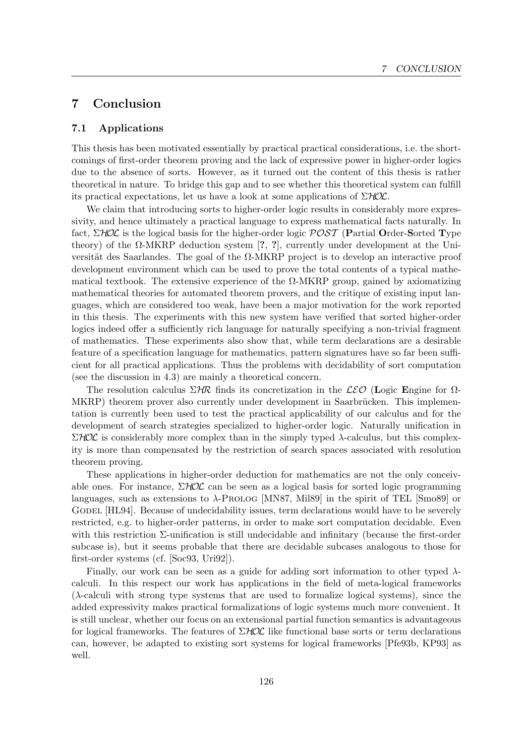# 7 Conclusion

## 7.1 Applications

This thesis has been motivated essentially by practical practical considerations, i.e. the shortcomings of first-order theorem proving and the lack of expressive power in higher-order logics due to the absence of sorts. However, as it turned out the content of this thesis is rather theoretical in nature. To bridge this gap and to see whether this theoretical system can fulfill its practical expectations, let us have a look at some applications of $\Sigma\mathcal{HOL}$.

We claim that introducing sorts to higher-order logic results in considerably more expressivity, and hence ultimately a practical language to express mathematical facts naturally. In fact, $\Sigma\mathcal{HOL}$ is the logical basis for the higher-order logic $\mathcal{POST}$ (**P**artial **O**rder-**S**orted **T**ype theory) of the Ω-MKRP deduction system [?, ?], currently under development at the Universität des Saarlandes. The goal of the Ω-MKRP project is to develop an interactive proof development environment which can be used to prove the total contents of a typical mathematical textbook. The extensive experience of the Ω-MKRP group, gained by axiomatizing mathematical theories for automated theorem provers, and the critique of existing input languages, which are considered too weak, have been a major motivation for the work reported in this thesis. The experiments with this new system have verified that sorted higher-order logics indeed offer a sufficiently rich language for naturally specifying a non-trivial fragment of mathematics. These experiments also show that, while term declarations are a desirable feature of a specification language for mathematics, pattern signatures have so far been sufficient for all practical applications. Thus the problems with decidability of sort computation (see the discussion in 4.3) are mainly a theoretical concern.

The resolution calculus $\Sigma\mathcal{HR}$ finds its concretization in the $\mathcal{LEO}$ (**L**ogic **E**ngine for Ω-MKRP) theorem prover also currently under development in Saarbrücken. This implementation is currently been used to test the practical applicability of our calculus and for the development of search strategies specialized to higher-order logic. Naturally unification in $\Sigma\mathcal{HOL}$ is considerably more complex than in the simply typed λ-calculus, but this complexity is more than compensated by the restriction of search spaces associated with resolution theorem proving.

These applications in higher-order deduction for mathematics are not the only conceivable ones. For instance, $\Sigma\mathcal{HOL}$ can be seen as a logical basis for sorted logic programming languages, such as extensions to λ-Prolog [MN87, Mil89] in the spirit of TEL [Smo89] or Godel [HL94]. Because of undecidability issues, term declarations would have to be severely restricted, e.g. to higher-order patterns, in order to make sort computation decidable. Even with this restriction Σ-unification is still undecidable and infinitary (because the first-order subcase is), but it seems probable that there are decidable subcases analogous to those for first-order systems (cf. [Soc93, Uri92]).

Finally, our work can be seen as a guide for adding sort information to other typed λ-calculi. In this respect our work has applications in the field of meta-logical frameworks (λ-calculi with strong type systems that are used to formalize logical systems), since the added expressivity makes practical formalizations of logic systems much more convenient. It is still unclear, whether our focus on an extensional partial function semantics is advantageous for logical frameworks. The features of $\Sigma\mathcal{HOL}$ like functional base sorts or term declarations can, however, be adapted to existing sort systems for logical frameworks [Pfe93b, KP93] as well.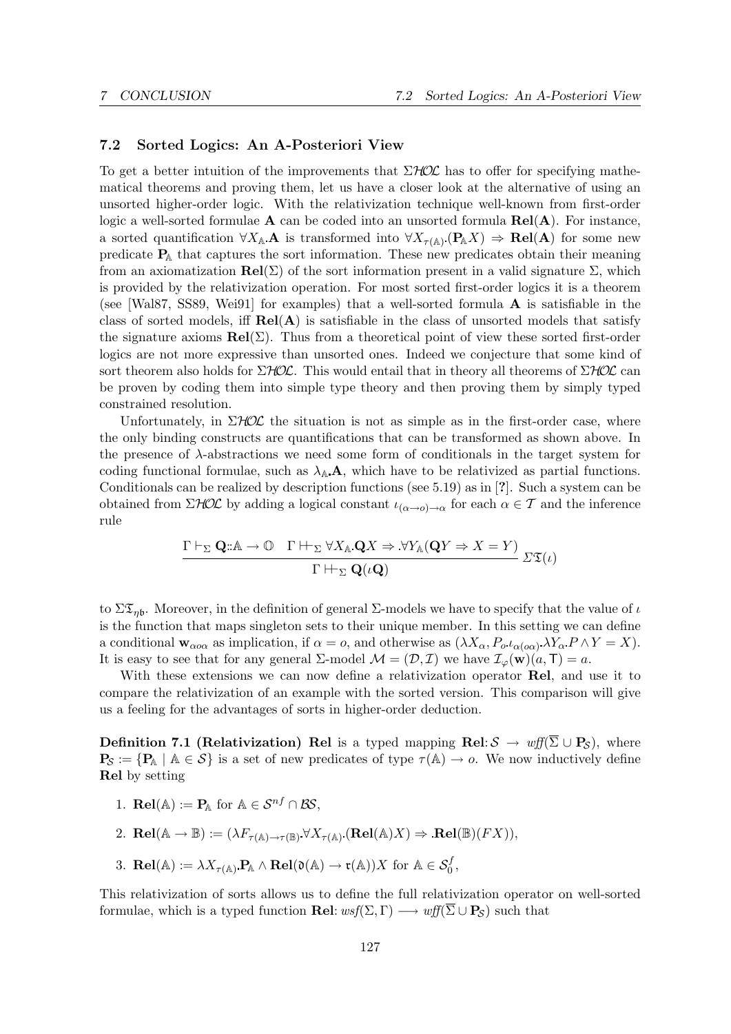### 7.2 Sorted Logics: An A-Posteriori View

To get a better intuition of the improvements that $\Sigma\mathcal{HOL}$ has to offer for specifying mathematical theorems and proving them, let us have a closer look at the alternative of using an unsorted higher-order logic. With the relativization technique well-known from first-order logic a well-sorted formulae $\mathbf{A}$ can be coded into an unsorted formula $\mathbf{Rel}(\mathbf{A})$. For instance, a sorted quantification $\forall X_{\mathbb{A}}.\mathbf{A}$ is transformed into $\forall X_{\tau(\mathbb{A})}.(\mathbf{P}_{\mathbb{A}} X) \Rightarrow \mathbf{Rel}(\mathbf{A})$ for some new predicate $\mathbf{P}_{\mathbb{A}}$ that captures the sort information. These new predicates obtain their meaning from an axiomatization $\mathbf{Rel}(\Sigma)$ of the sort information present in a valid signature $\Sigma$, which is provided by the relativization operation. For most sorted first-order logics it is a theorem (see [Wal87, SS89, Wei91] for examples) that a well-sorted formula $\mathbf{A}$ is satisfiable in the class of sorted models, iff $\mathbf{Rel}(\mathbf{A})$ is satisfiable in the class of unsorted models that satisfy the signature axioms $\mathbf{Rel}(\Sigma)$. Thus from a theoretical point of view these sorted first-order logics are not more expressive than unsorted ones. Indeed we conjecture that some kind of sort theorem also holds for $\Sigma\mathcal{HOL}$. This would entail that in theory all theorems of $\Sigma\mathcal{HOL}$ can be proven by coding them into simple type theory and then proving them by simply typed constrained resolution.

Unfortunately, in $\Sigma\mathcal{HOL}$ the situation is not as simple as in the first-order case, where the only binding constructs are quantifications that can be transformed as shown above. In the presence of $\lambda$-abstractions we need some form of conditionals in the target system for coding functional formulae, such as $\lambda_{\mathbb{A}}.\mathbf{A}$, which have to be relativized as partial functions. Conditionals can be realized by description functions (see 5.19) as in [?]. Such a system can be obtained from $\Sigma\mathcal{HOL}$ by adding a logical constant $\iota_{(\alpha\to o)\to\alpha}$ for each $\alpha \in \mathcal{T}$ and the inference rule

$$\frac{\Gamma \vdash_{\Sigma} \mathbf{Q}{::}\mathbb{A} \to \mathbb{O} \quad \Gamma \Vdash_{\Sigma} \forall X_{\mathbb{A}}.\mathbf{Q}X \Rightarrow .\forall Y_{\mathbb{A}}(\mathbf{Q}Y \Rightarrow X = Y)}{\Gamma \Vdash_{\Sigma} \mathbf{Q}(\iota\mathbf{Q})} \; \Sigma\mathfrak{T}(\iota)$$

to $\Sigma\mathfrak{T}_{\eta\mathfrak{b}}$. Moreover, in the definition of general $\Sigma$-models we have to specify that the value of $\iota$ is the function that maps singleton sets to their unique member. In this setting we can define a conditional $\mathbf{w}_{\alpha o\alpha}$ as implication, if $\alpha = o$, and otherwise as $(\lambda X_{\alpha}, P_o.\iota_{\alpha(o\alpha)}.\lambda Y_{\alpha}.P \wedge Y = X)$. It is easy to see that for any general $\Sigma$-model $\mathcal{M} = (\mathcal{D}, \mathcal{I})$ we have $\mathcal{I}_{\varphi}(\mathbf{w})(a, \mathsf{T}) = a$.

With these extensions we can now define a relativization operator $\mathbf{Rel}$, and use it to compare the relativization of an example with the sorted version. This comparison will give us a feeling for the advantages of sorts in higher-order deduction.

**Definition 7.1 (Relativization)** $\mathbf{Rel}$ is a typed mapping $\mathbf{Rel}{:}\mathcal{S} \to \mathit{wff}(\overline{\Sigma} \cup \mathbf{P}_{\mathcal{S}})$, where $\mathbf{P}_{\mathcal{S}} := \{\mathbf{P}_{\mathbb{A}} \mid \mathbb{A} \in \mathcal{S}\}$ is a set of new predicates of type $\tau(\mathbb{A}) \to o$. We now inductively define $\mathbf{Rel}$ by setting

1. $\mathbf{Rel}(\mathbb{A}) := \mathbf{P}_{\mathbb{A}}$ for $\mathbb{A} \in \mathcal{S}^{nf} \cap \mathcal{BS}$,
2. $\mathbf{Rel}(\mathbb{A} \to \mathbb{B}) := (\lambda F_{\tau(\mathbb{A})\to\tau(\mathbb{B})}.\forall X_{\tau(\mathbb{A})}.(\mathbf{Rel}(\mathbb{A})X) \Rightarrow .\mathbf{Rel}(\mathbb{B})(FX))$,
3. $\mathbf{Rel}(\mathbb{A}) := \lambda X_{\tau(\mathbb{A})}.\mathbf{P}_{\mathbb{A}} \wedge \mathbf{Rel}(\mathfrak{d}(\mathbb{A}) \to \mathfrak{r}(\mathbb{A}))X$ for $\mathbb{A} \in \mathcal{S}_0^f$,

This relativization of sorts allows us to define the full relativization operator on well-sorted formulae, which is a typed function $\mathbf{Rel}{:}\, \mathit{wsf}(\Sigma, \Gamma) \longrightarrow \mathit{wff}(\overline{\Sigma} \cup \mathbf{P}_{\mathcal{S}})$ such that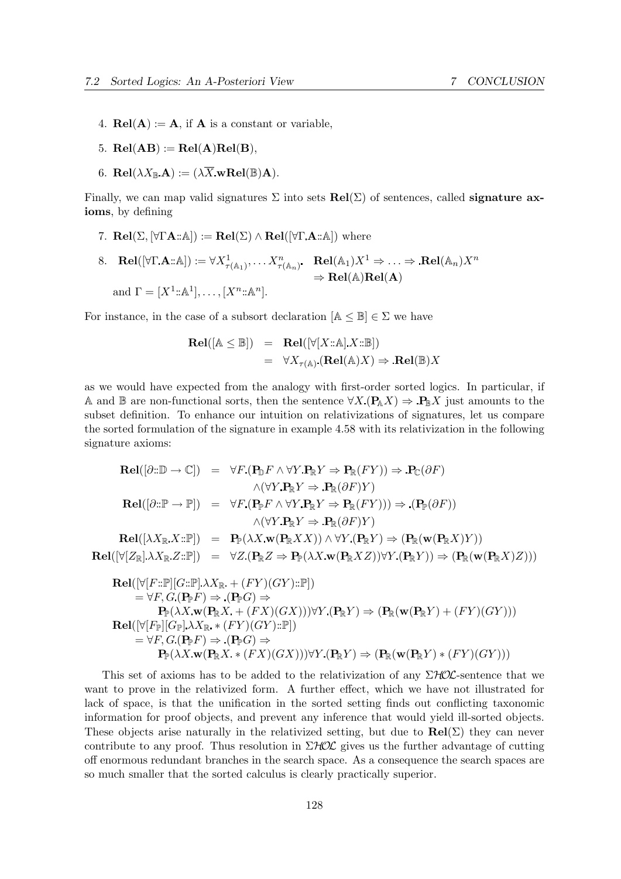4. $\mathbf{Rel}(\mathbf{A}) := \mathbf{A}$, if $\mathbf{A}$ is a constant or variable,

5. $\mathbf{Rel}(\mathbf{AB}) := \mathbf{Rel}(\mathbf{A})\mathbf{Rel}(\mathbf{B})$,

6. $\mathbf{Rel}(\lambda X_{\mathbb{B}}.\mathbf{A}) := (\lambda \overline{X}.\mathbf{w}\mathbf{Rel}(\mathbb{B})\mathbf{A})$.

Finally, we can map valid signatures $\Sigma$ into sets $\mathbf{Rel}(\Sigma)$ of sentences, called **signature axioms**, by defining

7. $\mathbf{Rel}(\Sigma, [\forall\Gamma\mathbf{A}{::}\mathbb{A}]) := \mathbf{Rel}(\Sigma) \wedge \mathbf{Rel}([\forall\Gamma.\mathbf{A}{::}\mathbb{A}])$ where

8. $\mathbf{Rel}([\forall\Gamma.\mathbf{A}{::}\mathbb{A}]) := \forall X^1_{\tau(\mathbb{A}_1)}, \ldots X^n_{\tau(\mathbb{A}_n)}. \;\; \mathbf{Rel}(\mathbb{A}_1)X^1 \Rightarrow \ldots \Rightarrow .\mathbf{Rel}(\mathbb{A}_n)X^n \Rightarrow \mathbf{Rel}(\mathbb{A})\mathbf{Rel}(\mathbf{A})$

   and $\Gamma = [X^1{::}\mathbb{A}^1], \ldots, [X^n{::}\mathbb{A}^n]$.

For instance, in the case of a subsort declaration $[\mathbb{A} \leq \mathbb{B}] \in \Sigma$ we have

$$\begin{aligned}\mathbf{Rel}([\mathbb{A} \leq \mathbb{B}]) &= \mathbf{Rel}([\forall[X{::}\mathbb{A}].X{::}\mathbb{B}]) \\ &= \forall X_{\tau(\mathbb{A})}.(\mathbf{Rel}(\mathbb{A})X) \Rightarrow .\mathbf{Rel}(\mathbb{B})X\end{aligned}$$

as we would have expected from the analogy with first-order sorted logics. In particular, if $\mathbb{A}$ and $\mathbb{B}$ are non-functional sorts, then the sentence $\forall X.(\mathbf{P}_{\mathbb{A}}X) \Rightarrow .\mathbf{P}_{\mathbb{B}}X$ just amounts to the subset definition. To enhance our intuition on relativizations of signatures, let us compare the sorted formulation of the signature in example 4.58 with its relativization in the following signature axioms:

$$\begin{aligned}
\mathbf{Rel}([\partial{::}\mathbb{D} \to \mathbb{C}]) &= \forall F.(\mathbf{P}_{\mathbb{D}}F \wedge \forall Y.\mathbf{P}_{\mathbb{R}}Y \Rightarrow \mathbf{P}_{\mathbb{R}}(FY)) \Rightarrow .\mathbf{P}_{\mathbb{C}}(\partial F) \\
&\quad \wedge(\forall Y.\mathbf{P}_{\mathbb{R}}Y \Rightarrow .\mathbf{P}_{\mathbb{R}}(\partial F)Y) \\
\mathbf{Rel}([\partial{::}\mathbb{P} \to \mathbb{P}]) &= \forall F.(\mathbf{P}_{\mathbb{P}}F \wedge \forall Y.\mathbf{P}_{\mathbb{R}}Y \Rightarrow \mathbf{P}_{\mathbb{R}}(FY))) \Rightarrow .(\mathbf{P}_{\mathbb{P}}(\partial F)) \\
&\quad \wedge(\forall Y.\mathbf{P}_{\mathbb{R}}Y \Rightarrow .\mathbf{P}_{\mathbb{R}}(\partial F)Y) \\
\mathbf{Rel}([\lambda X_{\mathbb{R}}.X{::}\mathbb{P}]) &= \mathbf{P}_{\mathbb{P}}(\lambda X.\mathbf{w}(\mathbf{P}_{\mathbb{R}}XX)) \wedge \forall Y.(\mathbf{P}_{\mathbb{R}}Y) \Rightarrow (\mathbf{P}_{\mathbb{R}}(\mathbf{w}(\mathbf{P}_{\mathbb{R}}X)Y)) \\
\mathbf{Rel}([\forall[Z_{\mathbb{R}}].\lambda X_{\mathbb{R}}.Z{::}\mathbb{P}]) &= \forall Z.(\mathbf{P}_{\mathbb{R}}Z \Rightarrow \mathbf{P}_{\mathbb{P}}(\lambda X.\mathbf{w}(\mathbf{P}_{\mathbb{R}}XZ))\forall Y.(\mathbf{P}_{\mathbb{R}}Y)) \Rightarrow (\mathbf{P}_{\mathbb{R}}(\mathbf{w}(\mathbf{P}_{\mathbb{R}}X)Z)))
\end{aligned}$$

$$\begin{aligned}
&\mathbf{Rel}([\forall[F{::}\mathbb{P}][G{::}\mathbb{P}].\lambda X_{\mathbb{R}}. + (FY)(GY){::}\mathbb{P}]) \\
&\quad = \forall F, G.(\mathbf{P}_{\mathbb{P}}F) \Rightarrow .(\mathbf{P}_{\mathbb{P}}G) \Rightarrow \\
&\qquad \mathbf{P}_{\mathbb{P}}(\lambda X.\mathbf{w}(\mathbf{P}_{\mathbb{R}}X. + (FX)(GX)))\forall Y.(\mathbf{P}_{\mathbb{R}}Y) \Rightarrow (\mathbf{P}_{\mathbb{R}}(\mathbf{w}(\mathbf{P}_{\mathbb{R}}Y) + (FY)(GY))) \\
&\mathbf{Rel}([\forall[F_{\mathbb{P}}][G_{\mathbb{P}}].\lambda X_{\mathbb{R}}. * (FY)(GY){::}\mathbb{P}]) \\
&\quad = \forall F, G.(\mathbf{P}_{\mathbb{P}}F) \Rightarrow .(\mathbf{P}_{\mathbb{P}}G) \Rightarrow \\
&\qquad \mathbf{P}_{\mathbb{P}}(\lambda X.\mathbf{w}(\mathbf{P}_{\mathbb{R}}X. * (FX)(GX)))\forall Y.(\mathbf{P}_{\mathbb{R}}Y) \Rightarrow (\mathbf{P}_{\mathbb{R}}(\mathbf{w}(\mathbf{P}_{\mathbb{R}}Y) * (FY)(GY)))
\end{aligned}$$

This set of axioms has to be added to the relativization of any $\Sigma\mathcal{HOL}$-sentence that we want to prove in the relativized form. A further effect, which we have not illustrated for lack of space, is that the unification in the sorted setting finds out conflicting taxonomic information for proof objects, and prevent any inference that would yield ill-sorted objects. These objects arise naturally in the relativized setting, but due to $\mathbf{Rel}(\Sigma)$ they can never contribute to any proof. Thus resolution in $\Sigma\mathcal{HOL}$ gives us the further advantage of cutting off enormous redundant branches in the search space. As a consequence the search spaces are so much smaller that the sorted calculus is clearly practically superior.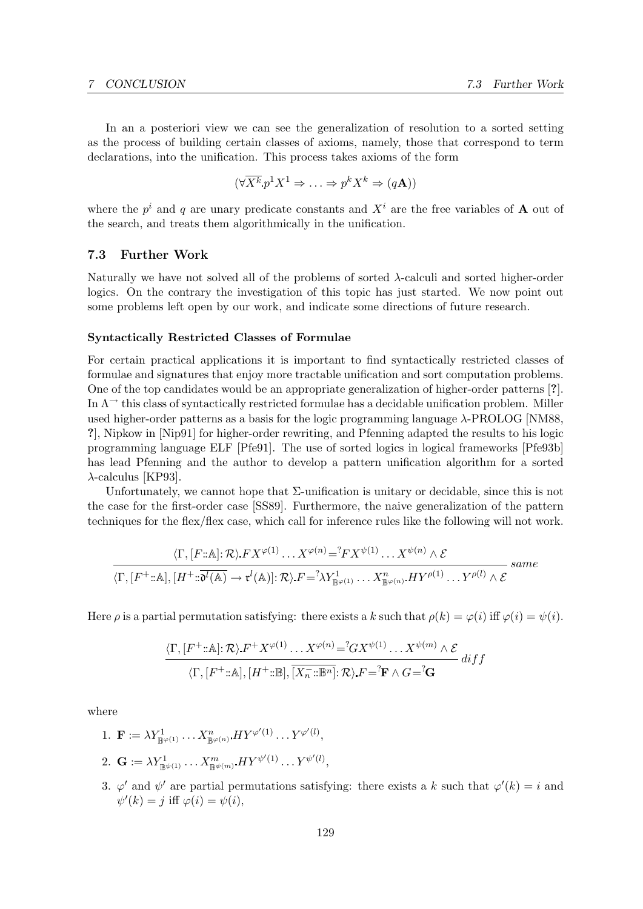In an a posteriori view we can see the generalization of resolution to a sorted setting as the process of building certain classes of axioms, namely, those that correspond to term declarations, into the unification. This process takes axioms of the form

$$(\forall \overline{X^k}.p^1 X^1 \Rightarrow \ldots \Rightarrow p^k X^k \Rightarrow (q\mathbf{A}))$$

where the $p^i$ and $q$ are unary predicate constants and $X^i$ are the free variables of $\mathbf{A}$ out of the search, and treats them algorithmically in the unification.

### 7.3 Further Work

Naturally we have not solved all of the problems of sorted $\lambda$-calculi and sorted higher-order logics. On the contrary the investigation of this topic has just started. We now point out some problems left open by our work, and indicate some directions of future research.

#### Syntactically Restricted Classes of Formulae

For certain practical applications it is important to find syntactically restricted classes of formulae and signatures that enjoy more tractable unification and sort computation problems. One of the top candidates would be an appropriate generalization of higher-order patterns [**?**]. In $\Lambda^{\rightarrow}$ this class of syntactically restricted formulae has a decidable unification problem. Miller used higher-order patterns as a basis for the logic programming language $\lambda$-PROLOG [NM88, **?**], Nipkow in [Nip91] for higher-order rewriting, and Pfenning adapted the results to his logic programming language ELF [Pfe91]. The use of sorted logics in logical frameworks [Pfe93b] has lead Pfenning and the author to develop a pattern unification algorithm for a sorted $\lambda$-calculus [KP93].

Unfortunately, we cannot hope that $\Sigma$-unification is unitary or decidable, since this is not the case for the first-order case [SS89]. Furthermore, the naive generalization of the pattern techniques for the flex/flex case, which call for inference rules like the following will not work.

$$\frac{\langle \Gamma, [F{::}\mathbb{A}]{:}\,\mathcal{R}\rangle . FX^{\varphi(1)}\ldots X^{\varphi(n)} =^? FX^{\psi(1)}\ldots X^{\psi(n)} \wedge \mathcal{E}}{\langle \Gamma, [F^+{::}\mathbb{A}], [H^+{::}\overline{\mathfrak{d}^l(\mathbb{A})} \rightarrow \mathfrak{r}^l(\mathbb{A})]{:}\,\mathcal{R}\rangle . F =^? \lambda Y^1_{\mathbb{B}^{\varphi(1)}}\ldots X^n_{\mathbb{B}^{\varphi(n)}} . HY^{\rho(1)}\ldots Y^{\rho(l)} \wedge \mathcal{E}}\ same$$

Here $\rho$ is a partial permutation satisfying: there exists a $k$ such that $\rho(k) = \varphi(i)$ iff $\varphi(i) = \psi(i)$.

$$\frac{\langle \Gamma, [F^+{::}\mathbb{A}]{:}\,\mathcal{R}\rangle . F^+X^{\varphi(1)}\ldots X^{\varphi(n)} =^? GX^{\psi(1)}\ldots X^{\psi(m)} \wedge \mathcal{E}}{\langle \Gamma, [F^+{::}\mathbb{A}], [H^+{::}\mathbb{B}], \overline{[X^-_n{::}\mathbb{B}^n]}{:}\,\mathcal{R}\rangle . F =^? \mathbf{F} \wedge G =^? \mathbf{G}}\ diff$$

where

1. $\mathbf{F} := \lambda Y^1_{\mathbb{B}^{\varphi(1)}}\ldots X^n_{\mathbb{B}^{\varphi(n)}} . HY^{\varphi'(1)}\ldots Y^{\varphi'(l)}$,
2. $\mathbf{G} := \lambda Y^1_{\mathbb{B}^{\psi(1)}}\ldots X^m_{\mathbb{B}^{\psi(m)}} . HY^{\psi'(1)}\ldots Y^{\psi'(l)}$,
3. $\varphi'$ and $\psi'$ are partial permutations satisfying: there exists a $k$ such that $\varphi'(k) = i$ and $\psi'(k) = j$ iff $\varphi(i) = \psi(i)$,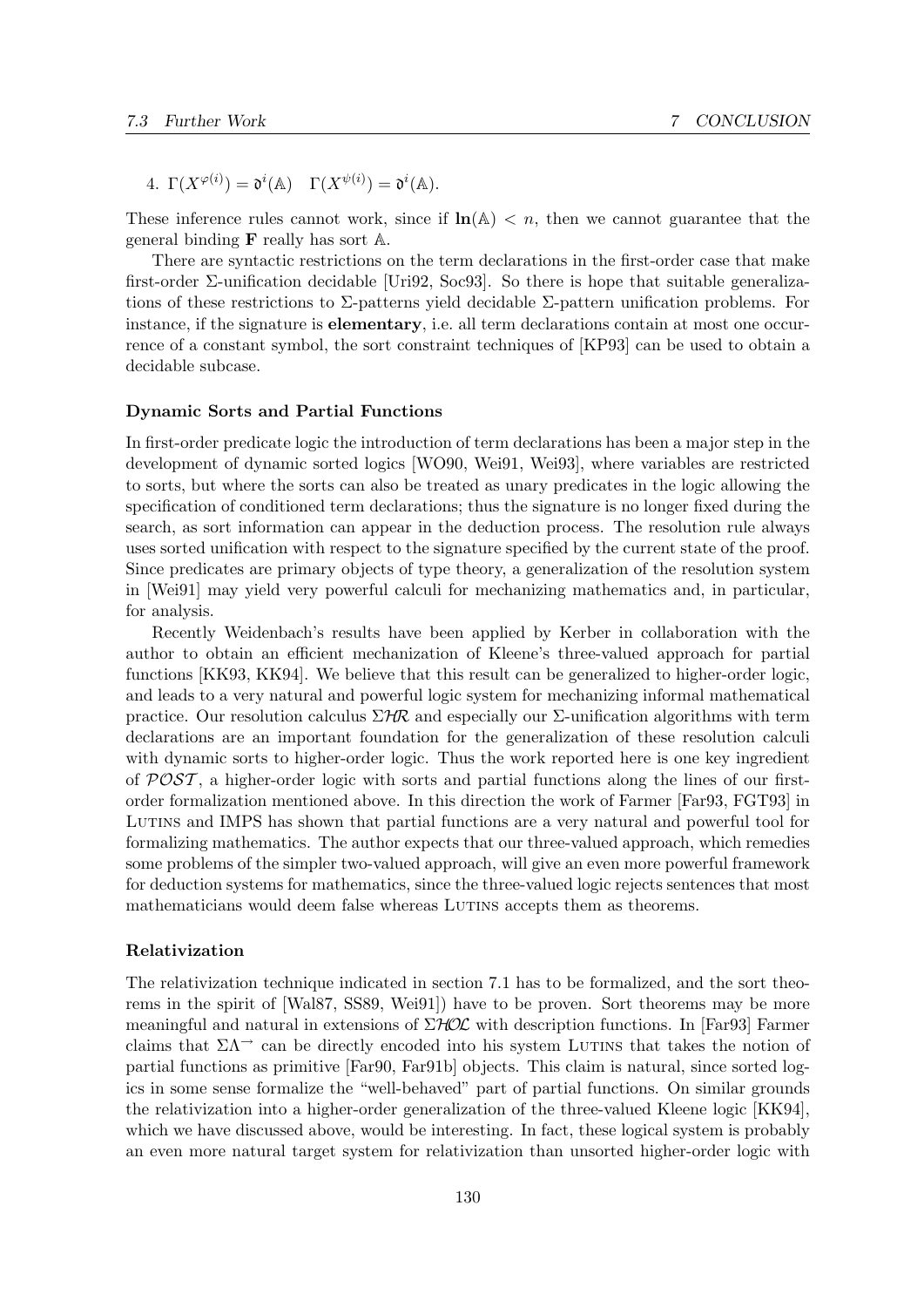4. $\Gamma(X^{\varphi(i)}) = \mathfrak{d}^i(\mathbb{A}) \quad \Gamma(X^{\psi(i)}) = \mathfrak{d}^i(\mathbb{A})$.

These inference rules cannot work, since if $\mathbf{ln}(\mathbb{A}) < n$, then we cannot guarantee that the general binding $\mathbf{F}$ really has sort $\mathbb{A}$.

There are syntactic restrictions on the term declarations in the first-order case that make first-order $\Sigma$-unification decidable [Uri92, Soc93]. So there is hope that suitable generalizations of these restrictions to $\Sigma$-patterns yield decidable $\Sigma$-pattern unification problems. For instance, if the signature is **elementary**, i.e. all term declarations contain at most one occurrence of a constant symbol, the sort constraint techniques of [KP93] can be used to obtain a decidable subcase.

### Dynamic Sorts and Partial Functions

In first-order predicate logic the introduction of term declarations has been a major step in the development of dynamic sorted logics [WO90, Wei91, Wei93], where variables are restricted to sorts, but where the sorts can also be treated as unary predicates in the logic allowing the specification of conditioned term declarations; thus the signature is no longer fixed during the search, as sort information can appear in the deduction process. The resolution rule always uses sorted unification with respect to the signature specified by the current state of the proof. Since predicates are primary objects of type theory, a generalization of the resolution system in [Wei91] may yield very powerful calculi for mechanizing mathematics and, in particular, for analysis.

Recently Weidenbach's results have been applied by Kerber in collaboration with the author to obtain an efficient mechanization of Kleene's three-valued approach for partial functions [KK93, KK94]. We believe that this result can be generalized to higher-order logic, and leads to a very natural and powerful logic system for mechanizing informal mathematical practice. Our resolution calculus $\Sigma\mathcal{HR}$ and especially our $\Sigma$-unification algorithms with term declarations are an important foundation for the generalization of these resolution calculi with dynamic sorts to higher-order logic. Thus the work reported here is one key ingredient of $\mathcal{POST}$, a higher-order logic with sorts and partial functions along the lines of our first-order formalization mentioned above. In this direction the work of Farmer [Far93, FGT93] in LUTINS and IMPS has shown that partial functions are a very natural and powerful tool for formalizing mathematics. The author expects that our three-valued approach, which remedies some problems of the simpler two-valued approach, will give an even more powerful framework for deduction systems for mathematics, since the three-valued logic rejects sentences that most mathematicians would deem false whereas LUTINS accepts them as theorems.

### Relativization

The relativization technique indicated in section 7.1 has to be formalized, and the sort theorems in the spirit of [Wal87, SS89, Wei91]) have to be proven. Sort theorems may be more meaningful and natural in extensions of $\Sigma\mathcal{HOL}$ with description functions. In [Far93] Farmer claims that $\Sigma\Lambda^{\rightarrow}$ can be directly encoded into his system LUTINS that takes the notion of partial functions as primitive [Far90, Far91b] objects. This claim is natural, since sorted logics in some sense formalize the "well-behaved" part of partial functions. On similar grounds the relativization into a higher-order generalization of the three-valued Kleene logic [KK94], which we have discussed above, would be interesting. In fact, these logical system is probably an even more natural target system for relativization than unsorted higher-order logic with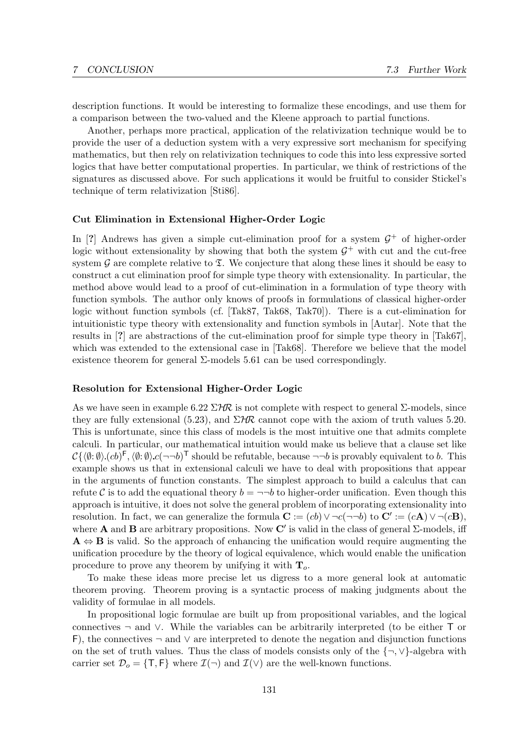description functions. It would be interesting to formalize these encodings, and use them for a comparison between the two-valued and the Kleene approach to partial functions.

Another, perhaps more practical, application of the relativization technique would be to provide the user of a deduction system with a very expressive sort mechanism for specifying mathematics, but then rely on relativization techniques to code this into less expressive sorted logics that have better computational properties. In particular, we think of restrictions of the signatures as discussed above. For such applications it would be fruitful to consider Stickel's technique of term relativization [Sti86].

#### Cut Elimination in Extensional Higher-Order Logic

In [?] Andrews has given a simple cut-elimination proof for a system $\mathcal{G}^+$ of higher-order logic without extensionality by showing that both the system $\mathcal{G}^+$ with cut and the cut-free system $\mathcal{G}$ are complete relative to $\mathfrak{T}$. We conjecture that along these lines it should be easy to construct a cut elimination proof for simple type theory with extensionality. In particular, the method above would lead to a proof of cut-elimination in a formulation of type theory with function symbols. The author only knows of proofs in formulations of classical higher-order logic without function symbols (cf. [Tak87, Tak68, Tak70]). There is a cut-elimination for intuitionistic type theory with extensionality and function symbols in [Autar]. Note that the results in [?] are abstractions of the cut-elimination proof for simple type theory in [Tak67], which was extended to the extensional case in [Tak68]. Therefore we believe that the model existence theorem for general $\Sigma$-models 5.61 can be used correspondingly.

#### Resolution for Extensional Higher-Order Logic

As we have seen in example 6.22 $\Sigma\mathcal{HR}$ is not complete with respect to general $\Sigma$-models, since they are fully extensional (5.23), and $\Sigma\mathcal{HR}$ cannot cope with the axiom of truth values 5.20. This is unfortunate, since this class of models is the most intuitive one that admits complete calculi. In particular, our mathematical intuition would make us believe that a clause set like $\mathcal{C}\{\langle\emptyset\colon\emptyset\rangle.(cb)^{\mathsf{F}}, \langle\emptyset\colon\emptyset\rangle.c(\neg\neg b)^{\mathsf{T}}$ should be refutable, because $\neg\neg b$ is provably equivalent to $b$. This example shows us that in extensional calculi we have to deal with propositions that appear in the arguments of function constants. The simplest approach to build a calculus that can refute $\mathcal{C}$ is to add the equational theory $b = \neg\neg b$ to higher-order unification. Even though this approach is intuitive, it does not solve the general problem of incorporating extensionality into resolution. In fact, we can generalize the formula $\mathbf{C} := (cb) \vee \neg c(\neg\neg b)$ to $\mathbf{C}' := (c\mathbf{A}) \vee \neg(c\mathbf{B})$, where $\mathbf{A}$ and $\mathbf{B}$ are arbitrary propositions. Now $\mathbf{C}'$ is valid in the class of general $\Sigma$-models, iff $\mathbf{A} \Leftrightarrow \mathbf{B}$ is valid. So the approach of enhancing the unification would require augmenting the unification procedure by the theory of logical equivalence, which would enable the unification procedure to prove any theorem by unifying it with $\mathbf{T}_o$.

To make these ideas more precise let us digress to a more general look at automatic theorem proving. Theorem proving is a syntactic process of making judgments about the validity of formulae in all models.

In propositional logic formulae are built up from propositional variables, and the logical connectives $\neg$ and $\vee$. While the variables can be arbitrarily interpreted (to be either $\mathsf{T}$ or $\mathsf{F}$), the connectives $\neg$ and $\vee$ are interpreted to denote the negation and disjunction functions on the set of truth values. Thus the class of models consists only of the $\{\neg, \vee\}$-algebra with carrier set $\mathcal{D}_o = \{\mathsf{T}, \mathsf{F}\}$ where $\mathcal{I}(\neg)$ and $\mathcal{I}(\vee)$ are the well-known functions.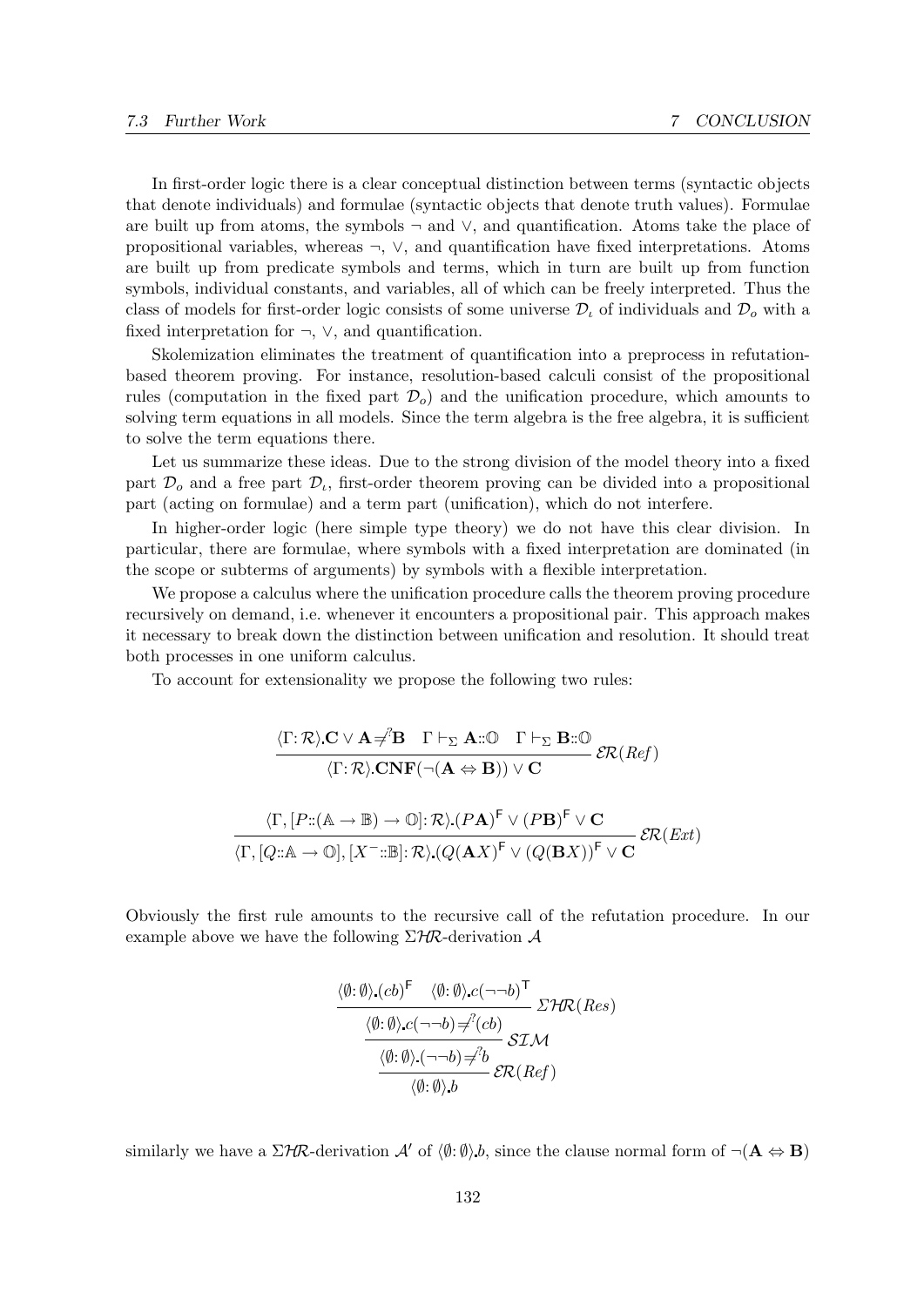In first-order logic there is a clear conceptual distinction between terms (syntactic objects that denote individuals) and formulae (syntactic objects that denote truth values). Formulae are built up from atoms, the symbols $\neg$ and $\vee$, and quantification. Atoms take the place of propositional variables, whereas $\neg$, $\vee$, and quantification have fixed interpretations. Atoms are built up from predicate symbols and terms, which in turn are built up from function symbols, individual constants, and variables, all of which can be freely interpreted. Thus the class of models for first-order logic consists of some universe $\mathcal{D}_\iota$ of individuals and $\mathcal{D}_o$ with a fixed interpretation for $\neg$, $\vee$, and quantification.

Skolemization eliminates the treatment of quantification into a preprocess in refutation-based theorem proving. For instance, resolution-based calculi consist of the propositional rules (computation in the fixed part $\mathcal{D}_o$) and the unification procedure, which amounts to solving term equations in all models. Since the term algebra is the free algebra, it is sufficient to solve the term equations there.

Let us summarize these ideas. Due to the strong division of the model theory into a fixed part $\mathcal{D}_o$ and a free part $\mathcal{D}_\iota$, first-order theorem proving can be divided into a propositional part (acting on formulae) and a term part (unification), which do not interfere.

In higher-order logic (here simple type theory) we do not have this clear division. In particular, there are formulae, where symbols with a fixed interpretation are dominated (in the scope or subterms of arguments) by symbols with a flexible interpretation.

We propose a calculus where the unification procedure calls the theorem proving procedure recursively on demand, i.e. whenever it encounters a propositional pair. This approach makes it necessary to break down the distinction between unification and resolution. It should treat both processes in one uniform calculus.

To account for extensionality we propose the following two rules:

$$\frac{\langle \Gamma\colon \mathcal{R}\rangle.\mathbf{C} \vee \mathbf{A} \neq^? \mathbf{B} \quad \Gamma \vdash_\Sigma \mathbf{A}::\mathbb{O} \quad \Gamma \vdash_\Sigma \mathbf{B}::\mathbb{O}}{\langle \Gamma\colon \mathcal{R}\rangle.\mathbf{CNF}(\neg(\mathbf{A} \Leftrightarrow \mathbf{B})) \vee \mathbf{C}} \; \mathcal{ER}(Ref)$$

$$\frac{\langle \Gamma, [P::(\mathbb{A} \to \mathbb{B}) \to \mathbb{O}]\colon \mathcal{R}\rangle.(P\mathbf{A})^{\mathsf{F}} \vee (P\mathbf{B})^{\mathsf{F}} \vee \mathbf{C}}{\langle \Gamma, [Q::\mathbb{A} \to \mathbb{O}], [X^-::\mathbb{B}]\colon \mathcal{R}\rangle.(Q(\mathbf{A}X)^{\mathsf{F}} \vee (Q(\mathbf{B}X))^{\mathsf{F}} \vee \mathbf{C}} \; \mathcal{ER}(Ext)$$

Obviously the first rule amounts to the recursive call of the refutation procedure. In our example above we have the following $\Sigma\mathcal{HR}$-derivation $\mathcal{A}$

$$\cfrac{\cfrac{\cfrac{\langle \emptyset\colon \emptyset\rangle.(cb)^{\mathsf{F}} \quad \langle \emptyset\colon \emptyset\rangle.c(\neg\neg b)^{\mathsf{T}}}{\langle \emptyset\colon \emptyset\rangle.c(\neg\neg b) \neq^? (cb)} \; \Sigma\mathcal{HR}(Res)}{\langle \emptyset\colon \emptyset\rangle.(\neg\neg b) \neq^? b} \; \mathcal{SIM}}{\langle \emptyset\colon \emptyset\rangle.b} \; \mathcal{ER}(Ref)$$

similarly we have a $\Sigma\mathcal{HR}$-derivation $\mathcal{A}'$ of $\langle \emptyset\colon \emptyset\rangle.b$, since the clause normal form of $\neg(\mathbf{A} \Leftrightarrow \mathbf{B})$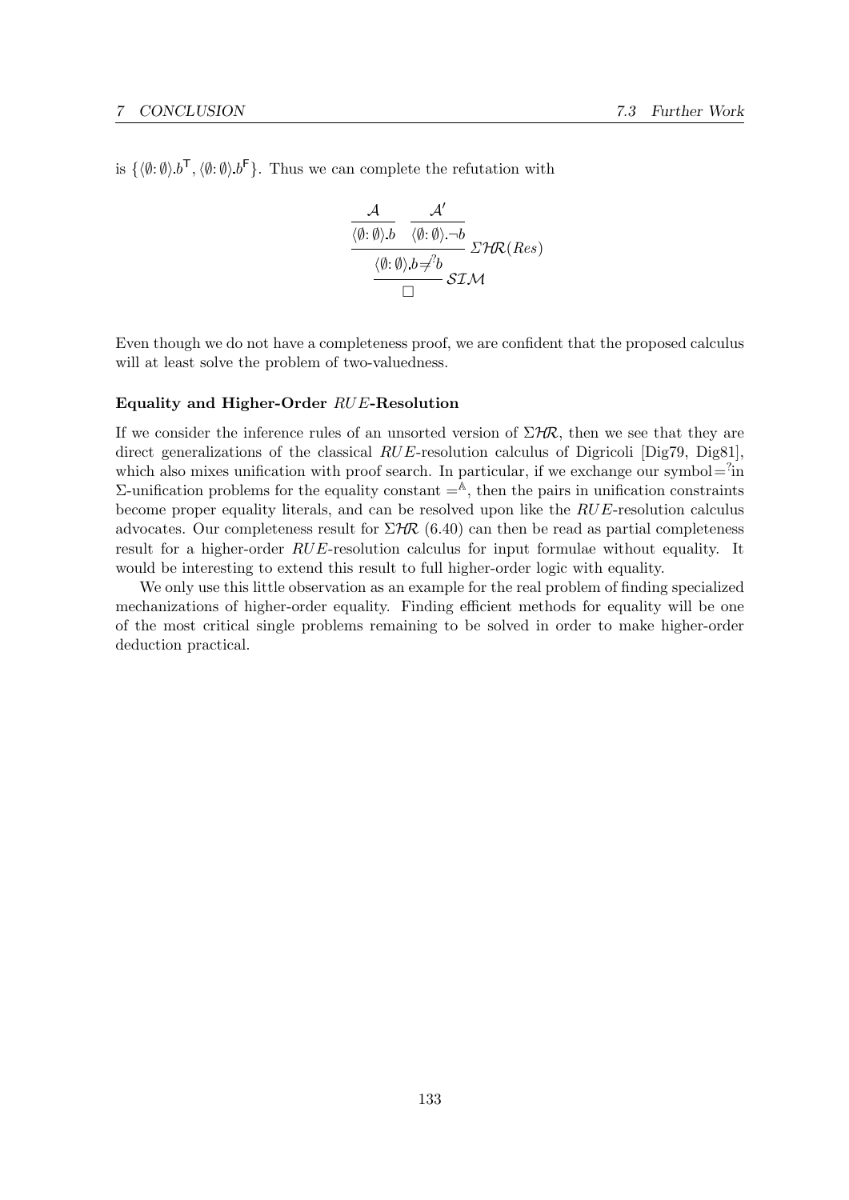is $\{\langle\emptyset\colon\emptyset\rangle.b^{\mathsf{T}}, \langle\emptyset\colon\emptyset\rangle.b^{\mathsf{F}}\}$. Thus we can complete the refutation with

$$\cfrac{\cfrac{\cfrac{\mathcal{A}}{\langle\emptyset\colon\emptyset\rangle.b} \quad \cfrac{\mathcal{A}'}{\langle\emptyset\colon\emptyset\rangle.\neg b}}{\langle\emptyset\colon\emptyset\rangle.b \neq^{?} b}\ \Sigma\mathcal{HR}(Res)}{\Box}\ \mathcal{SIM}$$

Even though we do not have a completeness proof, we are confident that the proposed calculus will at least solve the problem of two-valuedness.

#### Equality and Higher-Order *RUE*-Resolution

If we consider the inference rules of an unsorted version of $\Sigma\mathcal{HR}$, then we see that they are direct generalizations of the classical *RUE*-resolution calculus of Digricoli [Dig79, Dig81], which also mixes unification with proof search. In particular, if we exchange our symbol $=^{?}$ in $\Sigma$-unification problems for the equality constant $=^{\mathbb{A}}$, then the pairs in unification constraints become proper equality literals, and can be resolved upon like the *RUE*-resolution calculus advocates. Our completeness result for $\Sigma\mathcal{HR}$ (6.40) can then be read as partial completeness result for a higher-order *RUE*-resolution calculus for input formulae without equality. It would be interesting to extend this result to full higher-order logic with equality.

We only use this little observation as an example for the real problem of finding specialized mechanizations of higher-order equality. Finding efficient methods for equality will be one of the most critical single problems remaining to be solved in order to make higher-order deduction practical.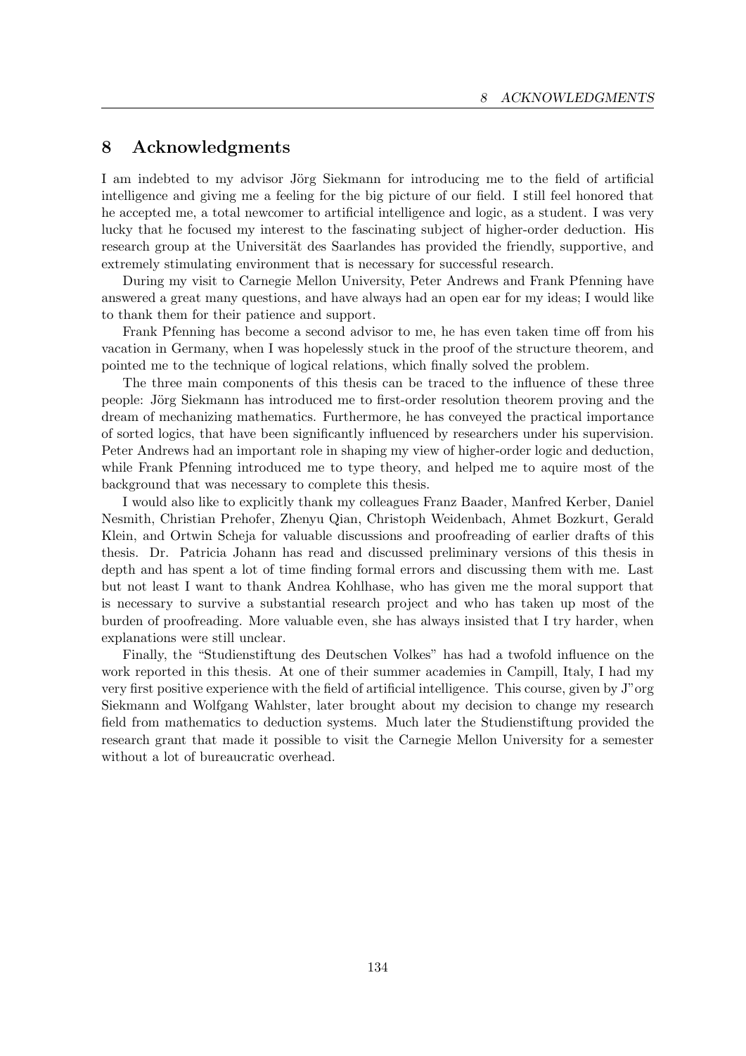## 8 Acknowledgments

I am indebted to my advisor Jörg Siekmann for introducing me to the field of artificial intelligence and giving me a feeling for the big picture of our field. I still feel honored that he accepted me, a total newcomer to artificial intelligence and logic, as a student. I was very lucky that he focused my interest to the fascinating subject of higher-order deduction. His research group at the Universität des Saarlandes has provided the friendly, supportive, and extremely stimulating environment that is necessary for successful research.

During my visit to Carnegie Mellon University, Peter Andrews and Frank Pfenning have answered a great many questions, and have always had an open ear for my ideas; I would like to thank them for their patience and support.

Frank Pfenning has become a second advisor to me, he has even taken time off from his vacation in Germany, when I was hopelessly stuck in the proof of the structure theorem, and pointed me to the technique of logical relations, which finally solved the problem.

The three main components of this thesis can be traced to the influence of these three people: Jörg Siekmann has introduced me to first-order resolution theorem proving and the dream of mechanizing mathematics. Furthermore, he has conveyed the practical importance of sorted logics, that have been significantly influenced by researchers under his supervision. Peter Andrews had an important role in shaping my view of higher-order logic and deduction, while Frank Pfenning introduced me to type theory, and helped me to aquire most of the background that was necessary to complete this thesis.

I would also like to explicitly thank my colleagues Franz Baader, Manfred Kerber, Daniel Nesmith, Christian Prehofer, Zhenyu Qian, Christoph Weidenbach, Ahmet Bozkurt, Gerald Klein, and Ortwin Scheja for valuable discussions and proofreading of earlier drafts of this thesis. Dr. Patricia Johann has read and discussed preliminary versions of this thesis in depth and has spent a lot of time finding formal errors and discussing them with me. Last but not least I want to thank Andrea Kohlhase, who has given me the moral support that is necessary to survive a substantial research project and who has taken up most of the burden of proofreading. More valuable even, she has always insisted that I try harder, when explanations were still unclear.

Finally, the "Studienstiftung des Deutschen Volkes" has had a twofold influence on the work reported in this thesis. At one of their summer academies in Campill, Italy, I had my very first positive experience with the field of artificial intelligence. This course, given by J"org Siekmann and Wolfgang Wahlster, later brought about my decision to change my research field from mathematics to deduction systems. Much later the Studienstiftung provided the research grant that made it possible to visit the Carnegie Mellon University for a semester without a lot of bureaucratic overhead.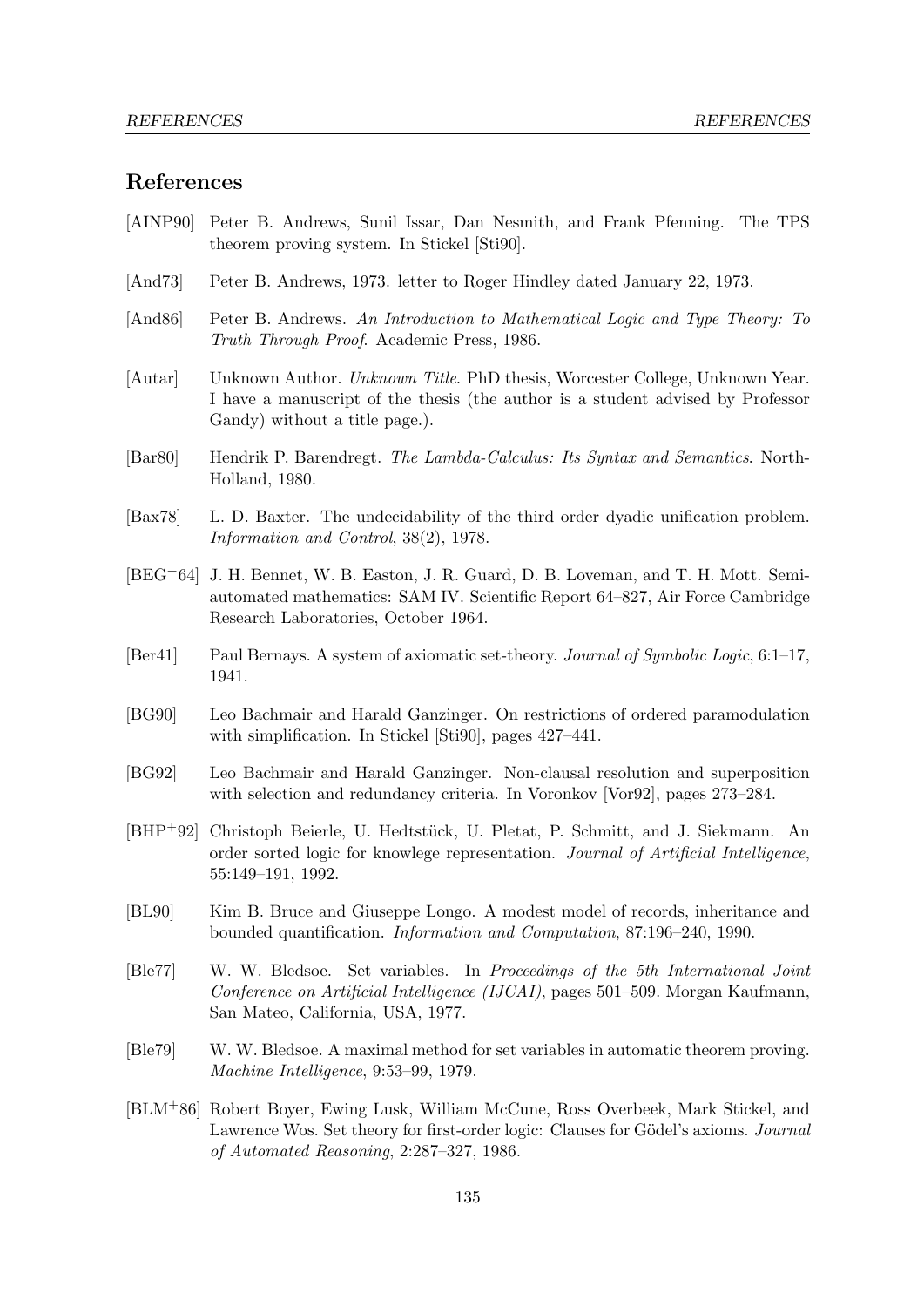## References

[AINP90] Peter B. Andrews, Sunil Issar, Dan Nesmith, and Frank Pfenning. The TPS theorem proving system. In Stickel [Sti90].

[And73] Peter B. Andrews, 1973. letter to Roger Hindley dated January 22, 1973.

[And86] Peter B. Andrews. *An Introduction to Mathematical Logic and Type Theory: To Truth Through Proof*. Academic Press, 1986.

[Autar] Unknown Author. *Unknown Title*. PhD thesis, Worcester College, Unknown Year. I have a manuscript of the thesis (the author is a student advised by Professor Gandy) without a title page.).

[Bar80] Hendrik P. Barendregt. *The Lambda-Calculus: Its Syntax and Semantics*. North-Holland, 1980.

[Bax78] L. D. Baxter. The undecidability of the third order dyadic unification problem. *Information and Control*, 38(2), 1978.

[BEG+64] J. H. Bennet, W. B. Easton, J. R. Guard, D. B. Loveman, and T. H. Mott. Semi-automated mathematics: SAM IV. Scientific Report 64–827, Air Force Cambridge Research Laboratories, October 1964.

[Ber41] Paul Bernays. A system of axiomatic set-theory. *Journal of Symbolic Logic*, 6:1–17, 1941.

[BG90] Leo Bachmair and Harald Ganzinger. On restrictions of ordered paramodulation with simplification. In Stickel [Sti90], pages 427–441.

[BG92] Leo Bachmair and Harald Ganzinger. Non-clausal resolution and superposition with selection and redundancy criteria. In Voronkov [Vor92], pages 273–284.

[BHP+92] Christoph Beierle, U. Hedtstück, U. Pletat, P. Schmitt, and J. Siekmann. An order sorted logic for knowlege representation. *Journal of Artificial Intelligence*, 55:149–191, 1992.

[BL90] Kim B. Bruce and Giuseppe Longo. A modest model of records, inheritance and bounded quantification. *Information and Computation*, 87:196–240, 1990.

[Ble77] W. W. Bledsoe. Set variables. In *Proceedings of the 5th International Joint Conference on Artificial Intelligence (IJCAI)*, pages 501–509. Morgan Kaufmann, San Mateo, California, USA, 1977.

[Ble79] W. W. Bledsoe. A maximal method for set variables in automatic theorem proving. *Machine Intelligence*, 9:53–99, 1979.

[BLM+86] Robert Boyer, Ewing Lusk, William McCune, Ross Overbeek, Mark Stickel, and Lawrence Wos. Set theory for first-order logic: Clauses for Gödel's axioms. *Journal of Automated Reasoning*, 2:287–327, 1986.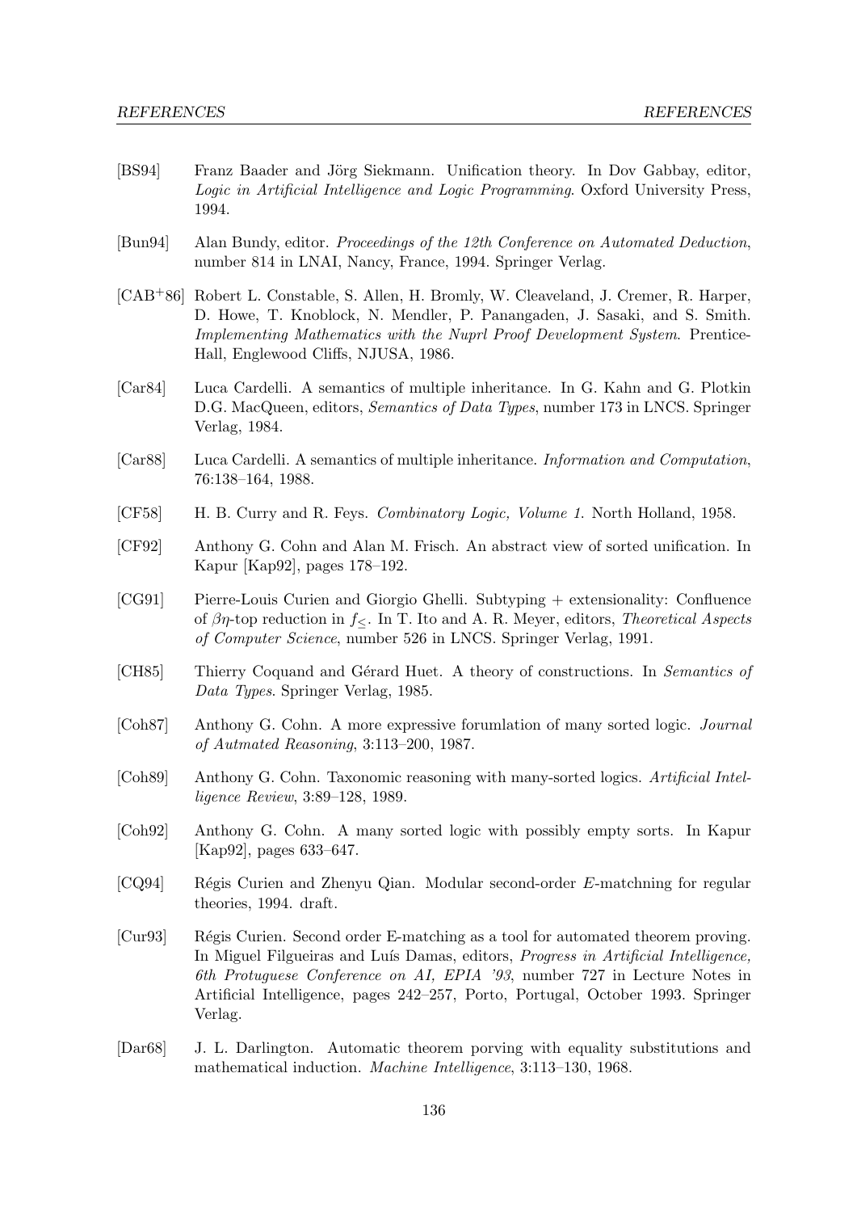[BS94] Franz Baader and Jörg Siekmann. Unification theory. In Dov Gabbay, editor, *Logic in Artificial Intelligence and Logic Programming*. Oxford University Press, 1994.

[Bun94] Alan Bundy, editor. *Proceedings of the 12th Conference on Automated Deduction*, number 814 in LNAI, Nancy, France, 1994. Springer Verlag.

[CAB+86] Robert L. Constable, S. Allen, H. Bromly, W. Cleaveland, J. Cremer, R. Harper, D. Howe, T. Knoblock, N. Mendler, P. Panangaden, J. Sasaki, and S. Smith. *Implementing Mathematics with the Nuprl Proof Development System*. Prentice-Hall, Englewood Cliffs, NJUSA, 1986.

[Car84] Luca Cardelli. A semantics of multiple inheritance. In G. Kahn and G. Plotkin D.G. MacQueen, editors, *Semantics of Data Types*, number 173 in LNCS. Springer Verlag, 1984.

[Car88] Luca Cardelli. A semantics of multiple inheritance. *Information and Computation*, 76:138–164, 1988.

[CF58] H. B. Curry and R. Feys. *Combinatory Logic, Volume 1*. North Holland, 1958.

[CF92] Anthony G. Cohn and Alan M. Frisch. An abstract view of sorted unification. In Kapur [Kap92], pages 178–192.

[CG91] Pierre-Louis Curien and Giorgio Ghelli. Subtyping + extensionality: Confluence of $\beta\eta$-top reduction in $f_{\leq}$. In T. Ito and A. R. Meyer, editors, *Theoretical Aspects of Computer Science*, number 526 in LNCS. Springer Verlag, 1991.

[CH85] Thierry Coquand and Gérard Huet. A theory of constructions. In *Semantics of Data Types*. Springer Verlag, 1985.

[Coh87] Anthony G. Cohn. A more expressive forumlation of many sorted logic. *Journal of Autmated Reasoning*, 3:113–200, 1987.

[Coh89] Anthony G. Cohn. Taxonomic reasoning with many-sorted logics. *Artificial Intelligence Review*, 3:89–128, 1989.

[Coh92] Anthony G. Cohn. A many sorted logic with possibly empty sorts. In Kapur [Kap92], pages 633–647.

[CQ94] Régis Curien and Zhenyu Qian. Modular second-order $E$-matchning for regular theories, 1994. draft.

[Cur93] Régis Curien. Second order E-matching as a tool for automated theorem proving. In Miguel Filgueiras and Luís Damas, editors, *Progress in Artificial Intelligence, 6th Protuguese Conference on AI, EPIA '93*, number 727 in Lecture Notes in Artificial Intelligence, pages 242–257, Porto, Portugal, October 1993. Springer Verlag.

[Dar68] J. L. Darlington. Automatic theorem porving with equality substitutions and mathematical induction. *Machine Intelligence*, 3:113–130, 1968.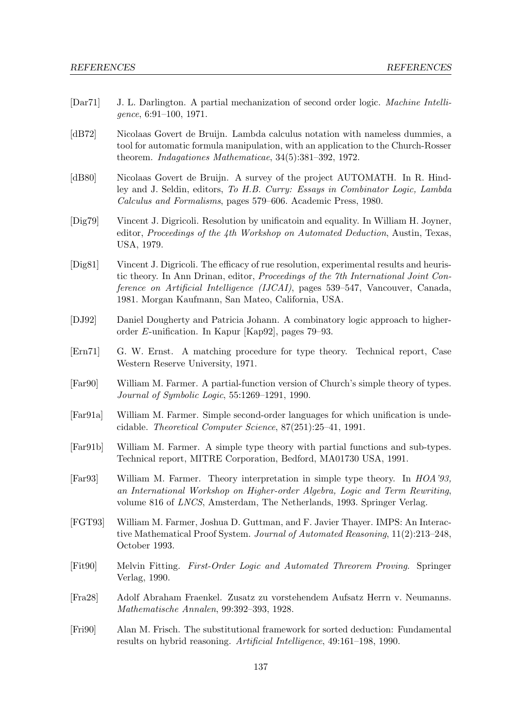[Dar71] J. L. Darlington. A partial mechanization of second order logic. *Machine Intelligence*, 6:91–100, 1971.

[dB72] Nicolaas Govert de Bruijn. Lambda calculus notation with nameless dummies, a tool for automatic formula manipulation, with an application to the Church-Rosser theorem. *Indagationes Mathematicae*, 34(5):381–392, 1972.

[dB80] Nicolaas Govert de Bruijn. A survey of the project AUTOMATH. In R. Hindley and J. Seldin, editors, *To H.B. Curry: Essays in Combinator Logic, Lambda Calculus and Formalisms*, pages 579–606. Academic Press, 1980.

[Dig79] Vincent J. Digricoli. Resolution by unificatoin and equality. In William H. Joyner, editor, *Proceedings of the 4th Workshop on Automated Deduction*, Austin, Texas, USA, 1979.

[Dig81] Vincent J. Digricoli. The efficacy of rue resolution, experimental results and heuristic theory. In Ann Drinan, editor, *Proceedings of the 7th International Joint Conference on Artificial Intelligence (IJCAI)*, pages 539–547, Vancouver, Canada, 1981. Morgan Kaufmann, San Mateo, California, USA.

[DJ92] Daniel Dougherty and Patricia Johann. A combinatory logic approach to higher-order $E$-unification. In Kapur [Kap92], pages 79–93.

[Ern71] G. W. Ernst. A matching procedure for type theory. Technical report, Case Western Reserve University, 1971.

[Far90] William M. Farmer. A partial-function version of Church's simple theory of types. *Journal of Symbolic Logic*, 55:1269–1291, 1990.

[Far91a] William M. Farmer. Simple second-order languages for which unification is undecidable. *Theoretical Computer Science*, 87(251):25–41, 1991.

[Far91b] William M. Farmer. A simple type theory with partial functions and sub-types. Technical report, MITRE Corporation, Bedford, MA01730 USA, 1991.

[Far93] William M. Farmer. Theory interpretation in simple type theory. In *HOA'93, an International Workshop on Higher-order Algebra, Logic and Term Rewriting*, volume 816 of *LNCS*, Amsterdam, The Netherlands, 1993. Springer Verlag.

[FGT93] William M. Farmer, Joshua D. Guttman, and F. Javier Thayer. IMPS: An Interactive Mathematical Proof System. *Journal of Automated Reasoning*, 11(2):213–248, October 1993.

[Fit90] Melvin Fitting. *First-Order Logic and Automated Threorem Proving*. Springer Verlag, 1990.

[Fra28] Adolf Abraham Fraenkel. Zusatz zu vorstehendem Aufsatz Herrn v. Neumanns. *Mathematische Annalen*, 99:392–393, 1928.

[Fri90] Alan M. Frisch. The substitutional framework for sorted deduction: Fundamental results on hybrid reasoning. *Artificial Intelligence*, 49:161–198, 1990.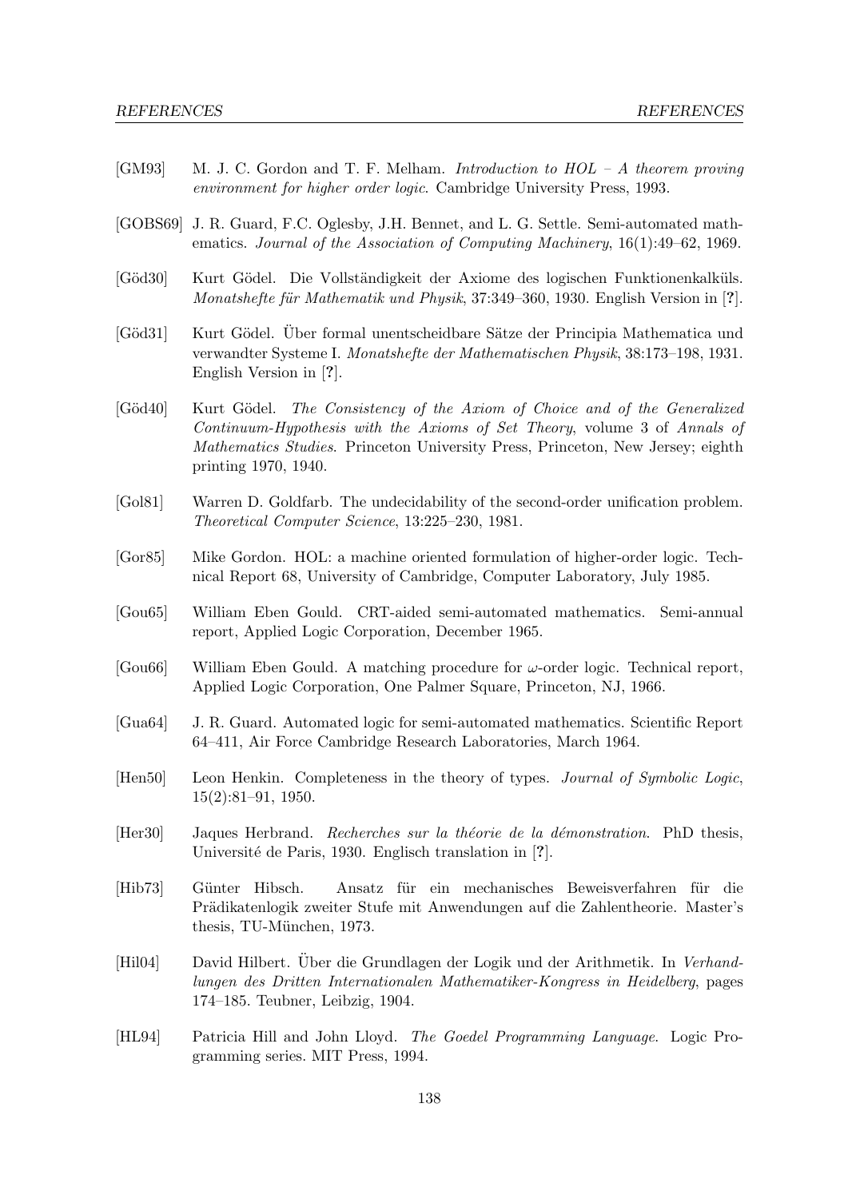[GM93] M. J. C. Gordon and T. F. Melham. *Introduction to HOL – A theorem proving environment for higher order logic*. Cambridge University Press, 1993.

[GOBS69] J. R. Guard, F.C. Oglesby, J.H. Bennet, and L. G. Settle. Semi-automated mathematics. *Journal of the Association of Computing Machinery*, 16(1):49–62, 1969.

[Göd30] Kurt Gödel. Die Vollständigkeit der Axiome des logischen Funktionenkalküls. *Monatshefte für Mathematik und Physik*, 37:349–360, 1930. English Version in [**?**].

[Göd31] Kurt Gödel. Über formal unentscheidbare Sätze der Principia Mathematica und verwandter Systeme I. *Monatshefte der Mathematischen Physik*, 38:173–198, 1931. English Version in [**?**].

[Göd40] Kurt Gödel. *The Consistency of the Axiom of Choice and of the Generalized Continuum-Hypothesis with the Axioms of Set Theory*, volume 3 of *Annals of Mathematics Studies*. Princeton University Press, Princeton, New Jersey; eighth printing 1970, 1940.

[Gol81] Warren D. Goldfarb. The undecidability of the second-order unification problem. *Theoretical Computer Science*, 13:225–230, 1981.

[Gor85] Mike Gordon. HOL: a machine oriented formulation of higher-order logic. Technical Report 68, University of Cambridge, Computer Laboratory, July 1985.

[Gou65] William Eben Gould. CRT-aided semi-automated mathematics. Semi-annual report, Applied Logic Corporation, December 1965.

[Gou66] William Eben Gould. A matching procedure for $\omega$-order logic. Technical report, Applied Logic Corporation, One Palmer Square, Princeton, NJ, 1966.

[Gua64] J. R. Guard. Automated logic for semi-automated mathematics. Scientific Report 64–411, Air Force Cambridge Research Laboratories, March 1964.

[Hen50] Leon Henkin. Completeness in the theory of types. *Journal of Symbolic Logic*, 15(2):81–91, 1950.

[Her30] Jaques Herbrand. *Recherches sur la théorie de la démonstration*. PhD thesis, Université de Paris, 1930. Englisch translation in [**?**].

[Hib73] Günter Hibsch. Ansatz für ein mechanisches Beweisverfahren für die Prädikatenlogik zweiter Stufe mit Anwendungen auf die Zahlentheorie. Master's thesis, TU-München, 1973.

[Hil04] David Hilbert. Über die Grundlagen der Logik und der Arithmetik. In *Verhandlungen des Dritten Internationalen Mathematiker-Kongress in Heidelberg*, pages 174–185. Teubner, Leibzig, 1904.

[HL94] Patricia Hill and John Lloyd. *The Goedel Programming Language*. Logic Programming series. MIT Press, 1994.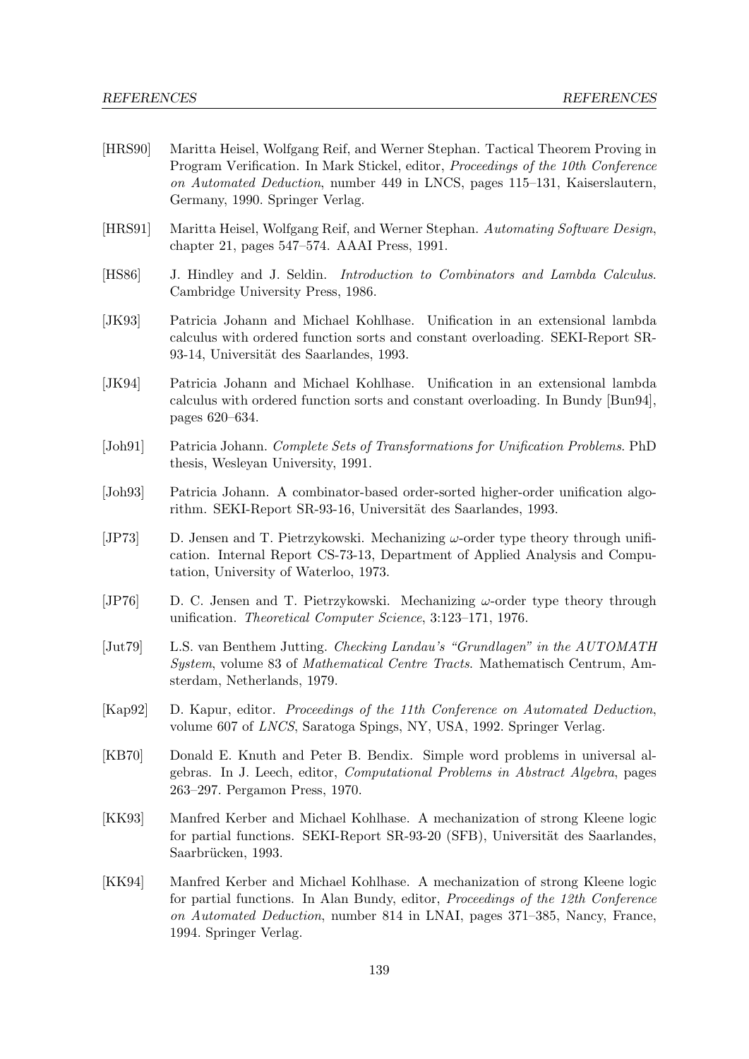[HRS90] Maritta Heisel, Wolfgang Reif, and Werner Stephan. Tactical Theorem Proving in Program Verification. In Mark Stickel, editor, *Proceedings of the 10th Conference on Automated Deduction*, number 449 in LNCS, pages 115–131, Kaiserslautern, Germany, 1990. Springer Verlag.

[HRS91] Maritta Heisel, Wolfgang Reif, and Werner Stephan. *Automating Software Design*, chapter 21, pages 547–574. AAAI Press, 1991.

[HS86] J. Hindley and J. Seldin. *Introduction to Combinators and Lambda Calculus*. Cambridge University Press, 1986.

[JK93] Patricia Johann and Michael Kohlhase. Unification in an extensional lambda calculus with ordered function sorts and constant overloading. SEKI-Report SR-93-14, Universität des Saarlandes, 1993.

[JK94] Patricia Johann and Michael Kohlhase. Unification in an extensional lambda calculus with ordered function sorts and constant overloading. In Bundy [Bun94], pages 620–634.

[Joh91] Patricia Johann. *Complete Sets of Transformations for Unification Problems*. PhD thesis, Wesleyan University, 1991.

[Joh93] Patricia Johann. A combinator-based order-sorted higher-order unification algorithm. SEKI-Report SR-93-16, Universität des Saarlandes, 1993.

[JP73] D. Jensen and T. Pietrzykowski. Mechanizing $\omega$-order type theory through unification. Internal Report CS-73-13, Department of Applied Analysis and Computation, University of Waterloo, 1973.

[JP76] D. C. Jensen and T. Pietrzykowski. Mechanizing $\omega$-order type theory through unification. *Theoretical Computer Science*, 3:123–171, 1976.

[Jut79] L.S. van Benthem Jutting. *Checking Landau's "Grundlagen" in the AUTOMATH System*, volume 83 of *Mathematical Centre Tracts*. Mathematisch Centrum, Amsterdam, Netherlands, 1979.

[Kap92] D. Kapur, editor. *Proceedings of the 11th Conference on Automated Deduction*, volume 607 of *LNCS*, Saratoga Spings, NY, USA, 1992. Springer Verlag.

[KB70] Donald E. Knuth and Peter B. Bendix. Simple word problems in universal algebras. In J. Leech, editor, *Computational Problems in Abstract Algebra*, pages 263–297. Pergamon Press, 1970.

[KK93] Manfred Kerber and Michael Kohlhase. A mechanization of strong Kleene logic for partial functions. SEKI-Report SR-93-20 (SFB), Universität des Saarlandes, Saarbrücken, 1993.

[KK94] Manfred Kerber and Michael Kohlhase. A mechanization of strong Kleene logic for partial functions. In Alan Bundy, editor, *Proceedings of the 12th Conference on Automated Deduction*, number 814 in LNAI, pages 371–385, Nancy, France, 1994. Springer Verlag.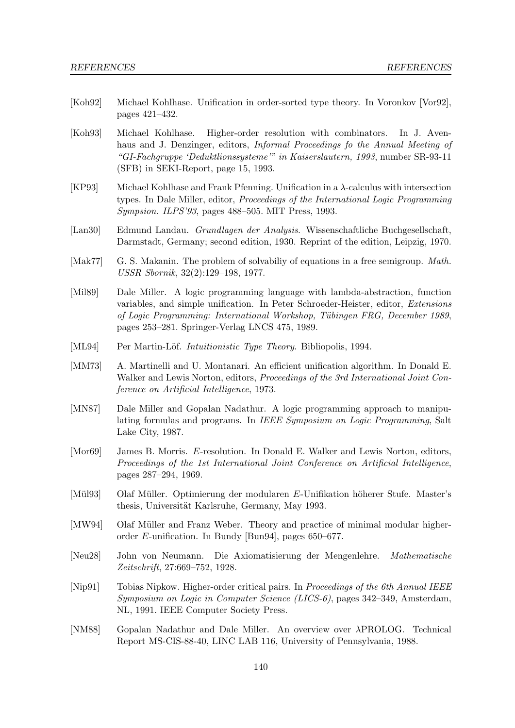[Koh92] Michael Kohlhase. Unification in order-sorted type theory. In Voronkov [Vor92], pages 421–432.

[Koh93] Michael Kohlhase. Higher-order resolution with combinators. In J. Avenhaus and J. Denzinger, editors, *Informal Proceedings fo the Annual Meeting of "GI-Fachgruppe 'Deduktlionssysteme'" in Kaiserslautern, 1993*, number SR-93-11 (SFB) in SEKI-Report, page 15, 1993.

[KP93] Michael Kohlhase and Frank Pfenning. Unification in a $\lambda$-calculus with intersection types. In Dale Miller, editor, *Proceedings of the International Logic Programming Sympsion. ILPS'93*, pages 488–505. MIT Press, 1993.

[Lan30] Edmund Landau. *Grundlagen der Analysis*. Wissenschaftliche Buchgesellschaft, Darmstadt, Germany; second edition, 1930. Reprint of the edition, Leipzig, 1970.

[Mak77] G. S. Makanin. The problem of solvabiliy of equations in a free semigroup. *Math. USSR Sbornik*, 32(2):129–198, 1977.

[Mil89] Dale Miller. A logic programming language with lambda-abstraction, function variables, and simple unification. In Peter Schroeder-Heister, editor, *Extensions of Logic Programming: International Workshop, Tübingen FRG, December 1989*, pages 253–281. Springer-Verlag LNCS 475, 1989.

[ML94] Per Martin-Löf. *Intuitionistic Type Theory*. Bibliopolis, 1994.

[MM73] A. Martinelli and U. Montanari. An efficient unification algorithm. In Donald E. Walker and Lewis Norton, editors, *Proceedings of the 3rd International Joint Conference on Artificial Intelligence*, 1973.

[MN87] Dale Miller and Gopalan Nadathur. A logic programming approach to manipulating formulas and programs. In *IEEE Symposium on Logic Programming*, Salt Lake City, 1987.

[Mor69] James B. Morris. *E*-resolution. In Donald E. Walker and Lewis Norton, editors, *Proceedings of the 1st International Joint Conference on Artificial Intelligence*, pages 287–294, 1969.

[Mül93] Olaf Müller. Optimierung der modularen *E*-Unifikation höherer Stufe. Master's thesis, Universität Karlsruhe, Germany, May 1993.

[MW94] Olaf Müller and Franz Weber. Theory and practice of minimal modular higher-order *E*-unification. In Bundy [Bun94], pages 650–677.

[Neu28] John von Neumann. Die Axiomatisierung der Mengenlehre. *Mathematische Zeitschrift*, 27:669–752, 1928.

[Nip91] Tobias Nipkow. Higher-order critical pairs. In *Proceedings of the 6th Annual IEEE Symposium on Logic in Computer Science (LICS-6)*, pages 342–349, Amsterdam, NL, 1991. IEEE Computer Society Press.

[NM88] Gopalan Nadathur and Dale Miller. An overview over $\lambda$PROLOG. Technical Report MS-CIS-88-40, LINC LAB 116, University of Pennsylvania, 1988.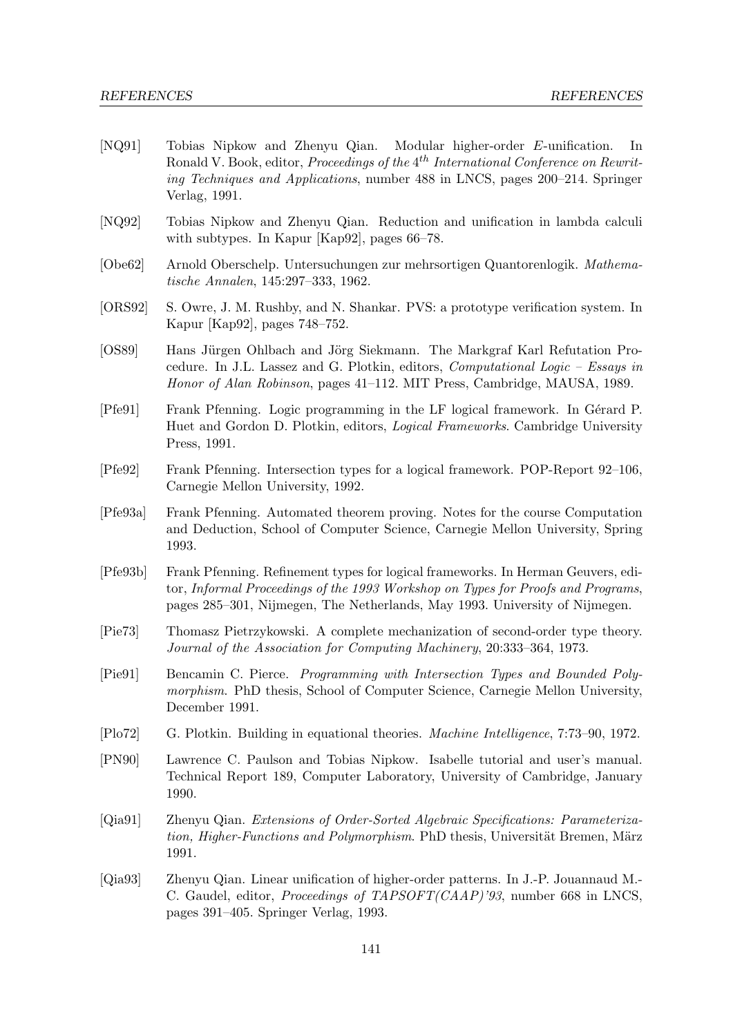[NQ91] Tobias Nipkow and Zhenyu Qian. Modular higher-order $E$-unification. In Ronald V. Book, editor, *Proceedings of the $4^{th}$ International Conference on Rewriting Techniques and Applications*, number 488 in LNCS, pages 200–214. Springer Verlag, 1991.

[NQ92] Tobias Nipkow and Zhenyu Qian. Reduction and unification in lambda calculi with subtypes. In Kapur [Kap92], pages 66–78.

[Obe62] Arnold Oberschelp. Untersuchungen zur mehrsortigen Quantorenlogik. *Mathematische Annalen*, 145:297–333, 1962.

[ORS92] S. Owre, J. M. Rushby, and N. Shankar. PVS: a prototype verification system. In Kapur [Kap92], pages 748–752.

[OS89] Hans Jürgen Ohlbach and Jörg Siekmann. The Markgraf Karl Refutation Procedure. In J.L. Lassez and G. Plotkin, editors, *Computational Logic – Essays in Honor of Alan Robinson*, pages 41–112. MIT Press, Cambridge, MAUSA, 1989.

[Pfe91] Frank Pfenning. Logic programming in the LF logical framework. In Gérard P. Huet and Gordon D. Plotkin, editors, *Logical Frameworks*. Cambridge University Press, 1991.

[Pfe92] Frank Pfenning. Intersection types for a logical framework. POP-Report 92–106, Carnegie Mellon University, 1992.

[Pfe93a] Frank Pfenning. Automated theorem proving. Notes for the course Computation and Deduction, School of Computer Science, Carnegie Mellon University, Spring 1993.

[Pfe93b] Frank Pfenning. Refinement types for logical frameworks. In Herman Geuvers, editor, *Informal Proceedings of the 1993 Workshop on Types for Proofs and Programs*, pages 285–301, Nijmegen, The Netherlands, May 1993. University of Nijmegen.

[Pie73] Thomasz Pietrzykowski. A complete mechanization of second-order type theory. *Journal of the Association for Computing Machinery*, 20:333–364, 1973.

[Pie91] Bencamin C. Pierce. *Programming with Intersection Types and Bounded Polymorphism*. PhD thesis, School of Computer Science, Carnegie Mellon University, December 1991.

[Plo72] G. Plotkin. Building in equational theories. *Machine Intelligence*, 7:73–90, 1972.

[PN90] Lawrence C. Paulson and Tobias Nipkow. Isabelle tutorial and user's manual. Technical Report 189, Computer Laboratory, University of Cambridge, January 1990.

[Qia91] Zhenyu Qian. *Extensions of Order-Sorted Algebraic Specifications: Parameterization, Higher-Functions and Polymorphism*. PhD thesis, Universität Bremen, März 1991.

[Qia93] Zhenyu Qian. Linear unification of higher-order patterns. In J.-P. Jouannaud M.-C. Gaudel, editor, *Proceedings of TAPSOFT(CAAP)'93*, number 668 in LNCS, pages 391–405. Springer Verlag, 1993.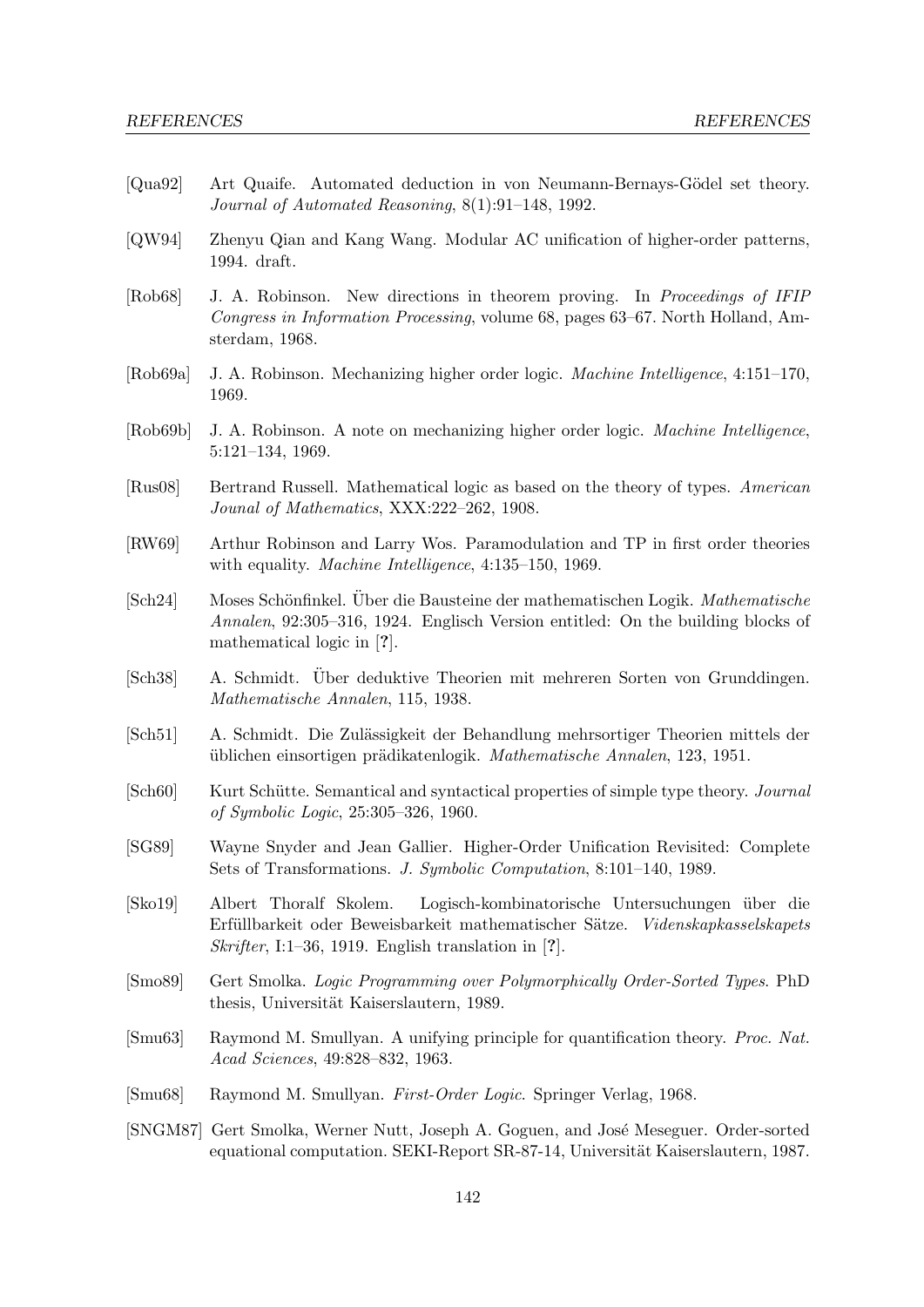[Qua92] Art Quaife. Automated deduction in von Neumann-Bernays-Gödel set theory. *Journal of Automated Reasoning*, 8(1):91–148, 1992.

[QW94] Zhenyu Qian and Kang Wang. Modular AC unification of higher-order patterns, 1994. draft.

[Rob68] J. A. Robinson. New directions in theorem proving. In *Proceedings of IFIP Congress in Information Processing*, volume 68, pages 63–67. North Holland, Amsterdam, 1968.

[Rob69a] J. A. Robinson. Mechanizing higher order logic. *Machine Intelligence*, 4:151–170, 1969.

[Rob69b] J. A. Robinson. A note on mechanizing higher order logic. *Machine Intelligence*, 5:121–134, 1969.

[Rus08] Bertrand Russell. Mathematical logic as based on the theory of types. *American Jounal of Mathematics*, XXX:222–262, 1908.

[RW69] Arthur Robinson and Larry Wos. Paramodulation and TP in first order theories with equality. *Machine Intelligence*, 4:135–150, 1969.

[Sch24] Moses Schönfinkel. Über die Bausteine der mathematischen Logik. *Mathematische Annalen*, 92:305–316, 1924. Englisch Version entitled: On the building blocks of mathematical logic in [**?**].

[Sch38] A. Schmidt. Über deduktive Theorien mit mehreren Sorten von Grunddingen. *Mathematische Annalen*, 115, 1938.

[Sch51] A. Schmidt. Die Zulässigkeit der Behandlung mehrsortiger Theorien mittels der üblichen einsortigen prädikatenlogik. *Mathematische Annalen*, 123, 1951.

[Sch60] Kurt Schütte. Semantical and syntactical properties of simple type theory. *Journal of Symbolic Logic*, 25:305–326, 1960.

[SG89] Wayne Snyder and Jean Gallier. Higher-Order Unification Revisited: Complete Sets of Transformations. *J. Symbolic Computation*, 8:101–140, 1989.

[Sko19] Albert Thoralf Skolem. Logisch-kombinatorische Untersuchungen über die Erfüllbarkeit oder Beweisbarkeit mathematischer Sätze. *Videnskapkasselskapets Skrifter*, I:1–36, 1919. English translation in [**?**].

[Smo89] Gert Smolka. *Logic Programming over Polymorphically Order-Sorted Types*. PhD thesis, Universität Kaiserslautern, 1989.

[Smu63] Raymond M. Smullyan. A unifying principle for quantification theory. *Proc. Nat. Acad Sciences*, 49:828–832, 1963.

[Smu68] Raymond M. Smullyan. *First-Order Logic*. Springer Verlag, 1968.

[SNGM87] Gert Smolka, Werner Nutt, Joseph A. Goguen, and José Meseguer. Order-sorted equational computation. SEKI-Report SR-87-14, Universität Kaiserslautern, 1987.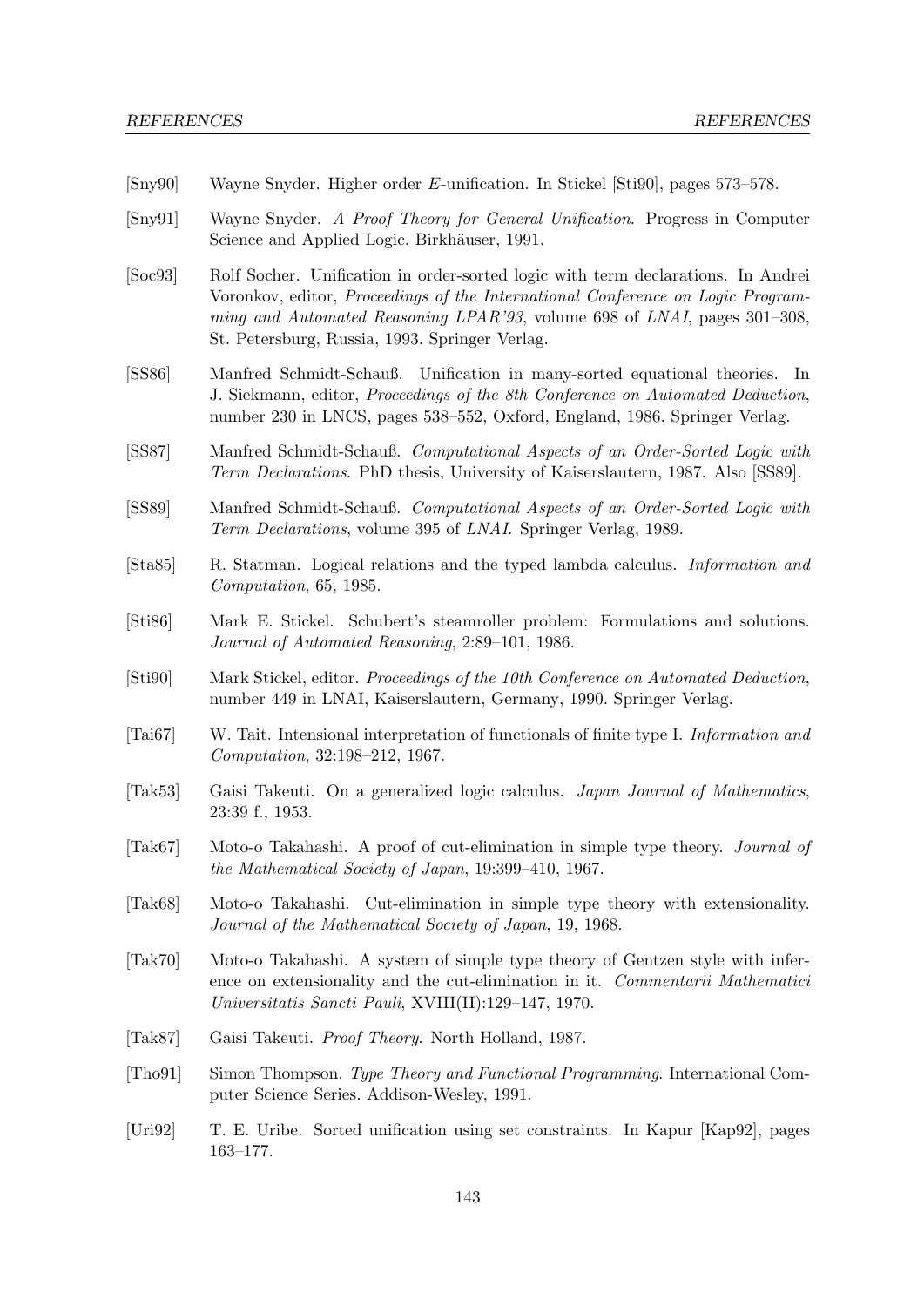[Sny90] Wayne Snyder. Higher order $E$-unification. In Stickel [Sti90], pages 573–578.

[Sny91] Wayne Snyder. *A Proof Theory for General Unification*. Progress in Computer Science and Applied Logic. Birkhäuser, 1991.

[Soc93] Rolf Socher. Unification in order-sorted logic with term declarations. In Andrei Voronkov, editor, *Proceedings of the International Conference on Logic Programming and Automated Reasoning LPAR'93*, volume 698 of *LNAI*, pages 301–308, St. Petersburg, Russia, 1993. Springer Verlag.

[SS86] Manfred Schmidt-Schauß. Unification in many-sorted equational theories. In J. Siekmann, editor, *Proceedings of the 8th Conference on Automated Deduction*, number 230 in LNCS, pages 538–552, Oxford, England, 1986. Springer Verlag.

[SS87] Manfred Schmidt-Schauß. *Computational Aspects of an Order-Sorted Logic with Term Declarations*. PhD thesis, University of Kaiserslautern, 1987. Also [SS89].

[SS89] Manfred Schmidt-Schauß. *Computational Aspects of an Order-Sorted Logic with Term Declarations*, volume 395 of *LNAI*. Springer Verlag, 1989.

[Sta85] R. Statman. Logical relations and the typed lambda calculus. *Information and Computation*, 65, 1985.

[Sti86] Mark E. Stickel. Schubert's steamroller problem: Formulations and solutions. *Journal of Automated Reasoning*, 2:89–101, 1986.

[Sti90] Mark Stickel, editor. *Proceedings of the 10th Conference on Automated Deduction*, number 449 in LNAI, Kaiserslautern, Germany, 1990. Springer Verlag.

[Tai67] W. Tait. Intensional interpretation of functionals of finite type I. *Information and Computation*, 32:198–212, 1967.

[Tak53] Gaisi Takeuti. On a generalized logic calculus. *Japan Journal of Mathematics*, 23:39 f., 1953.

[Tak67] Moto-o Takahashi. A proof of cut-elimination in simple type theory. *Journal of the Mathematical Society of Japan*, 19:399–410, 1967.

[Tak68] Moto-o Takahashi. Cut-elimination in simple type theory with extensionality. *Journal of the Mathematical Society of Japan*, 19, 1968.

[Tak70] Moto-o Takahashi. A system of simple type theory of Gentzen style with inference on extensionality and the cut-elimination in it. *Commentarii Mathematici Universitatis Sancti Pauli*, XVIII(II):129–147, 1970.

[Tak87] Gaisi Takeuti. *Proof Theory*. North Holland, 1987.

[Tho91] Simon Thompson. *Type Theory and Functional Programming*. International Computer Science Series. Addison-Wesley, 1991.

[Uri92] T. E. Uribe. Sorted unification using set constraints. In Kapur [Kap92], pages 163–177.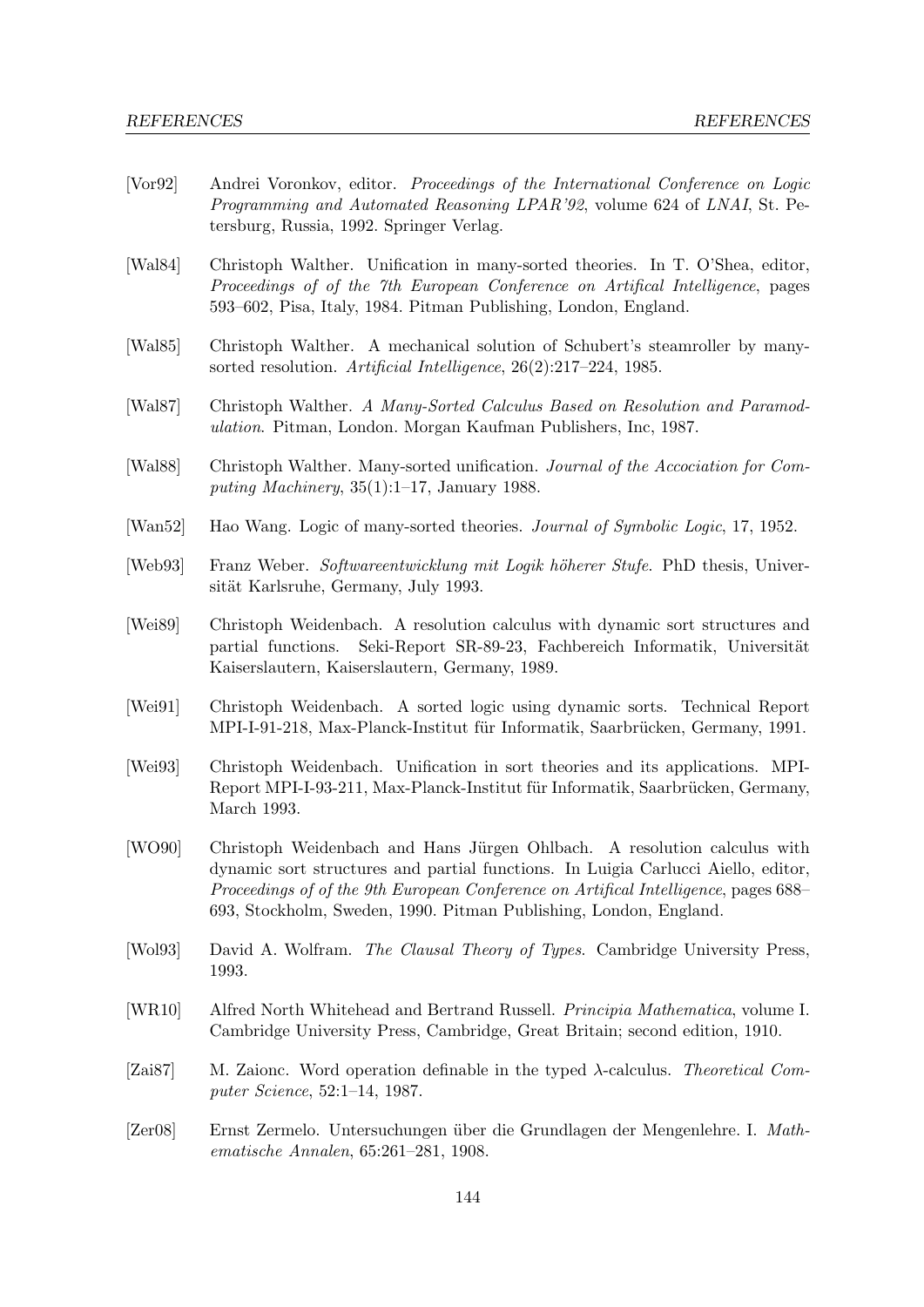[Vor92] Andrei Voronkov, editor. *Proceedings of the International Conference on Logic Programming and Automated Reasoning LPAR'92*, volume 624 of *LNAI*, St. Petersburg, Russia, 1992. Springer Verlag.

[Wal84] Christoph Walther. Unification in many-sorted theories. In T. O'Shea, editor, *Proceedings of of the 7th European Conference on Artifical Intelligence*, pages 593–602, Pisa, Italy, 1984. Pitman Publishing, London, England.

[Wal85] Christoph Walther. A mechanical solution of Schubert's steamroller by many-sorted resolution. *Artificial Intelligence*, 26(2):217–224, 1985.

[Wal87] Christoph Walther. *A Many-Sorted Calculus Based on Resolution and Paramodulation*. Pitman, London. Morgan Kaufman Publishers, Inc, 1987.

[Wal88] Christoph Walther. Many-sorted unification. *Journal of the Accociation for Computing Machinery*, 35(1):1–17, January 1988.

[Wan52] Hao Wang. Logic of many-sorted theories. *Journal of Symbolic Logic*, 17, 1952.

[Web93] Franz Weber. *Softwareentwicklung mit Logik höherer Stufe*. PhD thesis, Universität Karlsruhe, Germany, July 1993.

[Wei89] Christoph Weidenbach. A resolution calculus with dynamic sort structures and partial functions. Seki-Report SR-89-23, Fachbereich Informatik, Universität Kaiserslautern, Kaiserslautern, Germany, 1989.

[Wei91] Christoph Weidenbach. A sorted logic using dynamic sorts. Technical Report MPI-I-91-218, Max-Planck-Institut für Informatik, Saarbrücken, Germany, 1991.

[Wei93] Christoph Weidenbach. Unification in sort theories and its applications. MPI-Report MPI-I-93-211, Max-Planck-Institut für Informatik, Saarbrücken, Germany, March 1993.

[WO90] Christoph Weidenbach and Hans Jürgen Ohlbach. A resolution calculus with dynamic sort structures and partial functions. In Luigia Carlucci Aiello, editor, *Proceedings of of the 9th European Conference on Artifical Intelligence*, pages 688–693, Stockholm, Sweden, 1990. Pitman Publishing, London, England.

[Wol93] David A. Wolfram. *The Clausal Theory of Types*. Cambridge University Press, 1993.

[WR10] Alfred North Whitehead and Bertrand Russell. *Principia Mathematica*, volume I. Cambridge University Press, Cambridge, Great Britain; second edition, 1910.

[Zai87] M. Zaionc. Word operation definable in the typed $\lambda$-calculus. *Theoretical Computer Science*, 52:1–14, 1987.

[Zer08] Ernst Zermelo. Untersuchungen über die Grundlagen der Mengenlehre. I. *Mathematische Annalen*, 65:261–281, 1908.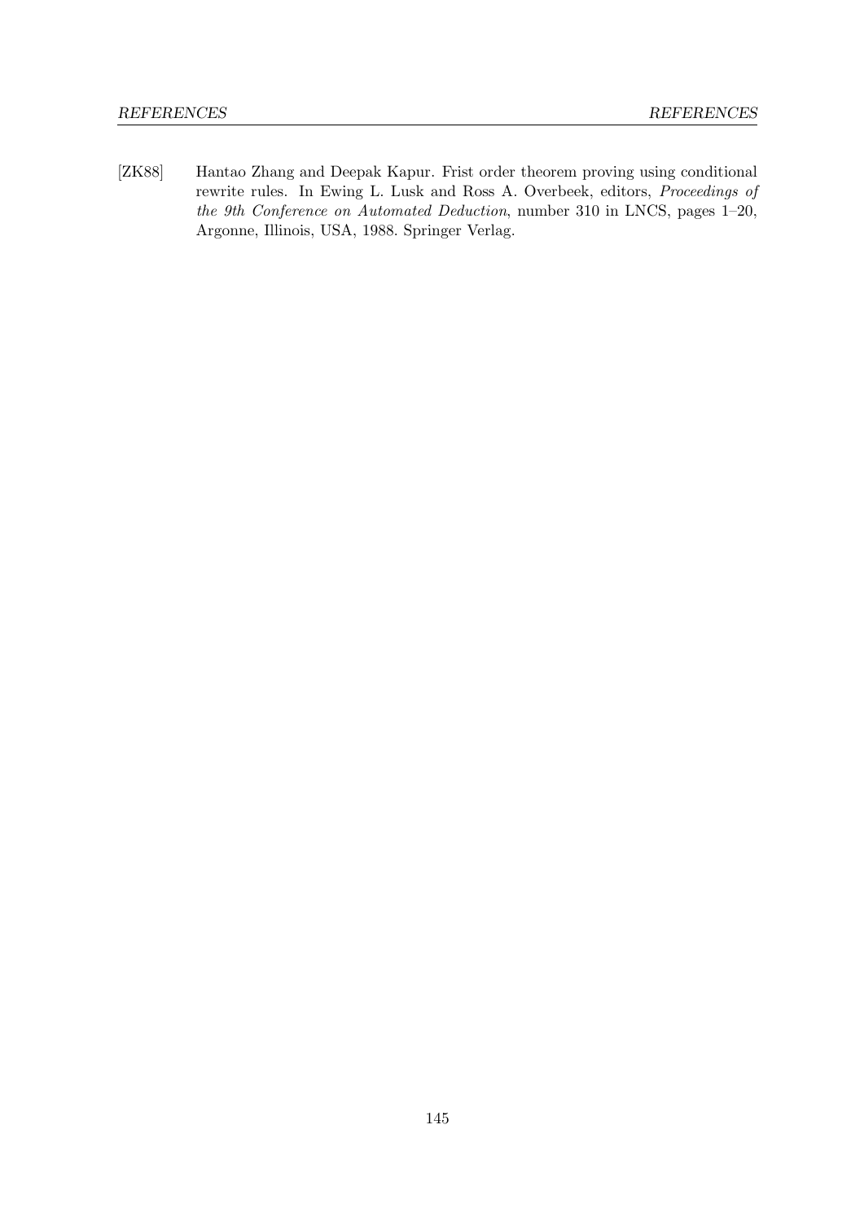[ZK88] Hantao Zhang and Deepak Kapur. Frist order theorem proving using conditional rewrite rules. In Ewing L. Lusk and Ross A. Overbeek, editors, *Proceedings of the 9th Conference on Automated Deduction*, number 310 in LNCS, pages 1–20, Argonne, Illinois, USA, 1988. Springer Verlag.